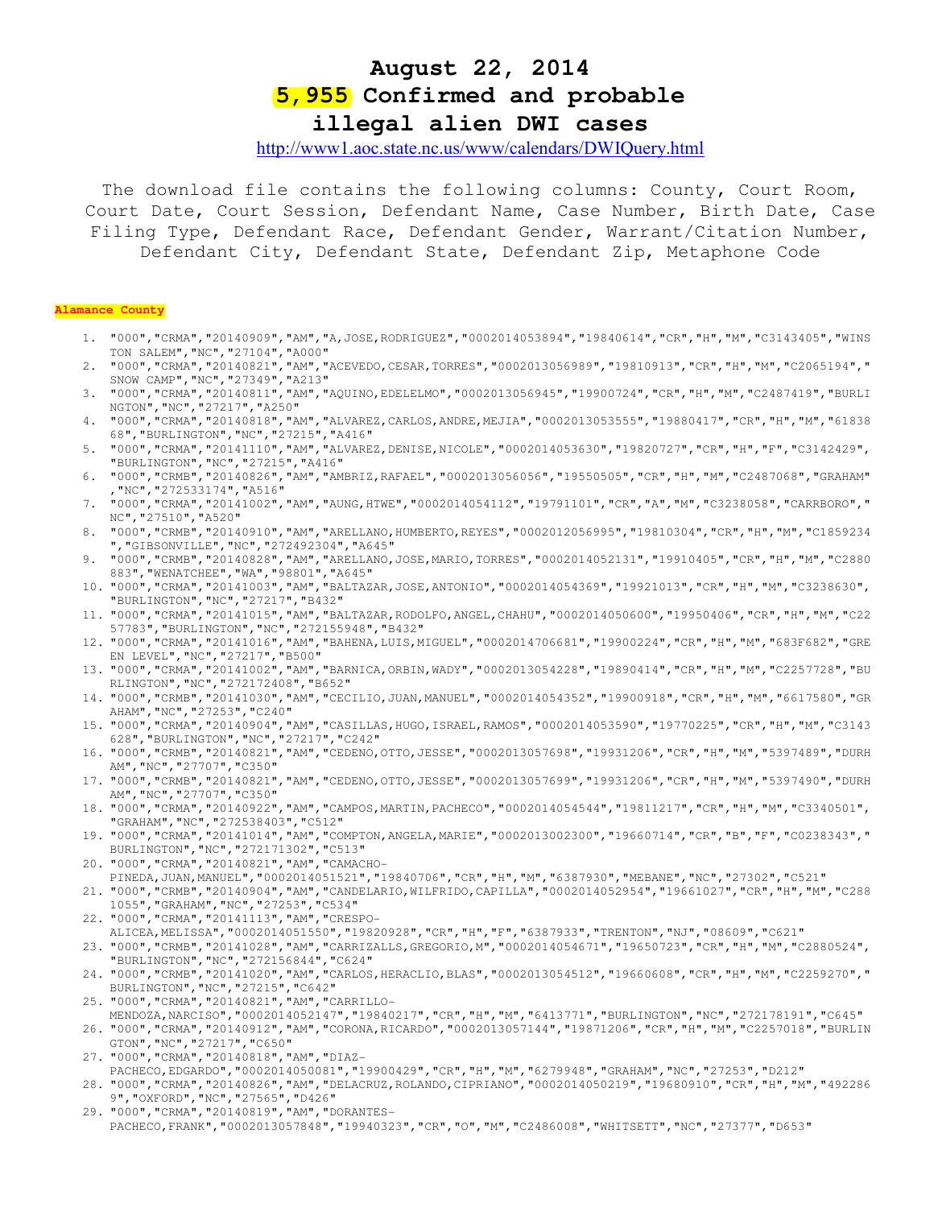# August 22, 2014

# 5,955 Confirmed and probable illegal alien DWI cases

http://www1.aoc.state.nc.us/www/calendars/DWIQuery.html

The download file contains the following columns: County, Court Room, Court Date, Court Session, Defendant Name, Case Number, Birth Date, Case Filing Type, Defendant Race, Defendant Gender, Warrant/Citation Number, Defendant City, Defendant State, Defendant Zip, Metaphone Code

**Alamance County**

1. "000","CRMA","20140909","AM","A,JOSE,RODRIGUEZ","0002014053894","19840614","CR","H","M","C3143405","WINSTON SALEM","NC","27104","A000"
2. "000","CRMA","20140821","AM","ACEVEDO,CESAR,TORRES","0002013056989","19810913","CR","H","M","C2065194","SNOW CAMP","NC","27349","A213"
3. "000","CRMA","20140811","AM","AQUINO,EDELELMO","0002013056945","19900724","CR","H","M","C2487419","BURLINGTON","NC","27217","A250"
4. "000","CRMA","20140818","AM","ALVAREZ,CARLOS,ANDRE,MEJIA","0002013053555","19880417","CR","H","M","6183868","BURLINGTON","NC","27215","A416"
5. "000","CRMA","20141110","AM","ALVAREZ,DENISE,NICOLE","0002014053630","19820727","CR","H","F","C3142429","BURLINGTON","NC","27215","A416"
6. "000","CRMB","20140826","AM","AMBRIZ,RAFAEL","0002013056056","19550505","CR","H","M","C2487068","GRAHAM","NC","272533174","A516"
7. "000","CRMA","20141002","AM","AUNG,HTWE","0002014054112","19791101","CR","A","M","C3238058","CARRBORO","NC","27510","A520"
8. "000","CRMB","20140910","AM","ARELLANO,HUMBERTO,REYES","0002012056995","19810304","CR","H","M","C1859234","GIBSONVILLE","NC","272492304","A645"
9. "000","CRMB","20140828","AM","ARELLANO,JOSE,MARIO,TORRES","0002014052131","19910405","CR","H","M","C2880883","WENATCHEE","WA","98801","A645"
10. "000","CRMA","20141003","AM","BALTAZAR,JOSE,ANTONIO","0002014054369","19921013","CR","H","M","C3238630","BURLINGTON","NC","27217","B432"
11. "000","CRMA","20141015","AM","BALTAZAR,RODOLFO,ANGEL,CHAHU","0002014050600","19950406","CR","H","M","C2257783","BURLINGTON","NC","272155948","B432"
12. "000","CRMA","20141016","AM","BAHENA,LUIS,MIGUEL","0002014706681","19900224","CR","H","M","683F682","GREEN LEVEL","NC","27217","B500"
13. "000","CRMA","20141002","AM","BARNICA,ORBIN,WADY","0002013054228","19890414","CR","H","M","C2257728","BURLINGTON","NC","272172408","B652"
14. "000","CRMB","20141030","AM","CECILIO,JUAN,MANUEL","0002014054352","19900918","CR","H","M","6617580","GRAHAM","NC","27253","C240"
15. "000","CRMA","20140904","AM","CASILLAS,HUGO,ISRAEL,RAMOS","0002014053590","19770225","CR","H","M","C3143628","BURLINGTON","NC","27217","C242"
16. "000","CRMB","20140821","AM","CEDENO,OTTO,JESSE","0002013057698","19931206","CR","H","M","5397489","DURHAM","NC","27707","C350"
17. "000","CRMB","20140821","AM","CEDENO,OTTO,JESSE","0002013057699","19931206","CR","H","M","5397490","DURHAM","NC","27707","C350"
18. "000","CRMA","20140922","AM","CAMPOS,MARTIN,PACHECO","0002014054544","19811217","CR","H","M","C3340501","GRAHAM","NC","272538403","C512"
19. "000","CRMA","20141014","AM","COMPTON,ANGELA,MARIE","0002013002300","19660714","CR","B","F","C0238343","BURLINGTON","NC","272171302","C513"
20. "000","CRMA","20140821","AM","CAMACHO-PINEDA,JUAN,MANUEL","0002014051521","19840706","CR","H","M","6387930","MEBANE","NC","27302","C521"
21. "000","CRMB","20140904","AM","CANDELARIO,WILFRIDO,CAPILLA","0002014052954","19661027","CR","H","M","C2881055","GRAHAM","NC","27253","C534"
22. "000","CRMA","20141113","AM","CRESPO-ALICEA,MELISSA","0002014051550","19820928","CR","H","F","6387933","TRENTON","NJ","08609","C621"
23. "000","CRMB","20141028","AM","CARRIZALLS,GREGORIO,M","0002014054671","19650723","CR","H","M","C2880524","BURLINGTON","NC","272156844","C624"
24. "000","CRMB","20141020","AM","CARLOS,HERACLIO,BLAS","0002013054512","19660608","CR","H","M","C2259270","BURLINGTON","NC","27215","C642"
25. "000","CRMA","20140821","AM","CARRILLO-MENDOZA,NARCISO","0002014052147","19840217","CR","H","M","6413771","BURLINGTON","NC","272178191","C645"
26. "000","CRMA","20140912","AM","CORONA,RICARDO","0002013057144","19871206","CR","H","M","C2257018","BURLINGTON","NC","27217","C650"
27. "000","CRMA","20140818","AM","DIAZ-PACHECO,EDGARDO","0002014050081","19900429","CR","H","M","6279948","GRAHAM","NC","27253","D212"
28. "000","CRMA","20140826","AM","DELACRUZ,ROLANDO,CIPRIANO","0002014050219","19680910","CR","H","M","4922869","OXFORD","NC","27565","D426"
29. "000","CRMA","20140819","AM","DORANTES-PACHECO,FRANK","0002013057848","19940323","CR","O","M","C2486008","WHITSETT","NC","27377","D653"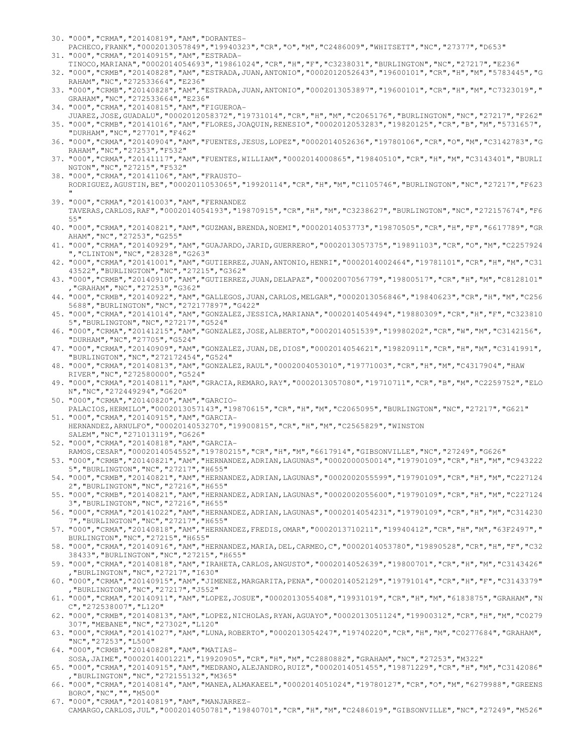30. "000","CRMA","20140819","AM","DORANTES-PACHECO,FRANK","0002013057849","19940323","CR","O","M","C2486009","WHITSETT","NC","27377","D653"
31. "000","CRMA","20140915","AM","ESTRADA-TINOCO,MARIANA","0002014054693","19861024","CR","H","F","C3238031","BURLINGTON","NC","27217","E236"
32. "000","CRMB","20140828","AM","ESTRADA,JUAN,ANTONIO","0002012052643","19600101","CR","H","M","5783445","GRAHAM","NC","272533664","E236"
33. "000","CRMB","20140828","AM","ESTRADA,JUAN,ANTONIO","0002013053897","19600101","CR","H","M","C7323019","GRAHAM","NC","272533664","E236"
34. "000","CRMA","20140815","AM","FIGUEROA-JUAREZ,JOSE,GUADALU","0002012058372","19731014","CR","H","M","C2065176","BURLINGTON","NC","27217","F262"
35. "000","CRMB","20141016","AM","FLORES,JOAQUIN,RENESIO","0002012053283","19820125","CR","B","M","5731657","DURHAM","NC","27701","F462"
36. "000","CRMA","20140904","AM","FUENTES,JESUS,LOPEZ","0002014052636","19780106","CR","O","M","C3142783","GRAHAM","NC","27253","F532"
37. "000","CRMA","20141117","AM","FUENTES,WILLIAM","0002014000865","19840510","CR","H","M","C3143401","BURLINGTON","NC","27215","F532"
38. "000","CRMA","20141106","AM","FRAUSTO-RODRIGUEZ,AGUSTIN,BE","0002011053065","19920114","CR","H","M","C1105746","BURLINGTON","NC","27217","F623"
39. "000","CRMA","20141003","AM","FERNANDEZ TAVERAS,CARLOS,RAF","0002014054193","19870915","CR","H","M","C3238627","BURLINGTON","NC","272157674","F655"
40. "000","CRMA","20140821","AM","GUZMAN,BRENDA,NOEMI","0002014053773","19870505","CR","H","F","6617789","GRAHAM","NC","27253","G255"
41. "000","CRMA","20140929","AM","GUAJARDO,JARID,GUERRERO","0002013057375","19891103","CR","O","M","C2257924","CLINTON","NC","28328","G263"
42. "000","CRMA","20141001","AM","GUTIERREZ,JUAN,ANTONIO,HENRI","0002014002464","19781101","CR","H","M","C3143522","BURLINGTON","NC","27215","G362"
43. "000","CRMB","20140910","AM","GUTIERREZ,JUAN,DELAPAZ","0002007056779","19800517","CR","H","M","C8128101","GRAHAM","NC","27253","G362"
44. "000","CRMB","20140922","AM","GALLEGOS,JUAN,CARLOS,MELGAR","0002013056846","19840623","CR","H","M","C2565688","BURLINGTON","NC","272177897","G422"
45. "000","CRMA","20141014","AM","GONZALEZ,JESSICA,MARIANA","0002014054494","19880309","CR","H","F","C3238105","BURLINGTON","NC","27217","G524"
46. "000","CRMA","20141215","AM","GONZALEZ,JOSE,ALBERTO","0002014051539","19980202","CR","W","M","C3142156","DURHAM","NC","27705","G524"
47. "000","CRMA","20140909","AM","GONZALEZ,JUAN,DE,DIOS","0002014054621","19820911","CR","H","M","C3141991","BURLINGTON","NC","272172454","G524"
48. "000","CRMA","20140813","AM","GONZALEZ,RAUL","0002004053010","19771003","CR","H","M","C4317904","HAW RIVER","NC","272580000","G524"
49. "000","CRMA","20140811","AM","GRACIA,REMARO,RAY","0002013057080","19710711","CR","B","M","C2259752","ELON","NC","272449294","G620"
50. "000","CRMA","20140820","AM","GARCIO-PALACIOS,HERMILO","0002013057143","19870615","CR","H","M","C2065095","BURLINGTON","NC","27217","G621"
51. "000","CRMA","20140915","AM","GARCIA-HERNANDEZ,ARNULFO","0002014053270","19900815","CR","H","M","C2565829","WINSTON SALEM","NC","271013119","G626"
52. "000","CRMA","20140818","AM","GARCIA-RAMOS,CESAR","0002014054552","19780215","CR","H","M","6617914","GIBSONVILLE","NC","27249","G626"
53. "000","CRMB","20140821","AM","HERNANDEZ,ADRIAN,LAGUNAS","0002000050014","19790109","CR","H","M","C9432225","BURLINGTON","NC","27217","H655"
54. "000","CRMB","20140821","AM","HERNANDEZ,ADRIAN,LAGUNAS","0002002055599","19790109","CR","H","M","C2271242","BURLINGTON","NC","27216","H655"
55. "000","CRMB","20140821","AM","HERNANDEZ,ADRIAN,LAGUNAS","0002002055600","19790109","CR","H","M","C2271243","BURLINGTON","NC","27216","H655"
56. "000","CRMA","20141022","AM","HERNANDEZ,ADRIAN,LAGUNAS","0002014054231","19790109","CR","H","M","C3142307","BURLINGTON","NC","27217","H655"
57. "000","CRMA","20140818","AM","HERNANDEZ,FREDIS,OMAR","0002013710211","19940412","CR","H","M","63F2497","BURLINGTON","NC","27215","H655"
58. "000","CRMA","20140916","AM","HERNANDEZ,MARIA,DEL,CARMEO,C","0002014053780","19890528","CR","H","F","C3238433","BURLINGTON","NC","27215","H655"
59. "000","CRMA","20140818","AM","IRAHETA,CARLOS,ANGUSTO","0002014052639","19800701","CR","H","M","C3143426","BURLINGTON","NC","27217","I630"
60. "000","CRMA","20140915","AM","JIMENEZ,MARGARITA,PENA","0002014052129","19791014","CR","H","F","C3143379","BURLINGTON","NC","27217","J552"
61. "000","CRMA","20140911","AM","LOPEZ,JOSUE","0002013055408","19931019","CR","H","M","6183875","GRAHAM","NC","272538007","L120"
62. "000","CRMB","20140813","AM","LOPEZ,NICHOLAS,RYAN,AGUAYO","0002013051124","19900312","CR","H","M","C0279307","MEBANE","NC","27302","L120"
63. "000","CRMA","20141027","AM","LUNA,ROBERTO","0002013054247","19740220","CR","H","M","C0277684","GRAHAM","NC","27253","L500"
64. "000","CRMB","20140828","AM","MATIAS-SOSA,JAIME","0002014001221","19920905","CR","H","M","C2880882","GRAHAM","NC","27253","M322"
65. "000","CRMA","20140915","AM","MEDRANO,ALEJANDRO,RUIZ","0002014051455","19871229","CR","H","M","C3142086","BURLINGTON","NC","272155132","M365"
66. "000","CRMA","20140814","AM","MANEA,ALMAKAEEL","0002014051024","19780127","CR","O","M","6279988","GREENSBORO","NC","","M500"
67. "000","CRMA","20140819","AM","MANJARREZ-CAMARGO,CARLOS,JUL","0002014050781","19840701","CR","H","M","C2486019","GIBSONVILLE","NC","27249","M526"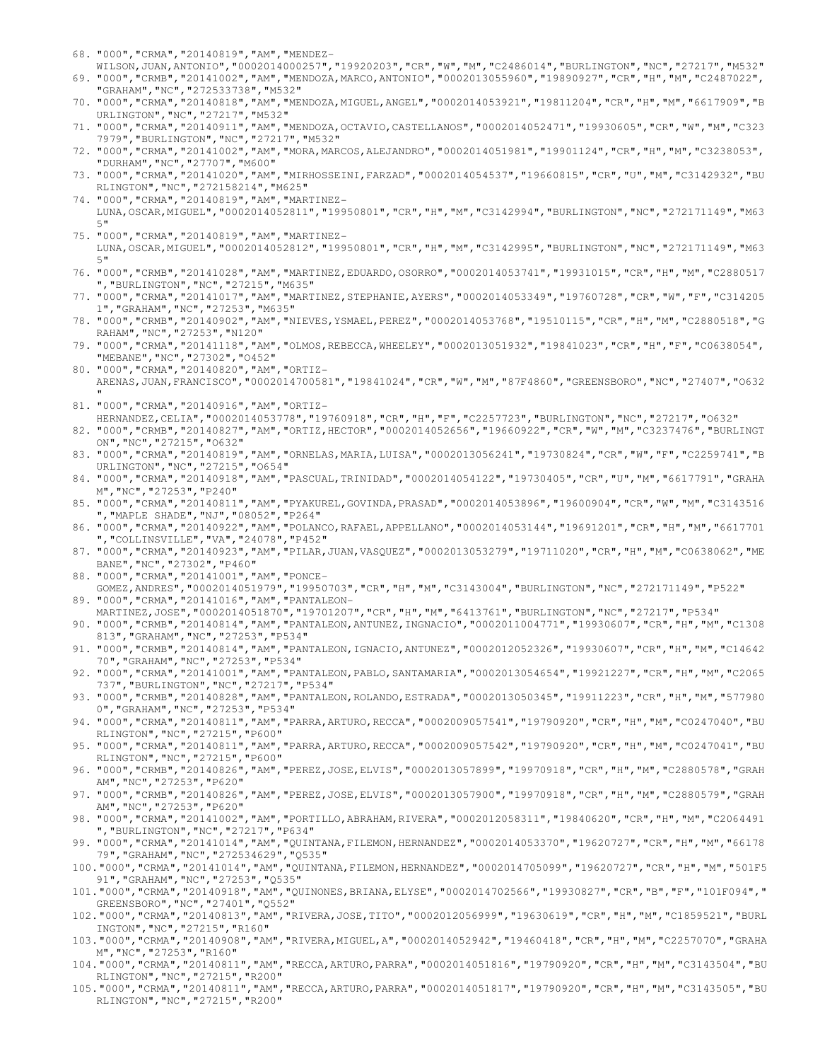68. "000","CRMA","20140819","AM","MENDEZ-WILSON,JUAN,ANTONIO","0002014000257","19920203","CR","W","M","C2486014","BURLINGTON","NC","27217","M532"
69. "000","CRMB","20141002","AM","MENDOZA,MARCO,ANTONIO","0002013055960","19890927","CR","H","M","C2487022","GRAHAM","NC","272533738","M532"
70. "000","CRMA","20140818","AM","MENDOZA,MIGUEL,ANGEL","0002014053921","19811204","CR","H","M","6617909","BURLINGTON","NC","27217","M532"
71. "000","CRMA","20140911","AM","MENDOZA,OCTAVIO,CASTELLANOS","0002014052471","19930605","CR","W","M","C3237979","BURLINGTON","NC","27217","M532"
72. "000","CRMA","20141002","AM","MORA,MARCOS,ALEJANDRO","0002014051981","19901124","CR","H","M","C3238053","DURHAM","NC","27707","M600"
73. "000","CRMA","20141020","AM","MIRHOSSEINI,FARZAD","0002014054537","19660815","CR","U","M","C3142932","BURLINGTON","NC","272158214","M625"
74. "000","CRMA","20140819","AM","MARTINEZ-LUNA,OSCAR,MIGUEL","0002014052811","19950801","CR","H","M","C3142994","BURLINGTON","NC","272171149","M635"
75. "000","CRMA","20140819","AM","MARTINEZ-LUNA,OSCAR,MIGUEL","0002014052812","19950801","CR","H","M","C3142995","BURLINGTON","NC","272171149","M635"
76. "000","CRMB","20141028","AM","MARTINEZ,EDUARDO,OSORRO","0002014053741","19931015","CR","H","M","C2880517","BURLINGTON","NC","27215","M635"
77. "000","CRMA","20141017","AM","MARTINEZ,STEPHANIE,AYERS","0002014053349","19760728","CR","W","F","C3142051","GRAHAM","NC","27253","M635"
78. "000","CRMB","20140902","AM","NIEVES,YSMAEL,PEREZ","0002014053768","19510115","CR","H","M","C2880518","GRAHAM","NC","27253","N120"
79. "000","CRMA","20141118","AM","OLMOS,REBECCA,WHEELEY","0002013051932","19841023","CR","H","F","C0638054","MEBANE","NC","27302","O452"
80. "000","CRMA","20140820","AM","ORTIZ-ARENAS,JUAN,FRANCISCO","0002014700581","19841024","CR","W","M","87F4860","GREENSBORO","NC","27407","O632"
81. "000","CRMA","20140916","AM","ORTIZ-HERNANDEZ,CELIA","0002014053778","19760918","CR","H","F","C2257723","BURLINGTON","NC","27217","O632"
82. "000","CRMB","20140827","AM","ORTIZ,HECTOR","0002014052656","19660922","CR","W","M","C3237476","BURLINGTON","NC","27215","O632"
83. "000","CRMA","20140819","AM","ORNELAS,MARIA,LUISA","0002013056241","19730824","CR","W","F","C2259741","BURLINGTON","NC","27215","O654"
84. "000","CRMA","20140918","AM","PASCUAL,TRINIDAD","0002014054122","19730405","CR","U","M","6617791","GRAHAM","NC","27253","P240"
85. "000","CRMA","20140811","AM","PYAKUREL,GOVINDA,PRASAD","0002014053896","19600904","CR","W","M","C3143516","MAPLE SHADE","NJ","08052","P264"
86. "000","CRMA","20140922","AM","POLANCO,RAFAEL,APPELLANO","0002014053144","19691201","CR","H","M","6617701","COLLINSVILLE","VA","24078","P452"
87. "000","CRMA","20140923","AM","PILAR,JUAN,VASQUEZ","0002013053279","19711020","CR","H","M","C0638062","MEBANE","NC","27302","P460"
88. "000","CRMA","20141001","AM","PONCE-GOMEZ,ANDRES","0002014051979","19950703","CR","H","M","C3143004","BURLINGTON","NC","272171149","P522"
89. "000","CRMA","20141016","AM","PANTALEON-MARTINEZ,JOSE","0002014051870","19701207","CR","H","M","6413761","BURLINGTON","NC","27217","P534"
90. "000","CRMB","20140814","AM","PANTALEON,ANTUNEZ,INGNACIO","0002011004771","19930607","CR","H","M","C1308813","GRAHAM","NC","27253","P534"
91. "000","CRMB","20140814","AM","PANTALEON,IGNACIO,ANTUNEZ","0002012052326","19930607","CR","H","M","C1464270","GRAHAM","NC","27253","P534"
92. "000","CRMA","20141001","AM","PANTALEON,PABLO,SANTAMARIA","0002013054654","19921227","CR","H","M","C2065737","BURLINGTON","NC","27217","P534"
93. "000","CRMB","20140828","AM","PANTALEON,ROLANDO,ESTRADA","0002013050345","19911223","CR","H","M","5779800","GRAHAM","NC","27253","P534"
94. "000","CRMA","20140811","AM","PARRA,ARTURO,RECCA","0002009057541","19790920","CR","H","M","C0247040","BURLINGTON","NC","27215","P600"
95. "000","CRMA","20140811","AM","PARRA,ARTURO,RECCA","0002009057542","19790920","CR","H","M","C0247041","BURLINGTON","NC","27215","P600"
96. "000","CRMB","20140826","AM","PEREZ,JOSE,ELVIS","0002013057899","19970918","CR","H","M","C2880578","GRAHAM","NC","27253","P620"
97. "000","CRMB","20140826","AM","PEREZ,JOSE,ELVIS","0002013057900","19970918","CR","H","M","C2880579","GRAHAM","NC","27253","P620"
98. "000","CRMA","20141002","AM","PORTILLO,ABRAHAM,RIVERA","0002012058311","19840620","CR","H","M","C2064491","BURLINGTON","NC","27217","P634"
99. "000","CRMA","20141014","AM","QUINTANA,FILEMON,HERNANDEZ","0002014053370","19620727","CR","H","M","6617879","GRAHAM","NC","272534629","Q535"
100. "000","CRMA","20141014","AM","QUINTANA,FILEMON,HERNANDEZ","0002014705099","19620727","CR","H","M","501F591","GRAHAM","NC","27253","Q535"
101. "000","CRMA","20140918","AM","QUINONES,BRIANA,ELYSE","0002014702566","19930827","CR","B","F","101F094","GREENSBORO","NC","27401","Q552"
102. "000","CRMA","20140813","AM","RIVERA,JOSE,TITO","0002012056999","19630619","CR","H","M","C1859521","BURLINGTON","NC","27215","R160"
103. "000","CRMA","20140908","AM","RIVERA,MIGUEL,A","0002014052942","19460418","CR","H","M","C2257070","GRAHAM","NC","27253","R160"
104. "000","CRMA","20140811","AM","RECCA,ARTURO,PARRA","0002014051816","19790920","CR","H","M","C3143504","BURLINGTON","NC","27215","R200"
105. "000","CRMA","20140811","AM","RECCA,ARTURO,PARRA","0002014051817","19790920","CR","H","M","C3143505","BURLINGTON","NC","27215","R200"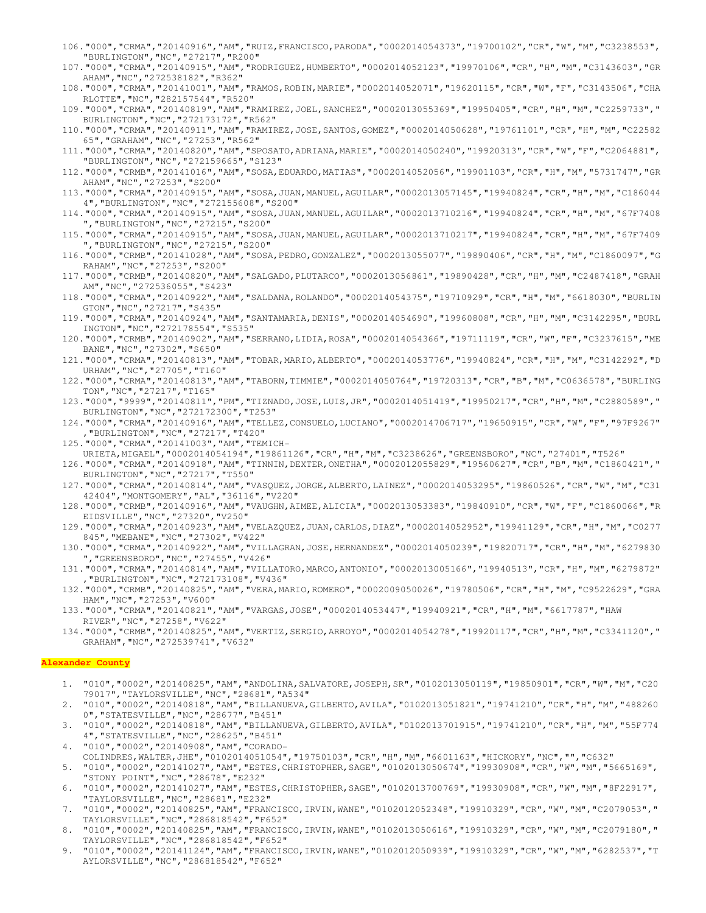106. "000","CRMA","20140916","AM","RUIZ,FRANCISCO,PARODA","0002014054373","19700102","CR","W","M","C3238553","BURLINGTON","NC","27217","R200"
107. "000","CRMA","20140915","AM","RODRIGUEZ,HUMBERTO","0002014052123","19970106","CR","H","M","C3143603","GRAHAM","NC","272538182","R362"
108. "000","CRMA","20141001","AM","RAMOS,ROBIN,MARIE","0002014052071","19620115","CR","W","F","C3143506","CHARLOTTE","NC","282157544","R520"
109. "000","CRMA","20140819","AM","RAMIREZ,JOEL,SANCHEZ","0002013055369","19950405","CR","H","M","C2259733","BURLINGTON","NC","272173172","R562"
110. "000","CRMA","20140911","AM","RAMIREZ,JOSE,SANTOS,GOMEZ","0002014050628","19761101","CR","H","M","C2258265","GRAHAM","NC","27253","R562"
111. "000","CRMA","20140820","AM","SPOSATO,ADRIANA,MARIE","0002014050240","19920313","CR","W","F","C2064881","BURLINGTON","NC","272159665","S123"
112. "000","CRMB","20141016","AM","SOSA,EDUARDO,MATIAS","0002014052056","19901103","CR","H","M","5731747","GRAHAM","NC","27253","S200"
113. "000","CRMA","20140915","AM","SOSA,JUAN,MANUEL,AGUILAR","0002013057145","19940824","CR","H","M","C1860444","BURLINGTON","NC","272155608","S200"
114. "000","CRMA","20140915","AM","SOSA,JUAN,MANUEL,AGUILAR","0002013710216","19940824","CR","H","M","67F7408","BURLINGTON","NC","27215","S200"
115. "000","CRMA","20140915","AM","SOSA,JUAN,MANUEL,AGUILAR","0002013710217","19940824","CR","H","M","67F7409","BURLINGTON","NC","27215","S200"
116. "000","CRMB","20141028","AM","SOSA,PEDRO,GONZALEZ","0002013055077","19890406","CR","H","M","C1860097","GRAHAM","NC","27253","S200"
117. "000","CRMB","20140820","AM","SALGADO,PLUTARCO","0002013056861","19890428","CR","H","M","C2487418","GRAHAM","NC","272536055","S423"
118. "000","CRMA","20140922","AM","SALDANA,ROLANDO","0002014054375","19710929","CR","H","M","6618030","BURLINGTON","NC","27217","S435"
119. "000","CRMA","20140924","AM","SANTAMARIA,DENIS","0002014054690","19960808","CR","H","M","C3142295","BURLINGTON","NC","272178554","S535"
120. "000","CRMB","20140902","AM","SERRANO,LIDIA,ROSA","0002014054366","19711119","CR","W","F","C3237615","MEBANE","NC","27302","S650"
121. "000","CRMA","20140813","AM","TOBAR,MARIO,ALBERTO","0002014053776","19940824","CR","H","M","C3142292","DURHAM","NC","27705","T160"
122. "000","CRMA","20140813","AM","TABORN,TIMMIE","0002014050764","19720313","CR","B","M","C0636578","BURLINGTON","NC","27217","T165"
123. "000","9999","20140811","PM","TIZNADO,JOSE,LUIS,JR","0002014051419","19950217","CR","H","M","C2880589","BURLINGTON","NC","272172300","T253"
124. "000","CRMA","20140916","AM","TELLEZ,CONSUELO,LUCIANO","0002014706717","19650915","CR","W","F","97F9267","BURLINGTON","NC","27217","T420"
125. "000","CRMA","20141003","AM","TEMICH-URIETA,MIGAEL","0002014054194","19861126","CR","H","M","C3238626","GREENSBORO","NC","27401","T526"
126. "000","CRMA","20140918","AM","TINNIN,DEXTER,ONETHA","0002012055829","19560627","CR","B","M","C1860421","BURLINGTON","NC","27217","T550"
127. "000","CRMA","20140814","AM","VASQUEZ,JORGE,ALBERTO,LAINEZ","0002014053295","19860526","CR","W","M","C3142404","MONTGOMERY","AL","36116","V220"
128. "000","CRMB","20140916","AM","VAUGHN,AIMEE,ALICIA","0002013053383","19840910","CR","W","F","C1860066","REIDSVILLE","NC","27320","V250"
129. "000","CRMA","20140923","AM","VELAZQUEZ,JUAN,CARLOS,DIAZ","0002014052952","19941129","CR","H","M","C0277845","MEBANE","NC","27302","V422"
130. "000","CRMA","20140922","AM","VILLAGRAN,JOSE,HERNANDEZ","0002014050239","19820717","CR","H","M","6279830","GREENSBORO","NC","27455","V426"
131. "000","CRMA","20140814","AM","VILLATORO,MARCO,ANTONIO","0002013005166","19940513","CR","H","M","6279872","BURLINGTON","NC","272173108","V436"
132. "000","CRMB","20140825","AM","VERA,MARIO,ROMERO","0002009050026","19780506","CR","H","M","C9522629","GRAHAM","NC","27253","V600"
133. "000","CRMA","20140821","AM","VARGAS,JOSE","0002014053447","19940921","CR","H","M","6617787","HAW RIVER","NC","27258","V622"
134. "000","CRMB","20140825","AM","VERTIZ,SERGIO,ARROYO","0002014054278","19920117","CR","H","M","C3341120","GRAHAM","NC","272539741","V632"

**Alexander County**

1. "010","0002","20140825","AM","ANDOLINA,SALVATORE,JOSEPH,SR","0102013050119","19850901","CR","W","M","C2079017","TAYLORSVILLE","NC","28681","A534"
2. "010","0002","20140818","AM","BILLANUEVA,GILBERTO,AVILA","0102013051821","19741210","CR","H","M","4882600","STATESVILLE","NC","28677","B451"
3. "010","0002","20140818","AM","BILLANUEVA,GILBERTO,AVILA","0102013701915","19741210","CR","H","M","55F7744","STATESVILLE","NC","28625","B451"
4. "010","0002","20140908","AM","CORADO-COLINDRES,WALTER,JHE","0102014051054","19750103","CR","H","M","6601163","HICKORY","NC","","C632"
5. "010","0002","20141027","AM","ESTES,CHRISTOPHER,SAGE","0102013050674","19930908","CR","W","M","5665169","STONY POINT","NC","28678","E232"
6. "010","0002","20141027","AM","ESTES,CHRISTOPHER,SAGE","0102013700769","19930908","CR","W","M","8F22917","TAYLORSVILLE","NC","28681","E232"
7. "010","0002","20140825","AM","FRANCISCO,IRVIN,WANE","0102012052348","19910329","CR","W","M","C2079053","TAYLORSVILLE","NC","286818542","F652"
8. "010","0002","20140825","AM","FRANCISCO,IRVIN,WANE","0102013050616","19910329","CR","W","M","C2079180","TAYLORSVILLE","NC","286818542","F652"
9. "010","0002","20141124","AM","FRANCISCO,IRVIN,WANE","0102012050939","19910329","CR","W","M","6282537","TAYLORSVILLE","NC","286818542","F652"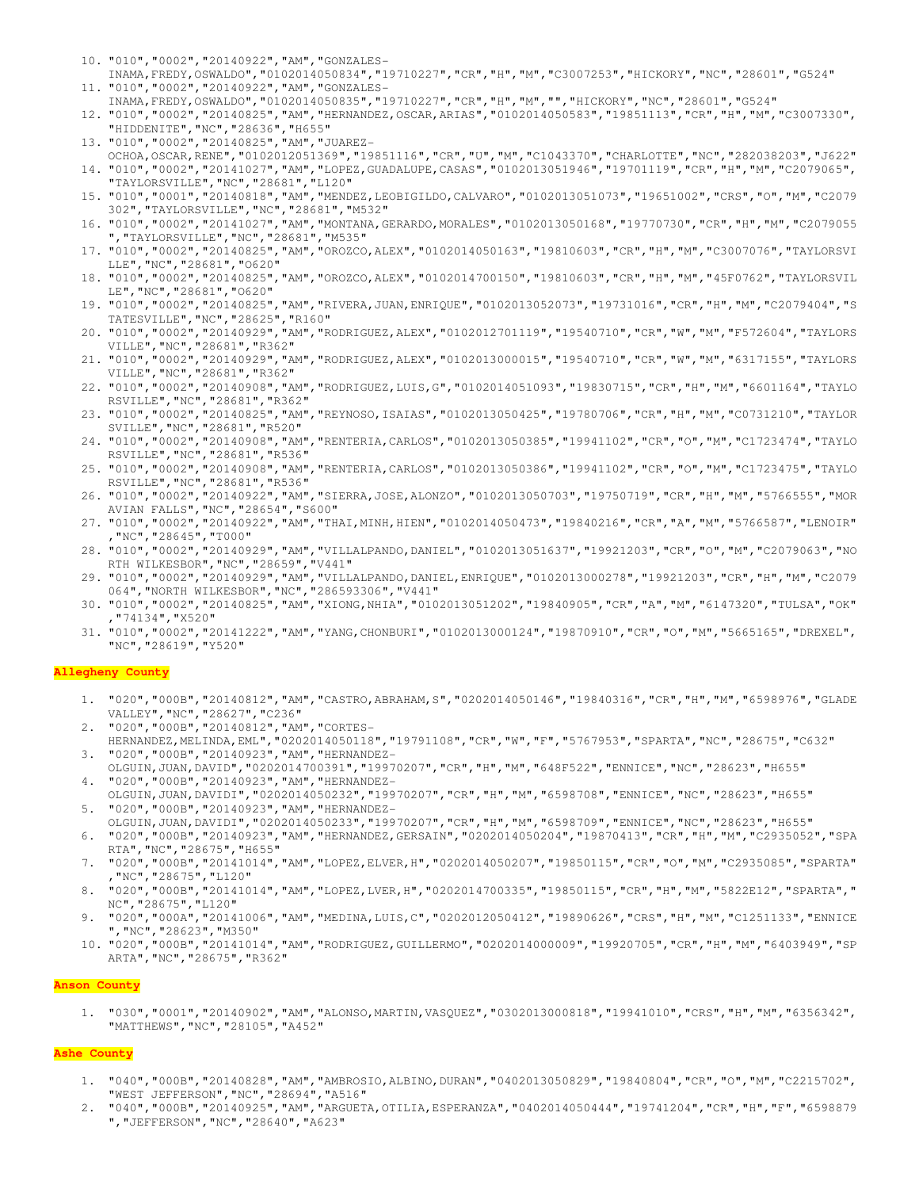10. "010","0002","20140922","AM","GONZALES-INAMA,FREDY,OSWALDO","0102014050834","19710227","CR","H","M","C3007253","HICKORY","NC","28601","G524"
11. "010","0002","20140922","AM","GONZALES-INAMA,FREDY,OSWALDO","0102014050835","19710227","CR","H","M","","HICKORY","NC","28601","G524"
12. "010","0002","20140825","AM","HERNANDEZ,OSCAR,ARIAS","0102014050583","19851113","CR","H","M","C3007330","HIDDENITE","NC","28636","H655"
13. "010","0002","20140825","AM","JUAREZ-OCHOA,OSCAR,RENE","0102012051369","19851116","CR","U","M","C1043370","CHARLOTTE","NC","282038203","J622"
14. "010","0002","20141027","AM","LOPEZ,GUADALUPE,CASAS","0102013051946","19701119","CR","H","M","C2079065","TAYLORSVILLE","NC","28681","L120"
15. "010","0001","20140818","AM","MENDEZ,LEOBIGILDO,CALVARO","0102013051073","19651002","CRS","O","M","C2079302","TAYLORSVILLE","NC","28681","M532"
16. "010","0002","20141027","AM","MONTANA,GERARDO,MORALES","0102013050168","19770730","CR","H","M","C2079055","TAYLORSVILLE","NC","28681","M535"
17. "010","0002","20140825","AM","OROZCO,ALEX","0102014050163","19810603","CR","H","M","C3007076","TAYLORSVILLE","NC","28681","O620"
18. "010","0002","20140825","AM","OROZCO,ALEX","0102014700150","19810603","CR","H","M","45F0762","TAYLORSVILLE","NC","28681","O620"
19. "010","0002","20140825","AM","RIVERA,JUAN,ENRIQUE","0102013052073","19731016","CR","H","M","C2079404","STATESVILLE","NC","28625","R160"
20. "010","0002","20140929","AM","RODRIGUEZ,ALEX","0102012701119","19540710","CR","W","M","F572604","TAYLORSVILLE","NC","28681","R362"
21. "010","0002","20140929","AM","RODRIGUEZ,ALEX","0102013000015","19540710","CR","W","M","6317155","TAYLORSVILLE","NC","28681","R362"
22. "010","0002","20140908","AM","RODRIGUEZ,LUIS,G","0102014051093","19830715","CR","H","M","6601164","TAYLORSVILLE","NC","28681","R362"
23. "010","0002","20140825","AM","REYNOSO,ISAIAS","0102013050425","19780706","CR","H","M","C0731210","TAYLORSVILLE","NC","28681","R520"
24. "010","0002","20140908","AM","RENTERIA,CARLOS","0102013050385","19941102","CR","O","M","C1723474","TAYLORSVILLE","NC","28681","R536"
25. "010","0002","20140908","AM","RENTERIA,CARLOS","0102013050386","19941102","CR","O","M","C1723475","TAYLORSVILLE","NC","28681","R536"
26. "010","0002","20140922","AM","SIERRA,JOSE,ALONZO","0102013050703","19750719","CR","H","M","5766555","MORAVIAN FALLS","NC","28654","S600"
27. "010","0002","20140922","AM","THAI,MINH,HIEN","0102014050473","19840216","CR","A","M","5766587","LENOIR","NC","28645","T000"
28. "010","0002","20140929","AM","VILLALPANDO,DANIEL","0102013051637","19921203","CR","O","M","C2079063","NORTH WILKESBOR","NC","28659","V441"
29. "010","0002","20140929","AM","VILLALPANDO,DANIEL,ENRIQUE","0102013000278","19921203","CR","H","M","C2079064","NORTH WILKESBOR","NC","286593306","V441"
30. "010","0002","20140825","AM","XIONG,NHIA","0102013051202","19840905","CR","A","M","6147320","TULSA","OK","74134","X520"
31. "010","0002","20141222","AM","YANG,CHONBURI","0102013000124","19870910","CR","O","M","5665165","DREXEL","NC","28619","Y520"

**Allegheny County**

1. "020","000B","20140812","AM","CASTRO,ABRAHAM,S","0202014050146","19840316","CR","H","M","6598976","GLADE VALLEY","NC","28627","C236"
2. "020","000B","20140812","AM","CORTES-HERNANDEZ,MELINDA,EML","0202014050118","19791108","CR","W","F","5767953","SPARTA","NC","28675","C632"
3. "020","000B","20140923","AM","HERNANDEZ-OLGUIN,JUAN,DAVID","0202014700391","19970207","CR","H","M","648F522","ENNICE","NC","28623","H655"
4. "020","000B","20140923","AM","HERNANDEZ-OLGUIN,JUAN,DAVIDI","0202014050232","19970207","CR","H","M","6598708","ENNICE","NC","28623","H655"
5. "020","000B","20140923","AM","HERNANDEZ-OLGUIN,JUAN,DAVIDI","0202014050233","19970207","CR","H","M","6598709","ENNICE","NC","28623","H655"
6. "020","000B","20140923","AM","HERNANDEZ,GERSAIN","0202014050204","19870413","CR","H","M","C2935052","SPARTA","NC","28675","H655"
7. "020","000B","20141014","AM","LOPEZ,ELVER,H","0202014050207","19850115","CR","O","M","C2935085","SPARTA","NC","28675","L120"
8. "020","000B","20141014","AM","LOPEZ,LVER,H","0202014700335","19850115","CR","H","M","5822E12","SPARTA","NC","28675","L120"
9. "020","000A","20141006","AM","MEDINA,LUIS,C","0202012050412","19890626","CRS","H","M","C1251133","ENNICE","NC","28623","M350"
10. "020","000B","20141014","AM","RODRIGUEZ,GUILLERMO","0202014000009","19920705","CR","H","M","6403949","SPARTA","NC","28675","R362"

**Anson County**

1. "030","0001","20140902","AM","ALONSO,MARTIN,VASQUEZ","0302013000818","19941010","CRS","H","M","6356342","MATTHEWS","NC","28105","A452"

**Ashe County**

1. "040","000B","20140828","AM","AMBROSIO,ALBINO,DURAN","0402013050829","19840804","CR","O","M","C2215702","WEST JEFFERSON","NC","28694","A516"
2. "040","000B","20140925","AM","ARGUETA,OTILIA,ESPERANZA","0402014050444","19741204","CR","H","F","6598879","JEFFERSON","NC","28640","A623"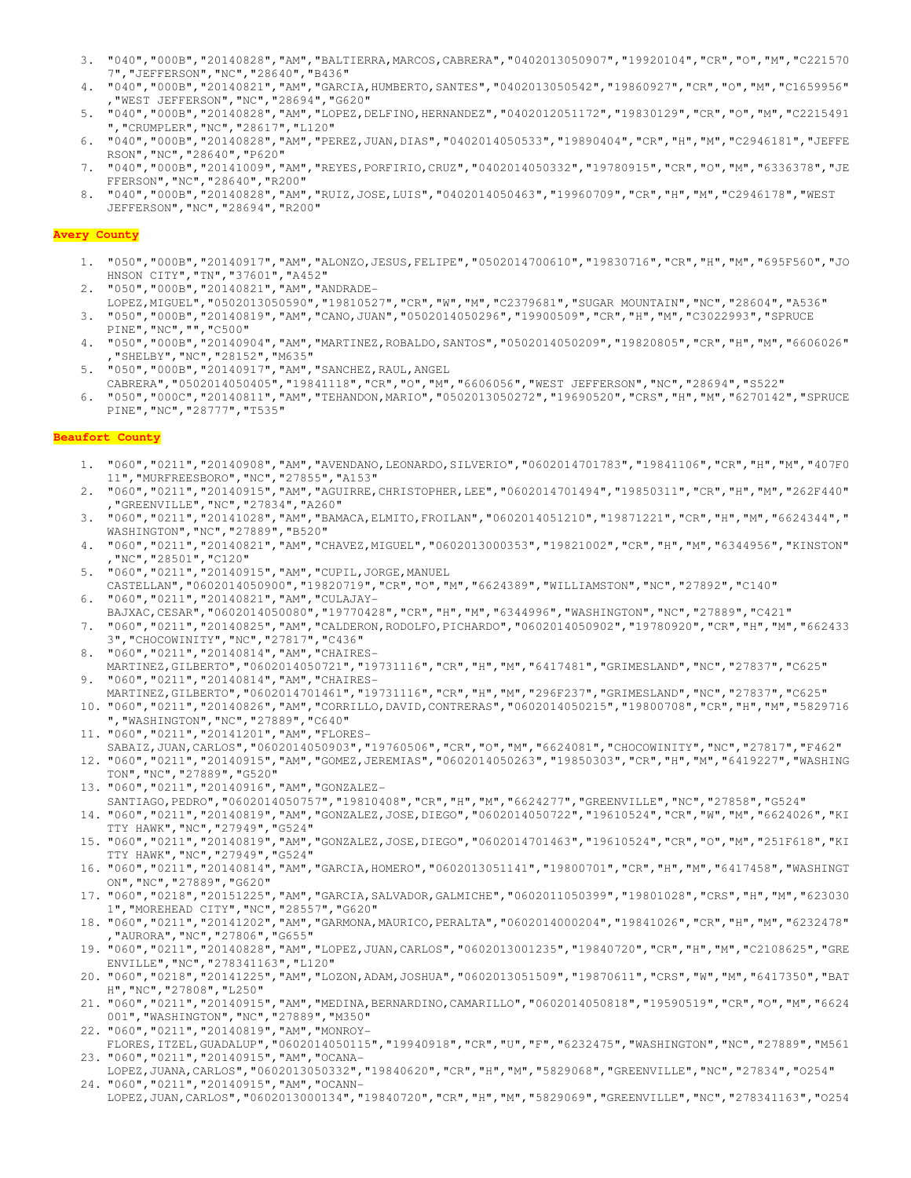3. "040","000B","20140828","AM","BALTIERRA,MARCOS,CABRERA","0402013050907","19920104","CR","O","M","C2215707","JEFFERSON","NC","28640","B436"
4. "040","000B","20140821","AM","GARCIA,HUMBERTO,SANTES","0402013050542","19860927","CR","O","M","C1659956","WEST JEFFERSON","NC","28694","G620"
5. "040","000B","20140828","AM","LOPEZ,DELFINO,HERNANDEZ","0402012051172","19830129","CR","O","M","C2215491","CRUMPLER","NC","28617","L120"
6. "040","000B","20140828","AM","PEREZ,JUAN,DIAS","0402014050533","19890404","CR","H","M","C2946181","JEFFERSON","NC","28640","P620"
7. "040","000B","20141009","AM","REYES,PORFIRIO,CRUZ","0402014050332","19780915","CR","O","M","6336378","JEFFERSON","NC","28640","R200"
8. "040","000B","20140828","AM","RUIZ,JOSE,LUIS","0402014050463","19960709","CR","H","M","C2946178","WEST JEFFERSON","NC","28694","R200"

## Avery County

1. "050","000B","20140917","AM","ALONZO,JESUS,FELIPE","0502014700610","19830716","CR","H","M","695F560","JOHNSON CITY","TN","37601","A452"
2. "050","000B","20140821","AM","ANDRADE-LOPEZ,MIGUEL","0502013050590","19810527","CR","W","M","C2379681","SUGAR MOUNTAIN","NC","28604","A536"
3. "050","000B","20140819","AM","CANO,JUAN","0502014050296","19900509","CR","H","M","C3022993","SPRUCE PINE","NC","","C500"
4. "050","000B","20140904","AM","MARTINEZ,ROBALDO,SANTOS","0502014050209","19820805","CR","H","M","6606026","SHELBY","NC","28152","M635"
5. "050","000B","20140917","AM","SANCHEZ,RAUL,ANGEL CABRERA","0502014050405","19841118","CR","O","M","6606056","WEST JEFFERSON","NC","28694","S522"
6. "050","000C","20140811","AM","TEHANDON,MARIO","0502013050272","19690520","CRS","H","M","6270142","SPRUCE PINE","NC","28777","T535"

## Beaufort County

1. "060","0211","20140908","AM","AVENDANO,LEONARDO,SILVERIO","0602014701783","19841106","CR","H","M","407F011","MURFREESBORO","NC","27855","A153"
2. "060","0211","20140915","AM","AGUIRRE,CHRISTOPHER,LEE","0602014701494","19850311","CR","H","M","262F440","GREENVILLE","NC","27834","A260"
3. "060","0211","20141028","AM","BAMACA,ELMITO,FROILAN","0602014051210","19871221","CR","H","M","6624344","WASHINGTON","NC","27889","B520"
4. "060","0211","20140821","AM","CHAVEZ,MIGUEL","0602013000353","19821002","CR","H","M","6344956","KINSTON","NC","28501","C120"
5. "060","0211","20140915","AM","CUPIL,JORGE,MANUEL CASTELLAN","0602014050900","19820719","CR","O","M","6624389","WILLIAMSTON","NC","27892","C140"
6. "060","0211","20140821","AM","CULAJAY-BAJXAC,CESAR","0602014050080","19770428","CR","H","M","6344996","WASHINGTON","NC","27889","C421"
7. "060","0211","20140825","AM","CALDERON,RODOLFO,PICHARDO","0602014050902","19780920","CR","H","M","6624333","CHOCOWINITY","NC","27817","C436"
8. "060","0211","20140814","AM","CHAIRES-MARTINEZ,GILBERTO","0602014050721","19731116","CR","H","M","6417481","GRIMESLAND","NC","27837","C625"
9. "060","0211","20140814","AM","CHAIRES-MARTINEZ,GILBERTO","0602014701461","19731116","CR","H","M","296F237","GRIMESLAND","NC","27837","C625"
10. "060","0211","20140826","AM","CORRILLO,DAVID,CONTRERAS","0602014050215","19800708","CR","H","M","5829716","WASHINGTON","NC","27889","C640"
11. "060","0211","20141201","AM","FLORES-SABAIZ,JUAN,CARLOS","0602014050903","19760506","CR","O","M","6624081","CHOCOWINITY","NC","27817","F462"
12. "060","0211","20140915","AM","GOMEZ,JEREMIAS","0602014050263","19850303","CR","H","M","6419227","WASHINGTON","NC","27889","G520"
13. "060","0211","20140916","AM","GONZALEZ-SANTIAGO,PEDRO","0602014050757","19810408","CR","H","M","6624277","GREENVILLE","NC","27858","G524"
14. "060","0211","20140819","AM","GONZALEZ,JOSE,DIEGO","0602014050722","19610524","CR","W","M","6624026","KITTY HAWK","NC","27949","G524"
15. "060","0211","20140819","AM","GONZALEZ,JOSE,DIEGO","0602014701463","19610524","CR","O","M","251F618","KITTY HAWK","NC","27949","G524"
16. "060","0211","20140814","AM","GARCIA,HOMERO","0602013051141","19800701","CR","H","M","6417458","WASHINGTON","NC","27889","G620"
17. "060","0218","20151225","AM","GARCIA,SALVADOR,GALMICHE","0602011050399","19801028","CRS","H","M","6230301","MOREHEAD CITY","NC","28557","G620"
18. "060","0211","20141202","AM","GARMONA,MAURICO,PERALTA","0602014000204","19841026","CR","H","M","6232478","AURORA","NC","27806","G655"
19. "060","0211","20140828","AM","LOPEZ,JUAN,CARLOS","0602013001235","19840720","CR","H","M","C2108625","GREENVILLE","NC","278341163","L120"
20. "060","0218","20141225","AM","LOZON,ADAM,JOSHUA","0602013051509","19870611","CRS","W","M","6417350","BATH","NC","27808","L250"
21. "060","0211","20140915","AM","MEDINA,BERNARDINO,CAMARILLO","0602014050818","19590519","CR","O","M","6624001","WASHINGTON","NC","27889","M350"
22. "060","0211","20140819","AM","MONROY-FLORES,ITZEL,GUADALUP","0602014050115","19940918","CR","U","F","6232475","WASHINGTON","NC","27889","M561
23. "060","0211","20140915","AM","OCANA-LOPEZ,JUANA,CARLOS","0602013050332","19840620","CR","H","M","5829068","GREENVILLE","NC","27834","O254"
24. "060","0211","20140915","AM","OCANN-LOPEZ,JUAN,CARLOS","0602013000134","19840720","CR","H","M","5829069","GREENVILLE","NC","278341163","O254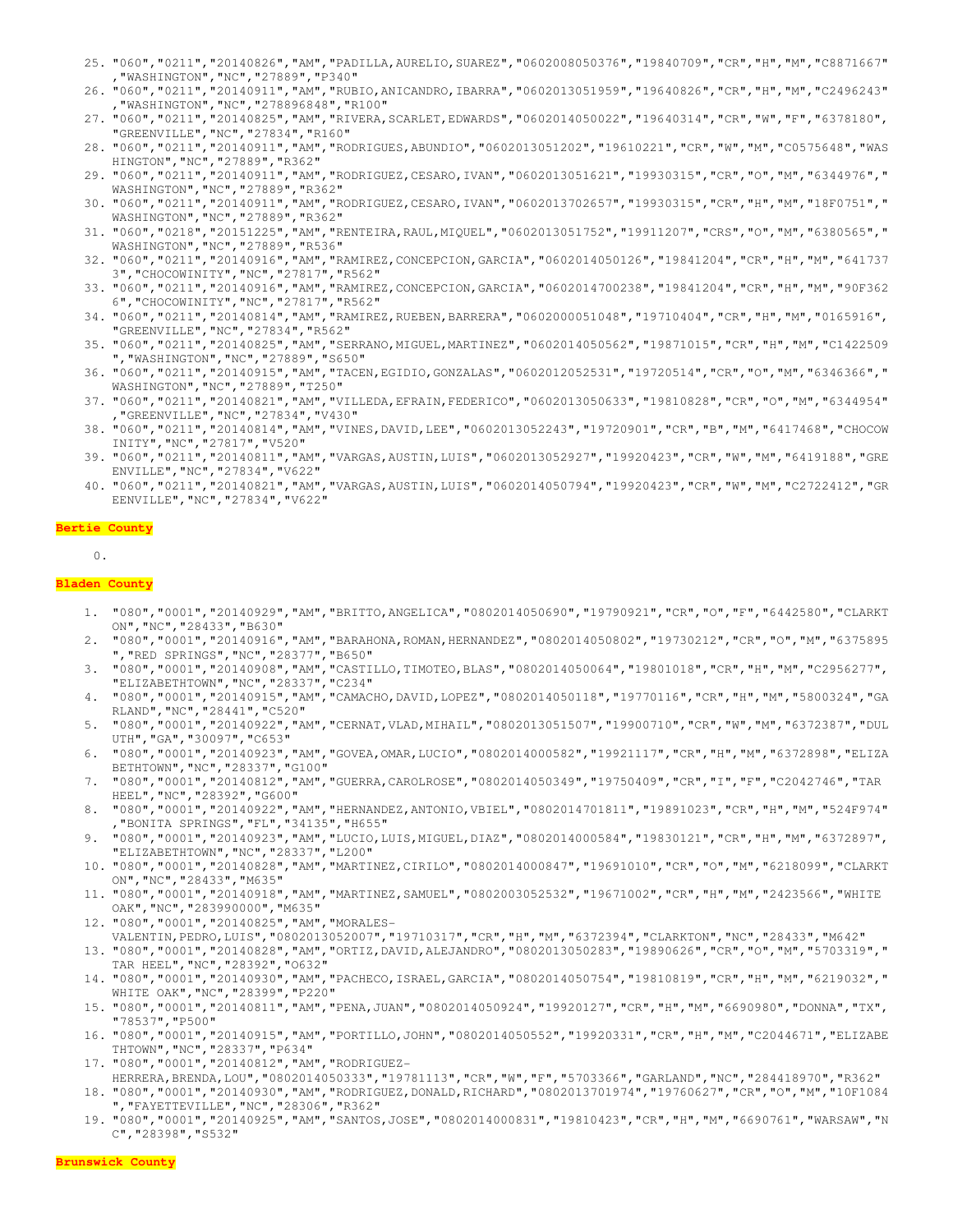25. "060","0211","20140826","AM","PADILLA,AURELIO,SUAREZ","0602008050376","19840709","CR","H","M","C8871667","WASHINGTON","NC","27889","P340"
26. "060","0211","20140911","AM","RUBIO,ANICANDRO,IBARRA","0602013051959","19640826","CR","H","M","C2496243","WASHINGTON","NC","278896848","R100"
27. "060","0211","20140825","AM","RIVERA,SCARLET,EDWARDS","0602014050022","19640314","CR","W","F","6378180","GREENVILLE","NC","27834","R160"
28. "060","0211","20140911","AM","RODRIGUES,ABUNDIO","0602013051202","19610221","CR","W","M","C0575648","WASHINGTON","NC","27889","R362"
29. "060","0211","20140911","AM","RODRIGUEZ,CESARO,IVAN","0602013051621","19930315","CR","O","M","6344976","WASHINGTON","NC","27889","R362"
30. "060","0211","20140911","AM","RODRIGUEZ,CESARO,IVAN","0602013702657","19930315","CR","H","M","18F0751","WASHINGTON","NC","27889","R362"
31. "060","0218","20151225","AM","RENTEIRA,RAUL,MIQUEL","0602013051752","19911207","CRS","O","M","6380565","WASHINGTON","NC","27889","R536"
32. "060","0211","20140916","AM","RAMIREZ,CONCEPCION,GARCIA","0602014050126","19841204","CR","H","M","6417373","CHOCOWINITY","NC","27817","R562"
33. "060","0211","20140916","AM","RAMIREZ,CONCEPCION,GARCIA","0602014700238","19841204","CR","H","M","90F3626","CHOCOWINITY","NC","27817","R562"
34. "060","0211","20140814","AM","RAMIREZ,RUEBEN,BARRERA","0602000051048","19710404","CR","H","M","0165916","GREENVILLE","NC","27834","R562"
35. "060","0211","20140825","AM","SERRANO,MIGUEL,MARTINEZ","0602014050562","19871015","CR","H","M","C1422509","WASHINGTON","NC","27889","S650"
36. "060","0211","20140915","AM","TACEN,EGIDIO,GONZALAS","0602012052531","19720514","CR","O","M","6346366","WASHINGTON","NC","27889","T250"
37. "060","0211","20140821","AM","VILLEDA,EFRAIN,FEDERICO","0602013050633","19810828","CR","O","M","6344954","GREENVILLE","NC","27834","V430"
38. "060","0211","20140814","AM","VINES,DAVID,LEE","0602013052243","19720901","CR","B","M","6417468","CHOCOWINITY","NC","27817","V520"
39. "060","0211","20140811","AM","VARGAS,AUSTIN,LUIS","0602013052927","19920423","CR","W","M","6419188","GREENVILLE","NC","27834","V622"
40. "060","0211","20140821","AM","VARGAS,AUSTIN,LUIS","0602014050794","19920423","CR","W","M","C2722412","GREENVILLE","NC","27834","V622"

**Bertie County**

0.

**Bladen County**

1. "080","0001","20140929","AM","BRITTO,ANGELICA","0802014050690","19790921","CR","O","F","6442580","CLARKTON","NC","28433","B630"
2. "080","0001","20140916","AM","BARAHONA,ROMAN,HERNANDEZ","0802014050802","19730212","CR","O","M","6375895","RED SPRINGS","NC","28377","B650"
3. "080","0001","20140908","AM","CASTILLO,TIMOTEO,BLAS","0802014050064","19801018","CR","H","M","C2956277","ELIZABETHTOWN","NC","28337","C234"
4. "080","0001","20140915","AM","CAMACHO,DAVID,LOPEZ","0802014050118","19770116","CR","H","M","5800324","GARLAND","NC","28441","C520"
5. "080","0001","20140922","AM","CERNAT,VLAD,MIHAIL","0802013051507","19900710","CR","W","M","6372387","DULUTH","GA","30097","C653"
6. "080","0001","20140923","AM","GOVEA,OMAR,LUCIO","0802014000582","19921117","CR","H","M","6372898","ELIZABETHTOWN","NC","28337","G100"
7. "080","0001","20140812","AM","GUERRA,CAROLROSE","0802014050349","19750409","CR","I","F","C2042746","TAR HEEL","NC","28392","G600"
8. "080","0001","20140922","AM","HERNANDEZ,ANTONIO,VBIEL","0802014701811","19891023","CR","H","M","524F974","BONITA SPRINGS","FL","34135","H655"
9. "080","0001","20140923","AM","LUCIO,LUIS,MIGUEL,DIAZ","0802014000584","19830121","CR","H","M","6372897","ELIZABETHTOWN","NC","28337","L200"
10. "080","0001","20140828","AM","MARTINEZ,CIRILO","0802014000847","19691010","CR","O","M","6218099","CLARKTON","NC","28433","M635"
11. "080","0001","20140918","AM","MARTINEZ,SAMUEL","0802003052532","19671002","CR","H","M","2423566","WHITE OAK","NC","283990000","M635"
12. "080","0001","20140825","AM","MORALES-VALENTIN,PEDRO,LUIS","0802013052007","19710317","CR","H","M","6372394","CLARKTON","NC","28433","M642"
13. "080","0001","20140828","AM","ORTIZ,DAVID,ALEJANDRO","0802013050283","19890626","CR","O","M","5703319","TAR HEEL","NC","28392","O632"
14. "080","0001","20140930","AM","PACHECO,ISRAEL,GARCIA","0802014050754","19810819","CR","H","M","6219032","WHITE OAK","NC","28399","P220"
15. "080","0001","20140811","AM","PENA,JUAN","0802014050924","19920127","CR","H","M","6690980","DONNA","TX","78537","P500"
16. "080","0001","20140915","AM","PORTILLO,JOHN","0802014050552","19920331","CR","H","M","C2044671","ELIZABETHTOWN","NC","28337","P634"
17. "080","0001","20140812","AM","RODRIGUEZ-HERRERA,BRENDA,LOU","0802014050333","19781113","CR","W","F","5703366","GARLAND","NC","284418970","R362"
18. "080","0001","20140930","AM","RODRIGUEZ,DONALD,RICHARD","0802013701974","19760627","CR","O","M","10F1084","FAYETTEVILLE","NC","28306","R362"
19. "080","0001","20140925","AM","SANTOS,JOSE","0802014000831","19810423","CR","H","M","6690761","WARSAW","NC","28398","S532"

**Brunswick County**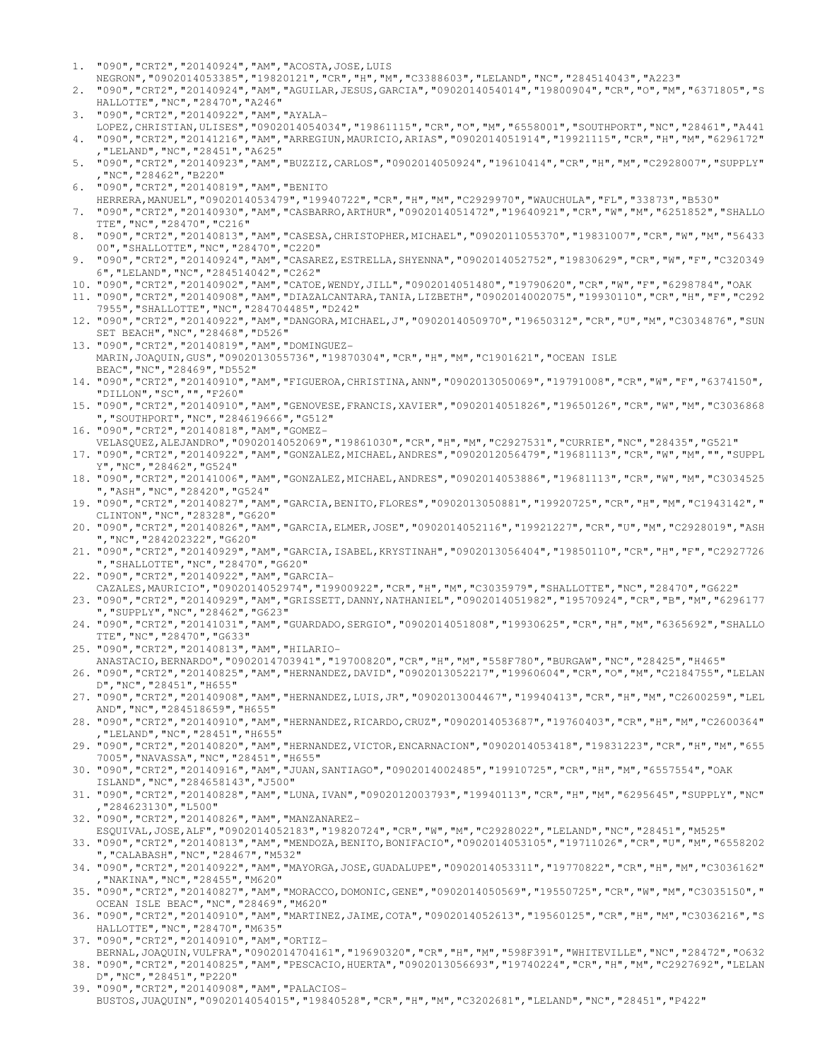1. "090","CRT2","20140924","AM","ACOSTA,JOSE,LUIS NEGRON","0902014053385","19820121","CR","H","M","C3388603","LELAND","NC","284514043","A223"
2. "090","CRT2","20140924","AM","AGUILAR,JESUS,GARCIA","0902014054014","19800904","CR","O","M","6371805","SHALLOTTE","NC","28470","A246"
3. "090","CRT2","20140922","AM","AYALA-LOPEZ,CHRISTIAN,ULISES","0902014054034","19861115","CR","O","M","6558001","SOUTHPORT","NC","28461","A441
4. "090","CRT2","20141216","AM","ARREGIUN,MAURICIO,ARIAS","0902014051914","19921115","CR","H","M","6296172","LELAND","NC","28451","A625"
5. "090","CRT2","20140923","AM","BUZZIZ,CARLOS","0902014050924","19610414","CR","H","M","C2928007","SUPPLY","NC","28462","B220"
6. "090","CRT2","20140819","AM","BENITO HERRERA,MANUEL","0902014053479","19940722","CR","H","M","C2929970","WAUCHULA","FL","33873","B530"
7. "090","CRT2","20140930","AM","CASBARRO,ARTHUR","0902014051472","19640921","CR","W","M","6251852","SHALLOTTE","NC","28470","C216"
8. "090","CRT2","20140813","AM","CASESA,CHRISTOPHER,MICHAEL","0902011055370","19831007","CR","W","M","5643300","SHALLOTTE","NC","28470","C220"
9. "090","CRT2","20140924","AM","CASAREZ,ESTRELLA,SHYENNA","0902014052752","19830629","CR","W","F","C3203496","LELAND","NC","284514042","C262"
10. "090","CRT2","20140902","AM","CATOE,WENDY,JILL","0902014051480","19790620","CR","W","F","6298784","OAK
11. "090","CRT2","20140908","AM","DIAZALCANTARA,TANIA,LIZBETH","0902014002075","19930110","CR","H","F","C2927955","SHALLOTTE","NC","284704485","D242"
12. "090","CRT2","20140922","AM","DANGORA,MICHAEL,J","0902014050970","19650312","CR","U","M","C3034876","SUNSET BEACH","NC","28468","D526"
13. "090","CRT2","20140819","AM","DOMINGUEZ-MARIN,JOAQUIN,GUS","0902013055736","19870304","CR","H","M","C1901621","OCEAN ISLE BEAC","NC","28469","D552"
14. "090","CRT2","20140910","AM","FIGUEROA,CHRISTINA,ANN","0902013050069","19791008","CR","W","F","6374150","DILLON","SC","","F260"
15. "090","CRT2","20140910","AM","GENOVESE,FRANCIS,XAVIER","0902014051826","19650126","CR","W","M","C3036868","SOUTHPORT","NC","284619666","G512"
16. "090","CRT2","20140818","AM","GOMEZ-VELASQUEZ,ALEJANDRO","0902014052069","19861030","CR","H","M","C2927531","CURRIE","NC","28435","G521"
17. "090","CRT2","20140922","AM","GONZALEZ,MICHAEL,ANDRES","0902012056479","19681113","CR","W","M","","SUPPLY","NC","28462","G524"
18. "090","CRT2","20141006","AM","GONZALEZ,MICHAEL,ANDRES","0902014053886","19681113","CR","W","M","C3034525","ASH","NC","28420","G524"
19. "090","CRT2","20140827","AM","GARCIA,BENITO,FLORES","0902013050881","19920725","CR","H","M","C1943142","CLINTON","NC","28328","G620"
20. "090","CRT2","20140826","AM","GARCIA,ELMER,JOSE","0902014052116","19921227","CR","U","M","C2928019","ASH","NC","284202322","G620"
21. "090","CRT2","20140929","AM","GARCIA,ISABEL,KRYSTINAH","0902013056404","19850110","CR","H","F","C2927726","SHALLOTTE","NC","28470","G620"
22. "090","CRT2","20140922","AM","GARCIA-CAZALES,MAURICIO","0902014052974","19900922","CR","H","M","C3035979","SHALLOTTE","NC","28470","G622"
23. "090","CRT2","20140929","AM","GRISSETT,DANNY,NATHANIEL","0902014051982","19570924","CR","B","M","6296177","SUPPLY","NC","28462","G623"
24. "090","CRT2","20141031","AM","GUARDADO,SERGIO","0902014051808","19930625","CR","H","M","6365692","SHALLOTTE","NC","28470","G633"
25. "090","CRT2","20140813","AM","HILARIO-ANASTACIO,BERNARDO","0902014703941","19700820","CR","H","M","558F780","BURGAW","NC","28425","H465"
26. "090","CRT2","20140825","AM","HERNANDEZ,DAVID","0902013052217","19960604","CR","O","M","C2184755","LELAND","NC","28451","H655"
27. "090","CRT2","20140908","AM","HERNANDEZ,LUIS,JR","0902013004467","19940413","CR","H","M","C2600259","LELAND","NC","284518659","H655"
28. "090","CRT2","20140910","AM","HERNANDEZ,RICARDO,CRUZ","0902014053687","19760403","CR","H","M","C2600364","LELAND","NC","28451","H655"
29. "090","CRT2","20140820","AM","HERNANDEZ,VICTOR,ENCARNACION","0902014053418","19831223","CR","H","M","6557005","NAVASSA","NC","28451","H655"
30. "090","CRT2","20140916","AM","JUAN,SANTIAGO","0902014002485","19910725","CR","H","M","6557554","OAK ISLAND","NC","284658143","J500"
31. "090","CRT2","20140828","AM","LUNA,IVAN","0902012003793","19940113","CR","H","M","6295645","SUPPLY","NC","284623130","L500"
32. "090","CRT2","20140826","AM","MANZANAREZ-ESQUIVAL,JOSE,ALF","0902014052183","19820724","CR","W","M","C2928022","LELAND","NC","28451","M525"
33. "090","CRT2","20140813","AM","MENDOZA,BENITO,BONIFACIO","0902014053105","19711026","CR","U","M","6558202","CALABASH","NC","28467","M532"
34. "090","CRT2","20140922","AM","MAYORGA,JOSE,GUADALUPE","0902014053311","19770822","CR","H","M","C3036162","NAKINA","NC","28455","M620"
35. "090","CRT2","20140827","AM","MORACCO,DOMONIC,GENE","0902014050569","19550725","CR","W","M","C3035150","OCEAN ISLE BEAC","NC","28469","M620"
36. "090","CRT2","20140910","AM","MARTINEZ,JAIME,COTA","0902014052613","19560125","CR","H","M","C3036216","SHALLOTTE","NC","28470","M635"
37. "090","CRT2","20140910","AM","ORTIZ-BERNAL,JOAQUIN,VULFRA","0902014704161","19690320","CR","H","M","598F391","WHITEVILLE","NC","28472","O632
38. "090","CRT2","20140825","AM","PESCACIO,HUERTA","0902013056693","19740224","CR","H","M","C2927692","LELAND","NC","28451","P220"
39. "090","CRT2","20140908","AM","PALACIOS-BUSTOS,JUAQUIN","0902014054015","19840528","CR","H","M","C3202681","LELAND","NC","28451","P422"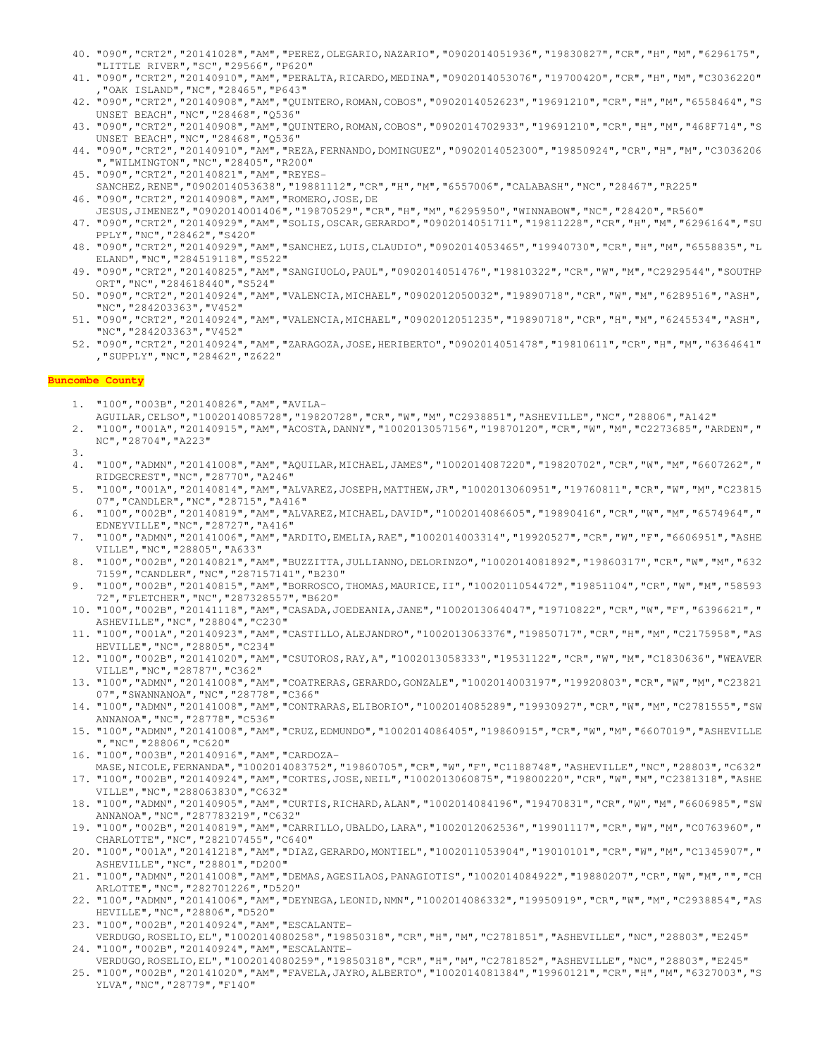40. "090","CRT2","20141028","AM","PEREZ,OLEGARIO,NAZARIO","0902014051936","19830827","CR","H","M","6296175","LITTLE RIVER","SC","29566","P620"
41. "090","CRT2","20140910","AM","PERALTA,RICARDO,MEDINA","0902014053076","19700420","CR","H","M","C3036220","OAK ISLAND","NC","28465","P643"
42. "090","CRT2","20140908","AM","QUINTERO,ROMAN,COBOS","0902014052623","19691210","CR","H","M","6558464","SUNSET BEACH","NC","28468","Q536"
43. "090","CRT2","20140908","AM","QUINTERO,ROMAN,COBOS","0902014702933","19691210","CR","H","M","468F714","SUNSET BEACH","NC","28468","Q536"
44. "090","CRT2","20140910","AM","REZA,FERNANDO,DOMINGUEZ","0902014052300","19850924","CR","H","M","C3036206","WILMINGTON","NC","28405","R200"
45. "090","CRT2","20140821","AM","REYES-SANCHEZ,RENE","0902014053638","19881112","CR","H","M","6557006","CALABASH","NC","28467","R225"
46. "090","CRT2","20140908","AM","ROMERO,JOSE,DE JESUS,JIMENEZ","0902014001406","19870529","CR","H","M","6295950","WINNABOW","NC","28420","R560"
47. "090","CRT2","20140929","AM","SOLIS,OSCAR,GERARDO","0902014051711","19811228","CR","H","M","6296164","SUPPLY","NC","28462","S420"
48. "090","CRT2","20140929","AM","SANCHEZ,LUIS,CLAUDIO","0902014053465","19940730","CR","H","M","6558835","LELAND","NC","284519118","S522"
49. "090","CRT2","20140825","AM","SANGIUOLO,PAUL","0902014051476","19810322","CR","W","M","C2929544","SOUTHPORT","NC","284618440","S524"
50. "090","CRT2","20140924","AM","VALENCIA,MICHAEL","0902012050032","19890718","CR","W","M","6289516","ASH","NC","284203363","V452"
51. "090","CRT2","20140924","AM","VALENCIA,MICHAEL","0902012051235","19890718","CR","H","M","6245534","ASH","NC","284203363","V452"
52. "090","CRT2","20140924","AM","ZARAGOZA,JOSE,HERIBERTO","0902014051478","19810611","CR","H","M","6364641","SUPPLY","NC","28462","Z622"

**Buncombe County**

1. "100","003B","20140826","AM","AVILA-AGUILAR,CELSO","1002014085728","19820728","CR","W","M","C2938851","ASHEVILLE","NC","28806","A142"
2. "100","001A","20140915","AM","ACOSTA,DANNY","1002013057156","19870120","CR","W","M","C2273685","ARDEN","NC","28704","A223"
3. 
4. "100","ADMN","20141008","AM","AQUILAR,MICHAEL,JAMES","1002014087220","19820702","CR","W","M","6607262","RIDGECREST","NC","28770","A246"
5. "100","001A","20140814","AM","ALVAREZ,JOSEPH,MATTHEW,JR","1002013060951","19760811","CR","W","M","C2381507","CANDLER","NC","28715","A416"
6. "100","002B","20140819","AM","ALVAREZ,MICHAEL,DAVID","1002014086605","19890416","CR","W","M","6574964","EDNEYVILLE","NC","28727","A416"
7. "100","ADMN","20141006","AM","ARDITO,EMELIA,RAE","1002014003314","19920527","CR","W","F","6606951","ASHEVILLE","NC","28805","A633"
8. "100","002B","20140821","AM","BUZZITTA,JULLIANNO,DELORINZO","1002014081892","19860317","CR","W","M","6327159","CANDLER","NC","287157141","B230"
9. "100","002B","20140815","AM","BORROSCO,THOMAS,MAURICE,II","1002011054472","19851104","CR","W","M","5859372","FLETCHER","NC","287328557","B620"
10. "100","002B","20141118","AM","CASADA,JOEDEANIA,JANE","1002013064047","19710822","CR","W","F","6396621","ASHEVILLE","NC","28804","C230"
11. "100","001A","20140923","AM","CASTILLO,ALEJANDRO","1002013063376","19850717","CR","H","M","C2175958","ASHEVILLE","NC","28805","C234"
12. "100","002B","20141020","AM","CSUTOROS,RAY,A","1002013058333","19531122","CR","W","M","C1830636","WEAVERVILLE","NC","28787","C362"
13. "100","ADMN","20141008","AM","COATRERAS,GERARDO,GONZALE","1002014003197","19920803","CR","W","M","C2382107","SWANNANOA","NC","28778","C366"
14. "100","ADMN","20141008","AM","CONTRARAS,ELIBORIO","1002014085289","19930927","CR","W","M","C2781555","SWANNANOA","NC","28778","C536"
15. "100","ADMN","20141008","AM","CRUZ,EDMUNDO","1002014086405","19860915","CR","W","M","6607019","ASHEVILLE","NC","28806","C620"
16. "100","003B","20140916","AM","CARDOZA-MASE,NICOLE,FERNANDA","1002014083752","19860705","CR","W","F","C1188748","ASHEVILLE","NC","28803","C632"
17. "100","002B","20140924","AM","CORTES,JOSE,NEIL","1002013060875","19800220","CR","W","M","C2381318","ASHEVILLE","NC","288063830","C632"
18. "100","ADMN","20140905","AM","CURTIS,RICHARD,ALAN","1002014084196","19470831","CR","W","M","6606985","SWANNANOA","NC","287783219","C632"
19. "100","002B","20140819","AM","CARRILLO,UBALDO,LARA","1002012062536","19901117","CR","W","M","C0763960","CHARLOTTE","NC","282107455","C640"
20. "100","001A","20141218","AM","DIAZ,GERARDO,MONTIEL","1002011053904","19010101","CR","W","M","C1345907","ASHEVILLE","NC","28801","D200"
21. "100","ADMN","20141008","AM","DEMAS,AGESILAOS,PANAGIOTIS","1002014084922","19880207","CR","W","M","","CHARLOTTE","NC","282701226","D520"
22. "100","ADMN","20141006","AM","DEYNEGA,LEONID,NMN","1002014086332","19950919","CR","W","M","C2938854","ASHEVILLE","NC","28806","D520"
23. "100","002B","20140924","AM","ESCALANTE-VERDUGO,ROSELIO,EL","1002014080258","19850318","CR","H","M","C2781851","ASHEVILLE","NC","28803","E245"
24. "100","002B","20140924","AM","ESCALANTE-VERDUGO,ROSELIO,EL","1002014080259","19850318","CR","H","M","C2781852","ASHEVILLE","NC","28803","E245"
25. "100","002B","20141020","AM","FAVELA,JAYRO,ALBERTO","1002014081384","19960121","CR","H","M","6327003","SYLVA","NC","28779","F140"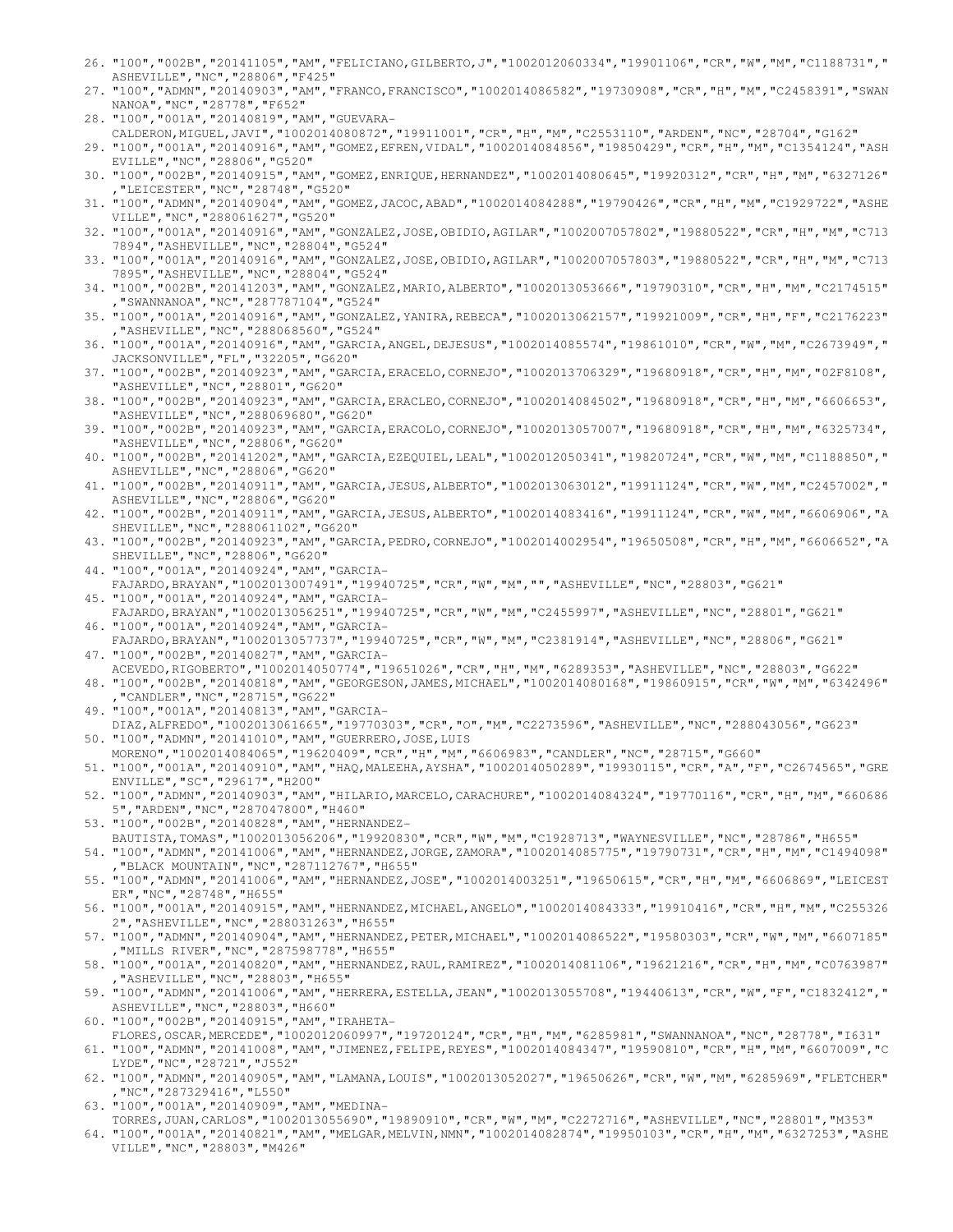26. "100","002B","20141105","AM","FELICIANO,GILBERTO,J","1002012060334","19901106","CR","W","M","C1188731","ASHEVILLE","NC","28806","F425"
27. "100","ADMN","20140903","AM","FRANCO,FRANCISCO","1002014086582","19730908","CR","H","M","C2458391","SWANNANOA","NC","28778","F652"
28. "100","001A","20140819","AM","GUEVARA-CALDERON,MIGUEL,JAVI","1002014080872","19911001","CR","H","M","C2553110","ARDEN","NC","28704","G162"
29. "100","001A","20140916","AM","GOMEZ,EFREN,VIDAL","1002014084856","19850429","CR","H","M","C1354124","ASHEVILLE","NC","28806","G520"
30. "100","002B","20140915","AM","GOMEZ,ENRIQUE,HERNANDEZ","1002014080645","19920312","CR","H","M","6327126","LEICESTER","NC","28748","G520"
31. "100","ADMN","20140904","AM","GOMEZ,JACOC,ABAD","1002014084288","19790426","CR","H","M","C1929722","ASHEVILLE","NC","288061627","G520"
32. "100","001A","20140916","AM","GONZALEZ,JOSE,OBIDIO,AGILAR","1002007057802","19880522","CR","H","M","C7137894","ASHEVILLE","NC","28804","G524"
33. "100","001A","20140916","AM","GONZALEZ,JOSE,OBIDIO,AGILAR","1002007057803","19880522","CR","H","M","C7137895","ASHEVILLE","NC","28804","G524"
34. "100","002B","20141203","AM","GONZALEZ,MARIO,ALBERTO","1002013053666","19790310","CR","H","M","C2174515","SWANNANOA","NC","287787104","G524"
35. "100","001A","20140916","AM","GONZALEZ,YANIRA,REBECA","1002013062157","19921009","CR","H","F","C2176223","ASHEVILLE","NC","288068560","G524"
36. "100","001A","20140916","AM","GARCIA,ANGEL,DEJESUS","1002014085574","19861010","CR","W","M","C2673949","JACKSONVILLE","FL","32205","G620"
37. "100","002B","20140923","AM","GARCIA,ERACELO,CORNEJO","1002013706329","19680918","CR","H","M","02F8108","ASHEVILLE","NC","28801","G620"
38. "100","002B","20140923","AM","GARCIA,ERACLEO,CORNEJO","1002014084502","19680918","CR","H","M","6606653","ASHEVILLE","NC","288069680","G620"
39. "100","002B","20140923","AM","GARCIA,ERACOLO,CORNEJO","1002013057007","19680918","CR","H","M","6325734","ASHEVILLE","NC","28806","G620"
40. "100","002B","20141202","AM","GARCIA,EZEQUIEL,LEAL","1002012050341","19820724","CR","W","M","C1188850","ASHEVILLE","NC","28806","G620"
41. "100","002B","20140911","AM","GARCIA,JESUS,ALBERTO","1002013063012","19911124","CR","W","M","C2457002","ASHEVILLE","NC","28806","G620"
42. "100","002B","20140911","AM","GARCIA,JESUS,ALBERTO","1002014083416","19911124","CR","W","M","6606906","ASHEVILLE","NC","288061102","G620"
43. "100","002B","20140923","AM","GARCIA,PEDRO,CORNEJO","1002014002954","19650508","CR","H","M","6606652","ASHEVILLE","NC","28806","G620"
44. "100","001A","20140924","AM","GARCIA-FAJARDO,BRAYAN","1002013007491","19940725","CR","W","M","","ASHEVILLE","NC","28803","G621"
45. "100","001A","20140924","AM","GARCIA-FAJARDO,BRAYAN","1002013056251","19940725","CR","W","M","C2455997","ASHEVILLE","NC","28801","G621"
46. "100","001A","20140924","AM","GARCIA-FAJARDO,BRAYAN","1002013057737","19940725","CR","W","M","C2381914","ASHEVILLE","NC","28806","G621"
47. "100","002B","20140827","AM","GARCIA-ACEVEDO,RIGOBERTO","1002014050774","19651026","CR","H","M","6289353","ASHEVILLE","NC","28803","G622"
48. "100","002B","20140818","AM","GEORGESON,JAMES,MICHAEL","1002014080168","19860915","CR","W","M","6342496","CANDLER","NC","28715","G622"
49. "100","001A","20140813","AM","GARCIA-DIAZ,ALFREDO","1002013061665","19770303","CR","O","M","C2273596","ASHEVILLE","NC","288043056","G623"
50. "100","ADMN","20141010","AM","GUERRERO,JOSE,LUIS MORENO","1002014084065","19620409","CR","H","M","6606983","CANDLER","NC","28715","G660"
51. "100","001A","20140910","AM","HAQ,MALEEHA,AYSHA","1002014050289","19930115","CR","A","F","C2674565","GREENVILLE","SC","29617","H200"
52. "100","ADMN","20140903","AM","HILARIO,MARCELO,CARACHURE","1002014084324","19770116","CR","H","M","6606865","ARDEN","NC","287047800","H460"
53. "100","002B","20140828","AM","HERNANDEZ-BAUTISTA,TOMAS","1002013056206","19920830","CR","W","M","C1928713","WAYNESVILLE","NC","28786","H655"
54. "100","ADMN","20141006","AM","HERNANDEZ,JORGE,ZAMORA","1002014085775","19790731","CR","H","M","C1494098","BLACK MOUNTAIN","NC","287112767","H655"
55. "100","ADMN","20141006","AM","HERNANDEZ,JOSE","1002014003251","19650615","CR","H","M","6606869","LEICESTER","NC","28748","H655"
56. "100","001A","20140915","AM","HERNANDEZ,MICHAEL,ANGELO","1002014084333","19910416","CR","H","M","C2553262","ASHEVILLE","NC","288031263","H655"
57. "100","ADMN","20140904","AM","HERNANDEZ,PETER,MICHAEL","1002014086522","19580303","CR","W","M","6607185","MILLS RIVER","NC","287598778","H655"
58. "100","001A","20140820","AM","HERNANDEZ,RAUL,RAMIREZ","1002014081106","19621216","CR","H","M","C0763987","ASHEVILLE","NC","28803","H655"
59. "100","ADMN","20141006","AM","HERRERA,ESTELLA,JEAN","1002013055708","19440613","CR","W","F","C1832412","ASHEVILLE","NC","28803","H660"
60. "100","002B","20140915","AM","IRAHETA-FLORES,OSCAR,MERCEDE","1002012060997","19720124","CR","H","M","6285981","SWANNANOA","NC","28778","I631"
61. "100","ADMN","20141008","AM","JIMENEZ,FELIPE,REYES","1002014084347","19590810","CR","H","M","6607009","CLYDE","NC","28721","J552"
62. "100","ADMN","20140905","AM","LAMANA,LOUIS","1002013052027","19650626","CR","W","M","6285969","FLETCHER","NC","287329416","L550"
63. "100","001A","20140909","AM","MEDINA-TORRES,JUAN,CARLOS","1002013055690","19890910","CR","W","M","C2272716","ASHEVILLE","NC","28801","M353"
64. "100","001A","20140821","AM","MELGAR,MELVIN,NMN","1002014082874","19950103","CR","H","M","6327253","ASHEVILLE","NC","28803","M426"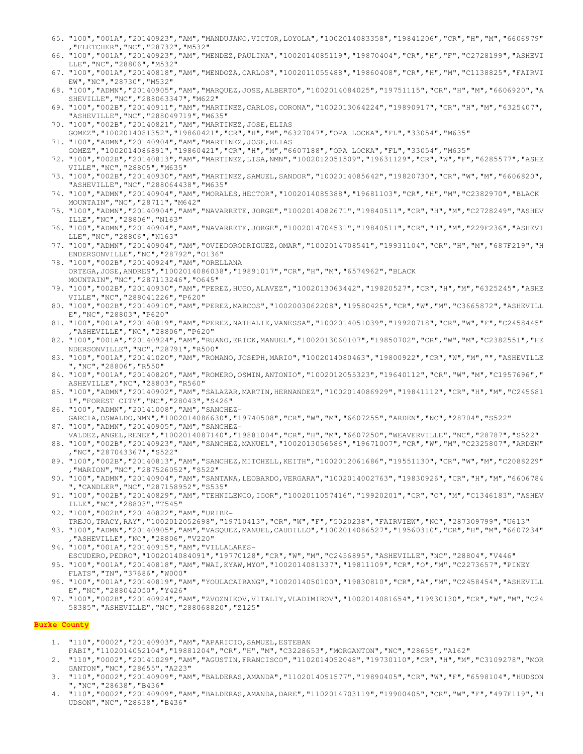65. "100","001A","20140923","AM","MANDUJANO,VICTOR,LOYOLA","1002014083358","19841206","CR","H","M","6606979","FLETCHER","NC","28732","M532"
66. "100","001A","20140923","AM","MENDEZ,PAULINA","1002014085119","19870404","CR","H","F","C2728199","ASHEVILLE","NC","28806","M532"
67. "100","001A","20140818","AM","MENDOZA,CARLOS","1002011055488","19860408","CR","H","M","C1138825","FAIRVIEW","NC","28730","M532"
68. "100","ADMN","20140905","AM","MARQUEZ,JOSE,ALBERTO","1002014084025","19751115","CR","H","M","6606920","ASHEVILLE","NC","288063347","M622"
69. "100","002B","20140911","AM","MARTINEZ,CARLOS,CORONA","1002013064224","19890917","CR","H","M","6325407","ASHEVILLE","NC","288049719","M635"
70. "100","002B","20140821","AM","MARTINEZ,JOSE,ELIAS GOMEZ","1002014081352","19860421","CR","H","M","6327047","OPA LOCKA","FL","33054","M635"
71. "100","ADMN","20140904","AM","MARTINEZ,JOSE,ELIAS GOMEZ","1002014086891","19860421","CR","H","M","6607188","OPA LOCKA","FL","33054","M635"
72. "100","002B","20140813","AM","MARTINEZ,LISA,NMN","1002012051509","19631129","CR","W","F","6285577","ASHEVILLE","NC","28805","M635"
73. "100","002B","20140930","AM","MARTINEZ,SAMUEL,SANDOR","1002014085642","19820730","CR","W","M","6606820","ASHEVILLE","NC","288064438","M635"
74. "100","ADMN","20140904","AM","MORALES,HECTOR","1002014085388","19681103","CR","H","M","C2382970","BLACK MOUNTAIN","NC","28711","M642"
75. "100","ADMN","20140904","AM","NAVARRETE,JORGE","1002014082671","19840511","CR","H","M","C2728249","ASHEVILLE","NC","28806","N163"
76. "100","ADMN","20140904","AM","NAVARRETE,JORGE","1002014704531","19840511","CR","H","M","229F236","ASHEVILLE","NC","28806","N163"
77. "100","ADMN","20140904","AM","OVIEDORODRIGUEZ,OMAR","1002014708541","19931104","CR","H","M","687F219","HENDERSONVILLE","NC","28792","O136"
78. "100","002B","20140924","AM","ORELLANA ORTEGA,JOSE,ANDRES","1002014086038","19891017","CR","H","M","6574962","BLACK MOUNTAIN","NC","287113246","O645"
79. "100","002B","20140930","AM","PEREZ,HUGO,ALAVEZ","1002013063442","19820527","CR","H","M","6325245","ASHEVILLE","NC","288041226","P620"
80. "100","002B","20140910","AM","PEREZ,MARCOS","1002003062208","19580425","CR","W","M","C3665872","ASHEVILLE","NC","28803","P620"
81. "100","001A","20140819","AM","PEREZ,NATHALIE,VANESSA","1002014051039","19920718","CR","W","F","C2458445","ASHEVILLE","NC","28806","P620"
82. "100","001A","20140924","AM","RUANO,ERICK,MANUEL","1002013060107","19850702","CR","W","M","C2382551","HENDERSONVILLE","NC","28791","R500"
83. "100","001A","20141020","AM","ROMANO,JOSEPH,MARIO","1002014080463","19800922","CR","W","M","","ASHEVILLE","NC","28806","R550"
84. "100","001A","20140820","AM","ROMERO,OSMIN,ANTONIO","1002012055323","19640112","CR","W","M","C1957696","ASHEVILLE","NC","28803","R560"
85. "100","ADMN","20140902","AM","SALAZAR,MARTIN,HERNANDEZ","1002014086929","19841112","CR","H","M","C2456811","FOREST CITY","NC","28043","S426"
86. "100","ADMN","20141008","AM","SANCHEZ-GARCIA,OSWALDO,NMN","1002014086630","19740508","CR","W","M","6607255","ARDEN","NC","28704","S522"
87. "100","ADMN","20140905","AM","SANCHEZ-VALDEZ,ANGEL,RENEE","1002014087140","19881004","CR","H","M","6607250","WEAVERVILLE","NC","28787","S522"
88. "100","002B","20140923","AM","SANCHEZ,MANUEL","1002013056586","19671007","CR","W","M","C2325807","ARDEN","NC","287043367","S522"
89. "100","002B","20140813","AM","SANCHEZ,MITCHELL,KEITH","1002012061686","19551130","CR","W","M","C2088229","MARION","NC","287526052","S522"
90. "100","ADMN","20140904","AM","SANTANA,LEOBARDO,VERGARA","1002014002763","19830926","CR","H","M","6606784","CANDLER","NC","287158952","S535"
91. "100","002B","20140829","AM","TEHNILENCO,IGOR","1002011057416","19920201","CR","O","M","C1346183","ASHEVILLE","NC","28803","T545"
92. "100","002B","20140822","AM","URIBE-TREJO,TRACY,RAY","1002012052698","19710413","CR","W","F","5020238","FAIRVIEW","NC","287309799","U613"
93. "100","ADMN","20140905","AM","VASQUEZ,MANUEL,CAUDILLO","1002014086527","19560310","CR","H","M","6607234","ASHEVILLE","NC","28806","V220"
94. "100","001A","20140915","AM","VILLALARES-ESCUDERO,PEDRO","1002014084091","19770128","CR","W","M","C2456895","ASHEVILLE","NC","28804","V446"
95. "100","001A","20140818","AM","WAI,KYAW,MYO","1002014081337","19811109","CR","O","M","C2273657","PINEY FLATS","TN","37686","W000"
96. "100","001A","20140819","AM","YOULACAIRANG","1002014050100","19830810","CR","A","M","C2458454","ASHEVILLE","NC","288042050","Y426"
97. "100","002B","20140924","AM","ZVOZNIKOV,VITALIY,VLADIMIROV","1002014081654","19930130","CR","W","M","C2458385","ASHEVILLE","NC","288068820","Z125"

**Burke County**

1. "110","0002","20140903","AM","APARICIO,SAMUEL,ESTEBAN FABI","1102014052104","19881204","CR","H","M","C3228653","MORGANTON","NC","28655","A162"
2. "110","0002","20141029","AM","AGUSTIN,FRANCISCO","1102014052048","19730110","CR","H","M","C3109278","MORGANTON","NC","28655","A223"
3. "110","0002","20140909","AM","BALDERAS,AMANDA","1102014051577","19890405","CR","W","F","6598104","HUDSON","NC","28638","B436"
4. "110","0002","20140909","AM","BALDERAS,AMANDA,DARE","1102014703119","19900405","CR","W","F","497F119","HUDSON","NC","28638","B436"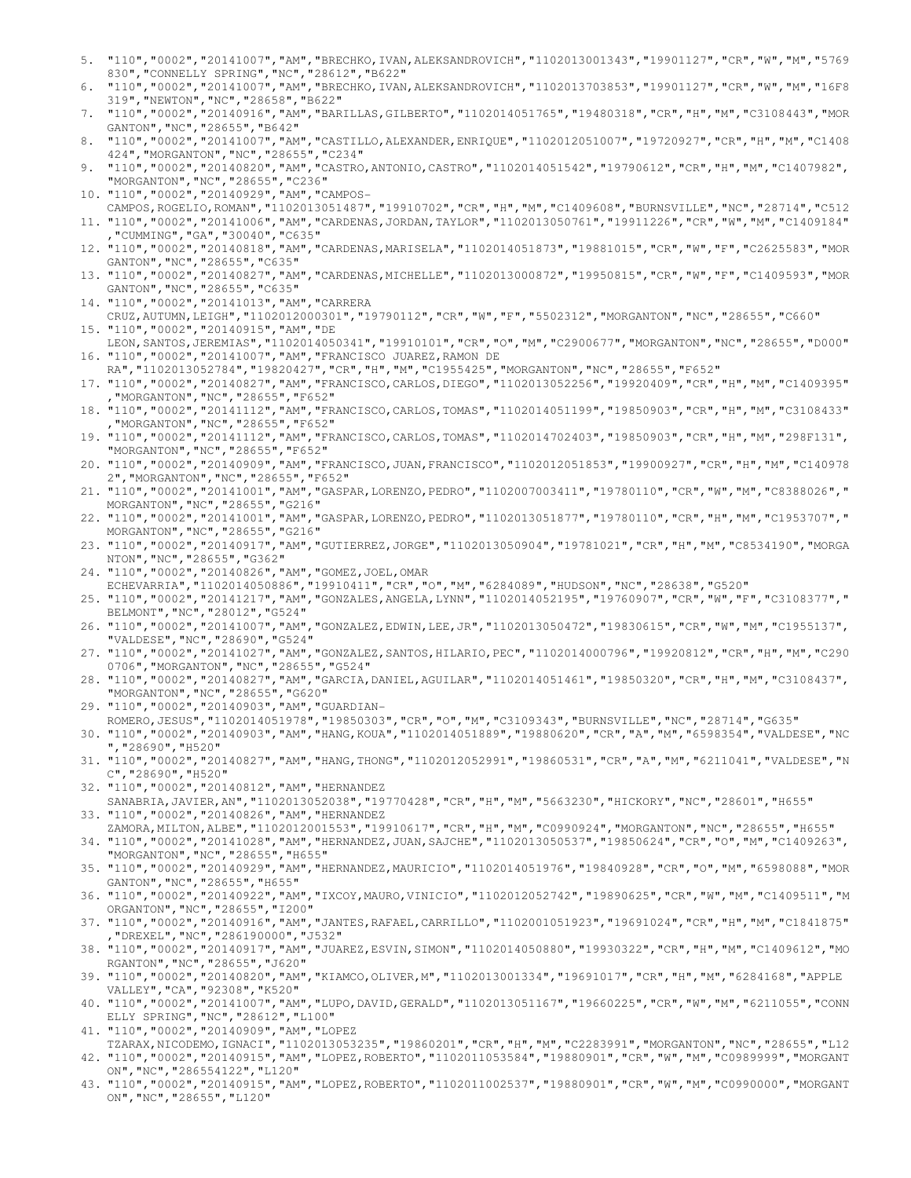5. "110","0002","20141007","AM","BRECHKO,IVAN,ALEKSANDROVICH","1102013001343","19901127","CR","W","M","5769830","CONNELLY SPRING","NC","28612","B622"
6. "110","0002","20141007","AM","BRECHKO,IVAN,ALEKSANDROVICH","1102013703853","19901127","CR","W","M","16F8319","NEWTON","NC","28658","B622"
7. "110","0002","20140916","AM","BARILLAS,GILBERTO","1102014051765","19480318","CR","H","M","C3108443","MORGANTON","NC","28655","B642"
8. "110","0002","20141007","AM","CASTILLO,ALEXANDER,ENRIQUE","1102012051007","19720927","CR","H","M","C1408424","MORGANTON","NC","28655","C234"
9. "110","0002","20140820","AM","CASTRO,ANTONIO,CASTRO","1102014051542","19790612","CR","H","M","C1407982","MORGANTON","NC","28655","C236"
10. "110","0002","20140929","AM","CAMPOS-CAMPOS,ROGELIO,ROMAN","1102013051487","19910702","CR","H","M","C1409608","BURNSVILLE","NC","28714","C512
11. "110","0002","20141006","AM","CARDENAS,JORDAN,TAYLOR","1102013050761","19911226","CR","W","M","C1409184","CUMMING","GA","30040","C635"
12. "110","0002","20140818","AM","CARDENAS,MARISELA","1102014051873","19881015","CR","W","F","C2625583","MORGANTON","NC","28655","C635"
13. "110","0002","20140827","AM","CARDENAS,MICHELLE","1102013000872","19950815","CR","W","F","C1409593","MORGANTON","NC","28655","C635"
14. "110","0002","20141013","AM","CARRERA CRUZ,AUTUMN,LEIGH","1102012000301","19790112","CR","W","F","5502312","MORGANTON","NC","28655","C660"
15. "110","0002","20140915","AM","DE LEON,SANTOS,JEREMIAS","1102014050341","19910101","CR","O","M","C2900677","MORGANTON","NC","28655","D000"
16. "110","0002","20141007","AM","FRANCISCO JUAREZ,RAMON DE RA","1102013052784","19820427","CR","H","M","C1955425","MORGANTON","NC","28655","F652"
17. "110","0002","20140827","AM","FRANCISCO,CARLOS,DIEGO","1102013052256","19920409","CR","H","M","C1409395","MORGANTON","NC","28655","F652"
18. "110","0002","20141112","AM","FRANCISCO,CARLOS,TOMAS","1102014051199","19850903","CR","H","M","C3108433","MORGANTON","NC","28655","F652"
19. "110","0002","20141112","AM","FRANCISCO,CARLOS,TOMAS","1102014702403","19850903","CR","H","M","298F131","MORGANTON","NC","28655","F652"
20. "110","0002","20140909","AM","FRANCISCO,JUAN,FRANCISCO","1102012051853","19900927","CR","H","M","C1409782","MORGANTON","NC","28655","F652"
21. "110","0002","20141001","AM","GASPAR,LORENZO,PEDRO","1102007003411","19780110","CR","W","M","C8388026","MORGANTON","NC","28655","G216"
22. "110","0002","20141001","AM","GASPAR,LORENZO,PEDRO","1102013051877","19780110","CR","H","M","C1953707","MORGANTON","NC","28655","G216"
23. "110","0002","20140917","AM","GUTIERREZ,JORGE","1102013050904","19781021","CR","H","M","C8534190","MORGANTON","NC","28655","G362"
24. "110","0002","20140826","AM","GOMEZ,JOEL,OMAR ECHEVARRIA","1102014050886","19910411","CR","O","M","6284089","HUDSON","NC","28638","G520"
25. "110","0002","20141217","AM","GONZALES,ANGELA,LYNN","1102014052195","19760907","CR","W","F","C3108377","BELMONT","NC","28012","G524"
26. "110","0002","20141007","AM","GONZALEZ,EDWIN,LEE,JR","1102013050472","19830615","CR","W","M","C1955137","VALDESE","NC","28690","G524"
27. "110","0002","20141027","AM","GONZALEZ,SANTOS,HILARIO,PEC","1102014000796","19920812","CR","H","M","C2900706","MORGANTON","NC","28655","G524"
28. "110","0002","20140827","AM","GARCIA,DANIEL,AGUILAR","1102014051461","19850320","CR","H","M","C3108437","MORGANTON","NC","28655","G620"
29. "110","0002","20140903","AM","GUARDIAN-ROMERO,JESUS","1102014051978","19850303","CR","O","M","C3109343","BURNSVILLE","NC","28714","G635"
30. "110","0002","20140903","AM","HANG,KOUA","1102014051889","19880620","CR","A","M","6598354","VALDESE","NC","28690","H520"
31. "110","0002","20140827","AM","HANG,THONG","1102012052991","19860531","CR","A","M","6211041","VALDESE","NC","28690","H520"
32. "110","0002","20140812","AM","HERNANDEZ SANABRIA,JAVIER,AN","1102013052038","19770428","CR","H","M","5663230","HICKORY","NC","28601","H655"
33. "110","0002","20140826","AM","HERNANDEZ ZAMORA,MILTON,ALBE","1102012001553","19910617","CR","H","M","C0990924","MORGANTON","NC","28655","H655"
34. "110","0002","20141028","AM","HERNANDEZ,JUAN,SAJCHE","1102013050537","19850624","CR","O","M","C1409263","MORGANTON","NC","28655","H655"
35. "110","0002","20140929","AM","HERNANDEZ,MAURICIO","1102014051976","19840928","CR","O","M","6598088","MORGANTON","NC","28655","H655"
36. "110","0002","20140922","AM","IXCOY,MAURO,VINICIO","1102012052742","19890625","CR","W","M","C1409511","MORGANTON","NC","28655","I200"
37. "110","0002","20140916","AM","JANTES,RAFAEL,CARRILLO","1102001051923","19691024","CR","H","M","C1841875","DREXEL","NC","286190000","J532"
38. "110","0002","20140917","AM","JUAREZ,ESVIN,SIMON","1102014050880","19930322","CR","H","M","C1409612","MORGANTON","NC","28655","J620"
39. "110","0002","20140820","AM","KIAMCO,OLIVER,M","1102013001334","19691017","CR","H","M","6284168","APPLE VALLEY","CA","92308","K520"
40. "110","0002","20141007","AM","LUPO,DAVID,GERALD","1102013051167","19660225","CR","W","M","6211055","CONNELLY SPRING","NC","28612","L100"
41. "110","0002","20140909","AM","LOPEZ TZARAX,NICODEMO,IGNACI","1102013053235","19860201","CR","H","M","C2283991","MORGANTON","NC","28655","L12
42. "110","0002","20140915","AM","LOPEZ,ROBERTO","1102011053584","19880901","CR","W","M","C0989999","MORGANTON","NC","286554122","L120"
43. "110","0002","20140915","AM","LOPEZ,ROBERTO","1102011002537","19880901","CR","W","M","C0990000","MORGANTON","NC","28655","L120"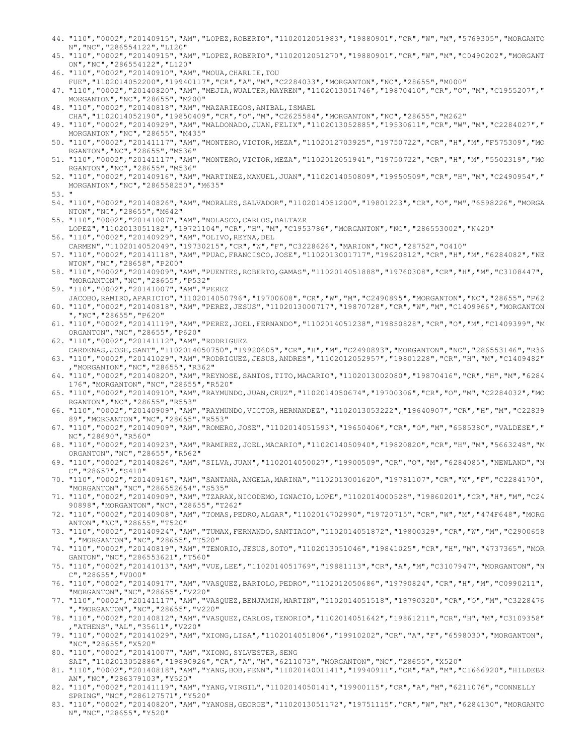44. "110","0002","20140915","AM","LOPEZ,ROBERTO","1102012051983","19880901","CR","W","M","5769305","MORGANTON","NC","286554122","L120"
45. "110","0002","20140915","AM","LOPEZ,ROBERTO","1102012051270","19880901","CR","W","M","C0490202","MORGANTON","NC","286554122","L120"
46. "110","0002","20140910","AM","MOUA,CHARLIE,TOU FUE","1102014052200","19940117","CR","A","M","C2284033","MORGANTON","NC","28655","M000"
47. "110","0002","20140820","AM","MEJIA,WUALTER,MAYREN","1102013051746","19870410","CR","O","M","C1955207","MORGANTON","NC","28655","M200"
48. "110","0002","20140818","AM","MAZARIEGOS,ANIBAL,ISMAEL CHA","1102014052190","19850409","CR","O","M","C2625584","MORGANTON","NC","28655","M262"
49. "110","0002","20140929","AM","MALDONADO,JUAN,FELIX","1102013052885","19530611","CR","W","M","C2284027","MORGANTON","NC","28655","M435"
50. "110","0002","20141117","AM","MONTERO,VICTOR,MEZA","1102012703925","19750722","CR","H","M","F575309","MORGANTON","NC","28655","M536"
51. "110","0002","20141117","AM","MONTERO,VICTOR,MEZA","1102012051941","19750722","CR","H","M","5502319","MORGANTON","NC","28655","M536"
52. "110","0002","20140916","AM","MARTINEZ,MANUEL,JUAN","1102014050809","19950509","CR","H","M","C2490954","MORGANTON","NC","286558250","M635"
53. "
54. "110","0002","20140826","AM","MORALES,SALVADOR","1102014051200","19801223","CR","O","M","6598226","MORGANTON","NC","28655","M642"
55. "110","0002","20141007","AM","NOLASCO,CARLOS,BALTAZR LOPEZ","1102013051182","19721104","CR","H","M","C1953786","MORGANTON","NC","286553002","N420"
56. "110","0002","20140929","AM","OLIVO,REYNA,DEL CARMEN","1102014052049","19730215","CR","W","F","C3228626","MARION","NC","28752","O410"
57. "110","0002","20141118","AM","PUAC,FRANCISCO,JOSE","1102013001717","19620812","CR","H","M","6284082","NEWTON","NC","28658","P200"
58. "110","0002","20140909","AM","PUENTES,ROBERTO,GAMAS","1102014051888","19760308","CR","H","M","C3108447","MORGANTON","NC","28655","P532"
59. "110","0002","20141007","AM","PEREZ JACOBO,RAMIRO,APARICIO","1102014050796","19700608","CR","W","M","C2490895","MORGANTON","NC","28655","P62
60. "110","0002","20140818","AM","PEREZ,JESUS","1102013000717","19870728","CR","W","M","C1409966","MORGANTON","NC","28655","P620"
61. "110","0002","20141119","AM","PEREZ,JOEL,FERNANDO","1102014051238","19850828","CR","O","M","C1409399","MORGANTON","NC","28655","P620"
62. "110","0002","20141112","AM","RODRIGUEZ CARDENAS,JOSE,SANT","1102014050750","19920605","CR","H","M","C2490893","MORGANTON","NC","286553146","R36
63. "110","0002","20141029","AM","RODRIGUEZ,JESUS,ANDRES","1102012052957","19801228","CR","H","M","C1409482","MORGANTON","NC","28655","R362"
64. "110","0002","20140820","AM","REYNOSE,SANTOS,TITO,MACARIO","1102013002080","19870416","CR","H","M","6284176","MORGANTON","NC","28655","R520"
65. "110","0002","20140910","AM","RAYMUNDO,JUAN,CRUZ","1102014050674","19700306","CR","O","M","C2284032","MORGANTON","NC","28655","R553"
66. "110","0002","20140909","AM","RAYMUNDO,VICTOR,HERNANDEZ","1102013053222","19640907","CR","H","M","C2283989","MORGANTON","NC","28655","R553"
67. "110","0002","20140909","AM","ROMERO,JOSE","1102014051593","19650406","CR","O","M","6585380","VALDESE","NC","28690","R560"
68. "110","0002","20140923","AM","RAMIREZ,JOEL,MACARIO","1102014050940","19820820","CR","H","M","5663248","MORGANTON","NC","28655","R562"
69. "110","0002","20140826","AM","SILVA,JUAN","1102014050027","19900509","CR","O","M","6284085","NEWLAND","NC","28657","S410"
70. "110","0002","20140916","AM","SANTANA,ANGELA,MARINA","1102013001620","19781107","CR","W","F","C2284170","MORGANTON","NC","286552654","S535"
71. "110","0002","20140909","AM","TZARAX,NICODEMO,IGNACIO,LOPE","1102014000528","19860201","CR","H","M","C2490898","MORGANTON","NC","28655","T262"
72. "110","0002","20140908","AM","TOMAS,PEDRO,ALGAR","1102014702990","19720715","CR","W","M","474F648","MORGANTON","NC","28655","T520"
73. "110","0002","20140924","AM","TUMAX,FERNANDO,SANTIAGO","1102014051872","19800329","CR","W","M","C2900658","MORGANTON","NC","28655","T520"
74. "110","0002","20140819","AM","TENORIO,JESUS,SOTO","1102013051046","19841025","CR","H","M","4737365","MORGANTON","NC","286553621","T560"
75. "110","0002","20141013","AM","VUE,LEE","1102014051769","19881113","CR","A","M","C3107947","MORGANTON","NC","28655","V000"
76. "110","0002","20140917","AM","VASQUEZ,BARTOLO,PEDRO","1102012050686","19790824","CR","H","M","C0990211","MORGANTON","NC","28655","V220"
77. "110","0002","20141117","AM","VASQUEZ,BENJAMIN,MARTIN","1102014051518","19790320","CR","O","M","C3228476","MORGANTON","NC","28655","V220"
78. "110","0002","20140812","AM","VASQUEZ,CARLOS,TENORIO","1102014051642","19861211","CR","H","M","C3109358","ATHENS","AL","35611","V220"
79. "110","0002","20141029","AM","XIONG,LISA","1102014051806","19910202","CR","A","F","6598030","MORGANTON","NC","28655","X520"
80. "110","0002","20141007","AM","XIONG,SYLVESTER,SENG SAI","1102013052886","19890926","CR","A","M","6211073","MORGANTON","NC","28655","X520"
81. "110","0002","20140818","AM","YANG,BOB,PENN","1102014001141","19940911","CR","A","M","C1666920","HILDEBRAN","NC","286379103","Y520"
82. "110","0002","20141119","AM","YANG,VIRGIL","1102014050141","19900115","CR","A","M","6211076","CONNELLY SPRING","NC","286127571","Y520"
83. "110","0002","20140820","AM","YANOSH,GEORGE","1102013051172","19751115","CR","W","M","6284130","MORGANTON","NC","28655","Y520"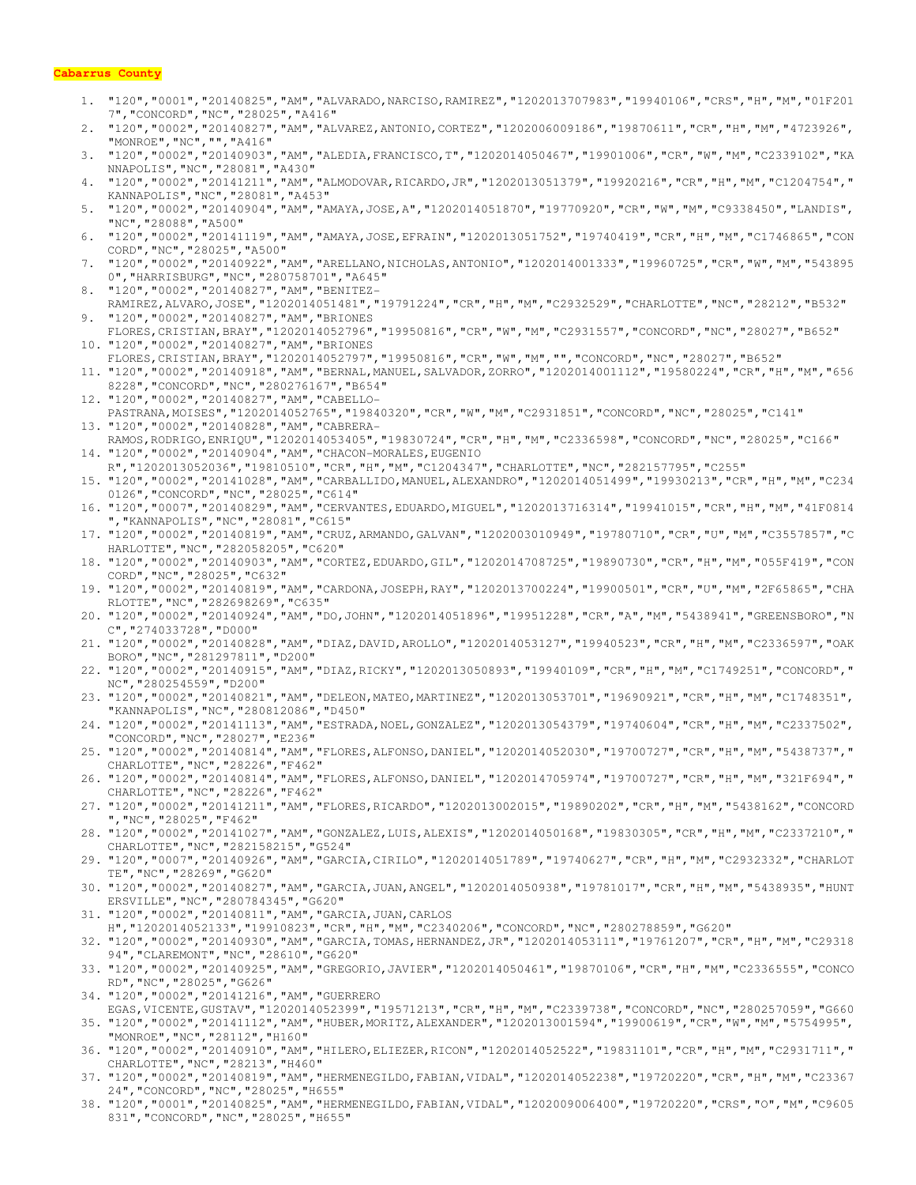**Cabarrus County**

1. "120","0001","20140825","AM","ALVARADO,NARCISO,RAMIREZ","1202013707983","19940106","CRS","H","M","01F2017","CONCORD","NC","28025","A416"
2. "120","0002","20140827","AM","ALVAREZ,ANTONIO,CORTEZ","1202006009186","19870611","CR","H","M","4723926","MONROE","NC","","A416"
3. "120","0002","20140903","AM","ALEDIA,FRANCISCO,T","1202014050467","19901006","CR","W","M","C2339102","KANNAPOLIS","NC","28081","A430"
4. "120","0002","20141211","AM","ALMODOVAR,RICARDO,JR","1202013051379","19920216","CR","H","M","C1204754","KANNAPOLIS","NC","28081","A453"
5. "120","0002","20140904","AM","AMAYA,JOSE,A","1202014051870","19770920","CR","W","M","C9338450","LANDIS","NC","28088","A500"
6. "120","0002","20141119","AM","AMAYA,JOSE,EFRAIN","1202013051752","19740419","CR","H","M","C1746865","CONCORD","NC","28025","A500"
7. "120","0002","20140922","AM","ARELLANO,NICHOLAS,ANTONIO","1202014001333","19960725","CR","W","M","5438950","HARRISBURG","NC","280758701","A645"
8. "120","0002","20140827","AM","BENITEZ-RAMIREZ,ALVARO,JOSE","1202014051481","19791224","CR","H","M","C2932529","CHARLOTTE","NC","28212","B532"
9. "120","0002","20140827","AM","BRIONES FLORES,CRISTIAN,BRAY","1202014052796","19950816","CR","W","M","C2931557","CONCORD","NC","28027","B652"
10. "120","0002","20140827","AM","BRIONES FLORES,CRISTIAN,BRAY","1202014052797","19950816","CR","W","M","","CONCORD","NC","28027","B652"
11. "120","0002","20140918","AM","BERNAL,MANUEL,SALVADOR,ZORRO","1202014001112","19580224","CR","H","M","6568228","CONCORD","NC","280276167","B654"
12. "120","0002","20140827","AM","CABELLO-PASTRANA,MOISES","1202014052765","19840320","CR","W","M","C2931851","CONCORD","NC","28025","C141"
13. "120","0002","20140828","AM","CABRERA-RAMOS,RODRIGO,ENRIQU","1202014053405","19830724","CR","H","M","C2336598","CONCORD","NC","28025","C166"
14. "120","0002","20140904","AM","CHACON-MORALES,EUGENIO R","1202013052036","19810510","CR","H","M","C1204347","CHARLOTTE","NC","282157795","C255"
15. "120","0002","20141028","AM","CARBALLIDO,MANUEL,ALEXANDRO","1202014051499","19930213","CR","H","M","C2340126","CONCORD","NC","28025","C614"
16. "120","0007","20140829","AM","CERVANTES,EDUARDO,MIGUEL","1202013716314","19941015","CR","H","M","41F0814","KANNAPOLIS","NC","28081","C615"
17. "120","0002","20140819","AM","CRUZ,ARMANDO,GALVAN","1202003010949","19780710","CR","U","M","C3557857","CHARLOTTE","NC","282058205","C620"
18. "120","0002","20140903","AM","CORTEZ,EDUARDO,GIL","1202014708725","19890730","CR","H","M","055F419","CONCORD","NC","28025","C632"
19. "120","0002","20140819","AM","CARDONA,JOSEPH,RAY","1202013700224","19900501","CR","U","M","2F65865","CHARLOTTE","NC","282698269","C635"
20. "120","0002","20140924","AM","DO,JOHN","1202014051896","19951228","CR","A","M","5438941","GREENSBORO","NC","274033728","D000"
21. "120","0002","20140828","AM","DIAZ,DAVID,AROLLO","1202014053127","19940523","CR","H","M","C2336597","OAKBORO","NC","281297811","D200"
22. "120","0002","20140915","AM","DIAZ,RICKY","1202013050893","19940109","CR","H","M","C1749251","CONCORD","NC","280254559","D200"
23. "120","0002","20140821","AM","DELEON,MATEO,MARTINEZ","1202013053701","19690921","CR","H","M","C1748351","KANNAPOLIS","NC","280812086","D450"
24. "120","0002","20141113","AM","ESTRADA,NOEL,GONZALEZ","1202013054379","19740604","CR","H","M","C2337502","CONCORD","NC","28027","E236"
25. "120","0002","20140814","AM","FLORES,ALFONSO,DANIEL","1202014052030","19700727","CR","H","M","5438737","CHARLOTTE","NC","28226","F462"
26. "120","0002","20140814","AM","FLORES,ALFONSO,DANIEL","1202014705974","19700727","CR","H","M","321F694","CHARLOTTE","NC","28226","F462"
27. "120","0002","20141211","AM","FLORES,RICARDO","1202013002015","19890202","CR","H","M","5438162","CONCORD","NC","28025","F462"
28. "120","0002","20141027","AM","GONZALEZ,LUIS,ALEXIS","1202014050168","19830305","CR","H","M","C2337210","CHARLOTTE","NC","282158215","G524"
29. "120","0007","20140926","AM","GARCIA,CIRILO","1202014051789","19740627","CR","H","M","C2932332","CHARLOTTE","NC","28269","G620"
30. "120","0002","20140827","AM","GARCIA,JUAN,ANGEL","1202014050938","19781017","CR","H","M","5438935","HUNTERSVILLE","NC","280784345","G620"
31. "120","0002","20140811","AM","GARCIA,JUAN,CARLOS H","1202014052133","19910823","CR","H","M","C2340206","CONCORD","NC","280278859","G620"
32. "120","0002","20140930","AM","GARCIA,TOMAS,HERNANDEZ,JR","1202014053111","19761207","CR","H","M","C2931894","CLAREMONT","NC","28610","G620"
33. "120","0002","20140925","AM","GREGORIO,JAVIER","1202014050461","19870106","CR","H","M","C2336555","CONCORD","NC","28025","G626"
34. "120","0002","20141216","AM","GUERRERO EGAS,VICENTE,GUSTAV","1202014052399","19571213","CR","H","M","C2339738","CONCORD","NC","280257059","G660"
35. "120","0002","20141112","AM","HUBER,MORITZ,ALEXANDER","1202013001594","19900619","CR","W","M","5754995","MONROE","NC","28112","H160"
36. "120","0002","20140910","AM","HILERO,ELIEZER,RICON","1202014052522","19831101","CR","H","M","C2931711","CHARLOTTE","NC","28213","H460"
37. "120","0002","20140819","AM","HERMENEGILDO,FABIAN,VIDAL","1202014052238","19720220","CR","H","M","C2336724","CONCORD","NC","28025","H655"
38. "120","0001","20140825","AM","HERMENEGILDO,FABIAN,VIDAL","1202009006400","19720220","CRS","O","M","C9605831","CONCORD","NC","28025","H655"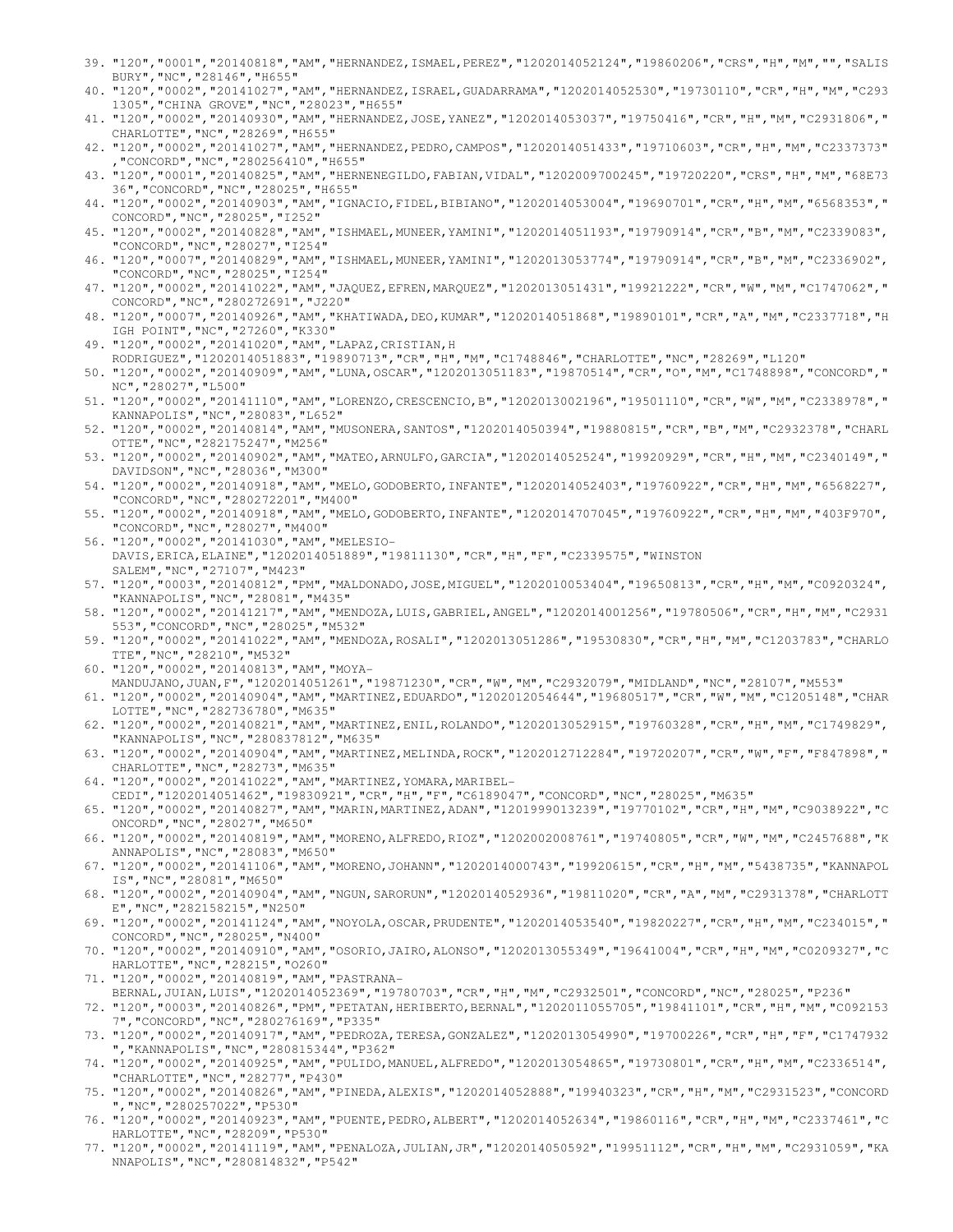39. "120","0001","20140818","AM","HERNANDEZ,ISMAEL,PEREZ","1202014052124","19860206","CRS","H","M","","SALISBURY","NC","28146","H655"
40. "120","0002","20141027","AM","HERNANDEZ,ISRAEL,GUADARRAMA","1202014052530","19730110","CR","H","M","C2931305","CHINA GROVE","NC","28023","H655"
41. "120","0002","20140930","AM","HERNANDEZ,JOSE,YANEZ","1202014053037","19750416","CR","H","M","C2931806","CHARLOTTE","NC","28269","H655"
42. "120","0002","20141027","AM","HERNANDEZ,PEDRO,CAMPOS","1202014051433","19710603","CR","H","M","C2337373","CONCORD","NC","280256410","H655"
43. "120","0001","20140825","AM","HERNENEGILDO,FABIAN,VIDAL","1202009700245","19720220","CRS","H","M","68E7336","CONCORD","NC","28025","H655"
44. "120","0002","20140903","AM","IGNACIO,FIDEL,BIBIANO","1202014053004","19690701","CR","H","M","6568353","CONCORD","NC","28025","I252"
45. "120","0002","20140828","AM","ISHMAEL,MUNEER,YAMINI","1202014051193","19790914","CR","B","M","C2339083","CONCORD","NC","28027","I254"
46. "120","0007","20140829","AM","ISHMAEL,MUNEER,YAMINI","1202013053774","19790914","CR","B","M","C2336902","CONCORD","NC","28025","I254"
47. "120","0002","20141022","AM","JAQUEZ,EFREN,MARQUEZ","1202013051431","19921222","CR","W","M","C1747062","CONCORD","NC","280272691","J220"
48. "120","0007","20140926","AM","KHATIWADA,DEO,KUMAR","1202014051868","19890101","CR","A","M","C2337718","HIGH POINT","NC","27260","K330"
49. "120","0002","20141020","AM","LAPAZ,CRISTIAN,H RODRIGUEZ","1202014051883","19890713","CR","H","M","C1748846","CHARLOTTE","NC","28269","L120"
50. "120","0002","20140909","AM","LUNA,OSCAR","1202013051183","19870514","CR","O","M","C1748898","CONCORD","NC","28027","L500"
51. "120","0002","20141110","AM","LORENZO,CRESCENCIO,B","1202013002196","19501110","CR","W","M","C2338978","KANNAPOLIS","NC","28083","L652"
52. "120","0002","20140814","AM","MUSONERA,SANTOS","1202014050394","19880815","CR","B","M","C2932378","CHARLOTTE","NC","282175247","M256"
53. "120","0002","20140902","AM","MATEO,ARNULFO,GARCIA","1202014052524","19920929","CR","H","M","C2340149","DAVIDSON","NC","28036","M300"
54. "120","0002","20140918","AM","MELO,GODOBERTO,INFANTE","1202014052403","19760922","CR","H","M","6568227","CONCORD","NC","280272201","M400"
55. "120","0002","20140918","AM","MELO,GODOBERTO,INFANTE","1202014707045","19760922","CR","H","M","403F970","CONCORD","NC","28027","M400"
56. "120","0002","20141030","AM","MELESIO-DAVIS,ERICA,ELAINE","1202014051889","19811130","CR","H","F","C2339575","WINSTON SALEM","NC","27107","M423"
57. "120","0003","20140812","PM","MALDONADO,JOSE,MIGUEL","1202010053404","19650813","CR","H","M","C0920324","KANNAPOLIS","NC","28081","M435"
58. "120","0002","20141217","AM","MENDOZA,LUIS,GABRIEL,ANGEL","1202014001256","19780506","CR","H","M","C2931553","CONCORD","NC","28025","M532"
59. "120","0002","20141022","AM","MENDOZA,ROSALI","1202013051286","19530830","CR","H","M","C1203783","CHARLOTTE","NC","28210","M532"
60. "120","0002","20140813","AM","MOYA-MANDUJANO,JUAN,F","1202014051261","19871230","CR","W","M","C2932079","MIDLAND","NC","28107","M553"
61. "120","0002","20140904","AM","MARTINEZ,EDUARDO","1202012054644","19680517","CR","W","M","C1205148","CHARLOTTE","NC","282736780","M635"
62. "120","0002","20140821","AM","MARTINEZ,ENIL,ROLANDO","1202013052915","19760328","CR","H","M","C1749829","KANNAPOLIS","NC","280837812","M635"
63. "120","0002","20140904","AM","MARTINEZ,MELINDA,ROCK","1202012712284","19720207","CR","W","F","F847898","CHARLOTTE","NC","28273","M635"
64. "120","0002","20141022","AM","MARTINEZ,YOMARA,MARIBEL-CEDI","1202014051462","19830921","CR","H","F","C6189047","CONCORD","NC","28025","M635"
65. "120","0002","20140827","AM","MARIN,MARTINEZ,ADAN","1201999013239","19770102","CR","H","M","C9038922","CONCORD","NC","28027","M650"
66. "120","0002","20140819","AM","MORENO,ALFREDO,RIOZ","1202002008761","19740805","CR","W","M","C2457688","KANNAPOLIS","NC","28083","M650"
67. "120","0002","20141106","AM","MORENO,JOHANN","1202014000743","19920615","CR","H","M","5438735","KANNAPOLIS","NC","28081","M650"
68. "120","0002","20140904","AM","NGUN,SARORUN","1202014052936","19811020","CR","A","M","C2931378","CHARLOTTE","NC","282158215","N250"
69. "120","0002","20141124","AM","NOYOLA,OSCAR,PRUDENTE","1202014053540","19820227","CR","H","M","C234015","CONCORD","NC","28025","N400"
70. "120","0002","20140910","AM","OSORIO,JAIRO,ALONSO","1202013055349","19641004","CR","H","M","C0209327","CHARLOTTE","NC","28215","O260"
71. "120","0002","20140819","AM","PASTRANA-BERNAL,JUIAN,LUIS","1202014052369","19780703","CR","H","M","C2932501","CONCORD","NC","28025","P236"
72. "120","0003","20140826","PM","PETATAN,HERIBERTO,BERNAL","1202011055705","19841101","CR","H","M","C0921537","CONCORD","NC","280276169","P335"
73. "120","0002","20140917","AM","PEDROZA,TERESA,GONZALEZ","1202013054990","19700226","CR","H","F","C1747932","KANNAPOLIS","NC","280815344","P362"
74. "120","0002","20140925","AM","PULIDO,MANUEL,ALFREDO","1202013054865","19730801","CR","H","M","C2336514","CHARLOTTE","NC","28277","P430"
75. "120","0002","20140826","AM","PINEDA,ALEXIS","1202014052888","19940323","CR","H","M","C2931523","CONCORD","NC","280257022","P530"
76. "120","0002","20140923","AM","PUENTE,PEDRO,ALBERT","1202014052634","19860116","CR","H","M","C2337461","CHARLOTTE","NC","28209","P530"
77. "120","0002","20141119","AM","PENALOZA,JULIAN,JR","1202014050592","19951112","CR","H","M","C2931059","KANNAPOLIS","NC","280814832","P542"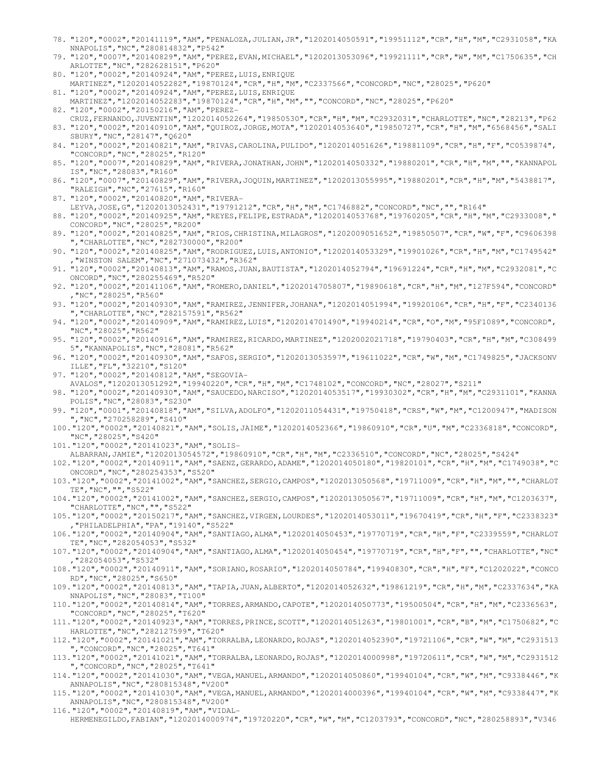78. "120","0002","20141119","AM","PENALOZA,JULIAN,JR","1202014050591","19951112","CR","H","M","C2931058","KANNAPOLIS","NC","280814832","P542"
79. "120","0007","20140829","AM","PEREZ,EVAN,MICHAEL","1202013053096","19921111","CR","W","M","C1750635","CHARLOTTE","NC","282628151","P620"
80. "120","0002","20140924","AM","PEREZ,LUIS,ENRIQUE MARTINEZ","1202014052282","19870124","CR","H","M","C2337566","CONCORD","NC","28025","P620"
81. "120","0002","20140924","AM","PEREZ,LUIS,ENRIQUE MARTINEZ","1202014052283","19870124","CR","H","M","","CONCORD","NC","28025","P620"
82. "120","0002","20150216","AM","PEREZ-CRUZ,FERNANDO,JUVENTIN","1202014052264","19850530","CR","H","M","C2932031","CHARLOTTE","NC","28213","P62
83. "120","0002","20140910","AM","QUIROZ,JORGE,MOTA","1202014053640","19850727","CR","H","M","6568456","SALISBURY","NC","28147","Q620"
84. "120","0002","20140821","AM","RIVAS,CAROLINA,PULIDO","1202014051626","19881109","CR","H","F","C0539874","CONCORD","NC","28025","R120"
85. "120","0007","20140829","AM","RIVERA,JONATHAN,JOHN","1202014050332","19880201","CR","H","M","","KANNAPOLIS","NC","28083","R160"
86. "120","0007","20140829","AM","RIVERA,JOQUIN,MARTINEZ","1202013055995","19880201","CR","H","M","5438817","RALEIGH","NC","27615","R160"
87. "120","0002","20140820","AM","RIVERA-LEYVA,JOSE,G","1202013052431","19791212","CR","H","M","C1746882","CONCORD","NC","","R164"
88. "120","0002","20140925","AM","REYES,FELIPE,ESTRADA","1202014053768","19760205","CR","H","M","C2933008","CONCORD","NC","28025","R200"
89. "120","0002","20140825","AM","RIOS,CHRISTINA,MILAGROS","1202009051652","19850507","CR","W","F","C9606398","CHARLOTTE","NC","282730000","R200"
90. "120","0002","20140825","AM","RODRIGUEZ,LUIS,ANTONIO","1202014053329","19901026","CR","H","M","C1749542","WINSTON SALEM","NC","271073432","R362"
91. "120","0002","20140813","AM","RAMOS,JUAN,BAUTISTA","1202014052794","19691224","CR","H","M","C2932081","CONCORD","NC","280255469","R520"
92. "120","0002","20141106","AM","ROMERO,DANIEL","1202014705807","19890618","CR","H","M","127F594","CONCORD","NC","28025","R560"
93. "120","0002","20140930","AM","RAMIREZ,JENNIFER,JOHANA","1202014051994","19920106","CR","H","F","C2340136","CHARLOTTE","NC","282157591","R562"
94. "120","0002","20140909","AM","RAMIREZ,LUIS","1202014701490","19940214","CR","O","M","95F1089","CONCORD","NC","28025","R562"
95. "120","0002","20140916","AM","RAMIREZ,RICARDO,MARTINEZ","1202002021718","19790403","CR","H","M","C3084995","KANNAPOLIS","NC","28081","R562"
96. "120","0002","20140930","AM","SAFOS,SERGIO","1202013053597","19611022","CR","W","M","C1749825","JACKSONVILLE","FL","32210","S120"
97. "120","0002","20140812","AM","SEGOVIA-AVALOS","1202013051292","19940220","CR","H","M","C1748102","CONCORD","NC","28027","S211"
98. "120","0002","20140930","AM","SAUCEDO,NARCISO","1202014053517","19930302","CR","H","M","C2931101","KANNAPOLIS","NC","28083","S230"
99. "120","0001","20140818","AM","SILVA,ADOLFO","1202011054431","19750418","CRS","W","M","C1200947","MADISON","NC","270258289","S410"
100. "120","0002","20140821","AM","SOLIS,JAIME","1202014052366","19860910","CR","U","M","C2336818","CONCORD","NC","28025","S420"
101. "120","0002","20141023","AM","SOLIS-ALBARRAN,JAMIE","1202013054572","19860910","CR","H","M","C2336510","CONCORD","NC","28025","S424"
102. "120","0002","20140911","AM","SAENZ,GERARDO,ADAME","1202014050180","19820101","CR","H","M","C1749038","CONCORD","NC","280254353","S520"
103. "120","0002","20141002","AM","SANCHEZ,SERGIO,CAMPOS","1202013050568","19711009","CR","H","M","","CHARLOTTE","NC","","S522"
104. "120","0002","20141002","AM","SANCHEZ,SERGIO,CAMPOS","1202013050567","19711009","CR","H","M","C1203637","CHARLOTTE","NC","","S522"
105. "120","0002","20150217","AM","SANCHEZ,VIRGEN,LOURDES","1202014053011","19670419","CR","H","F","C2338323","PHILADELPHIA","PA","19140","S522"
106. "120","0002","20140904","AM","SANTIAGO,ALMA","1202014050453","19770719","CR","H","F","C2339559","CHARLOTTE","NC","282054053","S532"
107. "120","0002","20140904","AM","SANTIAGO,ALMA","1202014050454","19770719","CR","H","F","","CHARLOTTE","NC","282054053","S532"
108. "120","0002","20140911","AM","SORIANO,ROSARIO","1202014050784","19940830","CR","H","F","C1202022","CONCORD","NC","28025","S650"
109. "120","0002","20140813","AM","TAPIA,JUAN,ALBERTO","1202014052632","19861219","CR","H","M","C2337634","KANNAPOLIS","NC","28083","T100"
110. "120","0002","20140814","AM","TORRES,ARMANDO,CAPOTE","1202014050773","19500504","CR","H","M","C2336563","CONCORD","NC","28025","T620"
111. "120","0002","20140923","AM","TORRES,PRINCE,SCOTT","1202014051263","19801001","CR","B","M","C1750682","CHARLOTTE","NC","282127599","T620"
112. "120","0002","20141021","AM","TORRALBA,LEONARDO,ROJAS","1202014052390","19721106","CR","W","M","C2931513","CONCORD","NC","28025","T641"
113. "120","0002","20141021","AM","TORRALBA,LEONARDO,ROJAS","1202014000998","19720611","CR","W","M","C2931512","CONCORD","NC","28025","T641"
114. "120","0002","20141030","AM","VEGA,MANUEL,ARMANDO","1202014050860","19940104","CR","W","M","C9338446","KANNAPOLIS","NC","280815348","V200"
115. "120","0002","20141030","AM","VEGA,MANUEL,ARMANDO","1202014000396","19940104","CR","W","M","C9338447","KANNAPOLIS","NC","280815348","V200"
116. "120","0002","20140819","AM","VIDAL-HERMENEGILDO,FABIAN","1202014000974","19720220","CR","W","M","C1203793","CONCORD","NC","280258893","V346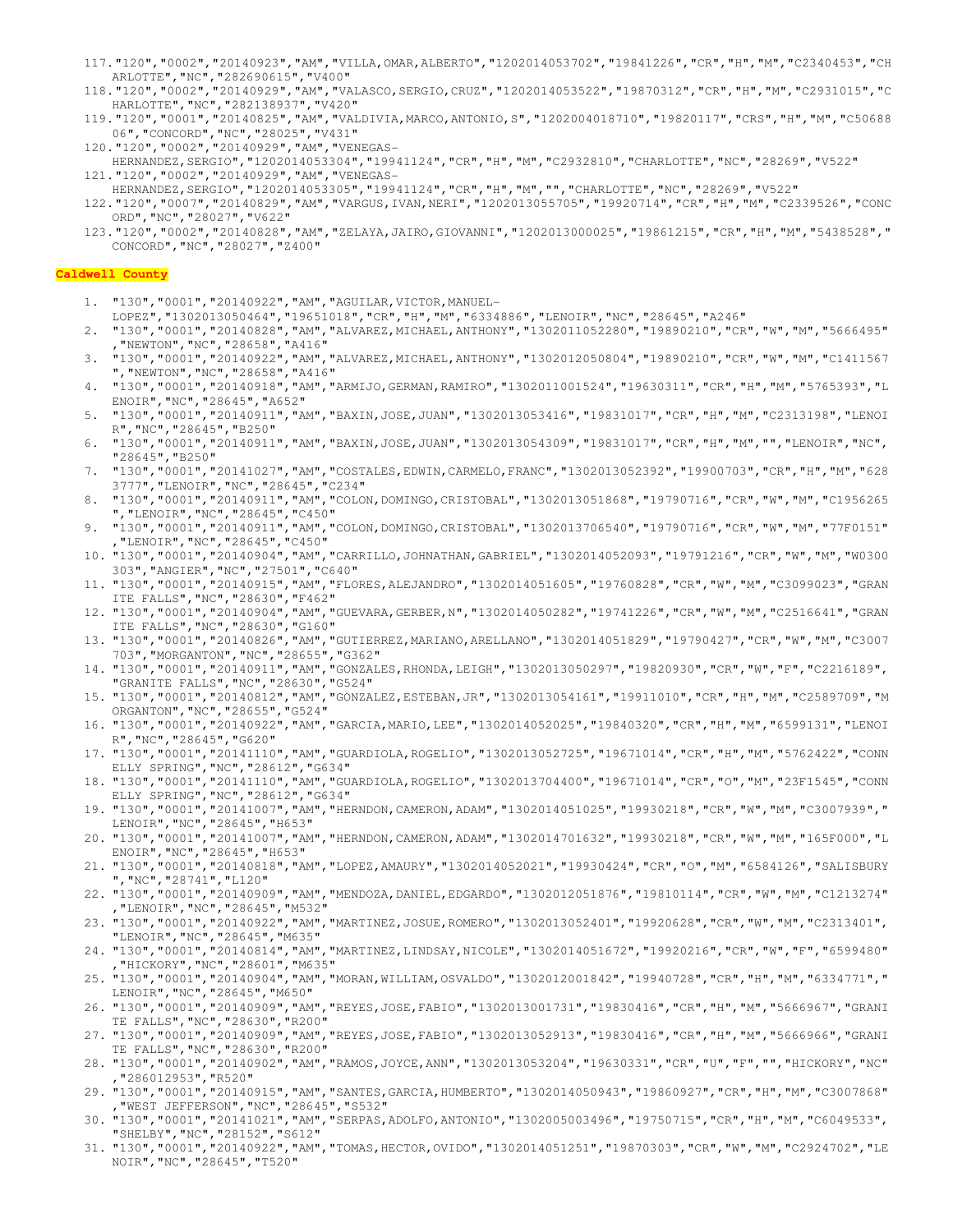117. "120","0002","20140923","AM","VILLA,OMAR,ALBERTO","1202014053702","19841226","CR","H","M","C2340453","CHARLOTTE","NC","282690615","V400"
118. "120","0002","20140929","AM","VALASCO,SERGIO,CRUZ","1202014053522","19870312","CR","H","M","C2931015","CHARLOTTE","NC","282138937","V420"
119. "120","0001","20140825","AM","VALDIVIA,MARCO,ANTONIO,S","1202004018710","19820117","CRS","H","M","C5068806","CONCORD","NC","28025","V431"
120. "120","0002","20140929","AM","VENEGAS-HERNANDEZ,SERGIO","1202014053304","19941124","CR","H","M","C2932810","CHARLOTTE","NC","28269","V522"
121. "120","0002","20140929","AM","VENEGAS-HERNANDEZ,SERGIO","1202014053305","19941124","CR","H","M","","CHARLOTTE","NC","28269","V522"
122. "120","0007","20140829","AM","VARGUS,IVAN,NERI","1202013055705","19920714","CR","H","M","C2339526","CONCORD","NC","28027","V622"
123. "120","0002","20140828","AM","ZELAYA,JAIRO,GIOVANNI","1202013000025","19861215","CR","H","M","5438528","CONCORD","NC","28027","Z400"

**Caldwell County**

1. "130","0001","20140922","AM","AGUILAR,VICTOR,MANUEL-LOPEZ","1302013050464","19651018","CR","H","M","6334886","LENOIR","NC","28645","A246"
2. "130","0001","20140828","AM","ALVAREZ,MICHAEL,ANTHONY","1302011052280","19890210","CR","W","M","5666495","NEWTON","NC","28658","A416"
3. "130","0001","20140922","AM","ALVAREZ,MICHAEL,ANTHONY","1302012050804","19890210","CR","W","M","C1411567","NEWTON","NC","28658","A416"
4. "130","0001","20140918","AM","ARMIJO,GERMAN,RAMIRO","1302011001524","19630311","CR","H","M","5765393","LENOIR","NC","28645","A652"
5. "130","0001","20140911","AM","BAXIN,JOSE,JUAN","1302013053416","19831017","CR","H","M","C2313198","LENOIR","NC","28645","B250"
6. "130","0001","20140911","AM","BAXIN,JOSE,JUAN","1302013054309","19831017","CR","H","M","","LENOIR","NC","28645","B250"
7. "130","0001","20141027","AM","COSTALES,EDWIN,CARMELO,FRANC","1302013052392","19900703","CR","H","M","6283777","LENOIR","NC","28645","C234"
8. "130","0001","20140911","AM","COLON,DOMINGO,CRISTOBAL","1302013051868","19790716","CR","W","M","C1956265","LENOIR","NC","28645","C450"
9. "130","0001","20140911","AM","COLON,DOMINGO,CRISTOBAL","1302013706540","19790716","CR","W","M","77F0151","LENOIR","NC","28645","C450"
10. "130","0001","20140904","AM","CARRILLO,JOHNATHAN,GABRIEL","1302014052093","19791216","CR","W","M","W0300303","ANGIER","NC","27501","C640"
11. "130","0001","20140915","AM","FLORES,ALEJANDRO","1302014051605","19760828","CR","W","M","C3099023","GRANITE FALLS","NC","28630","F462"
12. "130","0001","20140904","AM","GUEVARA,GERBER,N","1302014050282","19741226","CR","W","M","C2516641","GRANITE FALLS","NC","28630","G160"
13. "130","0001","20140826","AM","GUTIERREZ,MARIANO,ARELLANO","1302014051829","19790427","CR","W","M","C3007703","MORGANTON","NC","28655","G362"
14. "130","0001","20140911","AM","GONZALES,RHONDA,LEIGH","1302013050297","19820930","CR","W","F","C2216189","GRANITE FALLS","NC","28630","G524"
15. "130","0001","20140812","AM","GONZALEZ,ESTEBAN,JR","1302013054161","19911010","CR","H","M","C2589709","MORGANTON","NC","28655","G524"
16. "130","0001","20140922","AM","GARCIA,MARIO,LEE","1302014052025","19840320","CR","H","M","6599131","LENOIR","NC","28645","G620"
17. "130","0001","20141110","AM","GUARDIOLA,ROGELIO","1302013052725","19671014","CR","H","M","5762422","CONNELLY SPRING","NC","28612","G634"
18. "130","0001","20141110","AM","GUARDIOLA,ROGELIO","1302013704400","19671014","CR","O","M","23F1545","CONNELLY SPRING","NC","28612","G634"
19. "130","0001","20141007","AM","HERNDON,CAMERON,ADAM","1302014051025","19930218","CR","W","M","C3007939","LENOIR","NC","28645","H653"
20. "130","0001","20141007","AM","HERNDON,CAMERON,ADAM","1302014701632","19930218","CR","W","M","165F000","LENOIR","NC","28645","H653"
21. "130","0001","20140818","AM","LOPEZ,AMAURY","1302014052021","19930424","CR","O","M","6584126","SALISBURY","NC","28741","L120"
22. "130","0001","20140909","AM","MENDOZA,DANIEL,EDGARDO","1302012051876","19810114","CR","W","M","C1213274","LENOIR","NC","28645","M532"
23. "130","0001","20140922","AM","MARTINEZ,JOSUE,ROMERO","1302013052401","19920628","CR","W","M","C2313401","LENOIR","NC","28645","M635"
24. "130","0001","20140814","AM","MARTINEZ,LINDSAY,NICOLE","1302014051672","19920216","CR","W","F","6599480","HICKORY","NC","28601","M635"
25. "130","0001","20140904","AM","MORAN,WILLIAM,OSVALDO","1302012001842","19940728","CR","H","M","6334771","LENOIR","NC","28645","M650"
26. "130","0001","20140909","AM","REYES,JOSE,FABIO","1302013001731","19830416","CR","H","M","5666967","GRANITE FALLS","NC","28630","R200"
27. "130","0001","20140909","AM","REYES,JOSE,FABIO","1302013052913","19830416","CR","H","M","5666966","GRANITE FALLS","NC","28630","R200"
28. "130","0001","20140902","AM","RAMOS,JOYCE,ANN","1302013053204","19630331","CR","U","F","","HICKORY","NC","286012953","R520"
29. "130","0001","20140915","AM","SANTES,GARCIA,HUMBERTO","1302014050943","19860927","CR","H","M","C3007868","WEST JEFFERSON","NC","28645","S532"
30. "130","0001","20141021","AM","SERPAS,ADOLFO,ANTONIO","1302005003496","19750715","CR","H","M","C6049533","SHELBY","NC","28152","S612"
31. "130","0001","20140922","AM","TOMAS,HECTOR,OVIDO","1302014051251","19870303","CR","W","M","C2924702","LENOIR","NC","28645","T520"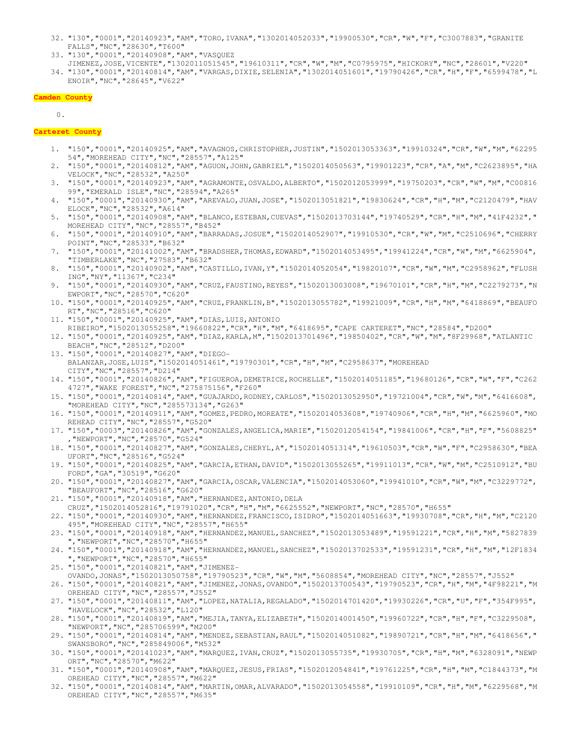32. "130","0001","20140923","AM","TORO,IVANA","1302014052033","19900530","CR","W","F","C3007883","GRANITE FALLS","NC","28630","T600"
33. "130","0001","20140908","AM","VASQUEZ JIMENEZ,JOSE,VICENTE","1302011051545","19610311","CR","W","M","C0795975","HICKORY","NC","28601","V220"
34. "130","0001","20140814","AM","VARGAS,DIXIE,SELENIA","1302014051601","19790426","CR","H","F","6599478","LENOIR","NC","28645","V622"

**Camden County**

0.

**Carteret County**

1. "150","0001","20140925","AM","AVAGNOS,CHRISTOPHER,JUSTIN","1502013053363","19910324","CR","W","M","6229554","MOREHEAD CITY","NC","28557","A125"
2. "150","0001","20140812","AM","AGUON,JOHN,GABRIEL","1502014050563","19901223","CR","A","M","C2623895","HAVELOCK","NC","28532","A250"
3. "150","0001","20140923","AM","AGRAMONTE,OSVALDO,ALBERTO","1502012053999","19750203","CR","W","M","C0081699","EMERALD ISLE","NC","28594","A265"
4. "150","0001","20140930","AM","AREVALO,JUAN,JOSE","1502013051821","19830624","CR","H","M","C2120479","HAVELOCK","NC","28532","A614"
5. "150","0001","20140908","AM","BLANCO,ESTEBAN,CUEVAS","1502013703144","19740529","CR","H","M","41F4232","MOREHEAD CITY","NC","28557","B452"
6. "150","0001","20140910","AM","BARRADAS,JOSUE","1502014052907","19910530","CR","W","M","C2510696","CHERRY POINT","NC","28533","B632"
7. "150","0001","20141002","AM","BRADSHER,THOMAS,EDWARD","1502014053495","19941224","CR","W","M","6625904","TIMBERLAKE","NC","27583","B632"
8. "150","0001","20140902","AM","CASTILLO,IVAN,Y","1502014052054","19820107","CR","W","M","C2958962","FLUSHING","NY","11367","C234"
9. "150","0001","20140930","AM","CRUZ,FAUSTINO,REYES","1502013003008","19670101","CR","H","M","C2279273","NEWPORT","NC","28570","C620"
10. "150","0001","20140925","AM","CRUZ,FRANKLIN,B","1502013055782","19921009","CR","H","M","6418869","BEAUFORT","NC","28516","C620"
11. "150","0001","20140925","AM","DIAS,LUIS,ANTONIO RIBEIRO","1502013055258","19660822","CR","H","M","6418695","CAPE CARTERET","NC","28584","D200"
12. "150","0001","20140925","AM","DIAZ,KARLA,M","1502013701496","19850402","CR","W","M","8F29968","ATLANTIC BEACH","NC","28512","D200"
13. "150","0001","20140827","AM","DIEGO-BALANZAR,JOSE,LUIS","1502014051461","19790301","CR","H","M","C2958637","MOREHEAD CITY","NC","28557","D214"
14. "150","0001","20140826","AM","FIGUEROA,DEMETRICE,ROCHELLE","1502014051185","19680126","CR","W","F","C2624727","WAKE FOREST","NC","275875156","F260"
15. "150","0001","20140814","AM","GUAJARDO,RODNEY,CARLOS","1502013052950","19721004","CR","W","M","6416608","MOREHEAD CITY","NC","285573134","G263"
16. "150","0001","20140911","AM","GOMEZ,PEDRO,MOREATE","1502014053608","19740906","CR","H","M","6625960","MOREHEAD CITY","NC","28557","G520"
17. "150","0003","20140826","AM","GONZALES,ANGELICA,MARIE","1502012054154","19841006","CR","H","F","5608825","NEWPORT","NC","28570","G524"
18. "150","0001","20140827","AM","GONZALES,CHERYL,A","1502014051314","19610503","CR","W","F","C2958630","BEAUFORT","NC","28516","G524"
19. "150","0001","20140825","AM","GARCIA,ETHAN,DAVID","1502013055265","19911013","CR","W","M","C2510912","BUFORD","GA","30519","G620"
20. "150","0001","20140827","AM","GARCIA,OSCAR,VALENCIA","1502014053060","19941010","CR","W","M","C3229772","BEAUFORT","NC","28516","G620"
21. "150","0001","20140918","AM","HERNANDEZ,ANTONIO,DELA CRUZ","1502014052816","19791020","CR","H","M","6625552","NEWPORT","NC","28570","H655"
22. "150","0001","20140930","AM","HERNANDEZ,FRANCISCO,ISIDRO","1502014051663","19930708","CR","H","M","C2120495","MOREHEAD CITY","NC","28557","H655"
23. "150","0001","20140918","AM","HERNANDEZ,MANUEL,SANCHEZ","1502013053489","19591221","CR","H","M","5827839","NEWPORT","NC","28570","H655"
24. "150","0001","20140918","AM","HERNANDEZ,MANUEL,SANCHEZ","1502013702533","19591231","CR","H","M","12F1834","NEWPORT","NC","28570","H655"
25. "150","0001","20140821","AM","JIMENEZ-OVANDO,JONAS","1502013050758","19790523","CR","W","M","5608854","MOREHEAD CITY","NC","28557","J552"
26. "150","0001","20140821","AM","JIMENEZ,JONAS,OVANDO","1502013700543","19790523","CR","H","M","4F98221","MOREHEAD CITY","NC","28557","J552"
27. "150","0001","20140811","AM","LOPEZ,NATALIA,REGALADO","1502014701420","19930226","CR","U","F","354F995","HAVELOCK","NC","28532","L120"
28. "150","0001","20140819","AM","MEJIA,TANYA,ELIZABETH","1502014001450","19960722","CR","H","F","C3229508","NEWPORT","NC","285706599","M200"
29. "150","0001","20140814","AM","MENDEZ,SEBASTIAN,RAUL","1502014051082","19890721","CR","H","M","6418656","SWANSBORO","NC","285849006","M532"
30. "150","0001","20141023","AM","MARQUEZ,IVAN,CRUZ","1502013055735","19930705","CR","H","M","6328091","NEWPORT","NC","28570","M622"
31. "150","0001","20140908","AM","MARQUEZ,JESUS,FRIAS","1502012054841","19761225","CR","H","M","C1844373","MOREHEAD CITY","NC","28557","M622"
32. "150","0001","20140814","AM","MARTIN,OMAR,ALVARADO","1502013054558","19910109","CR","H","M","6229568","MOREHEAD CITY","NC","28557","M635"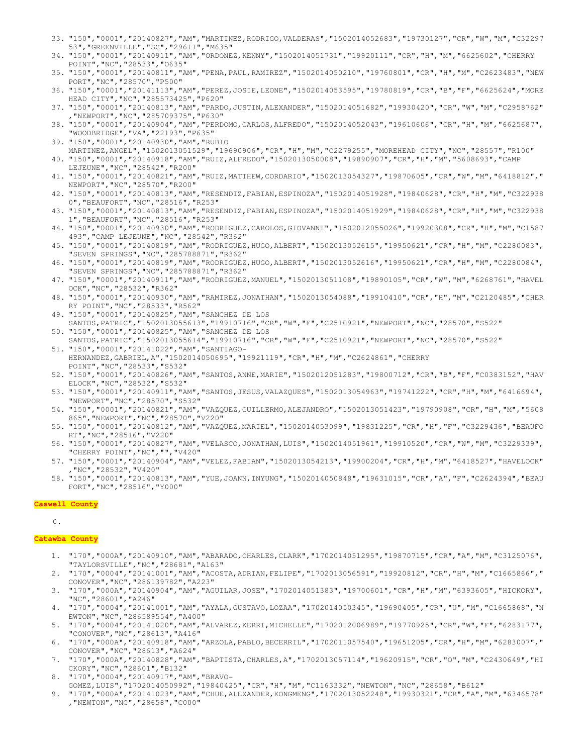33. "150","0001","20140827","AM","MARTINEZ,RODRIGO,VALDERAS","1502014052683","19730127","CR","W","M","C3229753","GREENVILLE","SC","29611","M635"
34. "150","0001","20140911","AM","ORDONEZ,KENNY","1502014051731","19920111","CR","H","M","6625602","CHERRY POINT","NC","28533","O635"
35. "150","0001","20140811","AM","PENA,PAUL,RAMIREZ","1502014050210","19760801","CR","H","M","C2623483","NEWPORT","NC","28570","P500"
36. "150","0001","20141113","AM","PEREZ,JOSIE,LEONE","1502014053595","19780819","CR","B","F","6625624","MOREHEAD CITY","NC","285573425","P620"
37. "150","0001","20140813","AM","PARDO,JUSTIN,ALEXANDER","1502014051682","19930420","CR","W","M","C2958762","NEWPORT","NC","285709375","P630"
38. "150","0001","20140904","AM","PERDOMO,CARLOS,ALFREDO","1502014052043","19610606","CR","H","M","6625687","WOODBRIDGE","VA","22193","P635"
39. "150","0001","20140930","AM","RUBIO MARTINEZ,ANGEL","1502013051529","19690906","CR","H","M","C2279255","MOREHEAD CITY","NC","28557","R100"
40. "150","0001","20140918","AM","RUIZ,ALFREDO","1502013050008","19890907","CR","H","M","5608693","CAMP LEJEUNE","NC","28542","R200"
41. "150","0001","20140821","AM","RUIZ,MATTHEW,CORDARIO","1502013054327","19870605","CR","W","M","6418812","NEWPORT","NC","28570","R200"
42. "150","0001","20140813","AM","RESENDIZ,FABIAN,ESPINOZA","1502014051928","19840628","CR","H","M","C3229380","BEAUFORT","NC","28516","R253"
43. "150","0001","20140813","AM","RESENDIZ,FABIAN,ESPINOZA","1502014051929","19840628","CR","H","M","C3229381","BEAUFORT","NC","28516","R253"
44. "150","0001","20140930","AM","RODRIGUEZ,CAROLOS,GIOVANNI","1502012055026","19920308","CR","H","M","C1587493","CAMP LEJEUNE","NC","28542","R362"
45. "150","0001","20140819","AM","RODRIGUEZ,HUGO,ALBERT","1502013052615","19950621","CR","H","M","C2280083","SEVEN SPRINGS","NC","285788871","R362"
46. "150","0001","20140819","AM","RODRIGUEZ,HUGO,ALBERT","1502013052616","19950621","CR","H","M","C2280084","SEVEN SPRINGS","NC","285788871","R362"
47. "150","0001","20140911","AM","RODRIGUEZ,MANUEL","1502013051108","19890105","CR","W","M","6268761","HAVELOCK","NC","28532","R362"
48. "150","0001","20140930","AM","RAMIREZ,JONATHAN","1502013054088","19910410","CR","H","M","C2120485","CHERRY POINT","NC","28533","R562"
49. "150","0001","20140825","AM","SANCHEZ DE LOS SANTOS,PATRIC","1502013055613","19910716","CR","W","F","C2510921","NEWPORT","NC","28570","S522"
50. "150","0001","20140825","AM","SANCHEZ DE LOS SANTOS,PATRIC","1502013055614","19910716","CR","W","F","C2510921","NEWPORT","NC","28570","S522"
51. "150","0001","20141022","AM","SANTIAGO-HERNANDEZ,GABRIEL,A","1502014050695","19921119","CR","H","M","C2624861","CHERRY POINT","NC","28533","S532"
52. "150","0001","20140826","AM","SANTOS,ANNE,MARIE","1502012051283","19800712","CR","B","F","C0383152","HAVELOCK","NC","28532","S532"
53. "150","0001","20140911","AM","SANTOS,JESUS,VALAZQUES","1502013054963","19741222","CR","H","M","6416694","NEWPORT","NC","28570","S532"
54. "150","0001","20140821","AM","VAZQUEZ,GUILLERMO,ALEJANDRO","1502013051423","19790908","CR","H","M","5608865","NEWPORT","NC","28570","V220"
55. "150","0001","20140812","AM","VAZQUEZ,MARIEL","1502014053099","19831225","CR","H","F","C3229436","BEAUFORT","NC","28516","V220"
56. "150","0001","20140827","AM","VELASCO,JONATHAN,LUIS","1502014051961","19910520","CR","W","M","C3229339","CHERRY POINT","NC","","V420"
57. "150","0001","20140904","AM","VELEZ,FABIAN","1502013054213","19900204","CR","H","M","6418527","HAVELOCK","NC","28532","V420"
58. "150","0001","20140813","AM","YUE,JOANN,INYUNG","1502014050848","19631015","CR","A","F","C2624394","BEAUFORT","NC","28516","Y000"

**Caswell County**

0.

**Catawba County**

1. "170","000A","20140910","AM","ABARADO,CHARLES,CLARK","1702014051295","19870715","CR","A","M","C3125076","TAYLORSVILLE","NC","28681","A163"
2. "170","0004","20141001","AM","ACOSTA,ADRIAN,FELIPE","1702013056591","19920812","CR","H","M","C1665866","CONOVER","NC","286139782","A223"
3. "170","000A","20140904","AM","AGUILAR,JOSE","1702014051383","19700601","CR","H","M","6393605","HICKORY","NC","28601","A246"
4. "170","0004","20141001","AM","AYALA,GUSTAVO,LOZAA","1702014050345","19690405","CR","U","M","C1665868","NEWTON","NC","286589554","A400"
5. "170","0004","20141020","AM","ALVAREZ,KERRI,MICHELLE","1702012006989","19770925","CR","W","F","6283177","CONOVER","NC","28613","A416"
6. "170","000A","20140918","AM","ARZOLA,PABLO,BECERRIL","1702011057540","19651205","CR","H","M","6283007","CONOVER","NC","28613","A624"
7. "170","000A","20140828","AM","BAPTISTA,CHARLES,A","1702013057114","19620915","CR","O","M","C2430649","HICKORY","NC","28601","B132"
8. "170","0004","20140917","AM","BRAVO-GOMEZ,LUIS","1702014050992","19840425","CR","H","M","C1163332","NEWTON","NC","28658","B612"
9. "170","000A","20141023","AM","CHUE,ALEXANDER,KONGMENG","1702013052248","19930321","CR","A","M","6346578","NEWTON","NC","28658","C000"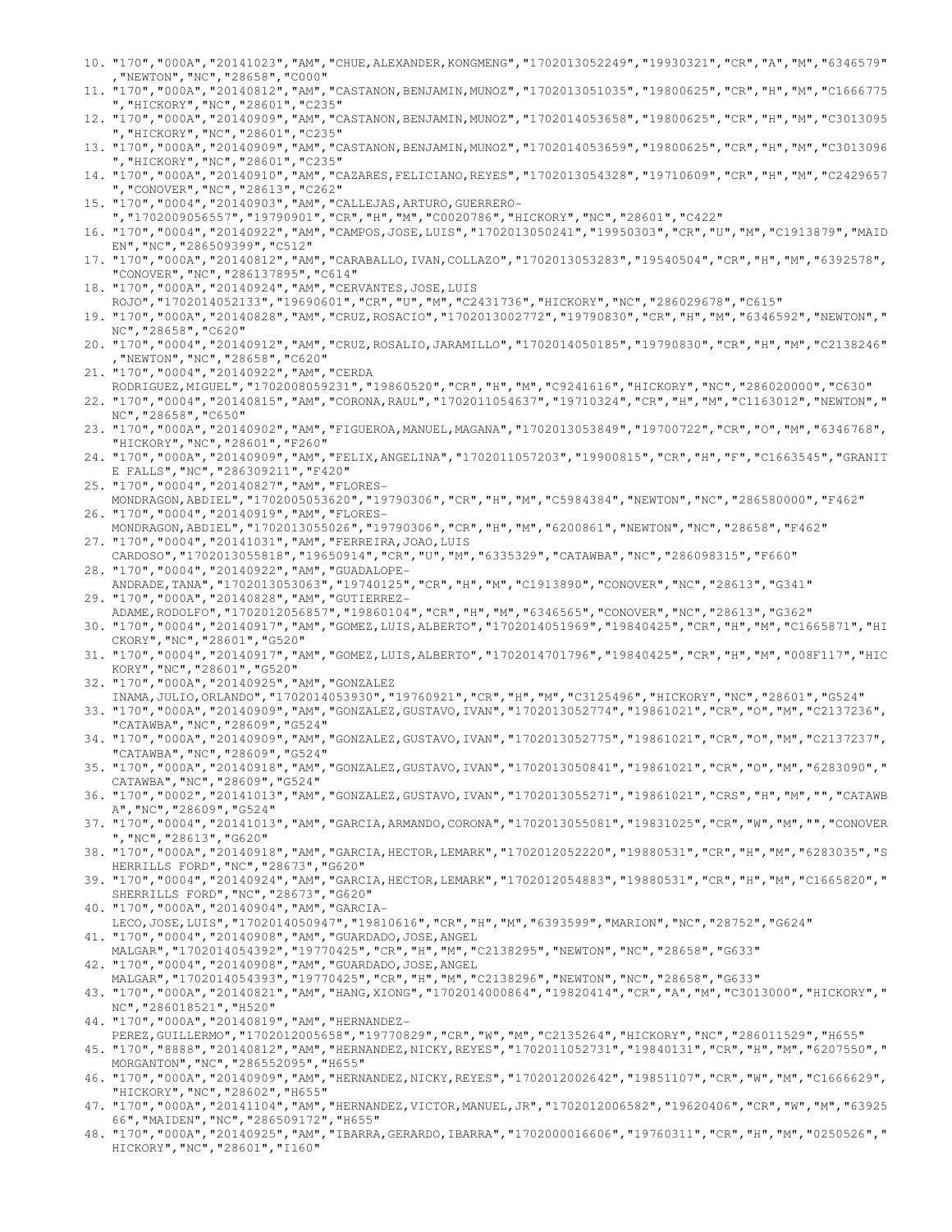10. "170","000A","20141023","AM","CHUE,ALEXANDER,KONGMENG","1702013052249","19930321","CR","A","M","6346579","NEWTON","NC","28658","C000"
11. "170","000A","20140812","AM","CASTANON,BENJAMIN,MUNOZ","1702013051035","19800625","CR","H","M","C1666775","HICKORY","NC","28601","C235"
12. "170","000A","20140909","AM","CASTANON,BENJAMIN,MUNOZ","1702014053658","19800625","CR","H","M","C3013095","HICKORY","NC","28601","C235"
13. "170","000A","20140909","AM","CASTANON,BENJAMIN,MUNOZ","1702014053659","19800625","CR","H","M","C3013096","HICKORY","NC","28601","C235"
14. "170","000A","20140910","AM","CAZARES,FELICIANO,REYES","1702013054328","19710609","CR","H","M","C2429657","CONOVER","NC","28613","C262"
15. "170","0004","20140903","AM","CALLEJAS,ARTURO,GUERRERO-","1702009056557","19790901","CR","H","M","C0020786","HICKORY","NC","28601","C422"
16. "170","0004","20140922","AM","CAMPOS,JOSE,LUIS","1702013050241","19950303","CR","U","M","C1913879","MAIDEN","NC","286509399","C512"
17. "170","000A","20140812","AM","CARABALLO,IVAN,COLLAZO","1702013053283","19540504","CR","H","M","6392578","CONOVER","NC","286137895","C614"
18. "170","000A","20140924","AM","CERVANTES,JOSE,LUIS ROJO","1702014052133","19690601","CR","U","M","C2431736","HICKORY","NC","286029678","C615"
19. "170","000A","20140828","AM","CRUZ,ROSACIO","1702013002772","19790830","CR","H","M","6346592","NEWTON","NC","28658","C620"
20. "170","0004","20140912","AM","CRUZ,ROSALIO,JARAMILLO","1702014050185","19790830","CR","H","M","C2138246","NEWTON","NC","28658","C620"
21. "170","0004","20140922","AM","CERDA RODRIGUEZ,MIGUEL","1702008059231","19860520","CR","H","M","C9241616","HICKORY","NC","286020000","C630"
22. "170","0004","20140815","AM","CORONA,RAUL","1702011054637","19710324","CR","H","M","C1163012","NEWTON","NC","28658","C650"
23. "170","000A","20140902","AM","FIGUEROA,MANUEL,MAGANA","1702013053849","19700722","CR","O","M","6346768","HICKORY","NC","28601","F260"
24. "170","000A","20140909","AM","FELIX,ANGELINA","1702011057203","19900815","CR","H","F","C1663545","GRANITE FALLS","NC","286309211","F420"
25. "170","0004","20140827","AM","FLORES-MONDRAGON,ABDIEL","1702005053620","19790306","CR","H","M","C5984384","NEWTON","NC","286580000","F462"
26. "170","0004","20140919","AM","FLORES-MONDRAGON,ABDIEL","1702013055026","19790306","CR","H","M","6200861","NEWTON","NC","28658","F462"
27. "170","0004","20141031","AM","FERREIRA,JOAO,LUIS CARDOSO","1702013055818","19650914","CR","U","M","6335329","CATAWBA","NC","286098315","F660"
28. "170","0004","20140922","AM","GUADALOPE-ANDRADE,TANA","1702013053063","19740125","CR","H","M","C1913890","CONOVER","NC","28613","G341"
29. "170","000A","20140828","AM","GUTIERREZ-ADAME,RODOLFO","1702012056857","19860104","CR","H","M","6346565","CONOVER","NC","28613","G362"
30. "170","0004","20140917","AM","GOMEZ,LUIS,ALBERTO","1702014051969","19840425","CR","H","M","C1665871","HICKORY","NC","28601","G520"
31. "170","0004","20140917","AM","GOMEZ,LUIS,ALBERTO","1702014701796","19840425","CR","H","M","008F117","HICKORY","NC","28601","G520"
32. "170","000A","20140925","AM","GONZALEZ INAMA,JULIO,ORLANDO","1702014053930","19760921","CR","H","M","C3125496","HICKORY","NC","28601","G524"
33. "170","000A","20140909","AM","GONZALEZ,GUSTAVO,IVAN","1702013052774","19861021","CR","O","M","C2137236","CATAWBA","NC","28609","G524"
34. "170","000A","20140909","AM","GONZALEZ,GUSTAVO,IVAN","1702013052775","19861021","CR","O","M","C2137237","CATAWBA","NC","28609","G524"
35. "170","000A","20140918","AM","GONZALEZ,GUSTAVO,IVAN","1702013050841","19861021","CR","O","M","6283090","CATAWBA","NC","28609","G524"
36. "170","0002","20141013","AM","GONZALEZ,GUSTAVO,IVAN","1702013055271","19861021","CRS","H","M","","CATAWBA","NC","28609","G524"
37. "170","0004","20141013","AM","GARCIA,ARMANDO,CORONA","1702013055081","19831025","CR","W","M","","CONOVER","NC","28613","G620"
38. "170","000A","20140918","AM","GARCIA,HECTOR,LEMARK","1702012052220","19880531","CR","H","M","6283035","SHERRILLS FORD","NC","28673","G620"
39. "170","0004","20140924","AM","GARCIA,HECTOR,LEMARK","1702012054883","19880531","CR","H","M","C1665820","SHERRILLS FORD","NC","28673","G620"
40. "170","000A","20140904","AM","GARCIA-LECO,JOSE,LUIS","1702014050947","19810616","CR","H","M","6393599","MARION","NC","28752","G624"
41. "170","0004","20140908","AM","GUARDADO,JOSE,ANGEL MALGAR","1702014054392","19770425","CR","H","M","C2138295","NEWTON","NC","28658","G633"
42. "170","0004","20140908","AM","GUARDADO,JOSE,ANGEL MALGAR","1702014054393","19770425","CR","H","M","C2138296","NEWTON","NC","28658","G633"
43. "170","000A","20140821","AM","HANG,XIONG","1702014000864","19820414","CR","A","M","C3013000","HICKORY","NC","286018521","H520"
44. "170","000A","20140819","AM","HERNANDEZ-PEREZ,GUILLERMO","1702012005658","19770829","CR","W","M","C2135264","HICKORY","NC","286011529","H655"
45. "170","8888","20140812","AM","HERNANDEZ,NICKY,REYES","1702011052731","19840131","CR","H","M","6207550","MORGANTON","NC","286552095","H655"
46. "170","000A","20140909","AM","HERNANDEZ,NICKY,REYES","1702012002642","19851107","CR","W","M","C1666629","HICKORY","NC","28602","H655"
47. "170","000A","20141104","AM","HERNANDEZ,VICTOR,MANUEL,JR","1702012006582","19620406","CR","W","M","6392566","MAIDEN","NC","286509172","H655"
48. "170","000A","20140925","AM","IBARRA,GERARDO,IBARRA","1702000016606","19760311","CR","H","M","0250526","HICKORY","NC","28601","I160"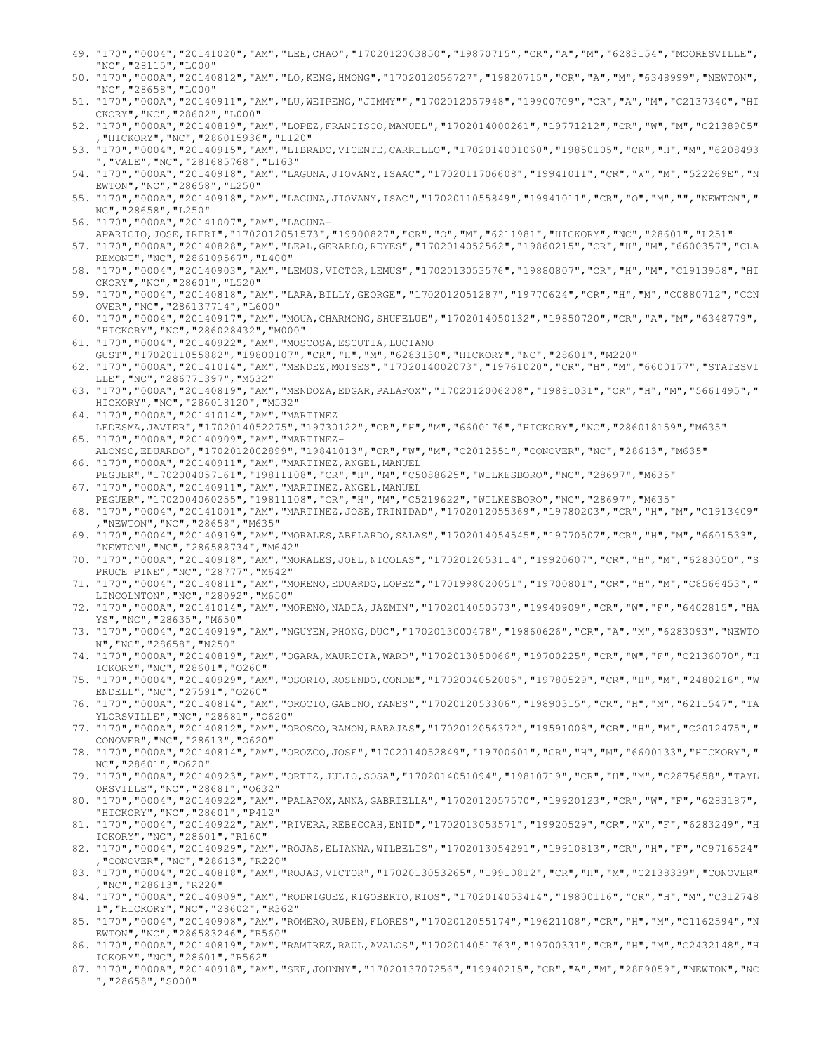49. "170","0004","20141020","AM","LEE,CHAO","1702012003850","19870715","CR","A","M","6283154","MOORESVILLE","NC","28115","L000"
50. "170","000A","20140812","AM","LO,KENG,HMONG","1702012056727","19820715","CR","A","M","6348999","NEWTON","NC","28658","L000"
51. "170","000A","20140911","AM","LU,WEIPENG,"JIMMY"","1702012057948","19900709","CR","A","M","C2137340","HICKORY","NC","28602","L000"
52. "170","000A","20140819","AM","LOPEZ,FRANCISCO,MANUEL","1702014000261","19771212","CR","W","M","C2138905","HICKORY","NC","286015936","L120"
53. "170","0004","20140915","AM","LIBRADO,VICENTE,CARRILLO","1702014001060","19850105","CR","H","M","6208493","VALE","NC","281685768","L163"
54. "170","000A","20140918","AM","LAGUNA,JIOVANY,ISAAC","1702011706608","19941011","CR","W","M","522269E","NEWTON","NC","28658","L250"
55. "170","000A","20140918","AM","LAGUNA,JIOVANY,ISAC","1702011055849","19941011","CR","O","M","","NEWTON","NC","28658","L250"
56. "170","000A","20141007","AM","LAGUNA-APARICIO,JOSE,IRERI","1702012051573","19900827","CR","O","M","6211981","HICKORY","NC","28601","L251"
57. "170","000A","20140828","AM","LEAL,GERARDO,REYES","1702014052562","19860215","CR","H","M","6600357","CLAREMONT","NC","286109567","L400"
58. "170","0004","20140903","AM","LEMUS,VICTOR,LEMUS","1702013053576","19880807","CR","H","M","C1913958","HICKORY","NC","28601","L520"
59. "170","0004","20140818","AM","LARA,BILLY,GEORGE","1702012051287","19770624","CR","H","M","C0880712","CONOVER","NC","286137714","L600"
60. "170","0004","20140917","AM","MOUA,CHARMONG,SHUFELUE","1702014050132","19850720","CR","A","M","6348779","HICKORY","NC","286028432","M000"
61. "170","0004","20140922","AM","MOSCOSA,ESCUTIA,LUCIANO GUST","1702011055882","19800107","CR","H","M","6283130","HICKORY","NC","28601","M220"
62. "170","000A","20141014","AM","MENDEZ,MOISES","1702014002073","19761020","CR","H","M","6600177","STATESVILLE","NC","286771397","M532"
63. "170","000A","20140819","AM","MENDOZA,EDGAR,PALAFOX","1702012006208","19881031","CR","H","M","5661495","HICKORY","NC","286018120","M532"
64. "170","000A","20141014","AM","MARTINEZ LEDESMA,JAVIER","1702014052275","19730122","CR","H","M","6600176","HICKORY","NC","286018159","M635"
65. "170","000A","20140909","AM","MARTINEZ-ALONSO,EDUARDO","1702012002899","19841013","CR","W","M","C2012551","CONOVER","NC","28613","M635"
66. "170","000A","20140911","AM","MARTINEZ,ANGEL,MANUEL PEGUER","1702004057161","19811108","CR","H","M","C5088625","WILKESBORO","NC","28697","M635"
67. "170","000A","20140911","AM","MARTINEZ,ANGEL,MANUEL PEGUER","1702004060255","19811108","CR","H","M","C5219622","WILKESBORO","NC","28697","M635"
68. "170","0004","20141001","AM","MARTINEZ,JOSE,TRINIDAD","1702012055369","19780203","CR","H","M","C1913409","NEWTON","NC","28658","M635"
69. "170","0004","20140919","AM","MORALES,ABELARDO,SALAS","1702014054545","19770507","CR","H","M","6601533","NEWTON","NC","286588734","M642"
70. "170","000A","20140918","AM","MORALES,JOEL,NICOLAS","1702012053114","19920607","CR","H","M","6283050","SPRUCE PINE","NC","28777","M642"
71. "170","0004","20140811","AM","MORENO,EDUARDO,LOPEZ","1701998020051","19700801","CR","H","M","C8566453","LINCOLNTON","NC","28092","M650"
72. "170","000A","20141014","AM","MORENO,NADIA,JAZMIN","1702014050573","19940909","CR","W","F","6402815","HAYS","NC","28635","M650"
73. "170","0004","20140919","AM","NGUYEN,PHONG,DUC","1702013000478","19860626","CR","A","M","6283093","NEWTON","NC","28658","N250"
74. "170","000A","20140819","AM","OGARA,MAURICIA,WARD","1702013050066","19700225","CR","W","F","C2136070","HICKORY","NC","28601","O260"
75. "170","0004","20140929","AM","OSORIO,ROSENDO,CONDE","1702004052005","19780529","CR","H","M","2480216","WENDELL","NC","27591","O260"
76. "170","000A","20140814","AM","OROCIO,GABINO,YANES","1702012053306","19890315","CR","H","M","6211547","TAYLORSVILLE","NC","28681","O620"
77. "170","000A","20140812","AM","OROSCO,RAMON,BARAJAS","1702012056372","19591008","CR","H","M","C2012475","CONOVER","NC","28613","O620"
78. "170","000A","20140814","AM","OROZCO,JOSE","1702014052849","19700601","CR","H","M","6600133","HICKORY","NC","28601","O620"
79. "170","000A","20140923","AM","ORTIZ,JULIO,SOSA","1702014051094","19810719","CR","H","M","C2875658","TAYLORSVILLE","NC","28681","O632"
80. "170","0004","20140922","AM","PALAFOX,ANNA,GABRIELLA","1702012057570","19920123","CR","W","F","6283187","HICKORY","NC","28601","P412"
81. "170","0004","20140922","AM","RIVERA,REBECCAH,ENID","1702013053571","19920529","CR","W","F","6283249","HICKORY","NC","28601","R160"
82. "170","0004","20140929","AM","ROJAS,ELIANNA,WILBELIS","1702013054291","19910813","CR","H","F","C9716524","CONOVER","NC","28613","R220"
83. "170","0004","20140818","AM","ROJAS,VICTOR","1702013053265","19910812","CR","H","M","C2138339","CONOVER","NC","28613","R220"
84. "170","000A","20140909","AM","RODRIGUEZ,RIGOBERTO,RIOS","1702014053414","19800116","CR","H","M","C3127481","HICKORY","NC","28602","R362"
85. "170","0004","20140908","AM","ROMERO,RUBEN,FLORES","1702012055174","19621108","CR","H","M","C1162594","NEWTON","NC","286583246","R560"
86. "170","000A","20140819","AM","RAMIREZ,RAUL,AVALOS","1702014051763","19700331","CR","H","M","C2432148","HICKORY","NC","28601","R562"
87. "170","000A","20140918","AM","SEE,JOHNNY","1702013707256","19940215","CR","A","M","28F9059","NEWTON","NC","28658","S000"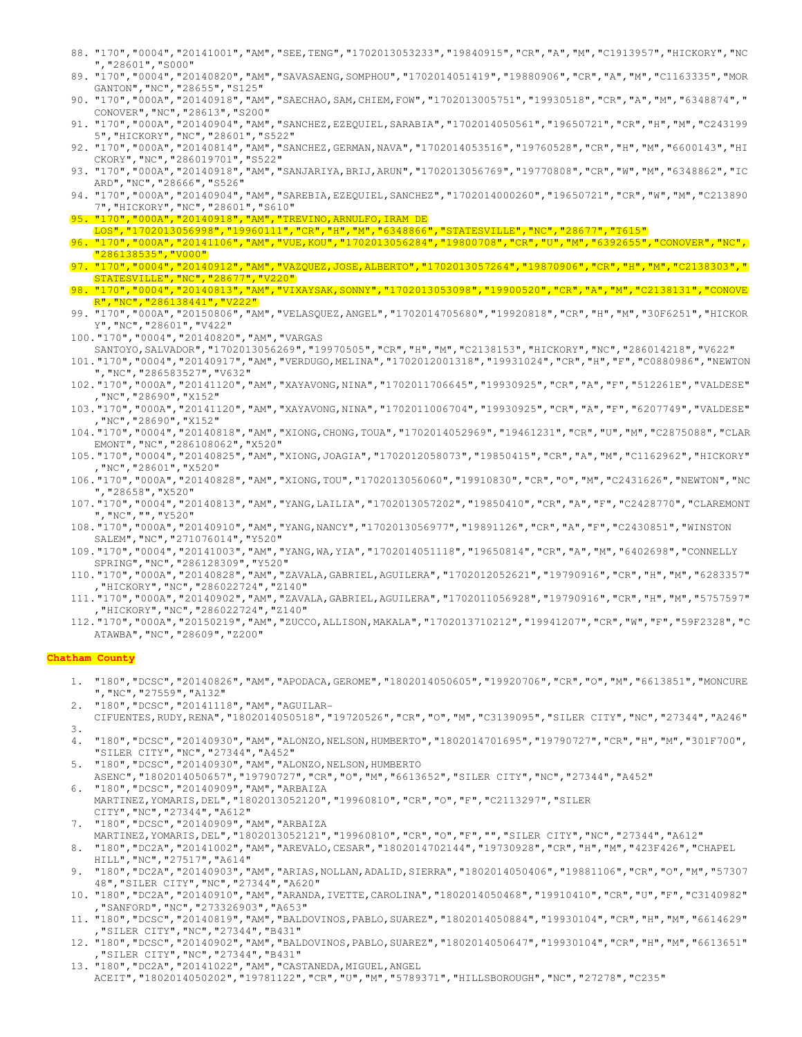88. "170","0004","20141001","AM","SEE,TENG","1702013053233","19840915","CR","A","M","C1913957","HICKORY","NC","28601","S000"
89. "170","0004","20140820","AM","SAVASAENG,SOMPHOU","1702014051419","19880906","CR","A","M","C1163335","MORGANTON","NC","28655","S125"
90. "170","000A","20140918","AM","SAECHAO,SAM,CHIEM,FOW","1702013005751","19930518","CR","A","M","6348874","CONOVER","NC","28613","S200"
91. "170","000A","20140904","AM","SANCHEZ,EZEQUIEL,SARABIA","1702014050561","19650721","CR","H","M","C2431995","HICKORY","NC","28601","S522"
92. "170","000A","20140814","AM","SANCHEZ,GERMAN,NAVA","1702014053516","19760528","CR","H","M","6600143","HICKORY","NC","286019701","S522"
93. "170","000A","20140918","AM","SANJARIYA,BRIJ,ARUN","1702013056769","19770808","CR","W","M","6348862","ICARD","NC","28666","S526"
94. "170","000A","20140904","AM","SAREBIA,EZEQUIEL,SANCHEZ","1702014000260","19650721","CR","W","M","C2138907","HICKORY","NC","28601","S610"
95. "170","000A","20140918","AM","TREVINO,ARNULFO,IRAM DE LOS","1702013056998","19960111","CR","H","M","6348866","STATESVILLE","NC","28677","T615"
96. "170","000A","20141106","AM","VUE,KOU","1702013056284","19800708","CR","U","M","6392655","CONOVER","NC","286138535","V000"
97. "170","0004","20140912","AM","VAZQUEZ,JOSE,ALBERTO","1702013057264","19870906","CR","H","M","C2138303","STATESVILLE","NC","28677","V220"
98. "170","0004","20140813","AM","VIXAYSAK,SONNY","1702013053098","19900520","CR","A","M","C2138131","CONOVER","NC","286138441","V222"
99. "170","000A","20150806","AM","VELASQUEZ,ANGEL","1702014705680","19920818","CR","H","M","30F6251","HICKORY","NC","28601","V422"
100. "170","0004","20140820","AM","VARGAS SANTOYO,SALVADOR","1702013056269","19970505","CR","H","M","C2138153","HICKORY","NC","286014218","V622"
101. "170","0004","20140917","AM","VERDUGO,MELINA","1702012001318","19931024","CR","H","F","C0880986","NEWTON","NC","286583527","V632"
102. "170","000A","20141120","AM","XAYAVONG,NINA","1702011706645","19930925","CR","A","F","512261E","VALDESE","NC","28690","X152"
103. "170","000A","20141120","AM","XAYAVONG,NINA","1702011006704","19930925","CR","A","F","6207749","VALDESE","NC","28690","X152"
104. "170","0004","20140818","AM","XIONG,CHONG,TOUA","1702014052969","19461231","CR","U","M","C2875088","CLAREMONT","NC","286108062","X520"
105. "170","0004","20140825","AM","XIONG,JOAGIA","1702012058073","19850415","CR","A","M","C1162962","HICKORY","NC","28601","X520"
106. "170","000A","20140828","AM","XIONG,TOU","1702013056060","19910830","CR","O","M","C2431626","NEWTON","NC","28658","X520"
107. "170","0004","20140813","AM","YANG,LAILIA","1702013057202","19850410","CR","A","F","C2428770","CLAREMONT","NC","","Y520"
108. "170","000A","20140910","AM","YANG,NANCY","1702013056977","19891126","CR","A","F","C2430851","WINSTON SALEM","NC","271076014","Y520"
109. "170","0004","20141003","AM","YANG,WA,YIA","1702014051118","19650814","CR","A","M","6402698","CONNELLY SPRING","NC","286128309","Y520"
110. "170","000A","20140828","AM","ZAVALA,GABRIEL,AGUILERA","1702012052621","19790916","CR","H","M","6283357","HICKORY","NC","286022724","Z140"
111. "170","000A","20140902","AM","ZAVALA,GABRIEL,AGUILERA","1702011056928","19790916","CR","H","M","5757597","HICKORY","NC","286022724","Z140"
112. "170","000A","20150219","AM","ZUCCO,ALLISON,MAKALA","1702013710212","19941207","CR","W","F","59F2328","CATAWBA","NC","28609","Z200"

**Chatham County**

1. "180","DCSC","20140826","AM","APODACA,GEROME","1802014050605","19920706","CR","O","M","6613851","MONCURE","NC","27559","A132"
2. "180","DCSC","20141118","AM","AGUILAR-CIFUENTES,RUDY,RENA","1802014050518","19720526","CR","O","M","C3139095","SILER CITY","NC","27344","A246"
3. 
4. "180","DCSC","20140930","AM","ALONZO,NELSON,HUMBERTO","1802014701695","19790727","CR","H","M","301F700","SILER CITY","NC","27344","A452"
5. "180","DCSC","20140930","AM","ALONZO,NELSON,HUMBERTO ASENC","1802014050657","19790727","CR","O","M","6613652","SILER CITY","NC","27344","A452"
6. "180","DCSC","20140909","AM","ARBAIZA MARTINEZ,YOMARIS,DEL","1802013052120","19960810","CR","O","F","C2113297","SILER CITY","NC","27344","A612"
7. "180","DCSC","20140909","AM","ARBAIZA MARTINEZ,YOMARIS,DEL","1802013052121","19960810","CR","O","F","","SILER CITY","NC","27344","A612"
8. "180","DC2A","20141002","AM","AREVALO,CESAR","1802014702144","19730928","CR","H","M","423F426","CHAPEL HILL","NC","27517","A614"
9. "180","DC2A","20140903","AM","ARIAS,NOLLAN,ADALID,SIERRA","1802014050406","19881106","CR","O","M","5730748","SILER CITY","NC","27344","A620"
10. "180","DC2A","20140910","AM","ARANDA,IVETTE,CAROLINA","1802014050468","19910410","CR","U","F","C3140982","SANFORD","NC","273326903","A653"
11. "180","DCSC","20140819","AM","BALDOVINOS,PABLO,SUAREZ","1802014050884","19930104","CR","H","M","6614629","SILER CITY","NC","27344","B431"
12. "180","DCSC","20140902","AM","BALDOVINOS,PABLO,SUAREZ","1802014050647","19930104","CR","H","M","6613651","SILER CITY","NC","27344","B431"
13. "180","DC2A","20141022","AM","CASTANEDA,MIGUEL,ANGEL ACEIT","1802014050202","19781122","CR","U","M","5789371","HILLSBOROUGH","NC","27278","C235"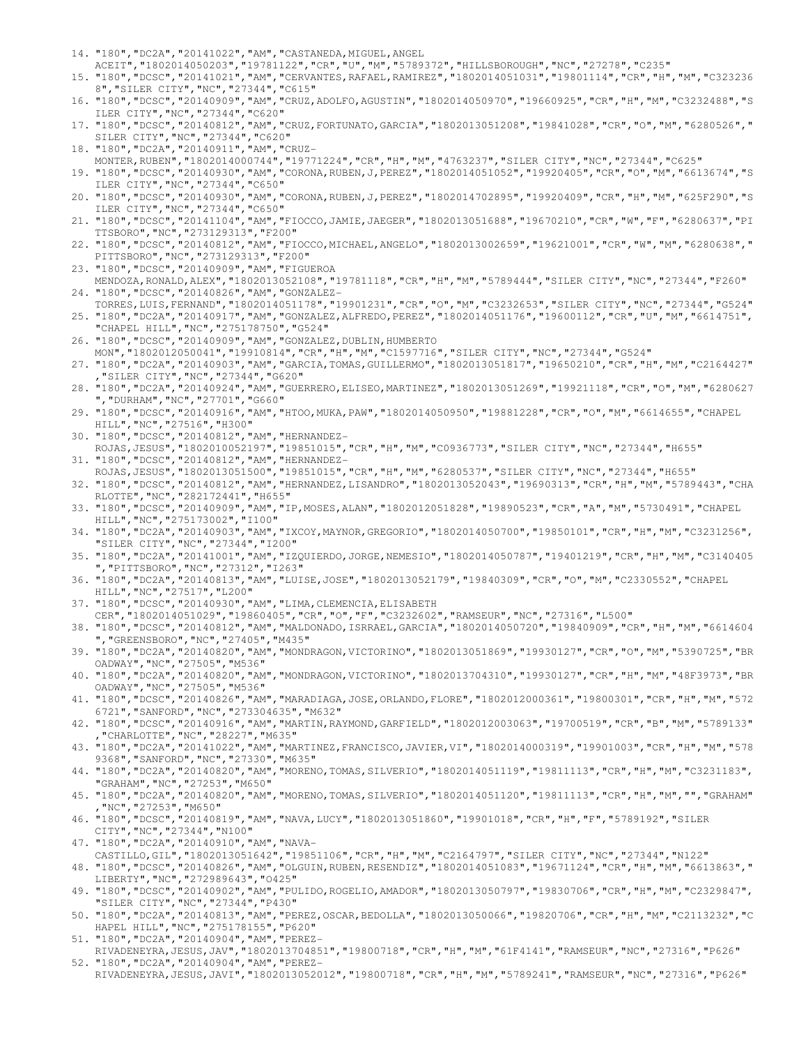14. "180","DC2A","20141022","AM","CASTANEDA,MIGUEL,ANGEL ACEIT","1802014050203","19781122","CR","U","M","5789372","HILLSBOROUGH","NC","27278","C235"
15. "180","DCSC","20141021","AM","CERVANTES,RAFAEL,RAMIREZ","1802014051031","19801114","CR","H","M","C3232368","SILER CITY","NC","27344","C615"
16. "180","DCSC","20140909","AM","CRUZ,ADOLFO,AGUSTIN","1802014050970","19660925","CR","H","M","C3232488","SILER CITY","NC","27344","C620"
17. "180","DCSC","20140812","AM","CRUZ,FORTUNATO,GARCIA","1802013051208","19841028","CR","O","M","6280526","SILER CITY","NC","27344","C620"
18. "180","DC2A","20140911","AM","CRUZ-MONTER,RUBEN","1802014000744","19771224","CR","H","M","4763237","SILER CITY","NC","27344","C625"
19. "180","DCSC","20140930","AM","CORONA,RUBEN,J,PEREZ","1802014051052","19920405","CR","O","M","6613674","SILER CITY","NC","27344","C650"
20. "180","DCSC","20140930","AM","CORONA,RUBEN,J,PEREZ","1802014702895","19920409","CR","H","M","625F290","SILER CITY","NC","27344","C650"
21. "180","DCSC","20141104","AM","FIOCCO,JAMIE,JAEGER","1802013051688","19670210","CR","W","F","6280637","PITTSBORO","NC","273129313","F200"
22. "180","DCSC","20140812","AM","FIOCCO,MICHAEL,ANGELO","1802013002659","19621001","CR","W","M","6280638","PITTSBORO","NC","273129313","F200"
23. "180","DCSC","20140909","AM","FIGUEROA MENDOZA,RONALD,ALEX","1802013052108","19781118","CR","H","M","5789444","SILER CITY","NC","27344","F260"
24. "180","DCSC","20140826","AM","GONZALEZ-TORRES,LUIS,FERNAND","1802014051178","19901231","CR","O","M","C3232653","SILER CITY","NC","27344","G524"
25. "180","DC2A","20140917","AM","GONZALEZ,ALFREDO,PEREZ","1802014051176","19600112","CR","U","M","6614751","CHAPEL HILL","NC","275178750","G524"
26. "180","DCSC","20140909","AM","GONZALEZ,DUBLIN,HUMBERTO MON","1802012050041","19910814","CR","H","M","C1597716","SILER CITY","NC","27344","G524"
27. "180","DC2A","20140903","AM","GARCIA,TOMAS,GUILLERMO","1802013051817","19650210","CR","H","M","C2164427","SILER CITY","NC","27344","G620"
28. "180","DC2A","20140924","AM","GUERRERO,ELISEO,MARTINEZ","1802013051269","19921118","CR","O","M","6280627","DURHAM","NC","27701","G660"
29. "180","DCSC","20140916","AM","HTOO,MUKA,PAW","1802014050950","19881228","CR","O","M","6614655","CHAPEL HILL","NC","27516","H300"
30. "180","DCSC","20140812","AM","HERNANDEZ-ROJAS,JESUS","1802010052197","19851015","CR","H","M","C0936773","SILER CITY","NC","27344","H655"
31. "180","DCSC","20140812","AM","HERNANDEZ-ROJAS,JESUS","1802013051500","19851015","CR","H","M","6280537","SILER CITY","NC","27344","H655"
32. "180","DCSC","20140812","AM","HERNANDEZ,LISANDRO","1802013052043","19690313","CR","H","M","5789443","CHARLOTTE","NC","282172441","H655"
33. "180","DCSC","20140909","AM","IP,MOSES,ALAN","1802012051828","19890523","CR","A","M","5730491","CHAPEL HILL","NC","275173002","I100"
34. "180","DC2A","20140903","AM","IXCOY,MAYNOR,GREGORIO","1802014050700","19850101","CR","H","M","C3231256","SILER CITY","NC","27344","I200"
35. "180","DC2A","20141001","AM","IZQUIERDO,JORGE,NEMESIO","1802014050787","19401219","CR","H","M","C3140405","PITTSBORO","NC","27312","I263"
36. "180","DC2A","20140813","AM","LUISE,JOSE","1802013052179","19840309","CR","O","M","C2330552","CHAPEL HILL","NC","27517","L200"
37. "180","DCSC","20140930","AM","LIMA,CLEMENCIA,ELISABETH CER","1802014051029","19860405","CR","O","F","C3232602","RAMSEUR","NC","27316","L500"
38. "180","DCSC","20140812","AM","MALDONADO,ISRRAEL,GARCIA","1802014050720","19840909","CR","H","M","6614604","GREENSBORO","NC","27405","M435"
39. "180","DC2A","20140820","AM","MONDRAGON,VICTORINO","1802013051869","19930127","CR","O","M","5390725","BROADWAY","NC","27505","M536"
40. "180","DC2A","20140820","AM","MONDRAGON,VICTORINO","1802013704310","19930127","CR","H","M","48F3973","BROADWAY","NC","27505","M536"
41. "180","DCSC","20140826","AM","MARADIAGA,JOSE,ORLANDO,FLORE","1802012000361","19800301","CR","H","M","5726721","SANFORD","NC","273304635","M632"
42. "180","DCSC","20140916","AM","MARTIN,RAYMOND,GARFIELD","1802012003063","19700519","CR","B","M","5789133","CHARLOTTE","NC","28227","M635"
43. "180","DC2A","20141022","AM","MARTINEZ,FRANCISCO,JAVIER,VI","1802014000319","19901003","CR","H","M","5789368","SANFORD","NC","27330","M635"
44. "180","DC2A","20140820","AM","MORENO,TOMAS,SILVERIO","1802014051119","19811113","CR","H","M","C3231183","GRAHAM","NC","27253","M650"
45. "180","DC2A","20140820","AM","MORENO,TOMAS,SILVERIO","1802014051120","19811113","CR","H","M","","GRAHAM","NC","27253","M650"
46. "180","DCSC","20140819","AM","NAVA,LUCY","1802013051860","19901018","CR","H","F","5789192","SILER CITY","NC","27344","N100"
47. "180","DC2A","20140910","AM","NAVA-CASTILLO,GIL","1802013051642","19851106","CR","H","M","C2164797","SILER CITY","NC","27344","N122"
48. "180","DCSC","20140826","AM","OLGUIN,RUBEN,RESENDIZ","1802014051083","19671124","CR","H","M","6613863","LIBERTY","NC","272989643","O425"
49. "180","DCSC","20140902","AM","PULIDO,ROGELIO,AMADOR","1802013050797","19830706","CR","H","M","C2329847","SILER CITY","NC","27344","P430"
50. "180","DC2A","20140813","AM","PEREZ,OSCAR,BEDOLLA","1802013050066","19820706","CR","H","M","C2113232","CHAPEL HILL","NC","275178155","P620"
51. "180","DC2A","20140904","AM","PEREZ-RIVADENEYRA,JESUS,JAV","1802013704851","19800718","CR","H","M","61F4141","RAMSEUR","NC","27316","P626"
52. "180","DC2A","20140904","AM","PEREZ-RIVADENEYRA,JESUS,JAVI","1802013052012","19800718","CR","H","M","5789241","RAMSEUR","NC","27316","P626"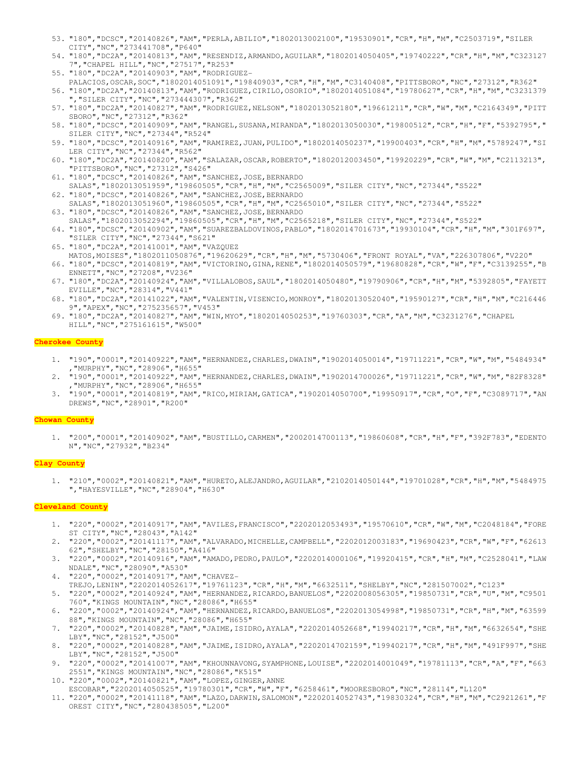53. "180","DCSC","20140826","AM","PERLA,ABILIO","1802013002100","19530901","CR","H","M","C2503719","SILER CITY","NC","273441708","P640"
54. "180","DC2A","20140813","AM","RESENDIZ,ARMANDO,AGUILAR","1802014050405","19740222","CR","H","M","C3231277","CHAPEL HILL","NC","27517","R253"
55. "180","DC2A","20140903","AM","RODRIGUEZ-PALACIOS,OSCAR,SOC","1802014051091","19840903","CR","H","M","C3140408","PITTSBORO","NC","27312","R362"
56. "180","DC2A","20140813","AM","RODRIGUEZ,CIRILO,OSORIO","1802014051084","19780627","CR","H","M","C3231379","SILER CITY","NC","273444307","R362"
57. "180","DC2A","20140827","AM","RODRIGUEZ,NELSON","1802013052180","19661211","CR","W","M","C2164349","PITTSBORO","NC","27312","R362"
58. "180","DCSC","20140909","AM","RANGEL,SUSANA,MIRANDA","1802013050030","19800512","CR","H","F","5392795","SILER CITY","NC","27344","R524"
59. "180","DCSC","20140916","AM","RAMIREZ,JUAN,PULIDO","1802014050237","19900403","CR","H","M","5789247","SILER CITY","NC","27344","R562"
60. "180","DC2A","20140820","AM","SALAZAR,OSCAR,ROBERTO","1802012003450","19920229","CR","W","M","C2113213","PITTSBORO","NC","27312","S426"
61. "180","DCSC","20140826","AM","SANCHEZ,JOSE,BERNARDO SALAS","1802013051959","19860505","CR","H","M","C2565009","SILER CITY","NC","27344","S522"
62. "180","DCSC","20140826","AM","SANCHEZ,JOSE,BERNARDO SALAS","1802013051960","19860505","CR","H","M","C2565010","SILER CITY","NC","27344","S522"
63. "180","DCSC","20140826","AM","SANCHEZ,JOSE,BERNARDO SALAS","1802013052294","19860505","CR","H","M","C2565218","SILER CITY","NC","27344","S522"
64. "180","DCSC","20140902","AM","SUAREZBALDOVINOS,PABLO","1802014701673","19930104","CR","H","M","301F697","SILER CITY","NC","27344","S621"
65. "180","DC2A","20141001","AM","VAZQUEZ MATOS,MOISES","1802011050876","19620629","CR","H","M","5730406","FRONT ROYAL","VA","226307806","V220"
66. "180","DCSC","20140819","AM","VICTORINO,GINA,RENE","1802014050579","19680828","CR","W","F","C3139255","BENNETT","NC","27208","V236"
67. "180","DC2A","20140924","AM","VILLALOBOS,SAUL","1802014050480","19790906","CR","H","M","5392805","FAYETTEVILLE","NC","28314","V441"
68. "180","DC2A","20141022","AM","VALENTIN,VISENCIO,MONROY","1802013052040","19590127","CR","H","M","C2164469","APEX","NC","275235657","V453"
69. "180","DC2A","20140827","AM","WIN,MYO","1802014050253","19760303","CR","A","M","C3231276","CHAPEL HILL","NC","275161615","W500"

**Cherokee County**

1. "190","0001","20140922","AM","HERNANDEZ,CHARLES,DWAIN","1902014050014","19711221","CR","W","M","5484934","MURPHY","NC","28906","H655"
2. "190","0001","20140922","AM","HERNANDEZ,CHARLES,DWAIN","1902014700026","19711221","CR","W","M","82F8328","MURPHY","NC","28906","H655"
3. "190","0001","20140819","AM","RICO,MIRIAM,GATICA","1902014050700","19950917","CR","O","F","C3089717","ANDREWS","NC","28901","R200"

**Chowan County**

1. "200","0001","20140902","AM","BUSTILLO,CARMEN","2002014700113","19860608","CR","H","F","392F783","EDENTON","NC","27932","B234"

**Clay County**

1. "210","0002","20140821","AM","HURETO,ALEJANDRO,AGUILAR","2102014050144","19701028","CR","H","M","5484975","HAYESVILLE","NC","28904","H630"

**Cleveland County**

1. "220","0002","20140917","AM","AVILES,FRANCISCO","2202012053493","19570610","CR","W","M","C2048184","FOREST CITY","NC","28043","A142"
2. "220","0002","20141117","AM","ALVARADO,MICHELLE,CAMPBELL","2202012003183","19690423","CR","W","F","6261362","SHELBY","NC","28150","A416"
3. "220","0002","20140916","AM","AMADO,PEDRO,PAULO","2202014000106","19920415","CR","H","M","C2528041","LAWNDALE","NC","28090","A530"
4. "220","0002","20140917","AM","CHAVEZ-TREJO,LENIN","2202014052617","19761123","CR","H","M","6632511","SHELBY","NC","281507002","C123"
5. "220","0002","20140924","AM","HERNANDEZ,RICARDO,BANUELOS","2202008056305","19850731","CR","U","M","C9501760","KINGS MOUNTAIN","NC","28086","H655"
6. "220","0002","20140924","AM","HERNANDEZ,RICARDO,BANUELOS","2202013054998","19850731","CR","H","M","6359988","KINGS MOUNTAIN","NC","28086","H655"
7. "220","0002","20140828","AM","JAIME,ISIDRO,AYALA","2202014052668","19940217","CR","H","M","6632654","SHELBY","NC","28152","J500"
8. "220","0002","20140828","AM","JAIME,ISIDRO,AYALA","2202014702159","19940217","CR","H","M","491F997","SHELBY","NC","28152","J500"
9. "220","0002","20141007","AM","KHOUNNAVONG,SYAMPHONE,LOUISE","2202014001049","19781113","CR","A","F","6632551","KINGS MOUNTAIN","NC","28086","K515"
10. "220","0002","20140821","AM","LOPEZ,GINGER,ANNE ESCOBAR","2202014050525","19780301","CR","W","F","6258461","MOORESBORO","NC","28114","L120"
11. "220","0002","20141118","AM","LAZO,DARWIN,SALOMON","2202014052743","19830324","CR","H","M","C2921261","FOREST CITY","NC","280438505","L200"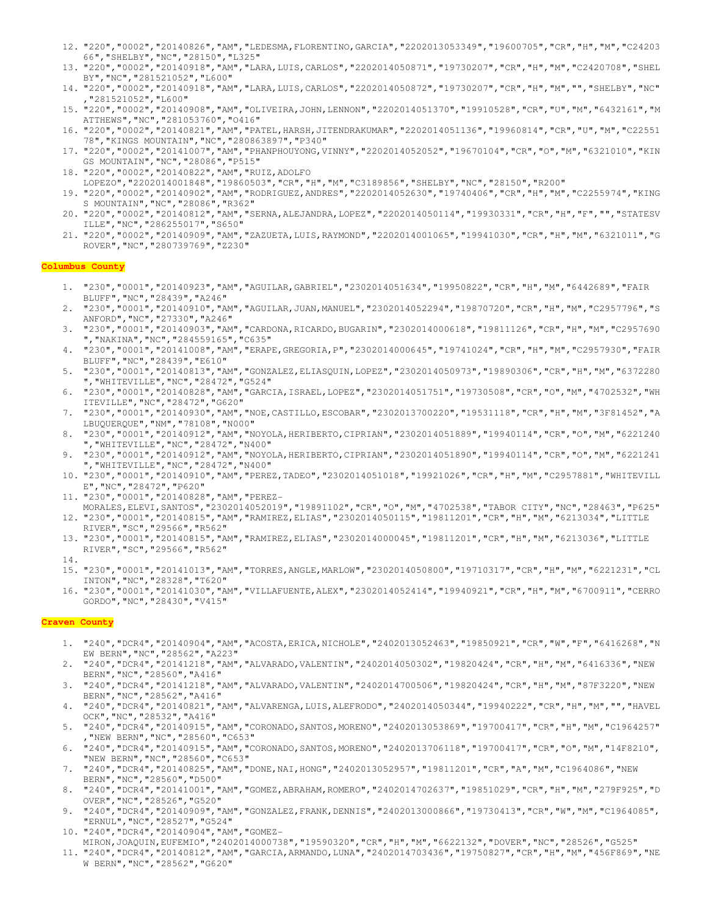12. "220","0002","20140826","AM","LEDESMA,FLORENTINO,GARCIA","2202013053349","19600705","CR","H","M","C2420366","SHELBY","NC","28150","L325"
13. "220","0002","20140918","AM","LARA,LUIS,CARLOS","2202014050871","19730207","CR","H","M","C2420708","SHELBY","NC","281521052","L600"
14. "220","0002","20140918","AM","LARA,LUIS,CARLOS","2202014050872","19730207","CR","H","M","","SHELBY","NC","281521052","L600"
15. "220","0002","20140908","AM","OLIVEIRA,JOHN,LENNON","2202014051370","19910528","CR","U","M","6432161","MATTHEWS","NC","281053760","O416"
16. "220","0002","20140821","AM","PATEL,HARSH,JITENDRAKUMAR","2202014051136","19960814","CR","U","M","C2255178","KINGS MOUNTAIN","NC","280863897","P340"
17. "220","0002","20141007","AM","PHANPHOUYONG,VINNY","2202014052052","19670104","CR","O","M","6321010","KINGS MOUNTAIN","NC","28086","P515"
18. "220","0002","20140822","AM","RUIZ,ADOLFO LOPEZO","2202014001848","19860503","CR","H","M","C3189856","SHELBY","NC","28150","R200"
19. "220","0002","20140902","AM","RODRIGUEZ,ANDRES","2202014052630","19740406","CR","H","M","C2255974","KINGS MOUNTAIN","NC","28086","R362"
20. "220","0002","20140812","AM","SERNA,ALEJANDRA,LOPEZ","2202014050114","19930331","CR","H","F","","STATESVILLE","NC","286255017","S650"
21. "220","0002","20140909","AM","ZAZUETA,LUIS,RAYMOND","2202014001065","19941030","CR","H","M","6321011","GROVER","NC","280739769","Z230"

**Columbus County**

1. "230","0001","20140923","AM","AGUILAR,GABRIEL","2302014051634","19950822","CR","H","M","6442689","FAIR BLUFF","NC","28439","A246"
2. "230","0001","20140910","AM","AGUILAR,JUAN,MANUEL","2302014052294","19870720","CR","H","M","C2957796","SANFORD","NC","27330","A246"
3. "230","0001","20140903","AM","CARDONA,RICARDO,BUGARIN","2302014000618","19811126","CR","H","M","C2957690","NAKINA","NC","284559165","C635"
4. "230","0001","20141008","AM","ERAPE,GREGORIA,P","2302014000645","19741024","CR","H","M","C2957930","FAIR BLUFF","NC","28439","E610"
5. "230","0001","20140813","AM","GONZALEZ,ELIASQUIN,LOPEZ","2302014050973","19890306","CR","H","M","6372280","WHITEVILLE","NC","28472","G524"
6. "230","0001","20140828","AM","GARCIA,ISRAEL,LOPEZ","2302014051751","19730508","CR","O","M","4702532","WHITEVILLE","NC","28472","G620"
7. "230","0001","20140930","AM","NOE,CASTILLO,ESCOBAR","2302013700220","19531118","CR","H","M","3F81452","ALBUQUERQUE","NM","78108","N000"
8. "230","0001","20140912","AM","NOYOLA,HERIBERTO,CIPRIAN","2302014051889","19940114","CR","O","M","6221240","WHITEVILLE","NC","28472","N400"
9. "230","0001","20140912","AM","NOYOLA,HERIBERTO,CIPRIAN","2302014051890","19940114","CR","O","M","6221241","WHITEVILLE","NC","28472","N400"
10. "230","0001","20140910","AM","PEREZ,TADEO","2302014051018","19921026","CR","H","M","C2957881","WHITEVILLE","NC","28472","P620"
11. "230","0001","20140828","AM","PEREZ-MORALES,ELEVI,SANTOS","2302014052019","19891102","CR","O","M","4702538","TABOR CITY","NC","28463","P625"
12. "230","0001","20140815","AM","RAMIREZ,ELIAS","2302014050115","19811201","CR","H","M","6213034","LITTLE RIVER","SC","29566","R562"
13. "230","0001","20140815","AM","RAMIREZ,ELIAS","2302014000045","19811201","CR","H","M","6213036","LITTLE RIVER","SC","29566","R562"
14. 
15. "230","0001","20141013","AM","TORRES,ANGLE,MARLOW","2302014050800","19710317","CR","H","M","6221231","CLINTON","NC","28328","T620"
16. "230","0001","20141030","AM","VILLAFUENTE,ALEX","2302014052414","19940921","CR","H","M","6700911","CERRO GORDO","NC","28430","V415"

**Craven County**

1. "240","DCR4","20140904","AM","ACOSTA,ERICA,NICHOLE","2402013052463","19850921","CR","W","F","6416268","NEW BERN","NC","28562","A223"
2. "240","DCR4","20141218","AM","ALVARADO,VALENTIN","2402014050302","19820424","CR","H","M","6416336","NEW BERN","NC","28560","A416"
3. "240","DCR4","20141218","AM","ALVARADO,VALENTIN","2402014700506","19820424","CR","H","M","87F3220","NEW BERN","NC","28562","A416"
4. "240","DCR4","20140821","AM","ALVARENGA,LUIS,ALEFRODO","2402014050344","19940222","CR","H","M","","HAVELOCK","NC","28532","A416"
5. "240","DCR4","20140915","AM","CORONADO,SANTOS,MORENO","2402013053869","19700417","CR","H","M","C1964257","NEW BERN","NC","28560","C653"
6. "240","DCR4","20140915","AM","CORONADO,SANTOS,MORENO","2402013706118","19700417","CR","O","M","14F8210","NEW BERN","NC","28560","C653"
7. "240","DCR4","20140825","AM","DONE,NAI,HONG","2402013052957","19811201","CR","A","M","C1964086","NEW BERN","NC","28560","D500"
8. "240","DCR4","20141001","AM","GOMEZ,ABRAHAM,ROMERO","2402014702637","19851029","CR","H","M","279F925","DOVER","NC","28526","G520"
9. "240","DCR4","20140909","AM","GONZALEZ,FRANK,DENNIS","2402013000866","19730413","CR","W","M","C1964085","ERNUL","NC","28527","G524"
10. "240","DCR4","20140904","AM","GOMEZ-MIRON,JOAQUIN,EUFEMIO","2402014000738","19590320","CR","H","M","6622132","DOVER","NC","28526","G525"
11. "240","DCR4","20140812","AM","GARCIA,ARMANDO,LUNA","2402014703436","19750827","CR","H","M","456F869","NEW BERN","NC","28562","G620"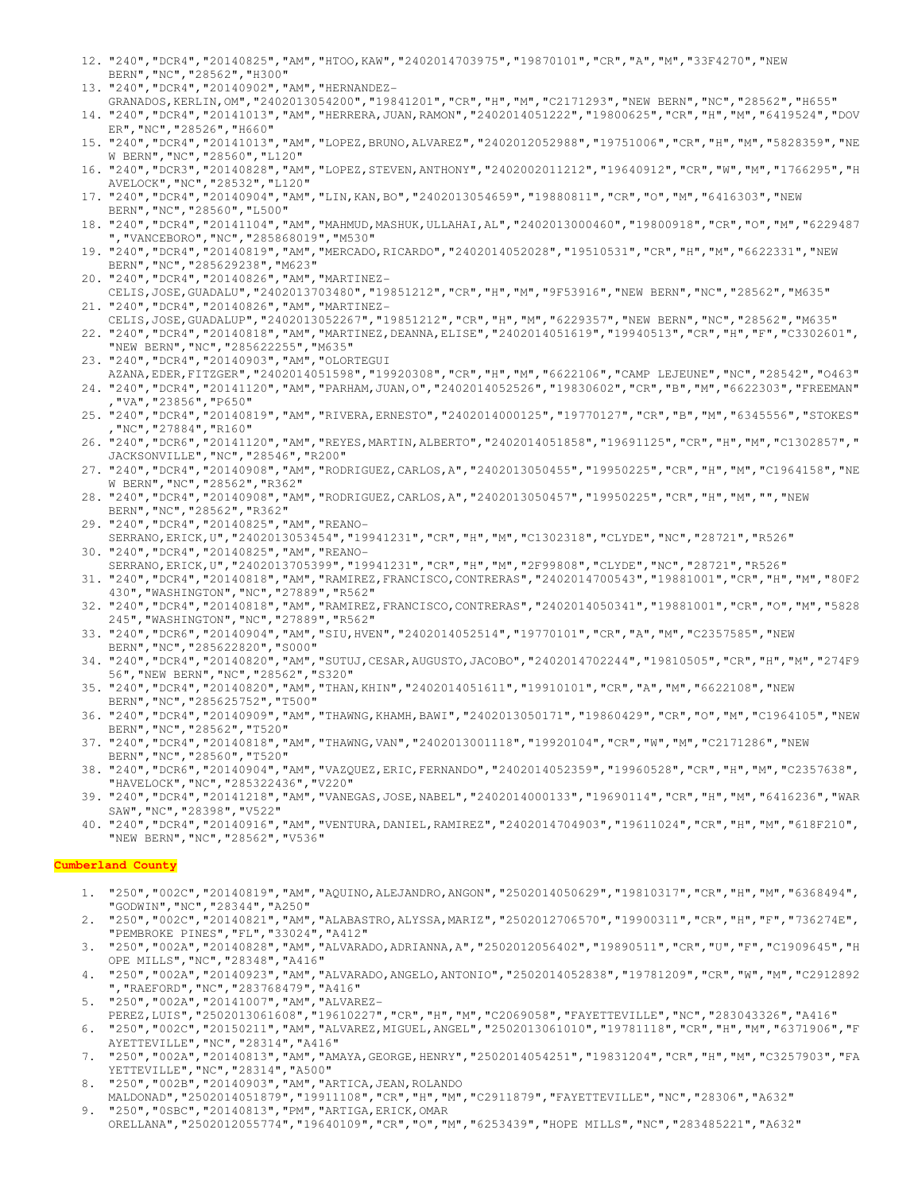12. "240","DCR4","20140825","AM","HTOO,KAW","2402014703975","19870101","CR","A","M","33F4270","NEW BERN","NC","28562","H300"
13. "240","DCR4","20140902","AM","HERNANDEZ-GRANADOS,KERLIN,OM","2402013054200","19841201","CR","H","M","C2171293","NEW BERN","NC","28562","H655"
14. "240","DCR4","20141013","AM","HERRERA,JUAN,RAMON","2402014051222","19800625","CR","H","M","6419524","DOVER","NC","28526","H660"
15. "240","DCR4","20141013","AM","LOPEZ,BRUNO,ALVAREZ","2402012052988","19751006","CR","H","M","5828359","NEW BERN","NC","28560","L120"
16. "240","DCR3","20140828","AM","LOPEZ,STEVEN,ANTHONY","2402002011212","19640912","CR","W","M","1766295","HAVELOCK","NC","28532","L120"
17. "240","DCR4","20140904","AM","LIN,KAN,BO","2402013054659","19880811","CR","O","M","6416303","NEW BERN","NC","28560","L500"
18. "240","DCR4","20141104","AM","MAHMUD,MASHUK,ULLAHAI,AL","2402013000460","19800918","CR","O","M","6229487","VANCEBORO","NC","285868019","M530"
19. "240","DCR4","20140819","AM","MERCADO,RICARDO","2402014052028","19510531","CR","H","M","6622331","NEW BERN","NC","285629238","M623"
20. "240","DCR4","20140826","AM","MARTINEZ-CELIS,JOSE,GUADALU","2402013703480","19851212","CR","H","M","9F53916","NEW BERN","NC","28562","M635"
21. "240","DCR4","20140826","AM","MARTINEZ-CELIS,JOSE,GUADALUP","2402013052267","19851212","CR","H","M","6229357","NEW BERN","NC","28562","M635"
22. "240","DCR4","20140818","AM","MARTINEZ,DEANNA,ELISE","2402014051619","19940513","CR","H","F","C3302601","NEW BERN","NC","285622255","M635"
23. "240","DCR4","20140903","AM","OLORTEGUI AZANA,EDER,FITZGER","2402014051598","19920308","CR","H","M","6622106","CAMP LEJEUNE","NC","28542","O463"
24. "240","DCR4","20141120","AM","PARHAM,JUAN,O","2402014052526","19830602","CR","B","M","6622303","FREEMAN","VA","23856","P650"
25. "240","DCR4","20140819","AM","RIVERA,ERNESTO","2402014000125","19770127","CR","B","M","6345556","STOKES","NC","27884","R160"
26. "240","DCR6","20141120","AM","REYES,MARTIN,ALBERTO","2402014051858","19691125","CR","H","M","C1302857","JACKSONVILLE","NC","28546","R200"
27. "240","DCR4","20140908","AM","RODRIGUEZ,CARLOS,A","2402013050455","19950225","CR","H","M","C1964158","NEW BERN","NC","28562","R362"
28. "240","DCR4","20140908","AM","RODRIGUEZ,CARLOS,A","2402013050457","19950225","CR","H","M","","NEW BERN","NC","28562","R362"
29. "240","DCR4","20140825","AM","REANO-SERRANO,ERICK,U","2402013053454","19941231","CR","H","M","C1302318","CLYDE","NC","28721","R526"
30. "240","DCR4","20140825","AM","REANO-SERRANO,ERICK,U","2402013705399","19941231","CR","H","M","2F99808","CLYDE","NC","28721","R526"
31. "240","DCR4","20140818","AM","RAMIREZ,FRANCISCO,CONTRERAS","2402014700543","19881001","CR","H","M","80F2430","WASHINGTON","NC","27889","R562"
32. "240","DCR4","20140818","AM","RAMIREZ,FRANCISCO,CONTRERAS","2402014050341","19881001","CR","O","M","5828245","WASHINGTON","NC","27889","R562"
33. "240","DCR6","20140904","AM","SIU,HVEN","2402014052514","19770101","CR","A","M","C2357585","NEW BERN","NC","285622820","S000"
34. "240","DCR4","20140820","AM","SUTUJ,CESAR,AUGUSTO,JACOBO","2402014702244","19810505","CR","H","M","274F956","NEW BERN","NC","28562","S320"
35. "240","DCR4","20140820","AM","THAN,KHIN","2402014051611","19910101","CR","A","M","6622108","NEW BERN","NC","285625752","T500"
36. "240","DCR4","20140909","AM","THAWNG,KHAMH,BAWI","2402013050171","19860429","CR","O","M","C1964105","NEW BERN","NC","28562","T520"
37. "240","DCR4","20140818","AM","THAWNG,VAN","2402013001118","19920104","CR","W","M","C2171286","NEW BERN","NC","28560","T520"
38. "240","DCR6","20140904","AM","VAZQUEZ,ERIC,FERNANDO","2402014052359","19960528","CR","H","M","C2357638","HAVELOCK","NC","285322436","V220"
39. "240","DCR4","20141218","AM","VANEGAS,JOSE,NABEL","2402014000133","19690114","CR","H","M","6416236","WARSAW","NC","28398","V522"
40. "240","DCR4","20140916","AM","VENTURA,DANIEL,RAMIREZ","2402014704903","19611024","CR","H","M","618F210","NEW BERN","NC","28562","V536"

**Cumberland County**

1. "250","002C","20140819","AM","AQUINO,ALEJANDRO,ANGON","2502014050629","19810317","CR","H","M","6368494","GODWIN","NC","28344","A250"
2. "250","002C","20140821","AM","ALABASTRO,ALYSSA,MARIZ","2502012706570","19900311","CR","H","F","736274E","PEMBROKE PINES","FL","33024","A412"
3. "250","002A","20140828","AM","ALVARADO,ADRIANNA,A","2502012056402","19890511","CR","U","F","C1909645","HOPE MILLS","NC","28348","A416"
4. "250","002A","20140923","AM","ALVARADO,ANGELO,ANTONIO","2502014052838","19781209","CR","W","M","C2912892","RAEFORD","NC","283768479","A416"
5. "250","002A","20141007","AM","ALVAREZ-PEREZ,LUIS","2502013061608","19610227","CR","H","M","C2069058","FAYETTEVILLE","NC","283043326","A416"
6. "250","002C","20150211","AM","ALVAREZ,MIGUEL,ANGEL","2502013061010","19781118","CR","H","M","6371906","FAYETTEVILLE","NC","28314","A416"
7. "250","002A","20140813","AM","AMAYA,GEORGE,HENRY","2502014054251","19831204","CR","H","M","C3257903","FAYETTEVILLE","NC","28314","A500"
8. "250","002B","20140903","AM","ARTICA,JEAN,ROLANDO MALDONAD","2502014051879","19911108","CR","H","M","C2911879","FAYETTEVILLE","NC","28306","A632"
9. "250","0SBC","20140813","PM","ARTIGA,ERICK,OMAR ORELLANA","2502012055774","19640109","CR","O","M","6253439","HOPE MILLS","NC","283485221","A632"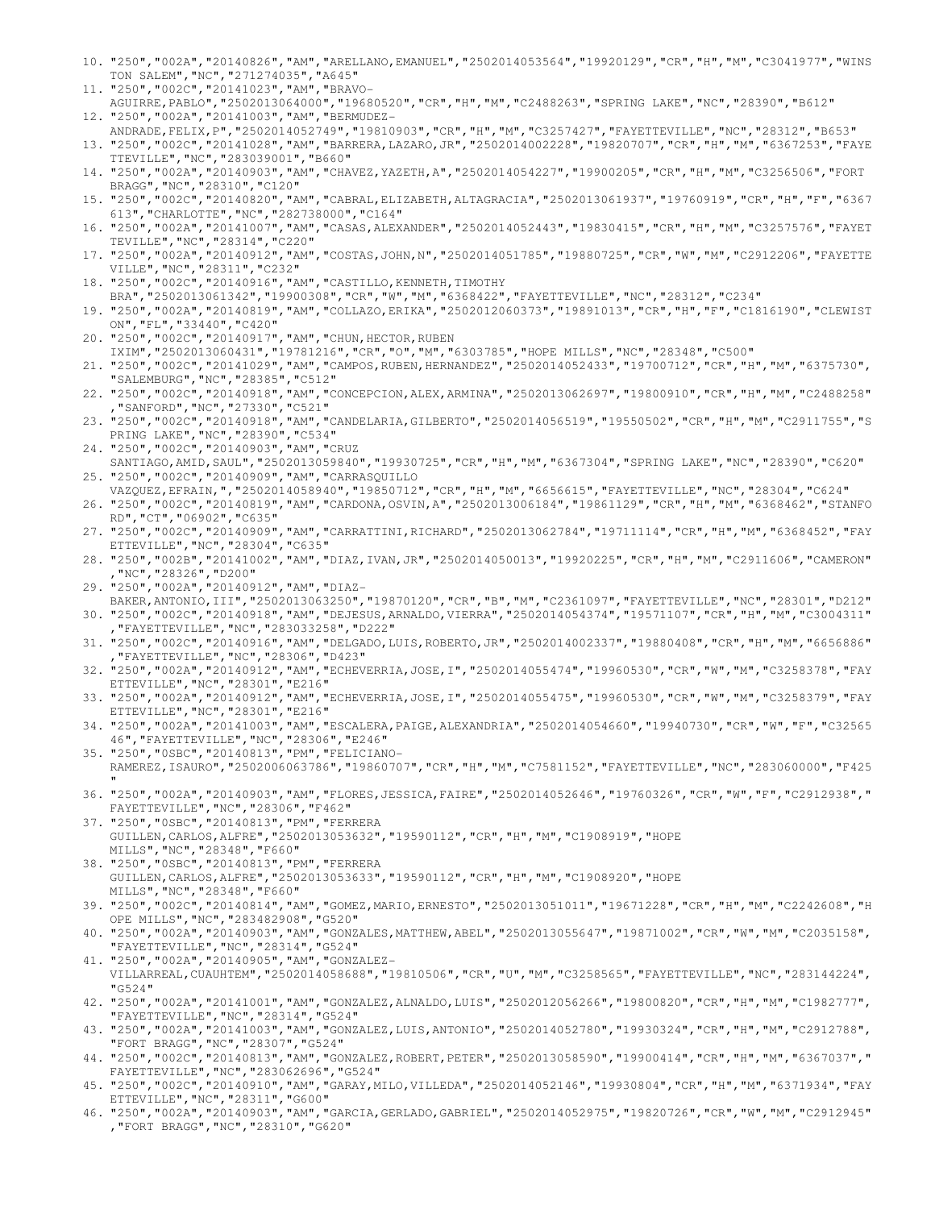10. "250","002A","20140826","AM","ARELLANO,EMANUEL","2502014053564","19920129","CR","H","M","C3041977","WINSTON SALEM","NC","271274035","A645"
11. "250","002C","20141023","AM","BRAVO-AGUIRRE,PABLO","2502013064000","19680520","CR","H","M","C2488263","SPRING LAKE","NC","28390","B612"
12. "250","002A","20141003","AM","BERMUDEZ-ANDRADE,FELIX,P","2502014052749","19810903","CR","H","M","C3257427","FAYETTEVILLE","NC","28312","B653"
13. "250","002C","20141028","AM","BARRERA,LAZARO,JR","2502014002228","19820707","CR","H","M","6367253","FAYETTEVILLE","NC","283039001","B660"
14. "250","002A","20140903","AM","CHAVEZ,YAZETH,A","2502014054227","19900205","CR","H","M","C3256506","FORT BRAGG","NC","28310","C120"
15. "250","002C","20140820","AM","CABRAL,ELIZABETH,ALTAGRACIA","2502013061937","19760919","CR","H","F","6367613","CHARLOTTE","NC","282738000","C164"
16. "250","002A","20141007","AM","CASAS,ALEXANDER","2502014052443","19830415","CR","H","M","C3257576","FAYETTEVILLE","NC","28314","C220"
17. "250","002A","20140912","AM","COSTAS,JOHN,N","2502014051785","19880725","CR","W","M","C2912206","FAYETTEVILLE","NC","28311","C232"
18. "250","002C","20140916","AM","CASTILLO,KENNETH,TIMOTHY BRA","2502013061342","19900308","CR","W","M","6368422","FAYETTEVILLE","NC","28312","C234"
19. "250","002A","20140819","AM","COLLAZO,ERIKA","2502012060373","19891013","CR","H","F","C1816190","CLEWISTON","FL","33440","C420"
20. "250","002C","20140917","AM","CHUN,HECTOR,RUBEN IXIM","2502013060431","19781216","CR","O","M","6303785","HOPE MILLS","NC","28348","C500"
21. "250","002C","20141029","AM","CAMPOS,RUBEN,HERNANDEZ","2502014052433","19700712","CR","H","M","6375730","SALEMBURG","NC","28385","C512"
22. "250","002C","20140918","AM","CONCEPCION,ALEX,ARMINA","2502013062697","19800910","CR","H","M","C2488258","SANFORD","NC","27330","C521"
23. "250","002C","20140918","AM","CANDELARIA,GILBERTO","2502014056519","19550502","CR","H","M","C2911755","SPRING LAKE","NC","28390","C534"
24. "250","002C","20140903","AM","CRUZ SANTIAGO,AMID,SAUL","2502013059840","19930725","CR","H","M","6367304","SPRING LAKE","NC","28390","C620"
25. "250","002C","20140909","AM","CARRASQUILLO VAZQUEZ,EFRAIN,","2502014058940","19850712","CR","H","M","6656615","FAYETTEVILLE","NC","28304","C624"
26. "250","002C","20140819","AM","CARDONA,OSVIN,A","2502013006184","19861129","CR","H","M","6368462","STANFORD","CT","06902","C635"
27. "250","002C","20140909","AM","CARRATTINI,RICHARD","2502013062784","19711114","CR","H","M","6368452","FAYETTEVILLE","NC","28304","C635"
28. "250","002B","20141002","AM","DIAZ,IVAN,JR","2502014050013","19920225","CR","H","M","C2911606","CAMERON","NC","28326","D200"
29. "250","002A","20140912","AM","DIAZ-BAKER,ANTONIO,III","2502013063250","19870120","CR","B","M","C2361097","FAYETTEVILLE","NC","28301","D212"
30. "250","002C","20140918","AM","DEJESUS,ARNALDO,VIERRA","2502014054374","19571107","CR","H","M","C3004311","FAYETTEVILLE","NC","283033258","D222"
31. "250","002C","20140916","AM","DELGADO,LUIS,ROBERTO,JR","2502014002337","19880408","CR","H","M","6656886","FAYETTEVILLE","NC","28306","D423"
32. "250","002A","20140912","AM","ECHEVERRIA,JOSE,I","2502014055474","19960530","CR","W","M","C3258378","FAYETTEVILLE","NC","28301","E216"
33. "250","002A","20140912","AM","ECHEVERRIA,JOSE,I","2502014055475","19960530","CR","W","M","C3258379","FAYETTEVILLE","NC","28301","E216"
34. "250","002A","20141003","AM","ESCALERA,PAIGE,ALEXANDRIA","2502014054660","19940730","CR","W","F","C3256546","FAYETTEVILLE","NC","28306","E246"
35. "250","0SBC","20140813","PM","FELICIANO-RAMEREZ,ISAURO","2502006063786","19860707","CR","H","M","C7581152","FAYETTEVILLE","NC","283060000","F425"
36. "250","002A","20140903","AM","FLORES,JESSICA,FAIRE","2502014052646","19760326","CR","W","F","C2912938","FAYETTEVILLE","NC","28306","F462"
37. "250","0SBC","20140813","PM","FERRERA GUILLEN,CARLOS,ALFRE","2502013053632","19590112","CR","H","M","C1908919","HOPE MILLS","NC","28348","F660"
38. "250","0SBC","20140813","PM","FERRERA GUILLEN,CARLOS,ALFRE","2502013053633","19590112","CR","H","M","C1908920","HOPE MILLS","NC","28348","F660"
39. "250","002C","20140814","AM","GOMEZ,MARIO,ERNESTO","2502013051011","19671228","CR","H","M","C2242608","HOPE MILLS","NC","283482908","G520"
40. "250","002A","20140903","AM","GONZALES,MATTHEW,ABEL","2502013055647","19871002","CR","W","M","C2035158","FAYETTEVILLE","NC","28314","G524"
41. "250","002A","20140905","AM","GONZALEZ-VILLARREAL,CUAUHTEM","2502014058688","19810506","CR","U","M","C3258565","FAYETTEVILLE","NC","283144224","G524"
42. "250","002A","20141001","AM","GONZALEZ,ALNALDO,LUIS","2502012056266","19800820","CR","H","M","C1982777","FAYETTEVILLE","NC","28314","G524"
43. "250","002A","20141003","AM","GONZALEZ,LUIS,ANTONIO","2502014052780","19930324","CR","H","M","C2912788","FORT BRAGG","NC","28307","G524"
44. "250","002C","20140813","AM","GONZALEZ,ROBERT,PETER","2502013058590","19900414","CR","H","M","6367037","FAYETTEVILLE","NC","283062696","G524"
45. "250","002C","20140910","AM","GARAY,MILO,VILLEDA","2502014052146","19930804","CR","H","M","6371934","FAYETTEVILLE","NC","28311","G600"
46. "250","002A","20140903","AM","GARCIA,GERLADO,GABRIEL","2502014052975","19820726","CR","W","M","C2912945","FORT BRAGG","NC","28310","G620"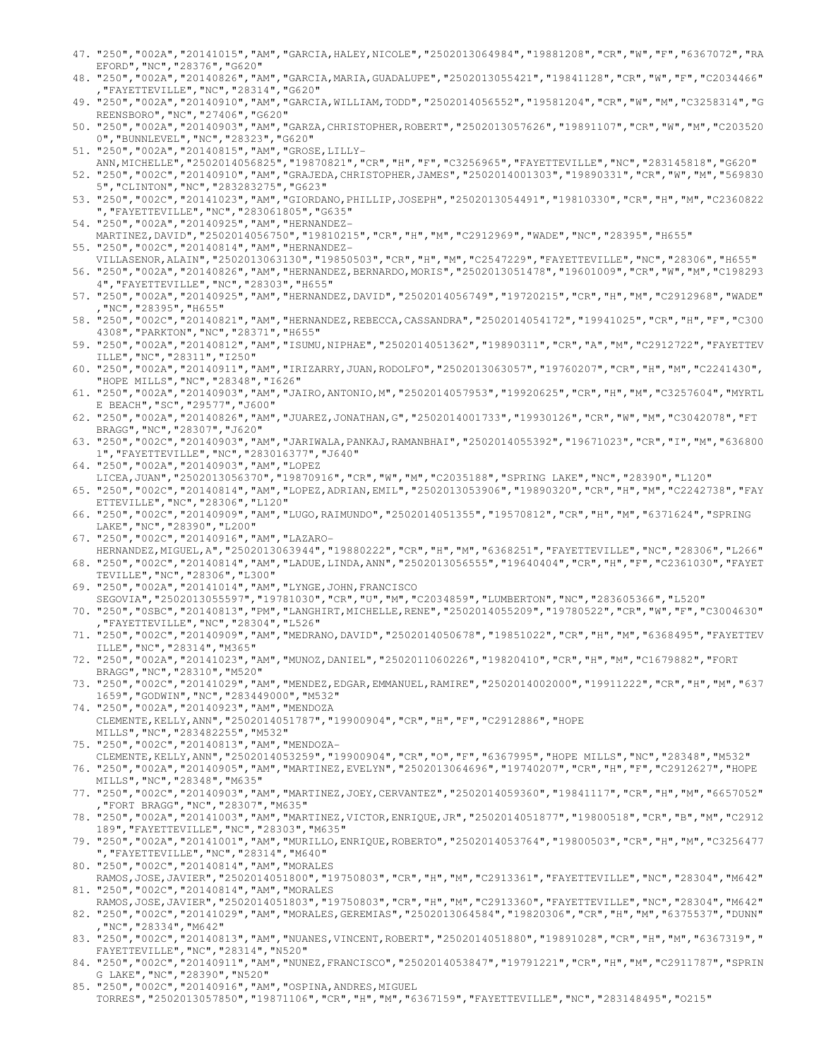47. "250","002A","20141015","AM","GARCIA,HALEY,NICOLE","2502013064984","19881208","CR","W","F","6367072","RAEFORD","NC","28376","G620"
48. "250","002A","20140826","AM","GARCIA,MARIA,GUADALUPE","2502013055421","19841128","CR","W","F","C2034466","FAYETTEVILLE","NC","28314","G620"
49. "250","002A","20140910","AM","GARCIA,WILLIAM,TODD","2502014056552","19581204","CR","W","M","C3258314","GREENSBORO","NC","27406","G620"
50. "250","002A","20140903","AM","GARZA,CHRISTOPHER,ROBERT","2502013057626","19891107","CR","W","M","C2035200","BUNNLEVEL","NC","28323","G620"
51. "250","002A","20140815","AM","GROSE,LILLY-ANN,MICHELLE","2502014056825","19870821","CR","H","F","C3256965","FAYETTEVILLE","NC","283145818","G620"
52. "250","002C","20140910","AM","GRAJEDA,CHRISTOPHER,JAMES","2502014001303","19890331","CR","W","M","5698305","CLINTON","NC","283283275","G623"
53. "250","002C","20141023","AM","GIORDANO,PHILLIP,JOSEPH","2502013054491","19810330","CR","H","M","C2360822","FAYETTEVILLE","NC","283061805","G635"
54. "250","002A","20140925","AM","HERNANDEZ-MARTINEZ,DAVID","2502014056750","19810215","CR","H","M","C2912969","WADE","NC","28395","H655"
55. "250","002C","20140814","AM","HERNANDEZ-VILLASENOR,ALAIN","2502013063130","19850503","CR","H","M","C2547229","FAYETTEVILLE","NC","28306","H655"
56. "250","002A","20140826","AM","HERNANDEZ,BERNARDO,MORIS","2502013051478","19601009","CR","W","M","C1982934","FAYETTEVILLE","NC","28303","H655"
57. "250","002A","20140925","AM","HERNANDEZ,DAVID","2502014056749","19720215","CR","H","M","C2912968","WADE","NC","28395","H655"
58. "250","002C","20140821","AM","HERNANDEZ,REBECCA,CASSANDRA","2502014054172","19941025","CR","H","F","C3004308","PARKTON","NC","28371","H655"
59. "250","002A","20140812","AM","ISUMU,NIPHAE","2502014051362","19890311","CR","A","M","C2912722","FAYETTEVILLE","NC","28311","I250"
60. "250","002A","20140911","AM","IRIZARRY,JUAN,RODOLFO","2502013063057","19760207","CR","H","M","C2241430","HOPE MILLS","NC","28348","I626"
61. "250","002A","20140903","AM","JAIRO,ANTONIO,M","2502014057953","19920625","CR","H","M","C3257604","MYRTLE BEACH","SC","29577","J600"
62. "250","002A","20140826","AM","JUAREZ,JONATHAN,G","2502014001733","19930126","CR","W","M","C3042078","FT BRAGG","NC","28307","J620"
63. "250","002C","20140903","AM","JARIWALA,PANKAJ,RAMANBHAI","2502014055392","19671023","CR","I","M","6368001","FAYETTEVILLE","NC","283016377","J640"
64. "250","002A","20140903","AM","LOPEZ LICEA,JUAN","2502013056370","19870916","CR","W","M","C2035188","SPRING LAKE","NC","28390","L120"
65. "250","002C","20140814","AM","LOPEZ,ADRIAN,EMIL","2502013053906","19890320","CR","H","M","C2242738","FAYETTEVILLE","NC","28306","L120"
66. "250","002C","20140909","AM","LUGO,RAIMUNDO","2502014051355","19570812","CR","H","M","6371624","SPRING LAKE","NC","28390","L200"
67. "250","002C","20140916","AM","LAZARO-HERNANDEZ,MIGUEL,A","2502013063944","19880222","CR","H","M","6368251","FAYETTEVILLE","NC","28306","L266"
68. "250","002C","20140814","AM","LADUE,LINDA,ANN","2502013056555","19640404","CR","H","F","C2361030","FAYETTEVILLE","NC","28306","L300"
69. "250","002A","20141014","AM","LYNGE,JOHN,FRANCISCO SEGOVIA","2502013055597","19781030","CR","U","M","C2034859","LUMBERTON","NC","283605366","L520"
70. "250","0SBC","20140813","PM","LANGHIRT,MICHELLE,RENE","2502014055209","19780522","CR","W","F","C3004630","FAYETTEVILLE","NC","28304","L526"
71. "250","002C","20140909","AM","MEDRANO,DAVID","2502014050678","19851022","CR","H","M","6368495","FAYETTEVILLE","NC","28314","M365"
72. "250","002A","20141023","AM","MUNOZ,DANIEL","2502011060226","19820410","CR","H","M","C1679882","FORT BRAGG","NC","28310","M520"
73. "250","002C","20141029","AM","MENDEZ,EDGAR,EMMANUEL,RAMIRE","2502014002000","19911222","CR","H","M","6371659","GODWIN","NC","283449000","M532"
74. "250","002A","20140923","AM","MENDOZA CLEMENTE,KELLY,ANN","2502014051787","19900904","CR","H","F","C2912886","HOPE MILLS","NC","283482255","M532"
75. "250","002C","20140813","AM","MENDOZA-CLEMENTE,KELLY,ANN","2502014053259","19900904","CR","O","F","6367995","HOPE MILLS","NC","28348","M532"
76. "250","002A","20140905","AM","MARTINEZ,EVELYN","2502013064696","19740207","CR","H","F","C2912627","HOPE MILLS","NC","28348","M635"
77. "250","002C","20140903","AM","MARTINEZ,JOEY,CERVANTEZ","2502014059360","19841117","CR","H","M","6657052","FORT BRAGG","NC","28307","M635"
78. "250","002A","20141003","AM","MARTINEZ,VICTOR,ENRIQUE,JR","2502014051877","19800518","CR","B","M","C2912189","FAYETTEVILLE","NC","28303","M635"
79. "250","002A","20141001","AM","MURILLO,ENRIQUE,ROBERTO","2502014053764","19800503","CR","H","M","C3256477","FAYETTEVILLE","NC","28314","M640"
80. "250","002C","20140814","AM","MORALES RAMOS,JOSE,JAVIER","2502014051800","19750803","CR","H","M","C2913361","FAYETTEVILLE","NC","28304","M642"
81. "250","002C","20140814","AM","MORALES RAMOS,JOSE,JAVIER","2502014051803","19750803","CR","H","M","C2913360","FAYETTEVILLE","NC","28304","M642"
82. "250","002C","20141029","AM","MORALES,GEREMIAS","2502013064584","19820306","CR","H","M","6375537","DUNN","NC","28334","M642"
83. "250","002C","20140813","AM","NUANES,VINCENT,ROBERT","2502014051880","19891028","CR","H","M","6367319","FAYETTEVILLE","NC","28314","N520"
84. "250","002C","20140911","AM","NUNEZ,FRANCISCO","2502014053847","19791221","CR","H","M","C2911787","SPRING LAKE","NC","28390","N520"
85. "250","002C","20140916","AM","OSPINA,ANDRES,MIGUEL TORRES","2502013057850","19871106","CR","H","M","6367159","FAYETTEVILLE","NC","283148495","O215"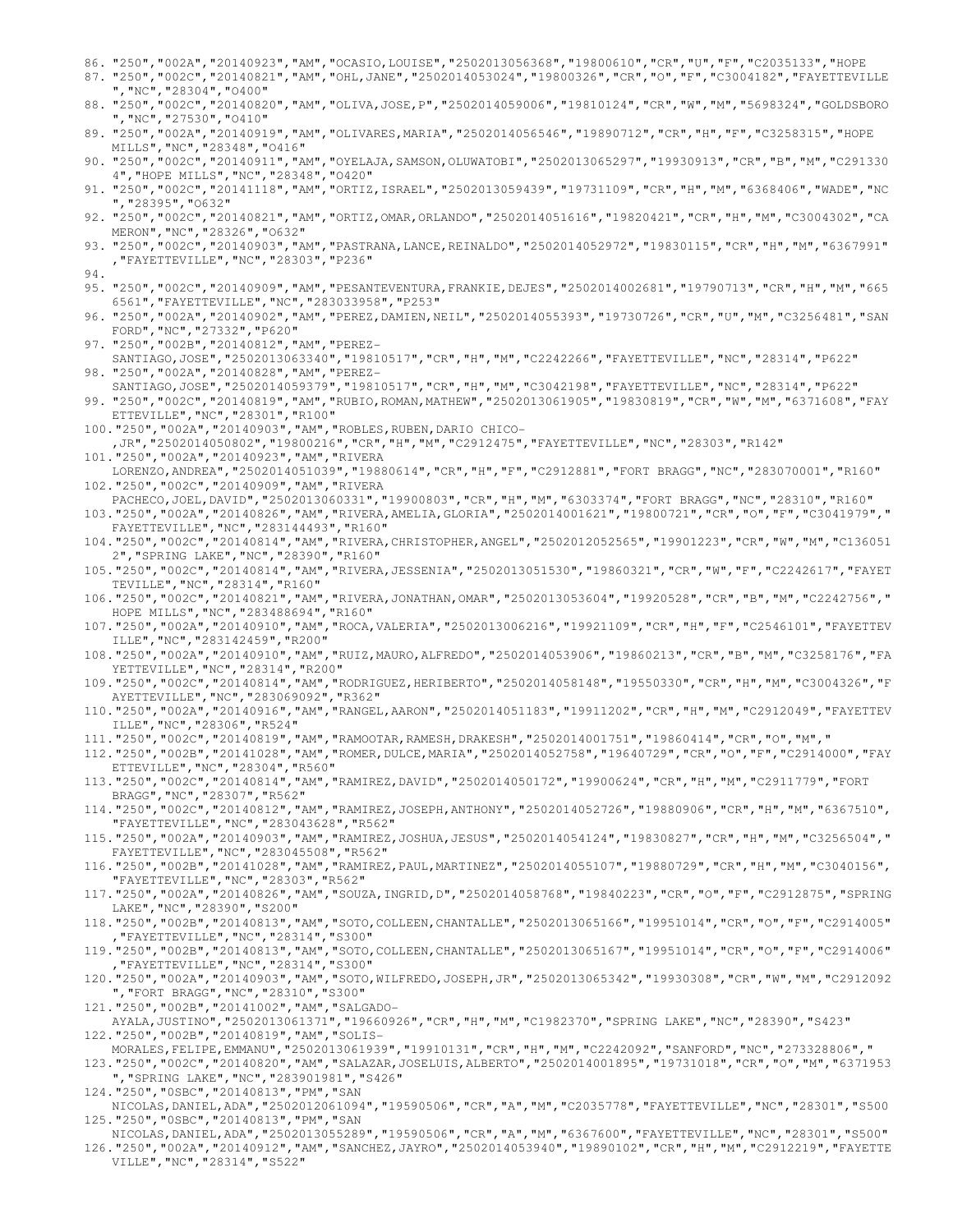86. "250","002A","20140923","AM","OCASIO,LOUISE","2502013056368","19800610","CR","U","F","C2035133","HOPE
87. "250","002C","20140821","AM","OHL,JANE","2502014053024","19800326","CR","O","F","C3004182","FAYETTEVILLE","NC","28304","O400"
88. "250","002C","20140820","AM","OLIVA,JOSE,P","2502014059006","19810124","CR","W","M","5698324","GOLDSBORO","NC","27530","O410"
89. "250","002A","20140919","AM","OLIVARES,MARIA","2502014056546","19890712","CR","H","F","C3258315","HOPE MILLS","NC","28348","O416"
90. "250","002C","20140911","AM","OYELAJA,SAMSON,OLUWATOBI","2502013065297","19930913","CR","B","M","C2913304","HOPE MILLS","NC","28348","O420"
91. "250","002C","20141118","AM","ORTIZ,ISRAEL","2502013059439","19731109","CR","H","M","6368406","WADE","NC","28395","O632"
92. "250","002C","20140821","AM","ORTIZ,OMAR,ORLANDO","2502014051616","19820421","CR","H","M","C3004302","CAMERON","NC","28326","O632"
93. "250","002C","20140903","AM","PASTRANA,LANCE,REINALDO","2502014052972","19830115","CR","H","M","6367991","FAYETTEVILLE","NC","28303","P236"
94.
95. "250","002C","20140909","AM","PESANTEVENTURA,FRANKIE,DEJES","2502014002681","19790713","CR","H","M","6656561","FAYETTEVILLE","NC","283033958","P253"
96. "250","002A","20140902","AM","PEREZ,DAMIEN,NEIL","2502014055393","19730726","CR","U","M","C3256481","SANFORD","NC","27332","P620"
97. "250","002B","20140812","AM","PEREZ-SANTIAGO,JOSE","2502013063340","19810517","CR","H","M","C2242266","FAYETTEVILLE","NC","28314","P622"
98. "250","002A","20140828","AM","PEREZ-SANTIAGO,JOSE","2502014059379","19810517","CR","H","M","C3042198","FAYETTEVILLE","NC","28314","P622"
99. "250","002C","20140819","AM","RUBIO,ROMAN,MATHEW","2502013061905","19830819","CR","W","M","6371608","FAYETTEVILLE","NC","28301","R100"
100. "250","002A","20140903","AM","ROBLES,RUBEN,DARIO CHICO-,JR","2502014050802","19800216","CR","H","M","C2912475","FAYETTEVILLE","NC","28303","R142"
101. "250","002A","20140923","AM","RIVERA LORENZO,ANDREA","2502014051039","19880614","CR","H","F","C2912881","FORT BRAGG","NC","283070001","R160"
102. "250","002C","20140909","AM","RIVERA PACHECO,JOEL,DAVID","2502013060331","19900803","CR","H","M","6303374","FORT BRAGG","NC","28310","R160"
103. "250","002A","20140826","AM","RIVERA,AMELIA,GLORIA","2502014001621","19800721","CR","O","F","C3041979","FAYETTEVILLE","NC","283144493","R160"
104. "250","002C","20140814","AM","RIVERA,CHRISTOPHER,ANGEL","2502012052565","19901223","CR","W","M","C1360512","SPRING LAKE","NC","28390","R160"
105. "250","002C","20140814","AM","RIVERA,JESSENIA","2502013051530","19860321","CR","W","F","C2242617","FAYETTEVILLE","NC","28314","R160"
106. "250","002C","20140821","AM","RIVERA,JONATHAN,OMAR","2502013053604","19920528","CR","B","M","C2242756","HOPE MILLS","NC","283488694","R160"
107. "250","002A","20140910","AM","ROCA,VALERIA","2502013006216","19921109","CR","H","F","C2546101","FAYETTEVILLE","NC","283142459","R200"
108. "250","002A","20140910","AM","RUIZ,MAURO,ALFREDO","2502014053906","19860213","CR","B","M","C3258176","FAYETTEVILLE","NC","28314","R200"
109. "250","002C","20140814","AM","RODRIGUEZ,HERIBERTO","2502014058148","19550330","CR","H","M","C3004326","FAYETTEVILLE","NC","283069092","R362"
110. "250","002A","20140916","AM","RANGEL,AARON","2502014051183","19911202","CR","H","M","C2912049","FAYETTEVILLE","NC","28306","R524"
111. "250","002C","20140819","AM","RAMOOTAR,RAMESH,DRAKESH","2502014001751","19860414","CR","O","M","
112. "250","002B","20141028","AM","ROMER,DULCE,MARIA","2502014052758","19640729","CR","O","F","C2914000","FAYETTEVILLE","NC","28304","R560"
113. "250","002C","20140814","AM","RAMIREZ,DAVID","2502014050172","19900624","CR","H","M","C2911779","FORT BRAGG","NC","28307","R562"
114. "250","002C","20140812","AM","RAMIREZ,JOSEPH,ANTHONY","2502014052726","19880906","CR","H","M","6367510","FAYETTEVILLE","NC","283043628","R562"
115. "250","002A","20140903","AM","RAMIREZ,JOSHUA,JESUS","2502014054124","19830827","CR","H","M","C3256504","FAYETTEVILLE","NC","283045508","R562"
116. "250","002B","20141028","AM","RAMIREZ,PAUL,MARTINEZ","2502014055107","19880729","CR","H","M","C3040156","FAYETTEVILLE","NC","28303","R562"
117. "250","002A","20140826","AM","SOUZA,INGRID,D","2502014058768","19840223","CR","O","F","C2912875","SPRING LAKE","NC","28390","S200"
118. "250","002B","20140813","AM","SOTO,COLLEEN,CHANTALLE","2502013065166","19951014","CR","O","F","C2914005","FAYETTEVILLE","NC","28314","S300"
119. "250","002B","20140813","AM","SOTO,COLLEEN,CHANTALLE","2502013065167","19951014","CR","O","F","C2914006","FAYETTEVILLE","NC","28314","S300"
120. "250","002A","20140903","AM","SOTO,WILFREDO,JOSEPH,JR","2502013065342","19930308","CR","W","M","C2912092","FORT BRAGG","NC","28310","S300"
121. "250","002B","20141002","AM","SALGADO-AYALA,JUSTINO","2502013061371","19660926","CR","H","M","C1982370","SPRING LAKE","NC","28390","S423"
122. "250","002B","20140819","AM","SOLIS-MORALES,FELIPE,EMMANU","2502013061939","19910131","CR","H","M","C2242092","SANFORD","NC","273328806","
123. "250","002C","20140820","AM","SALAZAR,JOSELUIS,ALBERTO","2502014001895","19731018","CR","O","M","6371953","SPRING LAKE","NC","283901981","S426"
124. "250","0SBC","20140813","PM","SAN NICOLAS,DANIEL,ADA","2502012061094","19590506","CR","A","M","C2035778","FAYETTEVILLE","NC","28301","S500
125. "250","0SBC","20140813","PM","SAN NICOLAS,DANIEL,ADA","2502013055289","19590506","CR","A","M","6367600","FAYETTEVILLE","NC","28301","S500"
126. "250","002A","20140912","AM","SANCHEZ,JAYRO","2502014053940","19890102","CR","H","M","C2912219","FAYETTEVILLE","NC","28314","S522"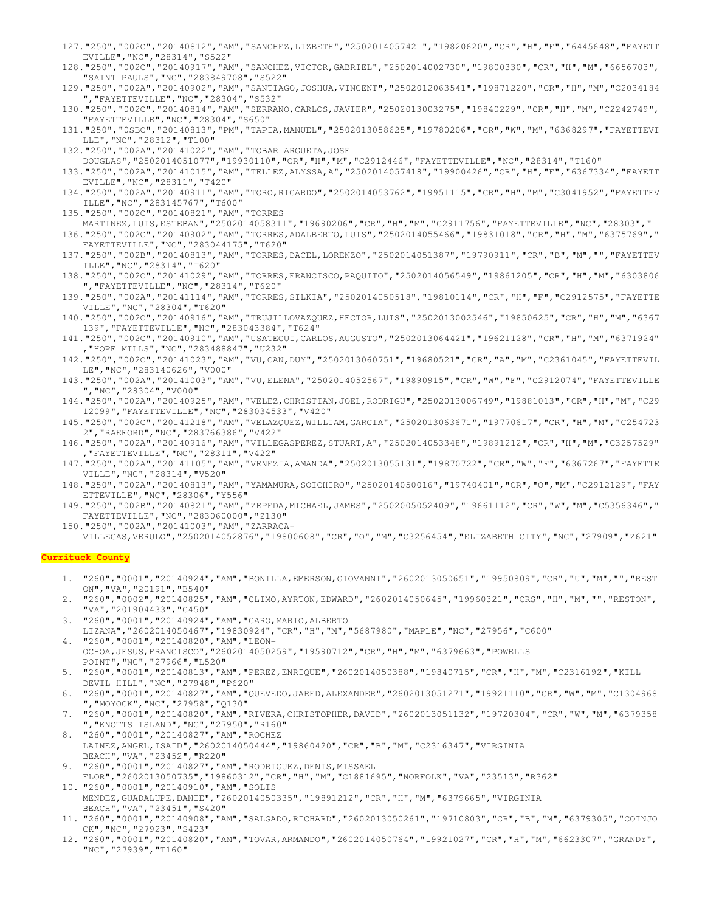127. "250","002C","20140812","AM","SANCHEZ,LIZBETH","2502014057421","19820620","CR","H","F","6445648","FAYETTEVILLE","NC","28314","S522"
128. "250","002C","20140917","AM","SANCHEZ,VICTOR,GABRIEL","2502014002730","19800330","CR","H","M","6656703","SAINT PAULS","NC","283849708","S522"
129. "250","002A","20140902","AM","SANTIAGO,JOSHUA,VINCENT","2502012063541","19871220","CR","H","M","C2034184","FAYETTEVILLE","NC","28304","S532"
130. "250","002C","20140814","AM","SERRANO,CARLOS,JAVIER","2502013003275","19840229","CR","H","M","C2242749","FAYETTEVILLE","NC","28304","S650"
131. "250","0SBC","20140813","PM","TAPIA,MANUEL","2502013058625","19780206","CR","W","M","6368297","FAYETTEVILLE","NC","28312","T100"
132. "250","002A","20141022","AM","TOBAR ARGUETA,JOSE DOUGLAS","2502014051077","19930110","CR","H","M","C2912446","FAYETTEVILLE","NC","28314","T160"
133. "250","002A","20141015","AM","TELLEZ,ALYSSA,A","2502014057418","19900426","CR","H","F","6367334","FAYETTEVILLE","NC","28311","T420"
134. "250","002A","20140911","AM","TORO,RICARDO","2502014053762","19951115","CR","H","M","C3041952","FAYETTEVILLE","NC","283145767","T600"
135. "250","002C","20140821","AM","TORRES MARTINEZ,LUIS,ESTEBAN","2502014058311","19690206","CR","H","M","C2911756","FAYETTEVILLE","NC","28303","
136. "250","002C","20140902","AM","TORRES,ADALBERTO,LUIS","2502014055466","19831018","CR","H","M","6375769","FAYETTEVILLE","NC","283044175","T620"
137. "250","002B","20140813","AM","TORRES,DACEL,LORENZO","2502014051387","19790911","CR","B","M","","FAYETTEVILLE","NC","28314","T620"
138. "250","002C","20141029","AM","TORRES,FRANCISCO,PAQUITO","2502014056549","19861205","CR","H","M","6303806","FAYETTEVILLE","NC","28314","T620"
139. "250","002A","20141114","AM","TORRES,SILKIA","2502014050518","19810114","CR","H","F","C2912575","FAYETTEVILLE","NC","28304","T620"
140. "250","002C","20140916","AM","TRUJILLOVAZQUEZ,HECTOR,LUIS","2502013002546","19850625","CR","H","M","6367139","FAYETTEVILLE","NC","283043384","T624"
141. "250","002C","20140910","AM","USATEGUI,CARLOS,AUGUSTO","2502013064421","19621128","CR","H","M","6371924","HOPE MILLS","NC","283488847","U232"
142. "250","002C","20141023","AM","VU,CAN,DUY","2502013060751","19680521","CR","A","M","C2361045","FAYETTEVILLE","NC","283140626","V000"
143. "250","002A","20141003","AM","VU,ELENA","2502014052567","19890915","CR","W","F","C2912074","FAYETTEVILLE","NC","28304","V000"
144. "250","002A","20140925","AM","VELEZ,CHRISTIAN,JOEL,RODRIGU","2502013006749","19881013","CR","H","M","C2912099","FAYETTEVILLE","NC","283034533","V420"
145. "250","002C","20141218","AM","VELAZQUEZ,WILLIAM,GARCIA","2502013063671","19770617","CR","H","M","C2547232","RAEFORD","NC","283766386","V422"
146. "250","002A","20140916","AM","VILLEGASPEREZ,STUART,A","2502014053348","19891212","CR","H","M","C3257529","FAYETTEVILLE","NC","28311","V422"
147. "250","002A","20141105","AM","VENEZIA,AMANDA","2502013055131","19870722","CR","W","F","6367267","FAYETTEVILLE","NC","28314","V520"
148. "250","002A","20140813","AM","YAMAMURA,SOICHIRO","2502014050016","19740401","CR","O","M","C2912129","FAYETTEVILLE","NC","28306","Y556"
149. "250","002B","20140821","AM","ZEPEDA,MICHAEL,JAMES","2502005052409","19661112","CR","W","M","C5356346","FAYETTEVILLE","NC","283060000","Z130"
150. "250","002A","20141003","AM","ZARRAGA-VILLEGAS,VERULO","2502014052876","19800608","CR","O","M","C3256454","ELIZABETH CITY","NC","27909","Z621"

**Currituck County**

1. "260","0001","20140924","AM","BONILLA,EMERSON,GIOVANNI","2602013050651","19950809","CR","U","M","","RESTON","VA","20191","B540"
2. "260","0002","20140825","AM","CLIMO,AYRTON,EDWARD","2602014050645","19960321","CRS","H","M","","RESTON","VA","201904433","C450"
3. "260","0001","20140924","AM","CARO,MARIO,ALBERTO LIZANA","2602014050467","19830924","CR","H","M","5687980","MAPLE","NC","27956","C600"
4. "260","0001","20140820","AM","LEON-OCHOA,JESUS,FRANCISCO","2602014050259","19590712","CR","H","M","6379663","POWELLS POINT","NC","27966","L520"
5. "260","0001","20140813","AM","PEREZ,ENRIQUE","2602014050388","19840715","CR","H","M","C2316192","KILL DEVIL HILL","NC","27948","P620"
6. "260","0001","20140827","AM","QUEVEDO,JARED,ALEXANDER","2602013051271","19921110","CR","W","M","C1304968","MOYOCK","NC","27958","Q130"
7. "260","0001","20140820","AM","RIVERA,CHRISTOPHER,DAVID","2602013051132","19720304","CR","W","M","6379358","KNOTTS ISLAND","NC","27950","R160"
8. "260","0001","20140827","AM","ROCHEZ LAINEZ,ANGEL,ISAID","2602014050444","19860420","CR","B","M","C2316347","VIRGINIA BEACH","VA","23452","R220"
9. "260","0001","20140827","AM","RODRIGUEZ,DENIS,MISSAEL FLOR","2602013050735","19860312","CR","H","M","C1881695","NORFOLK","VA","23513","R362"
10. "260","0001","20140910","AM","SOLIS MENDEZ,GUADALUPE,DANIE","2602014050335","19891212","CR","H","M","6379665","VIRGINIA BEACH","VA","23451","S420"
11. "260","0001","20140908","AM","SALGADO,RICHARD","2602013050261","19710803","CR","B","M","6379305","COINJOCK","NC","27923","S423"
12. "260","0001","20140820","AM","TOVAR,ARMANDO","2602014050764","19921027","CR","H","M","6623307","GRANDY","NC","27939","T160"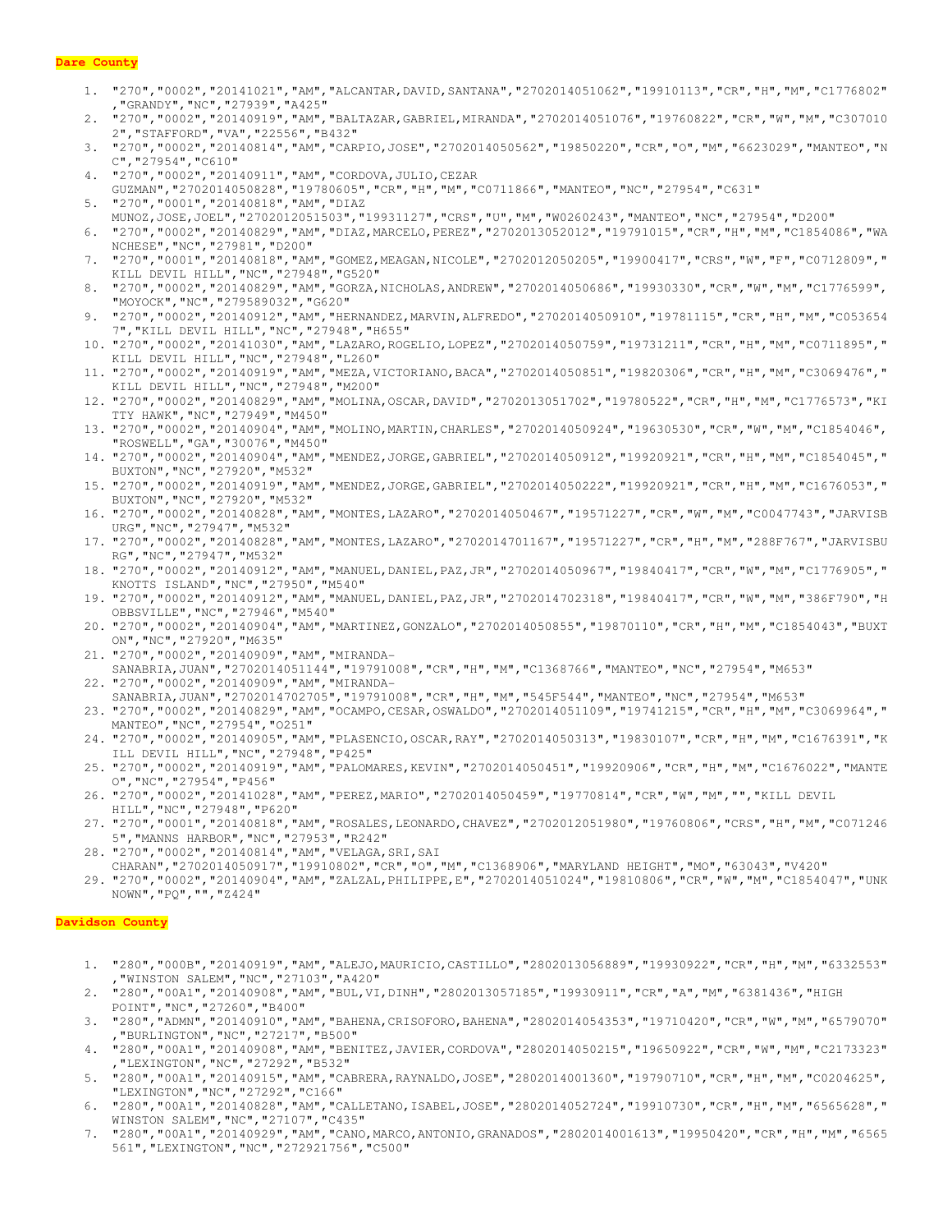**Dare County**

1. "270","0002","20141021","AM","ALCANTAR,DAVID,SANTANA","2702014051062","19910113","CR","H","M","C1776802","GRANDY","NC","27939","A425"
2. "270","0002","20140919","AM","BALTAZAR,GABRIEL,MIRANDA","2702014051076","19760822","CR","W","M","C3070102","STAFFORD","VA","22556","B432"
3. "270","0002","20140814","AM","CARPIO,JOSE","2702014050562","19850220","CR","O","M","6623029","MANTEO","NC","27954","C610"
4. "270","0002","20140911","AM","CORDOVA,JULIO,CEZAR GUZMAN","2702014050828","19780605","CR","H","M","C0711866","MANTEO","NC","27954","C631"
5. "270","0001","20140818","AM","DIAZ MUNOZ,JOSE,JOEL","2702012051503","19931127","CRS","U","M","W0260243","MANTEO","NC","27954","D200"
6. "270","0002","20140829","AM","DIAZ,MARCELO,PEREZ","2702013052012","19791015","CR","H","M","C1854086","WANCHESE","NC","27981","D200"
7. "270","0001","20140818","AM","GOMEZ,MEAGAN,NICOLE","2702012050205","19900417","CRS","W","F","C0712809","KILL DEVIL HILL","NC","27948","G520"
8. "270","0002","20140829","AM","GORZA,NICHOLAS,ANDREW","2702014050686","19930330","CR","W","M","C1776599","MOYOCK","NC","279589032","G620"
9. "270","0002","20140912","AM","HERNANDEZ,MARVIN,ALFREDO","2702014050910","19781115","CR","H","M","C0536547","KILL DEVIL HILL","NC","27948","H655"
10. "270","0002","20141030","AM","LAZARO,ROGELIO,LOPEZ","2702014050759","19731211","CR","H","M","C0711895","KILL DEVIL HILL","NC","27948","L260"
11. "270","0002","20140919","AM","MEZA,VICTORIANO,BACA","2702014050851","19820306","CR","H","M","C3069476","KILL DEVIL HILL","NC","27948","M200"
12. "270","0002","20140829","AM","MOLINA,OSCAR,DAVID","2702013051702","19780522","CR","H","M","C1776573","KITTY HAWK","NC","27949","M450"
13. "270","0002","20140904","AM","MOLINO,MARTIN,CHARLES","2702014050924","19630530","CR","W","M","C1854046","ROSWELL","GA","30076","M450"
14. "270","0002","20140904","AM","MENDEZ,JORGE,GABRIEL","2702014050912","19920921","CR","H","M","C1854045","BUXTON","NC","27920","M532"
15. "270","0002","20140919","AM","MENDEZ,JORGE,GABRIEL","2702014050222","19920921","CR","H","M","C1676053","BUXTON","NC","27920","M532"
16. "270","0002","20140828","AM","MONTES,LAZARO","2702014050467","19571227","CR","W","M","C0047743","JARVISBURG","NC","27947","M532"
17. "270","0002","20140828","AM","MONTES,LAZARO","2702014701167","19571227","CR","H","M","288F767","JARVISBURG","NC","27947","M532"
18. "270","0002","20140912","AM","MANUEL,DANIEL,PAZ,JR","2702014050967","19840417","CR","W","M","C1776905","KNOTTS ISLAND","NC","27950","M540"
19. "270","0002","20140912","AM","MANUEL,DANIEL,PAZ,JR","2702014702318","19840417","CR","W","M","386F790","HOBBSVILLE","NC","27946","M540"
20. "270","0002","20140904","AM","MARTINEZ,GONZALO","2702014050855","19870110","CR","H","M","C1854043","BUXTON","NC","27920","M635"
21. "270","0002","20140909","AM","MIRANDA-SANABRIA,JUAN","2702014051144","19791008","CR","H","M","C1368766","MANTEO","NC","27954","M653"
22. "270","0002","20140909","AM","MIRANDA-SANABRIA,JUAN","2702014702705","19791008","CR","H","M","545F544","MANTEO","NC","27954","M653"
23. "270","0002","20140829","AM","OCAMPO,CESAR,OSWALDO","2702014051109","19741215","CR","H","M","C3069964","MANTEO","NC","27954","O251"
24. "270","0002","20140905","AM","PLASENCIO,OSCAR,RAY","2702014050313","19830107","CR","H","M","C1676391","KILL DEVIL HILL","NC","27948","P425"
25. "270","0002","20140919","AM","PALOMARES,KEVIN","2702014050451","19920906","CR","H","M","C1676022","MANTEO","NC","27954","P456"
26. "270","0002","20141028","AM","PEREZ,MARIO","2702014050459","19770814","CR","W","M","","KILL DEVIL HILL","NC","27948","P620"
27. "270","0001","20140818","AM","ROSALES,LEONARDO,CHAVEZ","2702012051980","19760806","CRS","H","M","C0712465","MANNS HARBOR","NC","27953","R242"
28. "270","0002","20140814","AM","VELAGA,SRI,SAI CHARAN","2702014050917","19910802","CR","O","M","C1368906","MARYLAND HEIGHT","MO","63043","V420"
29. "270","0002","20140904","AM","ZALZAL,PHILIPPE,E","2702014051024","19810806","CR","W","M","C1854047","UNKNOWN","PQ","","Z424"

**Davidson County**

1. "280","000B","20140919","AM","ALEJO,MAURICIO,CASTILLO","2802013056889","19930922","CR","H","M","6332553","WINSTON SALEM","NC","27103","A420"
2. "280","00A1","20140908","AM","BUL,VI,DINH","2802013057185","19930911","CR","A","M","6381436","HIGH POINT","NC","27260","B400"
3. "280","ADMN","20140910","AM","BAHENA,CRISOFORO,BAHENA","2802014054353","19710420","CR","W","M","6579070","BURLINGTON","NC","27217","B500"
4. "280","00A1","20140908","AM","BENITEZ,JAVIER,CORDOVA","2802014050215","19650922","CR","W","M","C2173323","LEXINGTON","NC","27292","B532"
5. "280","00A1","20140915","AM","CABRERA,RAYNALDO,JOSE","2802014001360","19790710","CR","H","M","C0204625","LEXINGTON","NC","27292","C166"
6. "280","00A1","20140828","AM","CALLETANO,ISABEL,JOSE","2802014052724","19910730","CR","H","M","6565628","WINSTON SALEM","NC","27107","C435"
7. "280","00A1","20140929","AM","CANO,MARCO,ANTONIO,GRANADOS","2802014001613","19950420","CR","H","M","6565561","LEXINGTON","NC","272921756","C500"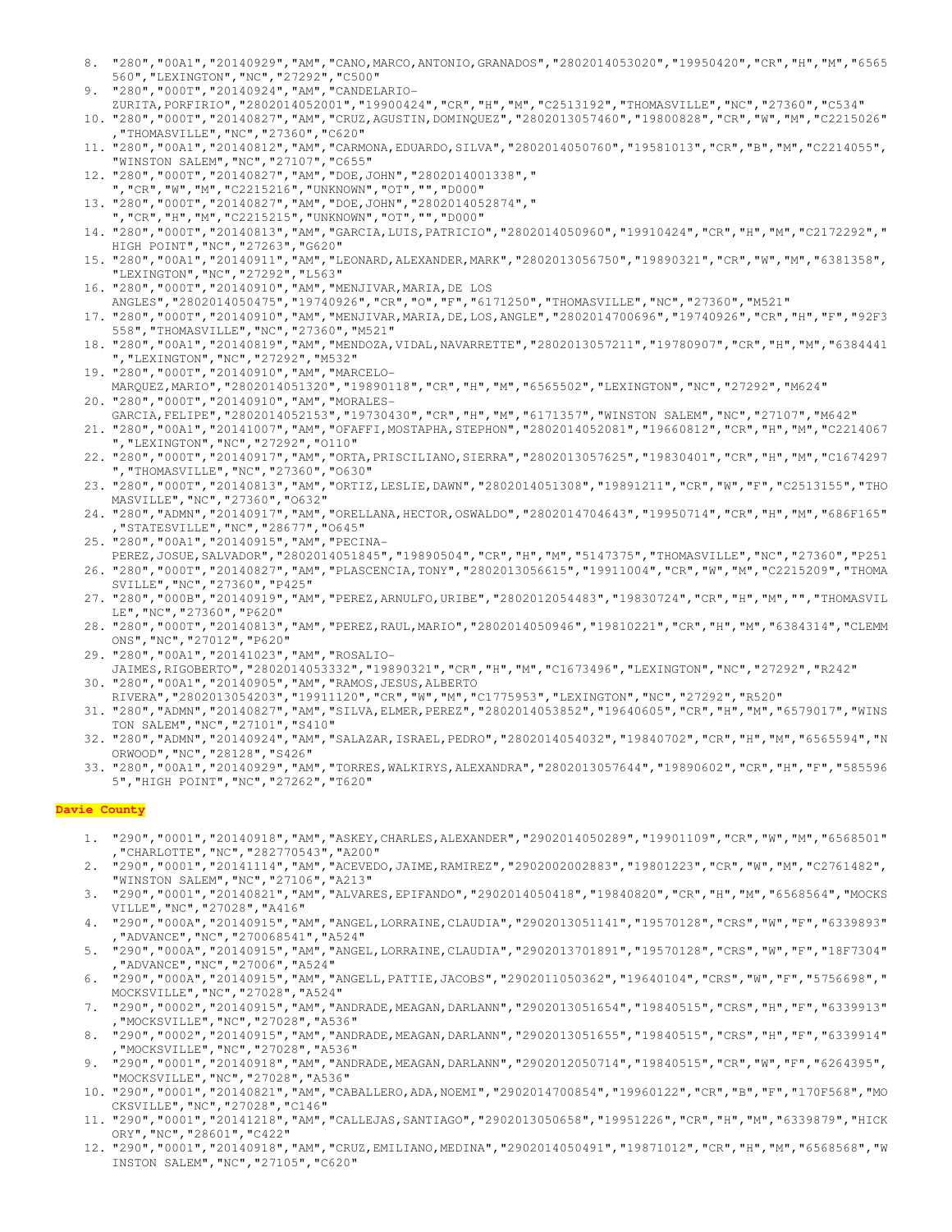8. "280","00A1","20140929","AM","CANO,MARCO,ANTONIO,GRANADOS","2802014053020","19950420","CR","H","M","6565560","LEXINGTON","NC","27292","C500"
9. "280","000T","20140924","AM","CANDELARIO-ZURITA,PORFIRIO","2802014052001","19900424","CR","H","M","C2513192","THOMASVILLE","NC","27360","C534"
10. "280","000T","20140827","AM","CRUZ,AGUSTIN,DOMINQUEZ","2802013057460","19800828","CR","W","M","C2215026","THOMASVILLE","NC","27360","C620"
11. "280","00A1","20140812","AM","CARMONA,EDUARDO,SILVA","2802014050760","19581013","CR","B","M","C2214055","WINSTON SALEM","NC","27107","C655"
12. "280","000T","20140827","AM","DOE,JOHN","2802014001338"," ","CR","W","M","C2215216","UNKNOWN","OT","","D000"
13. "280","000T","20140827","AM","DOE,JOHN","2802014052874"," ","CR","H","M","C2215215","UNKNOWN","OT","","D000"
14. "280","000T","20140813","AM","GARCIA,LUIS,PATRICIO","2802014050960","19910424","CR","H","M","C2172292","HIGH POINT","NC","27263","G620"
15. "280","00A1","20140911","AM","LEONARD,ALEXANDER,MARK","2802013056750","19890321","CR","W","M","6381358","LEXINGTON","NC","27292","L563"
16. "280","000T","20140910","AM","MENJIVAR,MARIA,DE LOS ANGLES","2802014050475","19740926","CR","O","F","6171250","THOMASVILLE","NC","27360","M521"
17. "280","000T","20140910","AM","MENJIVAR,MARIA,DE,LOS,ANGLE","2802014700696","19740926","CR","H","F","92F3558","THOMASVILLE","NC","27360","M521"
18. "280","00A1","20140819","AM","MENDOZA,VIDAL,NAVARRETTE","2802013057211","19780907","CR","H","M","6384441","LEXINGTON","NC","27292","M532"
19. "280","000T","20140910","AM","MARCELO-MARQUEZ,MARIO","2802014051320","19890118","CR","H","M","6565502","LEXINGTON","NC","27292","M624"
20. "280","000T","20140910","AM","MORALES-GARCIA,FELIPE","2802014052153","19730430","CR","H","M","6171357","WINSTON SALEM","NC","27107","M642"
21. "280","00A1","20141007","AM","OFAFFI,MOSTAPHA,STEPHON","2802014052081","19660812","CR","H","M","C2214067","LEXINGTON","NC","27292","O110"
22. "280","000T","20140917","AM","ORTA,PRISCILIANO,SIERRA","2802013057625","19830401","CR","H","M","C1674297","THOMASVILLE","NC","27360","O630"
23. "280","000T","20140813","AM","ORTIZ,LESLIE,DAWN","2802014051308","19891211","CR","W","F","C2513155","THOMASVILLE","NC","27360","O632"
24. "280","ADMN","20140917","AM","ORELLANA,HECTOR,OSWALDO","2802014704643","19950714","CR","H","M","686F165","STATESVILLE","NC","28677","O645"
25. "280","00A1","20140915","AM","PECINA-PEREZ,JOSUE,SALVADOR","2802014051845","19890504","CR","H","M","5147375","THOMASVILLE","NC","27360","P251"
26. "280","000T","20140827","AM","PLASCENCIA,TONY","2802013056615","19911004","CR","W","M","C2215209","THOMASVILLE","NC","27360","P425"
27. "280","000B","20140919","AM","PEREZ,ARNULFO,URIBE","2802012054483","19830724","CR","H","M","","THOMASVILLE","NC","27360","P620"
28. "280","000T","20140813","AM","PEREZ,RAUL,MARIO","2802014050946","19810221","CR","H","M","6384314","CLEMMONS","NC","27012","P620"
29. "280","00A1","20141023","AM","ROSALIO-JAIMES,RIGOBERTO","2802014053332","19890321","CR","H","M","C1673496","LEXINGTON","NC","27292","R242"
30. "280","00A1","20140905","AM","RAMOS,JESUS,ALBERTO RIVERA","2802013054203","19911120","CR","W","M","C1775953","LEXINGTON","NC","27292","R520"
31. "280","ADMN","20140827","AM","SILVA,ELMER,PEREZ","2802014053852","19640605","CR","H","M","6579017","WINSTON SALEM","NC","27101","S410"
32. "280","ADMN","20140924","AM","SALAZAR,ISRAEL,PEDRO","2802014054032","19840702","CR","H","M","6565594","NORWOOD","NC","28128","S426"
33. "280","00A1","20140929","AM","TORRES,WALKIRYS,ALEXANDRA","2802013057644","19890602","CR","H","F","5855965","HIGH POINT","NC","27262","T620"

**Davie County**

1. "290","0001","20140918","AM","ASKEY,CHARLES,ALEXANDER","2902014050289","19901109","CR","W","M","6568501","CHARLOTTE","NC","282770543","A200"
2. "290","0001","20141114","AM","ACEVEDO,JAIME,RAMIREZ","2902002002883","19801223","CR","W","M","C2761482","WINSTON SALEM","NC","27106","A213"
3. "290","0001","20140821","AM","ALVARES,EPIFANDO","2902014050418","19840820","CR","H","M","6568564","MOCKSVILLE","NC","27028","A416"
4. "290","000A","20140915","AM","ANGEL,LORRAINE,CLAUDIA","2902013051141","19570128","CRS","W","F","6339893","ADVANCE","NC","270068541","A524"
5. "290","000A","20140915","AM","ANGEL,LORRAINE,CLAUDIA","2902013701891","19570128","CRS","W","F","18F7304","ADVANCE","NC","27006","A524"
6. "290","000A","20140915","AM","ANGELL,PATTIE,JACOBS","2902011050362","19640104","CRS","W","F","5756698","MOCKSVILLE","NC","27028","A524"
7. "290","0002","20140915","AM","ANDRADE,MEAGAN,DARLANN","2902013051654","19840515","CRS","H","F","6339913","MOCKSVILLE","NC","27028","A536"
8. "290","0002","20140915","AM","ANDRADE,MEAGAN,DARLANN","2902013051655","19840515","CRS","H","F","6339914","MOCKSVILLE","NC","27028","A536"
9. "290","0001","20140918","AM","ANDRADE,MEAGAN,DARLANN","2902012050714","19840515","CR","W","F","6264395","MOCKSVILLE","NC","27028","A536"
10. "290","0001","20140821","AM","CABALLERO,ADA,NOEMI","2902014700854","19960122","CR","B","F","170F568","MOCKSVILLE","NC","27028","C146"
11. "290","0001","20141218","AM","CALLEJAS,SANTIAGO","2902013050658","19951226","CR","H","M","6339879","HICKORY","NC","28601","C422"
12. "290","0001","20140918","AM","CRUZ,EMILIANO,MEDINA","2902014050491","19871012","CR","H","M","6568568","WINSTON SALEM","NC","27105","C620"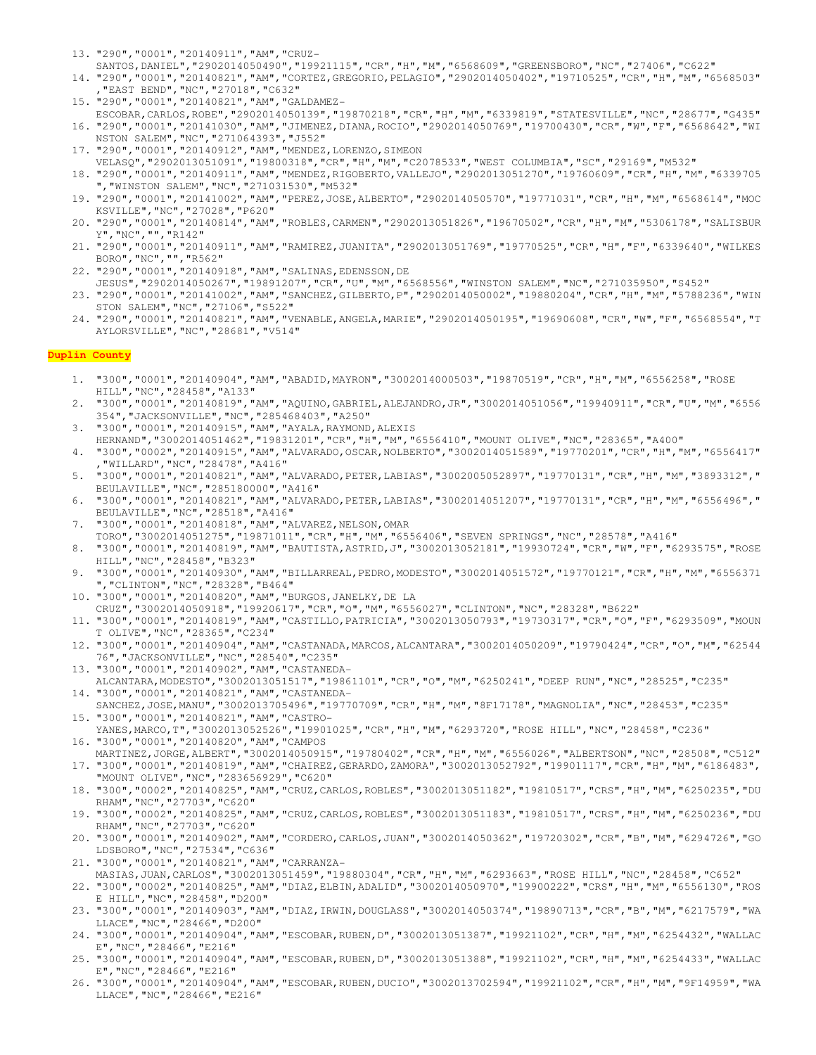13. "290","0001","20140911","AM","CRUZ-SANTOS,DANIEL","2902014050490","19921115","CR","H","M","6568609","GREENSBORO","NC","27406","C622"
14. "290","0001","20140821","AM","CORTEZ,GREGORIO,PELAGIO","2902014050402","19710525","CR","H","M","6568503","EAST BEND","NC","27018","C632"
15. "290","0001","20140821","AM","GALDAMEZ-ESCOBAR,CARLOS,ROBE","2902014050139","19870218","CR","H","M","6339819","STATESVILLE","NC","28677","G435"
16. "290","0001","20141030","AM","JIMENEZ,DIANA,ROCIO","2902014050769","19700430","CR","W","F","6568642","WINSTON SALEM","NC","271064393","J552"
17. "290","0001","20140912","AM","MENDEZ,LORENZO,SIMEON VELASQ","2902013051091","19800318","CR","H","M","C2078533","WEST COLUMBIA","SC","29169","M532"
18. "290","0001","20140911","AM","MENDEZ,RIGOBERTO,VALLEJO","2902013051270","19760609","CR","H","M","6339705","WINSTON SALEM","NC","271031530","M532"
19. "290","0001","20141002","AM","PEREZ,JOSE,ALBERTO","2902014050570","19771031","CR","H","M","6568614","MOCKSVILLE","NC","27028","P620"
20. "290","0001","20140814","AM","ROBLES,CARMEN","2902013051826","19670502","CR","H","M","5306178","SALISBURY","NC","","R142"
21. "290","0001","20140911","AM","RAMIREZ,JUANITA","2902013051769","19770525","CR","H","F","6339640","WILKESBORO","NC","","R562"
22. "290","0001","20140918","AM","SALINAS,EDENSSON,DE JESUS","2902014050267","19891207","CR","U","M","6568556","WINSTON SALEM","NC","271035950","S452"
23. "290","0001","20141002","AM","SANCHEZ,GILBERTO,P","2902014050002","19880204","CR","H","M","5788236","WINSTON SALEM","NC","27106","S522"
24. "290","0001","20140821","AM","VENABLE,ANGELA,MARIE","2902014050195","19690608","CR","W","F","6568554","TAYLORSVILLE","NC","28681","V514"

**Duplin County**

1. "300","0001","20140904","AM","ABADID,MAYRON","3002014000503","19870519","CR","H","M","6556258","ROSE HILL","NC","28458","A133"
2. "300","0001","20140819","AM","AQUINO,GABRIEL,ALEJANDRO,JR","3002014051056","19940911","CR","U","M","6556354","JACKSONVILLE","NC","285468403","A250"
3. "300","0001","20140915","AM","AYALA,RAYMOND,ALEXIS HERNAND","3002014051462","19831201","CR","H","M","6556410","MOUNT OLIVE","NC","28365","A400"
4. "300","0002","20140915","AM","ALVARADO,OSCAR,NOLBERTO","3002014051589","19770201","CR","H","M","6556417","WILLARD","NC","28478","A416"
5. "300","0001","20140821","AM","ALVARADO,PETER,LABIAS","3002005052897","19770131","CR","H","M","3893312","BEULAVILLE","NC","285180000","A416"
6. "300","0001","20140821","AM","ALVARADO,PETER,LABIAS","3002014051207","19770131","CR","H","M","6556496","BEULAVILLE","NC","28518","A416"
7. "300","0001","20140818","AM","ALVAREZ,NELSON,OMAR TORO","3002014051275","19871011","CR","H","M","6556406","SEVEN SPRINGS","NC","28578","A416"
8. "300","0001","20140819","AM","BAUTISTA,ASTRID,J","3002013052181","19930724","CR","W","F","6293575","ROSE HILL","NC","28458","B323"
9. "300","0001","20140930","AM","BILLARREAL,PEDRO,MODESTO","3002014051572","19770121","CR","H","M","6556371","CLINTON","NC","28328","B464"
10. "300","0001","20140820","AM","BURGOS,JANELKY,DE LA CRUZ","3002014050918","19920617","CR","O","M","6556027","CLINTON","NC","28328","B622"
11. "300","0001","20140819","AM","CASTILLO,PATRICIA","3002013050793","19730317","CR","O","F","6293509","MOUNT OLIVE","NC","28365","C234"
12. "300","0001","20140904","AM","CASTANADA,MARCOS,ALCANTARA","3002014050209","19790424","CR","O","M","6254476","JACKSONVILLE","NC","28540","C235"
13. "300","0001","20140902","AM","CASTANEDA-ALCANTARA,MODESTO","3002013051517","19861101","CR","O","M","6250241","DEEP RUN","NC","28525","C235"
14. "300","0001","20140821","AM","CASTANEDA-SANCHEZ,JOSE,MANU","3002013705496","19770709","CR","H","M","8F17178","MAGNOLIA","NC","28453","C235"
15. "300","0001","20140821","AM","CASTRO-YANES,MARCO,T","3002013052526","19901025","CR","H","M","6293720","ROSE HILL","NC","28458","C236"
16. "300","0001","20140820","AM","CAMPOS MARTINEZ,JORGE,ALBERT","3002014050915","19780402","CR","H","M","6556026","ALBERTSON","NC","28508","C512"
17. "300","0001","20140819","AM","CHAIREZ,GERARDO,ZAMORA","3002013052792","19901117","CR","H","M","6186483","MOUNT OLIVE","NC","283656929","C620"
18. "300","0002","20140825","AM","CRUZ,CARLOS,ROBLES","3002013051182","19810517","CRS","H","M","6250235","DURHAM","NC","27703","C620"
19. "300","0002","20140825","AM","CRUZ,CARLOS,ROBLES","3002013051183","19810517","CRS","H","M","6250236","DURHAM","NC","27703","C620"
20. "300","0001","20140902","AM","CORDERO,CARLOS,JUAN","3002014050362","19720302","CR","B","M","6294726","GOLDSBORO","NC","27534","C636"
21. "300","0001","20140821","AM","CARRANZA-MASIAS,JUAN,CARLOS","3002013051459","19880304","CR","H","M","6293663","ROSE HILL","NC","28458","C652"
22. "300","0002","20140825","AM","DIAZ,ELBIN,ADALID","3002014050970","19900222","CRS","H","M","6556130","ROSE HILL","NC","28458","D200"
23. "300","0001","20140903","AM","DIAZ,IRWIN,DOUGLASS","3002014050374","19890713","CR","B","M","6217579","WALLACE","NC","28466","D200"
24. "300","0001","20140904","AM","ESCOBAR,RUBEN,D","3002013051387","19921102","CR","H","M","6254432","WALLACE","NC","28466","E216"
25. "300","0001","20140904","AM","ESCOBAR,RUBEN,D","3002013051388","19921102","CR","H","M","6254433","WALLACE","NC","28466","E216"
26. "300","0001","20140904","AM","ESCOBAR,RUBEN,DUCIO","3002013702594","19921102","CR","H","M","9F14959","WALLACE","NC","28466","E216"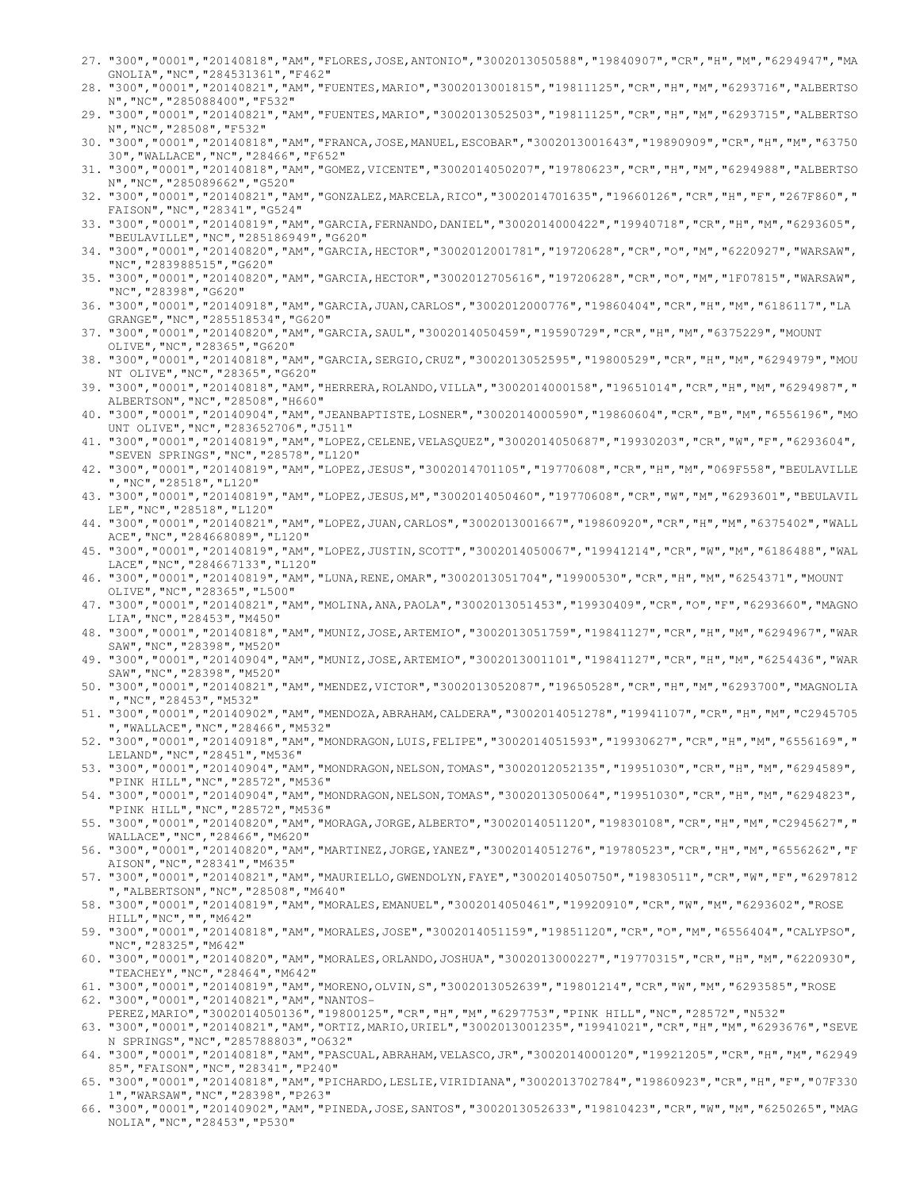27. "300","0001","20140818","AM","FLORES,JOSE,ANTONIO","3002013050588","19840907","CR","H","M","6294947","MAGNOLIA","NC","284531361","F462"
28. "300","0001","20140821","AM","FUENTES,MARIO","3002013001815","19811125","CR","H","M","6293716","ALBERTSON","NC","285088400","F532"
29. "300","0001","20140821","AM","FUENTES,MARIO","3002013052503","19811125","CR","H","M","6293715","ALBERTSON","NC","28508","F532"
30. "300","0001","20140818","AM","FRANCA,JOSE,MANUEL,ESCOBAR","3002013001643","19890909","CR","H","M","6375030","WALLACE","NC","28466","F652"
31. "300","0001","20140818","AM","GOMEZ,VICENTE","3002014050207","19780623","CR","H","M","6294988","ALBERTSON","NC","285089662","G520"
32. "300","0001","20140821","AM","GONZALEZ,MARCELA,RICO","3002014701635","19660126","CR","H","F","267F860","FAISON","NC","28341","G524"
33. "300","0001","20140819","AM","GARCIA,FERNANDO,DANIEL","3002014000422","19940718","CR","H","M","6293605","BEULAVILLE","NC","285186949","G620"
34. "300","0001","20140820","AM","GARCIA,HECTOR","3002012001781","19720628","CR","O","M","6220927","WARSAW","NC","283988515","G620"
35. "300","0001","20140820","AM","GARCIA,HECTOR","3002012705616","19720628","CR","O","M","1F07815","WARSAW","NC","28398","G620"
36. "300","0001","20140918","AM","GARCIA,JUAN,CARLOS","3002012000776","19860404","CR","H","M","6186117","LA GRANGE","NC","285518534","G620"
37. "300","0001","20140820","AM","GARCIA,SAUL","3002014050459","19590729","CR","H","M","6375229","MOUNT OLIVE","NC","28365","G620"
38. "300","0001","20140818","AM","GARCIA,SERGIO,CRUZ","3002013052595","19800529","CR","H","M","6294979","MOUNT OLIVE","NC","28365","G620"
39. "300","0001","20140818","AM","HERRERA,ROLANDO,VILLA","3002014000158","19651014","CR","H","M","6294987","ALBERTSON","NC","28508","H660"
40. "300","0001","20140904","AM","JEANBAPTISTE,LOSNER","3002014000590","19860604","CR","B","M","6556196","MOUNT OLIVE","NC","283652706","J511"
41. "300","0001","20140819","AM","LOPEZ,CELENE,VELASQUEZ","3002014050687","19930203","CR","W","F","6293604","SEVEN SPRINGS","NC","28578","L120"
42. "300","0001","20140819","AM","LOPEZ,JESUS","3002014701105","19770608","CR","H","M","069F558","BEULAVILLE","NC","28518","L120"
43. "300","0001","20140819","AM","LOPEZ,JESUS,M","3002014050460","19770608","CR","W","M","6293601","BEULAVILLE","NC","28518","L120"
44. "300","0001","20140821","AM","LOPEZ,JUAN,CARLOS","3002013001667","19860920","CR","H","M","6375402","WALLACE","NC","284668089","L120"
45. "300","0001","20140819","AM","LOPEZ,JUSTIN,SCOTT","3002014050067","19941214","CR","W","M","6186488","WALLACE","NC","284667133","L120"
46. "300","0001","20140819","AM","LUNA,RENE,OMAR","3002013051704","19900530","CR","H","M","6254371","MOUNT OLIVE","NC","28365","L500"
47. "300","0001","20140821","AM","MOLINA,ANA,PAOLA","3002013051453","19930409","CR","O","F","6293660","MAGNOLIA","NC","28453","M450"
48. "300","0001","20140818","AM","MUNIZ,JOSE,ARTEMIO","3002013051759","19841127","CR","H","M","6294967","WARSAW","NC","28398","M520"
49. "300","0001","20140904","AM","MUNIZ,JOSE,ARTEMIO","3002013001101","19841127","CR","H","M","6254436","WARSAW","NC","28398","M520"
50. "300","0001","20140821","AM","MENDEZ,VICTOR","3002013052087","19650528","CR","H","M","6293700","MAGNOLIA","NC","28453","M532"
51. "300","0001","20140902","AM","MENDOZA,ABRAHAM,CALDERA","3002014051278","19941107","CR","H","M","C2945705","WALLACE","NC","28466","M532"
52. "300","0001","20140918","AM","MONDRAGON,LUIS,FELIPE","3002014051593","19930627","CR","H","M","6556169","LELAND","NC","28451","M536"
53. "300","0001","20140904","AM","MONDRAGON,NELSON,TOMAS","3002012052135","19951030","CR","H","M","6294589","PINK HILL","NC","28572","M536"
54. "300","0001","20140904","AM","MONDRAGON,NELSON,TOMAS","3002013050064","19951030","CR","H","M","6294823","PINK HILL","NC","28572","M536"
55. "300","0001","20140820","AM","MORAGA,JORGE,ALBERTO","3002014051120","19830108","CR","H","M","C2945627","WALLACE","NC","28466","M620"
56. "300","0001","20140820","AM","MARTINEZ,JORGE,YANEZ","3002014051276","19780523","CR","H","M","6556262","FAISON","NC","28341","M635"
57. "300","0001","20140821","AM","MAURIELLO,GWENDOLYN,FAYE","3002014050750","19830511","CR","W","F","6297812","ALBERTSON","NC","28508","M640"
58. "300","0001","20140819","AM","MORALES,EMANUEL","3002014050461","19920910","CR","W","M","6293602","ROSE HILL","NC","","M642"
59. "300","0001","20140818","AM","MORALES,JOSE","3002014051159","19851120","CR","O","M","6556404","CALYPSO","NC","28325","M642"
60. "300","0001","20140820","AM","MORALES,ORLANDO,JOSHUA","3002013000227","19770315","CR","H","M","6220930","TEACHEY","NC","28464","M642"
61. "300","0001","20140819","AM","MORENO,OLVIN,S","3002013052639","19801214","CR","W","M","6293585","ROSE
62. "300","0001","20140821","AM","NANTOS-PEREZ,MARIO","3002014050136","19800125","CR","H","M","6297753","PINK HILL","NC","28572","N532"
63. "300","0001","20140821","AM","ORTIZ,MARIO,URIEL","3002013001235","19941021","CR","H","M","6293676","SEVEN SPRINGS","NC","285788803","O632"
64. "300","0001","20140818","AM","PASCUAL,ABRAHAM,VELASCO,JR","3002014000120","19921205","CR","H","M","6294985","FAISON","NC","28341","P240"
65. "300","0001","20140818","AM","PICHARDO,LESLIE,VIRIDIANA","3002013702784","19860923","CR","H","F","07F3301","WARSAW","NC","28398","P263"
66. "300","0001","20140902","AM","PINEDA,JOSE,SANTOS","3002013052633","19810423","CR","W","M","6250265","MAGNOLIA","NC","28453","P530"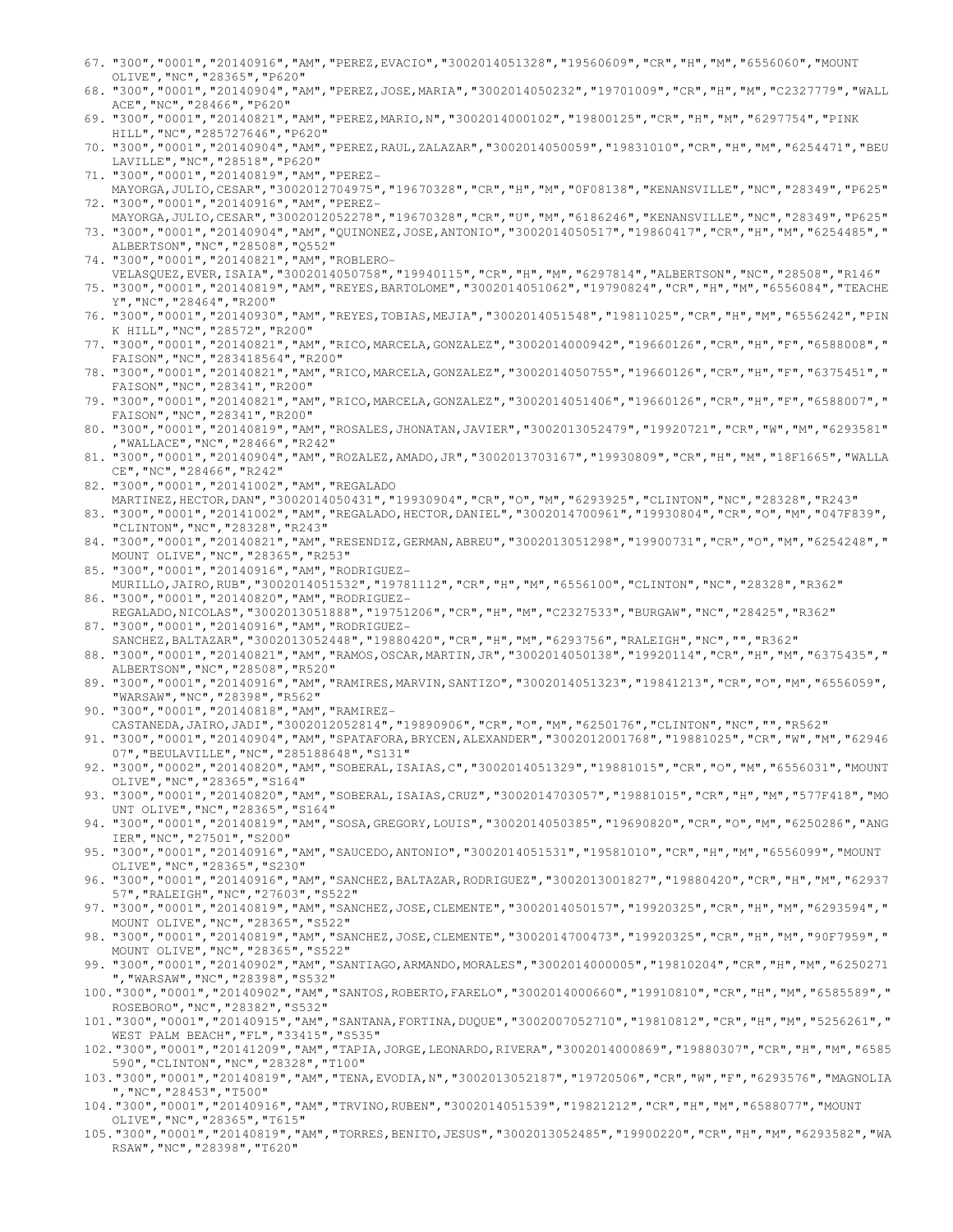67. "300","0001","20140916","AM","PEREZ,EVACIO","3002014051328","19560609","CR","H","M","6556060","MOUNT OLIVE","NC","28365","P620"
68. "300","0001","20140904","AM","PEREZ,JOSE,MARIA","3002014050232","19701009","CR","H","M","C2327779","WALLACE","NC","28466","P620"
69. "300","0001","20140821","AM","PEREZ,MARIO,N","3002014000102","19800125","CR","H","M","6297754","PINK HILL","NC","285727646","P620"
70. "300","0001","20140904","AM","PEREZ,RAUL,ZALAZAR","3002014050059","19831010","CR","H","M","6254471","BEULAVILLE","NC","28518","P620"
71. "300","0001","20140819","AM","PEREZ-MAYORGA,JULIO,CESAR","3002012704975","19670328","CR","H","M","0F08138","KENANSVILLE","NC","28349","P625"
72. "300","0001","20140916","AM","PEREZ-MAYORGA,JULIO,CESAR","3002012052278","19670328","CR","U","M","6186246","KENANSVILLE","NC","28349","P625"
73. "300","0001","20140904","AM","QUINONEZ,JOSE,ANTONIO","3002014050517","19860417","CR","H","M","6254485","ALBERTSON","NC","28508","Q552"
74. "300","0001","20140821","AM","ROBLERO-VELASQUEZ,EVER,ISAIA","3002014050758","19940115","CR","H","M","6297814","ALBERTSON","NC","28508","R146"
75. "300","0001","20140819","AM","REYES,BARTOLOME","3002014051062","19790824","CR","H","M","6556084","TEACHEY","NC","28464","R200"
76. "300","0001","20140930","AM","REYES,TOBIAS,MEJIA","3002014051548","19811025","CR","H","M","6556242","PINK HILL","NC","28572","R200"
77. "300","0001","20140821","AM","RICO,MARCELA,GONZALEZ","3002014000942","19660126","CR","H","F","6588008","FAISON","NC","283418564","R200"
78. "300","0001","20140821","AM","RICO,MARCELA,GONZALEZ","3002014050755","19660126","CR","H","F","6375451","FAISON","NC","28341","R200"
79. "300","0001","20140821","AM","RICO,MARCELA,GONZALEZ","3002014051406","19660126","CR","H","F","6588007","FAISON","NC","28341","R200"
80. "300","0001","20140819","AM","ROSALES,JHONATAN,JAVIER","3002013052479","19920721","CR","W","M","6293581","WALLACE","NC","28466","R242"
81. "300","0001","20140904","AM","ROZALEZ,AMADO,JR","3002013703167","19930809","CR","H","M","18F1665","WALLACE","NC","28466","R242"
82. "300","0001","20141002","AM","REGALADO MARTINEZ,HECTOR,DAN","3002014050431","19930904","CR","O","M","6293925","CLINTON","NC","28328","R243"
83. "300","0001","20141002","AM","REGALADO,HECTOR,DANIEL","3002014700961","19930804","CR","O","M","047F839","CLINTON","NC","28328","R243"
84. "300","0001","20140821","AM","RESENDIZ,GERMAN,ABREU","3002013051298","19900731","CR","O","M","6254248","MOUNT OLIVE","NC","28365","R253"
85. "300","0001","20140916","AM","RODRIGUEZ-MURILLO,JAIRO,RUB","3002014051532","19781112","CR","H","M","6556100","CLINTON","NC","28328","R362"
86. "300","0001","20140820","AM","RODRIGUEZ-REGALADO,NICOLAS","3002013051888","19751206","CR","H","M","C2327533","BURGAW","NC","28425","R362"
87. "300","0001","20140916","AM","RODRIGUEZ-SANCHEZ,BALTAZAR","3002013052448","19880420","CR","H","M","6293756","RALEIGH","NC","","R362"
88. "300","0001","20140821","AM","RAMOS,OSCAR,MARTIN,JR","3002014050138","19920114","CR","H","M","6375435","ALBERTSON","NC","28508","R520"
89. "300","0001","20140916","AM","RAMIRES,MARVIN,SANTIZO","3002014051323","19841213","CR","O","M","6556059","WARSAW","NC","28398","R562"
90. "300","0001","20140818","AM","RAMIREZ-CASTANEDA,JAIRO,JADI","3002012052814","19890906","CR","O","M","6250176","CLINTON","NC","","R562"
91. "300","0001","20140904","AM","SPATAFORA,BRYCEN,ALEXANDER","3002012001768","19881025","CR","W","M","6294607","BEULAVILLE","NC","285188648","S131"
92. "300","0002","20140820","AM","SOBERAL,ISAIAS,C","3002014051329","19881015","CR","O","M","6556031","MOUNT OLIVE","NC","28365","S164"
93. "300","0001","20140820","AM","SOBERAL,ISAIAS,CRUZ","3002014703057","19881015","CR","H","M","577F418","MOUNT OLIVE","NC","28365","S164"
94. "300","0001","20140819","AM","SOSA,GREGORY,LOUIS","3002014050385","19690820","CR","O","M","6250286","ANGIER","NC","27501","S200"
95. "300","0001","20140916","AM","SAUCEDO,ANTONIO","3002014051531","19581010","CR","H","M","6556099","MOUNT OLIVE","NC","28365","S230"
96. "300","0001","20140916","AM","SANCHEZ,BALTAZAR,RODRIGUEZ","3002013001827","19880420","CR","H","M","6293757","RALEIGH","NC","27603","S522"
97. "300","0001","20140819","AM","SANCHEZ,JOSE,CLEMENTE","3002014050157","19920325","CR","H","M","6293594","MOUNT OLIVE","NC","28365","S522"
98. "300","0001","20140819","AM","SANCHEZ,JOSE,CLEMENTE","3002014700473","19920325","CR","H","M","90F7959","MOUNT OLIVE","NC","28365","S522"
99. "300","0001","20140902","AM","SANTIAGO,ARMANDO,MORALES","3002014000005","19810204","CR","H","M","6250271","WARSAW","NC","28398","S532"
100. "300","0001","20140902","AM","SANTOS,ROBERTO,FARELO","3002014000660","19910810","CR","H","M","6585589","ROSEBORO","NC","28382","S532"
101. "300","0001","20140915","AM","SANTANA,FORTINA,DUQUE","3002007052710","19810812","CR","H","M","5256261","WEST PALM BEACH","FL","33415","S535"
102. "300","0001","20141209","AM","TAPIA,JORGE,LEONARDO,RIVERA","3002014000869","19880307","CR","H","M","6585590","CLINTON","NC","28328","T100"
103. "300","0001","20140819","AM","TENA,EVODIA,N","3002013052187","19720506","CR","W","F","6293576","MAGNOLIA","NC","28453","T500"
104. "300","0001","20140916","AM","TRVINO,RUBEN","3002014051539","19821212","CR","H","M","6588077","MOUNT OLIVE","NC","28365","T615"
105. "300","0001","20140819","AM","TORRES,BENITO,JESUS","3002013052485","19900220","CR","H","M","6293582","WARSAW","NC","28398","T620"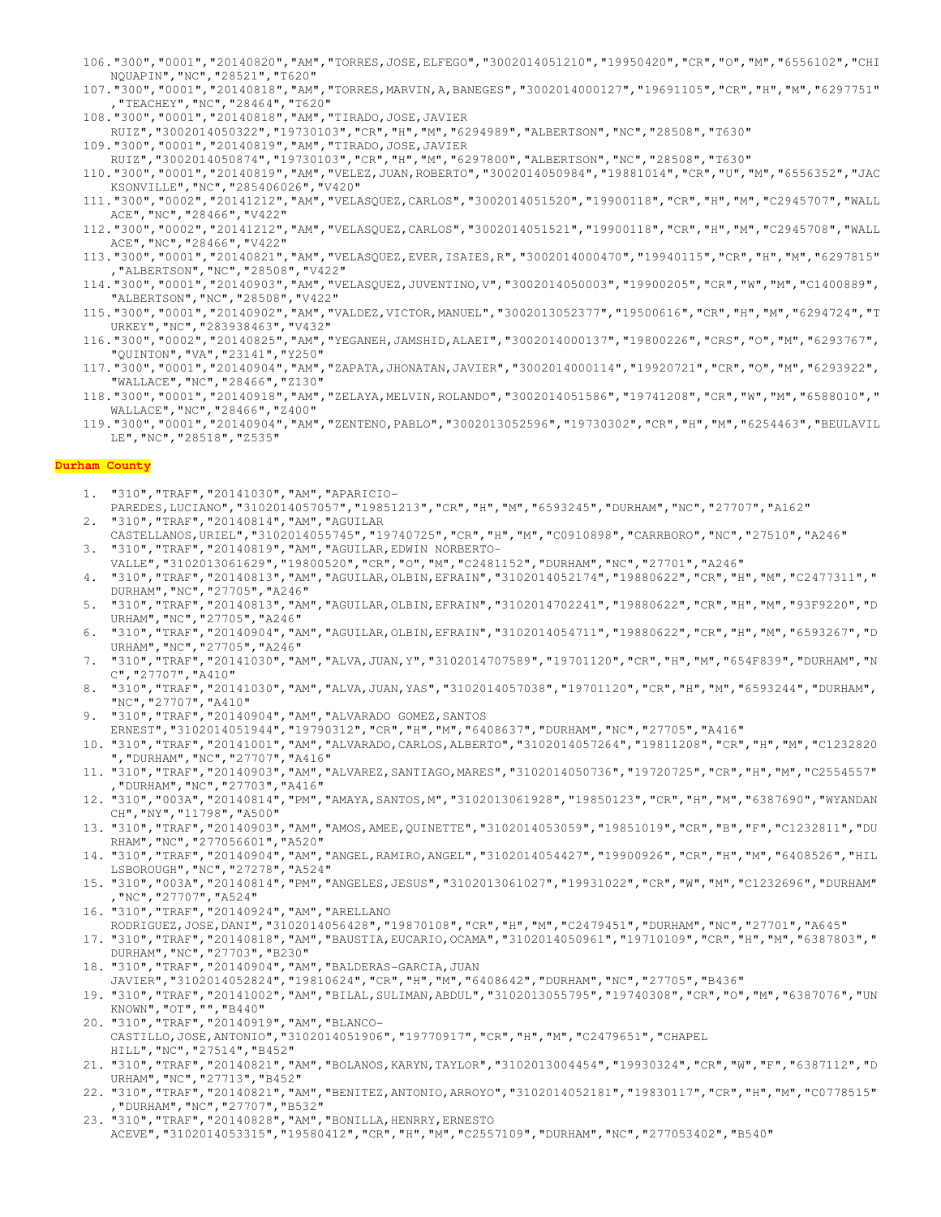106."300","0001","20140820","AM","TORRES,JOSE,ELFEGO","3002014051210","19950420","CR","O","M","6556102","CHINQUAPIN","NC","28521","T620"
107."300","0001","20140818","AM","TORRES,MARVIN,A,BANEGES","3002014000127","19691105","CR","H","M","6297751","TEACHEY","NC","28464","T620"
108."300","0001","20140818","AM","TIRADO,JOSE,JAVIER RUIZ","3002014050322","19730103","CR","H","M","6294989","ALBERTSON","NC","28508","T630"
109."300","0001","20140819","AM","TIRADO,JOSE,JAVIER RUIZ","3002014050874","19730103","CR","H","M","6297800","ALBERTSON","NC","28508","T630"
110."300","0001","20140819","AM","VELEZ,JUAN,ROBERTO","3002014050984","19881014","CR","U","M","6556352","JACKSONVILLE","NC","285406026","V420"
111."300","0002","20141212","AM","VELASQUEZ,CARLOS","3002014051520","19900118","CR","H","M","C2945707","WALLACE","NC","28466","V422"
112."300","0002","20141212","AM","VELASQUEZ,CARLOS","3002014051521","19900118","CR","H","M","C2945708","WALLACE","NC","28466","V422"
113."300","0001","20140821","AM","VELASQUEZ,EVER,ISAIES,R","3002014000470","19940115","CR","H","M","6297815","ALBERTSON","NC","28508","V422"
114."300","0001","20140903","AM","VELASQUEZ,JUVENTINO,V","3002014050003","19900205","CR","W","M","C1400889","ALBERTSON","NC","28508","V422"
115."300","0001","20140902","AM","VALDEZ,VICTOR,MANUEL","3002013052377","19500616","CR","H","M","6294724","TURKEY","NC","283938463","V432"
116."300","0002","20140825","AM","YEGANEH,JAMSHID,ALAEI","3002014000137","19800226","CRS","O","M","6293767","QUINTON","VA","23141","Y250"
117."300","0001","20140904","AM","ZAPATA,JHONATAN,JAVIER","3002014000114","19920721","CR","O","M","6293922","WALLACE","NC","28466","Z130"
118."300","0001","20140918","AM","ZELAYA,MELVIN,ROLANDO","3002014051586","19741208","CR","W","M","6588010","WALLACE","NC","28466","Z400"
119."300","0001","20140904","AM","ZENTENO,PABLO","3002013052596","19730302","CR","H","M","6254463","BEULAVILLE","NC","28518","Z535"

**Durham County**

1. "310","TRAF","20141030","AM","APARICIO-PAREDES,LUCIANO","3102014057057","19851213","CR","H","M","6593245","DURHAM","NC","27707","A162"
2. "310","TRAF","20140814","AM","AGUILAR CASTELLANOS,URIEL","3102014055745","19740725","CR","H","M","C0910898","CARRBORO","NC","27510","A246"
3. "310","TRAF","20140819","AM","AGUILAR,EDWIN NORBERTO-VALLE","3102013061629","19800520","CR","O","M","C2481152","DURHAM","NC","27701","A246"
4. "310","TRAF","20140813","AM","AGUILAR,OLBIN,EFRAIN","3102014052174","19880622","CR","H","M","C2477311","DURHAM","NC","27705","A246"
5. "310","TRAF","20140813","AM","AGUILAR,OLBIN,EFRAIN","3102014702241","19880622","CR","H","M","93F9220","DURHAM","NC","27705","A246"
6. "310","TRAF","20140904","AM","AGUILAR,OLBIN,EFRAIN","3102014054711","19880622","CR","H","M","6593267","DURHAM","NC","27705","A246"
7. "310","TRAF","20141030","AM","ALVA,JUAN,Y","3102014707589","19701120","CR","H","M","654F839","DURHAM","NC","27707","A410"
8. "310","TRAF","20141030","AM","ALVA,JUAN,YAS","3102014057038","19701120","CR","H","M","6593244","DURHAM","NC","27707","A410"
9. "310","TRAF","20140904","AM","ALVARADO GOMEZ,SANTOS ERNEST","3102014051944","19790312","CR","H","M","6408637","DURHAM","NC","27705","A416"
10. "310","TRAF","20141001","AM","ALVARADO,CARLOS,ALBERTO","3102014057264","19811208","CR","H","M","C1232820","DURHAM","NC","27707","A416"
11. "310","TRAF","20140903","AM","ALVAREZ,SANTIAGO,MARES","3102014050736","19720725","CR","H","M","C2554557","DURHAM","NC","27703","A416"
12. "310","003A","20140814","PM","AMAYA,SANTOS,M","3102013061928","19850123","CR","H","M","6387690","WYANDANCH","NY","11798","A500"
13. "310","TRAF","20140903","AM","AMOS,AMEE,QUINETTE","3102014053059","19851019","CR","B","F","C1232811","DURHAM","NC","277056601","A520"
14. "310","TRAF","20140904","AM","ANGEL,RAMIRO,ANGEL","3102014054427","19900926","CR","H","M","6408526","HILLSBOROUGH","NC","27278","A524"
15. "310","003A","20140814","PM","ANGELES,JESUS","3102013061027","19931022","CR","W","M","C1232696","DURHAM","NC","27707","A524"
16. "310","TRAF","20140924","AM","ARELLANO RODRIGUEZ,JOSE,DANI","3102014056428","19870108","CR","H","M","C2479451","DURHAM","NC","27701","A645"
17. "310","TRAF","20140818","AM","BAUSTIA,EUCARIO,OCAMA","3102014050961","19710109","CR","H","M","6387803","DURHAM","NC","27703","B230"
18. "310","TRAF","20140904","AM","BALDERAS-GARCIA,JUAN JAVIER","3102014052824","19810624","CR","H","M","6408642","DURHAM","NC","27705","B436"
19. "310","TRAF","20141002","AM","BILAL,SULIMAN,ABDUL","3102013055795","19740308","CR","O","M","6387076","UNKNOWN","OT","","B440"
20. "310","TRAF","20140919","AM","BLANCO-CASTILLO,JOSE,ANTONIO","3102014051906","19770917","CR","H","M","C2479651","CHAPEL HILL","NC","27514","B452"
21. "310","TRAF","20140821","AM","BOLANOS,KARYN,TAYLOR","3102013004454","19930324","CR","W","F","6387112","DURHAM","NC","27713","B452"
22. "310","TRAF","20140821","AM","BENITEZ,ANTONIO,ARROYO","3102014052181","19830117","CR","H","M","C0778515","DURHAM","NC","27707","B532"
23. "310","TRAF","20140828","AM","BONILLA,HENRRY,ERNESTO ACEVE","3102014053315","19580412","CR","H","M","C2557109","DURHAM","NC","277053402","B540"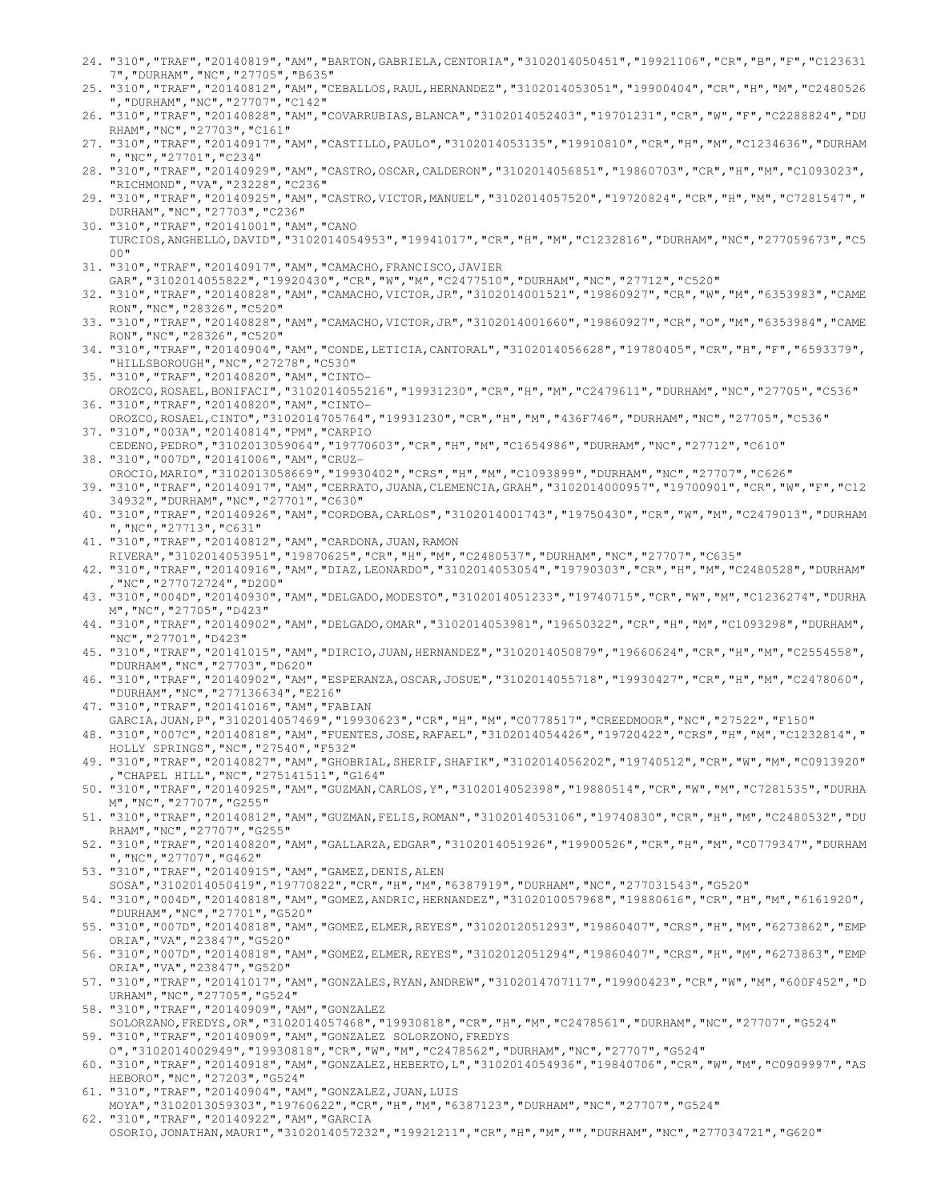24. "310","TRAF","20140819","AM","BARTON,GABRIELA,CENTORIA","3102014050451","19921106","CR","B","F","C1236317","DURHAM","NC","27705","B635"
25. "310","TRAF","20140812","AM","CEBALLOS,RAUL,HERNANDEZ","3102014053051","19900404","CR","H","M","C2480526","DURHAM","NC","27707","C142"
26. "310","TRAF","20140828","AM","COVARRUBIAS,BLANCA","3102014052403","19701231","CR","W","F","C2288824","DURHAM","NC","27703","C161"
27. "310","TRAF","20140917","AM","CASTILLO,PAULO","3102014053135","19910810","CR","H","M","C1234636","DURHAM","NC","27701","C234"
28. "310","TRAF","20140929","AM","CASTRO,OSCAR,CALDERON","3102014056851","19860703","CR","H","M","C1093023","RICHMOND","VA","23228","C236"
29. "310","TRAF","20140925","AM","CASTRO,VICTOR,MANUEL","3102014057520","19720824","CR","H","M","C7281547","DURHAM","NC","27703","C236"
30. "310","TRAF","20141001","AM","CANO TURCIOS,ANGHELLO,DAVID","3102014054953","19941017","CR","H","M","C1232816","DURHAM","NC","277059673","C500"
31. "310","TRAF","20140917","AM","CAMACHO,FRANCISCO,JAVIER GAR","3102014055822","19920430","CR","W","M","C2477510","DURHAM","NC","27712","C520"
32. "310","TRAF","20140828","AM","CAMACHO,VICTOR,JR","3102014001521","19860927","CR","W","M","6353983","CAMERON","NC","28326","C520"
33. "310","TRAF","20140828","AM","CAMACHO,VICTOR,JR","3102014001660","19860927","CR","O","M","6353984","CAMERON","NC","28326","C520"
34. "310","TRAF","20140904","AM","CONDE,LETICIA,CANTORAL","3102014056628","19780405","CR","H","F","6593379","HILLSBOROUGH","NC","27278","C530"
35. "310","TRAF","20140820","AM","CINTO-OROZCO,ROSAEL,BONIFACI","3102014055216","19931230","CR","H","M","C2479611","DURHAM","NC","27705","C536"
36. "310","TRAF","20140820","AM","CINTO-OROZCO,ROSAEL,CINTO","3102014705764","19931230","CR","H","M","436F746","DURHAM","NC","27705","C536"
37. "310","003A","20140814","PM","CARPIO CEDENO,PEDRO","3102013059064","19770603","CR","H","M","C1654986","DURHAM","NC","27712","C610"
38. "310","007D","20141006","AM","CRUZ-OROCIO,MARIO","3102013058669","19930402","CRS","H","M","C1093899","DURHAM","NC","27707","C626"
39. "310","TRAF","20140917","AM","CERRATO,JUANA,CLEMENCIA,GRAH","3102014000957","19700901","CR","W","F","C1234932","DURHAM","NC","27701","C630"
40. "310","TRAF","20140926","AM","CORDOBA,CARLOS","3102014001743","19750430","CR","W","M","C2479013","DURHAM","NC","27713","C631"
41. "310","TRAF","20140812","AM","CARDONA,JUAN,RAMON RIVERA","3102014053951","19870625","CR","H","M","C2480537","DURHAM","NC","27707","C635"
42. "310","TRAF","20140916","AM","DIAZ,LEONARDO","3102014053054","19790303","CR","H","M","C2480528","DURHAM","NC","277072724","D200"
43. "310","004D","20140930","AM","DELGADO,MODESTO","3102014051233","19740715","CR","W","M","C1236274","DURHAM","NC","27705","D423"
44. "310","TRAF","20140902","AM","DELGADO,OMAR","3102014053981","19650322","CR","H","M","C1093298","DURHAM","NC","27701","D423"
45. "310","TRAF","20141015","AM","DIRCIO,JUAN,HERNANDEZ","3102014050879","19660624","CR","H","M","C2554558","DURHAM","NC","27703","D620"
46. "310","TRAF","20140902","AM","ESPERANZA,OSCAR,JOSUE","3102014055718","19930427","CR","H","M","C2478060","DURHAM","NC","277136634","E216"
47. "310","TRAF","20141016","AM","FABIAN GARCIA,JUAN,P","3102014057469","19930623","CR","H","M","C0778517","CREEDMOOR","NC","27522","F150"
48. "310","007C","20140818","AM","FUENTES,JOSE,RAFAEL","3102014054426","19720422","CRS","H","M","C1232814","HOLLY SPRINGS","NC","27540","F532"
49. "310","TRAF","20140827","AM","GHOBRIAL,SHERIF,SHAFIK","3102014056202","19740512","CR","W","M","C0913920","CHAPEL HILL","NC","275141511","G164"
50. "310","TRAF","20140925","AM","GUZMAN,CARLOS,Y","3102014052398","19880514","CR","W","M","C7281535","DURHAM","NC","27707","G255"
51. "310","TRAF","20140812","AM","GUZMAN,FELIS,ROMAN","3102014053106","19740830","CR","H","M","C2480532","DURHAM","NC","27707","G255"
52. "310","TRAF","20140820","AM","GALLARZA,EDGAR","3102014051926","19900526","CR","H","M","C0779347","DURHAM","NC","27707","G462"
53. "310","TRAF","20140915","AM","GAMEZ,DENIS,ALEN SOSA","3102014050419","19770822","CR","H","M","6387919","DURHAM","NC","277031543","G520"
54. "310","004D","20140818","AM","GOMEZ,ANDRIC,HERNANDEZ","3102010057968","19880616","CR","H","M","6161920","DURHAM","NC","27701","G520"
55. "310","007D","20140818","AM","GOMEZ,ELMER,REYES","3102012051293","19860407","CRS","H","M","6273862","EMPORIA","VA","23847","G520"
56. "310","007D","20140818","AM","GOMEZ,ELMER,REYES","3102012051294","19860407","CRS","H","M","6273863","EMPORIA","VA","23847","G520"
57. "310","TRAF","20141017","AM","GONZALES,RYAN,ANDREW","3102014707117","19900423","CR","W","M","600F452","DURHAM","NC","27705","G524"
58. "310","TRAF","20140909","AM","GONZALEZ SOLORZANO,FREDYS,OR","3102014057468","19930818","CR","H","M","C2478561","DURHAM","NC","27707","G524"
59. "310","TRAF","20140909","AM","GONZALEZ SOLORZONO,FREDYS O","3102014002949","19930818","CR","W","M","C2478562","DURHAM","NC","27707","G524"
60. "310","TRAF","20140918","AM","GONZALEZ,HEBERTO,L","3102014054936","19840706","CR","W","M","C0909997","ASHEBORO","NC","27203","G524"
61. "310","TRAF","20140904","AM","GONZALEZ,JUAN,LUIS MOYA","3102013059303","19760622","CR","H","M","6387123","DURHAM","NC","27707","G524"
62. "310","TRAF","20140922","AM","GARCIA OSORIO,JONATHAN,MAURI","3102014057232","19921211","CR","H","M","","DURHAM","NC","277034721","G620"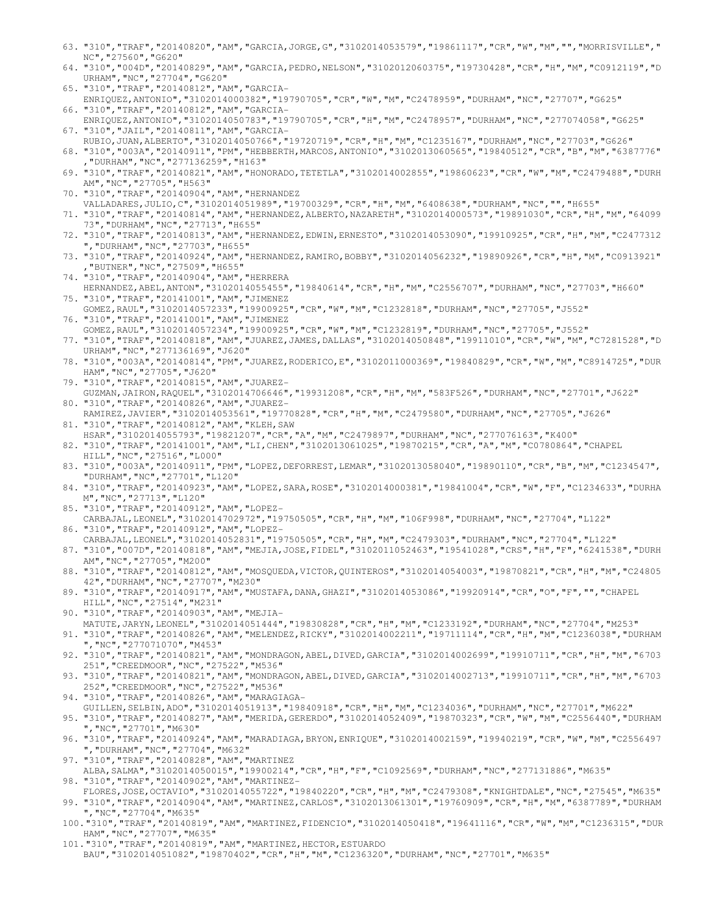63. "310","TRAF","20140820","AM","GARCIA,JORGE,G","3102014053579","19861117","CR","W","M","","MORRISVILLE","NC","27560","G620"
64. "310","004D","20140829","AM","GARCIA,PEDRO,NELSON","3102012060375","19730428","CR","H","M","C0912119","DURHAM","NC","27704","G620"
65. "310","TRAF","20140812","AM","GARCIA-ENRIQUEZ,ANTONIO","3102014000382","19790705","CR","W","M","C2478959","DURHAM","NC","27707","G625"
66. "310","TRAF","20140812","AM","GARCIA-ENRIQUEZ,ANTONIO","3102014050783","19790705","CR","H","M","C2478957","DURHAM","NC","277074058","G625"
67. "310","JAIL","20140811","AM","GARCIA-RUBIO,JUAN,ALBERTO","3102014050766","19720719","CR","H","M","C1235167","DURHAM","NC","27703","G626"
68. "310","003A","20140911","PM","HEBBERTH,MARCOS,ANTONIO","3102013060565","19840512","CR","B","M","6387776","DURHAM","NC","277136259","H163"
69. "310","TRAF","20140821","AM","HONORADO,TETETLA","3102014002855","19860623","CR","W","M","C2479488","DURHAM","NC","27705","H563"
70. "310","TRAF","20140904","AM","HERNANDEZ VALLADARES,JULIO,C","3102014051989","19700329","CR","H","M","6408638","DURHAM","NC","","H655"
71. "310","TRAF","20140814","AM","HERNANDEZ,ALBERTO,NAZARETH","3102014000573","19891030","CR","H","M","6409973","DURHAM","NC","27713","H655"
72. "310","TRAF","20140813","AM","HERNANDEZ,EDWIN,ERNESTO","3102014053090","19910925","CR","H","M","C2477312","DURHAM","NC","27703","H655"
73. "310","TRAF","20140924","AM","HERNANDEZ,RAMIRO,BOBBY","3102014056232","19890926","CR","H","M","C0913921","BUTNER","NC","27509","H655"
74. "310","TRAF","20140904","AM","HERRERA HERNANDEZ,ABEL,ANTON","3102014055455","19840614","CR","H","M","C2556707","DURHAM","NC","27703","H660"
75. "310","TRAF","20141001","AM","JIMENEZ GOMEZ,RAUL","3102014057233","19900925","CR","W","M","C1232818","DURHAM","NC","27705","J552"
76. "310","TRAF","20141001","AM","JIMENEZ GOMEZ,RAUL","3102014057234","19900925","CR","W","M","C1232819","DURHAM","NC","27705","J552"
77. "310","TRAF","20140818","AM","JUAREZ,JAMES,DALLAS","3102014050848","19911010","CR","W","M","C7281528","DURHAM","NC","277136169","J620"
78. "310","003A","20140814","PM","JUAREZ,RODERICO,E","3102011000369","19840829","CR","W","M","C8914725","DURHAM","NC","27705","J620"
79. "310","TRAF","20140815","AM","JUAREZ-GUZMAN,JAIRON,RAQUEL","3102014706646","19931208","CR","H","M","583F526","DURHAM","NC","27701","J622"
80. "310","TRAF","20140826","AM","JUAREZ-RAMIREZ,JAVIER","3102014053561","19770828","CR","H","M","C2479580","DURHAM","NC","27705","J626"
81. "310","TRAF","20140812","AM","KLEH,SAW HSAR","3102014055793","19821207","CR","A","M","C2479897","DURHAM","NC","277076163","K400"
82. "310","TRAF","20141001","AM","LI,CHEN","3102013061025","19870215","CR","A","M","C0780864","CHAPEL HILL","NC","27516","L000"
83. "310","003A","20140911","PM","LOPEZ,DEFORREST,LEMAR","3102013058040","19890110","CR","B","M","C1234547","DURHAM","NC","27701","L120"
84. "310","TRAF","20140923","AM","LOPEZ,SARA,ROSE","3102014000381","19841004","CR","W","F","C1234633","DURHAM","NC","27713","L120"
85. "310","TRAF","20140912","AM","LOPEZ-CARBAJAL,LEONEL","3102014702972","19750505","CR","H","M","106F998","DURHAM","NC","27704","L122"
86. "310","TRAF","20140912","AM","LOPEZ-CARBAJAL,LEONEL","3102014052831","19750505","CR","H","M","C2479303","DURHAM","NC","27704","L122"
87. "310","007D","20140818","AM","MEJIA,JOSE,FIDEL","3102011052463","19541028","CRS","H","F","6241538","DURHAM","NC","27705","M200"
88. "310","TRAF","20140812","AM","MOSQUEDA,VICTOR,QUINTEROS","3102014054003","19870821","CR","H","M","C2480542","DURHAM","NC","27707","M230"
89. "310","TRAF","20140917","AM","MUSTAFA,DANA,GHAZI","3102014053086","19920914","CR","O","F","","CHAPEL HILL","NC","27514","M231"
90. "310","TRAF","20140903","AM","MEJIA-MATUTE,JARYN,LEONEL","3102014051444","19830828","CR","H","M","C1233192","DURHAM","NC","27704","M253"
91. "310","TRAF","20140826","AM","MELENDEZ,RICKY","3102014002211","19711114","CR","H","M","C1236038","DURHAM","NC","277071070","M453"
92. "310","TRAF","20140821","AM","MONDRAGON,ABEL,DIVED,GARCIA","3102014002699","19910711","CR","H","M","6703251","CREEDMOOR","NC","27522","M536"
93. "310","TRAF","20140821","AM","MONDRAGON,ABEL,DIVED,GARCIA","3102014002713","19910711","CR","H","M","6703252","CREEDMOOR","NC","27522","M536"
94. "310","TRAF","20140826","AM","MARAGIAGA-GUILLEN,SELBIN,ADO","3102014051913","19840918","CR","H","M","C1234036","DURHAM","NC","27701","M622"
95. "310","TRAF","20140827","AM","MERIDA,GERERDO","3102014052409","19870323","CR","W","M","C2556440","DURHAM","NC","27701","M630"
96. "310","TRAF","20140924","AM","MARADIAGA,BRYON,ENRIQUE","3102014002159","19940219","CR","W","M","C2556497","DURHAM","NC","27704","M632"
97. "310","TRAF","20140828","AM","MARTINEZ ALBA,SALMA","3102014050015","19900214","CR","H","F","C1092569","DURHAM","NC","277131886","M635"
98. "310","TRAF","20140902","AM","MARTINEZ-FLORES,JOSE,OCTAVIO","3102014055722","19840220","CR","H","M","C2479308","KNIGHTDALE","NC","27545","M635"
99. "310","TRAF","20140904","AM","MARTINEZ,CARLOS","3102013061301","19760909","CR","H","M","6387789","DURHAM","NC","27704","M635"
100. "310","TRAF","20140819","AM","MARTINEZ,FIDENCIO","3102014050418","19641116","CR","W","M","C1236315","DURHAM","NC","27707","M635"
101. "310","TRAF","20140819","AM","MARTINEZ,HECTOR,ESTUARDO BAU","3102014051082","19870402","CR","H","M","C1236320","DURHAM","NC","27701","M635"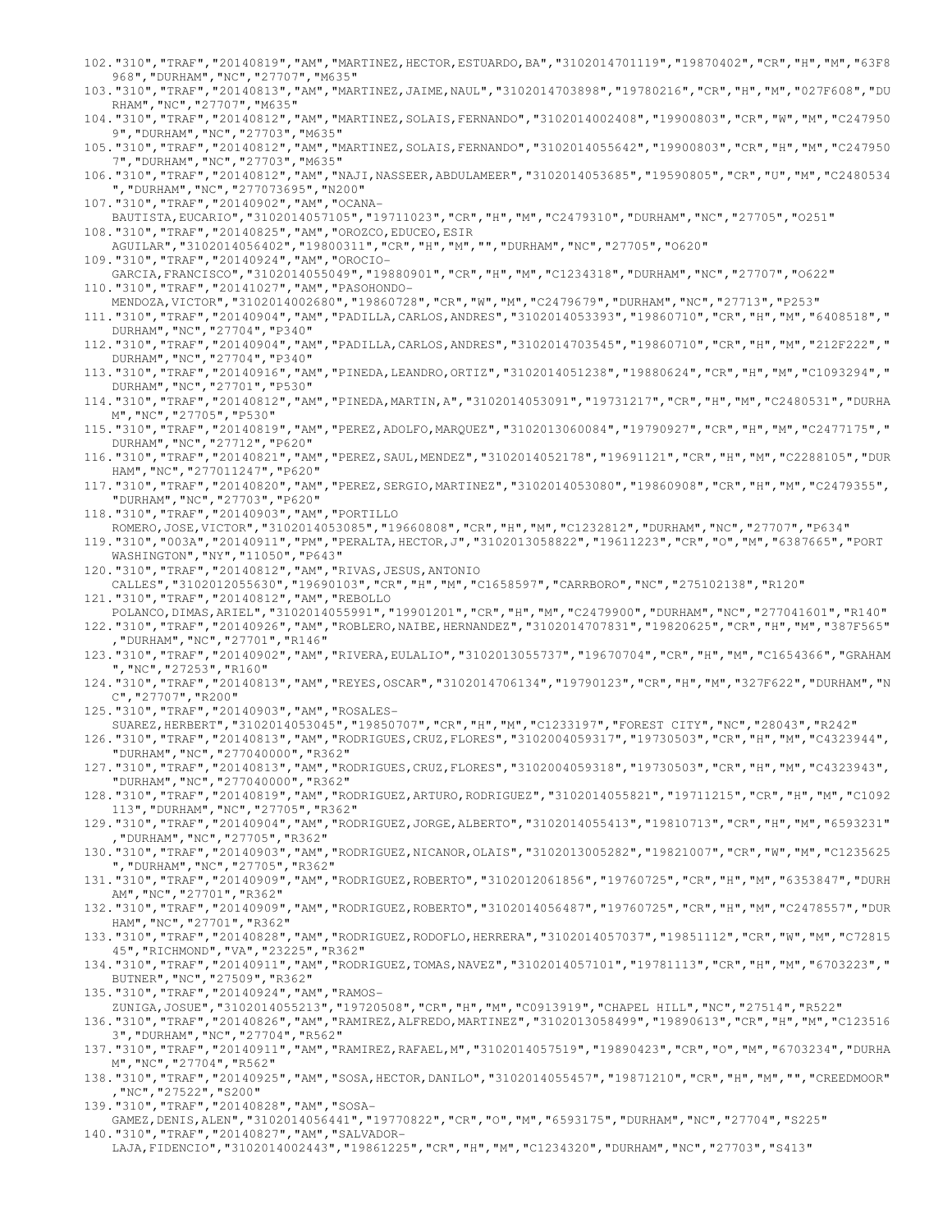102."310","TRAF","20140819","AM","MARTINEZ,HECTOR,ESTUARDO,BA","3102014701119","19870402","CR","H","M","63F8968","DURHAM","NC","27707","M635"
103."310","TRAF","20140813","AM","MARTINEZ,JAIME,NAUL","3102014703898","19780216","CR","H","M","027F608","DURHAM","NC","27707","M635"
104."310","TRAF","20140812","AM","MARTINEZ,SOLAIS,FERNANDO","3102014002408","19900803","CR","W","M","C2479509","DURHAM","NC","27703","M635"
105."310","TRAF","20140812","AM","MARTINEZ,SOLAIS,FERNANDO","3102014055642","19900803","CR","H","M","C2479507","DURHAM","NC","27703","M635"
106."310","TRAF","20140812","AM","NAJI,NASSEER,ABDULAMEER","3102014053685","19590805","CR","U","M","C2480534","DURHAM","NC","277073695","N200"
107."310","TRAF","20140902","AM","OCANA-BAUTISTA,EUCARIO","3102014057105","19711023","CR","H","M","C2479310","DURHAM","NC","27705","O251"
108."310","TRAF","20140825","AM","OROZCO,EDUCEO,ESIR AGUILAR","3102014056402","19800311","CR","H","M","","DURHAM","NC","27705","O620"
109."310","TRAF","20140924","AM","OROCIO-GARCIA,FRANCISCO","3102014055049","19880901","CR","H","M","C1234318","DURHAM","NC","27707","O622"
110."310","TRAF","20141027","AM","PASOHONDO-MENDOZA,VICTOR","3102014002680","19860728","CR","W","M","C2479679","DURHAM","NC","27713","P253"
111."310","TRAF","20140904","AM","PADILLA,CARLOS,ANDRES","3102014053393","19860710","CR","H","M","6408518","DURHAM","NC","27704","P340"
112."310","TRAF","20140904","AM","PADILLA,CARLOS,ANDRES","3102014703545","19860710","CR","H","M","212F222","DURHAM","NC","27704","P340"
113."310","TRAF","20140916","AM","PINEDA,LEANDRO,ORTIZ","3102014051238","19880624","CR","H","M","C1093294","DURHAM","NC","27701","P530"
114."310","TRAF","20140812","AM","PINEDA,MARTIN,A","3102014053091","19731217","CR","H","M","C2480531","DURHAM","NC","27705","P530"
115."310","TRAF","20140819","AM","PEREZ,ADOLFO,MARQUEZ","3102013060084","19790927","CR","H","M","C2477175","DURHAM","NC","27712","P620"
116."310","TRAF","20140821","AM","PEREZ,SAUL,MENDEZ","3102014052178","19691121","CR","H","M","C2288105","DURHAM","NC","277011247","P620"
117."310","TRAF","20140820","AM","PEREZ,SERGIO,MARTINEZ","3102014053080","19860908","CR","H","M","C2479355","DURHAM","NC","27703","P620"
118."310","TRAF","20140903","AM","PORTILLO ROMERO,JOSE,VICTOR","3102014053085","19660808","CR","H","M","C1232812","DURHAM","NC","27707","P634"
119."310","003A","20140911","PM","PERALTA,HECTOR,J","3102013058822","19611223","CR","O","M","6387665","PORT WASHINGTON","NY","11050","P643"
120."310","TRAF","20140812","AM","RIVAS,JESUS,ANTONIO CALLES","3102012055630","19690103","CR","H","M","C1658597","CARRBORO","NC","275102138","R120"
121."310","TRAF","20140812","AM","REBOLLO POLANCO,DIMAS,ARIEL","3102014055991","19901201","CR","H","M","C2479900","DURHAM","NC","277041601","R140"
122."310","TRAF","20140926","AM","ROBLERO,NAIBE,HERNANDEZ","3102014707831","19820625","CR","H","M","387F565","DURHAM","NC","27701","R146"
123."310","TRAF","20140902","AM","RIVERA,EULALIO","3102013055737","19670704","CR","H","M","C1654366","GRAHAM","NC","27253","R160"
124."310","TRAF","20140813","AM","REYES,OSCAR","3102014706134","19790123","CR","H","M","327F622","DURHAM","NC","27707","R200"
125."310","TRAF","20140903","AM","ROSALES-SUAREZ,HERBERT","3102014053045","19850707","CR","H","M","C1233197","FOREST CITY","NC","28043","R242"
126."310","TRAF","20140813","AM","RODRIGUES,CRUZ,FLORES","3102004059317","19730503","CR","H","M","C4323944","DURHAM","NC","277040000","R362"
127."310","TRAF","20140813","AM","RODRIGUES,CRUZ,FLORES","3102004059318","19730503","CR","H","M","C4323943","DURHAM","NC","277040000","R362"
128."310","TRAF","20140819","AM","RODRIGUEZ,ARTURO,RODRIGUEZ","3102014055821","19711215","CR","H","M","C1092113","DURHAM","NC","27705","R362"
129."310","TRAF","20140904","AM","RODRIGUEZ,JORGE,ALBERTO","3102014055413","19810713","CR","H","M","6593231","DURHAM","NC","27705","R362"
130."310","TRAF","20140903","AM","RODRIGUEZ,NICANOR,OLAIS","3102013005282","19821007","CR","W","M","C1235625","DURHAM","NC","27705","R362"
131."310","TRAF","20140909","AM","RODRIGUEZ,ROBERTO","3102012061856","19760725","CR","H","M","6353847","DURHAM","NC","27701","R362"
132."310","TRAF","20140909","AM","RODRIGUEZ,ROBERTO","3102014056487","19760725","CR","H","M","C2478557","DURHAM","NC","27701","R362"
133."310","TRAF","20140828","AM","RODRIGUEZ,RODOFLO,HERRERA","3102014057037","19851112","CR","W","M","C7281545","RICHMOND","VA","23225","R362"
134."310","TRAF","20140911","AM","RODRIGUEZ,TOMAS,NAVEZ","3102014057101","19781113","CR","H","M","6703223","BUTNER","NC","27509","R362"
135."310","TRAF","20140924","AM","RAMOS-ZUNIGA,JOSUE","3102014055213","19720508","CR","H","M","C0913919","CHAPEL HILL","NC","27514","R522"
136."310","TRAF","20140826","AM","RAMIREZ,ALFREDO,MARTINEZ","3102013058499","19890613","CR","H","M","C1235163","DURHAM","NC","27704","R562"
137."310","TRAF","20140911","AM","RAMIREZ,RAFAEL,M","3102014057519","19890423","CR","O","M","6703234","DURHAM","NC","27704","R562"
138."310","TRAF","20140925","AM","SOSA,HECTOR,DANILO","3102014055457","19871210","CR","H","M","","CREEDMOOR","NC","27522","S200"
139."310","TRAF","20140828","AM","SOSA-GAMEZ,DENIS,ALEN","3102014056441","19770822","CR","O","M","6593175","DURHAM","NC","27704","S225"
140."310","TRAF","20140827","AM","SALVADOR-LAJA,FIDENCIO","3102014002443","19861225","CR","H","M","C1234320","DURHAM","NC","27703","S413"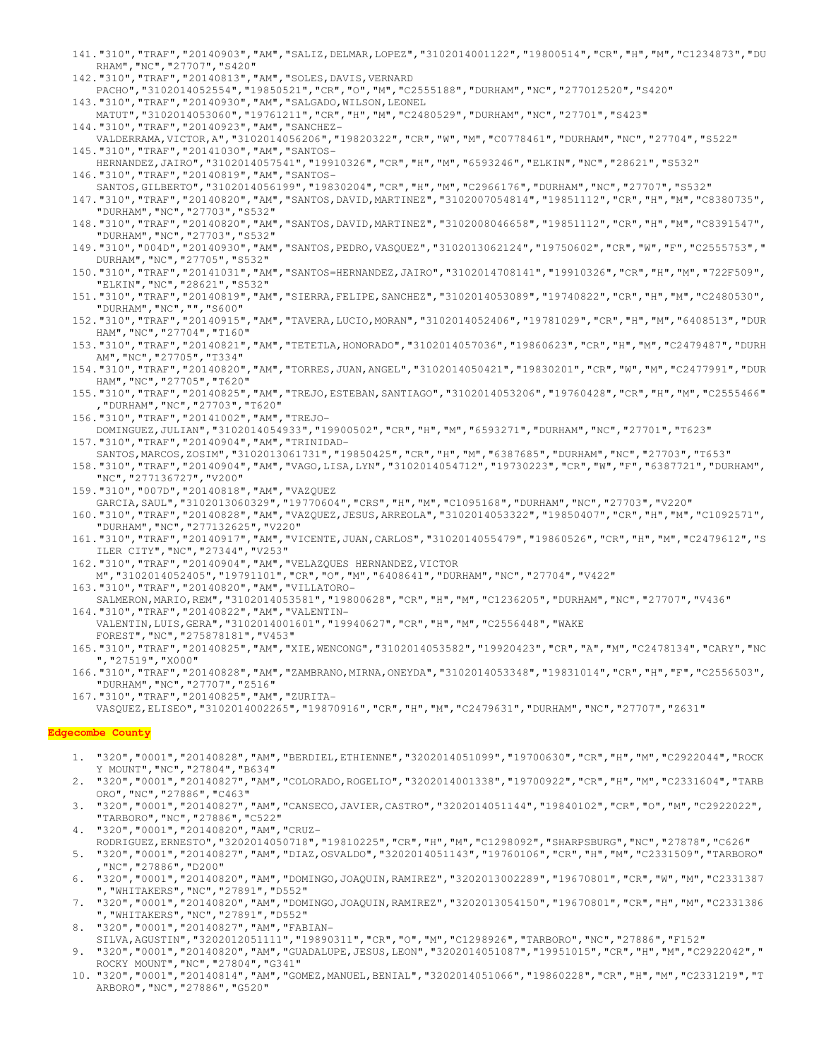141."310","TRAF","20140903","AM","SALIZ,DELMAR,LOPEZ","3102014001122","19800514","CR","H","M","C1234873","DURHAM","NC","27707","S420"

142."310","TRAF","20140813","AM","SOLES,DAVIS,VERNARD PACHO","3102014052554","19850521","CR","O","M","C2555188","DURHAM","NC","277012520","S420"

143."310","TRAF","20140930","AM","SALGADO,WILSON,LEONEL MATUT","3102014053060","19761211","CR","H","M","C2480529","DURHAM","NC","27701","S423"

144."310","TRAF","20140923","AM","SANCHEZ-VALDERRAMA,VICTOR,A","3102014056206","19820322","CR","W","M","C0778461","DURHAM","NC","27704","S522"

145."310","TRAF","20141030","AM","SANTOS-HERNANDEZ,JAIRO","3102014057541","19910326","CR","H","M","6593246","ELKIN","NC","28621","S532"

146."310","TRAF","20140819","AM","SANTOS-SANTOS,GILBERTO","3102014056199","19830204","CR","H","M","C2966176","DURHAM","NC","27707","S532"

147."310","TRAF","20140820","AM","SANTOS,DAVID,MARTINEZ","3102007054814","19851112","CR","H","M","C8380735","DURHAM","NC","27703","S532"

148."310","TRAF","20140820","AM","SANTOS,DAVID,MARTINEZ","3102008046658","19851112","CR","H","M","C8391547","DURHAM","NC","27703","S532"

149."310","004D","20140930","AM","SANTOS,PEDRO,VASQUEZ","3102013062124","19750602","CR","W","F","C2555753","DURHAM","NC","27705","S532"

150."310","TRAF","20141031","AM","SANTOS=HERNANDEZ,JAIRO","3102014708141","19910326","CR","H","M","722F509","ELKIN","NC","28621","S532"

151."310","TRAF","20140819","AM","SIERRA,FELIPE,SANCHEZ","3102014053089","19740822","CR","H","M","C2480530","DURHAM","NC","","S600"

152."310","TRAF","20140915","AM","TAVERA,LUCIO,MORAN","3102014052406","19781029","CR","H","M","6408513","DURHAM","NC","27704","T160"

153."310","TRAF","20140821","AM","TETETLA,HONORADO","3102014057036","19860623","CR","H","M","C2479487","DURHAM","NC","27705","T334"

154."310","TRAF","20140820","AM","TORRES,JUAN,ANGEL","3102014050421","19830201","CR","W","M","C2477991","DURHAM","NC","27705","T620"

155."310","TRAF","20140825","AM","TREJO,ESTEBAN,SANTIAGO","3102014053206","19760428","CR","H","M","C2555466","DURHAM","NC","27703","T620"

156."310","TRAF","20141002","AM","TREJO-DOMINGUEZ,JULIAN","3102014054933","19900502","CR","H","M","6593271","DURHAM","NC","27701","T623"

157."310","TRAF","20140904","AM","TRINIDAD-SANTOS,MARCOS,ZOSIM","3102013061731","19850425","CR","H","M","6387685","DURHAM","NC","27703","T653"

158."310","TRAF","20140904","AM","VAGO,LISA,LYN","3102014054712","19730223","CR","W","F","6387721","DURHAM","NC","277136727","V200"

159."310","007D","20140818","AM","VAZQUEZ GARCIA,SAUL","3102013060329","19770604","CRS","H","M","C1095168","DURHAM","NC","27703","V220"

160."310","TRAF","20140828","AM","VAZQUEZ,JESUS,ARREOLA","3102014053322","19850407","CR","H","M","C1092571","DURHAM","NC","277132625","V220"

161."310","TRAF","20140917","AM","VICENTE,JUAN,CARLOS","3102014055479","19860526","CR","H","M","C2479612","SILER CITY","NC","27344","V253"

162."310","TRAF","20140904","AM","VELAZQUES HERNANDEZ,VICTOR M","3102014052405","19791101","CR","O","M","6408641","DURHAM","NC","27704","V422"

163."310","TRAF","20140820","AM","VILLATORO-SALMERON,MARIO,REM","3102014053581","19800628","CR","H","M","C1236205","DURHAM","NC","27707","V436"

164."310","TRAF","20140822","AM","VALENTIN-VALENTIN,LUIS,GERA","3102014001601","19940627","CR","H","M","C2556448","WAKE FOREST","NC","275878181","V453"

165."310","TRAF","20140825","AM","XIE,WENCONG","3102014053582","19920423","CR","A","M","C2478134","CARY","NC","27519","X000"

166."310","TRAF","20140828","AM","ZAMBRANO,MIRNA,ONEYDA","3102014053348","19831014","CR","H","F","C2556503","DURHAM","NC","27707","Z516"

167."310","TRAF","20140825","AM","ZURITA-VASQUEZ,ELISEO","3102014002265","19870916","CR","H","M","C2479631","DURHAM","NC","27707","Z631"

## Edgecombe County

1. "320","0001","20140828","AM","BERDIEL,ETHIENNE","3202014051099","19700630","CR","H","M","C2922044","ROCKY MOUNT","NC","27804","B634"
2. "320","0001","20140827","AM","COLORADO,ROGELIO","3202014001338","19700922","CR","H","M","C2331604","TARBORO","NC","27886","C463"
3. "320","0001","20140827","AM","CANSECO,JAVIER,CASTRO","3202014051144","19840102","CR","O","M","C2922022","TARBORO","NC","27886","C522"
4. "320","0001","20140820","AM","CRUZ-RODRIGUEZ,ERNESTO","3202014050718","19810225","CR","H","M","C1298092","SHARPSBURG","NC","27878","C626"
5. "320","0001","20140827","AM","DIAZ,OSVALDO","3202014051143","19760106","CR","H","M","C2331509","TARBORO","NC","27886","D200"
6. "320","0001","20140820","AM","DOMINGO,JOAQUIN,RAMIREZ","3202013002289","19670801","CR","W","M","C2331387","WHITAKERS","NC","27891","D552"
7. "320","0001","20140820","AM","DOMINGO,JOAQUIN,RAMIREZ","3202013054150","19670801","CR","H","M","C2331386","WHITAKERS","NC","27891","D552"
8. "320","0001","20140827","AM","FABIAN-SILVA,AGUSTIN","3202012051111","19890311","CR","O","M","C1298926","TARBORO","NC","27886","F152"
9. "320","0001","20140820","AM","GUADALUPE,JESUS,LEON","3202014051087","19951015","CR","H","M","C2922042","ROCKY MOUNT","NC","27804","G341"
10. "320","0001","20140814","AM","GOMEZ,MANUEL,BENIAL","3202014051066","19860228","CR","H","M","C2331219","TARBORO","NC","27886","G520"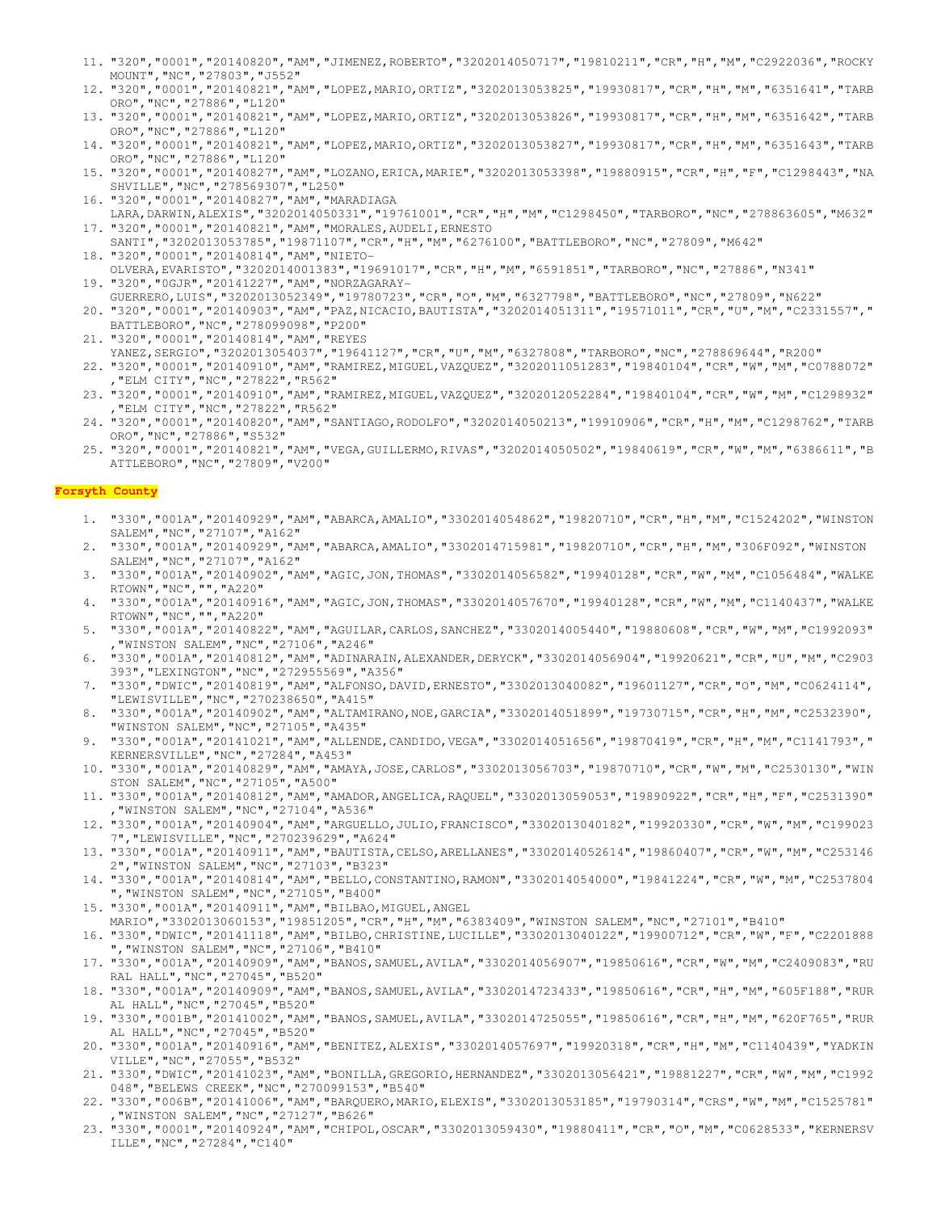11. "320","0001","20140820","AM","JIMENEZ,ROBERTO","3202014050717","19810211","CR","H","M","C2922036","ROCKY MOUNT","NC","27803","J552"
12. "320","0001","20140821","AM","LOPEZ,MARIO,ORTIZ","3202013053825","19930817","CR","H","M","6351641","TARBORO","NC","27886","L120"
13. "320","0001","20140821","AM","LOPEZ,MARIO,ORTIZ","3202013053826","19930817","CR","H","M","6351642","TARBORO","NC","27886","L120"
14. "320","0001","20140821","AM","LOPEZ,MARIO,ORTIZ","3202013053827","19930817","CR","H","M","6351643","TARBORO","NC","27886","L120"
15. "320","0001","20140827","AM","LOZANO,ERICA,MARIE","3202013053398","19880915","CR","H","F","C1298443","NASHVILLE","NC","278569307","L250"
16. "320","0001","20140827","AM","MARADIAGA LARA,DARWIN,ALEXIS","3202014050331","19761001","CR","H","M","C1298450","TARBORO","NC","278863605","M632"
17. "320","0001","20140821","AM","MORALES,AUDELI,ERNESTO SANTI","3202013053785","19871107","CR","H","M","6276100","BATTLEBORO","NC","27809","M642"
18. "320","0001","20140814","AM","NIETO-OLVERA,EVARISTO","3202014001383","19691017","CR","H","M","6591851","TARBORO","NC","27886","N341"
19. "320","0GJR","20141227","AM","NORZAGARAY-GUERRERO,LUIS","3202013052349","19780723","CR","O","M","6327798","BATTLEBORO","NC","27809","N622"
20. "320","0001","20140903","AM","PAZ,NICACIO,BAUTISTA","3202014051311","19571011","CR","U","M","C2331557","BATTLEBORO","NC","278099098","P200"
21. "320","0001","20140814","AM","REYES YANEZ,SERGIO","3202013054037","19641127","CR","U","M","6327808","TARBORO","NC","278869644","R200"
22. "320","0001","20140910","AM","RAMIREZ,MIGUEL,VAZQUEZ","3202011051283","19840104","CR","W","M","C0788072","ELM CITY","NC","27822","R562"
23. "320","0001","20140910","AM","RAMIREZ,MIGUEL,VAZQUEZ","3202012052284","19840104","CR","W","M","C1298932","ELM CITY","NC","27822","R562"
24. "320","0001","20140820","AM","SANTIAGO,RODOLFO","3202014050213","19910906","CR","H","M","C1298762","TARBORO","NC","27886","S532"
25. "320","0001","20140821","AM","VEGA,GUILLERMO,RIVAS","3202014050502","19840619","CR","W","M","6386611","BATTLEBORO","NC","27809","V200"

**Forsyth County**

1. "330","001A","20140929","AM","ABARCA,AMALIO","3302014054862","19820710","CR","H","M","C1524202","WINSTON SALEM","NC","27107","A162"
2. "330","001A","20140929","AM","ABARCA,AMALIO","3302014715981","19820710","CR","H","M","306F092","WINSTON SALEM","NC","27107","A162"
3. "330","001A","20140902","AM","AGIC,JON,THOMAS","3302014056582","19940128","CR","W","M","C1056484","WALKERTOWN","NC","","A220"
4. "330","001A","20140916","AM","AGIC,JON,THOMAS","3302014057670","19940128","CR","W","M","C1140437","WALKERTOWN","NC","","A220"
5. "330","001A","20140822","AM","AGUILAR,CARLOS,SANCHEZ","3302014005440","19880608","CR","W","M","C1992093","WINSTON SALEM","NC","27106","A246"
6. "330","001A","20140812","AM","ADINARAIN,ALEXANDER,DERYCK","3302014056904","19920621","CR","U","M","C2903393","LEXINGTON","NC","272955569","A356"
7. "330","DWIC","20140819","AM","ALFONSO,DAVID,ERNESTO","3302013040082","19601127","CR","O","M","C0624114","LEWISVILLE","NC","270238650","A415"
8. "330","001A","20140902","AM","ALTAMIRANO,NOE,GARCIA","3302014051899","19730715","CR","H","M","C2532390","WINSTON SALEM","NC","27105","A435"
9. "330","001A","20141021","AM","ALLENDE,CANDIDO,VEGA","3302014051656","19870419","CR","H","M","C1141793","KERNERSVILLE","NC","27284","A453"
10. "330","001A","20140829","AM","AMAYA,JOSE,CARLOS","3302013056703","19870710","CR","W","M","C2530130","WINSTON SALEM","NC","27105","A500"
11. "330","001A","20140812","AM","AMADOR,ANGELICA,RAQUEL","3302013059053","19890922","CR","H","F","C2531390","WINSTON SALEM","NC","27104","A536"
12. "330","001A","20140904","AM","ARGUELLO,JULIO,FRANCISCO","3302013040182","19920330","CR","W","M","C1990237","LEWISVILLE","NC","270239629","A624"
13. "330","001A","20140911","AM","BAUTISTA,CELSO,ARELLANES","3302014052614","19860407","CR","W","M","C2531462","WINSTON SALEM","NC","27103","B323"
14. "330","001A","20140814","AM","BELLO,CONSTANTINO,RAMON","3302014054000","19841224","CR","W","M","C2537804","WINSTON SALEM","NC","27105","B400"
15. "330","001A","20140911","AM","BILBAO,MIGUEL,ANGEL MARIO","3302013060153","19851205","CR","H","M","6383409","WINSTON SALEM","NC","27101","B410"
16. "330","DWIC","20141118","AM","BILBO,CHRISTINE,LUCILLE","3302013040122","19900712","CR","W","F","C2201888","WINSTON SALEM","NC","27106","B410"
17. "330","001A","20140909","AM","BANOS,SAMUEL,AVILA","3302014056907","19850616","CR","W","M","C2409083","RURAL HALL","NC","27045","B520"
18. "330","001A","20140909","AM","BANOS,SAMUEL,AVILA","3302014723433","19850616","CR","H","M","605F188","RURAL HALL","NC","27045","B520"
19. "330","001B","20141002","AM","BANOS,SAMUEL,AVILA","3302014725055","19850616","CR","H","M","620F765","RURAL HALL","NC","27045","B520"
20. "330","001A","20140916","AM","BENITEZ,ALEXIS","3302014057697","19920318","CR","H","M","C1140439","YADKINVILLE","NC","27055","B532"
21. "330","DWIC","20141023","AM","BONILLA,GREGORIO,HERNANDEZ","3302013056421","19881227","CR","W","M","C1992048","BELEWS CREEK","NC","270099153","B540"
22. "330","006B","20141006","AM","BARQUERO,MARIO,ELEXIS","3302013053185","19790314","CRS","W","M","C1525781","WINSTON SALEM","NC","27127","B626"
23. "330","0001","20140924","AM","CHIPOL,OSCAR","3302013059430","19880411","CR","O","M","C0628533","KERNERSVILLE","NC","27284","C140"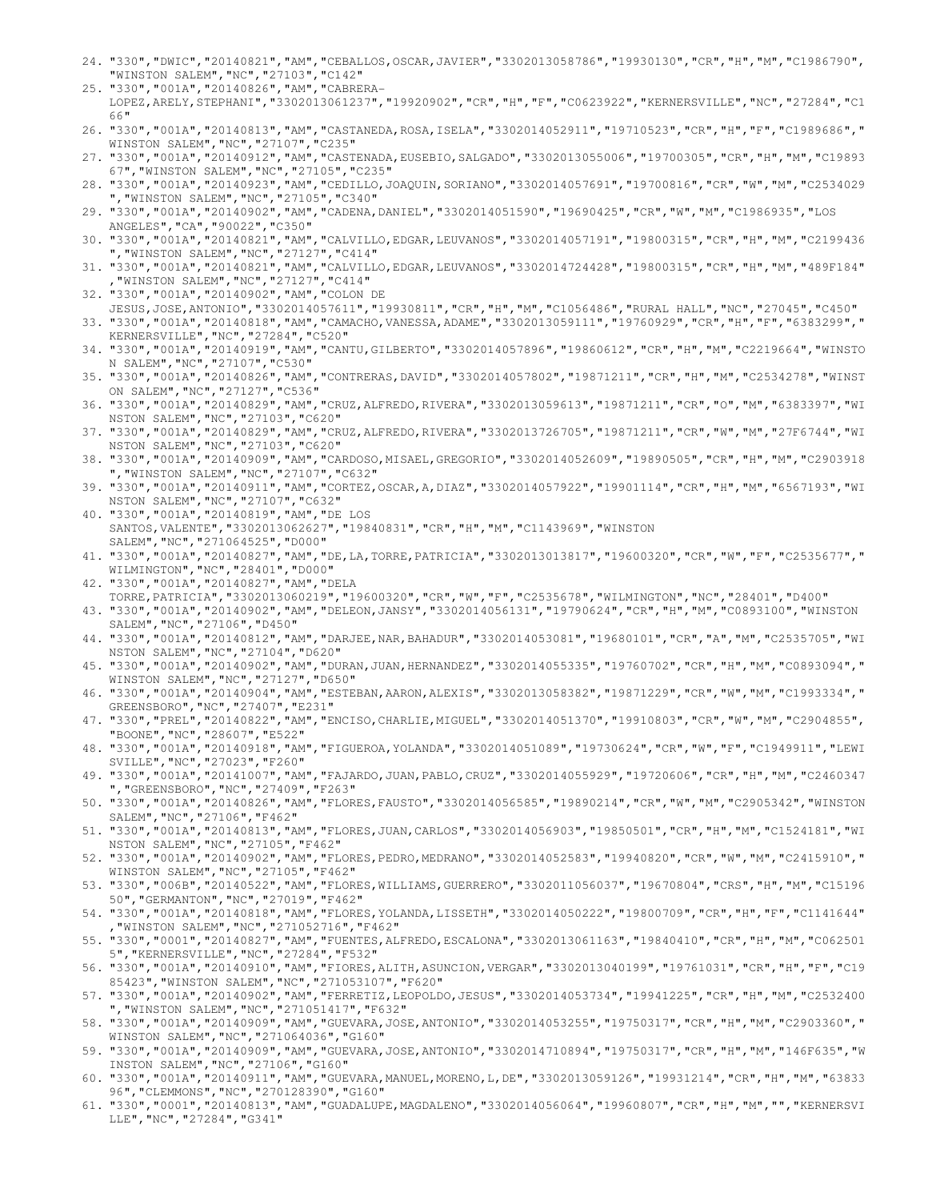24. "330","DWIC","20140821","AM","CEBALLOS,OSCAR,JAVIER","3302013058786","19930130","CR","H","M","C1986790","WINSTON SALEM","NC","27103","C142"
25. "330","001A","20140826","AM","CABRERA-LOPEZ,ARELY,STEPHANI","3302013061237","19920902","CR","H","F","C0623922","KERNERSVILLE","NC","27284","C166"
26. "330","001A","20140813","AM","CASTANEDA,ROSA,ISELA","3302014052911","19710523","CR","H","F","C1989686","WINSTON SALEM","NC","27107","C235"
27. "330","001A","20140912","AM","CASTENADA,EUSEBIO,SALGADO","3302013055006","19700305","CR","H","M","C1989367","WINSTON SALEM","NC","27105","C235"
28. "330","001A","20140923","AM","CEDILLO,JOAQUIN,SORIANO","3302014057691","19700816","CR","W","M","C2534029","WINSTON SALEM","NC","27105","C340"
29. "330","001A","20140902","AM","CADENA,DANIEL","3302014051590","19690425","CR","W","M","C1986935","LOS ANGELES","CA","90022","C350"
30. "330","001A","20140821","AM","CALVILLO,EDGAR,LEUVANOS","3302014057191","19800315","CR","H","M","C2199436","WINSTON SALEM","NC","27127","C414"
31. "330","001A","20140821","AM","CALVILLO,EDGAR,LEUVANOS","3302014724428","19800315","CR","H","M","489F184","WINSTON SALEM","NC","27127","C414"
32. "330","001A","20140902","AM","COLON DE JESUS,JOSE,ANTONIO","3302014057611","19930811","CR","H","M","C1056486","RURAL HALL","NC","27045","C450"
33. "330","001A","20140818","AM","CAMACHO,VANESSA,ADAME","3302013059111","19760929","CR","H","F","6383299","KERNERSVILLE","NC","27284","C520"
34. "330","001A","20140919","AM","CANTU,GILBERTO","3302014057896","19860612","CR","H","M","C2219664","WINSTON SALEM","NC","27107","C530"
35. "330","001A","20140826","AM","CONTRERAS,DAVID","3302014057802","19871211","CR","H","M","C2534278","WINSTON SALEM","NC","27127","C536"
36. "330","001A","20140829","AM","CRUZ,ALFREDO,RIVERA","3302013059613","19871211","CR","O","M","6383397","WINSTON SALEM","NC","27103","C620"
37. "330","001A","20140829","AM","CRUZ,ALFREDO,RIVERA","3302013726705","19871211","CR","W","M","27F6744","WINSTON SALEM","NC","27103","C620"
38. "330","001A","20140909","AM","CARDOSO,MISAEL,GREGORIO","3302014052609","19890505","CR","H","M","C2903918","WINSTON SALEM","NC","27107","C632"
39. "330","001A","20140911","AM","CORTEZ,OSCAR,A,DIAZ","3302014057922","19901114","CR","H","M","6567193","WINSTON SALEM","NC","27107","C632"
40. "330","001A","20140819","AM","DE LOS SANTOS,VALENTE","3302013062627","19840831","CR","H","M","C1143969","WINSTON SALEM","NC","271064525","D000"
41. "330","001A","20140827","AM","DE,LA,TORRE,PATRICIA","3302013013817","19600320","CR","W","F","C2535677","WILMINGTON","NC","28401","D000"
42. "330","001A","20140827","AM","DELA TORRE,PATRICIA","3302013060219","19600320","CR","W","F","C2535678","WILMINGTON","NC","28401","D400"
43. "330","001A","20140902","AM","DELEON,JANSY","3302014056131","19790624","CR","H","M","C0893100","WINSTON SALEM","NC","27106","D450"
44. "330","001A","20140812","AM","DARJEE,NAR,BAHADUR","3302014053081","19680101","CR","A","M","C2535705","WINSTON SALEM","NC","27104","D620"
45. "330","001A","20140902","AM","DURAN,JUAN,HERNANDEZ","3302014055335","19760702","CR","H","M","C0893094","WINSTON SALEM","NC","27127","D650"
46. "330","001A","20140904","AM","ESTEBAN,AARON,ALEXIS","3302013058382","19871229","CR","W","M","C1993334","GREENSBORO","NC","27407","E231"
47. "330","PREL","20140822","AM","ENCISO,CHARLIE,MIGUEL","3302014051370","19910803","CR","W","M","C2904855","BOONE","NC","28607","E522"
48. "330","001A","20140918","AM","FIGUEROA,YOLANDA","3302014051089","19730624","CR","W","F","C1949911","LEWISVILLE","NC","27023","F260"
49. "330","001A","20141007","AM","FAJARDO,JUAN,PABLO,CRUZ","3302014055929","19720606","CR","H","M","C2460347","GREENSBORO","NC","27409","F263"
50. "330","001A","20140826","AM","FLORES,FAUSTO","3302014056585","19890214","CR","W","M","C2905342","WINSTON SALEM","NC","27106","F462"
51. "330","001A","20140813","AM","FLORES,JUAN,CARLOS","3302014056903","19850501","CR","H","M","C1524181","WINSTON SALEM","NC","27105","F462"
52. "330","001A","20140902","AM","FLORES,PEDRO,MEDRANO","3302014052583","19940820","CR","W","M","C2415910","WINSTON SALEM","NC","27105","F462"
53. "330","006B","20140522","AM","FLORES,WILLIAMS,GUERRERO","3302011056037","19670804","CRS","H","M","C1519650","GERMANTON","NC","27019","F462"
54. "330","001A","20140818","AM","FLORES,YOLANDA,LISSETH","3302014050222","19800709","CR","H","F","C1141644","WINSTON SALEM","NC","271052716","F462"
55. "330","0001","20140827","AM","FUENTES,ALFREDO,ESCALONA","3302013061163","19840410","CR","H","M","C0625015","KERNERSVILLE","NC","27284","F532"
56. "330","001A","20140910","AM","FIORES,ALITH,ASUNCION,VERGAR","3302013040199","19761031","CR","H","F","C1985423","WINSTON SALEM","NC","271053107","F620"
57. "330","001A","20140902","AM","FERRETIZ,LEOPOLDO,JESUS","3302014053734","19941225","CR","H","M","C2532400","WINSTON SALEM","NC","271051417","F632"
58. "330","001A","20140909","AM","GUEVARA,JOSE,ANTONIO","3302014053255","19750317","CR","H","M","C2903360","WINSTON SALEM","NC","271064036","G160"
59. "330","001A","20140909","AM","GUEVARA,JOSE,ANTONIO","3302014710894","19750317","CR","H","M","146F635","WINSTON SALEM","NC","27106","G160"
60. "330","001A","20140911","AM","GUEVARA,MANUEL,MORENO,L,DE","3302013059126","19931214","CR","H","M","6383396","CLEMMONS","NC","270128390","G160"
61. "330","0001","20140813","AM","GUADALUPE,MAGDALENO","3302014056064","19960807","CR","H","M","","KERNERSVILLE","NC","27284","G341"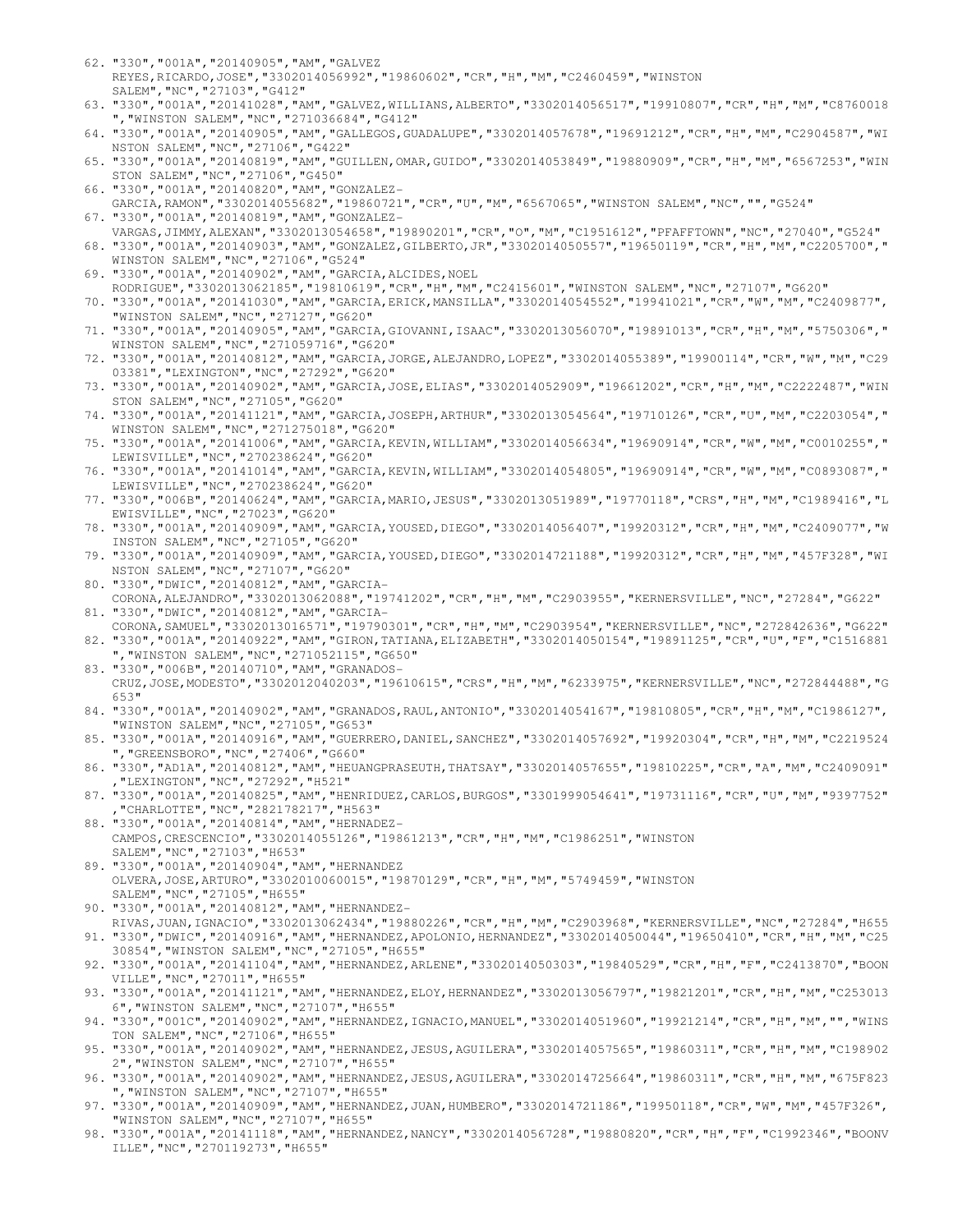62. "330","001A","20140905","AM","GALVEZ REYES,RICARDO,JOSE","3302014056992","19860602","CR","H","M","C2460459","WINSTON SALEM","NC","27103","G412"
63. "330","001A","20141028","AM","GALVEZ,WILLIANS,ALBERTO","3302014056517","19910807","CR","H","M","C8760018","WINSTON SALEM","NC","271036684","G412"
64. "330","001A","20140905","AM","GALLEGOS,GUADALUPE","3302014057678","19691212","CR","H","M","C2904587","WINSTON SALEM","NC","27106","G422"
65. "330","001A","20140819","AM","GUILLEN,OMAR,GUIDO","3302014053849","19880909","CR","H","M","6567253","WINSTON SALEM","NC","27106","G450"
66. "330","001A","20140820","AM","GONZALEZ-GARCIA,RAMON","3302014055682","19860721","CR","U","M","6567065","WINSTON SALEM","NC","","G524"
67. "330","001A","20140819","AM","GONZALEZ-VARGAS,JIMMY,ALEXAN","3302013054658","19890201","CR","O","M","C1951612","PFAFFTOWN","NC","27040","G524"
68. "330","001A","20140903","AM","GONZALEZ,GILBERTO,JR","3302014050557","19650119","CR","H","M","C2205700","WINSTON SALEM","NC","27106","G524"
69. "330","001A","20140902","AM","GARCIA,ALCIDES,NOEL RODRIGUE","3302013062185","19810619","CR","H","M","C2415601","WINSTON SALEM","NC","27107","G620"
70. "330","001A","20141030","AM","GARCIA,ERICK,MANSILLA","3302014054552","19941021","CR","W","M","C2409877","WINSTON SALEM","NC","27127","G620"
71. "330","001A","20140905","AM","GARCIA,GIOVANNI,ISAAC","3302013056070","19891013","CR","H","M","5750306","WINSTON SALEM","NC","271059716","G620"
72. "330","001A","20140812","AM","GARCIA,JORGE,ALEJANDRO,LOPEZ","3302014055389","19900114","CR","W","M","C2903381","LEXINGTON","NC","27292","G620"
73. "330","001A","20140902","AM","GARCIA,JOSE,ELIAS","3302014052909","19661202","CR","H","M","C2222487","WINSTON SALEM","NC","27105","G620"
74. "330","001A","20141121","AM","GARCIA,JOSEPH,ARTHUR","3302013054564","19710126","CR","U","M","C2203054","WINSTON SALEM","NC","271275018","G620"
75. "330","001A","20141006","AM","GARCIA,KEVIN,WILLIAM","3302014056634","19690914","CR","W","M","C0010255","LEWISVILLE","NC","270238624","G620"
76. "330","001A","20141014","AM","GARCIA,KEVIN,WILLIAM","3302014054805","19690914","CR","W","M","C0893087","LEWISVILLE","NC","270238624","G620"
77. "330","006B","20140624","AM","GARCIA,MARIO,JESUS","3302013051989","19770118","CRS","H","M","C1989416","LEWISVILLE","NC","27023","G620"
78. "330","001A","20140909","AM","GARCIA,YOUSED,DIEGO","3302014056407","19920312","CR","H","M","C2409077","WINSTON SALEM","NC","27105","G620"
79. "330","001A","20140909","AM","GARCIA,YOUSED,DIEGO","3302014721188","19920312","CR","H","M","457F328","WINSTON SALEM","NC","27107","G620"
80. "330","DWIC","20140812","AM","GARCIA-CORONA,ALEJANDRO","3302013062088","19741202","CR","H","M","C2903955","KERNERSVILLE","NC","27284","G622"
81. "330","DWIC","20140812","AM","GARCIA-CORONA,SAMUEL","3302013016571","19790301","CR","H","M","C2903954","KERNERSVILLE","NC","272842636","G622"
82. "330","001A","20140922","AM","GIRON,TATIANA,ELIZABETH","3302014050154","19891125","CR","U","F","C1516881","WINSTON SALEM","NC","271052115","G650"
83. "330","006B","20140710","AM","GRANADOS-CRUZ,JOSE,MODESTO","3302012040203","19610615","CRS","H","M","6233975","KERNERSVILLE","NC","272844488","G653"
84. "330","001A","20140902","AM","GRANADOS,RAUL,ANTONIO","3302014054167","19810805","CR","H","M","C1986127","WINSTON SALEM","NC","27105","G653"
85. "330","001A","20140916","AM","GUERRERO,DANIEL,SANCHEZ","3302014057692","19920304","CR","H","M","C2219524","GREENSBORO","NC","27406","G660"
86. "330","AD1A","20140812","AM","HEUANGPRASEUTH,THATSAY","3302014057655","19810225","CR","A","M","C2409091","LEXINGTON","NC","27292","H521"
87. "330","001A","20140825","AM","HENRIDUEZ,CARLOS,BURGOS","3301999054641","19731116","CR","U","M","9397752","CHARLOTTE","NC","282178217","H563"
88. "330","001A","20140814","AM","HERNADEZ-CAMPOS,CRESCENCIO","3302014055126","19861213","CR","H","M","C1986251","WINSTON SALEM","NC","27103","H653"
89. "330","001A","20140904","AM","HERNANDEZ OLVERA,JOSE,ARTURO","3302010060015","19870129","CR","H","M","5749459","WINSTON SALEM","NC","27105","H655"
90. "330","001A","20140812","AM","HERNANDEZ-RIVAS,JUAN,IGNACIO","3302013062434","19880226","CR","H","M","C2903968","KERNERSVILLE","NC","27284","H655"
91. "330","DWIC","20140916","AM","HERNANDEZ,APOLONIO,HERNANDEZ","3302014050044","19650410","CR","H","M","C2530854","WINSTON SALEM","NC","27105","H655"
92. "330","001A","20141104","AM","HERNANDEZ,ARLENE","3302014050303","19840529","CR","H","F","C2413870","BOONVILLE","NC","27011","H655"
93. "330","001A","20141121","AM","HERNANDEZ,ELOY,HERNANDEZ","3302013056797","19821201","CR","H","M","C2530136","WINSTON SALEM","NC","27107","H655"
94. "330","001C","20140902","AM","HERNANDEZ,IGNACIO,MANUEL","3302014051960","19921214","CR","H","M","","WINSTON SALEM","NC","27106","H655"
95. "330","001A","20140902","AM","HERNANDEZ,JESUS,AGUILERA","3302014057565","19860311","CR","H","M","C1989022","WINSTON SALEM","NC","27107","H655"
96. "330","001A","20140902","AM","HERNANDEZ,JESUS,AGUILERA","3302014725664","19860311","CR","H","M","675F823","WINSTON SALEM","NC","27107","H655"
97. "330","001A","20140909","AM","HERNANDEZ,JUAN,HUMBERO","3302014721186","19950118","CR","W","M","457F326","WINSTON SALEM","NC","27107","H655"
98. "330","001A","20141118","AM","HERNANDEZ,NANCY","3302014056728","19880820","CR","H","F","C1992346","BOONVILLE","NC","270119273","H655"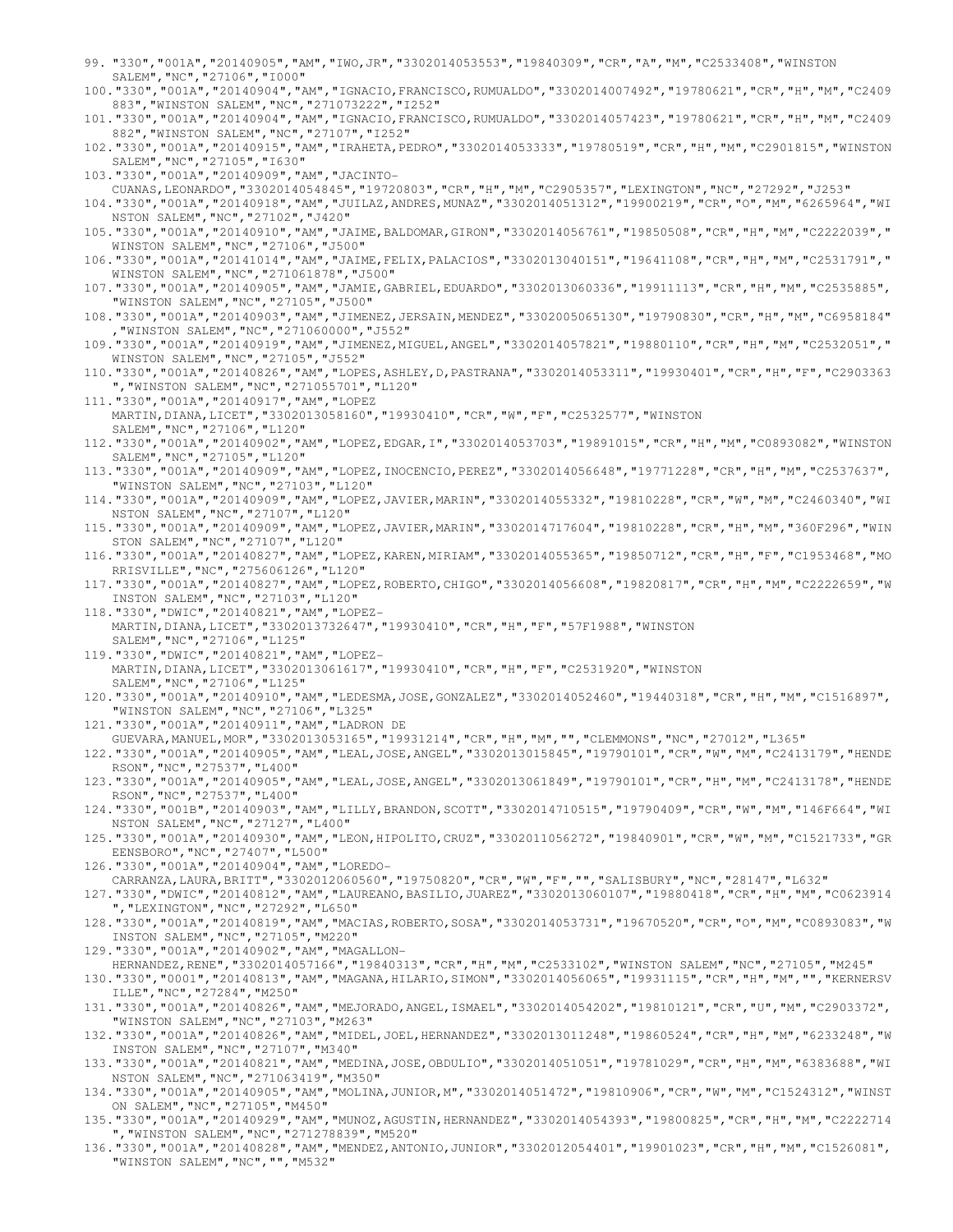99. "330","001A","20140905","AM","IWO,JR","3302014053553","19840309","CR","A","M","C2533408","WINSTON SALEM","NC","27106","I000"
100. "330","001A","20140904","AM","IGNACIO,FRANCISCO,RUMUALDO","3302014007492","19780621","CR","H","M","C2409883","WINSTON SALEM","NC","271073222","I252"
101. "330","001A","20140904","AM","IGNACIO,FRANCISCO,RUMUALDO","3302014057423","19780621","CR","H","M","C2409882","WINSTON SALEM","NC","27107","I252"
102. "330","001A","20140915","AM","IRAHETA,PEDRO","3302014053333","19780519","CR","H","M","C2901815","WINSTON SALEM","NC","27105","I630"
103. "330","001A","20140909","AM","JACINTO-CUANAS,LEONARDO","3302014054845","19720803","CR","H","M","C2905357","LEXINGTON","NC","27292","J253"
104. "330","001A","20140918","AM","JUILAZ,ANDRES,MUNAZ","3302014051312","19900219","CR","O","M","6265964","WINSTON SALEM","NC","27102","J420"
105. "330","001A","20140910","AM","JAIME,BALDOMAR,GIRON","3302014056761","19850508","CR","H","M","C2222039","WINSTON SALEM","NC","27106","J500"
106. "330","001A","20141014","AM","JAIME,FELIX,PALACIOS","3302013040151","19641108","CR","H","M","C2531791","WINSTON SALEM","NC","271061878","J500"
107. "330","001A","20140905","AM","JAMIE,GABRIEL,EDUARDO","3302013060336","19911113","CR","H","M","C2535885","WINSTON SALEM","NC","27105","J500"
108. "330","001A","20140903","AM","JIMENEZ,JERSAIN,MENDEZ","3302005065130","19790830","CR","H","M","C6958184","WINSTON SALEM","NC","271060000","J552"
109. "330","001A","20140919","AM","JIMENEZ,MIGUEL,ANGEL","3302014057821","19880110","CR","H","M","C2532051","WINSTON SALEM","NC","27105","J552"
110. "330","001A","20140826","AM","LOPES,ASHLEY,D,PASTRANA","3302014053311","19930401","CR","H","F","C2903363","WINSTON SALEM","NC","271055701","L120"
111. "330","001A","20140917","AM","LOPEZ MARTIN,DIANA,LICET","3302013058160","19930410","CR","W","F","C2532577","WINSTON SALEM","NC","27106","L120"
112. "330","001A","20140902","AM","LOPEZ,EDGAR,I","3302014053703","19891015","CR","H","M","C0893082","WINSTON SALEM","NC","27105","L120"
113. "330","001A","20140909","AM","LOPEZ,INOCENCIO,PEREZ","3302014056648","19771228","CR","H","M","C2537637","WINSTON SALEM","NC","27103","L120"
114. "330","001A","20140909","AM","LOPEZ,JAVIER,MARIN","3302014055332","19810228","CR","W","M","C2460340","WINSTON SALEM","NC","27107","L120"
115. "330","001A","20140909","AM","LOPEZ,JAVIER,MARIN","3302014717604","19810228","CR","H","M","360F296","WINSTON SALEM","NC","27107","L120"
116. "330","001A","20140827","AM","LOPEZ,KAREN,MIRIAM","3302014055365","19850712","CR","H","F","C1953468","MORRISVILLE","NC","275606126","L120"
117. "330","001A","20140827","AM","LOPEZ,ROBERTO,CHIGO","3302014056608","19820817","CR","H","M","C2222659","WINSTON SALEM","NC","27103","L120"
118. "330","DWIC","20140821","AM","LOPEZ-MARTIN,DIANA,LICET","3302013732647","19930410","CR","H","F","57F1988","WINSTON SALEM","NC","27106","L125"
119. "330","DWIC","20140821","AM","LOPEZ-MARTIN,DIANA,LICET","3302013061617","19930410","CR","H","F","C2531920","WINSTON SALEM","NC","27106","L125"
120. "330","001A","20140910","AM","LEDESMA,JOSE,GONZALEZ","3302014052460","19440318","CR","H","M","C1516897","WINSTON SALEM","NC","27106","L325"
121. "330","001A","20140911","AM","LADRON DE GUEVARA,MANUEL,MOR","3302013053165","19931214","CR","H","M","","CLEMMONS","NC","27012","L365"
122. "330","001A","20140905","AM","LEAL,JOSE,ANGEL","3302013015845","19790101","CR","W","M","C2413179","HENDERSON","NC","27537","L400"
123. "330","001A","20140905","AM","LEAL,JOSE,ANGEL","3302013061849","19790101","CR","H","M","C2413178","HENDERSON","NC","27537","L400"
124. "330","001B","20140903","AM","LILLY,BRANDON,SCOTT","3302014710515","19790409","CR","W","M","146F664","WINSTON SALEM","NC","27127","L400"
125. "330","001A","20140930","AM","LEON,HIPOLITO,CRUZ","3302011056272","19840901","CR","W","M","C1521733","GREENSBORO","NC","27407","L500"
126. "330","001A","20140904","AM","LOREDO-CARRANZA,LAURA,BRITT","3302012060560","19750820","CR","W","F","","SALISBURY","NC","28147","L632"
127. "330","DWIC","20140812","AM","LAUREANO,BASILIO,JUAREZ","3302013060107","19880418","CR","H","M","C0623914","LEXINGTON","NC","27292","L650"
128. "330","001A","20140819","AM","MACIAS,ROBERTO,SOSA","3302014053731","19670520","CR","O","M","C0893083","WINSTON SALEM","NC","27105","M220"
129. "330","001A","20140902","AM","MAGALLON-HERNANDEZ,RENE","3302014057166","19840313","CR","H","M","C2533102","WINSTON SALEM","NC","27105","M245"
130. "330","0001","20140813","AM","MAGANA,HILARIO,SIMON","3302014056065","19931115","CR","H","M","","KERNERSVILLE","NC","27284","M250"
131. "330","001A","20140826","AM","MEJORADO,ANGEL,ISMAEL","3302014054202","19810121","CR","U","M","C2903372","WINSTON SALEM","NC","27103","M263"
132. "330","001A","20140826","AM","MIDEL,JOEL,HERNANDEZ","3302013011248","19860524","CR","H","M","6233248","WINSTON SALEM","NC","27107","M340"
133. "330","001A","20140821","AM","MEDINA,JOSE,OBDULIO","3302014051051","19781029","CR","H","M","6383688","WINSTON SALEM","NC","271063419","M350"
134. "330","001A","20140905","AM","MOLINA,JUNIOR,M","3302014051472","19810906","CR","W","M","C1524312","WINSTON SALEM","NC","27105","M450"
135. "330","001A","20140929","AM","MUNOZ,AGUSTIN,HERNANDEZ","3302014054393","19800825","CR","H","M","C2222714","WINSTON SALEM","NC","271278839","M520"
136. "330","001A","20140828","AM","MENDEZ,ANTONIO,JUNIOR","3302012054401","19901023","CR","H","M","C1526081","WINSTON SALEM","NC","","M532"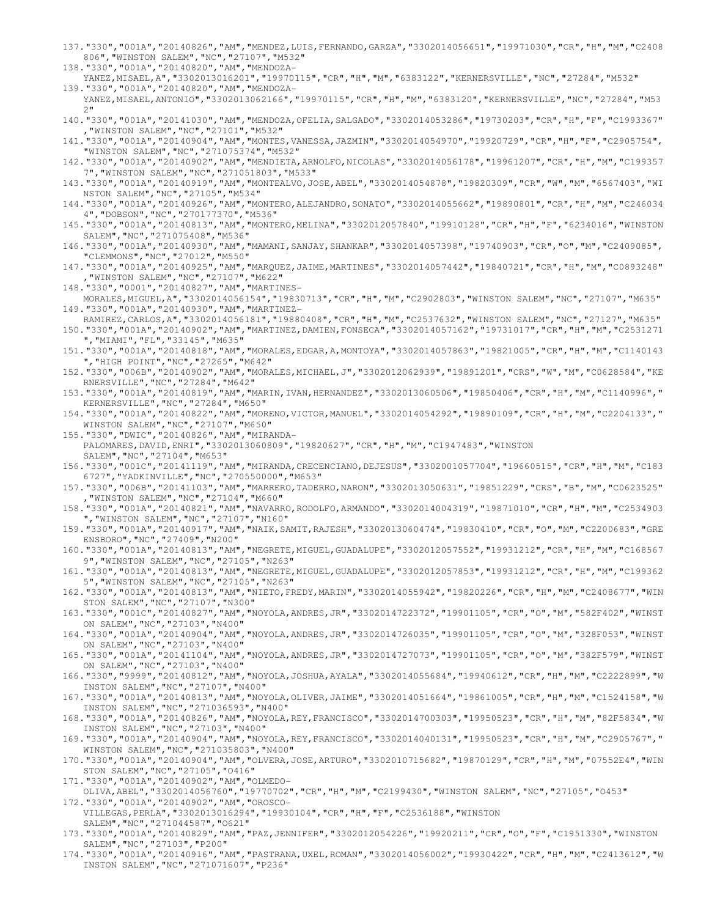137."330","001A","20140826","AM","MENDEZ,LUIS,FERNANDO,GARZA","3302014056651","19971030","CR","H","M","C2408806","WINSTON SALEM","NC","27107","M532"
138."330","001A","20140820","AM","MENDOZA-YANEZ,MISAEL,A","3302013016201","19970115","CR","H","M","6383122","KERNERSVILLE","NC","27284","M532"
139."330","001A","20140820","AM","MENDOZA-YANEZ,MISAEL,ANTONIO","3302013062166","19970115","CR","H","M","6383120","KERNERSVILLE","NC","27284","M532"
140."330","001A","20141030","AM","MENDOZA,OFELIA,SALGADO","3302014053286","19730203","CR","H","F","C1993367","WINSTON SALEM","NC","27101","M532"
141."330","001A","20140904","AM","MONTES,VANESSA,JAZMIN","3302014054970","19920729","CR","H","F","C2905754","WINSTON SALEM","NC","271075374","M532"
142."330","001A","20140902","AM","MENDIETA,ARNOLFO,NICOLAS","3302014056178","19961207","CR","H","M","C1993577","WINSTON SALEM","NC","271051803","M533"
143."330","001A","20140919","AM","MONTEALVO,JOSE,ABEL","3302014054878","19820309","CR","W","M","6567403","WINSTON SALEM","NC","27105","M534"
144."330","001A","20140926","AM","MONTERO,ALEJANDRO,SONATO","3302014055662","19890801","CR","H","M","C2460344","DOBSON","NC","270177370","M536"
145."330","001A","20140813","AM","MONTERO,MELINA","3302012057840","19910128","CR","H","F","6234016","WINSTON SALEM","NC","271075408","M536"
146."330","001A","20140930","AM","MAMANI,SANJAY,SHANKAR","3302014057398","19740903","CR","O","M","C2409085","CLEMMONS","NC","27012","M550"
147."330","001A","20140925","AM","MARQUEZ,JAIME,MARTINES","3302014057442","19840721","CR","H","M","C0893248","WINSTON SALEM","NC","27107","M622"
148."330","0001","20140827","AM","MARTINES-MORALES,MIGUEL,A","3302014056154","19830713","CR","H","M","C2902803","WINSTON SALEM","NC","27107","M635"
149."330","001A","20140930","AM","MARTINEZ-RAMIREZ,CARLOS,A","3302014056181","19880408","CR","H","M","C2537632","WINSTON SALEM","NC","27127","M635"
150."330","001A","20140902","AM","MARTINEZ,DAMIEN,FONSECA","3302014057162","19731017","CR","H","M","C2531271","MIAMI","FL","33145","M635"
151."330","001A","20140818","AM","MORALES,EDGAR,A,MONTOYA","3302014057863","19821005","CR","H","M","C1140143","HIGH POINT","NC","27265","M642"
152."330","006B","20140902","AM","MORALES,MICHAEL,J","3302012062939","19891201","CRS","W","M","C0628584","KERNERSVILLE","NC","27284","M642"
153."330","001A","20140819","AM","MARIN,IVAN,HERNANDEZ","3302013060506","19850406","CR","H","M","C1140996","KERNERSVILLE","NC","27284","M650"
154."330","001A","20140822","AM","MORENO,VICTOR,MANUEL","3302014054292","19890109","CR","H","M","C2204133","WINSTON SALEM","NC","27107","M650"
155."330","DWIC","20140826","AM","MIRANDA-PALOMARES,DAVID,ENRI","3302013060809","19820627","CR","H","M","C1947483","WINSTON SALEM","NC","27104","M653"
156."330","001C","20141119","AM","MIRANDA,CRECENCIANO,DEJESUS","3302001057704","19660515","CR","H","M","C1836727","YADKINVILLE","NC","270550000","M653"
157."330","006B","20141103","AM","MARRERO,TADERRO,NARON","3302013050631","19851229","CRS","B","M","C0623525","WINSTON SALEM","NC","27104","M660"
158."330","001A","20140821","AM","NAVARRO,RODOLFO,ARMANDO","3302014004319","19871010","CR","H","M","C2534903","WINSTON SALEM","NC","27107","N160"
159."330","001A","20140917","AM","NAIK,SAMIT,RAJESH","3302013060474","19830410","CR","O","M","C2200683","GREENSBORO","NC","27409","N200"
160."330","001A","20140813","AM","NEGRETE,MIGUEL,GUADALUPE","3302012057552","19931212","CR","H","M","C1685679","WINSTON SALEM","NC","27105","N263"
161."330","001A","20140813","AM","NEGRETE,MIGUEL,GUADALUPE","3302012057853","19931212","CR","H","M","C1993625","WINSTON SALEM","NC","27105","N263"
162."330","001A","20140813","AM","NIETO,FREDY,MARIN","3302014055942","19820226","CR","H","M","C2408677","WINSTON SALEM","NC","27107","N300"
163."330","001C","20140827","AM","NOYOLA,ANDRES,JR","3302014722372","19901105","CR","O","M","582F402","WINSTON SALEM","NC","27103","N400"
164."330","001A","20140904","AM","NOYOLA,ANDRES,JR","3302014726035","19901105","CR","O","M","328F053","WINSTON SALEM","NC","27103","N400"
165."330","001A","20141104","AM","NOYOLA,ANDRES,JR","3302014727073","19901105","CR","O","M","382F579","WINSTON SALEM","NC","27103","N400"
166."330","9999","20140812","AM","NOYOLA,JOSHUA,AYALA","3302014055684","19940612","CR","H","M","C2222899","WINSTON SALEM","NC","27107","N400"
167."330","001A","20140813","AM","NOYOLA,OLIVER,JAIME","3302014051664","19861005","CR","H","M","C1524158","WINSTON SALEM","NC","271036593","N400"
168."330","001A","20140826","AM","NOYOLA,REY,FRANCISCO","3302014700303","19950523","CR","H","M","82F5834","WINSTON SALEM","NC","27103","N400"
169."330","001A","20140904","AM","NOYOLA,REY,FRANCISCO","3302014040131","19950523","CR","H","M","C2905767","WINSTON SALEM","NC","271035803","N400"
170."330","001A","20140904","AM","OLVERA,JOSE,ARTURO","3302010715682","19870129","CR","H","M","07552E4","WINSTON SALEM","NC","27105","O416"
171."330","001A","20140902","AM","OLMEDO-OLIVA,ABEL","3302014056760","19770702","CR","H","M","C2199430","WINSTON SALEM","NC","27105","O453"
172."330","001A","20140902","AM","OROSCO-VILLEGAS,PERLA","3302013016294","19930104","CR","H","F","C2536188","WINSTON SALEM","NC","271044587","O621"
173."330","001A","20140829","AM","PAZ,JENNIFER","3302012054226","19920211","CR","O","F","C1951330","WINSTON SALEM","NC","27103","P200"
174."330","001A","20140916","AM","PASTRANA,UXEL,ROMAN","3302014056002","19930422","CR","H","M","C2413612","WINSTON SALEM","NC","271071607","P236"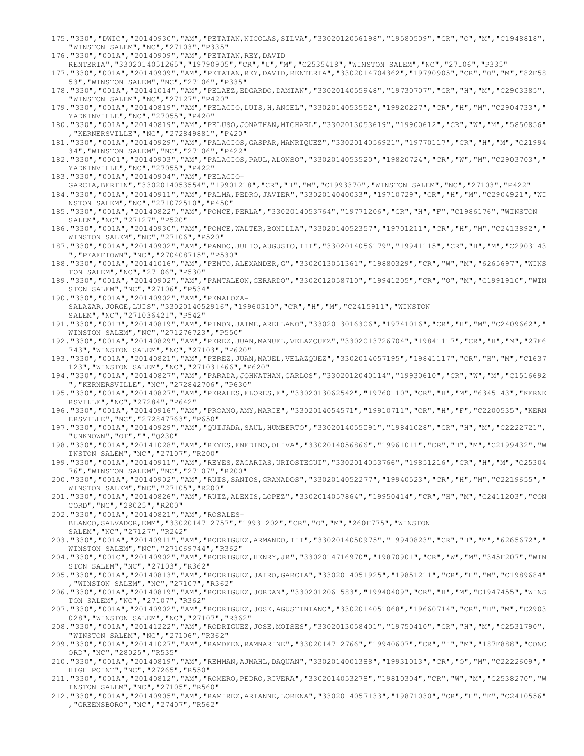175."330","DWIC","20140930","AM","PETATAN,NICOLAS,SILVA","3302012056198","19580509","CR","O","M","C1948818","WINSTON SALEM","NC","27103","P335"
176."330","001A","20140909","AM","PETATAN,REY,DAVID RENTERIA","3302014051265","19790905","CR","U","M","C2535418","WINSTON SALEM","NC","27106","P335"
177."330","001A","20140909","AM","PETATAN,REY,DAVID,RENTERIA","3302014704362","19790905","CR","O","M","82F5853","WINSTON SALEM","NC","27106","P335"
178."330","001A","20141014","AM","PELAEZ,EDGARDO,DAMIAN","3302014055948","19730707","CR","H","M","C2903385","WINSTON SALEM","NC","27127","P420"
179."330","001A","20140819","AM","PELAGIO,LUIS,H,ANGEL","3302014053552","19920227","CR","H","M","C2904733","YADKINVILLE","NC","27055","P420"
180."330","001A","20140819","AM","PELUSO,JONATHAN,MICHAEL","3302013053619","19900612","CR","W","M","5850856","KERNERSVILLE","NC","272849881","P420"
181."330","001A","20140929","AM","PALACIOS,GASPAR,MANRIQUEZ","3302014056921","19770117","CR","H","M","C2199434","WINSTON SALEM","NC","27106","P422"
182."330","0001","20140903","AM","PALACIOS,PAUL,ALONSO","3302014053520","19820724","CR","W","M","C2903703","YADKINVILLE","NC","27055","P422"
183."330","001A","20140904","AM","PELAGIO-GARCIA,BERTIN","3302014053554","19901218","CR","H","M","C1993370","WINSTON SALEM","NC","27103","P422"
184."330","001A","20140911","AM","PALMA,PEDRO,JAVIER","3302014040033","19710729","CR","H","M","C2904921","WINSTON SALEM","NC","271072510","P450"
185."330","001A","20140822","AM","PONCE,PERLA","3302014053764","19771206","CR","H","F","C1986176","WINSTON SALEM","NC","27127","P520"
186."330","001A","20140930","AM","PONCE,WALTER,BONILLA","3302014052357","19701211","CR","H","M","C2413892","WINSTON SALEM","NC","27106","P520"
187."330","001A","20140902","AM","PANDO,JULIO,AUGUSTO,III","3302014056179","19941115","CR","H","M","C2903143","PFAFFTOWN","NC","270408715","P530"
188."330","001A","20141016","AM","PENTO,ALEXANDER,G","3302013051361","19880329","CR","W","M","6265697","WINSTON SALEM","NC","27106","P530"
189."330","001A","20140902","AM","PANTALEON,GERARDO","3302012058710","19941205","CR","O","M","C1991910","WINSTON SALEM","NC","27106","P534"
190."330","001A","20140902","AM","PENALOZA-SALAZAR,JORGE,LUIS","3302014052916","19960310","CR","H","M","C2415911","WINSTON SALEM","NC","271036421","P542"
191."330","001B","20140819","AM","PINON,JAIME,ARELLANO","3302013016306","19741016","CR","H","M","C2409662","WINSTON SALEM","NC","271276723","P550"
192."330","001A","20140829","AM","PEREZ,JUAN,MANUEL,VELAZQUEZ","3302013726704","19841117","CR","H","M","27F6743","WINSTON SALEM","NC","27103","P620"
193."330","001A","20140821","AM","PEREZ,JUAN,MAUEL,VELAZQUEZ","3302014057195","19841117","CR","H","M","C1637123","WINSTON SALEM","NC","271031466","P620"
194."330","001A","20140827","AM","PARADA,JOHNATHAN,CARLOS","3302012040114","19930610","CR","W","M","C1516692","KERNERSVILLE","NC","272842706","P630"
195."330","001A","20140827","AM","PERALES,FLORES,F","3302013062542","19760110","CR","H","M","6345143","KERNERSVILLE","NC","27284","P642"
196."330","001A","20140916","AM","PROANO,AMY,MARIE","3302014054571","19910711","CR","H","F","C2200535","KERNERSVILLE","NC","272847763","P650"
197."330","001A","20140929","AM","QUIJADA,SAUL,HUMBERTO","3302014055091","19841028","CR","H","M","C2222721","UNKNOWN","OT","","Q230"
198."330","001A","20141028","AM","REYES,ENEDINO,OLIVA","3302014056866","19961011","CR","H","M","C2199432","WINSTON SALEM","NC","27107","R200"
199."330","001A","20140911","AM","REYES,ZACARIAS,URIOSTEGUI","3302014053766","19851216","CR","H","M","C2530476","WINSTON SALEM","NC","27107","R200"
200."330","001A","20140902","AM","RUIS,SANTOS,GRANADOS","3302014052277","19940523","CR","H","M","C2219655","WINSTON SALEM","NC","27105","R200"
201."330","001A","20140826","AM","RUIZ,ALEXIS,LOPEZ","3302014057864","19950414","CR","H","M","C2411203","CONCORD","NC","28025","R200"
202."330","001A","20140821","AM","ROSALES-BLANCO,SALVADOR,EMM","3302014712757","19931202","CR","O","M","260F775","WINSTON SALEM","NC","27127","R242"
203."330","001A","20140911","AM","RODRIGUEZ,ARMANDO,III","3302014050975","19940823","CR","H","M","6265672","WINSTON SALEM","NC","271069744","R362"
204."330","001C","20140902","AM","RODRIGUEZ,HENRY,JR","3302014716970","19870901","CR","W","M","345F207","WINSTON SALEM","NC","27103","R362"
205."330","001A","20140813","AM","RODRIGUEZ,JAIRO,GARCIA","3302014051925","19851211","CR","H","M","C1989684","WINSTON SALEM","NC","27107","R362"
206."330","001A","20140819","AM","RODRIGUEZ,JORDAN","3302012061583","19940409","CR","H","M","C1947455","WINSTON SALEM","NC","27107","R362"
207."330","001A","20140902","AM","RODRIGUEZ,JOSE,AGUSTINIANO","3302014051068","19660714","CR","H","M","C2903028","WINSTON SALEM","NC","27107","R362"
208."330","001A","20141222","AM","RODRIGUEZ,JOSE,MOISES","3302013058401","19750410","CR","H","M","C2531790","WINSTON SALEM","NC","27106","R362"
209."330","001A","20141027","AM","RAMDEEN,RAMNARINE","3302014712766","19940607","CR","I","M","187F888","CONCORD","NC","28025","R535"
210."330","001A","20140819","AM","REHMAN,AJMAHL,DAQUAN","3302014001388","19931013","CR","O","M","C2222609","HIGH POINT","NC","27265","R550"
211."330","001A","20140812","AM","ROMERO,PEDRO,RIVERA","3302014053278","19810304","CR","W","M","C2538270","WINSTON SALEM","NC","27105","R560"
212."330","001A","20140905","AM","RAMIREZ,ARIANNE,LORENA","3302014057133","19871030","CR","H","F","C2410556","GREENSBORO","NC","27407","R562"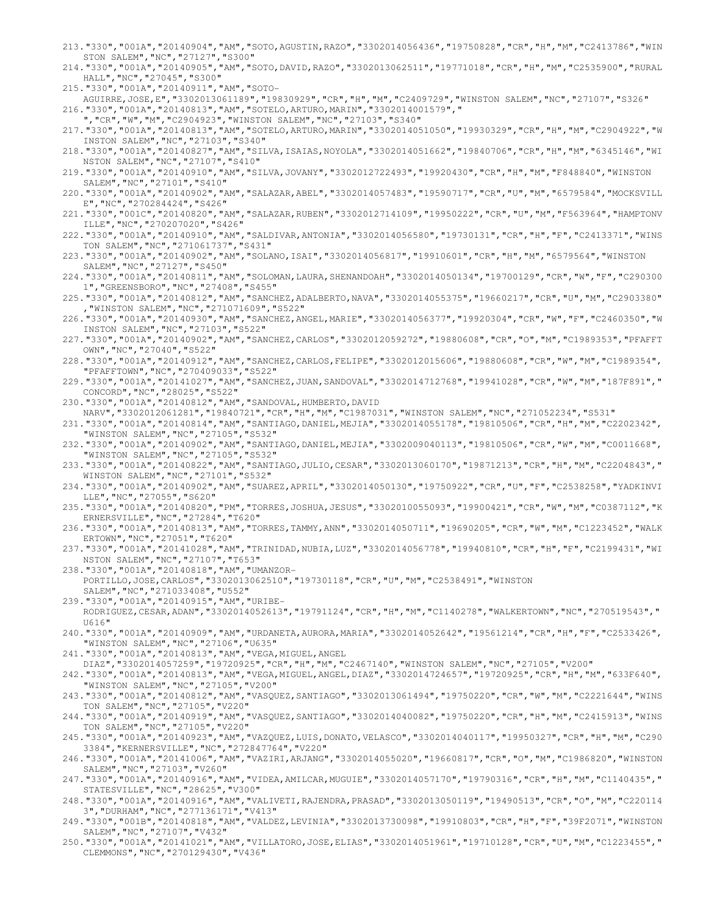213."330","001A","20140904","AM","SOTO,AGUSTIN,RAZO","3302014056436","19750828","CR","H","M","C2413786","WINSTON SALEM","NC","27127","S300"
214."330","001A","20140905","AM","SOTO,DAVID,RAZO","3302013062511","19771018","CR","H","M","C2535900","RURAL HALL","NC","27045","S300"
215."330","001A","20140911","AM","SOTO-AGUIRRE,JOSE,E","3302013061189","19830929","CR","H","M","C2409729","WINSTON SALEM","NC","27107","S326"
216."330","001A","20140813","AM","SOTELO,ARTURO,MARIN","3302014001579","
","CR","W","M","C2904923","WINSTON SALEM","NC","27103","S340"
217."330","001A","20140813","AM","SOTELO,ARTURO,MARIN","3302014051050","19930329","CR","H","M","C2904922","WINSTON SALEM","NC","27103","S340"
218."330","001A","20140827","AM","SILVA,ISAIAS,NOYOLA","3302014051662","19840706","CR","H","M","6345146","WINSTON SALEM","NC","27107","S410"
219."330","001A","20140910","AM","SILVA,JOVANY","3302012722493","19920430","CR","H","M","F848840","WINSTON SALEM","NC","27101","S410"
220."330","001A","20140902","AM","SALAZAR,ABEL","3302014057483","19590717","CR","U","M","6579584","MOCKSVILLE","NC","270284424","S426"
221."330","001C","20140820","AM","SALAZAR,RUBEN","3302012714109","19950222","CR","U","M","F563964","HAMPTONVILLE","NC","270207020","S426"
222."330","001A","20140910","AM","SALDIVAR,ANTONIA","3302014056580","19730131","CR","H","F","C2413371","WINSTON SALEM","NC","271061737","S431"
223."330","001A","20140902","AM","SOLANO,ISAI","3302014056817","19910601","CR","H","M","6579564","WINSTON SALEM","NC","27127","S450"
224."330","001A","20140811","AM","SOLOMAN,LAURA,SHENANDOAH","3302014050134","19700129","CR","W","F","C2903001","GREENSBORO","NC","27408","S455"
225."330","001A","20140812","AM","SANCHEZ,ADALBERTO,NAVA","3302014055375","19660217","CR","U","M","C2903380","WINSTON SALEM","NC","271071609","S522"
226."330","001A","20140930","AM","SANCHEZ,ANGEL,MARIE","3302014056377","19920304","CR","W","F","C2460350","WINSTON SALEM","NC","27103","S522"
227."330","001A","20140902","AM","SANCHEZ,CARLOS","3302012059272","19880608","CR","O","M","C1989353","PFAFFTOWN","NC","27040","S522"
228."330","001A","20140912","AM","SANCHEZ,CARLOS,FELIPE","3302012015606","19880608","CR","W","M","C1989354","PFAFFTOWN","NC","270409033","S522"
229."330","001A","20141027","AM","SANCHEZ,JUAN,SANDOVAL","3302014712768","19941028","CR","W","M","187F891","CONCORD","NC","28025","S522"
230."330","001A","20140812","AM","SANDOVAL,HUMBERTO,DAVID NARV","3302012061281","19840721","CR","H","M","C1987031","WINSTON SALEM","NC","271052234","S531"
231."330","001A","20140814","AM","SANTIAGO,DANIEL,MEJIA","3302014055178","19810506","CR","H","M","C2202342","WINSTON SALEM","NC","27105","S532"
232."330","001A","20140902","AM","SANTIAGO,DANIEL,MEJIA","3302009040113","19810506","CR","W","M","C0011668","WINSTON SALEM","NC","27105","S532"
233."330","001A","20140822","AM","SANTIAGO,JULIO,CESAR","3302013060170","19871213","CR","H","M","C2204843","WINSTON SALEM","NC","27101","S532"
234."330","001A","20140902","AM","SUAREZ,APRIL","3302014050130","19750922","CR","U","F","C2538258","YADKINVILLE","NC","27055","S620"
235."330","001A","20140820","PM","TORRES,JOSHUA,JESUS","3302010055093","19900421","CR","W","M","C0387112","KERNERSVILLE","NC","27284","T620"
236."330","001A","20140813","AM","TORRES,TAMMY,ANN","3302014050711","19690205","CR","W","M","C1223452","WALKERTOWN","NC","27051","T620"
237."330","001A","20141028","AM","TRINIDAD,NUBIA,LUZ","3302014056778","19940810","CR","H","F","C2199431","WINSTON SALEM","NC","27107","T653"
238."330","001A","20140818","AM","UMANZOR-PORTILLO,JOSE,CARLOS","3302013062510","19730118","CR","U","M","C2538491","WINSTON SALEM","NC","271033408","U552"
239."330","001A","20140915","AM","URIBE-RODRIGUEZ,CESAR,ADAN","3302014052613","19791124","CR","H","M","C1140278","WALKERTOWN","NC","270519543","U616"
240."330","001A","20140909","AM","URDANETA,AURORA,MARIA","3302014052642","19561214","CR","H","F","C2533426","WINSTON SALEM","NC","27106","U635"
241."330","001A","20140813","AM","VEGA,MIGUEL,ANGEL DIAZ","3302014057259","19720925","CR","H","M","C2467140","WINSTON SALEM","NC","27105","V200"
242."330","001A","20140813","AM","VEGA,MIGUEL,ANGEL,DIAZ","3302014724657","19720925","CR","H","M","633F640","WINSTON SALEM","NC","27105","V200"
243."330","001A","20140812","AM","VASQUEZ,SANTIAGO","3302013061494","19750220","CR","W","M","C2221644","WINSTON SALEM","NC","27105","V220"
244."330","001A","20140919","AM","VASQUEZ,SANTIAGO","3302014040082","19750220","CR","H","M","C2415913","WINSTON SALEM","NC","27105","V220"
245."330","001A","20140923","AM","VAZQUEZ,LUIS,DONATO,VELASCO","3302014040117","19950327","CR","H","M","C2903384","KERNERSVILLE","NC","272847764","V220"
246."330","001A","20141006","AM","VAZIRI,ARJANG","3302014055020","19660817","CR","O","M","C1986820","WINSTON SALEM","NC","27103","V260"
247."330","001A","20140916","AM","VIDEA,AMILCAR,MUGUIE","3302014057170","19790316","CR","H","M","C1140435","STATESVILLE","NC","28625","V300"
248."330","001A","20140916","AM","VALIVETI,RAJENDRA,PRASAD","3302013050119","19490513","CR","O","M","C2201143","DURHAM","NC","277136171","V413"
249."330","001B","20140818","AM","VALDEZ,LEVINIA","3302013730098","19910803","CR","H","F","39F2071","WINSTON SALEM","NC","27107","V432"
250."330","001A","20141021","AM","VILLATORO,JOSE,ELIAS","3302014051961","19710128","CR","U","M","C1223455","CLEMMONS","NC","270129430","V436"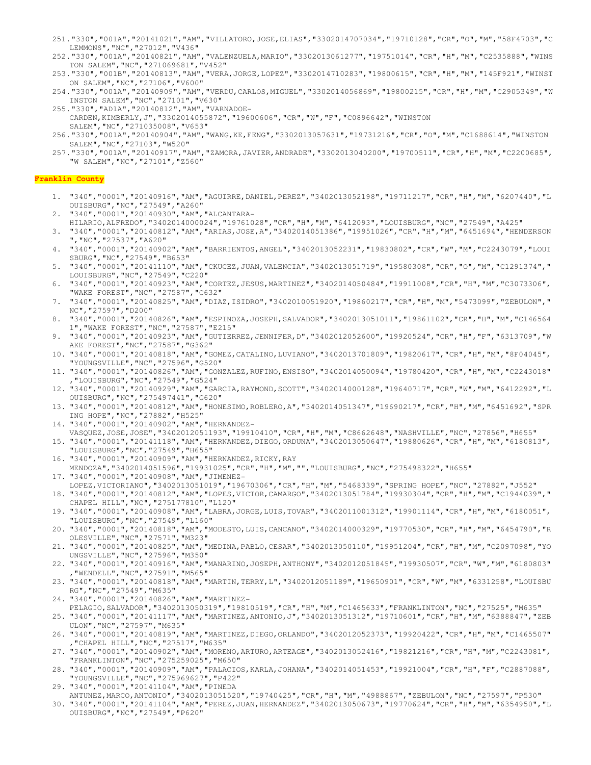251. "330","001A","20141021","AM","VILLATORO,JOSE,ELIAS","3302014707034","19710128","CR","O","M","58F4703","CLEMMONS","NC","27012","V436"
252. "330","001A","20140821","AM","VALENZUELA,MARIO","3302013061277","19751014","CR","H","M","C2535888","WINSTON SALEM","NC","271069681","V452"
253. "330","001B","20140813","AM","VERA,JORGE,LOPEZ","3302014710283","19800615","CR","H","M","145F921","WINSTON SALEM","NC","27106","V600"
254. "330","001A","20140909","AM","VERDU,CARLOS,MIGUEL","3302014056869","19800215","CR","H","M","C2905349","WINSTON SALEM","NC","27101","V630"
255. "330","AD1A","20140812","AM","VARNADOE-CARDEN,KIMBERLY,J","3302014055872","19600606","CR","W","F","C0896642","WINSTON SALEM","NC","271035008","V653"
256. "330","001A","20140904","AM","WANG,KE,FENG","3302013057631","19731216","CR","O","M","C1688614","WINSTON SALEM","NC","27103","W520"
257. "330","001A","20140917","AM","ZAMORA,JAVIER,ANDRADE","3302013040200","19700511","CR","H","M","C2200685","W SALEM","NC","27101","Z560"

**Franklin County**

1. "340","0001","20140916","AM","AGUIRRE,DANIEL,PEREZ","3402013052198","19711217","CR","H","M","6207440","LOUISBURG","NC","27549","A260"
2. "340","0001","20140930","AM","ALCANTARA-HILARIO,ALFREDO","3402014000024","19761028","CR","H","M","6412093","LOUISBURG","NC","27549","A425"
3. "340","0001","20140812","AM","ARIAS,JOSE,A","3402014051386","19951026","CR","H","M","6451694","HENDERSON","NC","27537","A620"
4. "340","0001","20140902","AM","BARRIENTOS,ANGEL","3402013052231","19830802","CR","W","M","C2243079","LOUISBURG","NC","27549","B653"
5. "340","0001","20141110","AM","CKUCEZ,JUAN,VALENCIA","3402013051719","19580308","CR","O","M","C1291374","LOUISBURG","NC","27549","C220"
6. "340","0001","20140923","AM","CORTEZ,JESUS,MARTINEZ","3402014050484","19911008","CR","H","M","C3073306","WAKE FOREST","NC","27587","C632"
7. "340","0001","20140825","AM","DIAZ,ISIDRO","3402010051920","19860217","CR","H","M","5473099","ZEBULON","NC","27597","D200"
8. "340","0001","20140826","AM","ESPINOZA,JOSEPH,SALVADOR","3402013051011","19861102","CR","H","M","C1465641","WAKE FOREST","NC","27587","E215"
9. "340","0001","20140923","AM","GUTIERREZ,JENNIFER,D","3402012052600","19920524","CR","H","F","6313709","WAKE FOREST","NC","27587","G362"
10. "340","0001","20140818","AM","GOMEZ,CATALINO,LUVIANO","3402013701809","19820617","CR","H","M","8F04045","YOUNGSVILLE","NC","27596","G520"
11. "340","0001","20140826","AM","GONZALEZ,RUFINO,ENSISO","3402014050094","19780420","CR","H","M","C2243018","LOUISBURG","NC","27549","G524"
12. "340","0001","20140929","AM","GARCIA,RAYMOND,SCOTT","3402014000128","19640717","CR","W","M","6412292","LOUISBURG","NC","275497441","G620"
13. "340","0001","20140812","AM","HONESIMO,ROBLERO,A","3402014051347","19690217","CR","H","M","6451692","SPRING HOPE","NC","27882","H525"
14. "340","0001","20140902","AM","HERNANDEZ-VASQUEZ,JOSE,JOSE","3402012051193","19910410","CR","H","M","C8662648","NASHVILLE","NC","27856","H655"
15. "340","0001","20141118","AM","HERNANDEZ,DIEGO,ORDUNA","3402013050647","19880626","CR","H","M","6180813","LOUISBURG","NC","27549","H655"
16. "340","0001","20140909","AM","HERNANDEZ,RICKY,RAY MENDOZA","3402014051596","19931025","CR","H","M","","LOUISBURG","NC","275498322","H655"
17. "340","0001","20140908","AM","JIMENEZ-LOPEZ,VICTORIANO","3402013051019","19670306","CR","H","M","5468339","SPRING HOPE","NC","27882","J552"
18. "340","0001","20140812","AM","LOPES,VICTOR,CAMARGO","3402013051784","19930304","CR","H","M","C1944039","CHAPEL HILL","NC","275177810","L120"
19. "340","0001","20140908","AM","LABRA,JORGE,LUIS,TOVAR","3402011001312","19901114","CR","H","M","6180051","LOUISBURG","NC","27549","L160"
20. "340","0001","20140818","AM","MODESTO,LUIS,CANCANO","3402014000329","19770530","CR","H","M","6454790","ROLESVILLE","NC","27571","M323"
21. "340","0001","20140825","AM","MEDINA,PABLO,CESAR","3402013050110","19951204","CR","H","M","C2097098","YOUNGSVILLE","NC","27596","M350"
22. "340","0001","20140916","AM","MANARINO,JOSEPH,ANTHONY","3402012051845","19930507","CR","W","M","6180803","WENDELL","NC","27591","M565"
23. "340","0001","20140818","AM","MARTIN,TERRY,L","3402012051189","19650901","CR","W","M","6331258","LOUISBURG","NC","27549","M635"
24. "340","0001","20140826","AM","MARTINEZ-PELAGIO,SALVADOR","3402013050319","19810519","CR","H","M","C1465633","FRANKLINTON","NC","27525","M635"
25. "340","0001","20141117","AM","MARTINEZ,ANTONIO,J","3402013051312","19710601","CR","H","M","6388847","ZEBULON","NC","27597","M635"
26. "340","0001","20140819","AM","MARTINEZ,DIEGO,ORLANDO","3402012052373","19920422","CR","H","M","C1465507","CHAPEL HILL","NC","27517","M635"
27. "340","0001","20140902","AM","MORENO,ARTURO,ARTEAGE","3402013052416","19821216","CR","H","M","C2243081","FRANKLINTON","NC","275259025","M650"
28. "340","0001","20140909","AM","PALACIOS,KARLA,JOHANA","3402014051453","19921004","CR","H","F","C2887088","YOUNGSVILLE","NC","275969627","P422"
29. "340","0001","20141104","AM","PINEDA ANTUNEZ,MARCO,ANTONIO","3402013051520","19740425","CR","H","M","4988867","ZEBULON","NC","27597","P530"
30. "340","0001","20141104","AM","PEREZ,JUAN,HERNANDEZ","3402013050673","19770624","CR","H","M","6354950","LOUISBURG","NC","27549","P620"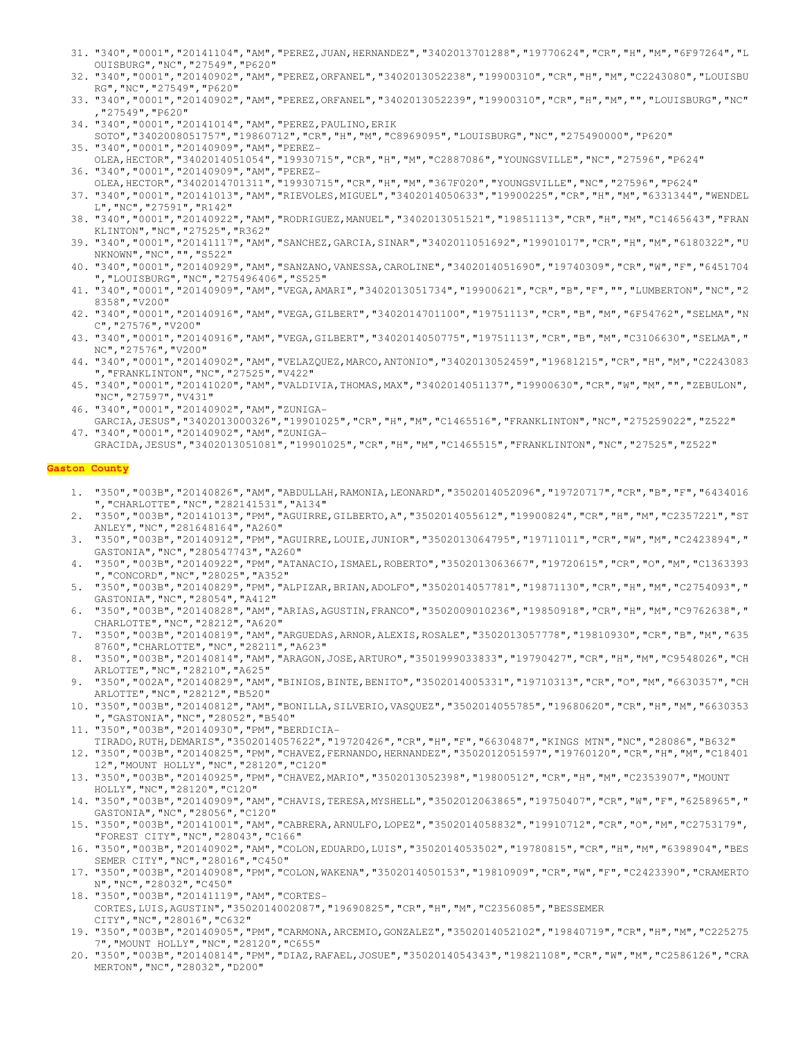31. "340","0001","20141104","AM","PEREZ,JUAN,HERNANDEZ","3402013701288","19770624","CR","H","M","6F97264","LOUISBURG","NC","27549","P620"
32. "340","0001","20140902","AM","PEREZ,ORFANEL","3402013052238","19900310","CR","H","M","C2243080","LOUISBURG","NC","27549","P620"
33. "340","0001","20140902","AM","PEREZ,ORFANEL","3402013052239","19900310","CR","H","M","","LOUISBURG","NC","27549","P620"
34. "340","0001","20141014","AM","PEREZ,PAULINO,ERIK SOTO","3402008051757","19860712","CR","H","M","C8969095","LOUISBURG","NC","275490000","P620"
35. "340","0001","20140909","AM","PEREZ-OLEA,HECTOR","3402014051054","19930715","CR","H","M","C2887086","YOUNGSVILLE","NC","27596","P624"
36. "340","0001","20140909","AM","PEREZ-OLEA,HECTOR","3402014701311","19930715","CR","H","M","367F020","YOUNGSVILLE","NC","27596","P624"
37. "340","0001","20141013","AM","RIEVOLES,MIGUEL","3402014050633","19900225","CR","H","M","6331344","WENDELL","NC","27591","R142"
38. "340","0001","20140922","AM","RODRIGUEZ,MANUEL","3402013051521","19851113","CR","H","M","C1465643","FRANKLINTON","NC","27525","R362"
39. "340","0001","20141117","AM","SANCHEZ,GARCIA,SINAR","3402011051692","19901017","CR","H","M","6180322","UNKNOWN","NC","","S522"
40. "340","0001","20140929","AM","SANZANO,VANESSA,CAROLINE","3402014051690","19740309","CR","W","F","6451704","LOUISBURG","NC","275496406","S525"
41. "340","0001","20140909","AM","VEGA,AMARI","3402013051734","19900621","CR","B","F","","LUMBERTON","NC","28358","V200"
42. "340","0001","20140916","AM","VEGA,GILBERT","3402014701100","19751113","CR","B","M","6F54762","SELMA","NC","27576","V200"
43. "340","0001","20140916","AM","VEGA,GILBERT","3402014050775","19751113","CR","B","M","C3106630","SELMA","NC","27576","V200"
44. "340","0001","20140902","AM","VELAZQUEZ,MARCO,ANTONIO","3402013052459","19681215","CR","H","M","C2243083","FRANKLINTON","NC","27525","V422"
45. "340","0001","20141020","AM","VALDIVIA,THOMAS,MAX","3402014051137","19900630","CR","W","M","","ZEBULON","NC","27597","V431"
46. "340","0001","20140902","AM","ZUNIGA-GARCIA,JESUS","3402013000326","19901025","CR","H","M","C1465516","FRANKLINTON","NC","275259022","Z522"
47. "340","0001","20140902","AM","ZUNIGA-GRACIDA,JESUS","3402013051081","19901025","CR","H","M","C1465515","FRANKLINTON","NC","27525","Z522"

**Gaston County**

1. "350","003B","20140826","AM","ABDULLAH,RAMONIA,LEONARD","3502014052096","19720717","CR","B","F","6434016","CHARLOTTE","NC","282141531","A134"
2. "350","003B","20141013","PM","AGUIRRE,GILBERTO,A","3502014055612","19900824","CR","H","M","C2357221","STANLEY","NC","281648164","A260"
3. "350","003B","20140912","PM","AGUIRRE,LOUIE,JUNIOR","3502013064795","19711011","CR","W","M","C2423894","GASTONIA","NC","280547743","A260"
4. "350","003B","20140922","PM","ATANACIO,ISMAEL,ROBERTO","3502013063667","19720615","CR","O","M","C1363393","CONCORD","NC","28025","A352"
5. "350","003B","20140829","PM","ALPIZAR,BRIAN,ADOLFO","3502014057781","19871130","CR","H","M","C2754093","GASTONIA","NC","28054","A412"
6. "350","003B","20140828","AM","ARIAS,AGUSTIN,FRANCO","3502009010236","19850918","CR","H","M","C9762638","CHARLOTTE","NC","28212","A620"
7. "350","003B","20140819","AM","ARGUEDAS,ARNOR,ALEXIS,ROSALE","3502013057778","19810930","CR","B","M","6358760","CHARLOTTE","NC","28211","A623"
8. "350","003B","20140814","AM","ARAGON,JOSE,ARTURO","3501999033833","19790427","CR","H","M","C9548026","CHARLOTTE","NC","28210","A625"
9. "350","002A","20140829","AM","BINIOS,BINTE,BENITO","3502014005331","19710313","CR","O","M","6630357","CHARLOTTE","NC","28212","B520"
10. "350","003B","20140812","AM","BONILLA,SILVERIO,VASQUEZ","3502014055785","19680620","CR","H","M","6630353","GASTONIA","NC","28052","B540"
11. "350","003B","20140930","PM","BERDICIA-TIRADO,RUTH,DEMARIS","3502014057622","19720426","CR","H","F","6630487","KINGS MTN","NC","28086","B632"
12. "350","003B","20140825","PM","CHAVEZ,FERNANDO,HERNANDEZ","3502012051597","19760120","CR","H","M","C1840112","MOUNT HOLLY","NC","28120","C120"
13. "350","003B","20140925","PM","CHAVEZ,MARIO","3502013052398","19800512","CR","H","M","C2353907","MOUNT HOLLY","NC","28120","C120"
14. "350","003B","20140909","AM","CHAVIS,TERESA,MYSHELL","3502012063865","19750407","CR","W","F","6258965","GASTONIA","NC","28056","C120"
15. "350","003B","20141001","AM","CABRERA,ARNULFO,LOPEZ","3502014058832","19910712","CR","O","M","C2753179","FOREST CITY","NC","28043","C166"
16. "350","003B","20140902","AM","COLON,EDUARDO,LUIS","3502014053502","19780815","CR","H","M","6398904","BESSEMER CITY","NC","28016","C450"
17. "350","003B","20140908","PM","COLON,WAKENA","3502014050153","19810909","CR","W","F","C2423390","CRAMERTON","NC","28032","C450"
18. "350","003B","20141119","AM","CORTES-CORTES,LUIS,AGUSTIN","3502014002087","19690825","CR","H","M","C2356085","BESSEMER CITY","NC","28016","C632"
19. "350","003B","20140905","PM","CARMONA,ARCEMIO,GONZALEZ","3502014052102","19840719","CR","H","M","C2252757","MOUNT HOLLY","NC","28120","C655"
20. "350","003B","20140814","PM","DIAZ,RAFAEL,JOSUE","3502014054343","19821108","CR","W","M","C2586126","CRAMERTON","NC","28032","D200"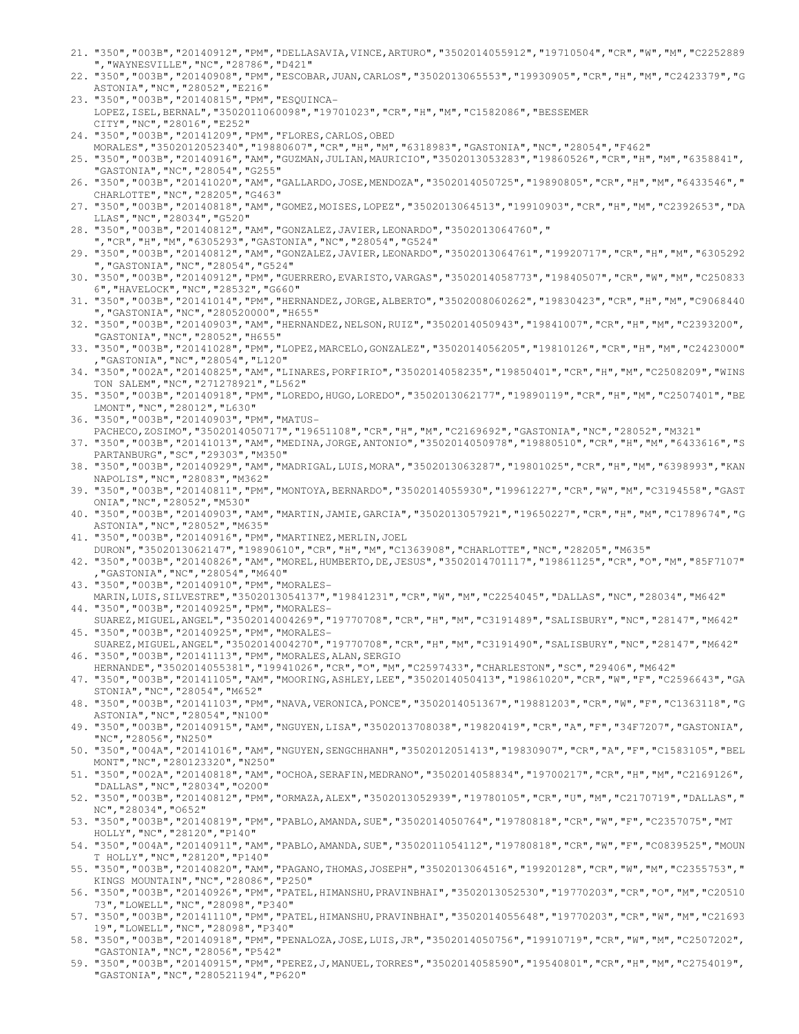21. "350","003B","20140912","PM","DELLASAVIA,VINCE,ARTURO","3502014055912","19710504","CR","W","M","C2252889","WAYNESVILLE","NC","28786","D421"
22. "350","003B","20140908","PM","ESCOBAR,JUAN,CARLOS","3502013065553","19930905","CR","H","M","C2423379","GASTONIA","NC","28052","E216"
23. "350","003B","20140815","PM","ESQUINCA-LOPEZ,ISEL,BERNAL","3502011060098","19701023","CR","H","M","C1582086","BESSEMER CITY","NC","28016","E252"
24. "350","003B","20141209","PM","FLORES,CARLOS,OBED MORALES","3502012052340","19880607","CR","H","M","6318983","GASTONIA","NC","28054","F462"
25. "350","003B","20140916","AM","GUZMAN,JULIAN,MAURICIO","3502013053283","19860526","CR","H","M","6358841","GASTONIA","NC","28054","G255"
26. "350","003B","20141020","AM","GALLARDO,JOSE,MENDOZA","3502014050725","19890805","CR","H","M","6433546","CHARLOTTE","NC","28205","G463"
27. "350","003B","20140818","AM","GOMEZ,MOISES,LOPEZ","3502013064513","19910903","CR","H","M","C2392653","DALLAS","NC","28034","G520"
28. "350","003B","20140812","AM","GONZALEZ,JAVIER,LEONARDO","3502013064760"," ","CR","H","M","6305293","GASTONIA","NC","28054","G524"
29. "350","003B","20140812","AM","GONZALEZ,JAVIER,LEONARDO","3502013064761","19920717","CR","H","M","6305292","GASTONIA","NC","28054","G524"
30. "350","003B","20140912","PM","GUERRERO,EVARISTO,VARGAS","3502014058773","19840507","CR","W","M","C2508336","HAVELOCK","NC","28532","G660"
31. "350","003B","20141014","PM","HERNANDEZ,JORGE,ALBERTO","3502008060262","19830423","CR","H","M","C9068440","GASTONIA","NC","280520000","H655"
32. "350","003B","20140903","AM","HERNANDEZ,NELSON,RUIZ","3502014050943","19841007","CR","H","M","C2393200","GASTONIA","NC","28052","H655"
33. "350","003B","20141028","PM","LOPEZ,MARCELO,GONZALEZ","3502014056205","19810126","CR","H","M","C2423000","GASTONIA","NC","28054","L120"
34. "350","002A","20140825","AM","LINARES,PORFIRIO","3502014058235","19850401","CR","H","M","C2508209","WINSTON SALEM","NC","271278921","L562"
35. "350","003B","20140918","PM","LOREDO,HUGO,LOREDO","3502013062177","19890119","CR","H","M","C2507401","BELMONT","NC","28012","L630"
36. "350","003B","20140903","PM","MATUS-PACHECO,ZOSIMO","3502014050717","19651108","CR","H","M","C2169692","GASTONIA","NC","28052","M321"
37. "350","003B","20141013","AM","MEDINA,JORGE,ANTONIO","3502014050978","19880510","CR","H","M","6433616","SPARTANBURG","SC","29303","M350"
38. "350","003B","20140929","AM","MADRIGAL,LUIS,MORA","3502013063287","19801025","CR","H","M","6398993","KANNAPOLIS","NC","28083","M362"
39. "350","003B","20140811","PM","MONTOYA,BERNARDO","3502014055930","19961227","CR","W","M","C3194558","GASTONIA","NC","28052","M530"
40. "350","003B","20140903","AM","MARTIN,JAMIE,GARCIA","3502013057921","19650227","CR","H","M","C1789674","GASTONIA","NC","28052","M635"
41. "350","003B","20140916","PM","MARTINEZ,MERLIN,JOEL DURON","3502013062147","19890610","CR","H","M","C1363908","CHARLOTTE","NC","28205","M635"
42. "350","003B","20140826","AM","MOREL,HUMBERTO,DE,JESUS","3502014701117","19861125","CR","O","M","85F7107","GASTONIA","NC","28054","M640"
43. "350","003B","20140910","PM","MORALES-MARIN,LUIS,SILVESTRE","3502013054137","19841231","CR","W","M","C2254045","DALLAS","NC","28034","M642"
44. "350","003B","20140925","PM","MORALES-SUAREZ,MIGUEL,ANGEL","3502014004269","19770708","CR","H","M","C3191489","SALISBURY","NC","28147","M642"
45. "350","003B","20140925","PM","MORALES-SUAREZ,MIGUEL,ANGEL","3502014004270","19770708","CR","H","M","C3191490","SALISBURY","NC","28147","M642"
46. "350","003B","20141113","PM","MORALES,ALAN,SERGIO HERNANDE","3502014055381","19941026","CR","O","M","C2597433","CHARLESTON","SC","29406","M642"
47. "350","003B","20141105","AM","MOORING,ASHLEY,LEE","3502014050413","19861020","CR","W","F","C2596643","GASTONIA","NC","28054","M652"
48. "350","003B","20141103","PM","NAVA,VERONICA,PONCE","3502014051367","19881203","CR","W","F","C1363118","GASTONIA","NC","28054","N100"
49. "350","003B","20140915","AM","NGUYEN,LISA","3502013708038","19820419","CR","A","F","34F7207","GASTONIA","NC","28056","N250"
50. "350","004A","20141016","AM","NGUYEN,SENGCHHANH","3502012051413","19830907","CR","A","F","C1583105","BELMONT","NC","280123320","N250"
51. "350","002A","20140818","AM","OCHOA,SERAFIN,MEDRANO","3502014058834","19700217","CR","H","M","C2169126","DALLAS","NC","28034","O200"
52. "350","003B","20140812","PM","ORMAZA,ALEX","3502013052939","19780105","CR","U","M","C2170719","DALLAS","NC","28034","O652"
53. "350","003B","20140819","PM","PABLO,AMANDA,SUE","3502014050764","19780818","CR","W","F","C2357075","MT HOLLY","NC","28120","P140"
54. "350","004A","20140911","AM","PABLO,AMANDA,SUE","3502011054112","19780818","CR","W","F","C0839525","MOUNT HOLLY","NC","28120","P140"
55. "350","003B","20140820","AM","PAGANO,THOMAS,JOSEPH","3502013064516","19920128","CR","W","M","C2355753","KINGS MOUNTAIN","NC","28086","P250"
56. "350","003B","20140926","PM","PATEL,HIMANSHU,PRAVINBHAI","3502013052530","19770203","CR","O","M","C2051073","LOWELL","NC","28098","P340"
57. "350","003B","20141110","PM","PATEL,HIMANSHU,PRAVINBHAI","3502014055648","19770203","CR","W","M","C2169319","LOWELL","NC","28098","P340"
58. "350","003B","20140918","PM","PENALOZA,JOSE,LUIS,JR","3502014050756","19910719","CR","W","M","C2507202","GASTONIA","NC","28056","P542"
59. "350","003B","20140915","PM","PEREZ,J,MANUEL,TORRES","3502014058590","19540801","CR","H","M","C2754019","GASTONIA","NC","280521194","P620"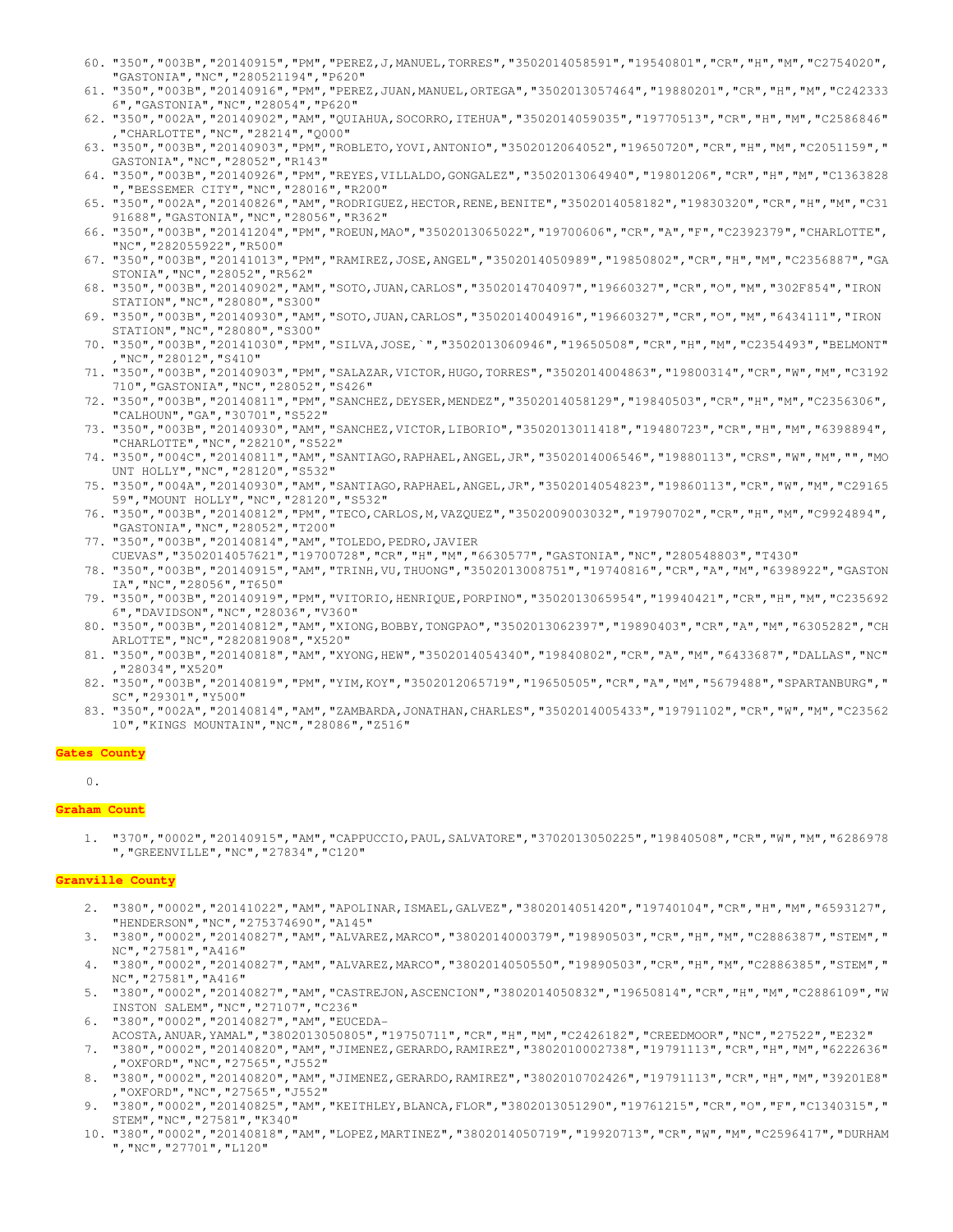60. "350","003B","20140915","PM","PEREZ,J,MANUEL,TORRES","3502014058591","19540801","CR","H","M","C2754020","GASTONIA","NC","280521194","P620"
61. "350","003B","20140916","PM","PEREZ,JUAN,MANUEL,ORTEGA","3502013057464","19880201","CR","H","M","C2423336","GASTONIA","NC","28054","P620"
62. "350","002A","20140902","AM","QUIAHUA,SOCORRO,ITEHUA","3502014059035","19770513","CR","H","M","C2586846","CHARLOTTE","NC","28214","Q000"
63. "350","003B","20140903","PM","ROBLETO,YOVI,ANTONIO","3502012064052","19650720","CR","H","M","C2051159","GASTONIA","NC","28052","R143"
64. "350","003B","20140926","PM","REYES,VILLALDO,GONGALEZ","3502013064940","19801206","CR","H","M","C1363828","BESSEMER CITY","NC","28016","R200"
65. "350","002A","20140826","AM","RODRIGUEZ,HECTOR,RENE,BENITE","3502014058182","19830320","CR","H","M","C3191688","GASTONIA","NC","28056","R362"
66. "350","003B","20141204","PM","ROEUN,MAO","3502013065022","19700606","CR","A","F","C2392379","CHARLOTTE","NC","282055922","R500"
67. "350","003B","20141013","PM","RAMIREZ,JOSE,ANGEL","3502014050989","19850802","CR","H","M","C2356887","GASTONIA","NC","28052","R562"
68. "350","003B","20140902","AM","SOTO,JUAN,CARLOS","3502014704097","19660327","CR","O","M","302F854","IRON STATION","NC","28080","S300"
69. "350","003B","20140930","AM","SOTO,JUAN,CARLOS","3502014004916","19660327","CR","O","M","6434111","IRON STATION","NC","28080","S300"
70. "350","003B","20141030","PM","SILVA,JOSE,`","3502013060946","19650508","CR","H","M","C2354493","BELMONT","NC","28012","S410"
71. "350","003B","20140903","PM","SALAZAR,VICTOR,HUGO,TORRES","3502014004863","19800314","CR","W","M","C3192710","GASTONIA","NC","28052","S426"
72. "350","003B","20140811","PM","SANCHEZ,DEYSER,MENDEZ","3502014058129","19840503","CR","H","M","C2356306","CALHOUN","GA","30701","S522"
73. "350","003B","20140930","AM","SANCHEZ,VICTOR,LIBORIO","3502013011418","19480723","CR","H","M","6398894","CHARLOTTE","NC","28210","S522"
74. "350","004C","20140811","AM","SANTIAGO,RAPHAEL,ANGEL,JR","3502014006546","19880113","CRS","W","M","","MOUNT HOLLY","NC","28120","S532"
75. "350","004A","20140930","AM","SANTIAGO,RAPHAEL,ANGEL,JR","3502014054823","19860113","CR","W","M","C2916559","MOUNT HOLLY","NC","28120","S532"
76. "350","003B","20140812","PM","TECO,CARLOS,M,VAZQUEZ","3502009003032","19790702","CR","H","M","C9924894","GASTONIA","NC","28052","T200"
77. "350","003B","20140814","AM","TOLEDO,PEDRO,JAVIER CUEVAS","3502014057621","19700728","CR","H","M","6630577","GASTONIA","NC","280548803","T430"
78. "350","003B","20140915","AM","TRINH,VU,THUONG","3502013008751","19740816","CR","A","M","6398922","GASTONIA","NC","28056","T650"
79. "350","003B","20140919","PM","VITORIO,HENRIQUE,PORPINO","3502013065954","19940421","CR","H","M","C2356926","DAVIDSON","NC","28036","V360"
80. "350","003B","20140812","AM","XIONG,BOBBY,TONGPAO","3502013062397","19890403","CR","A","M","6305282","CHARLOTTE","NC","282081908","X520"
81. "350","003B","20140818","AM","XYONG,HEW","3502014054340","19840802","CR","A","M","6433687","DALLAS","NC","28034","X520"
82. "350","003B","20140819","PM","YIM,KOY","3502012065719","19650505","CR","A","M","5679488","SPARTANBURG","SC","29301","Y500"
83. "350","002A","20140814","AM","ZAMBARDA,JONATHAN,CHARLES","3502014005433","19791102","CR","W","M","C2356210","KINGS MOUNTAIN","NC","28086","Z516"

**Gates County**

0.

**Graham Count**

1. "370","0002","20140915","AM","CAPPUCCIO,PAUL,SALVATORE","3702013050225","19840508","CR","W","M","6286978","GREENVILLE","NC","27834","C120"

**Granville County**

2. "380","0002","20141022","AM","APOLINAR,ISMAEL,GALVEZ","3802014051420","19740104","CR","H","M","6593127","HENDERSON","NC","275374690","A145"
3. "380","0002","20140827","AM","ALVAREZ,MARCO","3802014000379","19890503","CR","H","M","C2886387","STEM","NC","27581","A416"
4. "380","0002","20140827","AM","ALVAREZ,MARCO","3802014050550","19890503","CR","H","M","C2886385","STEM","NC","27581","A416"
5. "380","0002","20140827","AM","CASTREJON,ASCENCION","3802014050832","19650814","CR","H","M","C2886109","WINSTON SALEM","NC","27107","C236"
6. "380","0002","20140827","AM","EUCEDA-ACOSTA,ANUAR,YAMAL","3802013050805","19750711","CR","H","M","C2426182","CREEDMOOR","NC","27522","E232"
7. "380","0002","20140820","AM","JIMENEZ,GERARDO,RAMIREZ","3802010002738","19791113","CR","H","M","6222636","OXFORD","NC","27565","J552"
8. "380","0002","20140820","AM","JIMENEZ,GERARDO,RAMIREZ","3802010702426","19791113","CR","H","M","39201E8","OXFORD","NC","27565","J552"
9. "380","0002","20140825","AM","KEITHLEY,BLANCA,FLOR","3802013051290","19761215","CR","O","F","C1340315","STEM","NC","27581","K340"
10. "380","0002","20140818","AM","LOPEZ,MARTINEZ","3802014050719","19920713","CR","W","M","C2596417","DURHAM","NC","27701","L120"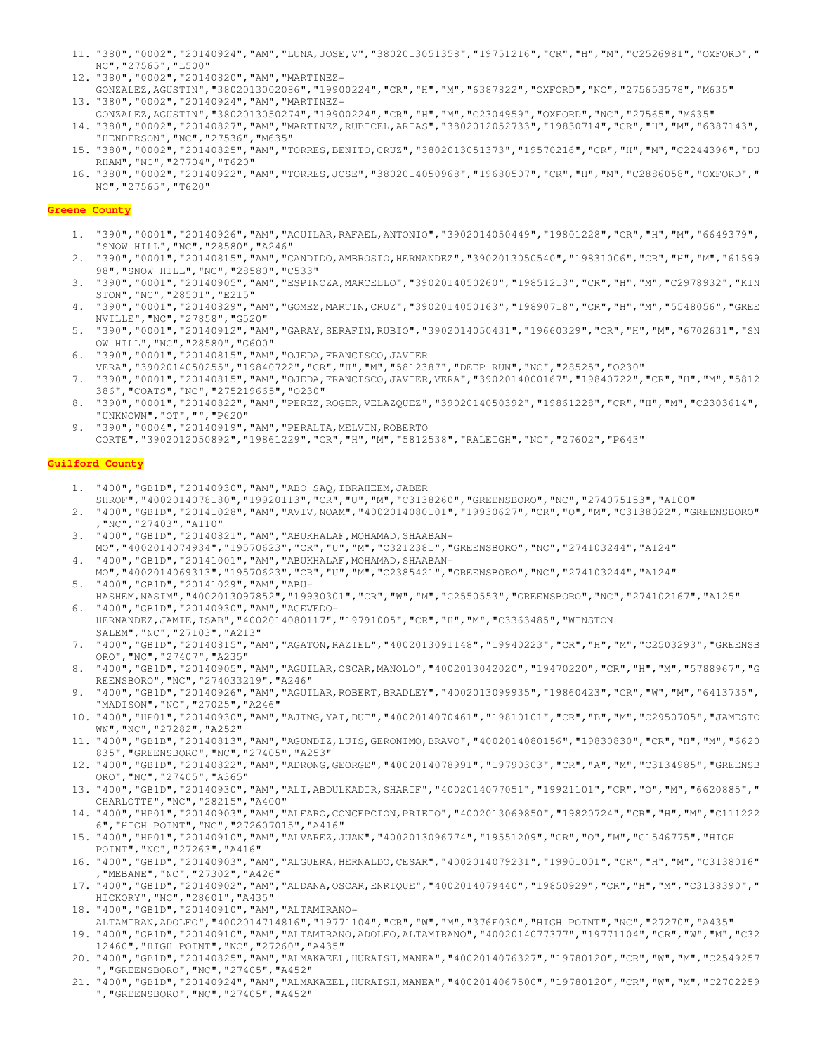11. "380","0002","20140924","AM","LUNA,JOSE,V","3802013051358","19751216","CR","H","M","C2526981","OXFORD","NC","27565","L500"
12. "380","0002","20140820","AM","MARTINEZ-GONZALEZ,AGUSTIN","3802013002086","19900224","CR","H","M","6387822","OXFORD","NC","275653578","M635"
13. "380","0002","20140924","AM","MARTINEZ-GONZALEZ,AGUSTIN","3802013050274","19900224","CR","H","M","C2304959","OXFORD","NC","27565","M635"
14. "380","0002","20140827","AM","MARTINEZ,RUBICEL,ARIAS","3802012052733","19830714","CR","H","M","6387143","HENDERSON","NC","27536","M635"
15. "380","0002","20140825","AM","TORRES,BENITO,CRUZ","3802013051373","19570216","CR","H","M","C2244396","DURHAM","NC","27704","T620"
16. "380","0002","20140922","AM","TORRES,JOSE","3802014050968","19680507","CR","H","M","C2886058","OXFORD","NC","27565","T620"

**Greene County**

1. "390","0001","20140926","AM","AGUILAR,RAFAEL,ANTONIO","3902014050449","19801228","CR","H","M","6649379","SNOW HILL","NC","28580","A246"
2. "390","0001","20140815","AM","CANDIDO,AMBROSIO,HERNANDEZ","3902013050540","19831006","CR","H","M","6159998","SNOW HILL","NC","28580","C533"
3. "390","0001","20140905","AM","ESPINOZA,MARCELLO","3902014050260","19851213","CR","H","M","C2978932","KINSTON","NC","28501","E215"
4. "390","0001","20140829","AM","GOMEZ,MARTIN,CRUZ","3902014050163","19890718","CR","H","M","5548056","GREENVILLE","NC","27858","G520"
5. "390","0001","20140912","AM","GARAY,SERAFIN,RUBIO","3902014050431","19660329","CR","H","M","6702631","SNOW HILL","NC","28580","G600"
6. "390","0001","20140815","AM","OJEDA,FRANCISCO,JAVIER VERA","3902014050255","19840722","CR","H","M","5812387","DEEP RUN","NC","28525","O230"
7. "390","0001","20140815","AM","OJEDA,FRANCISCO,JAVIER,VERA","3902014000167","19840722","CR","H","M","5812386","COATS","NC","275219665","O230"
8. "390","0001","20140822","AM","PEREZ,ROGER,VELAZQUEZ","3902014050392","19861228","CR","H","M","C2303614","UNKNOWN","OT","","P620"
9. "390","0004","20140919","AM","PERALTA,MELVIN,ROBERTO CORTE","3902012050892","19861229","CR","H","M","5812538","RALEIGH","NC","27602","P643"

**Guilford County**

1. "400","GB1D","20140930","AM","ABO SAQ,IBRAHEEM,JABER SHROF","4002014078180","19920113","CR","U","M","C3138260","GREENSBORO","NC","274075153","A100"
2. "400","GB1D","20141028","AM","AVIV,NOAM","4002014080101","19930627","CR","O","M","C3138022","GREENSBORO","NC","27403","A110"
3. "400","GB1D","20140821","AM","ABUKHALAF,MOHAMAD,SHAABAN-MO","4002014074934","19570623","CR","U","M","C3212381","GREENSBORO","NC","274103244","A124"
4. "400","GB1D","20141001","AM","ABUKHALAF,MOHAMAD,SHAABAN-MO","4002014069313","19570623","CR","U","M","C2385421","GREENSBORO","NC","274103244","A124"
5. "400","GB1D","20141029","AM","ABU-HASHEM,NASIM","4002013097852","19930301","CR","W","M","C2550553","GREENSBORO","NC","274102167","A125"
6. "400","GB1D","20140930","AM","ACEVEDO-HERNANDEZ,JAMIE,ISAB","4002014080117","19791005","CR","H","M","C3363485","WINSTON SALEM","NC","27103","A213"
7. "400","GB1D","20140815","AM","AGATON,RAZIEL","4002013091148","19940223","CR","H","M","C2503293","GREENSBORO","NC","27407","A235"
8. "400","GB1D","20140905","AM","AGUILAR,OSCAR,MANOLO","4002013042020","19470220","CR","H","M","5788967","GREENSBORO","NC","274033219","A246"
9. "400","GB1D","20140926","AM","AGUILAR,ROBERT,BRADLEY","4002013099935","19860423","CR","W","M","6413735","MADISON","NC","27025","A246"
10. "400","HP01","20140930","AM","AJING,YAI,DUT","4002014070461","19810101","CR","B","M","C2950705","JAMESTOWN","NC","27282","A252"
11. "400","GB1B","20140813","AM","AGUNDIZ,LUIS,GERONIMO,BRAVO","4002014080156","19830830","CR","H","M","6620835","GREENSBORO","NC","27405","A253"
12. "400","GB1D","20140822","AM","ADRONG,GEORGE","4002014078991","19790303","CR","A","M","C3134985","GREENSBORO","NC","27405","A365"
13. "400","GB1D","20140930","AM","ALI,ABDULKADIR,SHARIF","4002014077051","19921101","CR","O","M","6620885","CHARLOTTE","NC","28215","A400"
14. "400","HP01","20140903","AM","ALFARO,CONCEPCION,PRIETO","4002013069850","19820724","CR","H","M","C1112226","HIGH POINT","NC","272607015","A416"
15. "400","HP01","20140910","AM","ALVAREZ,JUAN","4002013096774","19551209","CR","O","M","C1546775","HIGH POINT","NC","27263","A416"
16. "400","GB1D","20140903","AM","ALGUERA,HERNALDO,CESAR","4002014079231","19901001","CR","H","M","C3138016","MEBANE","NC","27302","A426"
17. "400","GB1D","20140902","AM","ALDANA,OSCAR,ENRIQUE","4002014079440","19850929","CR","H","M","C3138390","HICKORY","NC","28601","A435"
18. "400","GB1D","20140910","AM","ALTAMIRANO-ALTAMIRAN,ADOLFO","4002014714816","19771104","CR","W","M","376F030","HIGH POINT","NC","27270","A435"
19. "400","GB1D","20140910","AM","ALTAMIRANO,ADOLFO,ALTAMIRANO","4002014077377","19771104","CR","W","M","C3212460","HIGH POINT","NC","27260","A435"
20. "400","GB1D","20140825","AM","ALMAKAEEL,HURAISH,MANEA","4002014076327","19780120","CR","W","M","C2549257","GREENSBORO","NC","27405","A452"
21. "400","GB1D","20140924","AM","ALMAKAEEL,HURAISH,MANEA","4002014067500","19780120","CR","W","M","C2702259","GREENSBORO","NC","27405","A452"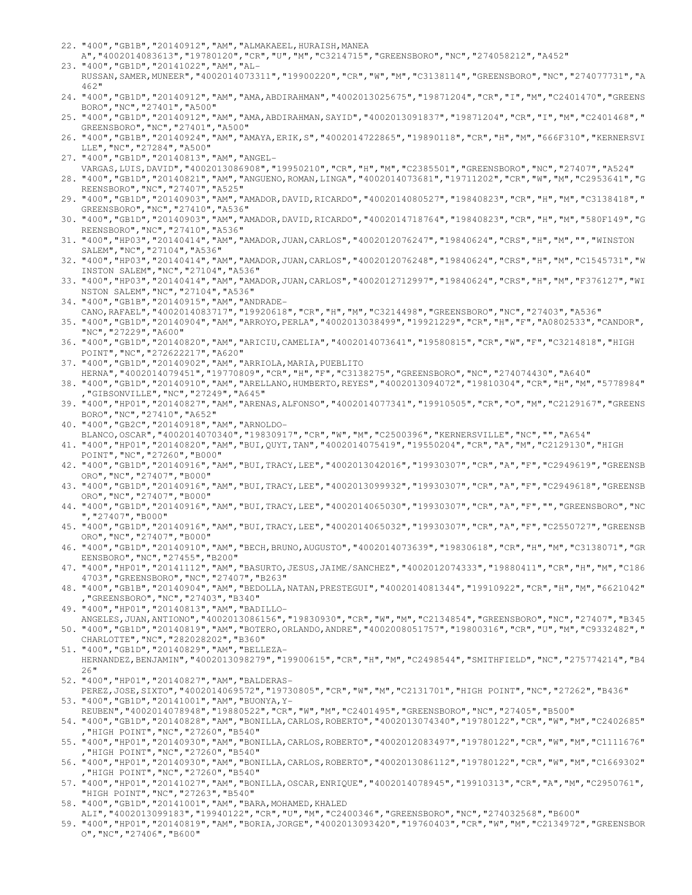22. "400","GB1B","20140912","AM","ALMAKAEEL,HURAISH,MANEA A","4002014083613","19780120","CR","U","M","C3214715","GREENSBORO","NC","274058212","A452"
23. "400","GB1D","20141022","AM","AL-RUSSAN,SAMER,MUNEER","4002014073311","19900220","CR","W","M","C3138114","GREENSBORO","NC","274077731","A462"
24. "400","GB1D","20140912","AM","AMA,ABDIRAHMAN","4002013025675","19871204","CR","I","M","C2401470","GREENSBORO","NC","27401","A500"
25. "400","GB1D","20140912","AM","AMA,ABDIRAHMAN,SAYID","4002013091837","19871204","CR","I","M","C2401468","GREENSBORO","NC","27401","A500"
26. "400","GB1B","20140924","AM","AMAYA,ERIK,S","4002014722865","19890118","CR","H","M","666F310","KERNERSVILLE","NC","27284","A500"
27. "400","GB1D","20140813","AM","ANGEL-VARGAS,LUIS,DAVID","4002013086908","19950210","CR","H","M","C2385501","GREENSBORO","NC","27407","A524"
28. "400","GB1D","20140821","AM","ANGUENO,ROMAN,LINGA","4002014073681","19711202","CR","W","M","C2953641","GREENSBORO","NC","27407","A525"
29. "400","GB1D","20140903","AM","AMADOR,DAVID,RICARDO","4002014080527","19840823","CR","H","M","C3138418","GREENSBORO","NC","27410","A536"
30. "400","GB1D","20140903","AM","AMADOR,DAVID,RICARDO","4002014718764","19840823","CR","H","M","580F149","GREENSBORO","NC","27410","A536"
31. "400","HP03","20140414","AM","AMADOR,JUAN,CARLOS","4002012076247","19840624","CRS","H","M","","WINSTON SALEM","NC","27104","A536"
32. "400","HP03","20140414","AM","AMADOR,JUAN,CARLOS","4002012076248","19840624","CRS","H","M","C1545731","WINSTON SALEM","NC","27104","A536"
33. "400","HP03","20140414","AM","AMADOR,JUAN,CARLOS","4002012712997","19840624","CRS","H","M","F376127","WINSTON SALEM","NC","27104","A536"
34. "400","GB1B","20140915","AM","ANDRADE-CANO,RAFAEL","4002014083717","19920618","CR","H","M","C3214498","GREENSBORO","NC","27403","A536"
35. "400","GB1D","20140904","AM","ARROYO,PERLA","4002013038499","19921229","CR","H","F","A0802533","CANDOR","NC","27229","A600"
36. "400","GB1D","20140820","AM","ARICIU,CAMELIA","4002014073641","19580815","CR","W","F","C3214818","HIGH POINT","NC","272622217","A620"
37. "400","GB1D","20140902","AM","ARRIOLA,MARIA,PUEBLITO HERNA","4002014079451","19770809","CR","H","F","C3138275","GREENSBORO","NC","274074430","A640"
38. "400","GB1D","20140910","AM","ARELLANO,HUMBERTO,REYES","4002013094072","19810304","CR","H","M","5778984","GIBSONVILLE","NC","27249","A645"
39. "400","HP01","20140827","AM","ARENAS,ALFONSO","4002014077341","19910505","CR","O","M","C2129167","GREENSBORO","NC","27410","A652"
40. "400","GB2C","20140918","AM","ARNOLDO-BLANCO,OSCAR","4002014070340","19830917","CR","W","M","C2500396","KERNERSVILLE","NC","","A654"
41. "400","HP01","20140820","AM","BUI,QUYT,TAN","4002014075419","19550204","CR","A","M","C2129130","HIGH POINT","NC","27260","B000"
42. "400","GB1D","20140916","AM","BUI,TRACY,LEE","4002013042016","19930307","CR","A","F","C2949619","GREENSBORO","NC","27407","B000"
43. "400","GB1D","20140916","AM","BUI,TRACY,LEE","4002013099932","19930307","CR","A","F","C2949618","GREENSBORO","NC","27407","B000"
44. "400","GB1D","20140916","AM","BUI,TRACY,LEE","4002014065030","19930307","CR","A","F","","GREENSBORO","NC","27407","B000"
45. "400","GB1D","20140916","AM","BUI,TRACY,LEE","4002014065032","19930307","CR","A","F","C2550727","GREENSBORO","NC","27407","B000"
46. "400","GB1D","20140910","AM","BECH,BRUNO,AUGUSTO","4002014073639","19830618","CR","H","M","C3138071","GREENSBORO","NC","27455","B200"
47. "400","HP01","20141112","AM","BASURTO,JESUS,JAIME/SANCHEZ","4002012074333","19880411","CR","H","M","C1864703","GREENSBORO","NC","27407","B263"
48. "400","GB1B","20140904","AM","BEDOLLA,NATAN,PRESTEGUI","4002014081344","19910922","CR","H","M","6621042","GREENSBORO","NC","27403","B340"
49. "400","HP01","20140813","AM","BADILLO-ANGELES,JUAN,ANTIONO","4002013086156","19830930","CR","W","M","C2134854","GREENSBORO","NC","27407","B345"
50. "400","GB1D","20140819","AM","BOTERO,ORLANDO,ANDRE","4002008051757","19800316","CR","U","M","C9332482","CHARLOTTE","NC","282028202","B360"
51. "400","GB1D","20140829","AM","BELLEZA-HERNANDEZ,BENJAMIN","4002013098279","19900615","CR","H","M","C2498544","SMITHFIELD","NC","275774214","B426"
52. "400","HP01","20140827","AM","BALDERAS-PEREZ,JOSE,SIXTO","4002014069572","19730805","CR","W","M","C2131701","HIGH POINT","NC","27262","B436"
53. "400","GB1D","20141001","AM","BUONYA,Y-REUBEN","4002014078948","19880522","CR","W","M","C2401495","GREENSBORO","NC","27405","B500"
54. "400","GB1D","20140828","AM","BONILLA,CARLOS,ROBERTO","4002013074340","19780122","CR","W","M","C2402685","HIGH POINT","NC","27260","B540"
55. "400","HP01","20140930","AM","BONILLA,CARLOS,ROBERTO","4002012083497","19780122","CR","W","M","C1111676","HIGH POINT","NC","27260","B540"
56. "400","HP01","20140930","AM","BONILLA,CARLOS,ROBERTO","4002013086112","19780122","CR","W","M","C1669302","HIGH POINT","NC","27260","B540"
57. "400","HP01","20141027","AM","BONILLA,OSCAR,ENRIQUE","4002014078945","19910313","CR","A","M","C2950761","HIGH POINT","NC","27263","B540"
58. "400","GB1D","20141001","AM","BARA,MOHAMED,KHALED ALI","4002013099183","19940122","CR","U","M","C2400346","GREENSBORO","NC","274032568","B600"
59. "400","HP01","20140819","AM","BORIA,JORGE","4002013093420","19760403","CR","W","M","C2134972","GREENSBORO","NC","27406","B600"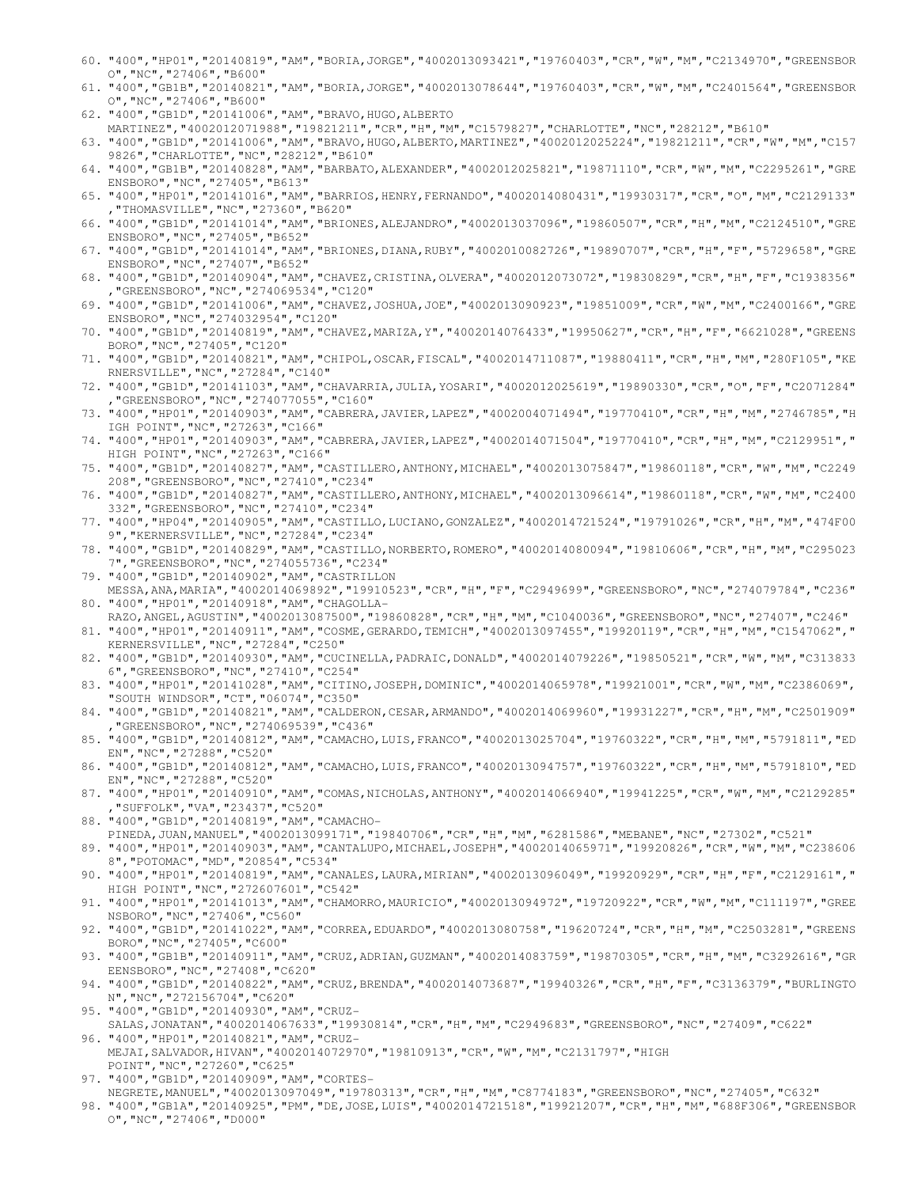60. "400","HP01","20140819","AM","BORIA,JORGE","4002013093421","19760403","CR","W","M","C2134970","GREENSBORO","NC","27406","B600"
61. "400","GB1B","20140821","AM","BORIA,JORGE","4002013078644","19760403","CR","W","M","C2401564","GREENSBORO","NC","27406","B600"
62. "400","GB1D","20141006","AM","BRAVO,HUGO,ALBERTO MARTINEZ","4002012071988","19821211","CR","H","M","C1579827","CHARLOTTE","NC","28212","B610"
63. "400","GB1D","20141006","AM","BRAVO,HUGO,ALBERTO,MARTINEZ","4002012025224","19821211","CR","W","M","C1579826","CHARLOTTE","NC","28212","B610"
64. "400","GB1B","20140828","AM","BARBATO,ALEXANDER","4002012025821","19871110","CR","W","M","C2295261","GREENSBORO","NC","27405","B613"
65. "400","HP01","20141016","AM","BARRIOS,HENRY,FERNANDO","4002014080431","19930317","CR","O","M","C2129133","THOMASVILLE","NC","27360","B620"
66. "400","GB1D","20141014","AM","BRIONES,ALEJANDRO","4002013037096","19860507","CR","H","M","C2124510","GREENSBORO","NC","27405","B652"
67. "400","GB1D","20141014","AM","BRIONES,DIANA,RUBY","4002010082726","19890707","CR","H","F","5729658","GREENSBORO","NC","27407","B652"
68. "400","GB1D","20140904","AM","CHAVEZ,CRISTINA,OLVERA","4002012073072","19830829","CR","H","F","C1938356","GREENSBORO","NC","274069534","C120"
69. "400","GB1D","20141006","AM","CHAVEZ,JOSHUA,JOE","4002013090923","19851009","CR","W","M","C2400166","GREENSBORO","NC","274032954","C120"
70. "400","GB1D","20140819","AM","CHAVEZ,MARIZA,Y","4002014076433","19950627","CR","H","F","6621028","GREENSBORO","NC","27405","C120"
71. "400","GB1D","20140821","AM","CHIPOL,OSCAR,FISCAL","4002014711087","19880411","CR","H","M","280F105","KERNERSVILLE","NC","27284","C140"
72. "400","GB1D","20141103","AM","CHAVARRIA,JULIA,YOSARI","4002012025619","19890330","CR","O","F","C2071284","GREENSBORO","NC","274077055","C160"
73. "400","HP01","20140903","AM","CABRERA,JAVIER,LAPEZ","4002004071494","19770410","CR","H","M","2746785","HIGH POINT","NC","27263","C166"
74. "400","HP01","20140903","AM","CABRERA,JAVIER,LAPEZ","4002014071504","19770410","CR","H","M","C2129951","HIGH POINT","NC","27263","C166"
75. "400","GB1D","20140827","AM","CASTILLERO,ANTHONY,MICHAEL","4002013075847","19860118","CR","W","M","C2249208","GREENSBORO","NC","27410","C234"
76. "400","GB1D","20140827","AM","CASTILLERO,ANTHONY,MICHAEL","4002013096614","19860118","CR","W","M","C2400332","GREENSBORO","NC","27410","C234"
77. "400","HP04","20140905","AM","CASTILLO,LUCIANO,GONZALEZ","4002014721524","19791026","CR","H","M","474F009","KERNERSVILLE","NC","27284","C234"
78. "400","GB1D","20140829","AM","CASTILLO,NORBERTO,ROMERO","4002014080094","19810606","CR","H","M","C2950237","GREENSBORO","NC","274055736","C234"
79. "400","GB1D","20140902","AM","CASTRILLON MESSA,ANA,MARIA","4002014069892","19910523","CR","H","F","C2949699","GREENSBORO","NC","274079784","C236"
80. "400","HP01","20140918","AM","CHAGOLLA-RAZO,ANGEL,AGUSTIN","4002013087500","19860828","CR","H","M","C1040036","GREENSBORO","NC","27407","C246"
81. "400","HP01","20140911","AM","COSME,GERARDO,TEMICH","4002013097455","19920119","CR","H","M","C1547062","KERNERSVILLE","NC","27284","C250"
82. "400","GB1D","20140930","AM","CUCINELLA,PADRAIC,DONALD","4002014079226","19850521","CR","W","M","C3138336","GREENSBORO","NC","27410","C254"
83. "400","HP01","20141028","AM","CITINO,JOSEPH,DOMINIC","4002014065978","19921001","CR","W","M","C2386069","SOUTH WINDSOR","CT","06074","C350"
84. "400","GB1D","20140821","AM","CALDERON,CESAR,ARMANDO","4002014069960","19931227","CR","H","M","C2501909","GREENSBORO","NC","274069539","C436"
85. "400","GB1D","20140812","AM","CAMACHO,LUIS,FRANCO","4002013025704","19760322","CR","H","M","5791811","EDEN","NC","27288","C520"
86. "400","GB1D","20140812","AM","CAMACHO,LUIS,FRANCO","4002013094757","19760322","CR","H","M","5791810","EDEN","NC","27288","C520"
87. "400","HP01","20140910","AM","COMAS,NICHOLAS,ANTHONY","4002014066940","19941225","CR","W","M","C2129285","SUFFOLK","VA","23437","C520"
88. "400","GB1D","20140819","AM","CAMACHO-PINEDA,JUAN,MANUEL","4002013099171","19840706","CR","H","M","6281586","MEBANE","NC","27302","C521"
89. "400","HP01","20140903","AM","CANTALUPO,MICHAEL,JOSEPH","4002014065971","19920826","CR","W","M","C2386068","POTOMAC","MD","20854","C534"
90. "400","HP01","20140819","AM","CANALES,LAURA,MIRIAN","4002013096049","19920929","CR","H","F","C2129161","HIGH POINT","NC","272607601","C542"
91. "400","HP01","20141013","AM","CHAMORRO,MAURICIO","4002013094972","19720922","CR","W","M","C111197","GREENSBORO","NC","27406","C560"
92. "400","GB1D","20141022","AM","CORREA,EDUARDO","4002013080758","19620724","CR","H","M","C2503281","GREENSBORO","NC","27405","C600"
93. "400","GB1B","20140911","AM","CRUZ,ADRIAN,GUZMAN","4002014083759","19870305","CR","H","M","C3292616","GREENSBORO","NC","27408","C620"
94. "400","GB1D","20140822","AM","CRUZ,BRENDA","4002014073687","19940326","CR","H","F","C3136379","BURLINGTON","NC","272156704","C620"
95. "400","GB1D","20140930","AM","CRUZ-SALAS,JONATAN","4002014067633","19930814","CR","H","M","C2949683","GREENSBORO","NC","27409","C622"
96. "400","HP01","20140821","AM","CRUZ-MEJAI,SALVADOR,HIVAN","4002014072970","19810913","CR","W","M","C2131797","HIGH POINT","NC","27260","C625"
97. "400","GB1D","20140909","AM","CORTES-NEGRETE,MANUEL","4002013097049","19780313","CR","H","M","C8774183","GREENSBORO","NC","27405","C632"
98. "400","GB1A","20140925","PM","DE,JOSE,LUIS","4002014721518","19921207","CR","H","M","688F306","GREENSBORO","NC","27406","D000"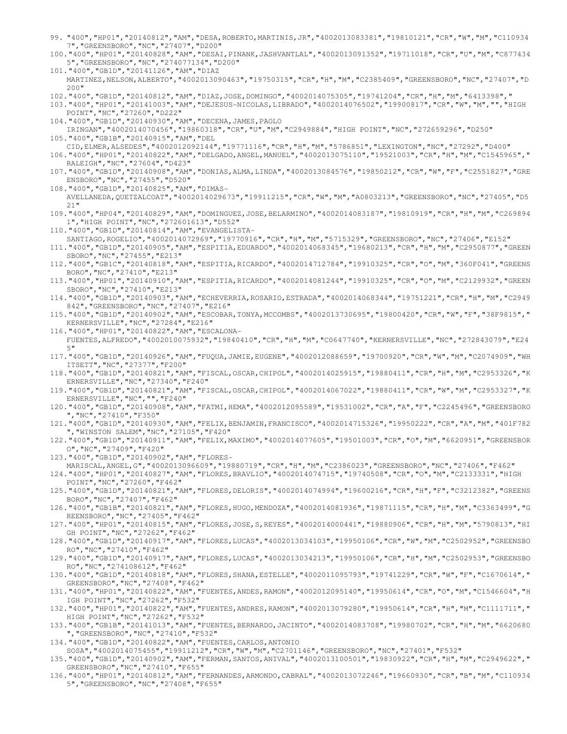99. "400","HP01","20140812","AM","DESA,ROBERTO,MARTINIS,JR","4002013083381","19810121","CR","W","M","C1109347","GREENSBORO","NC","27407","D200"
100. "400","HP01","20140828","AM","DESAI,PINANK,JASHVANTLAL","4002013091352","19711018","CR","U","M","C8774345","GREENSBORO","NC","274077134","D200"
101. "400","GB1D","20141126","AM","DIAZ MARTINEZ,NELSON,ALBERTO","4002013090463","19750315","CR","H","M","C2385409","GREENSBORO","NC","27407","D200"
102. "400","GB1D","20140812","AM","DIAZ,JOSE,DOMINGO","4002014075305","19741204","CR","H","M","6413398","
103. "400","HP01","20141003","AM","DEJESUS-NICOLAS,LIBRADO","4002014076502","19900817","CR","W","M","","HIGH POINT","NC","27260","D222"
104. "400","GB1D","20140930","AM","DECENA,JAMES,PAOLO IRINGAN","4002014070456","19860318","CR","U","M","C2949884","HIGH POINT","NC","272659296","D250"
105. "400","GB1B","20140915","AM","DEL CID,ELMER,ALSEDES","4002012092144","19771116","CR","H","M","5786851","LEXINGTON","NC","27292","D400"
106. "400","HP01","20140822","AM","DELGADO,ANGEL,MANUEL","4002013075110","19521003","CR","H","M","C1545965","RALEIGH","NC","27604","D423"
107. "400","GB1D","20140908","AM","DONIAS,ALMA,LINDA","4002013084576","19850212","CR","W","F","C2551827","GREENSBORO","NC","27455","D520"
108. "400","GB1D","20140825","AM","DIMAS-AVELLANEDA,QUETZALCOAT","4002014029673","19911215","CR","W","M","A0803213","GREENSBORO","NC","27405","D521"
109. "400","HP04","20140829","AM","DOMINGUEZ,JOSE,BELARMINO","4002014083187","19810919","CR","H","M","C2698941","HIGH POINT","NC","272601613","D552"
110. "400","GB1D","20140814","AM","EVANGELISTA-SANTIAGO,ROGELIO","4002014072969","19770916","CR","H","M","5715329","GREENSBORO","NC","27406","E152"
111. "400","GB1D","20140905","AM","ESPITIA,EDUARDO","4002014068345","19680213","CR","H","M","C2950877","GREENSBORO","NC","27455","E213"
112. "400","GB1C","20140818","AM","ESPITIA,RICARDO","4002014712784","19910325","CR","O","M","360F041","GREENSBORO","NC","27410","E213"
113. "400","HP01","20140910","AM","ESPITIA,RICARDO","4002014081244","19910325","CR","O","M","C2129932","GREENSBORO","NC","27410","E213"
114. "400","GB1D","20140903","AM","ECHEVERRIA,ROSARIO,ESTRADA","4002014068344","19751221","CR","H","M","C2949842","GREENSBORO","NC","27407","E216"
115. "400","GB1D","20140902","AM","ESCOBAR,TONYA,MCCOMBS","4002013730695","19800420","CR","W","F","38F9815","KERNERSVILLE","NC","27284","E216"
116. "400","HP01","20140822","AM","ESCALONA-FUENTES,ALFREDO","4002010075932","19840410","CR","H","M","C0647740","KERNERSVILLE","NC","272843079","E245"
117. "400","GB1D","20140926","AM","FUQUA,JAMIE,EUGENE","4002012088659","19700920","CR","W","M","C2074909","WHITSETT","NC","27377","F200"
118. "400","GB1D","20140821","AM","FISCAL,OSCAR,CHIPOL","4002014025915","19880411","CR","H","M","C2953326","KERNERSVILLE","NC","27340","F240"
119. "400","GB1D","20140821","AM","FISCAL,OSCAR,CHIPOL","4002014067022","19880411","CR","W","M","C2953327","KERNERSVILLE","NC","","F240"
120. "400","GB1D","20140908","AM","FATMI,HEMA","4002012095589","19531002","CR","A","F","C2245496","GREENSBORO","NC","27410","F350"
121. "400","GB1D","20140930","AM","FELIX,BENJAMIN,FRANCISCO","4002014715326","19950222","CR","A","M","401F782","WINSTON SALEM","NC","27105","F420"
122. "400","GB1D","20140911","AM","FELIX,MAXIMO","4002014077605","19501003","CR","O","M","6620951","GREENSBORO","NC","27409","F420"
123. "400","GB1D","20140902","AM","FLORES-MARISCAL,ANGEL,G","4002013096609","19880719","CR","H","M","C2386023","GREENSBORO","NC","27406","F462"
124. "400","HP01","20140827","AM","FLORES,BRAVLIO","4002014074715","19740508","CR","O","M","C2133331","HIGH POINT","NC","27260","F462"
125. "400","GB1D","20140821","AM","FLORES,DELORIS","4002014074994","19600216","CR","H","F","C3212382","GREENSBORO","NC","27407","F462"
126. "400","GB1B","20140821","AM","FLORES,HUGO,MENDOZA","4002014081936","19871115","CR","H","M","C3363499","GREENSBORO","NC","27405","F462"
127. "400","HP01","20140815","AM","FLORES,JOSE,S,REYES","4002014000441","19880906","CR","H","M","5790813","HIGH POINT","NC","27262","F462"
128. "400","GB1D","20140917","AM","FLORES,LUCAS","4002013034103","19950106","CR","W","M","C2502952","GREENSBORO","NC","27410","F462"
129. "400","GB1D","20140917","AM","FLORES,LUCAS","4002013034213","19950106","CR","H","M","C2502953","GREENSBORO","NC","274108612","F462"
130. "400","GB1D","20140818","AM","FLORES,SHANA,ESTELLE","4002011095793","19741229","CR","W","F","C1670614","GREENSBORO","NC","27408","F462"
131. "400","HP01","20140822","AM","FUENTES,ANDES,RAMON","4002012095140","19950614","CR","O","M","C1546604","HIGH POINT","NC","27262","F532"
132. "400","HP01","20140822","AM","FUENTES,ANDRES,RAMON","4002013079280","19950614","CR","H","M","C1111711","HIGH POINT","NC","27262","F532"
133. "400","GB1B","20141013","AM","FUENTES,BERNARDO,JACINTO","4002014083708","19980702","CR","H","M","6620680","GREENSBORO","NC","27410","F532"
134. "400","GB1D","20140822","AM","FUENTES,CARLOS,ANTONIO SOSA","4002014075455","19911212","CR","W","M","C2701146","GREENSBORO","NC","27401","F532"
135. "400","GB1D","20140902","AM","FERMAN,SANTOS,ANIVAL","4002013100501","19830922","CR","H","M","C2949622","GREENSBORO","NC","27410","F655"
136. "400","HP01","20140812","AM","FERNANDES,ARMONDO,CABRAL","4002013072246","19660930","CR","B","M","C1109345","GREENSBORO","NC","27408","F655"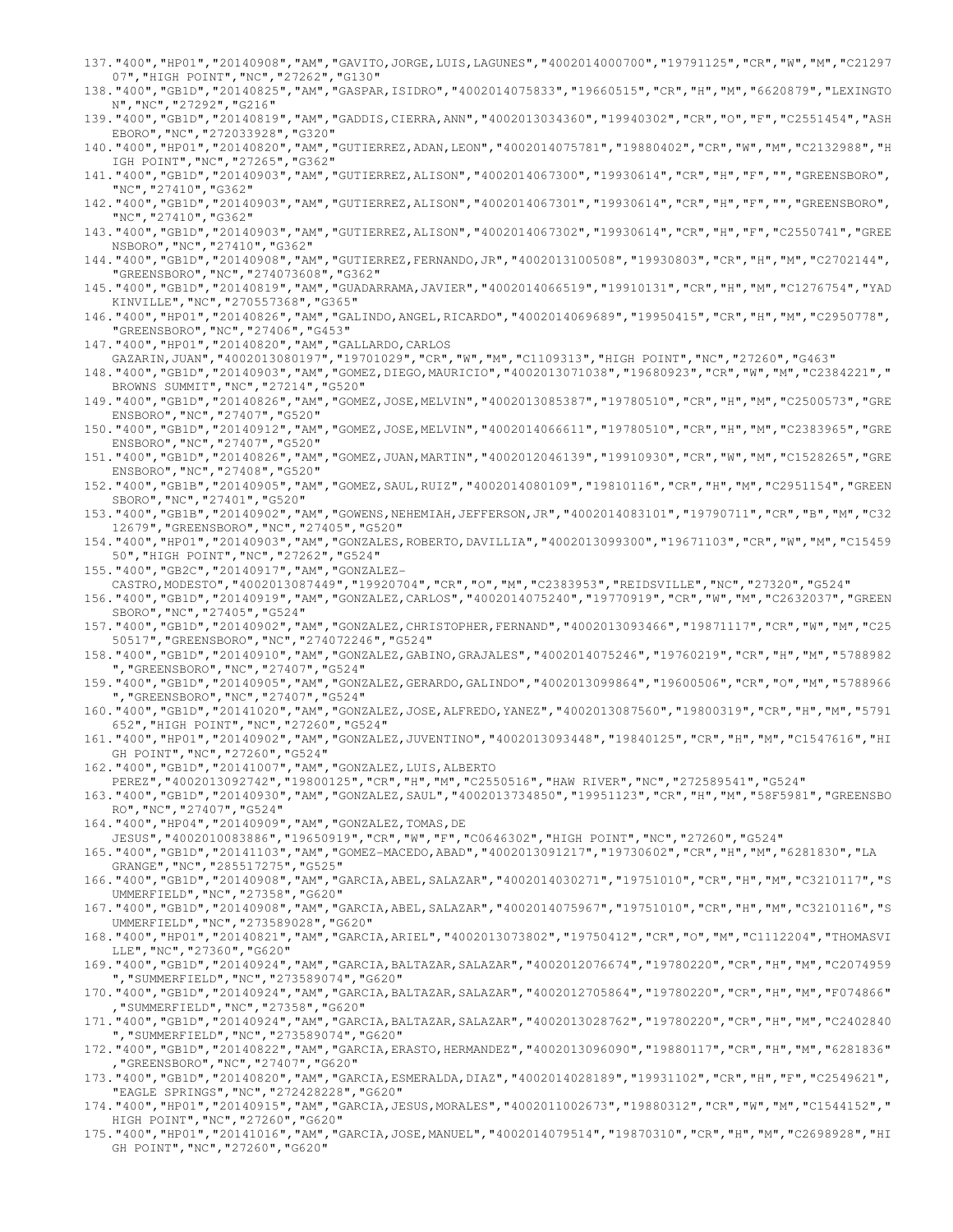137."400","HP01","20140908","AM","GAVITO,JORGE,LUIS,LAGUNES","4002014000700","19791125","CR","W","M","C2129707","HIGH POINT","NC","27262","G130"
138."400","GB1D","20140825","AM","GASPAR,ISIDRO","4002014075833","19660515","CR","H","M","6620879","LEXINGTON","NC","27292","G216"
139."400","GB1D","20140819","AM","GADDIS,CIERRA,ANN","4002013034360","19940302","CR","O","F","C2551454","ASHEBORO","NC","272033928","G320"
140."400","HP01","20140820","AM","GUTIERREZ,ADAN,LEON","4002014075781","19880402","CR","W","M","C2132988","HIGH POINT","NC","27265","G362"
141."400","GB1D","20140903","AM","GUTIERREZ,ALISON","4002014067300","19930614","CR","H","F","","GREENSBORO","NC","27410","G362"
142."400","GB1D","20140903","AM","GUTIERREZ,ALISON","4002014067301","19930614","CR","H","F","","GREENSBORO","NC","27410","G362"
143."400","GB1D","20140903","AM","GUTIERREZ,ALISON","4002014067302","19930614","CR","H","F","C2550741","GREENSBORO","NC","27410","G362"
144."400","GB1D","20140908","AM","GUTIERREZ,FERNANDO,JR","4002013100508","19930803","CR","H","M","C2702144","GREENSBORO","NC","274073608","G362"
145."400","GB1D","20140819","AM","GUADARRAMA,JAVIER","4002014066519","19910131","CR","H","M","C1276754","YADKINVILLE","NC","270557368","G365"
146."400","HP01","20140826","AM","GALINDO,ANGEL,RICARDO","4002014069689","19950415","CR","H","M","C2950778","GREENSBORO","NC","27406","G453"
147."400","HP01","20140820","AM","GALLARDO,CARLOS GAZARIN,JUAN","4002013080197","19701029","CR","W","M","C1109313","HIGH POINT","NC","27260","G463"
148."400","GB1D","20140903","AM","GOMEZ,DIEGO,MAURICIO","4002013071038","19680923","CR","W","M","C2384221","BROWNS SUMMIT","NC","27214","G520"
149."400","GB1D","20140826","AM","GOMEZ,JOSE,MELVIN","4002013085387","19780510","CR","H","M","C2500573","GREENSBORO","NC","27407","G520"
150."400","GB1D","20140912","AM","GOMEZ,JOSE,MELVIN","4002014066611","19780510","CR","H","M","C2383965","GREENSBORO","NC","27407","G520"
151."400","GB1D","20140826","AM","GOMEZ,JUAN,MARTIN","4002012046139","19910930","CR","W","M","C1528265","GREENSBORO","NC","27408","G520"
152."400","GB1B","20140905","AM","GOMEZ,SAUL,RUIZ","4002014080109","19810116","CR","H","M","C2951154","GREENSBORO","NC","27401","G520"
153."400","GB1B","20140902","AM","GOWENS,NEHEMIAH,JEFFERSON,JR","4002014083101","19790711","CR","B","M","C3212679","GREENSBORO","NC","27405","G520"
154."400","HP01","20140903","AM","GONZALES,ROBERTO,DAVILLIA","4002013099300","19671103","CR","W","M","C1545950","HIGH POINT","NC","27262","G524"
155."400","GB2C","20140917","AM","GONZALEZ-CASTRO,MODESTO","4002013087449","19920704","CR","O","M","C2383953","REIDSVILLE","NC","27320","G524"
156."400","GB1D","20140919","AM","GONZALEZ,CARLOS","4002014075240","19770919","CR","W","M","C2632037","GREENSBORO","NC","27405","G524"
157."400","GB1D","20140902","AM","GONZALEZ,CHRISTOPHER,FERNAND","4002013093466","19871117","CR","W","M","C2550517","GREENSBORO","NC","274072246","G524"
158."400","GB1D","20140910","AM","GONZALEZ,GABINO,GRAJALES","4002014075246","19760219","CR","H","M","5788982","GREENSBORO","NC","27407","G524"
159."400","GB1D","20140905","AM","GONZALEZ,GERARDO,GALINDO","4002013099864","19600506","CR","O","M","5788966","GREENSBORO","NC","27407","G524"
160."400","GB1D","20141020","AM","GONZALEZ,JOSE,ALFREDO,YANEZ","4002013087560","19800319","CR","H","M","5791652","HIGH POINT","NC","27260","G524"
161."400","HP01","20140902","AM","GONZALEZ,JUVENTINO","4002013093448","19840125","CR","H","M","C1547616","HIGH POINT","NC","27260","G524"
162."400","GB1D","20141007","AM","GONZALEZ,LUIS,ALBERTO PEREZ","4002013092742","19800125","CR","H","M","C2550516","HAW RIVER","NC","272589541","G524"
163."400","GB1D","20140930","AM","GONZALEZ,SAUL","4002013734850","19951123","CR","H","M","58F5981","GREENSBORO","NC","27407","G524"
164."400","HP04","20140909","AM","GONZALEZ,TOMAS,DE JESUS","4002010083886","19650919","CR","W","F","C0646302","HIGH POINT","NC","27260","G524"
165."400","GB1D","20141103","AM","GOMEZ-MACEDO,ABAD","4002013091217","19730602","CR","H","M","6281830","LA GRANGE","NC","285517275","G525"
166."400","GB1D","20140908","AM","GARCIA,ABEL,SALAZAR","4002014030271","19751010","CR","H","M","C3210117","SUMMERFIELD","NC","27358","G620"
167."400","GB1D","20140908","AM","GARCIA,ABEL,SALAZAR","4002014075967","19751010","CR","H","M","C3210116","SUMMERFIELD","NC","273589028","G620"
168."400","HP01","20140821","AM","GARCIA,ARIEL","4002013073802","19750412","CR","O","M","C1112204","THOMASVILLE","NC","27360","G620"
169."400","GB1D","20140924","AM","GARCIA,BALTAZAR,SALAZAR","4002012076674","19780220","CR","H","M","C2074959","SUMMERFIELD","NC","273589074","G620"
170."400","GB1D","20140924","AM","GARCIA,BALTAZAR,SALAZAR","4002012705864","19780220","CR","H","M","F074866","SUMMERFIELD","NC","27358","G620"
171."400","GB1D","20140924","AM","GARCIA,BALTAZAR,SALAZAR","4002013028762","19780220","CR","H","M","C2402840","SUMMERFIELD","NC","273589074","G620"
172."400","GB1D","20140822","AM","GARCIA,ERASTO,HERMANDEZ","4002013096090","19880117","CR","H","M","6281836","GREENSBORO","NC","27407","G620"
173."400","GB1D","20140820","AM","GARCIA,ESMERALDA,DIAZ","4002014028189","19931102","CR","H","F","C2549621","EAGLE SPRINGS","NC","272428228","G620"
174."400","HP01","20140915","AM","GARCIA,JESUS,MORALES","4002011002673","19880312","CR","W","M","C1544152","HIGH POINT","NC","27260","G620"
175."400","HP01","20141016","AM","GARCIA,JOSE,MANUEL","4002014079514","19870310","CR","H","M","C2698928","HIGH POINT","NC","27260","G620"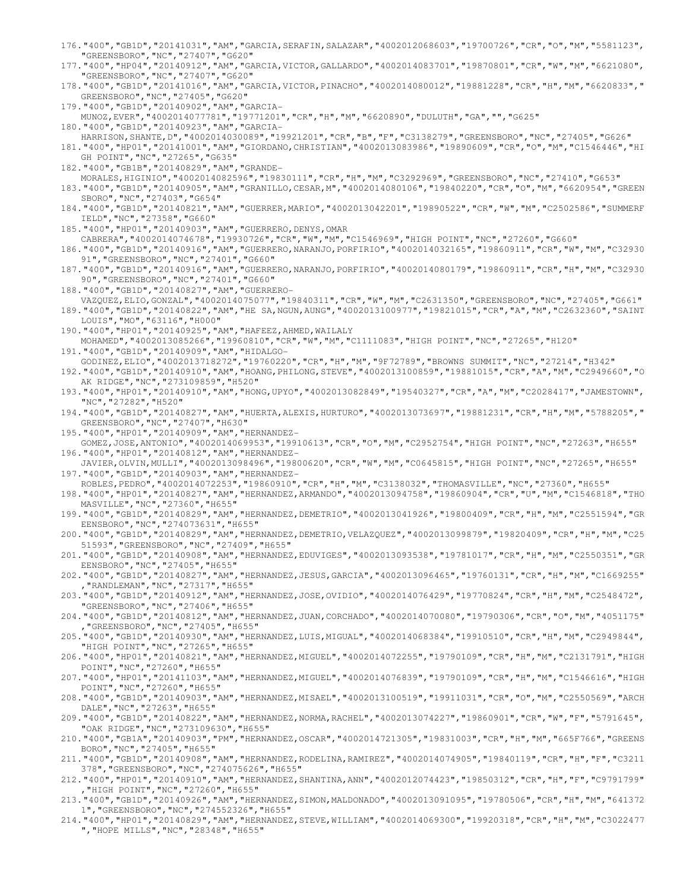176."400","GB1D","20141031","AM","GARCIA,SERAFIN,SALAZAR","4002012068603","19700726","CR","O","M","5581123","GREENSBORO","NC","27407","G620"
177."400","HP04","20140912","AM","GARCIA,VICTOR,GALLARDO","4002014083701","19870801","CR","W","M","6621080","GREENSBORO","NC","27407","G620"
178."400","GB1D","20141016","AM","GARCIA,VICTOR,PINACHO","4002014080012","19881228","CR","H","M","6620833","GREENSBORO","NC","27405","G620"
179."400","GB1D","20140902","AM","GARCIA-MUNOZ,EVER","4002014077781","19771201","CR","H","M","6620890","DULUTH","GA","","G625"
180."400","GB1D","20140923","AM","GARCIA-HARRISON,SHANTE,D","4002014030089","19921201","CR","B","F","C3138279","GREENSBORO","NC","27405","G626"
181."400","HP01","20141001","AM","GIORDANO,CHRISTIAN","4002013083986","19890609","CR","O","M","C1546446","HIGH POINT","NC","27265","G635"
182."400","GB1B","20140829","AM","GRANDE-MORALES,HIGINIO","4002014082596","19830111","CR","H","M","C3292969","GREENSBORO","NC","27410","G653"
183."400","GB1D","20140905","AM","GRANILLO,CESAR,M","4002014080106","19840220","CR","O","M","6620954","GREENSBORO","NC","27403","G654"
184."400","GB1D","20140821","AM","GUERRER,MARIO","4002013042201","19890522","CR","W","M","C2502586","SUMMERFIELD","NC","27358","G660"
185."400","HP01","20140903","AM","GUERRERO,DENYS,OMAR CABRERA","4002014074678","19930726","CR","W","M","C1546969","HIGH POINT","NC","27260","G660"
186."400","GB1D","20140916","AM","GUERRERO,NARANJO,PORFIRIO","4002014032165","19860911","CR","W","M","C3293091","GREENSBORO","NC","27401","G660"
187."400","GB1D","20140916","AM","GUERRERO,NARANJO,PORFIRIO","4002014080179","19860911","CR","H","M","C3293090","GREENSBORO","NC","27401","G660"
188."400","GB1D","20140827","AM","GUERRERO-VAZQUEZ,ELIO,GONZAL","4002014075077","19840311","CR","W","M","C2631350","GREENSBORO","NC","27405","G661"
189."400","GB1D","20140822","AM","HE SA,NGUN,AUNG","4002013100977","19821015","CR","A","M","C2632360","SAINT LOUIS","MO","63116","H000"
190."400","HP01","20140925","AM","HAFEEZ,AHMED,WAILALY MOHAMED","4002013085266","19960810","CR","W","M","C1111083","HIGH POINT","NC","27265","H120"
191."400","GB1D","20140909","AM","HIDALGO-GODINEZ,ELIO","4002013718272","19760220","CR","H","M","9F72789","BROWNS SUMMIT","NC","27214","H342"
192."400","GB1D","20140910","AM","HOANG,PHILONG,STEVE","4002013100859","19881015","CR","A","M","C2949660","OAK RIDGE","NC","273109859","H520"
193."400","HP01","20140910","AM","HONG,UPYO","4002013082849","19540327","CR","A","M","C2028417","JAMESTOWN","NC","27282","H520"
194."400","GB1D","20140827","AM","HUERTA,ALEXIS,HURTURO","4002013073697","19881231","CR","H","M","5788205","GREENSBORO","NC","27407","H630"
195."400","HP01","20140909","AM","HERNANDEZ-GOMEZ,JOSE,ANTONIO","4002014069953","19910613","CR","O","M","C2952754","HIGH POINT","NC","27263","H655"
196."400","HP01","20140812","AM","HERNANDEZ-JAVIER,OLVIN,MULLI","4002013098496","19800620","CR","W","M","C0645815","HIGH POINT","NC","27265","H655"
197."400","GB1D","20140903","AM","HERNANDEZ-ROBLES,PEDRO","4002014072253","19860910","CR","H","M","C3138032","THOMASVILLE","NC","27360","H655"
198."400","HP01","20140827","AM","HERNANDEZ,ARMANDO","4002013094758","19860904","CR","U","M","C1546818","THOMASVILLE","NC","27360","H655"
199."400","GB1D","20140829","AM","HERNANDEZ,DEMETRIO","4002013041926","19800409","CR","H","M","C2551594","GREENSBORO","NC","274073631","H655"
200."400","GB1D","20140829","AM","HERNANDEZ,DEMETRIO,VELAZQUEZ","4002013099879","19820409","CR","H","M","C2551593","GREENSBORO","NC","27409","H655"
201."400","GB1D","20140908","AM","HERNANDEZ,EDUVIGES","4002013093538","19781017","CR","H","M","C2550351","GREENSBORO","NC","27405","H655"
202."400","GB1D","20140827","AM","HERNANDEZ,JESUS,GARCIA","4002013096465","19760131","CR","H","M","C1669255","RANDLEMAN","NC","27317","H655"
203."400","GB1D","20140912","AM","HERNANDEZ,JOSE,OVIDIO","4002014076429","19770824","CR","H","M","C2548472","GREENSBORO","NC","27406","H655"
204."400","GB1D","20140812","AM","HERNANDEZ,JUAN,CORCHADO","4002014070080","19790306","CR","O","M","4051175","GREENSBORO","NC","27405","H655"
205."400","GB1D","20140930","AM","HERNANDEZ,LUIS,MIGUAL","4002014068384","19910510","CR","H","M","C2949844","HIGH POINT","NC","27265","H655"
206."400","HP01","20140821","AM","HERNANDEZ,MIGUEL","4002014072255","19790109","CR","H","M","C2131791","HIGH POINT","NC","27260","H655"
207."400","HP01","20141103","AM","HERNANDEZ,MIGUEL","4002014076839","19790109","CR","H","M","C1546616","HIGH POINT","NC","27260","H655"
208."400","GB1D","20140903","AM","HERNANDEZ,MISAEL","4002013100519","19911031","CR","O","M","C2550569","ARCHDALE","NC","27263","H655"
209."400","GB1D","20140822","AM","HERNANDEZ,NORMA,RACHEL","4002013074227","19860901","CR","W","F","5791645","OAK RIDGE","NC","273109630","H655"
210."400","GB1A","20140903","PM","HERNANDEZ,OSCAR","4002014721305","19831003","CR","H","M","665F766","GREENSBORO","NC","27405","H655"
211."400","GB1D","20140908","AM","HERNANDEZ,RODELINA,RAMIREZ","4002014074905","19840119","CR","H","F","C3211378","GREENSBORO","NC","274075626","H655"
212."400","HP01","20140910","AM","HERNANDEZ,SHANTINA,ANN","4002012074423","19850312","CR","H","F","C9791799","HIGH POINT","NC","27260","H655"
213."400","GB1D","20140926","AM","HERNANDEZ,SIMON,MALDONADO","4002013091095","19780506","CR","H","M","6413721","GREENSBORO","NC","274552326","H655"
214."400","HP01","20140829","AM","HERNANDEZ,STEVE,WILLIAM","4002014069300","19920318","CR","H","M","C3022477","HOPE MILLS","NC","28348","H655"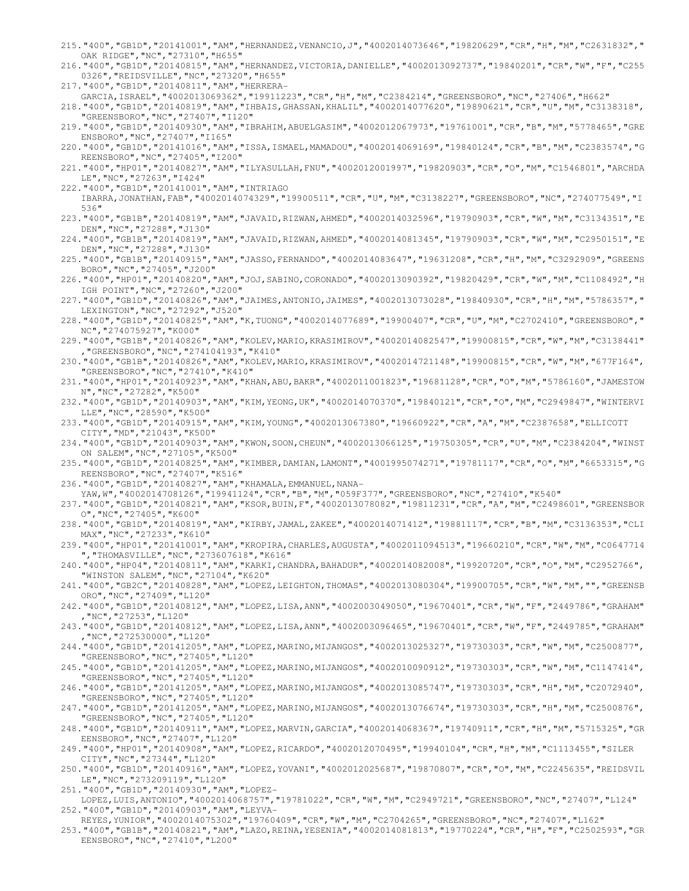215."400","GB1D","20141001","AM","HERNANDEZ,VENANCIO,J","4002014073646","19820629","CR","H","M","C2631832","OAK RIDGE","NC","27310","H655"
216."400","GB1D","20140815","AM","HERNANDEZ,VICTORIA,DANIELLE","4002013092737","19840201","CR","W","F","C2550326","REIDSVILLE","NC","27320","H655"
217."400","GB1D","20140811","AM","HERRERA-GARCIA,ISRAEL","4002013069362","19911223","CR","H","M","C2384214","GREENSBORO","NC","27406","H662"
218."400","GB1D","20140819","AM","IHBAIS,GHASSAN,KHALIL","4002014077620","19890621","CR","U","M","C3138318","GREENSBORO","NC","27407","I120"
219."400","GB1D","20140930","AM","IBRAHIM,ABUELGASIM","4002012067973","19761001","CR","B","M","5778465","GREENSBORO","NC","27407","I165"
220."400","GB1D","20141016","AM","ISSA,ISMAEL,MAMADOU","4002014069169","19840124","CR","B","M","C2383574","GREENSBORO","NC","27405","I200"
221."400","HP01","20140827","AM","ILYASULLAH,FNU","4002012001997","19820903","CR","O","M","C1546801","ARCHDALE","NC","27263","I424"
222."400","GB1D","20141001","AM","INTRIAGO IBARRA,JONATHAN,FAB","4002014074329","19900511","CR","U","M","C3138227","GREENSBORO","NC","274077549","I536"
223."400","GB1B","20140819","AM","JAVAID,RIZWAN,AHMED","4002014032596","19790903","CR","W","M","C3134351","EDEN","NC","27288","J130"
224."400","GB1B","20140819","AM","JAVAID,RIZWAN,AHMED","4002014081345","19790903","CR","W","M","C2950151","EDEN","NC","27288","J130"
225."400","GB1B","20140915","AM","JASSO,FERNANDO","4002014083647","19631208","CR","H","M","C3292909","GREENSBORO","NC","27405","J200"
226."400","HP01","20140820","AM","JOJ,SABINO,CORONADO","4002013090392","19820429","CR","W","M","C1108492","HIGH POINT","NC","27260","J200"
227."400","GB1D","20140826","AM","JAIMES,ANTONIO,JAIMES","4002013073028","19840930","CR","H","M","5786357","LEXINGTON","NC","27292","J520"
228."400","GB1D","20140825","AM","K,TUONG","4002014077689","19900407","CR","U","M","C2702410","GREENSBORO","NC","274075927","K000"
229."400","GB1B","20140826","AM","KOLEV,MARIO,KRASIMIROV","4002014082547","19900815","CR","W","M","C3138441","GREENSBORO","NC","274104193","K410"
230."400","GB1B","20140826","AM","KOLEV,MARIO,KRASIMIROV","4002014721148","19900815","CR","W","M","677F164","GREENSBORO","NC","27410","K410"
231."400","HP01","20140923","AM","KHAN,ABU,BAKR","4002011001823","19681128","CR","O","M","5786160","JAMESTOWN","NC","27282","K500"
232."400","GB1D","20140903","AM","KIM,YEONG,UK","4002014070370","19840121","CR","O","M","C2949847","WINTERVILLE","NC","28590","K500"
233."400","GB1D","20140915","AM","KIM,YOUNG","4002013067380","19660922","CR","A","M","C2387658","ELLICOTT CITY","MD","21043","K500"
234."400","GB1D","20140903","AM","KWON,SOON,CHEUN","4002013066125","19750305","CR","U","M","C2384204","WINSTON SALEM","NC","27105","K500"
235."400","GB1D","20140825","AM","KIMBER,DAMIAN,LAMONT","4001995074271","19781117","CR","O","M","6653315","GREENSBORO","NC","27407","K516"
236."400","GB1D","20140827","AM","KHAMALA,EMMANUEL,NANA-YAW,W","4002014708126","19941124","CR","B","M","059F377","GREENSBORO","NC","27410","K540"
237."400","GB1D","20140821","AM","KSOR,BUIN,F","4002013078082","19811231","CR","A","M","C2498601","GREENSBORO","NC","27405","K600"
238."400","GB1D","20140819","AM","KIRBY,JAMAL,ZAKEE","4002014071412","19881117","CR","B","M","C3136353","CLIMAX","NC","27233","K610"
239."400","HP01","20141001","AM","KROPIRA,CHARLES,AUGUSTA","4002011094513","19660210","CR","W","M","C0647714","THOMASVILLE","NC","273607618","K616"
240."400","HP04","20140811","AM","KARKI,CHANDRA,BAHADUR","4002014082008","19920720","CR","O","M","C2952766","WINSTON SALEM","NC","27104","K620"
241."400","GB2C","20140828","AM","LOPEZ,LEIGHTON,THOMAS","4002013080304","19900705","CR","W","M","","GREENSBORO","NC","27409","L120"
242."400","GB1D","20140812","AM","LOPEZ,LISA,ANN","4002003049050","19670401","CR","W","F","2449786","GRAHAM","NC","27253","L120"
243."400","GB1D","20140812","AM","LOPEZ,LISA,ANN","4002003096465","19670401","CR","W","F","2449785","GRAHAM","NC","272530000","L120"
244."400","GB1D","20141205","AM","LOPEZ,MARINO,MIJANGOS","4002013025327","19730303","CR","W","M","C2500877","GREENSBORO","NC","27405","L120"
245."400","GB1D","20141205","AM","LOPEZ,MARINO,MIJANGOS","4002010090912","19730303","CR","W","M","C1147414","GREENSBORO","NC","27405","L120"
246."400","GB1D","20141205","AM","LOPEZ,MARINO,MIJANGOS","4002013085747","19730303","CR","H","M","C2072940","GREENSBORO","NC","27405","L120"
247."400","GB1D","20141205","AM","LOPEZ,MARINO,MIJANGOS","4002013076674","19730303","CR","H","M","C2500876","GREENSBORO","NC","27405","L120"
248."400","GB1D","20140911","AM","LOPEZ,MARVIN,GARCIA","4002014068367","19740911","CR","H","M","5715325","GREENSBORO","NC","27407","L120"
249."400","HP01","20140908","AM","LOPEZ,RICARDO","4002012070495","19940104","CR","H","M","C1113455","SILER CITY","NC","27344","L120"
250."400","GB1D","20140916","AM","LOPEZ,YOVANI","4002012025687","19870807","CR","O","M","C2245635","REIDSVILLE","NC","273209119","L120"
251."400","GB1D","20140930","AM","LOPEZ-LUIS,ANTONIO","4002014068757","19781022","CR","W","M","C2949721","GREENSBORO","NC","27407","L124"
252."400","GB1D","20140903","AM","LEYVA-REYES,YUNIOR","4002014075302","19760409","CR","W","M","C2704265","GREENSBORO","NC","27407","L162"
253."400","GB1B","20140821","AM","LAZO,REINA,YESENIA","4002014081813","19770224","CR","H","F","C2502593","GREENSBORO","NC","27410","L200"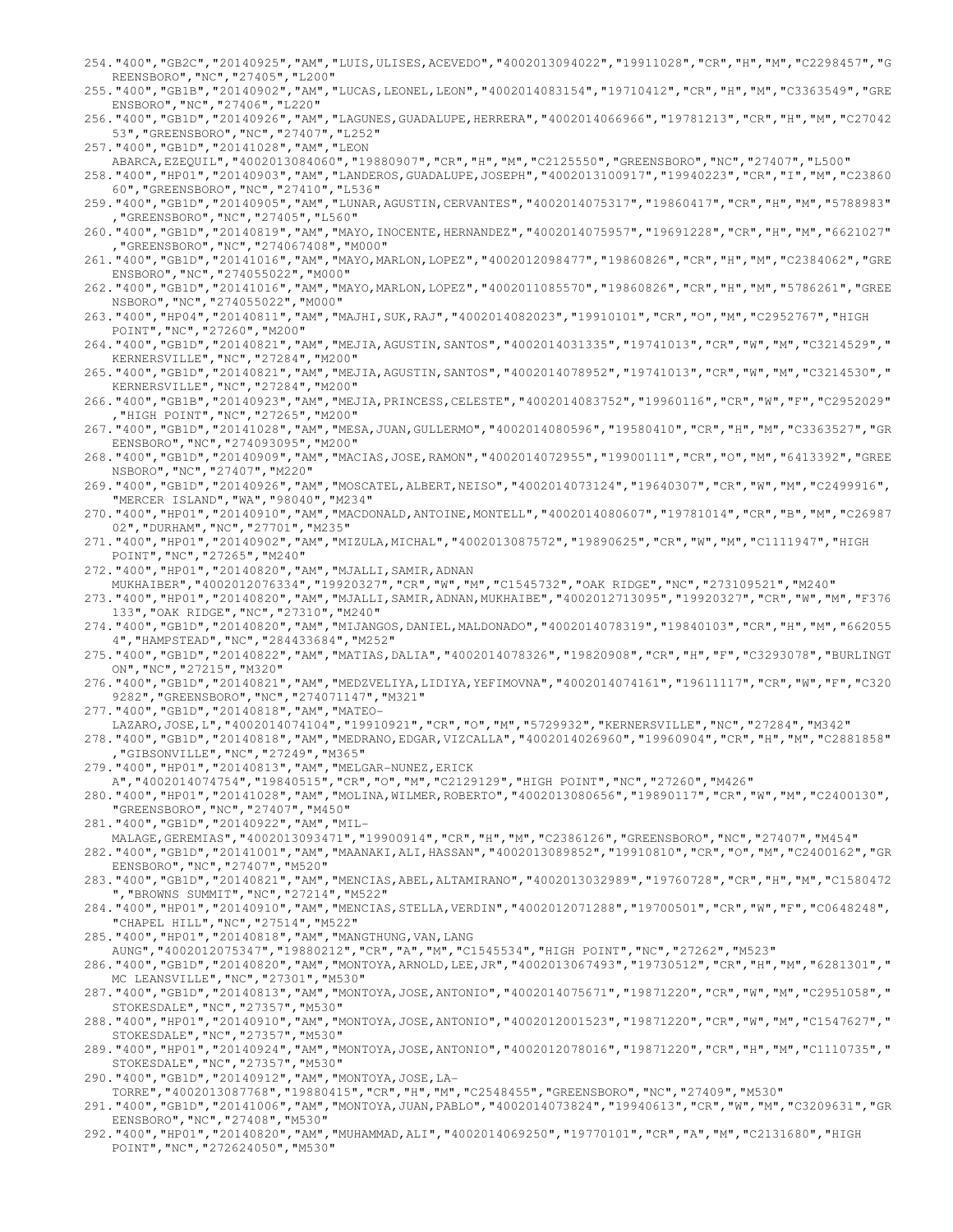254."400","GB2C","20140925","AM","LUIS,ULISES,ACEVEDO","4002013094022","19911028","CR","H","M","C2298457","GREENSBORO","NC","27405","L200"
255."400","GB1B","20140902","AM","LUCAS,LEONEL,LEON","4002014083154","19710412","CR","H","M","C3363549","GREENSBORO","NC","27406","L220"
256."400","GB1D","20140926","AM","LAGUNES,GUADALUPE,HERRERA","4002014066966","19781213","CR","H","M","C2704253","GREENSBORO","NC","27407","L252"
257."400","GB1D","20141028","AM","LEON ABARCA,EZEQUIL","4002013084060","19880907","CR","H","M","C2125550","GREENSBORO","NC","27407","L500"
258."400","HP01","20140903","AM","LANDEROS,GUADALUPE,JOSEPH","4002013100917","19940223","CR","I","M","C2386060","GREENSBORO","NC","27410","L536"
259."400","GB1D","20140905","AM","LUNAR,AGUSTIN,CERVANTES","4002014075317","19860417","CR","H","M","5788983","GREENSBORO","NC","27405","L560"
260."400","GB1D","20140819","AM","MAYO,INOCENTE,HERNANDEZ","4002014075957","19691228","CR","H","M","6621027","GREENSBORO","NC","274067408","M000"
261."400","GB1D","20141016","AM","MAYO,MARLON,LOPEZ","4002012098477","19860826","CR","H","M","C2384062","GREENSBORO","NC","274055022","M000"
262."400","GB1D","20141016","AM","MAYO,MARLON,LOPEZ","4002011085570","19860826","CR","H","M","5786261","GREENSBORO","NC","274055022","M000"
263."400","HP04","20140811","AM","MAJHI,SUK,RAJ","4002014082023","19910101","CR","O","M","C2952767","HIGH POINT","NC","27260","M200"
264."400","GB1D","20140821","AM","MEJIA,AGUSTIN,SANTOS","4002014031335","19741013","CR","W","M","C3214529","KERNERSVILLE","NC","27284","M200"
265."400","GB1D","20140821","AM","MEJIA,AGUSTIN,SANTOS","4002014078952","19741013","CR","W","M","C3214530","KERNERSVILLE","NC","27284","M200"
266."400","GB1B","20140923","AM","MEJIA,PRINCESS,CELESTE","4002014083752","19960116","CR","W","F","C2952029","HIGH POINT","NC","27265","M200"
267."400","GB1D","20141028","AM","MESA,JUAN,GULLERMO","4002014080596","19580410","CR","H","M","C3363527","GREENSBORO","NC","274093095","M200"
268."400","GB1D","20140909","AM","MACIAS,JOSE,RAMON","4002014072955","19900111","CR","O","M","6413392","GREENSBORO","NC","27407","M220"
269."400","GB1D","20140926","AM","MOSCATEL,ALBERT,NEISO","4002014073124","19640307","CR","W","M","C2499916","MERCER ISLAND","WA","98040","M234"
270."400","HP01","20140910","AM","MACDONALD,ANTOINE,MONTELL","4002014080607","19781014","CR","B","M","C2698702","DURHAM","NC","27701","M235"
271."400","HP01","20140902","AM","MIZULA,MICHAL","4002013087572","19890625","CR","W","M","C1111947","HIGH POINT","NC","27265","M240"
272."400","HP01","20140820","AM","MJALLI,SAMIR,ADNAN MUKHAIBER","4002012076334","19920327","CR","W","M","C1545732","OAK RIDGE","NC","273109521","M240"
273."400","HP01","20140820","AM","MJALLI,SAMIR,ADNAN,MUKHAIBE","4002012713095","19920327","CR","W","M","F376133","OAK RIDGE","NC","27310","M240"
274."400","GB1D","20140820","AM","MIJANGOS,DANIEL,MALDONADO","4002014078319","19840103","CR","H","M","6620554","HAMPSTEAD","NC","284433684","M252"
275."400","GB1D","20140822","AM","MATIAS,DALIA","4002014078326","19820908","CR","H","F","C3293078","BURLINGTON","NC","27215","M320"
276."400","GB1D","20140821","AM","MEDZVELIYA,LIDIYA,YEFIMOVNA","4002014074161","19611117","CR","W","F","C3209282","GREENSBORO","NC","274071147","M321"
277."400","GB1D","20140818","AM","MATEO-LAZARO,JOSE,L","4002014074104","19910921","CR","O","M","5729932","KERNERSVILLE","NC","27284","M342"
278."400","GB1D","20140818","AM","MEDRANO,EDGAR,VIZCALLA","4002014026960","19960904","CR","H","M","C2881858","GIBSONVILLE","NC","27249","M365"
279."400","HP01","20140813","AM","MELGAR-NUNEZ,ERICK A","4002014074754","19840515","CR","O","M","C2129129","HIGH POINT","NC","27260","M426"
280."400","HP01","20141028","AM","MOLINA,WILMER,ROBERTO","4002013080656","19890117","CR","W","M","C2400130","GREENSBORO","NC","27407","M450"
281."400","GB1D","20140922","AM","MIL-MALAGE,GEREMIAS","4002013093471","19900914","CR","H","M","C2386126","GREENSBORO","NC","27407","M454"
282."400","GB1D","20141001","AM","MAANAKI,ALI,HASSAN","4002013089852","19910810","CR","O","M","C2400162","GREENSBORO","NC","27407","M520"
283."400","GB1D","20140821","AM","MENCIAS,ABEL,ALTAMIRANO","4002013032989","19760728","CR","H","M","C1580472","BROWNS SUMMIT","NC","27214","M522"
284."400","HP01","20140910","AM","MENCIAS,STELLA,VERDIN","4002012071288","19700501","CR","W","F","C0648248","CHAPEL HILL","NC","27514","M522"
285."400","HP01","20140818","AM","MANGTHUNG,VAN,LANG AUNG","4002012075347","19880212","CR","A","M","C1545534","HIGH POINT","NC","27262","M523"
286."400","GB1D","20140820","AM","MONTOYA,ARNOLD,LEE,JR","4002013067493","19730512","CR","H","M","6281301","MC LEANSVILLE","NC","27301","M530"
287."400","GB1D","20140813","AM","MONTOYA,JOSE,ANTONIO","4002014075671","19871220","CR","W","M","C2951058","STOKESDALE","NC","27357","M530"
288."400","HP01","20140910","AM","MONTOYA,JOSE,ANTONIO","4002012001523","19871220","CR","W","M","C1547627","STOKESDALE","NC","27357","M530"
289."400","HP01","20140924","AM","MONTOYA,JOSE,ANTONIO","4002012078016","19871220","CR","H","M","C1110735","STOKESDALE","NC","27357","M530"
290."400","GB1D","20140912","AM","MONTOYA,JOSE,LA-TORRE","4002013087768","19880415","CR","H","M","C2548455","GREENSBORO","NC","27409","M530"
291."400","GB1D","20141006","AM","MONTOYA,JUAN,PABLO","4002014073824","19940613","CR","W","M","C3209631","GREENSBORO","NC","27408","M530"
292."400","HP01","20140820","AM","MUHAMMAD,ALI","4002014069250","19770101","CR","A","M","C2131680","HIGH POINT","NC","272624050","M530"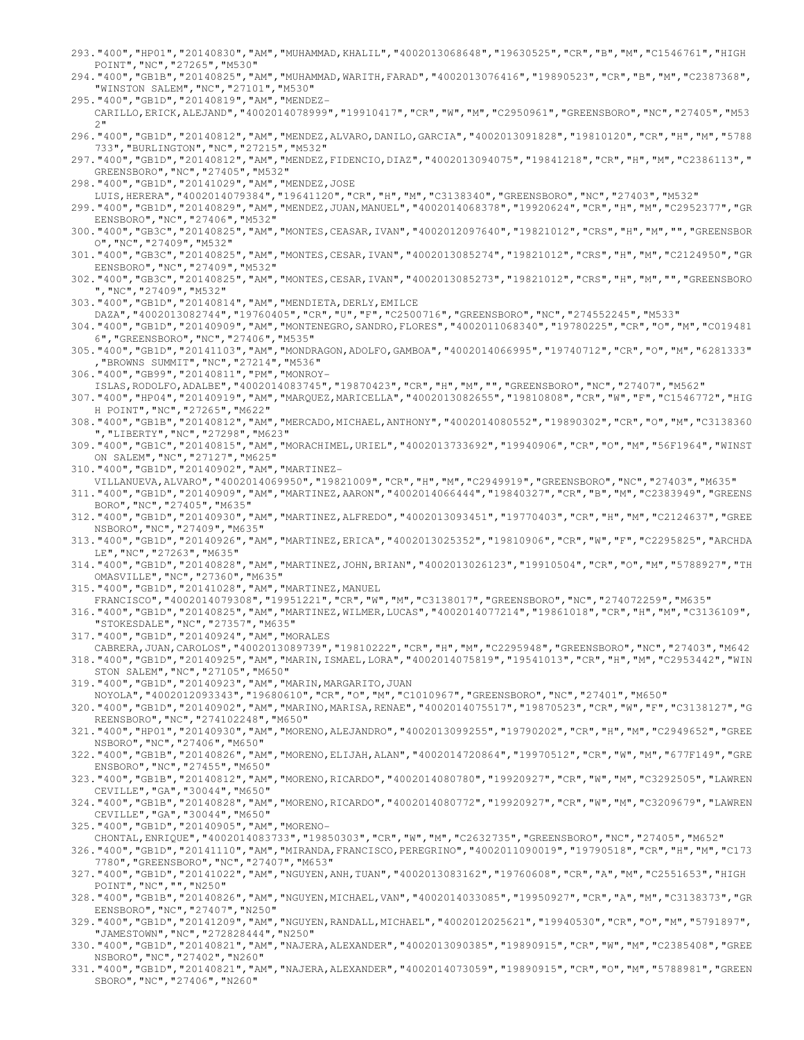293."400","HP01","20140830","AM","MUHAMMAD,KHALIL","4002013068648","19630525","CR","B","M","C1546761","HIGH POINT","NC","27265","M530"
294."400","GB1B","20140825","AM","MUHAMMAD,WARITH,FARAD","4002013076416","19890523","CR","B","M","C2387368","WINSTON SALEM","NC","27101","M530"
295."400","GB1D","20140819","AM","MENDEZ-CARILLO,ERICK,ALEJAND","4002014078999","19910417","CR","W","M","C2950961","GREENSBORO","NC","27405","M532"
296."400","GB1D","20140812","AM","MENDEZ,ALVARO,DANILO,GARCIA","4002013091828","19810120","CR","H","M","5788733","BURLINGTON","NC","27215","M532"
297."400","GB1D","20140812","AM","MENDEZ,FIDENCIO,DIAZ","4002013094075","19841218","CR","H","M","C2386113","GREENSBORO","NC","27405","M532"
298."400","GB1D","20141029","AM","MENDEZ,JOSE LUIS,HERERA","4002014079384","19641120","CR","H","M","C3138340","GREENSBORO","NC","27403","M532"
299."400","GB1D","20140829","AM","MENDEZ,JUAN,MANUEL","4002014068378","19920624","CR","H","M","C2952377","GREENSBORO","NC","27406","M532"
300."400","GB3C","20140825","AM","MONTES,CEASAR,IVAN","4002012097640","19821012","CRS","H","M","","GREENSBORO","NC","27409","M532"
301."400","GB3C","20140825","AM","MONTES,CESAR,IVAN","4002013085274","19821012","CRS","H","M","C2124950","GREENSBORO","NC","27409","M532"
302."400","GB3C","20140825","AM","MONTES,CESAR,IVAN","4002013085273","19821012","CRS","H","M","","GREENSBORO","NC","27409","M532"
303."400","GB1D","20140814","AM","MENDIETA,DERLY,EMILCE DAZA","4002013082744","19760405","CR","U","F","C2500716","GREENSBORO","NC","274552245","M533"
304."400","GB1D","20140909","AM","MONTENEGRO,SANDRO,FLORES","4002011068340","19780225","CR","O","M","C0194816","GREENSBORO","NC","27406","M535"
305."400","GB1D","20141103","AM","MONDRAGON,ADOLFO,GAMBOA","4002014066995","19740712","CR","O","M","6281333","BROWNS SUMMIT","NC","27214","M536"
306."400","GB99","20140811","PM","MONROY-ISLAS,RODOLFO,ADALBE","4002014083745","19870423","CR","H","M","","GREENSBORO","NC","27407","M562"
307."400","HP04","20140919","AM","MARQUEZ,MARICELLA","4002013082655","19810808","CR","W","F","C1546772","HIGH POINT","NC","27265","M622"
308."400","GB1B","20140812","AM","MERCADO,MICHAEL,ANTHONY","4002014080552","19890302","CR","O","M","C3138360","LIBERTY","NC","27298","M623"
309."400","GB1C","20140815","AM","MORACHIMEL,URIEL","4002013733692","19940906","CR","O","M","56F1964","WINSTON SALEM","NC","27127","M625"
310."400","GB1D","20140902","AM","MARTINEZ-VILLANUEVA,ALVARO","4002014069950","19821009","CR","H","M","C2949919","GREENSBORO","NC","27403","M635"
311."400","GB1D","20140909","AM","MARTINEZ,AARON","4002014066444","19840327","CR","B","M","C2383949","GREENSBORO","NC","27405","M635"
312."400","GB1D","20140930","AM","MARTINEZ,ALFREDO","4002013093451","19770403","CR","H","M","C2124637","GREENSBORO","NC","27409","M635"
313."400","GB1D","20140926","AM","MARTINEZ,ERICA","4002013025352","19810906","CR","W","F","C2295825","ARCHDALE","NC","27263","M635"
314."400","GB1D","20140828","AM","MARTINEZ,JOHN,BRIAN","4002013026123","19910504","CR","O","M","5788927","THOMASVILLE","NC","27360","M635"
315."400","GB1D","20141028","AM","MARTINEZ,MANUEL FRANCISCO","4002014079308","19951221","CR","W","M","C3138017","GREENSBORO","NC","274072259","M635"
316."400","GB1D","20140825","AM","MARTINEZ,WILMER,LUCAS","4002014077214","19861018","CR","H","M","C3136109","STOKESDALE","NC","27357","M635"
317."400","GB1D","20140924","AM","MORALES CABRERA,JUAN,CAROLOS","4002013089739","19810222","CR","H","M","C2295948","GREENSBORO","NC","27403","M642
318."400","GB1D","20140925","AM","MARIN,ISMAEL,LORA","4002014075819","19541013","CR","H","M","C2953442","WINSTON SALEM","NC","27105","M650"
319."400","GB1D","20140923","AM","MARIN,MARGARITO,JUAN NOYOLA","4002012093343","19680610","CR","O","M","C1010967","GREENSBORO","NC","27401","M650"
320."400","GB1D","20140902","AM","MARINO,MARISA,RENAE","4002014075517","19870523","CR","W","F","C3138127","GREENSBORO","NC","274102248","M650"
321."400","HP01","20140930","AM","MORENO,ALEJANDRO","4002013099255","19790202","CR","H","M","C2949652","GREENSBORO","NC","27406","M650"
322."400","GB1B","20140826","AM","MORENO,ELIJAH,ALAN","4002014720864","19970512","CR","W","M","677F149","GREENSBORO","NC","27455","M650"
323."400","GB1B","20140812","AM","MORENO,RICARDO","4002014080780","19920927","CR","W","M","C3292505","LAWRENCEVILLE","GA","30044","M650"
324."400","GB1B","20140828","AM","MORENO,RICARDO","4002014080772","19920927","CR","W","M","C3209679","LAWRENCEVILLE","GA","30044","M650"
325."400","GB1D","20140905","AM","MORENO-CHONTAL,ENRIQUE","4002014083733","19850303","CR","W","M","C2632735","GREENSBORO","NC","27405","M652"
326."400","GB1D","20141110","AM","MIRANDA,FRANCISCO,PEREGRINO","4002011090019","19790518","CR","H","M","C1737780","GREENSBORO","NC","27407","M653"
327."400","GB1D","20141022","AM","NGUYEN,ANH,TUAN","4002013083162","19760608","CR","A","M","C2551653","HIGH POINT","NC","","N250"
328."400","GB1B","20140826","AM","NGUYEN,MICHAEL,VAN","4002014033085","19950927","CR","A","M","C3138373","GREENSBORO","NC","27407","N250"
329."400","GB1D","20141209","AM","NGUYEN,RANDALL,MICHAEL","4002012025621","19940530","CR","O","M","5791897","JAMESTOWN","NC","272828444","N250"
330."400","GB1D","20140821","AM","NAJERA,ALEXANDER","4002013090385","19890915","CR","W","M","C2385408","GREENSBORO","NC","27402","N260"
331."400","GB1D","20140821","AM","NAJERA,ALEXANDER","4002014073059","19890915","CR","O","M","5788981","GREENSBORO","NC","27406","N260"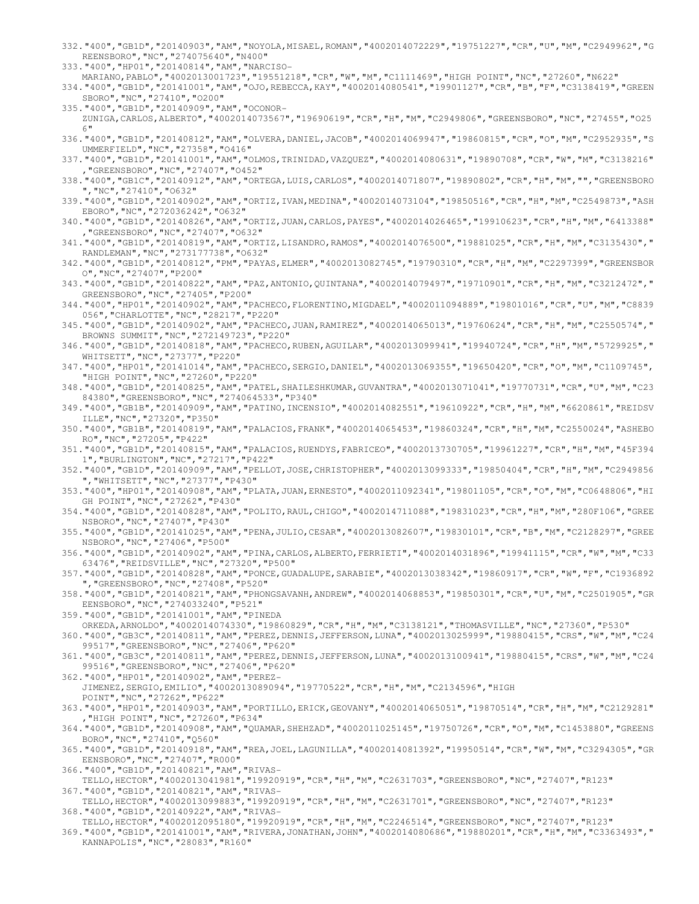332."400","GB1D","20140903","AM","NOYOLA,MISAEL,ROMAN","4002014072229","19751227","CR","U","M","C2949962","GREENSBORO","NC","274075640","N400"
333."400","HP01","20140814","AM","NARCISO-MARIANO,PABLO","4002013001723","19551218","CR","W","M","C1111469","HIGH POINT","NC","27260","N622"
334."400","GB1D","20141001","AM","OJO,REBECCA,KAY","4002014080541","19901127","CR","B","F","C3138419","GREENSBORO","NC","27410","O200"
335."400","GB1D","20140909","AM","OCONOR-ZUNIGA,CARLOS,ALBERTO","4002014073567","19690619","CR","H","M","C2949806","GREENSBORO","NC","27455","O256"
336."400","GB1D","20140812","AM","OLVERA,DANIEL,JACOB","4002014069947","19860815","CR","O","M","C2952935","SUMMERFIELD","NC","27358","O416"
337."400","GB1D","20141001","AM","OLMOS,TRINIDAD,VAZQUEZ","4002014080631","19890708","CR","W","M","C3138216","GREENSBORO","NC","27407","O452"
338."400","GB1C","20140912","AM","ORTEGA,LUIS,CARLOS","4002014071807","19890802","CR","H","M","","GREENSBORO","NC","27410","O632"
339."400","GB1D","20140902","AM","ORTIZ,IVAN,MEDINA","4002014073104","19850516","CR","H","M","C2549873","ASHEBORO","NC","272036242","O632"
340."400","GB1D","20140826","AM","ORTIZ,JUAN,CARLOS,PAYES","4002014026465","19910623","CR","H","M","6413388","GREENSBORO","NC","27407","O632"
341."400","GB1D","20140819","AM","ORTIZ,LISANDRO,RAMOS","4002014076500","19881025","CR","H","M","C3135430","RANDLEMAN","NC","273177738","O632"
342."400","GB1D","20140812","PM","PAYAS,ELMER","4002013082745","19790310","CR","H","M","C2297399","GREENSBORO","NC","27407","P200"
343."400","GB1D","20140822","AM","PAZ,ANTONIO,QUINTANA","4002014079497","19710901","CR","H","M","C3212472","GREENSBORO","NC","27405","P200"
344."400","HP01","20140902","AM","PACHECO,FLORENTINO,MIGDAEL","4002011094889","19801016","CR","U","M","C8839056","CHARLOTTE","NC","28217","P220"
345."400","GB1D","20140902","AM","PACHECO,JUAN,RAMIREZ","4002014065013","19760624","CR","H","M","C2550574","BROWNS SUMMIT","NC","272149723","P220"
346."400","GB1D","20140818","AM","PACHECO,RUBEN,AGUILAR","4002013099941","19940724","CR","H","M","5729925","WHITSETT","NC","27377","P220"
347."400","HP01","20141014","AM","PACHECO,SERGIO,DANIEL","4002013069355","19650420","CR","O","M","C1109745","HIGH POINT","NC","27260","P220"
348."400","GB1D","20140825","AM","PATEL,SHAILESHKUMAR,GUVANTRA","4002013071041","19770731","CR","U","M","C2384380","GREENSBORO","NC","274064533","P340"
349."400","GB1B","20140909","AM","PATINO,INCENSIO","4002014082551","19610922","CR","H","M","6620861","REIDSVILLE","NC","27320","P350"
350."400","GB1B","20140819","AM","PALACIOS,FRANK","4002014065453","19860324","CR","H","M","C2550024","ASHEBORO","NC","27205","P422"
351."400","GB1D","20140815","AM","PALACIOS,RUENDYS,FABRICEO","4002013730705","19961227","CR","H","M","45F3941","BURLINGTON","NC","27217","P422"
352."400","GB1D","20140909","AM","PELLOT,JOSE,CHRISTOPHER","4002013099333","19850404","CR","H","M","C2949856","WHITSETT","NC","27377","P430"
353."400","HP01","20140908","AM","PLATA,JUAN,ERNESTO","4002011092341","19801105","CR","O","M","C0648806","HIGH POINT","NC","27262","P430"
354."400","GB1D","20140828","AM","POLITO,RAUL,CHIGO","4002014711088","19831023","CR","H","M","280F106","GREENSBORO","NC","27407","P430"
355."400","GB1D","20141025","AM","PENA,JULIO,CESAR","4002013082607","19830101","CR","B","M","C2128297","GREENSBORO","NC","27406","P500"
356."400","GB1D","20140902","AM","PINA,CARLOS,ALBERTO,FERRIETI","4002014031896","19941115","CR","W","M","C3363476","REIDSVILLE","NC","27320","P500"
357."400","GB1D","20140828","AM","PONCE,GUADALUPE,SARABIE","4002013038342","19860917","CR","W","F","C1936892","GREENSBORO","NC","27408","P520"
358."400","GB1D","20140821","AM","PHONGSAVANH,ANDREW","4002014068853","19850301","CR","U","M","C2501905","GREENSBORO","NC","274033240","P521"
359."400","GB1D","20141001","AM","PINEDA ORKEDA,ARNOLDO","4002014074330","19860829","CR","H","M","C3138121","THOMASVILLE","NC","27360","P530"
360."400","GB3C","20140811","AM","PEREZ,DENNIS,JEFFERSON,LUNA","4002013025999","19880415","CRS","W","M","C2499517","GREENSBORO","NC","27406","P620"
361."400","GB3C","20140811","AM","PEREZ,DENNIS,JEFFERSON,LUNA","4002013100941","19880415","CRS","W","M","C2499516","GREENSBORO","NC","27406","P620"
362."400","HP01","20140902","AM","PEREZ-JIMENEZ,SERGIO,EMILIO","4002013089094","19770522","CR","H","M","C2134596","HIGH POINT","NC","27262","P622"
363."400","HP01","20140903","AM","PORTILLO,ERICK,GEOVANY","4002014065051","19870514","CR","H","M","C2129281","HIGH POINT","NC","27260","P634"
364."400","GB1D","20140908","AM","QUAMAR,SHEHZAD","4002011025145","19750726","CR","O","M","C1453880","GREENSBORO","NC","27410","Q560"
365."400","GB1D","20140918","AM","REA,JOEL,LAGUNILLA","4002014081392","19950514","CR","W","M","C3294305","GREENSBORO","NC","27407","R000"
366."400","GB1D","20140821","AM","RIVAS-TELLO,HECTOR","4002013041981","19920919","CR","H","M","C2631703","GREENSBORO","NC","27407","R123"
367."400","GB1D","20140821","AM","RIVAS-TELLO,HECTOR","4002013099883","19920919","CR","H","M","C2631701","GREENSBORO","NC","27407","R123"
368."400","GB1D","20140922","AM","RIVAS-TELLO,HECTOR","4002012095180","19920919","CR","H","M","C2246514","GREENSBORO","NC","27407","R123"
369."400","GB1D","20141001","AM","RIVERA,JONATHAN,JOHN","4002014080686","19880201","CR","H","M","C3363493","KANNAPOLIS","NC","28083","R160"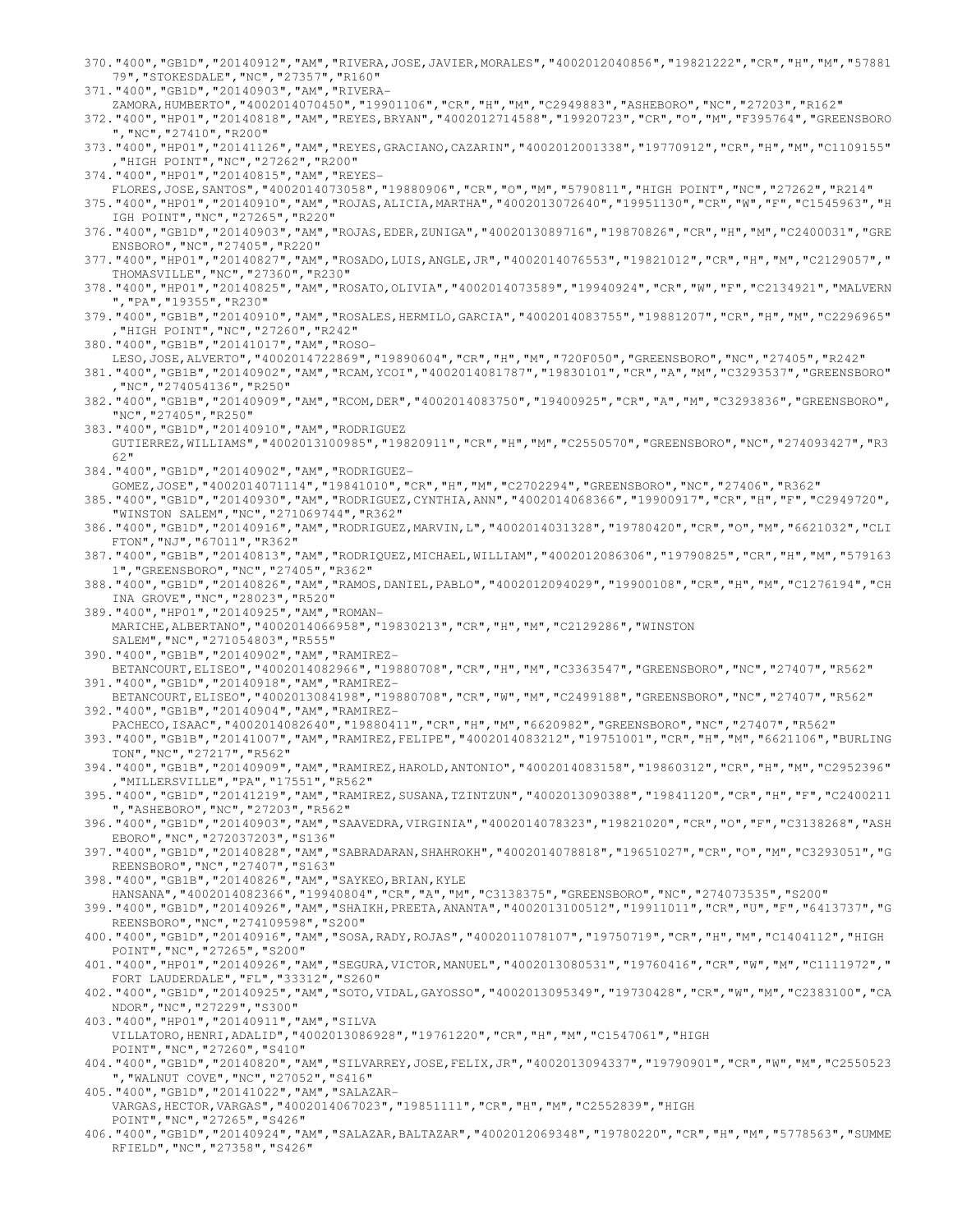370."400","GB1D","20140912","AM","RIVERA,JOSE,JAVIER,MORALES","4002012040856","19821222","CR","H","M","5788179","STOKESDALE","NC","27357","R160"
371."400","GB1D","20140903","AM","RIVERA-ZAMORA,HUMBERTO","4002014070450","19901106","CR","H","M","C2949883","ASHEBORO","NC","27203","R162"
372."400","HP01","20140818","AM","REYES,BRYAN","4002012714588","19920723","CR","O","M","F395764","GREENSBORO","NC","27410","R200"
373."400","HP01","20141126","AM","REYES,GRACIANO,CAZARIN","4002012001338","19770912","CR","H","M","C1109155","HIGH POINT","NC","27262","R200"
374."400","HP01","20140815","AM","REYES-FLORES,JOSE,SANTOS","4002014073058","19880906","CR","O","M","5790811","HIGH POINT","NC","27262","R214"
375."400","HP01","20140910","AM","ROJAS,ALICIA,MARTHA","4002013072640","19951130","CR","W","F","C1545963","HIGH POINT","NC","27265","R220"
376."400","GB1D","20140903","AM","ROJAS,EDER,ZUNIGA","4002013089716","19870826","CR","H","M","C2400031","GREENSBORO","NC","27405","R220"
377."400","HP01","20140827","AM","ROSADO,LUIS,ANGLE,JR","4002014076553","19821012","CR","H","M","C2129057","THOMASVILLE","NC","27360","R230"
378."400","HP01","20140825","AM","ROSATO,OLIVIA","4002014073589","19940924","CR","W","F","C2134921","MALVERN","PA","19355","R230"
379."400","GB1B","20140910","AM","ROSALES,HERMILO,GARCIA","4002014083755","19881207","CR","H","M","C2296965","HIGH POINT","NC","27260","R242"
380."400","GB1B","20141017","AM","ROSO-LESO,JOSE,ALVERTO","4002014722869","19890604","CR","H","M","720F050","GREENSBORO","NC","27405","R242"
381."400","GB1B","20140902","AM","RCAM,YCOI","4002014081787","19830101","CR","A","M","C3293537","GREENSBORO","NC","274054136","R250"
382."400","GB1B","20140909","AM","RCOM,DER","4002014083750","19400925","CR","A","M","C3293836","GREENSBORO","NC","27405","R250"
383."400","GB1D","20140910","AM","RODRIGUEZ GUTIERREZ,WILLIAMS","4002013100985","19820911","CR","H","M","C2550570","GREENSBORO","NC","274093427","R362"
384."400","GB1D","20140902","AM","RODRIGUEZ-GOMEZ,JOSE","4002014071114","19841010","CR","H","M","C2702294","GREENSBORO","NC","27406","R362"
385."400","GB1D","20140930","AM","RODRIGUEZ,CYNTHIA,ANN","4002014068366","19900917","CR","H","F","C2949720","WINSTON SALEM","NC","271069744","R362"
386."400","GB1D","20140916","AM","RODRIGUEZ,MARVIN,L","4002014031328","19780420","CR","O","M","6621032","CLIFTON","NJ","67011","R362"
387."400","GB1B","20140813","AM","RODRIQUEZ,MICHAEL,WILLIAM","4002012086306","19790825","CR","H","M","5791631","GREENSBORO","NC","27405","R362"
388."400","GB1D","20140826","AM","RAMOS,DANIEL,PABLO","4002012094029","19900108","CR","H","M","C1276194","CHINA GROVE","NC","28023","R520"
389."400","HP01","20140925","AM","ROMAN-MARICHE,ALBERTANO","4002014066958","19830213","CR","H","M","C2129286","WINSTON SALEM","NC","271054803","R555"
390."400","GB1B","20140902","AM","RAMIREZ-BETANCOURT,ELISEO","4002014082966","19880708","CR","H","M","C3363547","GREENSBORO","NC","27407","R562"
391."400","GB1D","20140918","AM","RAMIREZ-BETANCOURT,ELISEO","4002013084198","19880708","CR","W","M","C2499188","GREENSBORO","NC","27407","R562"
392."400","GB1B","20140904","AM","RAMIREZ-PACHECO,ISAAC","4002014082640","19880411","CR","H","M","6620982","GREENSBORO","NC","27407","R562"
393."400","GB1B","20141007","AM","RAMIREZ,FELIPE","4002014083212","19751001","CR","H","M","6621106","BURLINGTON","NC","27217","R562"
394."400","GB1B","20140909","AM","RAMIREZ,HAROLD,ANTONIO","4002014083158","19860312","CR","H","M","C2952396","MILLERSVILLE","PA","17551","R562"
395."400","GB1D","20141219","AM","RAMIREZ,SUSANA,TZINTZUN","4002013090388","19841120","CR","H","F","C2400211","ASHEBORO","NC","27203","R562"
396."400","GB1D","20140903","AM","SAAVEDRA,VIRGINIA","4002014078323","19821020","CR","O","F","C3138268","ASHEBORO","NC","272037203","S136"
397."400","GB1D","20140828","AM","SABRADARAN,SHAHROKH","4002014078818","19651027","CR","O","M","C3293051","GREENSBORO","NC","27407","S163"
398."400","GB1B","20140826","AM","SAYKEO,BRIAN,KYLE HANSANA","4002014082366","19940804","CR","A","M","C3138375","GREENSBORO","NC","274073535","S200"
399."400","GB1D","20140926","AM","SHAIKH,PREETA,ANANTA","4002013100512","19911011","CR","U","F","6413737","GREENSBORO","NC","274109598","S200"
400."400","GB1D","20140916","AM","SOSA,RADY,ROJAS","4002011078107","19750719","CR","H","M","C1404112","HIGH POINT","NC","27265","S200"
401."400","HP01","20140926","AM","SEGURA,VICTOR,MANUEL","4002013080531","19760416","CR","W","M","C1111972","FORT LAUDERDALE","FL","33312","S260"
402."400","GB1D","20140925","AM","SOTO,VIDAL,GAYOSSO","4002013095349","19730428","CR","W","M","C2383100","CANDOR","NC","27229","S300"
403."400","HP01","20140911","AM","SILVA VILLATORO,HENRI,ADALID","4002013086928","19761220","CR","H","M","C1547061","HIGH POINT","NC","27260","S410"
404."400","GB1D","20140820","AM","SILVARREY,JOSE,FELIX,JR","4002013094337","19790901","CR","W","M","C2550523","WALNUT COVE","NC","27052","S416"
405."400","GB1D","20141022","AM","SALAZAR-VARGAS,HECTOR,VARGAS","4002014067023","19851111","CR","H","M","C2552839","HIGH POINT","NC","27265","S426"
406."400","GB1D","20140924","AM","SALAZAR,BALTAZAR","4002012069348","19780220","CR","H","M","5778563","SUMMERFIELD","NC","27358","S426"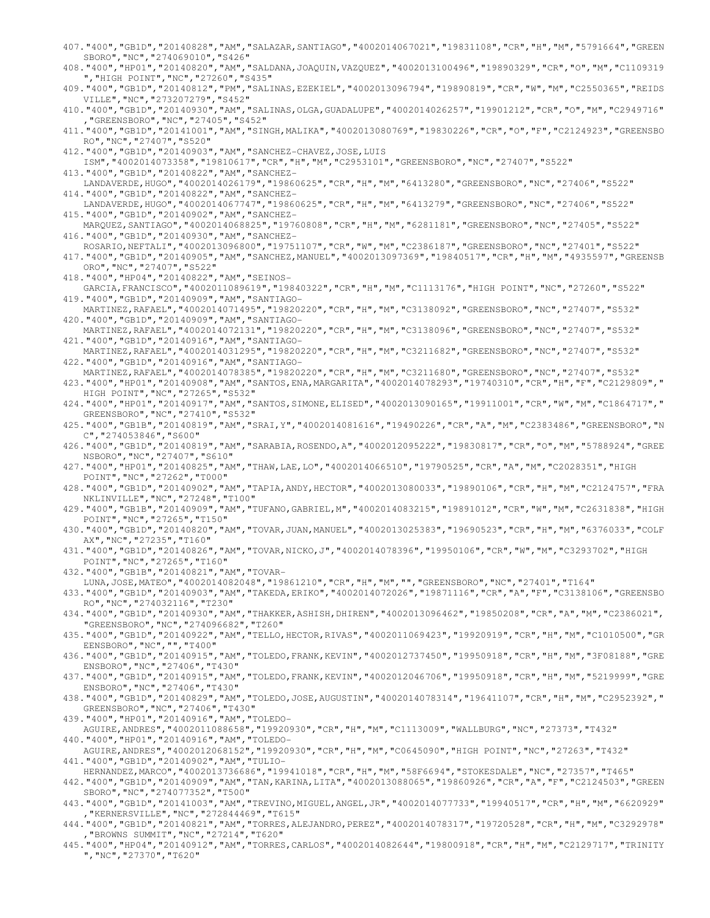407."400","GB1D","20140828","AM","SALAZAR,SANTIAGO","4002014067021","19831108","CR","H","M","5791664","GREENSBORO","NC","274069010","S426"
408."400","HP01","20140820","AM","SALDANA,JOAQUIN,VAZQUEZ","4002013100496","19890329","CR","O","M","C1109319","HIGH POINT","NC","27260","S435"
409."400","GB1D","20140812","PM","SALINAS,EZEKIEL","4002013096794","19890819","CR","W","M","C2550365","REIDSVILLE","NC","273207279","S452"
410."400","GB1D","20140930","AM","SALINAS,OLGA,GUADALUPE","4002014026257","19901212","CR","O","M","C2949716","GREENSBORO","NC","27405","S452"
411."400","GB1D","20141001","AM","SINGH,MALIKA","4002013080769","19830226","CR","O","F","C2124923","GREENSBORO","NC","27407","S520"
412."400","GB1D","20140903","AM","SANCHEZ-CHAVEZ,JOSE,LUIS ISM","4002014073358","19810617","CR","H","M","C2953101","GREENSBORO","NC","27407","S522"
413."400","GB1D","20140822","AM","SANCHEZ-LANDAVERDE,HUGO","4002014026179","19860625","CR","H","M","6413280","GREENSBORO","NC","27406","S522"
414."400","GB1D","20140822","AM","SANCHEZ-LANDAVERDE,HUGO","4002014067747","19860625","CR","H","M","6413279","GREENSBORO","NC","27406","S522"
415."400","GB1D","20140902","AM","SANCHEZ-MARQUEZ,SANTIAGO","4002014068825","19760808","CR","H","M","6281181","GREENSBORO","NC","27405","S522"
416."400","GB1D","20140930","AM","SANCHEZ-ROSARIO,NEFTALI","4002013096800","19751107","CR","W","M","C2386187","GREENSBORO","NC","27401","S522"
417."400","GB1D","20140905","AM","SANCHEZ,MANUEL","4002013097369","19840517","CR","H","M","4935597","GREENSBORO","NC","27407","S522"
418."400","HP04","20140822","AM","SEINOS-GARCIA,FRANCISCO","4002011089619","19840322","CR","H","M","C1113176","HIGH POINT","NC","27260","S522"
419."400","GB1D","20140909","AM","SANTIAGO-MARTINEZ,RAFAEL","4002014071495","19820220","CR","H","M","C3138092","GREENSBORO","NC","27407","S532"
420."400","GB1D","20140909","AM","SANTIAGO-MARTINEZ,RAFAEL","4002014072131","19820220","CR","H","M","C3138096","GREENSBORO","NC","27407","S532"
421."400","GB1D","20140916","AM","SANTIAGO-MARTINEZ,RAFAEL","4002014031295","19820220","CR","H","M","C3211682","GREENSBORO","NC","27407","S532"
422."400","GB1D","20140916","AM","SANTIAGO-MARTINEZ,RAFAEL","4002014078385","19820220","CR","H","M","C3211680","GREENSBORO","NC","27407","S532"
423."400","HP01","20140908","AM","SANTOS,ENA,MARGARITA","4002014078293","19740310","CR","H","F","C2129809","HIGH POINT","NC","27265","S532"
424."400","HP01","20140917","AM","SANTOS,SIMONE,ELISED","4002013090165","19911001","CR","W","M","C1864717","GREENSBORO","NC","27410","S532"
425."400","GB1B","20140819","AM","SRAI,Y","4002014081616","19490226","CR","A","M","C2383486","GREENSBORO","NC","274053846","S600"
426."400","GB1D","20140819","AM","SARABIA,ROSENDO,A","4002012095222","19830817","CR","O","M","5788924","GREENSBORO","NC","27407","S610"
427."400","HP01","20140825","AM","THAW,LAE,LO","4002014066510","19790525","CR","A","M","C2028351","HIGH POINT","NC","27262","T000"
428."400","GB1D","20140902","AM","TAPIA,ANDY,HECTOR","4002013080033","19890106","CR","H","M","C2124757","FRANKLINVILLE","NC","27248","T100"
429."400","GB1B","20140909","AM","TUFANO,GABRIEL,M","4002014083215","19891012","CR","W","M","C2631838","HIGH POINT","NC","27265","T150"
430."400","GB1D","20140820","AM","TOVAR,JUAN,MANUEL","4002013025383","19690523","CR","H","M","6376033","COLFAX","NC","27235","T160"
431."400","GB1D","20140826","AM","TOVAR,NICKO,J","4002014078396","19950106","CR","W","M","C3293702","HIGH POINT","NC","27265","T160"
432."400","GB1B","20140821","AM","TOVAR-LUNA,JOSE,MATEO","4002014082048","19861210","CR","H","M","","GREENSBORO","NC","27401","T164"
433."400","GB1D","20140903","AM","TAKEDA,ERIKO","4002014072026","19871116","CR","A","F","C3138106","GREENSBORO","NC","274032116","T230"
434."400","GB1D","20140930","AM","THAKKER,ASHISH,DHIREN","4002013096462","19850208","CR","A","M","C2386021","GREENSBORO","NC","274096682","T260"
435."400","GB1D","20140922","AM","TELLO,HECTOR,RIVAS","4002011069423","19920919","CR","H","M","C1010500","GREENSBORO","NC","","T400"
436."400","GB1D","20140915","AM","TOLEDO,FRANK,KEVIN","4002012737450","19950918","CR","H","M","3F08188","GREENSBORO","NC","27406","T430"
437."400","GB1D","20140915","AM","TOLEDO,FRANK,KEVIN","4002012046706","19950918","CR","H","M","5219999","GREENSBORO","NC","27406","T430"
438."400","GB1D","20140829","AM","TOLEDO,JOSE,AUGUSTIN","4002014078314","19641107","CR","H","M","C2952392","GREENSBORO","NC","27406","T430"
439."400","HP01","20140916","AM","TOLEDO-AGUIRE,ANDRES","4002011088658","19920930","CR","H","M","C1113009","WALLBURG","NC","27373","T432"
440."400","HP01","20140916","AM","TOLEDO-AGUIRE,ANDRES","4002012068152","19920930","CR","H","M","C0645090","HIGH POINT","NC","27263","T432"
441."400","GB1D","20140902","AM","TULIO-HERNANDEZ,MARCO","4002013736686","19941018","CR","H","M","58F6694","STOKESDALE","NC","27357","T465"
442."400","GB1D","20140909","AM","TAN,KARINA,LITA","4002013088065","19860926","CR","A","F","C2124503","GREENSBORO","NC","274077352","T500"
443."400","GB1D","20141003","AM","TREVINO,MIGUEL,ANGEL,JR","4002014077733","19940517","CR","H","M","6620929","KERNERSVILLE","NC","272844469","T615"
444."400","GB1D","20140821","AM","TORRES,ALEJANDRO,PEREZ","4002014078317","19720528","CR","H","M","C3292978","BROWNS SUMMIT","NC","27214","T620"
445."400","HP04","20140912","AM","TORRES,CARLOS","4002014082644","19800918","CR","H","M","C2129717","TRINITY","NC","27370","T620"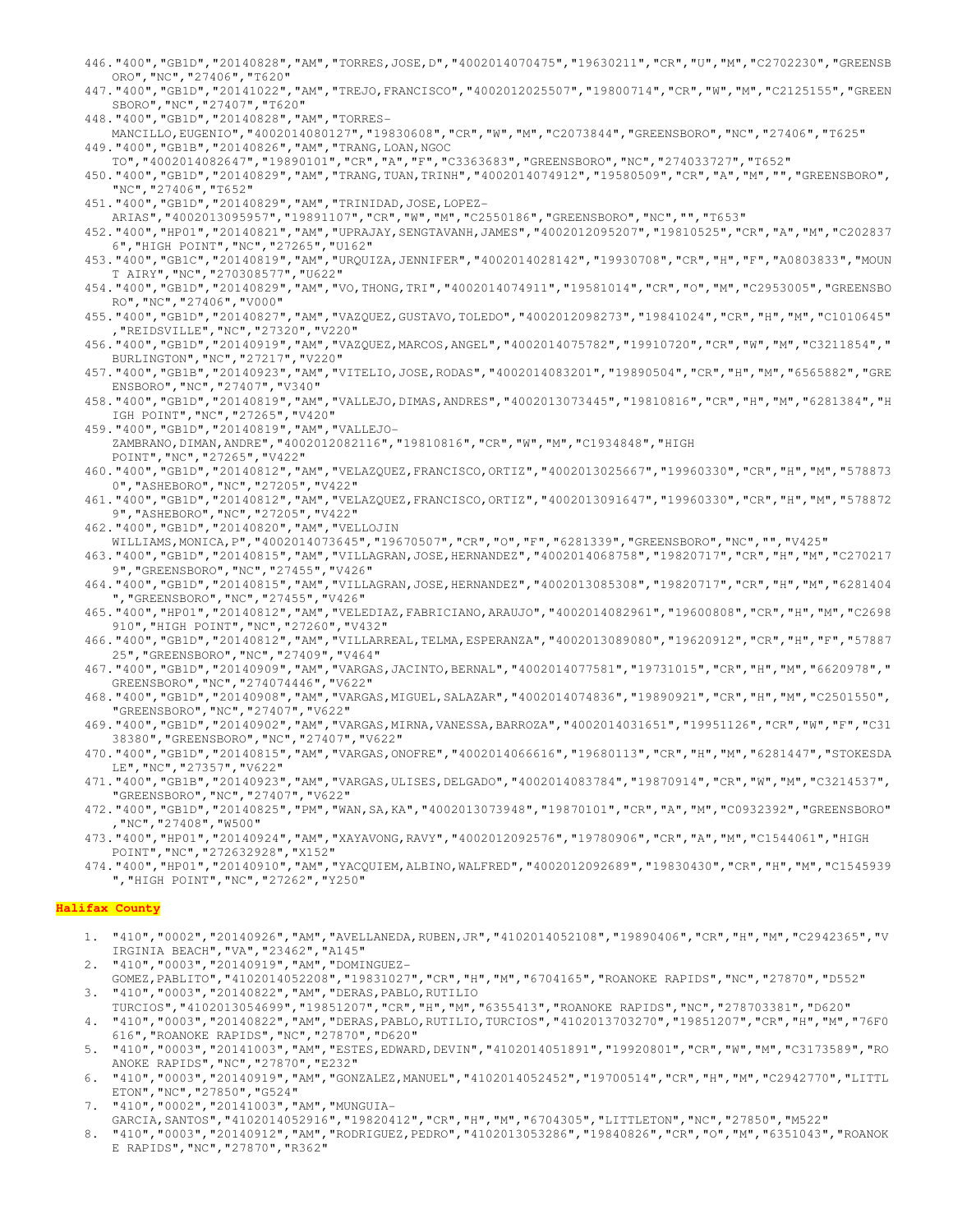446. "400","GB1D","20140828","AM","TORRES,JOSE,D","4002014070475","19630211","CR","U","M","C2702230","GREENSBORO","NC","27406","T620"
447. "400","GB1D","20141022","AM","TREJO,FRANCISCO","4002012025507","19800714","CR","W","M","C2125155","GREENSBORO","NC","27407","T620"
448. "400","GB1D","20140828","AM","TORRES-MANCILLO,EUGENIO","4002014080127","19830608","CR","W","M","C2073844","GREENSBORO","NC","27406","T625"
449. "400","GB1B","20140826","AM","TRANG,LOAN,NGOC TO","4002014082647","19890101","CR","A","F","C3363683","GREENSBORO","NC","274033727","T652"
450. "400","GB1D","20140829","AM","TRANG,TUAN,TRINH","4002014074912","19580509","CR","A","M","","GREENSBORO","NC","27406","T652"
451. "400","GB1D","20140829","AM","TRINIDAD,JOSE,LOPEZ-ARIAS","4002013095957","19891107","CR","W","M","C2550186","GREENSBORO","NC","","T653"
452. "400","HP01","20140821","AM","UPRAJAY,SENGTAVANH,JAMES","4002012095207","19810525","CR","A","M","C2028376","HIGH POINT","NC","27265","U162"
453. "400","GB1C","20140819","AM","URQUIZA,JENNIFER","4002014028142","19930708","CR","H","F","A0803833","MOUNT AIRY","NC","270308577","U622"
454. "400","GB1D","20140829","AM","VO,THONG,TRI","4002014074911","19581014","CR","O","M","C2953005","GREENSBORO","NC","27406","V000"
455. "400","GB1D","20140827","AM","VAZQUEZ,GUSTAVO,TOLEDO","4002012098273","19841024","CR","H","M","C1010645","REIDSVILLE","NC","27320","V220"
456. "400","GB1D","20140919","AM","VAZQUEZ,MARCOS,ANGEL","4002014075782","19910720","CR","W","M","C3211854","BURLINGTON","NC","27217","V220"
457. "400","GB1B","20140923","AM","VITELIO,JOSE,RODAS","4002014083201","19890504","CR","H","M","6565882","GREENSBORO","NC","27407","V340"
458. "400","GB1D","20140819","AM","VALLEJO,DIMAS,ANDRES","4002013073445","19810816","CR","H","M","6281384","HIGH POINT","NC","27265","V420"
459. "400","GB1D","20140819","AM","VALLEJO-ZAMBRANO,DIMAN,ANDRE","4002012082116","19810816","CR","W","M","C1934848","HIGH POINT","NC","27265","V422"
460. "400","GB1D","20140812","AM","VELAZQUEZ,FRANCISCO,ORTIZ","4002013025667","19960330","CR","H","M","5788730","ASHEBORO","NC","27205","V422"
461. "400","GB1D","20140812","AM","VELAZQUEZ,FRANCISCO,ORTIZ","4002013091647","19960330","CR","H","M","5788729","ASHEBORO","NC","27205","V422"
462. "400","GB1D","20140820","AM","VELLOJIN WILLIAMS,MONICA,P","4002014073645","19670507","CR","O","F","6281339","GREENSBORO","NC","","V425"
463. "400","GB1D","20140815","AM","VILLAGRAN,JOSE,HERNANDEZ","4002014068758","19820717","CR","H","M","C2702179","GREENSBORO","NC","27455","V426"
464. "400","GB1D","20140815","AM","VILLAGRAN,JOSE,HERNANDEZ","4002013085308","19820717","CR","H","M","6281404","GREENSBORO","NC","27455","V426"
465. "400","HP01","20140812","AM","VELEDIAZ,FABRICIANO,ARAUJO","4002014082961","19600808","CR","H","M","C2698910","HIGH POINT","NC","27260","V432"
466. "400","GB1D","20140812","AM","VILLARREAL,TELMA,ESPERANZA","4002013089080","19620912","CR","H","F","5788725","GREENSBORO","NC","27409","V464"
467. "400","GB1D","20140909","AM","VARGAS,JACINTO,BERNAL","4002014077581","19731015","CR","H","M","6620978","GREENSBORO","NC","274074446","V622"
468. "400","GB1D","20140908","AM","VARGAS,MIGUEL,SALAZAR","4002014074836","19890921","CR","H","M","C2501550","GREENSBORO","NC","27407","V622"
469. "400","GB1D","20140902","AM","VARGAS,MIRNA,VANESSA,BARROZA","4002014031651","19951126","CR","W","F","C3138380","GREENSBORO","NC","27407","V622"
470. "400","GB1D","20140815","AM","VARGAS,ONOFRE","4002014066616","19680113","CR","H","M","6281447","STOKESDALE","NC","27357","V622"
471. "400","GB1B","20140923","AM","VARGAS,ULISES,DELGADO","4002014083784","19870914","CR","W","M","C3214537","GREENSBORO","NC","27407","V622"
472. "400","GB1D","20140825","PM","WAN,SA,KA","4002013073948","19870101","CR","A","M","C0932392","GREENSBORO","NC","27408","W500"
473. "400","HP01","20140924","AM","XAYAVONG,RAVY","4002012092576","19780906","CR","A","M","C1544061","HIGH POINT","NC","272632928","X152"
474. "400","HP01","20140910","AM","YACQUIEM,ALBINO,WALFRED","4002012092689","19830430","CR","H","M","C1545939","HIGH POINT","NC","27262","Y250"

**Halifax County**

1. "410","0002","20140926","AM","AVELLANEDA,RUBEN,JR","4102014052108","19890406","CR","H","M","C2942365","VIRGINIA BEACH","VA","23462","A145"
2. "410","0003","20140919","AM","DOMINGUEZ-GOMEZ,PABLITO","4102014052208","19831027","CR","H","M","6704165","ROANOKE RAPIDS","NC","27870","D552"
3. "410","0003","20140822","AM","DERAS,PABLO,RUTILIO TURCIOS","4102013054699","19851207","CR","H","M","6355413","ROANOKE RAPIDS","NC","278703381","D620"
4. "410","0003","20140822","AM","DERAS,PABLO,RUTILIO,TURCIOS","4102013703270","19851207","CR","H","M","76F0616","ROANOKE RAPIDS","NC","27870","D620"
5. "410","0003","20141003","AM","ESTES,EDWARD,DEVIN","4102014051891","19920801","CR","W","M","C3173589","ROANOKE RAPIDS","NC","27870","E232"
6. "410","0003","20140919","AM","GONZALEZ,MANUEL","4102014052452","19700514","CR","H","M","C2942770","LITTLETON","NC","27850","G524"
7. "410","0002","20141003","AM","MUNGUIA-GARCIA,SANTOS","4102014052916","19820412","CR","H","M","6704305","LITTLETON","NC","27850","M522"
8. "410","0003","20140912","AM","RODRIGUEZ,PEDRO","4102013053286","19840826","CR","O","M","6351043","ROANOKE RAPIDS","NC","27870","R362"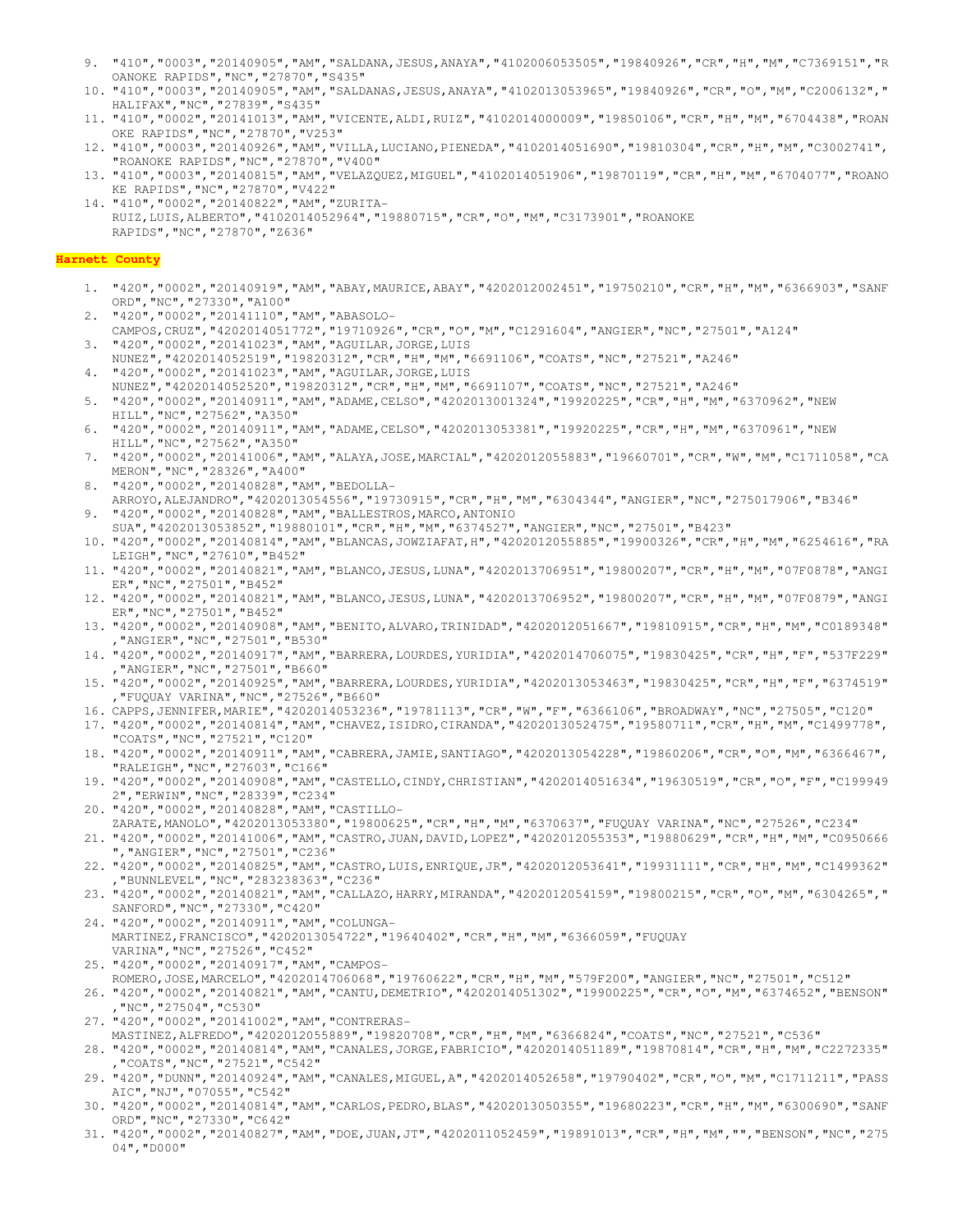9. "410","0003","20140905","AM","SALDANA,JESUS,ANAYA","4102006053505","19840926","CR","H","M","C7369151","ROANOKE RAPIDS","NC","27870","S435"
10. "410","0003","20140905","AM","SALDANAS,JESUS,ANAYA","4102013053965","19840926","CR","O","M","C2006132","HALIFAX","NC","27839","S435"
11. "410","0002","20141013","AM","VICENTE,ALDI,RUIZ","4102014000009","19850106","CR","H","M","6704438","ROANOKE RAPIDS","NC","27870","V253"
12. "410","0003","20140926","AM","VILLA,LUCIANO,PIENEDA","4102014051690","19810304","CR","H","M","C3002741","ROANOKE RAPIDS","NC","27870","V400"
13. "410","0003","20140815","AM","VELAZQUEZ,MIGUEL","4102014051906","19870119","CR","H","M","6704077","ROANOKE RAPIDS","NC","27870","V422"
14. "410","0002","20140822","AM","ZURITA-RUIZ,LUIS,ALBERTO","4102014052964","19880715","CR","O","M","C3173901","ROANOKE RAPIDS","NC","27870","Z636"

**Harnett County**

1. "420","0002","20140919","AM","ABAY,MAURICE,ABAY","4202012002451","19750210","CR","H","M","6366903","SANFORD","NC","27330","A100"
2. "420","0002","20141110","AM","ABASOLO-CAMPOS,CRUZ","4202014051772","19710926","CR","O","M","C1291604","ANGIER","NC","27501","A124"
3. "420","0002","20141023","AM","AGUILAR,JORGE,LUIS NUNEZ","4202014052519","19820312","CR","H","M","6691106","COATS","NC","27521","A246"
4. "420","0002","20141023","AM","AGUILAR,JORGE,LUIS NUNEZ","4202014052520","19820312","CR","H","M","6691107","COATS","NC","27521","A246"
5. "420","0002","20140911","AM","ADAME,CELSO","4202013001324","19920225","CR","H","M","6370962","NEW HILL","NC","27562","A350"
6. "420","0002","20140911","AM","ADAME,CELSO","4202013053381","19920225","CR","H","M","6370961","NEW HILL","NC","27562","A350"
7. "420","0002","20141006","AM","ALAYA,JOSE,MARCIAL","4202012055883","19660701","CR","W","M","C1711058","CAMERON","NC","28326","A400"
8. "420","0002","20140828","AM","BEDOLLA-ARROYO,ALEJANDRO","4202013054556","19730915","CR","H","M","6304344","ANGIER","NC","275017906","B346"
9. "420","0002","20140828","AM","BALLESTROS,MARCO,ANTONIO SUA","4202013053852","19880101","CR","H","M","6374527","ANGIER","NC","27501","B423"
10. "420","0002","20140814","AM","BLANCAS,JOWZIAFAT,H","4202012055885","19900326","CR","H","M","6254616","RALEIGH","NC","27610","B452"
11. "420","0002","20140821","AM","BLANCO,JESUS,LUNA","4202013706951","19800207","CR","H","M","07F0878","ANGIER","NC","27501","B452"
12. "420","0002","20140821","AM","BLANCO,JESUS,LUNA","4202013706952","19800207","CR","H","M","07F0879","ANGIER","NC","27501","B452"
13. "420","0002","20140908","AM","BENITO,ALVARO,TRINIDAD","4202012051667","19810915","CR","H","M","C0189348","ANGIER","NC","27501","B530"
14. "420","0002","20140917","AM","BARRERA,LOURDES,YURIDIA","4202014706075","19830425","CR","H","F","537F229","ANGIER","NC","27501","B660"
15. "420","0002","20140925","AM","BARRERA,LOURDES,YURIDIA","4202013053463","19830425","CR","H","F","6374519","FUQUAY VARINA","NC","27526","B660"
16. CAPPS,JENNIFER,MARIE","4202014053236","19781113","CR","W","F","6366106","BROADWAY","NC","27505","C120"
17. "420","0002","20140814","AM","CHAVEZ,ISIDRO,CIRANDA","4202013052475","19580711","CR","H","M","C1499778","COATS","NC","27521","C120"
18. "420","0002","20140911","AM","CABRERA,JAMIE,SANTIAGO","4202013054228","19860206","CR","O","M","6366467","RALEIGH","NC","27603","C166"
19. "420","0002","20140908","AM","CASTELLO,CINDY,CHRISTIAN","4202014051634","19630519","CR","O","F","C1999492","ERWIN","NC","28339","C234"
20. "420","0002","20140828","AM","CASTILLO-ZARATE,MANOLO","4202013053380","19800625","CR","H","M","6370637","FUQUAY VARINA","NC","27526","C234"
21. "420","0002","20141006","AM","CASTRO,JUAN,DAVID,LOPEZ","4202012055353","19880629","CR","H","M","C0950666","ANGIER","NC","27501","C236"
22. "420","0002","20140825","AM","CASTRO,LUIS,ENRIQUE,JR","4202012053641","19931111","CR","H","M","C1499362","BUNNLEVEL","NC","283238363","C236"
23. "420","0002","20140821","AM","CALLAZO,HARRY,MIRANDA","4202012054159","19800215","CR","O","M","6304265","SANFORD","NC","27330","C420"
24. "420","0002","20140911","AM","COLUNGA-MARTINEZ,FRANCISCO","4202013054722","19640402","CR","H","M","6366059","FUQUAY VARINA","NC","27526","C452"
25. "420","0002","20140917","AM","CAMPOS-ROMERO,JOSE,MARCELO","4202014706068","19760622","CR","H","M","579F200","ANGIER","NC","27501","C512"
26. "420","0002","20140821","AM","CANTU,DEMETRIO","4202014051302","19900225","CR","O","M","6374652","BENSON","NC","27504","C530"
27. "420","0002","20141002","AM","CONTRERAS-MASTINEZ,ALFREDO","4202012055889","19820708","CR","H","M","6366824","COATS","NC","27521","C536"
28. "420","0002","20140814","AM","CANALES,JORGE,FABRICIO","4202014051189","19870814","CR","H","M","C2272335","COATS","NC","27521","C542"
29. "420","DUNN","20140924","AM","CANALES,MIGUEL,A","4202014052658","19790402","CR","O","M","C1711211","PASSAIC","NJ","07055","C542"
30. "420","0002","20140814","AM","CARLOS,PEDRO,BLAS","4202013050355","19680223","CR","H","M","6300690","SANFORD","NC","27330","C642"
31. "420","0002","20140827","AM","DOE,JUAN,JT","4202011052459","19891013","CR","H","M","","BENSON","NC","27504","D000"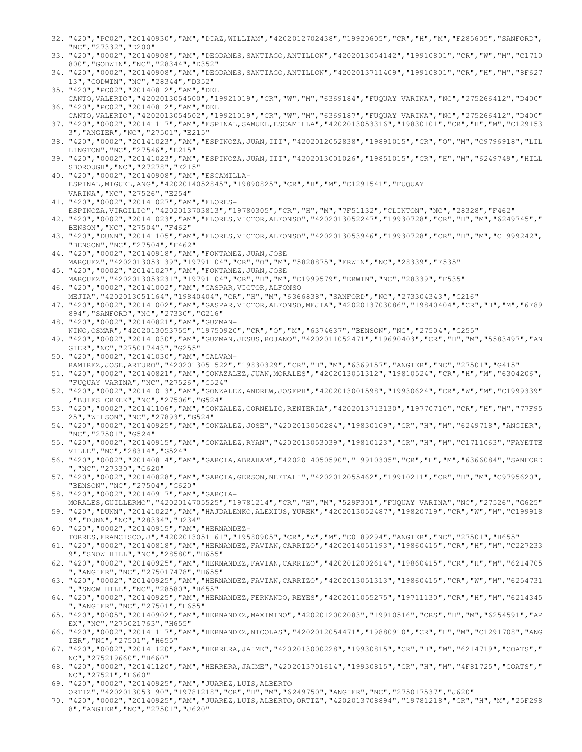32. "420","PC02","20140930","AM","DIAZ,WILLIAM","4202012702438","19920605","CR","H","M","F285605","SANFORD","NC","27332","D200"
33. "420","0002","20140908","AM","DEODANES,SANTIAGO,ANTILLON","4202013054142","19910801","CR","W","M","C1710800","GODWIN","NC","28344","D352"
34. "420","0002","20140908","AM","DEODANES,SANTIAGO,ANTILLON","4202013711409","19910801","CR","H","M","8F62713","GODWIN","NC","28344","D352"
35. "420","PC02","20140812","AM","DEL CANTO,VALERIO","4202013054500","19921019","CR","W","M","6369184","FUQUAY VARINA","NC","275266412","D400"
36. "420","PC02","20140812","AM","DEL CANTO,VALERIO","4202013054502","19921019","CR","W","M","6369187","FUQUAY VARINA","NC","275266412","D400"
37. "420","0002","20141117","AM","ESPINAL,SAMUEL,ESCAMILLA","4202013053316","19830101","CR","H","M","C1291533","ANGIER","NC","27501","E215"
38. "420","0002","20141023","AM","ESPINOZA,JUAN,III","4202012052838","19891015","CR","O","M","C9796918","LILLINGTON","NC","27546","E215"
39. "420","0002","20141023","AM","ESPINOZA,JUAN,III","4202013001026","19851015","CR","H","M","6249749","HILLSBOROUGH","NC","27278","E215"
40. "420","0002","20140908","AM","ESCAMILLA-ESPINAL,MIGUEL,ANG","4202014052845","19890825","CR","H","M","C1291541","FUQUAY VARINA","NC","27526","E254"
41. "420","0002","20141027","AM","FLORES-ESPINOZA,VIRGILIO","4202013703813","19780305","CR","H","M","7F51132","CLINTON","NC","28328","F462"
42. "420","0002","20141023","AM","FLORES,VICTOR,ALFONSO","4202013052247","19930728","CR","H","M","6249745","BENSON","NC","27504","F462"
43. "420","DUNN","20141105","AM","FLORES,VICTOR,ALFONSO","4202013053946","19930728","CR","H","M","C1999242","BENSON","NC","27504","F462"
44. "420","0002","20140918","AM","FONTANEZ,JUAN,JOSE MARQUEZ","4202013053139","19791104","CR","O","M","5828875","ERWIN","NC","28339","F535"
45. "420","0002","20141027","AM","FONTANEZ,JUAN,JOSE MARQUEZ","4202013053231","19791104","CR","H","M","C1999579","ERWIN","NC","28339","F535"
46. "420","0002","20141002","AM","GASPAR,VICTOR,ALFONSO MEJIA","4202013051164","19840404","CR","H","M","6366838","SANFORD","NC","273304343","G216"
47. "420","0002","20141002","AM","GASPAR,VICTOR,ALFONSO,MEJIA","4202013703086","19840404","CR","H","M","6F89894","SANFORD","NC","27330","G216"
48. "420","0002","20140821","AM","GUZMAN-NINO,OSMAR","4202013053755","19750920","CR","O","M","6374637","BENSON","NC","27504","G255"
49. "420","0002","20141030","AM","GUZMAN,JESUS,ROJANO","4202011052471","19690403","CR","H","M","5583497","ANGIER","NC","275017443","G255"
50. "420","0002","20141030","AM","GALVAN-RAMIREZ,JOSE,ARTURO","4202013051522","19830329","CR","H","M","6369157","ANGIER","NC","27501","G415"
51. "420","0002","20140821","AM","GONAZALEZ,JUAN,MORALES","4202013051312","19810524","CR","H","M","6304206","FUQUAY VARINA","NC","27526","G524"
52. "420","0002","20141013","AM","GONZALEZ,ANDREW,JOSEPH","4202013001598","19930624","CR","W","M","C1999339","BUIES CREEK","NC","27506","G524"
53. "420","0002","20141106","AM","GONZALEZ,CORNELIO,RENTERIA","4202013713130","19770710","CR","H","M","77F9525","WILSON","NC","27893","G524"
54. "420","0002","20140925","AM","GONZALEZ,JOSE","4202013050284","19830109","CR","H","M","6249718","ANGIER","NC","27501","G524"
55. "420","0002","20140915","AM","GONZALEZ,RYAN","4202013053039","19810123","CR","H","M","C1711063","FAYETTEVILLE","NC","28314","G524"
56. "420","0002","20140814","AM","GARCIA,ABRAHAM","4202014050590","19910305","CR","H","M","6366084","SANFORD","NC","27330","G620"
57. "420","0002","20140828","AM","GARCIA,GERSON,NEFTALI","4202012055462","19910211","CR","H","M","C9795620","BENSON","NC","27504","G620"
58. "420","0002","20140917","AM","GARCIA-MORALES,GUILLERMO","4202014705525","19781214","CR","H","M","529F301","FUQUAY VARINA","NC","27526","G625"
59. "420","DUNN","20141022","AM","HAJDALENKO,ALEXIUS,YUREK","4202013052487","19820719","CR","W","M","C1999189","DUNN","NC","28334","H234"
60. "420","0002","20140915","AM","HERNANDEZ-TORRES,FRANCISCO,J","4202013051161","19580905","CR","W","M","C0189294","ANGIER","NC","27501","H655"
61. "420","0002","20140818","AM","HERNANDEZ,FAVIAN,CARRIZO","4202014051193","19860415","CR","H","M","C2272339","SNOW HILL","NC","28580","H655"
62. "420","0002","20140925","AM","HERNANDEZ,FAVIAN,CARRIZO","4202012002614","19860415","CR","H","M","6214705","ANGIER","NC","275017478","H655"
63. "420","0002","20140925","AM","HERNANDEZ,FAVIAN,CARRIZO","4202013051313","19860415","CR","W","M","6254731","SNOW HILL","NC","28580","H655"
64. "420","0002","20140925","AM","HERNANDEZ,FERNANDO,REYES","4202011055275","19711130","CR","H","M","6214345","ANGIER","NC","27501","H655"
65. "420","0005","20140902","AM","HERNANDEZ,MAXIMINO","4202012002083","19910516","CRS","H","M","6254591","APEX","NC","275021763","H655"
66. "420","0002","20141117","AM","HERNANDEZ,NICOLAS","4202012054471","19880910","CR","H","M","C1291708","ANGIER","NC","27501","H655"
67. "420","0002","20141120","AM","HERRERA,JAIME","4202013000228","19930815","CR","H","M","6214719","COATS","NC","275219660","H660"
68. "420","0002","20141120","AM","HERRERA,JAIME","4202013701614","19930815","CR","H","M","4F81725","COATS","NC","27521","H660"
69. "420","0002","20140925","AM","JUAREZ,LUIS,ALBERTO ORTIZ","4202013053190","19781218","CR","H","M","6249750","ANGIER","NC","275017537","J620"
70. "420","0002","20140925","AM","JUAREZ,LUIS,ALBERTO,ORTIZ","4202013708894","19781218","CR","H","M","25F2988","ANGIER","NC","27501","J620"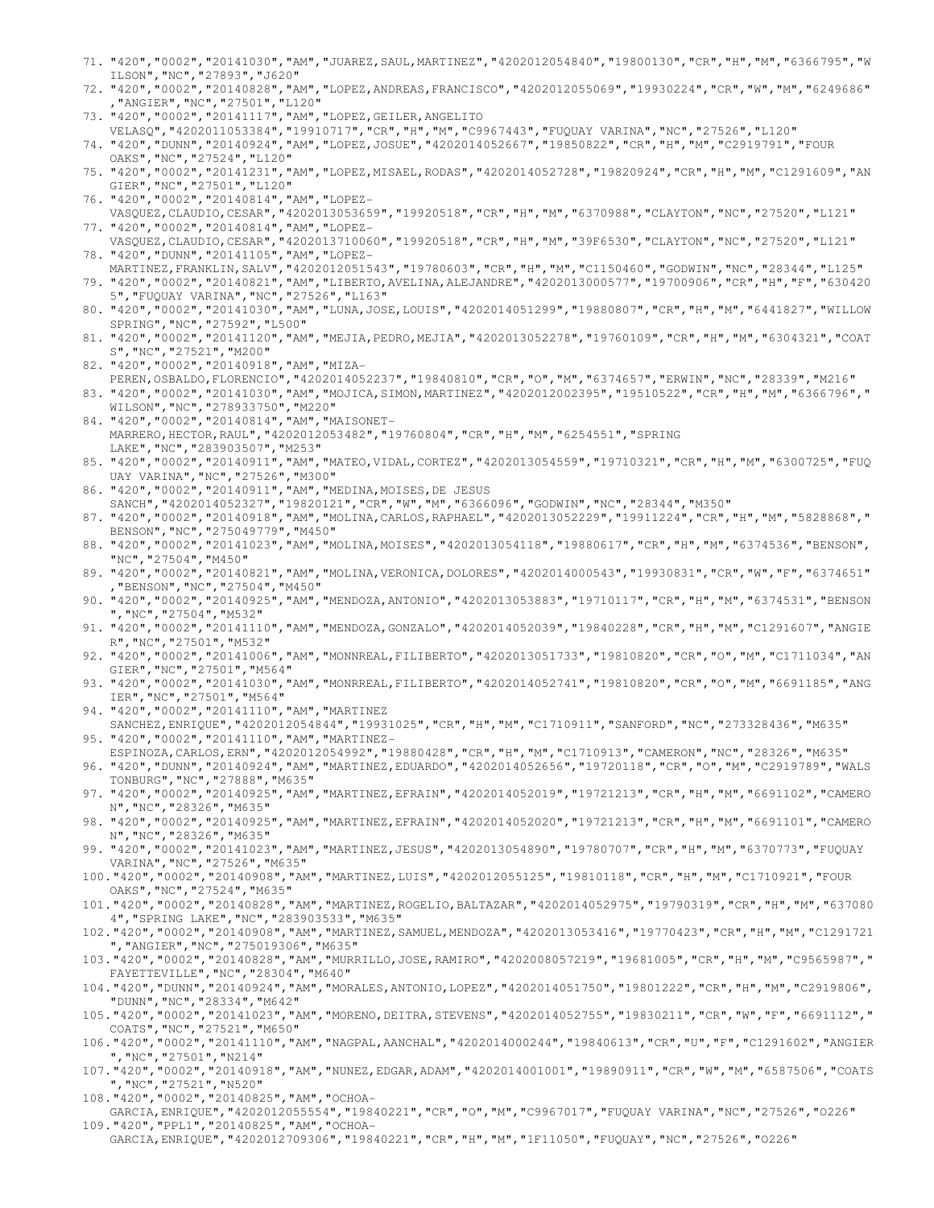71. "420","0002","20141030","AM","JUAREZ,SAUL,MARTINEZ","4202012054840","19800130","CR","H","M","6366795","WILSON","NC","27893","J620"
72. "420","0002","20140828","AM","LOPEZ,ANDREAS,FRANCISCO","4202012055069","19930224","CR","W","M","6249686","ANGIER","NC","27501","L120"
73. "420","0002","20141117","AM","LOPEZ,GEILER,ANGELITO VELASQ","4202011053384","19910717","CR","H","M","C9967443","FUQUAY VARINA","NC","27526","L120"
74. "420","DUNN","20140924","AM","LOPEZ,JOSUE","4202014052667","19850822","CR","H","M","C2919791","FOUR OAKS","NC","27524","L120"
75. "420","0002","20141231","AM","LOPEZ,MISAEL,RODAS","4202014052728","19820924","CR","H","M","C1291609","ANGIER","NC","27501","L120"
76. "420","0002","20140814","AM","LOPEZ-VASQUEZ,CLAUDIO,CESAR","4202013053659","19920518","CR","H","M","6370988","CLAYTON","NC","27520","L121"
77. "420","0002","20140814","AM","LOPEZ-VASQUEZ,CLAUDIO,CESAR","4202013710060","19920518","CR","H","M","39F6530","CLAYTON","NC","27520","L121"
78. "420","DUNN","20141105","AM","LOPEZ-MARTINEZ,FRANKLIN,SALV","4202012051543","19780603","CR","H","M","C1150460","GODWIN","NC","28344","L125"
79. "420","0002","20140821","AM","LIBERTO,AVELINA,ALEJANDRE","4202013000577","19700906","CR","H","F","6304205","FUQUAY VARINA","NC","27526","L163"
80. "420","0002","20141030","AM","LUNA,JOSE,LOUIS","4202014051299","19880807","CR","H","M","6441827","WILLOW SPRING","NC","27592","L500"
81. "420","0002","20141120","AM","MEJIA,PEDRO,MEJIA","4202013052278","19760109","CR","H","M","6304321","COATS","NC","27521","M200"
82. "420","0002","20140918","AM","MIZA-PEREN,OSBALDO,FLORENCIO","4202014052237","19840810","CR","O","M","6374657","ERWIN","NC","28339","M216"
83. "420","0002","20141030","AM","MOJICA,SIMON,MARTINEZ","4202012002395","19510522","CR","H","M","6366796","WILSON","NC","278933750","M220"
84. "420","0002","20140814","AM","MAISONET-MARRERO,HECTOR,RAUL","4202012053482","19760804","CR","H","M","6254551","SPRING LAKE","NC","283903507","M253"
85. "420","0002","20140911","AM","MATEO,VIDAL,CORTEZ","4202013054559","19710321","CR","H","M","6300725","FUQUAY VARINA","NC","27526","M300"
86. "420","0002","20140911","AM","MEDINA,MOISES,DE JESUS SANCH","4202014052327","19820121","CR","W","M","6366096","GODWIN","NC","28344","M350"
87. "420","0002","20140918","AM","MOLINA,CARLOS,RAPHAEL","4202013052229","19911224","CR","H","M","5828868","BENSON","NC","275049779","M450"
88. "420","0002","20141023","AM","MOLINA,MOISES","4202013054118","19880617","CR","H","M","6374536","BENSON","NC","27504","M450"
89. "420","0002","20140821","AM","MOLINA,VERONICA,DOLORES","4202014000543","19930831","CR","W","F","6374651","BENSON","NC","27504","M450"
90. "420","0002","20140925","AM","MENDOZA,ANTONIO","4202013053883","19710117","CR","H","M","6374531","BENSON","NC","27504","M532"
91. "420","0002","20141110","AM","MENDOZA,GONZALO","4202014052039","19840228","CR","H","M","C1291607","ANGIER","NC","27501","M532"
92. "420","0002","20141006","AM","MONNREAL,FILIBERTO","4202013051733","19810820","CR","O","M","C1711034","ANGIER","NC","27501","M564"
93. "420","0002","20141030","AM","MONRREAL,FILIBERTO","4202014052741","19810820","CR","O","M","6691185","ANGIER","NC","27501","M564"
94. "420","0002","20141110","AM","MARTINEZ SANCHEZ,ENRIQUE","4202012054844","19931025","CR","H","M","C1710911","SANFORD","NC","273328436","M635"
95. "420","0002","20141110","AM","MARTINEZ-ESPINOZA,CARLOS,ERN","4202012054992","19880428","CR","H","M","C1710913","CAMERON","NC","28326","M635"
96. "420","DUNN","20140924","AM","MARTINEZ,EDUARDO","4202014052656","19720118","CR","O","M","C2919789","WALSTONBURG","NC","27888","M635"
97. "420","0002","20140925","AM","MARTINEZ,EFRAIN","4202014052019","19721213","CR","H","M","6691102","CAMERON","NC","28326","M635"
98. "420","0002","20140925","AM","MARTINEZ,EFRAIN","4202014052020","19721213","CR","H","M","6691101","CAMERON","NC","28326","M635"
99. "420","0002","20141023","AM","MARTINEZ,JESUS","4202013054890","19780707","CR","H","M","6370773","FUQUAY VARINA","NC","27526","M635"
100. "420","0002","20140908","AM","MARTINEZ,LUIS","4202012055125","19810118","CR","H","M","C1710921","FOUR OAKS","NC","27524","M635"
101. "420","0002","20140828","AM","MARTINEZ,ROGELIO,BALTAZAR","4202014052975","19790319","CR","H","M","6370804","SPRING LAKE","NC","283903533","M635"
102. "420","0002","20140908","AM","MARTINEZ,SAMUEL,MENDOZA","4202013053416","19770423","CR","H","M","C1291721","ANGIER","NC","275019306","M635"
103. "420","0002","20140828","AM","MURRILLO,JOSE,RAMIRO","4202008057219","19681005","CR","H","M","C9565987","FAYETTEVILLE","NC","28304","M640"
104. "420","DUNN","20140924","AM","MORALES,ANTONIO,LOPEZ","4202014051750","19801222","CR","H","M","C2919806","DUNN","NC","28334","M642"
105. "420","0002","20141023","AM","MORENO,DEITRA,STEVENS","4202014052755","19830211","CR","W","F","6691112","COATS","NC","27521","M650"
106. "420","0002","20141110","AM","NAGPAL,AANCHAL","4202014000244","19840613","CR","U","F","C1291602","ANGIER","NC","27501","N214"
107. "420","0002","20140918","AM","NUNEZ,EDGAR,ADAM","4202014001001","19890911","CR","W","M","6587506","COATS","NC","27521","N520"
108. "420","0002","20140825","AM","OCHOA-GARCIA,ENRIQUE","4202012055554","19840221","CR","O","M","C9967017","FUQUAY VARINA","NC","27526","O226"
109. "420","PPL1","20140825","AM","OCHOA-GARCIA,ENRIQUE","4202012709306","19840221","CR","H","M","1F11050","FUQUAY","NC","27526","O226"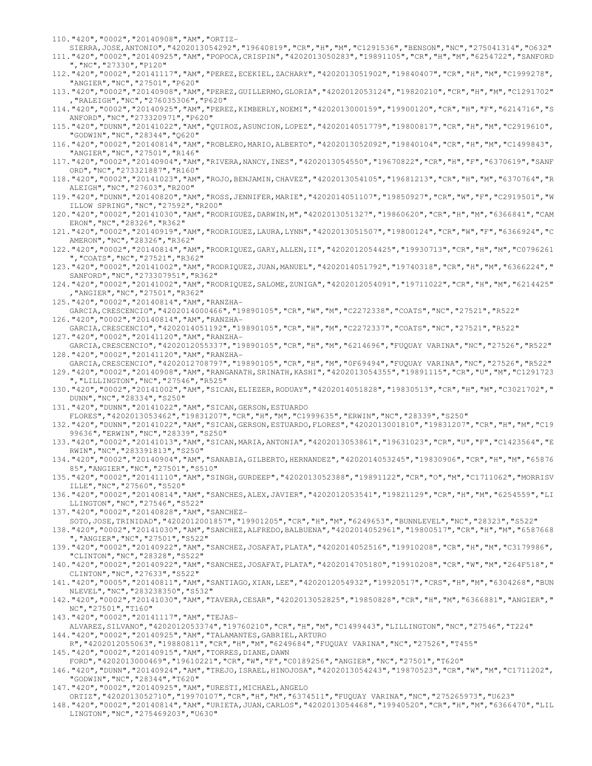110."420","0002","20140908","AM","ORTIZ-SIERRA,JOSE,ANTONIO","4202013054292","19640819","CR","H","M","C1291536","BENSON","NC","275041314","O632"
111."420","0002","20140925","AM","POPOCA,CRISPIN","4202013050283","19891105","CR","H","M","6254722","SANFORD","NC","27330","P120"
112."420","0002","20141117","AM","PEREZ,ECEKIEL,ZACHARY","4202013051902","19840407","CR","H","M","C1999278","ANGIER","NC","27501","P620"
113."420","0002","20140908","AM","PEREZ,GUILLERMO,GLORIA","4202012053124","19820210","CR","H","M","C1291702","RALEIGH","NC","276035306","P620"
114."420","0002","20140925","AM","PEREZ,KIMBERLY,NOEMI","4202013000159","19900120","CR","H","F","6214716","SANFORD","NC","273320971","P620"
115."420","DUNN","20141022","AM","QUIROZ,ASUNCION,LOPEZ","4202014051779","19800817","CR","H","M","C2919610","GODWIN","NC","28344","Q620"
116."420","0002","20140814","AM","ROBLERO,MARIO,ALBERTO","4202013052092","19840104","CR","H","M","C1499843","ANGIER","NC","27501","R146"
117."420","0002","20140904","AM","RIVERA,NANCY,INES","4202013054550","19670822","CR","H","F","6370619","SANFORD","NC","273321887","R160"
118."420","0002","20141023","AM","ROJO,BENJAMIN,CHAVEZ","4202013054105","19681213","CR","H","M","6370764","RALEIGH","NC","27603","R200"
119."420","DUNN","20140820","AM","ROSS,JENNIFER,MARIE","4202014051107","19850927","CR","W","F","C2919501","WILLOW SPRING","NC","27592","R200"
120."420","0002","20141030","AM","RODRIGUEZ,DARWIN,M","4202013051327","19860620","CR","H","M","6366841","CAMERON","NC","28326","R362"
121."420","0002","20140919","AM","RODRIGUEZ,LAURA,LYNN","4202013051507","19800124","CR","W","F","6366924","CAMERON","NC","28326","R362"
122."420","0002","20140814","AM","RODRIQUEZ,GARY,ALLEN,II","4202012054425","19930713","CR","H","M","C0796261","COATS","NC","27521","R362"
123."420","0002","20141002","AM","RODRIQUEZ,JUAN,MANUEL","4202014051792","19740318","CR","H","M","6366224","SANFORD","NC","273307951","R362"
124."420","0002","20141002","AM","RODRIQUEZ,SALOME,ZUNIGA","4202012054091","19711022","CR","H","M","6214425","ANGIER","NC","27501","R362"
125."420","0002","20140814","AM","RANZHA-GARCIA,CRESCENCIO","4202014000466","19890105","CR","W","M","C2272338","COATS","NC","27521","R522"
126."420","0002","20140814","AM","RANZHA-GARCIA,CRESCENCIO","4202014051192","19890105","CR","H","M","C2272337","COATS","NC","27521","R522"
127."420","0002","20141120","AM","RANZHA-GARCIA,CRESCENCIO","4202012055337","19890105","CR","H","M","6214696","FUQUAY VARINA","NC","27526","R522"
128."420","0002","20141120","AM","RANZHA-GARCIA,CRESCENCIO","4202012708797","19890105","CR","H","M","0F69494","FUQUAY VARINA","NC","27526","R522"
129."420","0002","20140908","AM","RANGANATH,SRINATH,KASHI","4202013054355","19891115","CR","U","M","C1291723","LILLINGTON","NC","27546","R525"
130."420","0002","20141002","AM","SICAN,ELIEZER,RODUAY","4202014051828","19830513","CR","H","M","C3021702","DUNN","NC","28334","S250"
131."420","DUNN","20141022","AM","SICAN,GERSON,ESTUARDO FLORES","4202013053462","19831207","CR","H","M","C1999635","ERWIN","NC","28339","S250"
132."420","DUNN","20141022","AM","SICAN,GERSON,ESTUARDO,FLORES","4202013001810","19831207","CR","H","M","C199636","ERWIN","NC","28339","S250"
133."420","0002","20141013","AM","SICAN,MARIA,ANTONIA","4202013053861","19631023","CR","U","F","C1423564","ERWIN","NC","283391813","S250"
134."420","0002","20140904","AM","SANABIA,GILBERTO,HERNANDEZ","4202014053245","19830906","CR","H","M","6587685","ANGIER","NC","27501","S510"
135."420","0002","20141110","AM","SINGH,GURDEEP","4202013052388","19891122","CR","O","M","C1711062","MORRISVILLE","NC","27560","S520"
136."420","0002","20140814","AM","SANCHES,ALEX,JAVIER","4202012053541","19821129","CR","H","M","6254559","LILLINGTON","NC","27546","S522"
137."420","0002","20140828","AM","SANCHEZ-SOTO,JOSE,TRINIDAD","4202012001857","19901205","CR","H","M","6249653","BUNNLEVEL","NC","28323","S522"
138."420","0002","20141030","AM","SANCHEZ,ALFREDO,BALBUENA","4202014052961","19800517","CR","H","M","6587668","ANGIER","NC","27501","S522"
139."420","0002","20140922","AM","SANCHEZ,JOSAFAT,PLATA","4202014052516","19910208","CR","H","M","C3179986","CLINTON","NC","28328","S522"
140."420","0002","20140922","AM","SANCHEZ,JOSAFAT,PLATA","4202014705180","19910208","CR","W","M","264F518","CLINTON","NC","27633","S522"
141."420","0005","20140811","AM","SANTIAGO,XIAN,LEE","4202012054932","19920517","CRS","H","M","6304268","BUNNLEVEL","NC","283238350","S532"
142."420","0002","20141030","AM","TAVERA,CESAR","4202013052825","19850828","CR","H","M","6366881","ANGIER","NC","27501","T160"
143."420","0002","20141117","AM","TEJAS-ALVAREZ,SILVANO","4202012053374","19760210","CR","H","M","C1499443","LILLINGTON","NC","27546","T224"
144."420","0002","20140925","AM","TALAMANTES,GABRIEL,ARTURO R","4202012055063","19880811","CR","H","M","6249684","FUQUAY VARINA","NC","27526","T455"
145."420","0002","20140915","AM","TORRES,DIANE,DAWN FORD","4202013000469","19610221","CR","W","F","C0189256","ANGIER","NC","27501","T620"
146."420","DUNN","20140924","AM","TREJO,ISRAEL,HINOJOSA","4202013054243","19870523","CR","W","M","C1711202","GODWIN","NC","28344","T620"
147."420","0002","20140925","AM","URESTI,MICHAEL,ANGELO ORTIZ","4202013052710","19970107","CR","H","M","6374511","FUQUAY VARINA","NC","275265973","U623"
148."420","0002","20140814","AM","URIETA,JUAN,CARLOS","4202013054468","19940520","CR","H","M","6366470","LILLINGTON","NC","275469203","U630"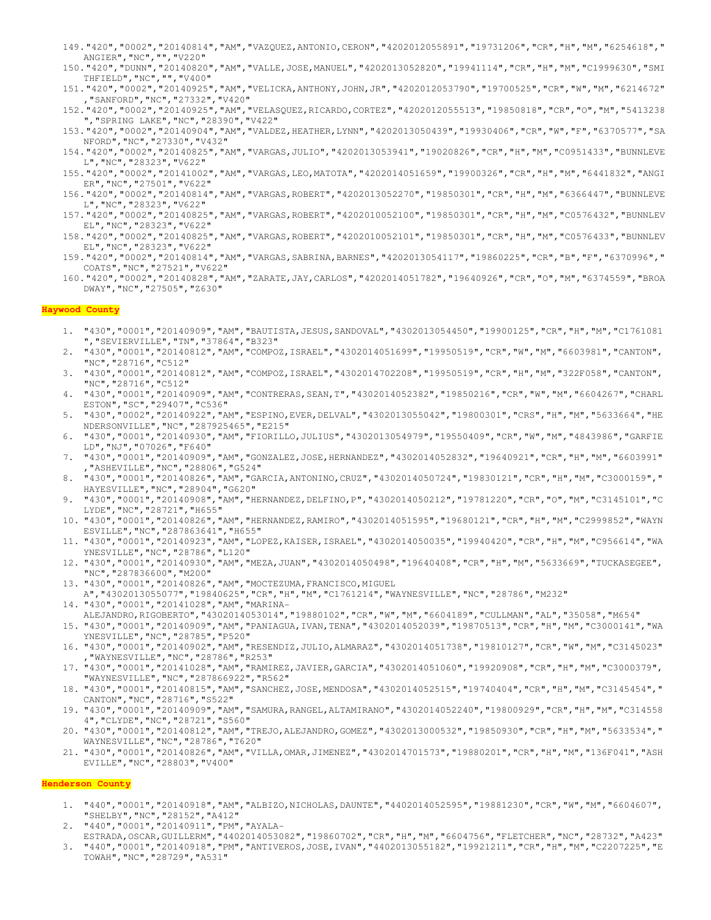149. "420","0002","20140814","AM","VAZQUEZ,ANTONIO,CERON","4202012055891","19731206","CR","H","M","6254618","ANGIER","NC","","V220"
150. "420","DUNN","20140820","AM","VALLE,JOSE,MANUEL","4202013052820","19941114","CR","H","M","C1999630","SMITHFIELD","NC","","V400"
151. "420","0002","20140925","AM","VELICKA,ANTHONY,JOHN,JR","4202012053790","19700525","CR","W","M","6214672","SANFORD","NC","27332","V420"
152. "420","0002","20140925","AM","VELASQUEZ,RICARDO,CORTEZ","4202012055513","19850818","CR","O","M","5413238","SPRING LAKE","NC","28390","V422"
153. "420","0002","20140904","AM","VALDEZ,HEATHER,LYNN","4202013050439","19930406","CR","W","F","6370577","SANFORD","NC","27330","V432"
154. "420","0002","20140825","AM","VARGAS,JULIO","4202013053941","19020826","CR","H","M","C0951433","BUNNLEVEL","NC","28323","V622"
155. "420","0002","20141002","AM","VARGAS,LEO,MATOTA","4202014051659","19900326","CR","H","M","6441832","ANGIER","NC","27501","V622"
156. "420","0002","20140814","AM","VARGAS,ROBERT","4202013052270","19850301","CR","H","M","6366447","BUNNLEVEL","NC","28323","V622"
157. "420","0002","20140825","AM","VARGAS,ROBERT","4202010052100","19850301","CR","H","M","C0576432","BUNNLEVEL","NC","28323","V622"
158. "420","0002","20140825","AM","VARGAS,ROBERT","4202010052101","19850301","CR","H","M","C0576433","BUNNLEVEL","NC","28323","V622"
159. "420","0002","20140814","AM","VARGAS,SABRINA,BARNES","4202013054117","19860225","CR","B","F","6370996","COATS","NC","27521","V622"
160. "420","0002","20140828","AM","ZARATE,JAY,CARLOS","4202014051782","19640926","CR","O","M","6374559","BROADWAY","NC","27505","Z630"

**Haywood County**

1. "430","0001","20140909","AM","BAUTISTA,JESUS,SANDOVAL","4302013054450","19900125","CR","H","M","C1761081","SEVIERVILLE","TN","37864","B323"
2. "430","0001","20140812","AM","COMPOZ,ISRAEL","4302014051699","19950519","CR","W","M","6603981","CANTON","NC","28716","C512"
3. "430","0001","20140812","AM","COMPOZ,ISRAEL","4302014702208","19950519","CR","H","M","322F058","CANTON","NC","28716","C512"
4. "430","0001","20140909","AM","CONTRERAS,SEAN,T","4302014052382","19850216","CR","W","M","6604267","CHARLESTON","SC","29407","C536"
5. "430","0002","20140922","AM","ESPINO,EVER,DELVAL","4302013055042","19800301","CRS","H","M","5633664","HENDERSONVILLE","NC","287925465","E215"
6. "430","0001","20140930","AM","FIORILLO,JULIUS","4302013054979","19550409","CR","W","M","4843986","GARFIELD","NJ","07026","F640"
7. "430","0001","20140909","AM","GONZALEZ,JOSE,HERNANDEZ","4302014052832","19640921","CR","H","M","6603991","ASHEVILLE","NC","28806","G524"
8. "430","0001","20140826","AM","GARCIA,ANTONINO,CRUZ","4302014050724","19830121","CR","H","M","C3000159","HAYESVILLE","NC","28904","G620"
9. "430","0001","20140908","AM","HERNANDEZ,DELFINO,P","4302014050212","19781220","CR","O","M","C3145101","CLYDE","NC","28721","H655"
10. "430","0001","20140826","AM","HERNANDEZ,RAMIRO","4302014051595","19680121","CR","H","M","C2999852","WAYNESVILLE","NC","287863641","H655"
11. "430","0001","20140923","AM","LOPEZ,KAISER,ISRAEL","4302014050035","19940420","CR","H","M","C956614","WAYNESVILLE","NC","28786","L120"
12. "430","0001","20140930","AM","MEZA,JUAN","4302014050498","19640408","CR","H","M","5633669","TUCKASEGEE","NC","287836600","M200"
13. "430","0001","20140826","AM","MOCTEZUMA,FRANCISCO,MIGUEL A","4302013055077","19840625","CR","H","M","C1761214","WAYNESVILLE","NC","28786","M232"
14. "430","0001","20141028","AM","MARINA-ALEJANDRO,RIGOBERTO","4302014053014","19880102","CR","W","M","6604189","CULLMAN","AL","35058","M654"
15. "430","0001","20140909","AM","PANIAGUA,IVAN,TENA","4302014052039","19870513","CR","H","M","C3000141","WAYNESVILLE","NC","28785","P520"
16. "430","0001","20140902","AM","RESENDIZ,JULIO,ALMARAZ","4302014051738","19810127","CR","W","M","C3145023","WAYNESVILLE","NC","28786","R253"
17. "430","0001","20141028","AM","RAMIREZ,JAVIER,GARCIA","4302014051060","19920908","CR","H","M","C3000379","WAYNESVILLE","NC","287866922","R562"
18. "430","0001","20140815","AM","SANCHEZ,JOSE,MENDOSA","4302014052515","19740404","CR","H","M","C3145454","CANTON","NC","28716","S522"
19. "430","0001","20140909","AM","SAMURA,RANGEL,ALTAMIRANO","4302014052240","19800929","CR","H","M","C3145584","CLYDE","NC","28721","S560"
20. "430","0001","20140812","AM","TREJO,ALEJANDRO,GOMEZ","4302013000532","19850930","CR","H","M","5633534","WAYNESVILLE","NC","28786","T620"
21. "430","0001","20140826","AM","VILLA,OMAR,JIMENEZ","4302014701573","19880201","CR","H","M","136F041","ASHEVILLE","NC","28803","V400"

**Henderson County**

1. "440","0001","20140918","AM","ALBIZO,NICHOLAS,DAUNTE","4402014052595","19881230","CR","W","M","6604607","SHELBY","NC","28152","A412"
2. "440","0001","20140911","PM","AYALA-ESTRADA,OSCAR,GUILLERM","4402014053082","19860702","CR","H","M","6604756","FLETCHER","NC","28732","A423"
3. "440","0001","20140918","PM","ANTIVEROS,JOSE,IVAN","4402013055182","19921211","CR","H","M","C2207225","ETOWAH","NC","28729","A531"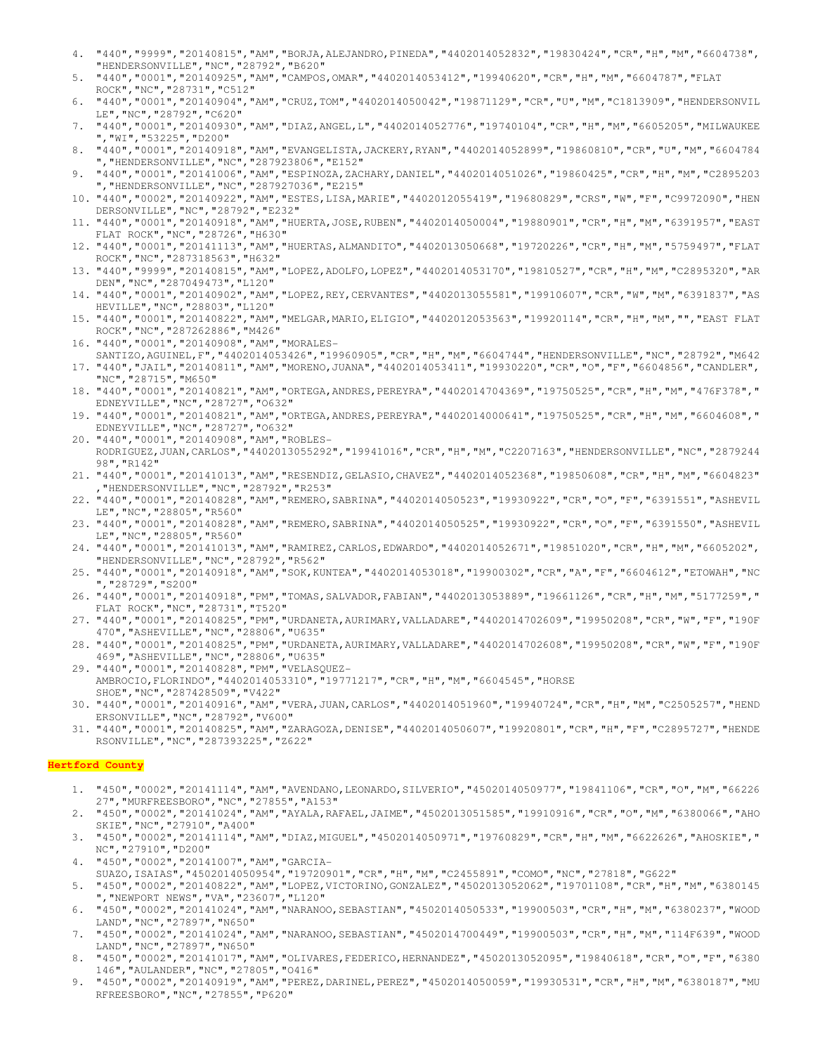4. "440","9999","20140815","AM","BORJA,ALEJANDRO,PINEDA","4402014052832","19830424","CR","H","M","6604738", "HENDERSONVILLE","NC","28792","B620"
5. "440","0001","20140925","AM","CAMPOS,OMAR","4402014053412","19940620","CR","H","M","6604787","FLAT ROCK","NC","28731","C512"
6. "440","0001","20140904","AM","CRUZ,TOM","4402014050042","19871129","CR","U","M","C1813909","HENDERSONVILLE","NC","28792","C620"
7. "440","0001","20140930","AM","DIAZ,ANGEL,L","4402014052776","19740104","CR","H","M","6605205","MILWAUKEE","WI","53225","D200"
8. "440","0001","20140918","AM","EVANGELISTA,JACKERY,RYAN","4402014052899","19860810","CR","U","M","6604784","HENDERSONVILLE","NC","287923806","E152"
9. "440","0001","20141006","AM","ESPINOZA,ZACHARY,DANIEL","4402014051026","19860425","CR","H","M","C2895203","HENDERSONVILLE","NC","287927036","E215"
10. "440","0002","20140922","AM","ESTES,LISA,MARIE","4402012055419","19680829","CRS","W","F","C9972090","HENDERSONVILLE","NC","28792","E232"
11. "440","0001","20140918","AM","HUERTA,JOSE,RUBEN","4402014050004","19880901","CR","H","M","6391957","EAST FLAT ROCK","NC","28726","H630"
12. "440","0001","20141113","AM","HUERTAS,ALMANDITO","4402013050668","19720226","CR","H","M","5759497","FLAT ROCK","NC","287318563","H632"
13. "440","9999","20140815","AM","LOPEZ,ADOLFO,LOPEZ","4402014053170","19810527","CR","H","M","C2895320","ARDEN","NC","287049473","L120"
14. "440","0001","20140902","AM","LOPEZ,REY,CERVANTES","4402013055581","19910607","CR","W","M","6391837","ASHEVILLE","NC","28803","L120"
15. "440","0001","20140822","AM","MELGAR,MARIO,ELIGIO","4402012053563","19920114","CR","H","M","","EAST FLAT ROCK","NC","287262886","M426"
16. "440","0001","20140908","AM","MORALES-SANTIZO,AGUINEL,F","4402014053426","19960905","CR","H","M","6604744","HENDERSONVILLE","NC","28792","M642
17. "440","JAIL","20140811","AM","MORENO,JUANA","4402014053411","19930220","CR","O","F","6604856","CANDLER","NC","28715","M650"
18. "440","0001","20140821","AM","ORTEGA,ANDRES,PEREYRA","4402014704369","19750525","CR","H","M","476F378","EDNEYVILLE","NC","28727","O632"
19. "440","0001","20140821","AM","ORTEGA,ANDRES,PEREYRA","4402014000641","19750525","CR","H","M","6604608","EDNEYVILLE","NC","28727","O632"
20. "440","0001","20140908","AM","ROBLES-RODRIGUEZ,JUAN,CARLOS","4402013055292","19941016","CR","H","M","C2207163","HENDERSONVILLE","NC","287924498","R142"
21. "440","0001","20141013","AM","RESENDIZ,GELASIO,CHAVEZ","4402014052368","19850608","CR","H","M","6604823","HENDERSONVILLE","NC","28792","R253"
22. "440","0001","20140828","AM","REMERO,SABRINA","4402014050523","19930922","CR","O","F","6391551","ASHEVILLE","NC","28805","R560"
23. "440","0001","20140828","AM","REMERO,SABRINA","4402014050525","19930922","CR","O","F","6391550","ASHEVILLE","NC","28805","R560"
24. "440","0001","20141013","AM","RAMIREZ,CARLOS,EDWARDO","4402014052671","19851020","CR","H","M","6605202", "HENDERSONVILLE","NC","28792","R562"
25. "440","0001","20140918","AM","SOK,KUNTEA","4402014053018","19900302","CR","A","F","6604612","ETOWAH","NC","28729","S200"
26. "440","0001","20140918","PM","TOMAS,SALVADOR,FABIAN","4402013053889","19661126","CR","H","M","5177259","FLAT ROCK","NC","28731","T520"
27. "440","0001","20140825","PM","URDANETA,AURIMARY,VALLADARE","4402014702609","19950208","CR","W","F","190F470","ASHEVILLE","NC","28806","U635"
28. "440","0001","20140825","PM","URDANETA,AURIMARY,VALLADARE","4402014702608","19950208","CR","W","F","190F469","ASHEVILLE","NC","28806","U635"
29. "440","0001","20140828","PM","VELASQUEZ-AMBROCIO,FLORINDO","4402014053310","19771217","CR","H","M","6604545","HORSE SHOE","NC","287428509","V422"
30. "440","0001","20140916","AM","VERA,JUAN,CARLOS","4402014051960","19940724","CR","H","M","C2505257","HENDERSONVILLE","NC","28792","V600"
31. "440","0001","20140825","AM","ZARAGOZA,DENISE","4402014050607","19920801","CR","H","F","C2895727","HENDERSONVILLE","NC","287393225","Z622"

## Hertford County

1. "450","0002","20141114","AM","AVENDANO,LEONARDO,SILVERIO","4502014050977","19841106","CR","O","M","6622627","MURFREESBORO","NC","27855","A153"
2. "450","0002","20141024","AM","AYALA,RAFAEL,JAIME","4502013051585","19910916","CR","O","M","6380066","AHOSKIE","NC","27910","A400"
3. "450","0002","20141114","AM","DIAZ,MIGUEL","4502014050971","19760829","CR","H","M","6622626","AHOSKIE","NC","27910","D200"
4. "450","0002","20141007","AM","GARCIA-SUAZO,ISAIAS","4502014050954","19720901","CR","H","M","C2455891","COMO","NC","27818","G622"
5. "450","0002","20140822","AM","LOPEZ,VICTORINO,GONZALEZ","4502013052062","19701108","CR","H","M","6380145","NEWPORT NEWS","VA","23607","L120"
6. "450","0002","20141024","AM","NARANOO,SEBASTIAN","4502014050533","19900503","CR","H","M","6380237","WOODLAND","NC","27897","N650"
7. "450","0002","20141024","AM","NARANOO,SEBASTIAN","4502014700449","19900503","CR","H","M","114F639","WOODLAND","NC","27897","N650"
8. "450","0002","20141017","AM","OLIVARES,FEDERICO,HERNANDEZ","4502013052095","19840618","CR","O","F","6380146","AULANDER","NC","27805","O416"
9. "450","0002","20140919","AM","PEREZ,DARINEL,PEREZ","4502014050059","19930531","CR","H","M","6380187","MURFREESBORO","NC","27855","P620"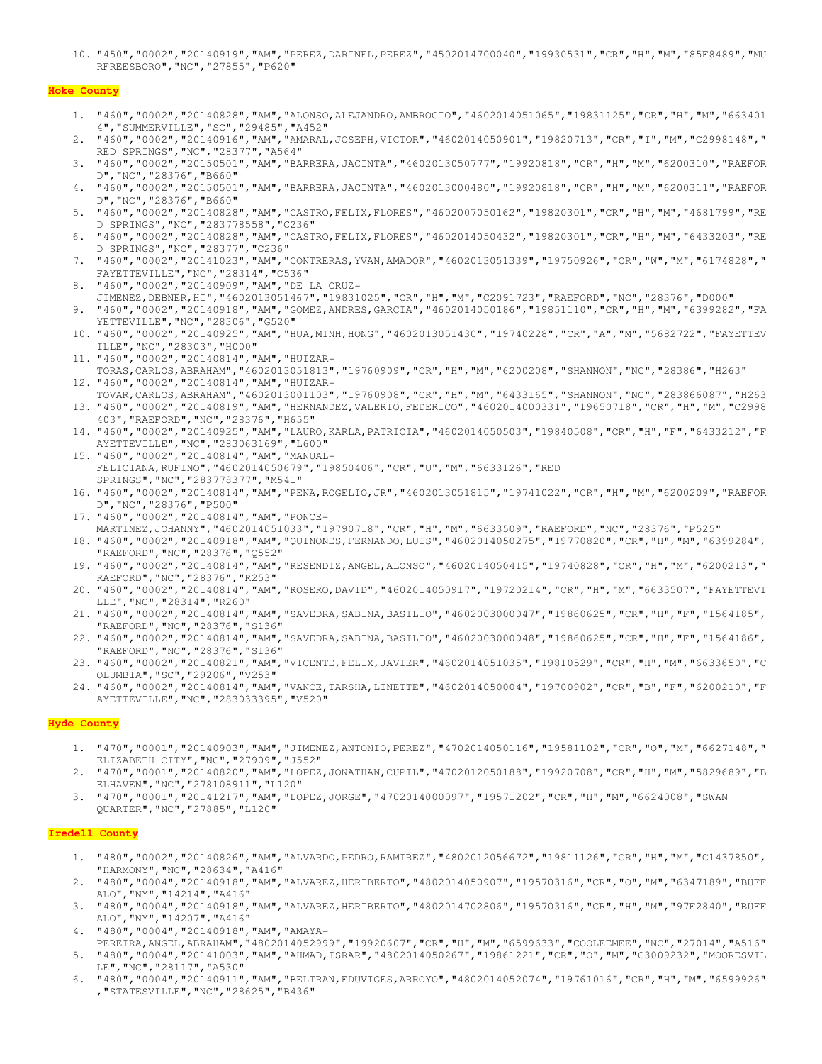10. "450","0002","20140919","AM","PEREZ,DARINEL,PEREZ","4502014700040","19930531","CR","H","M","85F8489","MURFREESBORO","NC","27855","P620"

**Hoke County**

1. "460","0002","20140828","AM","ALONSO,ALEJANDRO,AMBROCIO","4602014051065","19831125","CR","H","M","6634014","SUMMERVILLE","SC","29485","A452"
2. "460","0002","20140916","AM","AMARAL,JOSEPH,VICTOR","4602014050901","19820713","CR","I","M","C2998148","RED SPRINGS","NC","28377","A564"
3. "460","0002","20150501","AM","BARRERA,JACINTA","4602013050777","19920818","CR","H","M","6200310","RAEFORD","NC","28376","B660"
4. "460","0002","20150501","AM","BARRERA,JACINTA","4602013000480","19920818","CR","H","M","6200311","RAEFORD","NC","28376","B660"
5. "460","0002","20140828","AM","CASTRO,FELIX,FLORES","4602007050162","19820301","CR","H","M","4681799","RED SPRINGS","NC","283778558","C236"
6. "460","0002","20140828","AM","CASTRO,FELIX,FLORES","4602014050432","19820301","CR","H","M","6433203","RED SPRINGS","NC","28377","C236"
7. "460","0002","20141023","AM","CONTRERAS,YVAN,AMADOR","4602013051339","19750926","CR","W","M","6174828","FAYETTEVILLE","NC","28314","C536"
8. "460","0002","20140909","AM","DE LA CRUZ-JIMENEZ,DEBNER,HI","4602013051467","19831025","CR","H","M","C2091723","RAEFORD","NC","28376","D000"
9. "460","0002","20140918","AM","GOMEZ,ANDRES,GARCIA","4602014050186","19851110","CR","H","M","6399282","FAYETTEVILLE","NC","28306","G520"
10. "460","0002","20140925","AM","HUA,MINH,HONG","4602013051430","19740228","CR","A","M","5682722","FAYETTEVILLE","NC","28303","H000"
11. "460","0002","20140814","AM","HUIZAR-TORAS,CARLOS,ABRAHAM","4602013051813","19760909","CR","H","M","6200208","SHANNON","NC","28386","H263"
12. "460","0002","20140814","AM","HUIZAR-TOVAR,CARLOS,ABRAHAM","4602013001103","19760908","CR","H","M","6433165","SHANNON","NC","283866087","H263
13. "460","0002","20140819","AM","HERNANDEZ,VALERIO,FEDERICO","4602014000331","19650718","CR","H","M","C2998403","RAEFORD","NC","28376","H655"
14. "460","0002","20140925","AM","LAURO,KARLA,PATRICIA","4602014050503","19840508","CR","H","F","6433212","FAYETTEVILLE","NC","283063169","L600"
15. "460","0002","20140814","AM","MANUAL-FELICIANA,RUFINO","4602014050679","19850406","CR","U","M","6633126","RED SPRINGS","NC","283778377","M541"
16. "460","0002","20140814","AM","PENA,ROGELIO,JR","4602013051815","19741022","CR","H","M","6200209","RAEFORD","NC","28376","P500"
17. "460","0002","20140814","AM","PONCE-MARTINEZ,JOHANNY","4602014051033","19790718","CR","H","M","6633509","RAEFORD","NC","28376","P525"
18. "460","0002","20140918","AM","QUINONES,FERNANDO,LUIS","4602014050275","19770820","CR","H","M","6399284","RAEFORD","NC","28376","Q552"
19. "460","0002","20140814","AM","RESENDIZ,ANGEL,ALONSO","4602014050415","19740828","CR","H","M","6200213","RAEFORD","NC","28376","R253"
20. "460","0002","20140814","AM","ROSERO,DAVID","4602014050917","19720214","CR","H","M","6633507","FAYETTEVILLE","NC","28314","R260"
21. "460","0002","20140814","AM","SAVEDRA,SABINA,BASILIO","4602003000047","19860625","CR","H","F","1564185","RAEFORD","NC","28376","S136"
22. "460","0002","20140814","AM","SAVEDRA,SABINA,BASILIO","4602003000048","19860625","CR","H","F","1564186","RAEFORD","NC","28376","S136"
23. "460","0002","20140821","AM","VICENTE,FELIX,JAVIER","4602014051035","19810529","CR","H","M","6633650","COLUMBIA","SC","29206","V253"
24. "460","0002","20140814","AM","VANCE,TARSHA,LINETTE","4602014050004","19700902","CR","B","F","6200210","FAYETTEVILLE","NC","283033395","V520"

**Hyde County**

1. "470","0001","20140903","AM","JIMENEZ,ANTONIO,PEREZ","4702014050116","19581102","CR","O","M","6627148","ELIZABETH CITY","NC","27909","J552"
2. "470","0001","20140820","AM","LOPEZ,JONATHAN,CUPIL","4702012050188","19920708","CR","H","M","5829689","BELHAVEN","NC","278108911","L120"
3. "470","0001","20141217","AM","LOPEZ,JORGE","4702014000097","19571202","CR","H","M","6624008","SWAN QUARTER","NC","27885","L120"

**Iredell County**

1. "480","0002","20140826","AM","ALVARDO,PEDRO,RAMIREZ","4802012056672","19811126","CR","H","M","C1437850","HARMONY","NC","28634","A416"
2. "480","0004","20140918","AM","ALVAREZ,HERIBERTO","4802014050907","19570316","CR","O","M","6347189","BUFFALO","NY","14214","A416"
3. "480","0004","20140918","AM","ALVAREZ,HERIBERTO","4802014702806","19570316","CR","H","M","97F2840","BUFFALO","NY","14207","A416"
4. "480","0004","20140918","AM","AMAYA-PEREIRA,ANGEL,ABRAHAM","4802014052999","19920607","CR","H","M","6599633","COOLEEMEE","NC","27014","A516"
5. "480","0004","20141003","AM","AHMAD,ISRAR","4802014050267","19861221","CR","O","M","C3009232","MOORESVILLE","NC","28117","A530"
6. "480","0004","20140911","AM","BELTRAN,EDUVIGES,ARROYO","4802014052074","19761016","CR","H","M","6599926","STATESVILLE","NC","28625","B436"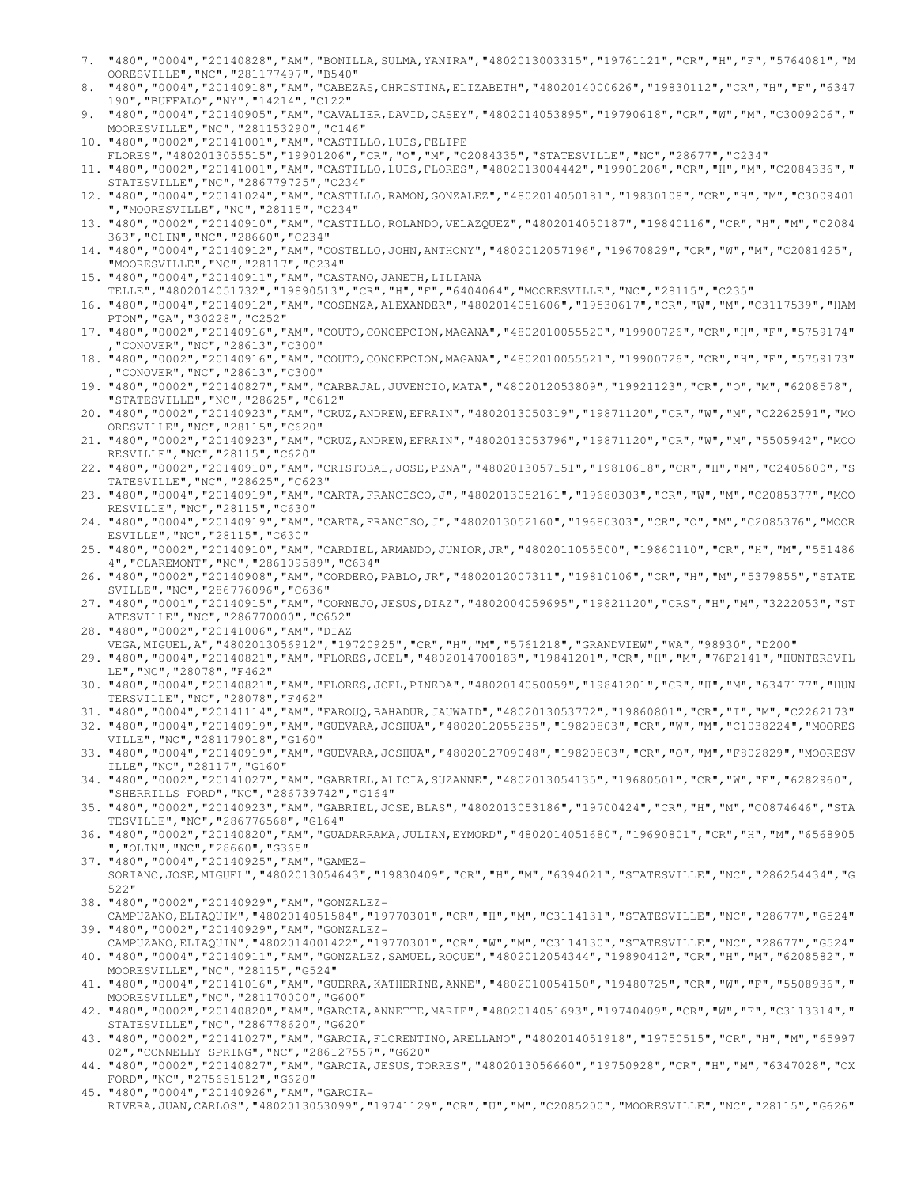7. "480","0004","20140828","AM","BONILLA,SULMA,YANIRA","4802013003315","19761121","CR","H","F","5764081","MOORESVILLE","NC","281177497","B540"
8. "480","0004","20140918","AM","CABEZAS,CHRISTINA,ELIZABETH","4802014000626","19830112","CR","H","F","6347190","BUFFALO","NY","14214","C122"
9. "480","0004","20140905","AM","CAVALIER,DAVID,CASEY","4802014053895","19790618","CR","W","M","C3009206","MOORESVILLE","NC","281153290","C146"
10. "480","0002","20141001","AM","CASTILLO,LUIS,FELIPE FLORES","4802013055515","19901206","CR","O","M","C2084335","STATESVILLE","NC","28677","C234"
11. "480","0002","20141001","AM","CASTILLO,LUIS,FLORES","4802013004442","19901206","CR","H","M","C2084336","STATESVILLE","NC","286779725","C234"
12. "480","0004","20141024","AM","CASTILLO,RAMON,GONZALEZ","4802014050181","19830108","CR","H","M","C3009401","MOORESVILLE","NC","28115","C234"
13. "480","0002","20140910","AM","CASTILLO,ROLANDO,VELAZQUEZ","4802014050187","19840116","CR","H","M","C2084363","OLIN","NC","28660","C234"
14. "480","0004","20140912","AM","COSTELLO,JOHN,ANTHONY","4802012057196","19670829","CR","W","M","C2081425","MOORESVILLE","NC","28117","C234"
15. "480","0004","20140911","AM","CASTANO,JANETH,LILIANA TELLE","4802014051732","19890513","CR","H","F","6404064","MOORESVILLE","NC","28115","C235"
16. "480","0004","20140912","AM","COSENZA,ALEXANDER","4802014051606","19530617","CR","W","M","C3117539","HAMPTON","GA","30228","C252"
17. "480","0002","20140916","AM","COUTO,CONCEPCION,MAGANA","4802010055520","19900726","CR","H","F","5759174","CONOVER","NC","28613","C300"
18. "480","0002","20140916","AM","COUTO,CONCEPCION,MAGANA","4802010055521","19900726","CR","H","F","5759173","CONOVER","NC","28613","C300"
19. "480","0002","20140827","AM","CARBAJAL,JUVENCIO,MATA","4802012053809","19921123","CR","O","M","6208578","STATESVILLE","NC","28625","C612"
20. "480","0002","20140923","AM","CRUZ,ANDREW,EFRAIN","4802013050319","19871120","CR","W","M","C2262591","MOORESVILLE","NC","28115","C620"
21. "480","0002","20140923","AM","CRUZ,ANDREW,EFRAIN","4802013053796","19871120","CR","W","M","5505942","MOORESVILLE","NC","28115","C620"
22. "480","0002","20140910","AM","CRISTOBAL,JOSE,PENA","4802013057151","19810618","CR","H","M","C2405600","STATESVILLE","NC","28625","C623"
23. "480","0004","20140919","AM","CARTA,FRANCISCO,J","4802013052161","19680303","CR","W","M","C2085377","MOORESVILLE","NC","28115","C630"
24. "480","0004","20140919","AM","CARTA,FRANCISO,J","4802013052160","19680303","CR","O","M","C2085376","MOORESVILLE","NC","28115","C630"
25. "480","0002","20140910","AM","CARDIEL,ARMANDO,JUNIOR,JR","4802011055500","19860110","CR","H","M","5514864","CLAREMONT","NC","286109589","C634"
26. "480","0002","20140908","AM","CORDERO,PABLO,JR","4802012007311","19810106","CR","H","M","5379855","STATESVILLE","NC","286776096","C636"
27. "480","0001","20140915","AM","CORNEJO,JESUS,DIAZ","4802004059695","19821120","CRS","H","M","3222053","STATESVILLE","NC","286770000","C652"
28. "480","0002","20141006","AM","DIAZ VEGA,MIGUEL,A","4802013056912","19720925","CR","H","M","5761218","GRANDVIEW","WA","98930","D200"
29. "480","0004","20140821","AM","FLORES,JOEL","4802014700183","19841201","CR","H","M","76F2141","HUNTERSVILLE","NC","28078","F462"
30. "480","0004","20140821","AM","FLORES,JOEL,PINEDA","4802014050059","19841201","CR","H","M","6347177","HUNTERSVILLE","NC","28078","F462"
31. "480","0004","20141114","AM","FAROUQ,BAHADUR,JAUWAID","4802013053772","19860801","CR","I","M","C2262173"
32. "480","0004","20140919","AM","GUEVARA,JOSHUA","4802012055235","19820803","CR","W","M","C1038224","MOORESVILLE","NC","281179018","G160"
33. "480","0004","20140919","AM","GUEVARA,JOSHUA","4802012709048","19820803","CR","O","M","F802829","MOORESVILLE","NC","28117","G160"
34. "480","0002","20141027","AM","GABRIEL,ALICIA,SUZANNE","4802013054135","19680501","CR","W","F","6282960","SHERRILLS FORD","NC","286739742","G164"
35. "480","0002","20140923","AM","GABRIEL,JOSE,BLAS","4802013053186","19700424","CR","H","M","C0874646","STATESVILLE","NC","286776568","G164"
36. "480","0002","20140820","AM","GUADARRAMA,JULIAN,EYMORD","4802014051680","19690801","CR","H","M","6568905","OLIN","NC","28660","G365"
37. "480","0004","20140925","AM","GAMEZ-SORIANO,JOSE,MIGUEL","4802013054643","19830409","CR","H","M","6394021","STATESVILLE","NC","286254434","G522"
38. "480","0002","20140929","AM","GONZALEZ-CAMPUZANO,ELIAQUIM","4802014051584","19770301","CR","H","M","C3114131","STATESVILLE","NC","28677","G524"
39. "480","0002","20140929","AM","GONZALEZ-CAMPUZANO,ELIAQUIN","4802014001422","19770301","CR","W","M","C3114130","STATESVILLE","NC","28677","G524"
40. "480","0004","20140911","AM","GONZALEZ,SAMUEL,ROQUE","4802012054344","19890412","CR","H","M","6208582","MOORESVILLE","NC","28115","G524"
41. "480","0004","20141016","AM","GUERRA,KATHERINE,ANNE","4802010054150","19480725","CR","W","F","5508936","MOORESVILLE","NC","281170000","G600"
42. "480","0002","20140820","AM","GARCIA,ANNETTE,MARIE","4802014051693","19740409","CR","W","F","C3113314","STATESVILLE","NC","286778620","G620"
43. "480","0002","20141027","AM","GARCIA,FLORENTINO,ARELLANO","4802014051918","19750515","CR","H","M","6599702","CONNELLY SPRING","NC","286127557","G620"
44. "480","0002","20140827","AM","GARCIA,JESUS,TORRES","4802013056660","19750928","CR","H","M","6347028","OXFORD","NC","275651512","G620"
45. "480","0004","20140926","AM","GARCIA-RIVERA,JUAN,CARLOS","4802013053099","19741129","CR","U","M","C2085200","MOORESVILLE","NC","28115","G626"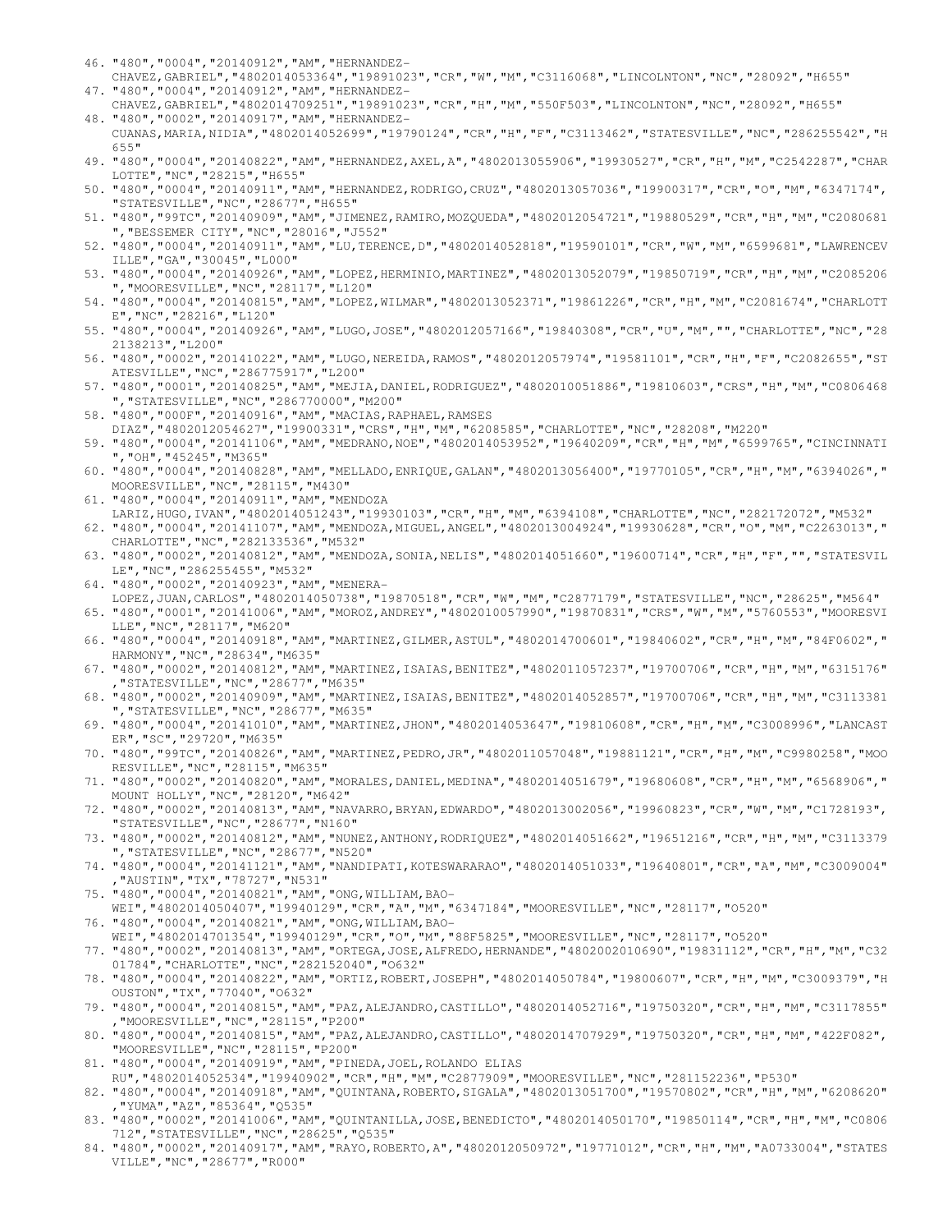46. "480","0004","20140912","AM","HERNANDEZ-CHAVEZ,GABRIEL","4802014053364","19891023","CR","W","M","C3116068","LINCOLNTON","NC","28092","H655"
47. "480","0004","20140912","AM","HERNANDEZ-CHAVEZ,GABRIEL","4802014709251","19891023","CR","H","M","550F503","LINCOLNTON","NC","28092","H655"
48. "480","0002","20140917","AM","HERNANDEZ-CUANAS,MARIA,NIDIA","4802014052699","19790124","CR","H","F","C3113462","STATESVILLE","NC","286255542","H655"
49. "480","0004","20140822","AM","HERNANDEZ,AXEL,A","4802013055906","19930527","CR","H","M","C2542287","CHARLOTTE","NC","28215","H655"
50. "480","0004","20140911","AM","HERNANDEZ,RODRIGO,CRUZ","4802013057036","19900317","CR","O","M","6347174","STATESVILLE","NC","28677","H655"
51. "480","99TC","20140909","AM","JIMENEZ,RAMIRO,MOZQUEDA","4802012054721","19880529","CR","H","M","C2080681","BESSEMER CITY","NC","28016","J552"
52. "480","0004","20140911","AM","LU,TERENCE,D","4802014052818","19590101","CR","W","M","6599681","LAWRENCEVILLE","GA","30045","L000"
53. "480","0004","20140926","AM","LOPEZ,HERMINIO,MARTINEZ","4802013052079","19850719","CR","H","M","C2085206","MOORESVILLE","NC","28117","L120"
54. "480","0004","20140815","AM","LOPEZ,WILMAR","4802013052371","19861226","CR","H","M","C2081674","CHARLOTTE","NC","28216","L120"
55. "480","0004","20140926","AM","LUGO,JOSE","4802012057166","19840308","CR","U","M","","CHARLOTTE","NC","282138213","L200"
56. "480","0002","20141022","AM","LUGO,NEREIDA,RAMOS","4802012057974","19581101","CR","H","F","C2082655","STATESVILLE","NC","286775917","L200"
57. "480","0001","20140825","AM","MEJIA,DANIEL,RODRIGUEZ","4802010051886","19810603","CRS","H","M","C0806468","STATESVILLE","NC","286770000","M200"
58. "480","000F","20140916","AM","MACIAS,RAPHAEL,RAMSES DIAZ","4802012054627","19900331","CRS","H","M","6208585","CHARLOTTE","NC","28208","M220"
59. "480","0004","20141106","AM","MEDRANO,NOE","4802014053952","19640209","CR","H","M","6599765","CINCINNATI","OH","45245","M365"
60. "480","0004","20140828","AM","MELLADO,ENRIQUE,GALAN","4802013056400","19770105","CR","H","M","6394026","MOORESVILLE","NC","28115","M430"
61. "480","0004","20140911","AM","MENDOZA LARIZ,HUGO,IVAN","4802014051243","19930103","CR","H","M","6394108","CHARLOTTE","NC","282172072","M532"
62. "480","0004","20141107","AM","MENDOZA,MIGUEL,ANGEL","4802013004924","19930628","CR","O","M","C2263013","CHARLOTTE","NC","282133536","M532"
63. "480","0002","20140812","AM","MENDOZA,SONIA,NELIS","4802014051660","19600714","CR","H","F","","STATESVILLE","NC","286255455","M532"
64. "480","0002","20140923","AM","MENERA-LOPEZ,JUAN,CARLOS","4802014050738","19870518","CR","W","M","C2877179","STATESVILLE","NC","28625","M564"
65. "480","0001","20141006","AM","MOROZ,ANDREY","4802010057990","19870831","CRS","W","M","5760553","MOORESVILLE","NC","28117","M620"
66. "480","0004","20140918","AM","MARTINEZ,GILMER,ASTUL","4802014700601","19840602","CR","H","M","84F0602","HARMONY","NC","28634","M635"
67. "480","0002","20140812","AM","MARTINEZ,ISAIAS,BENITEZ","4802011057237","19700706","CR","H","M","6315176","STATESVILLE","NC","28677","M635"
68. "480","0002","20140909","AM","MARTINEZ,ISAIAS,BENITEZ","4802014052857","19700706","CR","H","M","C3113381","STATESVILLE","NC","28677","M635"
69. "480","0004","20141010","AM","MARTINEZ,JHON","4802014053647","19810608","CR","H","M","C3008996","LANCASTER","SC","29720","M635"
70. "480","99TC","20140826","AM","MARTINEZ,PEDRO,JR","4802011057048","19881121","CR","H","M","C9980258","MOORESVILLE","NC","28115","M635"
71. "480","0002","20140820","AM","MORALES,DANIEL,MEDINA","4802014051679","19680608","CR","H","M","6568906","MOUNT HOLLY","NC","28120","M642"
72. "480","0002","20140813","AM","NAVARRO,BRYAN,EDWARDO","4802013002056","19960823","CR","W","M","C1728193","STATESVILLE","NC","28677","N160"
73. "480","0002","20140812","AM","NUNEZ,ANTHONY,RODRIQUEZ","4802014051662","19651216","CR","H","M","C3113379","STATESVILLE","NC","28677","N520"
74. "480","0004","20141121","AM","NANDIPATI,KOTESWARARAO","4802014051033","19640801","CR","A","M","C3009004","AUSTIN","TX","78727","N531"
75. "480","0004","20140821","AM","ONG,WILLIAM,BAO-WEI","4802014050407","19940129","CR","A","M","6347184","MOORESVILLE","NC","28117","O520"
76. "480","0004","20140821","AM","ONG,WILLIAM,BAO-WEI","4802014701354","19940129","CR","O","M","88F5825","MOORESVILLE","NC","28117","O520"
77. "480","0002","20140813","AM","ORTEGA,JOSE,ALFREDO,HERNANDE","4802002010690","19831112","CR","H","M","C3201784","CHARLOTTE","NC","282152040","O632"
78. "480","0004","20140822","AM","ORTIZ,ROBERT,JOSEPH","4802014050784","19800607","CR","H","M","C3009379","HOUSTON","TX","77040","O632"
79. "480","0004","20140815","AM","PAZ,ALEJANDRO,CASTILLO","4802014052716","19750320","CR","H","M","C3117855","MOORESVILLE","NC","28115","P200"
80. "480","0004","20140815","AM","PAZ,ALEJANDRO,CASTILLO","4802014707929","19750320","CR","H","M","422F082","MOORESVILLE","NC","28115","P200"
81. "480","0004","20140919","AM","PINEDA,JOEL,ROLANDO ELIAS RU","4802014052534","19940902","CR","H","M","C2877909","MOORESVILLE","NC","281152236","P530"
82. "480","0004","20140918","AM","QUINTANA,ROBERTO,SIGALA","4802013051700","19570802","CR","H","M","6208620","YUMA","AZ","85364","Q535"
83. "480","0002","20141006","AM","QUINTANILLA,JOSE,BENEDICTO","4802014050170","19850114","CR","H","M","C0806712","STATESVILLE","NC","28625","Q535"
84. "480","0002","20140917","AM","RAYO,ROBERTO,A","4802012050972","19771012","CR","H","M","A0733004","STATESVILLE","NC","28677","R000"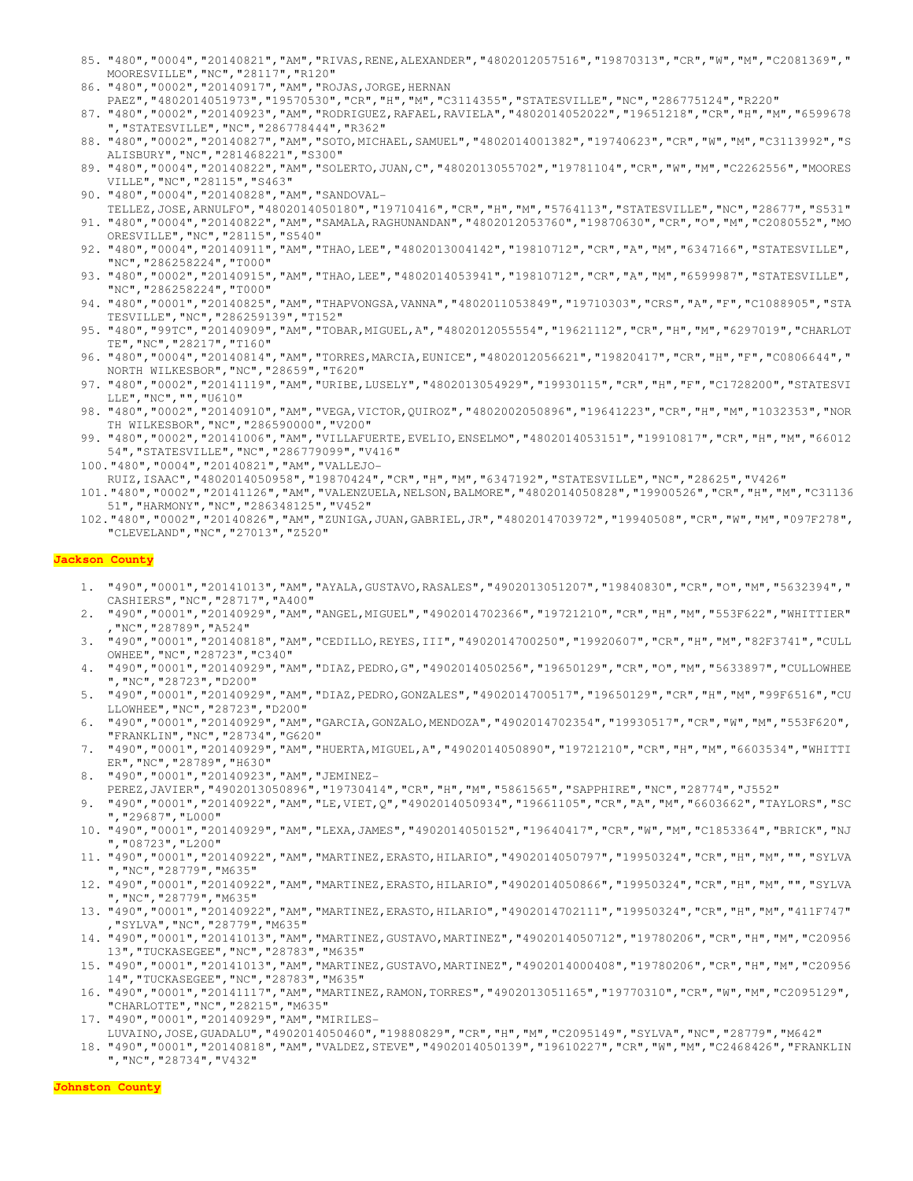85. "480","0004","20140821","AM","RIVAS,RENE,ALEXANDER","4802012057516","19870313","CR","W","M","C2081369","MOORESVILLE","NC","28117","R120"
86. "480","0002","20140917","AM","ROJAS,JORGE,HERNAN PAEZ","4802014051973","19570530","CR","H","M","C3114355","STATESVILLE","NC","286775124","R220"
87. "480","0002","20140923","AM","RODRIGUEZ,RAFAEL,RAVIELA","4802014052022","19651218","CR","H","M","6599678","STATESVILLE","NC","286778444","R362"
88. "480","0002","20140827","AM","SOTO,MICHAEL,SAMUEL","4802014001382","19740623","CR","W","M","C3113992","SALISBURY","NC","281468221","S300"
89. "480","0004","20140822","AM","SOLERTO,JUAN,C","4802013055702","19781104","CR","W","M","C2262556","MOORESVILLE","NC","28115","S463"
90. "480","0004","20140828","AM","SANDOVAL-TELLEZ,JOSE,ARNULFO","4802014050180","19710416","CR","H","M","5764113","STATESVILLE","NC","28677","S531"
91. "480","0004","20140822","AM","SAMALA,RAGHUNANDAN","4802012053760","19870630","CR","O","M","C2080552","MOORESVILLE","NC","28115","S540"
92. "480","0004","20140911","AM","THAO,LEE","4802013004142","19810712","CR","A","M","6347166","STATESVILLE","NC","286258224","T000"
93. "480","0002","20140915","AM","THAO,LEE","4802014053941","19810712","CR","A","M","6599987","STATESVILLE","NC","286258224","T000"
94. "480","0001","20140825","AM","THAPVONGSA,VANNA","4802011053849","19710303","CRS","A","F","C1088905","STATESVILLE","NC","286259139","T152"
95. "480","99TC","20140909","AM","TOBAR,MIGUEL,A","4802012055554","19621112","CR","H","M","6297019","CHARLOTTE","NC","28217","T160"
96. "480","0004","20140814","AM","TORRES,MARCIA,EUNICE","4802012056621","19820417","CR","H","F","C0806644","NORTH WILKESBOR","NC","28659","T620"
97. "480","0002","20141119","AM","URIBE,LUSELY","4802013054929","19930115","CR","H","F","C1728200","STATESVILLE","NC","","U610"
98. "480","0002","20140910","AM","VEGA,VICTOR,QUIROZ","4802002050896","19641223","CR","H","M","1032353","NORTH WILKESBOR","NC","286590000","V200"
99. "480","0002","20141006","AM","VILLAFUERTE,EVELIO,ENSELMO","4802014053151","19910817","CR","H","M","6601254","STATESVILLE","NC","286779099","V416"
100. "480","0004","20140821","AM","VALLEJO-RUIZ,ISAAC","4802014050958","19870424","CR","H","M","6347192","STATESVILLE","NC","28625","V426"
101. "480","0002","20141126","AM","VALENZUELA,NELSON,BALMORE","4802014050828","19900526","CR","H","M","C3113651","HARMONY","NC","286348125","V452"
102. "480","0002","20140826","AM","ZUNIGA,JUAN,GABRIEL,JR","4802014703972","19940508","CR","W","M","097F278","CLEVELAND","NC","27013","Z520"

## Jackson County

1. "490","0001","20141013","AM","AYALA,GUSTAVO,RASALES","4902013051207","19840830","CR","O","M","5632394","CASHIERS","NC","28717","A400"
2. "490","0001","20140929","AM","ANGEL,MIGUEL","4902014702366","19721210","CR","H","M","553F622","WHITTIER","NC","28789","A524"
3. "490","0001","20140818","AM","CEDILLO,REYES,III","4902014700250","19920607","CR","H","M","82F3741","CULLOWHEE","NC","28723","C340"
4. "490","0001","20140929","AM","DIAZ,PEDRO,G","4902014050256","19650129","CR","O","M","5633897","CULLOWHEE","NC","28723","D200"
5. "490","0001","20140929","AM","DIAZ,PEDRO,GONZALES","4902014700517","19650129","CR","H","M","99F6516","CULLOWHEE","NC","28723","D200"
6. "490","0001","20140929","AM","GARCIA,GONZALO,MENDOZA","4902014702354","19930517","CR","W","M","553F620","FRANKLIN","NC","28734","G620"
7. "490","0001","20140929","AM","HUERTA,MIGUEL,A","4902014050890","19721210","CR","H","M","6603534","WHITTIER","NC","28789","H630"
8. "490","0001","20140923","AM","JEMINEZ-PEREZ,JAVIER","4902013050896","19730414","CR","H","M","5861565","SAPPHIRE","NC","28774","J552"
9. "490","0001","20140922","AM","LE,VIET,Q","4902014050934","19661105","CR","A","M","6603662","TAYLORS","SC","29687","L000"
10. "490","0001","20140929","AM","LEXA,JAMES","4902014050152","19640417","CR","W","M","C1853364","BRICK","NJ","08723","L200"
11. "490","0001","20140922","AM","MARTINEZ,ERASTO,HILARIO","4902014050797","19950324","CR","H","M","","SYLVA","NC","28779","M635"
12. "490","0001","20140922","AM","MARTINEZ,ERASTO,HILARIO","4902014050866","19950324","CR","H","M","","SYLVA","NC","28779","M635"
13. "490","0001","20140922","AM","MARTINEZ,ERASTO,HILARIO","4902014702111","19950324","CR","H","M","411F747","SYLVA","NC","28779","M635"
14. "490","0001","20141013","AM","MARTINEZ,GUSTAVO,MARTINEZ","4902014050712","19780206","CR","H","M","C2095613","TUCKASEGEE","NC","28783","M635"
15. "490","0001","20141013","AM","MARTINEZ,GUSTAVO,MARTINEZ","4902014000408","19780206","CR","H","M","C2095614","TUCKASEGEE","NC","28783","M635"
16. "490","0001","20141117","AM","MARTINEZ,RAMON,TORRES","4902013051165","19770310","CR","W","M","C2095129","CHARLOTTE","NC","28215","M635"
17. "490","0001","20140929","AM","MIRILES-LUVAINO,JOSE,GUADALU","4902014050460","19880829","CR","H","M","C2095149","SYLVA","NC","28779","M642"
18. "490","0001","20140818","AM","VALDEZ,STEVE","4902014050139","19610227","CR","W","M","C2468426","FRANKLIN","NC","28734","V432"

## Johnston County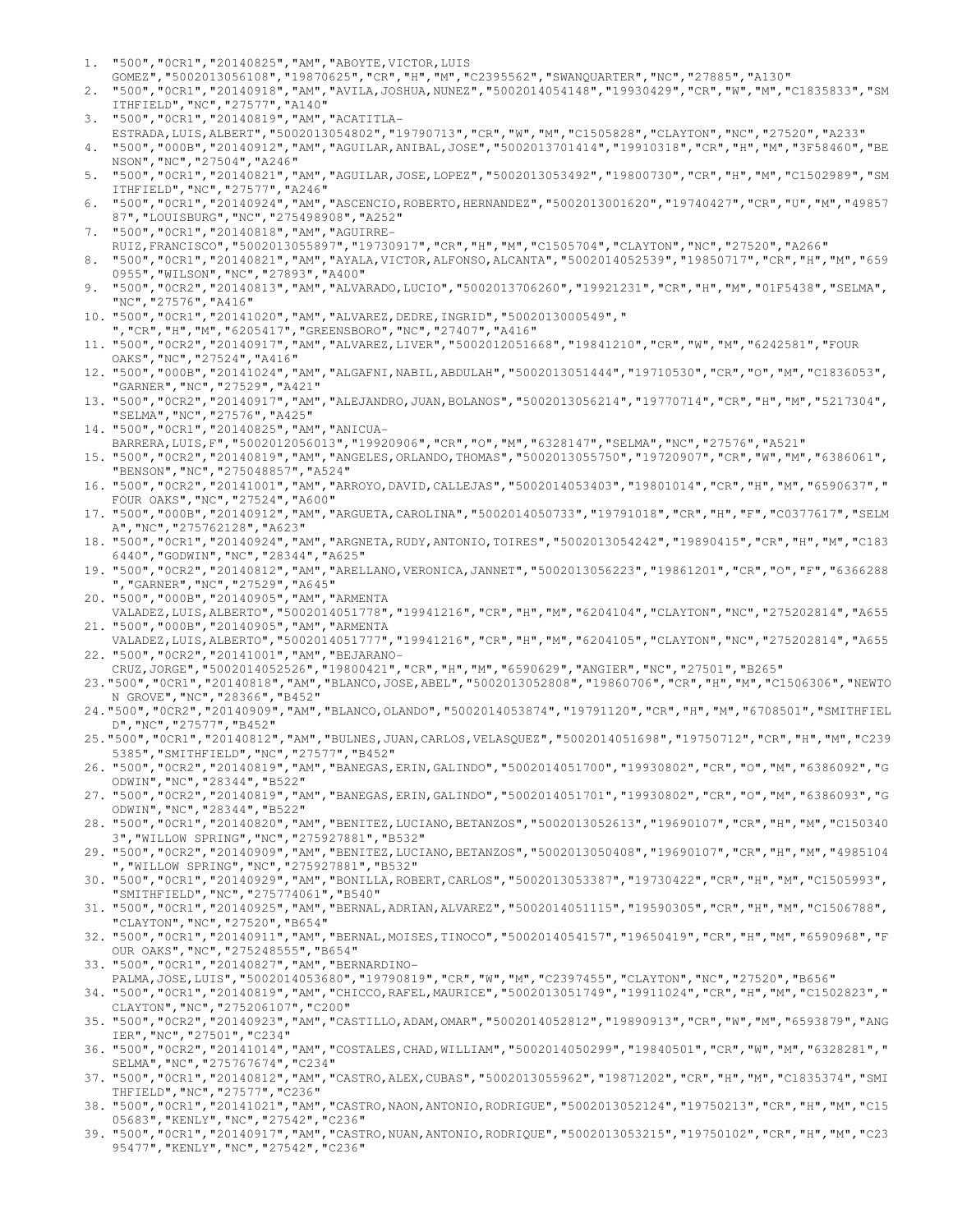1. "500","0CR1","20140825","AM","ABOYTE,VICTOR,LUIS GOMEZ","5002013056108","19870625","CR","H","M","C2395562","SWANQUARTER","NC","27885","A130"
2. "500","0CR1","20140918","AM","AVILA,JOSHUA,NUNEZ","5002014054148","19930429","CR","W","M","C1835833","SMITHFIELD","NC","27577","A140"
3. "500","0CR1","20140819","AM","ACATITLA-ESTRADA,LUIS,ALBERT","5002013054802","19790713","CR","W","M","C1505828","CLAYTON","NC","27520","A233"
4. "500","000B","20140912","AM","AGUILAR,ANIBAL,JOSE","5002013701414","19910318","CR","H","M","3F58460","BENSON","NC","27504","A246"
5. "500","0CR1","20140821","AM","AGUILAR,JOSE,LOPEZ","5002013053492","19800730","CR","H","M","C1502989","SMITHFIELD","NC","27577","A246"
6. "500","0CR1","20140924","AM","ASCENCIO,ROBERTO,HERNANDEZ","5002013001620","19740427","CR","U","M","4985787","LOUISBURG","NC","275498908","A252"
7. "500","0CR1","20140818","AM","AGUIRRE-RUIZ,FRANCISCO","5002013055897","19730917","CR","H","M","C1505704","CLAYTON","NC","27520","A266"
8. "500","0CR1","20140821","AM","AYALA,VICTOR,ALFONSO,ALCANTA","5002014052539","19850717","CR","H","M","6590955","WILSON","NC","27893","A400"
9. "500","0CR2","20140813","AM","ALVARADO,LUCIO","5002013706260","19921231","CR","H","M","01F5438","SELMA","NC","27576","A416"
10. "500","0CR1","20141020","AM","ALVAREZ,DEDRE,INGRID","5002013000549"," ","CR","H","M","6205417","GREENSBORO","NC","27407","A416"
11. "500","0CR2","20140917","AM","ALVAREZ,LIVER","5002012051668","19841210","CR","W","M","6242581","FOUR OAKS","NC","27524","A416"
12. "500","000B","20141024","AM","ALGAFNI,NABIL,ABDULAH","5002013051444","19710530","CR","O","M","C1836053","GARNER","NC","27529","A421"
13. "500","0CR2","20140917","AM","ALEJANDRO,JUAN,BOLANOS","5002013056214","19770714","CR","H","M","5217304","SELMA","NC","27576","A425"
14. "500","0CR1","20140825","AM","ANICUA-BARRERA,LUIS,F","5002012056013","19920906","CR","O","M","6328147","SELMA","NC","27576","A521"
15. "500","0CR2","20140819","AM","ANGELES,ORLANDO,THOMAS","5002013055750","19720907","CR","W","M","6386061","BENSON","NC","275048857","A524"
16. "500","0CR2","20141001","AM","ARROYO,DAVID,CALLEJAS","5002014053403","19801014","CR","H","M","6590637","FOUR OAKS","NC","27524","A600"
17. "500","000B","20140912","AM","ARGUETA,CAROLINA","5002014050733","19791018","CR","H","F","C0377617","SELMA","NC","275762128","A623"
18. "500","0CR1","20140924","AM","ARGNETA,RUDY,ANTONIO,TOIRES","5002013054242","19890415","CR","H","M","C1836440","GODWIN","NC","28344","A625"
19. "500","0CR2","20140812","AM","ARELLANO,VERONICA,JANNET","5002013056223","19861201","CR","O","F","6366288","GARNER","NC","27529","A645"
20. "500","000B","20140905","AM","ARMENTA VALADEZ,LUIS,ALBERTO","5002014051778","19941216","CR","H","M","6204104","CLAYTON","NC","275202814","A655
21. "500","000B","20140905","AM","ARMENTA VALADEZ,LUIS,ALBERTO","5002014051777","19941216","CR","H","M","6204105","CLAYTON","NC","275202814","A655
22. "500","0CR2","20141001","AM","BEJARANO-CRUZ,JORGE","5002014052526","19800421","CR","H","M","6590629","ANGIER","NC","27501","B265"
23. "500","0CR1","20140818","AM","BLANCO,JOSE,ABEL","5002013052808","19860706","CR","H","M","C1506306","NEWTON GROVE","NC","28366","B452"
24. "500","0CR2","20140909","AM","BLANCO,OLANDO","5002014053874","19791120","CR","H","M","6708501","SMITHFIELD","NC","27577","B452"
25. "500","0CR1","20140812","AM","BULNES,JUAN,CARLOS,VELASQUEZ","5002014051698","19750712","CR","H","M","C2395385","SMITHFIELD","NC","27577","B452"
26. "500","0CR2","20140819","AM","BANEGAS,ERIN,GALINDO","5002014051700","19930802","CR","O","M","6386092","GODWIN","NC","28344","B522"
27. "500","0CR2","20140819","AM","BANEGAS,ERIN,GALINDO","5002014051701","19930802","CR","O","M","6386093","GODWIN","NC","28344","B522"
28. "500","0CR1","20140820","AM","BENITEZ,LUCIANO,BETANZOS","5002013052613","19690107","CR","H","M","C1503403","WILLOW SPRING","NC","275927881","B532"
29. "500","0CR2","20140909","AM","BENITEZ,LUCIANO,BETANZOS","5002013050408","19690107","CR","H","M","4985104","WILLOW SPRING","NC","275927881","B532"
30. "500","0CR1","20140929","AM","BONILLA,ROBERT,CARLOS","5002013053387","19730422","CR","H","M","C1505993","SMITHFIELD","NC","275774061","B540"
31. "500","0CR1","20140925","AM","BERNAL,ADRIAN,ALVAREZ","5002014051115","19590305","CR","H","M","C1506788","CLAYTON","NC","27520","B654"
32. "500","0CR1","20140911","AM","BERNAL,MOISES,TINOCO","5002014054157","19650419","CR","H","M","6590968","FOUR OAKS","NC","275248555","B654"
33. "500","0CR1","20140827","AM","BERNARDINO-PALMA,JOSE,LUIS","5002014053680","19790819","CR","W","M","C2397455","CLAYTON","NC","27520","B656"
34. "500","0CR1","20140819","AM","CHICCO,RAFEL,MAURICE","5002013051749","19911024","CR","H","M","C1502823","CLAYTON","NC","275206107","C200"
35. "500","0CR2","20140923","AM","CASTILLO,ADAM,OMAR","5002014052812","19890913","CR","W","M","6593879","ANGIER","NC","27501","C234"
36. "500","0CR2","20141014","AM","COSTALES,CHAD,WILLIAM","5002014050299","19840501","CR","W","M","6328281","SELMA","NC","275767674","C234"
37. "500","0CR1","20140812","AM","CASTRO,ALEX,CUBAS","5002013055962","19871202","CR","H","M","C1835374","SMITHFIELD","NC","27577","C236"
38. "500","0CR1","20141021","AM","CASTRO,NAON,ANTONIO,RODRIGUE","5002013052124","19750213","CR","H","M","C1505683","KENLY","NC","27542","C236"
39. "500","0CR1","20140917","AM","CASTRO,NUAN,ANTONIO,RODRIQUE","5002013053215","19750102","CR","H","M","C2395477","KENLY","NC","27542","C236"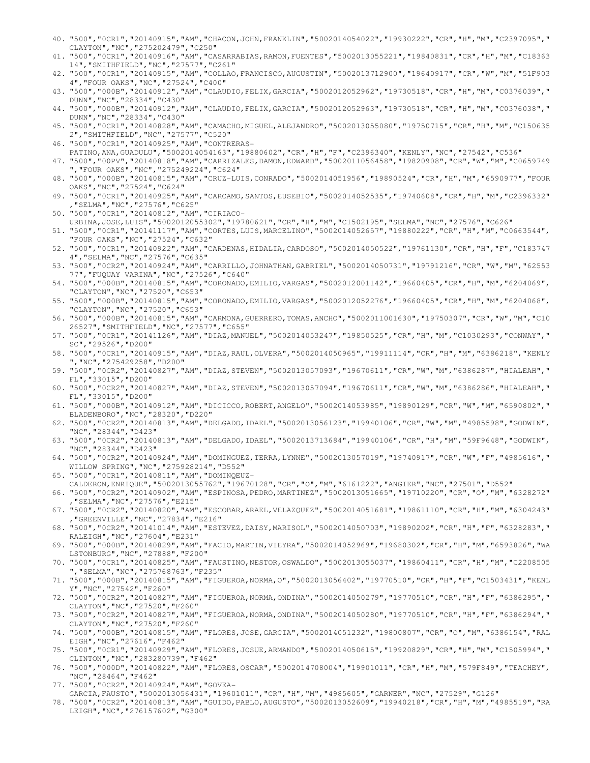40. "500","0CR1","20140915","AM","CHACON,JOHN,FRANKLIN","5002014054022","19930222","CR","H","M","C2397095","CLAYTON","NC","275202479","C250"
41. "500","0CR1","20140916","AM","CASARRABIAS,RAMON,FUENTES","5002013055221","19840831","CR","H","M","C1836314","SMITHFIELD","NC","27577","C261"
42. "500","0CR1","20140915","AM","COLLAO,FRANCISCO,AUGUSTIN","5002013712900","19640917","CR","W","M","51F9034","FOUR OAKS","NC","27524","C400"
43. "500","000B","20140912","AM","CLAUDIO,FELIX,GARCIA","5002012052962","19730518","CR","H","M","C0376039","DUNN","NC","28334","C430"
44. "500","000B","20140912","AM","CLAUDIO,FELIX,GARCIA","5002012052963","19730518","CR","H","M","C0376038","DUNN","NC","28334","C430"
45. "500","0CR1","20140828","AM","CAMACHO,MIGUEL,ALEJANDRO","5002013055080","19750715","CR","H","M","C1506352","SMITHFIELD","NC","27577","C520"
46. "500","0CR1","20140925","AM","CONTRERAS-PATINO,ANA,GUADULU","5002014054163","19880602","CR","H","F","C2396340","KENLY","NC","27542","C536"
47. "500","00PV","20140818","AM","CARRIZALES,DAMON,EDWARD","5002011056458","19820908","CR","W","M","C0659749","FOUR OAKS","NC","275249224","C624"
48. "500","000B","20140815","AM","CRUZ-LUIS,CONRADO","5002014051956","19890524","CR","H","M","6590977","FOUR OAKS","NC","27524","C624"
49. "500","0CR1","20140925","AM","CARCAMO,SANTOS,EUSEBIO","5002014052535","19740608","CR","H","M","C2396332","SELMA","NC","27576","C625"
50. "500","0CR1","20140812","AM","CIRIACO-URBINA,JOSE,LUIS","5002012055302","19780621","CR","H","M","C1502195","SELMA","NC","27576","C626"
51. "500","0CR1","20141117","AM","CORTES,LUIS,MARCELINO","5002014052657","19880222","CR","H","M","C0663544","FOUR OAKS","NC","27524","C632"
52. "500","0CR1","20140922","AM","CARDENAS,HIDALIA,CARDOSO","5002014050522","19761130","CR","H","F","C1837474","SELMA","NC","27576","C635"
53. "500","0CR2","20140924","AM","CARRILLO,JOHNATHAN,GABRIEL","5002014050731","19791216","CR","W","M","6255377","FUQUAY VARINA","NC","27526","C640"
54. "500","000B","20140815","AM","CORONADO,EMILIO,VARGAS","5002012001142","19660405","CR","H","M","6204069","CLAYTON","NC","27520","C653"
55. "500","000B","20140815","AM","CORONADO,EMILIO,VARGAS","5002012052276","19660405","CR","H","M","6204068","CLAYTON","NC","27520","C653"
56. "500","000B","20140815","AM","CARMONA,GUERRERO,TOMAS,ANCHO","5002011001630","19750307","CR","W","M","C1026527","SMITHFIELD","NC","27577","C655"
57. "500","0CR1","20141126","AM","DIAZ,MANUEL","5002014053247","19850525","CR","H","M","C1030293","CONWAY","SC","29526","D200"
58. "500","0CR1","20140915","AM","DIAZ,RAUL,OLVERA","5002014050965","19911114","CR","H","M","6386218","KENLY","NC","275429258","D200"
59. "500","0CR2","20140827","AM","DIAZ,STEVEN","5002013057093","19670611","CR","W","M","6386287","HIALEAH","FL","33015","D200"
60. "500","0CR2","20140827","AM","DIAZ,STEVEN","5002013057094","19670611","CR","W","M","6386286","HIALEAH","FL","33015","D200"
61. "500","000B","20140912","AM","DICICCO,ROBERT,ANGELO","5002014053985","19890129","CR","W","M","6590802","BLADENBORO","NC","28320","D220"
62. "500","0CR2","20140813","AM","DELGADO,IDAEL","5002013056123","19940106","CR","W","M","4985598","GODWIN","NC","28344","D423"
63. "500","0CR2","20140813","AM","DELGADO,IDAEL","5002013713684","19940106","CR","H","M","59F9648","GODWIN","NC","28344","D423"
64. "500","0CR2","20140924","AM","DOMINGUEZ,TERRA,LYNNE","5002013057019","19740917","CR","W","F","4985616","WILLOW SPRING","NC","275928214","D552"
65. "500","0CR1","20140811","AM","DOMINQEUZ-CALDERON,ENRIQUE","5002013055762","19670128","CR","O","M","6161222","ANGIER","NC","27501","D552"
66. "500","0CR2","20140902","AM","ESPINOSA,PEDRO,MARTINEZ","5002013051665","19710220","CR","O","M","6328272","SELMA","NC","27576","E215"
67. "500","0CR2","20140820","AM","ESCOBAR,ARAEL,VELAZQUEZ","5002014051681","19861110","CR","H","M","6304243","GREENVILLE","NC","27834","E216"
68. "500","0CR2","20141014","AM","ESTEVEZ,DAISY,MARISOL","5002014050703","19890202","CR","H","F","6328283","RALEIGH","NC","27604","E231"
69. "500","000B","20140829","AM","FACIO,MARTIN,VIEYRA","5002014052969","19680302","CR","H","M","6593826","WALSTONBURG","NC","27888","F200"
70. "500","0CR1","20140825","AM","FAUSTINO,NESTOR,OSWALDO","5002013055037","19860411","CR","H","M","C2208505","SELMA","NC","275768763","F235"
71. "500","000B","20140815","AM","FIGUEROA,NORMA,O","5002013056402","19770510","CR","H","F","C1503431","KENLY","NC","27542","F260"
72. "500","0CR2","20140827","AM","FIGUEROA,NORMA,ONDINA","5002014050279","19770510","CR","H","F","6386295","CLAYTON","NC","27520","F260"
73. "500","0CR2","20140827","AM","FIGUEROA,NORMA,ONDINA","5002014050280","19770510","CR","H","F","6386294","CLAYTON","NC","27520","F260"
74. "500","000B","20140815","AM","FLORES,JOSE,GARCIA","5002014051232","19800807","CR","O","M","6386154","RALEIGH","NC","27616","F462"
75. "500","0CR1","20140929","AM","FLORES,JOSUE,ARMANDO","5002014050615","19920829","CR","H","M","C1505994","CLINTON","NC","283280739","F462"
76. "500","000D","20140822","AM","FLORES,OSCAR","5002014708004","19901011","CR","H","M","579F849","TEACHEY","NC","28464","F462"
77. "500","0CR2","20140924","AM","GOVEA-GARCIA,FAUSTO","5002013056431","19601011","CR","H","M","4985605","GARNER","NC","27529","G126"
78. "500","0CR2","20140813","AM","GUIDO,PABLO,AUGUSTO","5002013052609","19940218","CR","H","M","4985519","RALEIGH","NC","276157602","G300"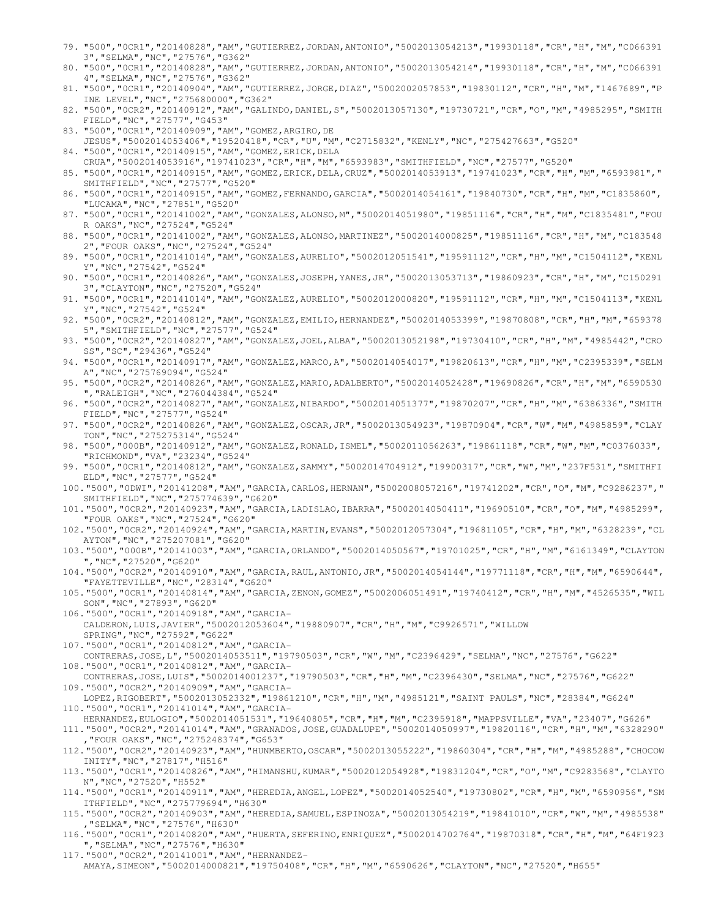79. "500","0CR1","20140828","AM","GUTIERREZ,JORDAN,ANTONIO","5002013054213","19930118","CR","H","M","C0663913","SELMA","NC","27576","G362"
80. "500","0CR1","20140828","AM","GUTIERREZ,JORDAN,ANTONIO","5002013054214","19930118","CR","H","M","C0663914","SELMA","NC","27576","G362"
81. "500","0CR1","20140904","AM","GUTIERREZ,JORGE,DIAZ","5002002057853","19830112","CR","H","M","1467689","PINE LEVEL","NC","275680000","G362"
82. "500","0CR2","20140912","AM","GALINDO,DANIEL,S","5002013057130","19730721","CR","O","M","4985295","SMITHFIELD","NC","27577","G453"
83. "500","0CR1","20140909","AM","GOMEZ,ARGIRO,DE JESUS","5002014053406","19520418","CR","U","M","C2715832","KENLY","NC","275427663","G520"
84. "500","0CR1","20140915","AM","GOMEZ,ERICK,DELA CRUA","5002014053916","19741023","CR","H","M","6593983","SMITHFIELD","NC","27577","G520"
85. "500","0CR1","20140915","AM","GOMEZ,ERICK,DELA,CRUZ","5002014053913","19741023","CR","H","M","6593981","SMITHFIELD","NC","27577","G520"
86. "500","0CR1","20140915","AM","GOMEZ,FERNANDO,GARCIA","5002014054161","19840730","CR","H","M","C1835860","LUCAMA","NC","27851","G520"
87. "500","0CR1","20141002","AM","GONZALES,ALONSO,M","5002014051980","19851116","CR","H","M","C1835481","FOUR OAKS","NC","27524","G524"
88. "500","0CR1","20141002","AM","GONZALES,ALONSO,MARTINEZ","5002014000825","19851116","CR","H","M","C1835482","FOUR OAKS","NC","27524","G524"
89. "500","0CR1","20141014","AM","GONZALES,AURELIO","5002012051541","19591112","CR","H","M","C1504112","KENLY","NC","27542","G524"
90. "500","0CR1","20140826","AM","GONZALES,JOSEPH,YANES,JR","5002013053713","19860923","CR","H","M","C1502913","CLAYTON","NC","27520","G524"
91. "500","0CR1","20141014","AM","GONZALEZ,AURELIO","5002012000820","19591112","CR","H","M","C1504113","KENLY","NC","27542","G524"
92. "500","0CR2","20140812","AM","GONZALEZ,EMILIO,HERNANDEZ","5002014053399","19870808","CR","H","M","6593785","SMITHFIELD","NC","27577","G524"
93. "500","0CR2","20140827","AM","GONZALEZ,JOEL,ALBA","5002013052198","19730410","CR","H","M","4985442","CROSS","SC","29436","G524"
94. "500","0CR1","20140917","AM","GONZALEZ,MARCO,A","5002014054017","19820613","CR","H","M","C2395339","SELMA","NC","275769094","G524"
95. "500","0CR2","20140826","AM","GONZALEZ,MARIO,ADALBERTO","5002014052428","19690826","CR","H","M","6590530","RALEIGH","NC","276044384","G524"
96. "500","0CR2","20140827","AM","GONZALEZ,NIBARDO","5002014051377","19870207","CR","H","M","6386336","SMITHFIELD","NC","27577","G524"
97. "500","0CR2","20140826","AM","GONZALEZ,OSCAR,JR","5002013054923","19870904","CR","W","M","4985859","CLAYTON","NC","275275314","G524"
98. "500","000B","20140912","AM","GONZALEZ,RONALD,ISMEL","5002011056263","19861118","CR","W","M","C0376033","RICHMOND","VA","23234","G524"
99. "500","0CR1","20140812","AM","GONZALEZ,SAMMY","5002014704912","19900317","CR","W","M","237F531","SMITHFIELD","NC","27577","G524"
100. "500","0DWI","20141208","AM","GARCIA,CARLOS,HERNAN","5002008057216","19741202","CR","O","M","C9286237","SMITHFIELD","NC","275774639","G620"
101. "500","0CR2","20140923","AM","GARCIA,LADISLAO,IBARRA","5002014050411","19690510","CR","O","M","4985299","FOUR OAKS","NC","27524","G620"
102. "500","0CR2","20140924","AM","GARCIA,MARTIN,EVANS","5002012057304","19681105","CR","H","M","6328239","CLAYTON","NC","275207081","G620"
103. "500","000B","20141003","AM","GARCIA,ORLANDO","5002014050567","19701025","CR","H","M","6161349","CLAYTON","NC","27520","G620"
104. "500","0CR2","20140910","AM","GARCIA,RAUL,ANTONIO,JR","5002014054144","19771118","CR","H","M","6590644","FAYETTEVILLE","NC","28314","G620"
105. "500","0CR1","20140814","AM","GARCIA,ZENON,GOMEZ","5002006051491","19740412","CR","H","M","4526535","WILSON","NC","27893","G620"
106. "500","0CR1","20140918","AM","GARCIA-CALDERON,LUIS,JAVIER","5002012053604","19880907","CR","H","M","C9926571","WILLOW SPRING","NC","27592","G622"
107. "500","0CR1","20140812","AM","GARCIA-CONTRERAS,JOSE,L","5002014053511","19790503","CR","W","M","C2396429","SELMA","NC","27576","G622"
108. "500","0CR1","20140812","AM","GARCIA-CONTRERAS,JOSE,LUIS","5002014001237","19790503","CR","H","M","C2396430","SELMA","NC","27576","G622"
109. "500","0CR2","20140909","AM","GARCIA-LOPEZ,RIGOBERT","5002013052332","19861210","CR","H","M","4985121","SAINT PAULS","NC","28384","G624"
110. "500","0CR1","20141014","AM","GARCIA-HERNANDEZ,EULOGIO","5002014051531","19640805","CR","H","M","C2395918","MAPPSVILLE","VA","23407","G626"
111. "500","0CR2","20141014","AM","GRANADOS,JOSE,GUADALUPE","5002014050997","19820116","CR","H","M","6328290","FOUR OAKS","NC","275248374","G653"
112. "500","0CR2","20140923","AM","HUNMBERTO,OSCAR","5002013055222","19860304","CR","H","M","4985288","CHOCOWINITY","NC","27817","H516"
113. "500","0CR1","20140826","AM","HIMANSHU,KUMAR","5002012054928","19831204","CR","O","M","C9283568","CLAYTON","NC","27520","H552"
114. "500","0CR1","20140911","AM","HEREDIA,ANGEL,LOPEZ","5002014052540","19730802","CR","H","M","6590956","SMITHFIELD","NC","275779694","H630"
115. "500","0CR2","20140903","AM","HEREDIA,SAMUEL,ESPINOZA","5002013054219","19841010","CR","W","M","4985538","SELMA","NC","27576","H630"
116. "500","0CR1","20140820","AM","HUERTA,SEFERINO,ENRIQUEZ","5002014702764","19870318","CR","H","M","64F1923","SELMA","NC","27576","H630"
117. "500","0CR2","20141001","AM","HERNANDEZ-AMAYA,SIMEON","5002014000821","19750408","CR","H","M","6590626","CLAYTON","NC","27520","H655"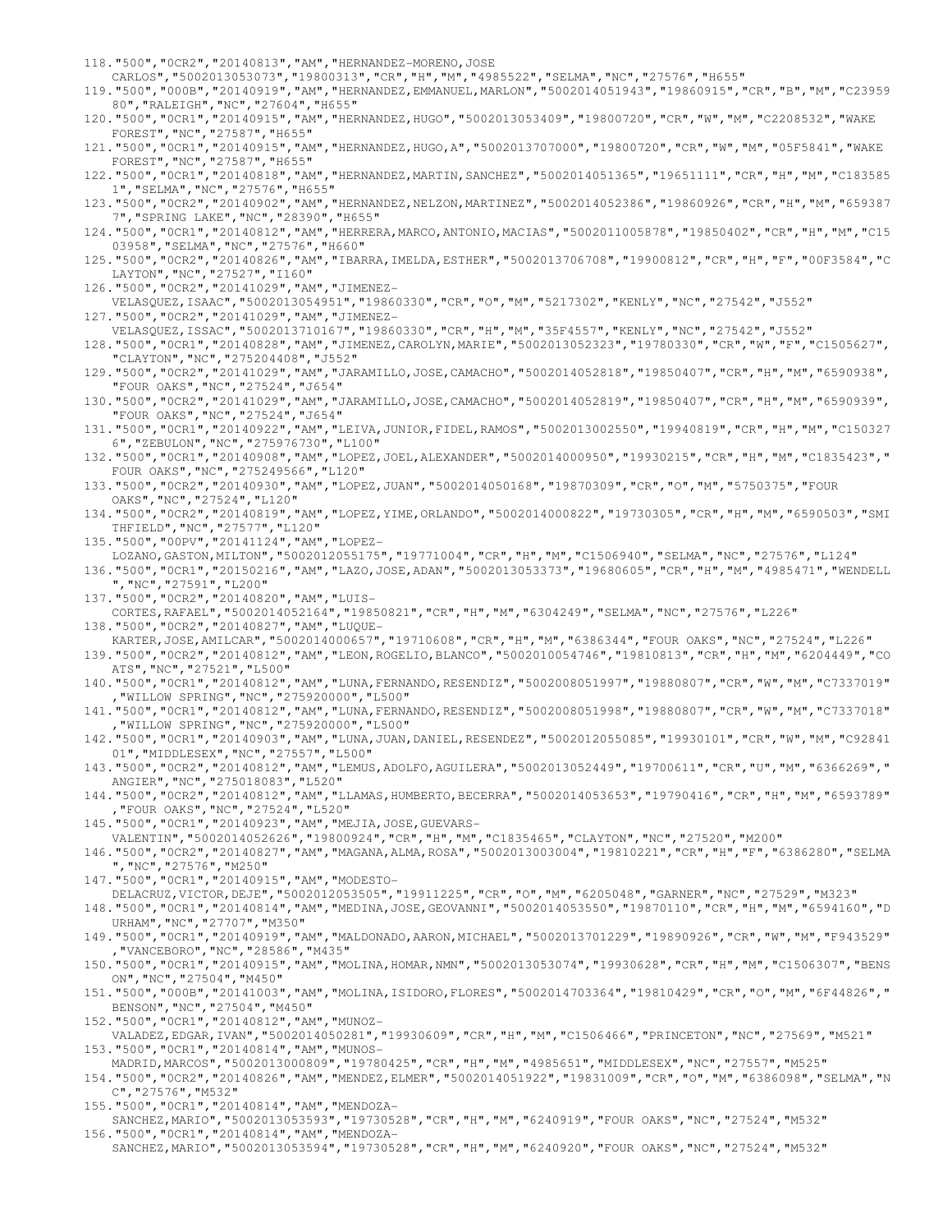118."500","0CR2","20140813","AM","HERNANDEZ-MORENO,JOSE CARLOS","5002013053073","19800313","CR","H","M","4985522","SELMA","NC","27576","H655"
119."500","000B","20140919","AM","HERNANDEZ,EMMANUEL,MARLON","5002014051943","19860915","CR","B","M","C2395980","RALEIGH","NC","27604","H655"
120."500","0CR1","20140915","AM","HERNANDEZ,HUGO","5002013053409","19800720","CR","W","M","C2208532","WAKE FOREST","NC","27587","H655"
121."500","0CR1","20140915","AM","HERNANDEZ,HUGO,A","5002013707000","19800720","CR","W","M","05F5841","WAKE FOREST","NC","27587","H655"
122."500","0CR1","20140818","AM","HERNANDEZ,MARTIN,SANCHEZ","5002014051365","19651111","CR","H","M","C1835851","SELMA","NC","27576","H655"
123."500","0CR2","20140902","AM","HERNANDEZ,NELZON,MARTINEZ","5002014052386","19860926","CR","H","M","6593877","SPRING LAKE","NC","28390","H655"
124."500","0CR1","20140812","AM","HERRERA,MARCO,ANTONIO,MACIAS","5002011005878","19850402","CR","H","M","C1503958","SELMA","NC","27576","H660"
125."500","0CR2","20140826","AM","IBARRA,IMELDA,ESTHER","5002013706708","19900812","CR","H","F","00F3584","CLAYTON","NC","27527","I160"
126."500","0CR2","20141029","AM","JIMENEZ-VELASQUEZ,ISAAC","5002013054951","19860330","CR","O","M","5217302","KENLY","NC","27542","J552"
127."500","0CR2","20141029","AM","JIMENEZ-VELASQUEZ,ISSAC","5002013710167","19860330","CR","H","M","35F4557","KENLY","NC","27542","J552"
128."500","0CR1","20140828","AM","JIMENEZ,CAROLYN,MARIE","5002013052323","19780330","CR","W","F","C1505627","CLAYTON","NC","275204408","J552"
129."500","0CR2","20141029","AM","JARAMILLO,JOSE,CAMACHO","5002014052818","19850407","CR","H","M","6590938","FOUR OAKS","NC","27524","J654"
130."500","0CR2","20141029","AM","JARAMILLO,JOSE,CAMACHO","5002014052819","19850407","CR","H","M","6590939","FOUR OAKS","NC","27524","J654"
131."500","0CR1","20140922","AM","LEIVA,JUNIOR,FIDEL,RAMOS","5002013002550","19940819","CR","H","M","C1503276","ZEBULON","NC","275976730","L100"
132."500","0CR1","20140908","AM","LOPEZ,JOEL,ALEXANDER","5002014000950","19930215","CR","H","M","C1835423","FOUR OAKS","NC","275249566","L120"
133."500","0CR2","20140930","AM","LOPEZ,JUAN","5002014050168","19870309","CR","O","M","5750375","FOUR OAKS","NC","27524","L120"
134."500","0CR2","20140819","AM","LOPEZ,YIME,ORLANDO","5002014000822","19730305","CR","H","M","6590503","SMITHFIELD","NC","27577","L120"
135."500","00PV","20141124","AM","LOPEZ-LOZANO,GASTON,MILTON","5002012055175","19771004","CR","H","M","C1506940","SELMA","NC","27576","L124"
136."500","0CR1","20150216","AM","LAZO,JOSE,ADAN","5002013053373","19680605","CR","H","M","4985471","WENDELL","NC","27591","L200"
137."500","0CR2","20140820","AM","LUIS-CORTES,RAFAEL","5002014052164","19850821","CR","H","M","6304249","SELMA","NC","27576","L226"
138."500","0CR2","20140827","AM","LUQUE-KARTER,JOSE,AMILCAR","5002014000657","19710608","CR","H","M","6386344","FOUR OAKS","NC","27524","L226"
139."500","0CR2","20140812","AM","LEON,ROGELIO,BLANCO","5002010054746","19810813","CR","H","M","6204449","COATS","NC","27521","L500"
140."500","0CR1","20140812","AM","LUNA,FERNANDO,RESENDIZ","5002008051997","19880807","CR","W","M","C7337019","WILLOW SPRING","NC","275920000","L500"
141."500","0CR1","20140812","AM","LUNA,FERNANDO,RESENDIZ","5002008051998","19880807","CR","W","M","C7337018","WILLOW SPRING","NC","275920000","L500"
142."500","0CR1","20140903","AM","LUNA,JUAN,DANIEL,RESENDEZ","5002012055085","19930101","CR","W","M","C9284101","MIDDLESEX","NC","27557","L500"
143."500","0CR2","20140812","AM","LEMUS,ADOLFO,AGUILERA","5002013052449","19700611","CR","U","M","6366269","ANGIER","NC","275018083","L520"
144."500","0CR2","20140812","AM","LLAMAS,HUMBERTO,BECERRA","5002014053653","19790416","CR","H","M","6593789","FOUR OAKS","NC","27524","L520"
145."500","0CR1","20140923","AM","MEJIA,JOSE,GUEVARS-VALENTIN","5002014052626","19800924","CR","H","M","C1835465","CLAYTON","NC","27520","M200"
146."500","0CR2","20140827","AM","MAGANA,ALMA,ROSA","5002013003004","19810221","CR","H","F","6386280","SELMA","NC","27576","M250"
147."500","0CR1","20140915","AM","MODESTO-DELACRUZ,VICTOR,DEJE","5002012053505","19911225","CR","O","M","6205048","GARNER","NC","27529","M323"
148."500","0CR1","20140814","AM","MEDINA,JOSE,GEOVANNI","5002014053550","19870110","CR","H","M","6594160","DURHAM","NC","27707","M350"
149."500","0CR1","20140919","AM","MALDONADO,AARON,MICHAEL","5002013701229","19890926","CR","W","M","F943529","VANCEBORO","NC","28586","M435"
150."500","0CR1","20140915","AM","MOLINA,HOMAR,NMN","5002013053074","19930628","CR","H","M","C1506307","BENSON","NC","27504","M450"
151."500","000B","20141003","AM","MOLINA,ISIDORO,FLORES","5002014703364","19810429","CR","O","M","6F44826","BENSON","NC","27504","M450"
152."500","0CR1","20140812","AM","MUNOZ-VALADEZ,EDGAR,IVAN","5002014050281","19930609","CR","H","M","C1506466","PRINCETON","NC","27569","M521"
153."500","0CR1","20140814","AM","MUNOS-MADRID,MARCOS","5002013000809","19780425","CR","H","M","4985651","MIDDLESEX","NC","27557","M525"
154."500","0CR2","20140826","AM","MENDEZ,ELMER","5002014051922","19831009","CR","O","M","6386098","SELMA","NC","27576","M532"
155."500","0CR1","20140814","AM","MENDOZA-SANCHEZ,MARIO","5002013053593","19730528","CR","H","M","6240919","FOUR OAKS","NC","27524","M532"
156."500","0CR1","20140814","AM","MENDOZA-SANCHEZ,MARIO","5002013053594","19730528","CR","H","M","6240920","FOUR OAKS","NC","27524","M532"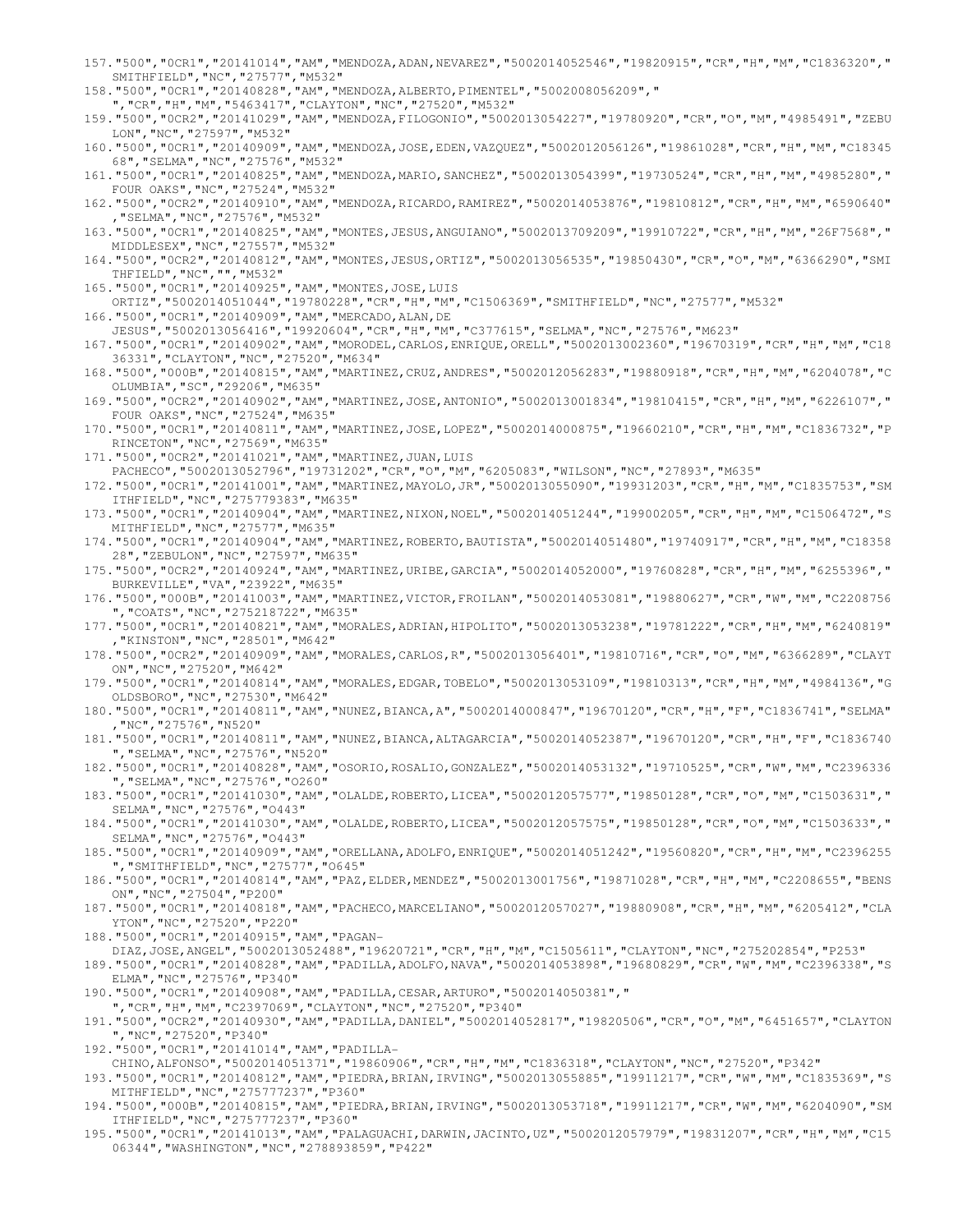157."500","0CR1","20141014","AM","MENDOZA,ADAN,NEVAREZ","5002014052546","19820915","CR","H","M","C1836320","SMITHFIELD","NC","27577","M532"
158."500","0CR1","20140828","AM","MENDOZA,ALBERTO,PIMENTEL","5002008056209"," ","CR","H","M","5463417","CLAYTON","NC","27520","M532"
159."500","0CR2","20141029","AM","MENDOZA,FILOGONIO","5002013054227","19780920","CR","O","M","4985491","ZEBULON","NC","27597","M532"
160."500","0CR1","20140909","AM","MENDOZA,JOSE,EDEN,VAZQUEZ","5002012056126","19861028","CR","H","M","C1834568","SELMA","NC","27576","M532"
161."500","0CR1","20140825","AM","MENDOZA,MARIO,SANCHEZ","5002013054399","19730524","CR","H","M","4985280","FOUR OAKS","NC","27524","M532"
162."500","0CR2","20140910","AM","MENDOZA,RICARDO,RAMIREZ","5002014053876","19810812","CR","H","M","6590640","SELMA","NC","27576","M532"
163."500","0CR1","20140825","AM","MONTES,JESUS,ANGUIANO","5002013709209","19910722","CR","H","M","26F7568","MIDDLESEX","NC","27557","M532"
164."500","0CR2","20140812","AM","MONTES,JESUS,ORTIZ","5002013056535","19850430","CR","O","M","6366290","SMITHFIELD","NC","","M532"
165."500","0CR1","20140925","AM","MONTES,JOSE,LUIS ORTIZ","5002014051044","19780228","CR","H","M","C1506369","SMITHFIELD","NC","27577","M532"
166."500","0CR1","20140909","AM","MERCADO,ALAN,DE JESUS","5002013056416","19920604","CR","H","M","C377615","SELMA","NC","27576","M623"
167."500","0CR1","20140902","AM","MORODEL,CARLOS,ENRIQUE,ORELL","5002013002360","19670319","CR","H","M","C1836331","CLAYTON","NC","27520","M634"
168."500","000B","20140815","AM","MARTINEZ,CRUZ,ANDRES","5002012056283","19880918","CR","H","M","6204078","COLUMBIA","SC","29206","M635"
169."500","0CR2","20140902","AM","MARTINEZ,JOSE,ANTONIO","5002013001834","19810415","CR","H","M","6226107","FOUR OAKS","NC","27524","M635"
170."500","0CR1","20140811","AM","MARTINEZ,JOSE,LOPEZ","5002014000875","19660210","CR","H","M","C1836732","PRINCETON","NC","27569","M635"
171."500","0CR2","20141021","AM","MARTINEZ,JUAN,LUIS PACHECO","5002013052796","19731202","CR","O","M","6205083","WILSON","NC","27893","M635"
172."500","0CR1","20141001","AM","MARTINEZ,MAYOLO,JR","5002013055090","19931203","CR","H","M","C1835753","SMITHFIELD","NC","275779383","M635"
173."500","0CR1","20140904","AM","MARTINEZ,NIXON,NOEL","5002014051244","19900205","CR","H","M","C1506472","SMITHFIELD","NC","27577","M635"
174."500","0CR1","20140904","AM","MARTINEZ,ROBERTO,BAUTISTA","5002014051480","19740917","CR","H","M","C1835828","ZEBULON","NC","27597","M635"
175."500","0CR2","20140924","AM","MARTINEZ,URIBE,GARCIA","5002014052000","19760828","CR","H","M","6255396","BURKEVILLE","VA","23922","M635"
176."500","000B","20141003","AM","MARTINEZ,VICTOR,FROILAN","5002014053081","19880627","CR","W","M","C2208756","COATS","NC","275218722","M635"
177."500","0CR1","20140821","AM","MORALES,ADRIAN,HIPOLITO","5002013053238","19781222","CR","H","M","6240819","KINSTON","NC","28501","M642"
178."500","0CR2","20140909","AM","MORALES,CARLOS,R","5002013056401","19810716","CR","O","M","6366289","CLAYTON","NC","27520","M642"
179."500","0CR1","20140814","AM","MORALES,EDGAR,TOBELO","5002013053109","19810313","CR","H","M","4984136","GOLDSBORO","NC","27530","M642"
180."500","0CR1","20140811","AM","NUNEZ,BIANCA,A","5002014000847","19670120","CR","H","F","C1836741","SELMA","NC","27576","N520"
181."500","0CR1","20140811","AM","NUNEZ,BIANCA,ALTAGARCIA","5002014052387","19670120","CR","H","F","C1836740","SELMA","NC","27576","N520"
182."500","0CR1","20140828","AM","OSORIO,ROSALIO,GONZALEZ","5002014053132","19710525","CR","W","M","C2396336","SELMA","NC","27576","O260"
183."500","0CR1","20141030","AM","OLALDE,ROBERTO,LICEA","5002012057577","19850128","CR","O","M","C1503631","SELMA","NC","27576","O443"
184."500","0CR1","20141030","AM","OLALDE,ROBERTO,LICEA","5002012057575","19850128","CR","O","M","C1503633","SELMA","NC","27576","O443"
185."500","0CR1","20140909","AM","ORELLANA,ADOLFO,ENRIQUE","5002014051242","19560820","CR","H","M","C2396255","SMITHFIELD","NC","27577","O645"
186."500","0CR1","20140814","AM","PAZ,ELDER,MENDEZ","5002013001756","19871028","CR","H","M","C2208655","BENSON","NC","27504","P200"
187."500","0CR1","20140818","AM","PACHECO,MARCELIANO","5002012057027","19880908","CR","H","M","6205412","CLAYTON","NC","27520","P220"
188."500","0CR1","20140915","AM","PAGAN-DIAZ,JOSE,ANGEL","5002013052488","19620721","CR","H","M","C1505611","CLAYTON","NC","275202854","P253"
189."500","0CR1","20140828","AM","PADILLA,ADOLFO,NAVA","5002014053898","19680829","CR","W","M","C2396338","SELMA","NC","27576","P340"
190."500","0CR1","20140908","AM","PADILLA,CESAR,ARTURO","5002014050381"," ","CR","H","M","C2397069","CLAYTON","NC","27520","P340"
191."500","0CR2","20140930","AM","PADILLA,DANIEL","5002014052817","19820506","CR","O","M","6451657","CLAYTON","NC","27520","P340"
192."500","0CR1","20141014","AM","PADILLA-CHINO,ALFONSO","5002014051371","19860906","CR","H","M","C1836318","CLAYTON","NC","27520","P342"
193."500","0CR1","20140812","AM","PIEDRA,BRIAN,IRVING","5002013055885","19911217","CR","W","M","C1835369","SMITHFIELD","NC","275777237","P360"
194."500","000B","20140815","AM","PIEDRA,BRIAN,IRVING","5002013053718","19911217","CR","W","M","6204090","SMITHFIELD","NC","275777237","P360"
195."500","0CR1","20141013","AM","PALAGUACHI,DARWIN,JACINTO,UZ","5002012057979","19831207","CR","H","M","C1506344","WASHINGTON","NC","278893859","P422"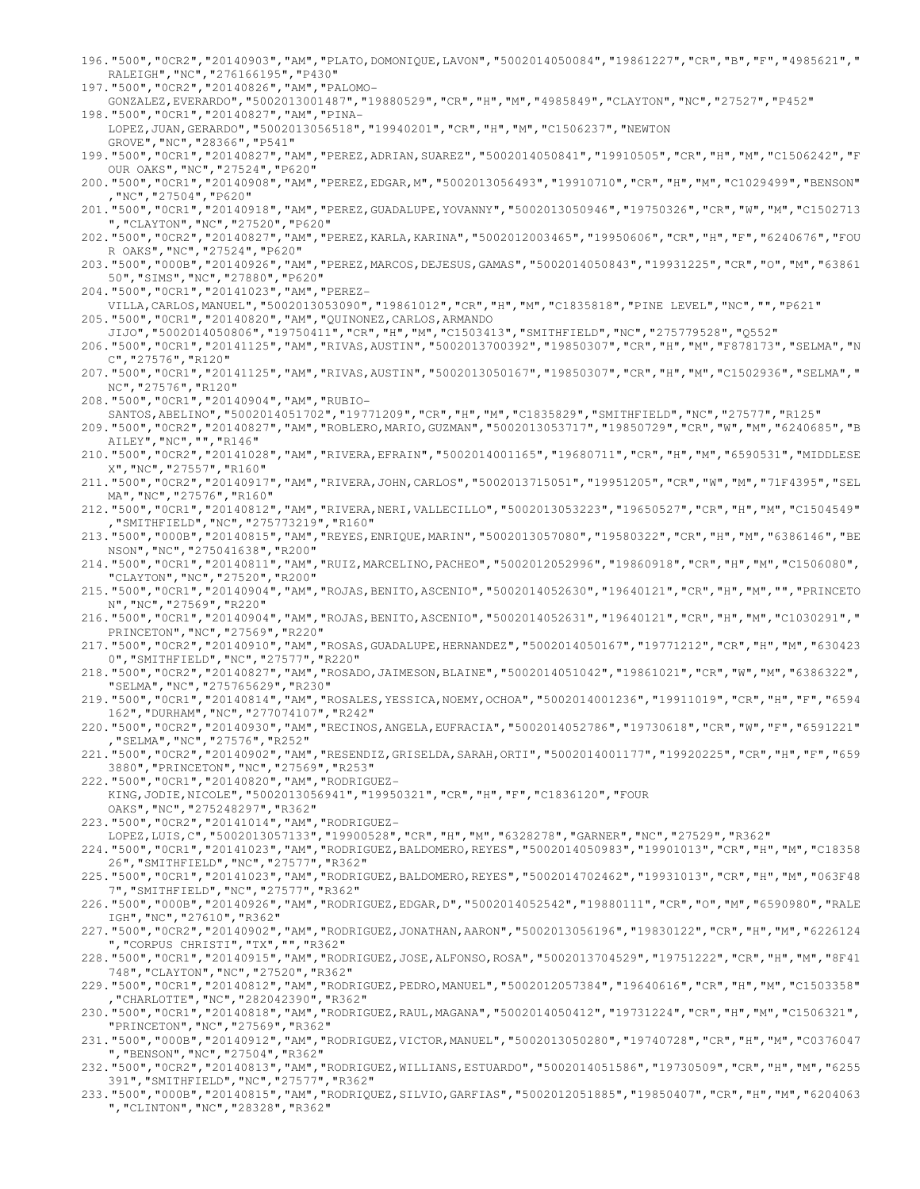196."500","0CR2","20140903","AM","PLATO,DOMONIQUE,LAVON","5002014050084","19861227","CR","B","F","4985621","RALEIGH","NC","276166195","P430"
197."500","0CR2","20140826","AM","PALOMO-GONZALEZ,EVERARDO","5002013001487","19880529","CR","H","M","4985849","CLAYTON","NC","27527","P452"
198."500","0CR1","20140827","AM","PINA-LOPEZ,JUAN,GERARDO","5002013056518","19940201","CR","H","M","C1506237","NEWTON GROVE","NC","28366","P541"
199."500","0CR1","20140827","AM","PEREZ,ADRIAN,SUAREZ","5002014050841","19910505","CR","H","M","C1506242","FOUR OAKS","NC","27524","P620"
200."500","0CR1","20140908","AM","PEREZ,EDGAR,M","5002013056493","19910710","CR","H","M","C1029499","BENSON","NC","27504","P620"
201."500","0CR1","20140918","AM","PEREZ,GUADALUPE,YOVANNY","5002013050946","19750326","CR","W","M","C1502713","CLAYTON","NC","27520","P620"
202."500","0CR2","20140827","AM","PEREZ,KARLA,KARINA","5002012003465","19950606","CR","H","F","6240676","FOUR OAKS","NC","27524","P620"
203."500","000B","20140926","AM","PEREZ,MARCOS,DEJESUS,GAMAS","5002014050843","19931225","CR","O","M","6386150","SIMS","NC","27880","P620"
204."500","0CR1","20141023","AM","PEREZ-VILLA,CARLOS,MANUEL","5002013053090","19861012","CR","H","M","C1835818","PINE LEVEL","NC","","P621"
205."500","0CR1","20140820","AM","QUINONEZ,CARLOS,ARMANDO JIJO","5002014050806","19750411","CR","H","M","C1503413","SMITHFIELD","NC","275779528","Q552"
206."500","0CR1","20141125","AM","RIVAS,AUSTIN","5002013700392","19850307","CR","H","M","F878173","SELMA","NC","27576","R120"
207."500","0CR1","20141125","AM","RIVAS,AUSTIN","5002013050167","19850307","CR","H","M","C1502936","SELMA","NC","27576","R120"
208."500","0CR1","20140904","AM","RUBIO-SANTOS,ABELINO","5002014051702","19771209","CR","H","M","C1835829","SMITHFIELD","NC","27577","R125"
209."500","0CR2","20140827","AM","ROBLERO,MARIO,GUZMAN","5002013053717","19850729","CR","W","M","6240685","BAILEY","NC","","R146"
210."500","0CR2","20141028","AM","RIVERA,EFRAIN","5002014001165","19680711","CR","H","M","6590531","MIDDLESEX","NC","27557","R160"
211."500","0CR2","20140917","AM","RIVERA,JOHN,CARLOS","5002013715051","19951205","CR","W","M","71F4395","SELMA","NC","27576","R160"
212."500","0CR1","20140812","AM","RIVERA,NERI,VALLECILLO","5002013053223","19650527","CR","H","M","C1504549","SMITHFIELD","NC","275773219","R160"
213."500","000B","20140815","AM","REYES,ENRIQUE,MARIN","5002013057080","19580322","CR","H","M","6386146","BENSON","NC","275041638","R200"
214."500","0CR1","20140811","AM","RUIZ,MARCELINO,PACHEO","5002012052996","19860918","CR","H","M","C1506080","CLAYTON","NC","27520","R200"
215."500","0CR1","20140904","AM","ROJAS,BENITO,ASCENIO","5002014052630","19640121","CR","H","M","","PRINCETON","NC","27569","R220"
216."500","0CR1","20140904","AM","ROJAS,BENITO,ASCENIO","5002014052631","19640121","CR","H","M","C1030291","PRINCETON","NC","27569","R220"
217."500","0CR2","20140910","AM","ROSAS,GUADALUPE,HERNANDEZ","5002014050167","19771212","CR","H","M","6304230","SMITHFIELD","NC","27577","R220"
218."500","0CR2","20140827","AM","ROSADO,JAIMESON,BLAINE","5002014051042","19861021","CR","W","M","6386322","SELMA","NC","275765629","R230"
219."500","0CR1","20140814","AM","ROSALES,YESSICA,NOEMY,OCHOA","5002014001236","19911019","CR","H","F","6594162","DURHAM","NC","277074107","R242"
220."500","0CR2","20140930","AM","RECINOS,ANGELA,EUFRACIA","5002014052786","19730618","CR","W","F","6591221","SELMA","NC","27576","R252"
221."500","0CR2","20140902","AM","RESENDIZ,GRISELDA,SARAH,ORTI","5002014001177","19920225","CR","H","F","6593880","PRINCETON","NC","27569","R253"
222."500","0CR1","20140820","AM","RODRIGUEZ-KING,JODIE,NICOLE","5002013056941","19950321","CR","H","F","C1836120","FOUR OAKS","NC","275248297","R362"
223."500","0CR2","20141014","AM","RODRIGUEZ-LOPEZ,LUIS,C","5002013057133","19900528","CR","H","M","6328278","GARNER","NC","27529","R362"
224."500","0CR1","20141023","AM","RODRIGUEZ,BALDOMERO,REYES","5002014050983","19901013","CR","H","M","C1835826","SMITHFIELD","NC","27577","R362"
225."500","0CR1","20141023","AM","RODRIGUEZ,BALDOMERO,REYES","5002014702462","19931013","CR","H","M","063F487","SMITHFIELD","NC","27577","R362"
226."500","000B","20140926","AM","RODRIGUEZ,EDGAR,D","5002014052542","19880111","CR","O","M","6590980","RALEIGH","NC","27610","R362"
227."500","0CR2","20140902","AM","RODRIGUEZ,JONATHAN,AARON","5002013056196","19830122","CR","H","M","6226124","CORPUS CHRISTI","TX","","R362"
228."500","0CR1","20140915","AM","RODRIGUEZ,JOSE,ALFONSO,ROSA","5002013704529","19751222","CR","H","M","8F41748","CLAYTON","NC","27520","R362"
229."500","0CR1","20140812","AM","RODRIGUEZ,PEDRO,MANUEL","5002012057384","19640616","CR","H","M","C1503358","CHARLOTTE","NC","282042390","R362"
230."500","0CR1","20140818","AM","RODRIGUEZ,RAUL,MAGANA","5002014050412","19731224","CR","H","M","C1506321","PRINCETON","NC","27569","R362"
231."500","000B","20140912","AM","RODRIGUEZ,VICTOR,MANUEL","5002013050280","19740728","CR","H","M","C0376047","BENSON","NC","27504","R362"
232."500","0CR2","20140813","AM","RODRIGUEZ,WILLIANS,ESTUARDO","5002014051586","19730509","CR","H","M","6255391","SMITHFIELD","NC","27577","R362"
233."500","000B","20140815","AM","RODRIQUEZ,SILVIO,GARFIAS","5002012051885","19850407","CR","H","M","6204063","CLINTON","NC","28328","R362"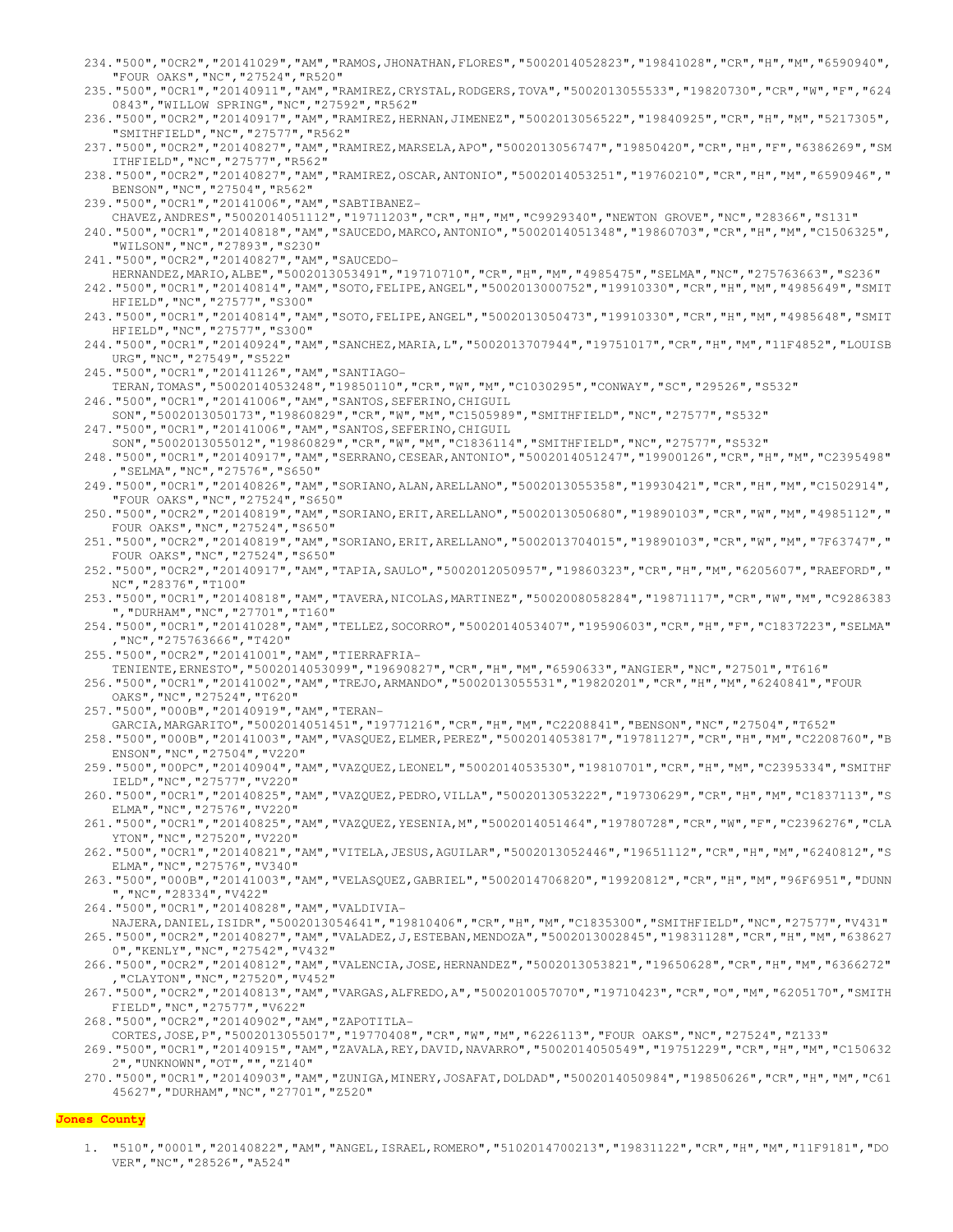234. "500","0CR2","20141029","AM","RAMOS,JHONATHAN,FLORES","5002014052823","19841028","CR","H","M","6590940","FOUR OAKS","NC","27524","R520"
235. "500","0CR1","20140911","AM","RAMIREZ,CRYSTAL,RODGERS,TOVA","5002013055533","19820730","CR","W","F","6240843","WILLOW SPRING","NC","27592","R562"
236. "500","0CR2","20140917","AM","RAMIREZ,HERNAN,JIMENEZ","5002013056522","19840925","CR","H","M","5217305","SMITHFIELD","NC","27577","R562"
237. "500","0CR2","20140827","AM","RAMIREZ,MARSELA,APO","5002013056747","19850420","CR","H","F","6386269","SMITHFIELD","NC","27577","R562"
238. "500","0CR2","20140827","AM","RAMIREZ,OSCAR,ANTONIO","5002014053251","19760210","CR","H","M","6590946","BENSON","NC","27504","R562"
239. "500","0CR1","20141006","AM","SABTIBANEZ-CHAVEZ,ANDRES","5002014051112","19711203","CR","H","M","C9929340","NEWTON GROVE","NC","28366","S131"
240. "500","0CR1","20140818","AM","SAUCEDO,MARCO,ANTONIO","5002014051348","19860703","CR","H","M","C1506325","WILSON","NC","27893","S230"
241. "500","0CR2","20140827","AM","SAUCEDO-HERNANDEZ,MARIO,ALBE","5002013053491","19710710","CR","H","M","4985475","SELMA","NC","275763663","S236"
242. "500","0CR1","20140814","AM","SOTO,FELIPE,ANGEL","5002013000752","19910330","CR","H","M","4985649","SMITHFIELD","NC","27577","S300"
243. "500","0CR1","20140814","AM","SOTO,FELIPE,ANGEL","5002013050473","19910330","CR","H","M","4985648","SMITHFIELD","NC","27577","S300"
244. "500","0CR1","20140924","AM","SANCHEZ,MARIA,L","5002013707944","19751017","CR","H","M","11F4852","LOUISBURG","NC","27549","S522"
245. "500","0CR1","20141126","AM","SANTIAGO-TERAN,TOMAS","5002014053248","19850110","CR","W","M","C1030295","CONWAY","SC","29526","S532"
246. "500","0CR1","20141006","AM","SANTOS,SEFERINO,CHIGUIL SON","5002013050173","19860829","CR","W","M","C1505989","SMITHFIELD","NC","27577","S532"
247. "500","0CR1","20141006","AM","SANTOS,SEFERINO,CHIGUIL SON","5002013055012","19860829","CR","W","M","C1836114","SMITHFIELD","NC","27577","S532"
248. "500","0CR1","20140917","AM","SERRANO,CESEAR,ANTONIO","5002014051247","19900126","CR","H","M","C2395498","SELMA","NC","27576","S650"
249. "500","0CR1","20140826","AM","SORIANO,ALAN,ARELLANO","5002013055358","19930421","CR","H","M","C1502914","FOUR OAKS","NC","27524","S650"
250. "500","0CR2","20140819","AM","SORIANO,ERIT,ARELLANO","5002013050680","19890103","CR","W","M","4985112","FOUR OAKS","NC","27524","S650"
251. "500","0CR2","20140819","AM","SORIANO,ERIT,ARELLANO","5002013704015","19890103","CR","W","M","7F63747","FOUR OAKS","NC","27524","S650"
252. "500","0CR2","20140917","AM","TAPIA,SAULO","5002012050957","19860323","CR","H","M","6205607","RAEFORD","NC","28376","T100"
253. "500","0CR1","20140818","AM","TAVERA,NICOLAS,MARTINEZ","5002008058284","19871117","CR","W","M","C9286383","DURHAM","NC","27701","T160"
254. "500","0CR1","20141028","AM","TELLEZ,SOCORRO","5002014053407","19590603","CR","H","F","C1837223","SELMA","NC","275763666","T420"
255. "500","0CR2","20141001","AM","TIERRAFRIA-TENIENTE,ERNESTO","5002014053099","19690827","CR","H","M","6590633","ANGIER","NC","27501","T616"
256. "500","0CR1","20141002","AM","TREJO,ARMANDO","5002013055531","19820201","CR","H","M","6240841","FOUR OAKS","NC","27524","T620"
257. "500","000B","20140919","AM","TERAN-GARCIA,MARGARITO","5002014051451","19771216","CR","H","M","C2208841","BENSON","NC","27504","T652"
258. "500","000B","20141003","AM","VASQUEZ,ELMER,PEREZ","5002014053817","19781127","CR","H","M","C2208760","BENSON","NC","27504","V220"
259. "500","00PC","20140904","AM","VAZQUEZ,LEONEL","5002014053530","19810701","CR","H","M","C2395334","SMITHFIELD","NC","27577","V220"
260. "500","0CR1","20140825","AM","VAZQUEZ,PEDRO,VILLA","5002013053222","19730629","CR","H","M","C1837113","SELMA","NC","27576","V220"
261. "500","0CR1","20140825","AM","VAZQUEZ,YESENIA,M","5002014051464","19780728","CR","W","F","C2396276","CLAYTON","NC","27520","V220"
262. "500","0CR1","20140821","AM","VITELA,JESUS,AGUILAR","5002013052446","19651112","CR","H","M","6240812","SELMA","NC","27576","V340"
263. "500","000B","20141003","AM","VELASQUEZ,GABRIEL","5002014706820","19920812","CR","H","M","96F6951","DUNN","NC","28334","V422"
264. "500","0CR1","20140828","AM","VALDIVIA-NAJERA,DANIEL,ISIDR","5002013054641","19810406","CR","H","M","C1835300","SMITHFIELD","NC","27577","V431"
265. "500","0CR2","20140827","AM","VALADEZ,J,ESTEBAN,MENDOZA","5002013002845","19831128","CR","H","M","6386270","KENLY","NC","27542","V432"
266. "500","0CR2","20140812","AM","VALENCIA,JOSE,HERNANDEZ","5002013053821","19650628","CR","H","M","6366272","CLAYTON","NC","27520","V452"
267. "500","0CR2","20140813","AM","VARGAS,ALFREDO,A","5002010057070","19710423","CR","O","M","6205170","SMITHFIELD","NC","27577","V622"
268. "500","0CR2","20140902","AM","ZAPOTITLA-CORTES,JOSE,P","5002013055017","19770408","CR","W","M","6226113","FOUR OAKS","NC","27524","Z133"
269. "500","0CR1","20140915","AM","ZAVALA,REY,DAVID,NAVARRO","5002014050549","19751229","CR","H","M","C1506322","UNKNOWN","OT","","Z140"
270. "500","0CR1","20140903","AM","ZUNIGA,MINERY,JOSAFAT,DOLDAD","5002014050984","19850626","CR","H","M","C6145627","DURHAM","NC","27701","Z520"

**Jones County**

1. "510","0001","20140822","AM","ANGEL,ISRAEL,ROMERO","5102014700213","19831122","CR","H","M","11F9181","DOVER","NC","28526","A524"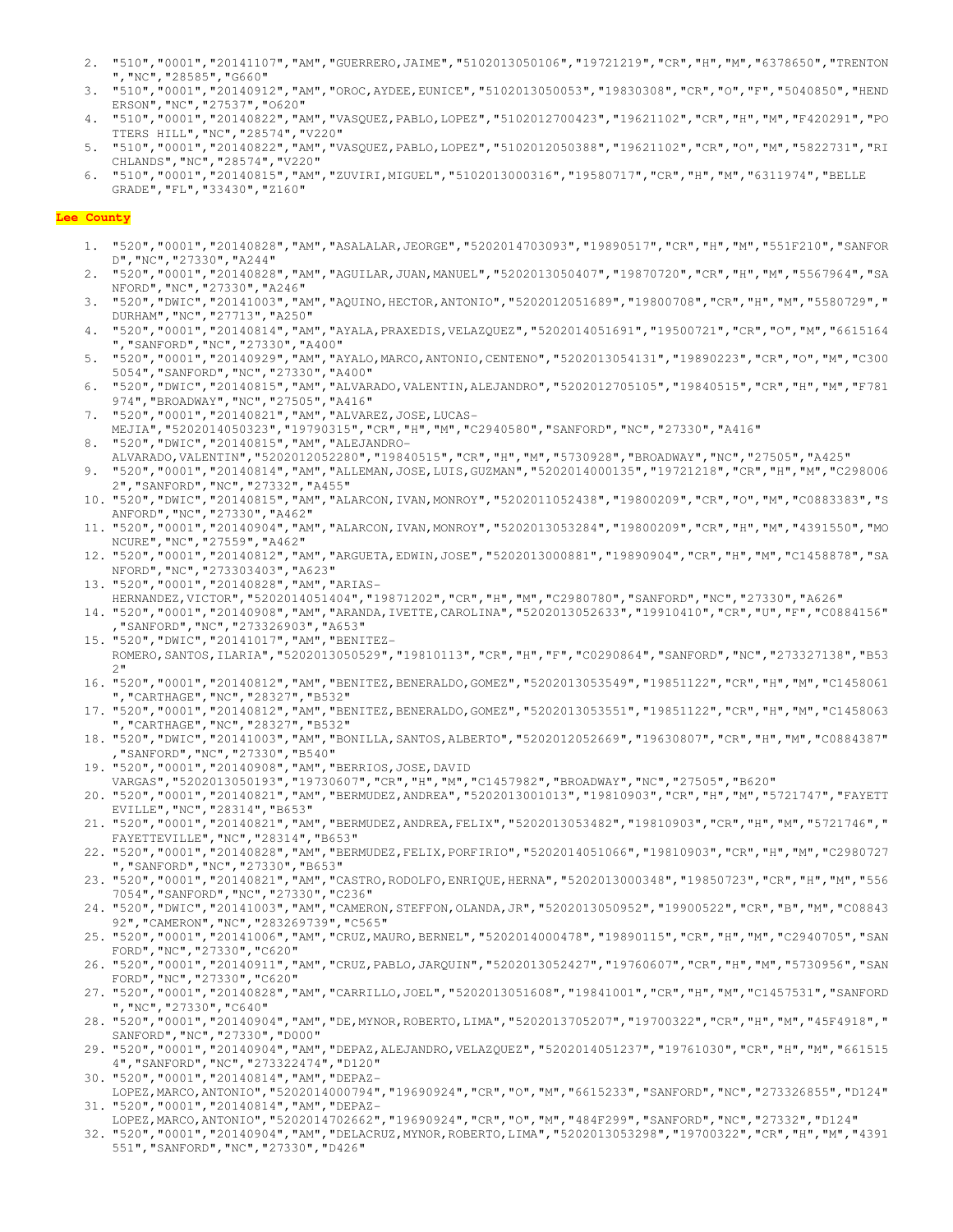2. "510","0001","20141107","AM","GUERRERO,JAIME","5102013050106","19721219","CR","H","M","6378650","TRENTON ","NC","28585","G660"
3. "510","0001","20140912","AM","OROC,AYDEE,EUNICE","5102013050053","19830308","CR","O","F","5040850","HENDERSON","NC","27537","O620"
4. "510","0001","20140822","AM","VASQUEZ,PABLO,LOPEZ","5102012700423","19621102","CR","H","M","F420291","POTTERS HILL","NC","28574","V220"
5. "510","0001","20140822","AM","VASQUEZ,PABLO,LOPEZ","5102012050388","19621102","CR","O","M","5822731","RICHLANDS","NC","28574","V220"
6. "510","0001","20140815","AM","ZUVIRI,MIGUEL","5102013000316","19580717","CR","H","M","6311974","BELLE GRADE","FL","33430","Z160"

**Lee County**

1. "520","0001","20140828","AM","ASALALAR,JEORGE","5202014703093","19890517","CR","H","M","551F210","SANFORD","NC","27330","A244"
2. "520","0001","20140828","AM","AGUILAR,JUAN,MANUEL","5202013050407","19870720","CR","H","M","5567964","SANFORD","NC","27330","A246"
3. "520","DWIC","20141003","AM","AQUINO,HECTOR,ANTONIO","5202012051689","19800708","CR","H","M","5580729","DURHAM","NC","27713","A250"
4. "520","0001","20140814","AM","AYALA,PRAXEDIS,VELAZQUEZ","5202014051691","19500721","CR","O","M","6615164","SANFORD","NC","27330","A400"
5. "520","0001","20140929","AM","AYALO,MARCO,ANTONIO,CENTENO","5202013054131","19890223","CR","O","M","C3005054","SANFORD","NC","27330","A400"
6. "520","DWIC","20140815","AM","ALVARADO,VALENTIN,ALEJANDRO","5202012705105","19840515","CR","H","M","F781974","BROADWAY","NC","27505","A416"
7. "520","0001","20140821","AM","ALVAREZ,JOSE,LUCAS-MEJIA","5202014050323","19790315","CR","H","M","C2940580","SANFORD","NC","27330","A416"
8. "520","DWIC","20140815","AM","ALEJANDRO-ALVARADO,VALENTIN","5202012052280","19840515","CR","H","M","5730928","BROADWAY","NC","27505","A425"
9. "520","0001","20140814","AM","ALLEMAN,JOSE,LUIS,GUZMAN","5202014000135","19721218","CR","H","M","C2980062","SANFORD","NC","27332","A455"
10. "520","DWIC","20140815","AM","ALARCON,IVAN,MONROY","5202011052438","19800209","CR","O","M","C0883383","SANFORD","NC","27330","A462"
11. "520","0001","20140904","AM","ALARCON,IVAN,MONROY","5202013053284","19800209","CR","H","M","4391550","MONCURE","NC","27559","A462"
12. "520","0001","20140812","AM","ARGUETA,EDWIN,JOSE","5202013000881","19890904","CR","H","M","C1458878","SANFORD","NC","273303403","A623"
13. "520","0001","20140828","AM","ARIAS-HERNANDEZ,VICTOR","5202014051404","19871202","CR","H","M","C2980780","SANFORD","NC","27330","A626"
14. "520","0001","20140908","AM","ARANDA,IVETTE,CAROLINA","5202013052633","19910410","CR","U","F","C0884156","SANFORD","NC","273326903","A653"
15. "520","DWIC","20141017","AM","BENITEZ-ROMERO,SANTOS,ILARIA","5202013050529","19810113","CR","H","F","C0290864","SANFORD","NC","273327138","B532"
16. "520","0001","20140812","AM","BENITEZ,BENERALDO,GOMEZ","5202013053549","19851122","CR","H","M","C1458061","CARTHAGE","NC","28327","B532"
17. "520","0001","20140812","AM","BENITEZ,BENERALDO,GOMEZ","5202013053551","19851122","CR","H","M","C1458063","CARTHAGE","NC","28327","B532"
18. "520","DWIC","20141003","AM","BONILLA,SANTOS,ALBERTO","5202012052669","19630807","CR","H","M","C0884387","SANFORD","NC","27330","B540"
19. "520","0001","20140908","AM","BERRIOS,JOSE,DAVID VARGAS","5202013050193","19730607","CR","H","M","C1457982","BROADWAY","NC","27505","B620"
20. "520","0001","20140821","AM","BERMUDEZ,ANDREA","5202013001013","19810903","CR","H","M","5721747","FAYETTEVILLE","NC","28314","B653"
21. "520","0001","20140821","AM","BERMUDEZ,ANDREA,FELIX","5202013053482","19810903","CR","H","M","5721746","FAYETTEVILLE","NC","28314","B653"
22. "520","0001","20140828","AM","BERMUDEZ,FELIX,PORFIRIO","5202014051066","19810903","CR","H","M","C2980727","SANFORD","NC","27330","B653"
23. "520","0001","20140821","AM","CASTRO,RODOLFO,ENRIQUE,HERNA","5202013000348","19850723","CR","H","M","5567054","SANFORD","NC","27330","C236"
24. "520","DWIC","20141003","AM","CAMERON,STEFFON,OLANDA,JR","5202013050952","19900522","CR","B","M","C0884392","CAMERON","NC","283269739","C565"
25. "520","0001","20141006","AM","CRUZ,MAURO,BERNEL","5202014000478","19890115","CR","H","M","C2940705","SANFORD","NC","27330","C620"
26. "520","0001","20140911","AM","CRUZ,PABLO,JARQUIN","5202013052427","19760607","CR","H","M","5730956","SANFORD","NC","27330","C620"
27. "520","0001","20140828","AM","CARRILLO,JOEL","5202013051608","19841001","CR","H","M","C1457531","SANFORD","NC","27330","C640"
28. "520","0001","20140904","AM","DE,MYNOR,ROBERTO,LIMA","5202013705207","19700322","CR","H","M","45F4918","SANFORD","NC","27330","D000"
29. "520","0001","20140904","AM","DEPAZ,ALEJANDRO,VELAZQUEZ","5202014051237","19761030","CR","H","M","6615154","SANFORD","NC","273322474","D120"
30. "520","0001","20140814","AM","DEPAZ-LOPEZ,MARCO,ANTONIO","5202014000794","19690924","CR","O","M","6615233","SANFORD","NC","273326855","D124"
31. "520","0001","20140814","AM","DEPAZ-LOPEZ,MARCO,ANTONIO","5202014702662","19690924","CR","O","M","484F299","SANFORD","NC","27332","D124"
32. "520","0001","20140904","AM","DELACRUZ,MYNOR,ROBERTO,LIMA","5202013053298","19700322","CR","H","M","4391551","SANFORD","NC","27330","D426"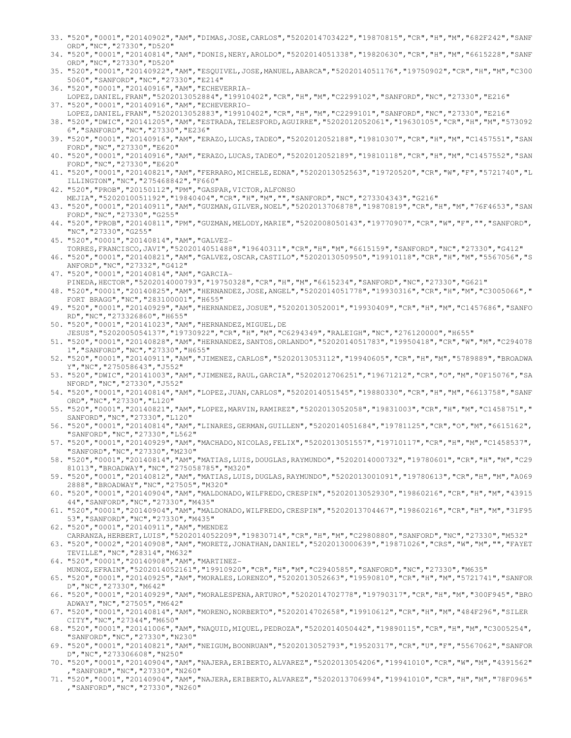33. "520","0001","20140902","AM","DIMAS,JOSE,CARLOS","5202014703422","19870815","CR","H","M","682F242","SANFORD","NC","27330","D520"
34. "520","0001","20140814","AM","DONIS,NERY,AROLDO","5202014051338","19820630","CR","H","M","6615228","SANFORD","NC","27330","D520"
35. "520","0001","20140922","AM","ESQUIVEL,JOSE,MANUEL,ABARCA","5202014051176","19750902","CR","H","M","C3005060","SANFORD","NC","27330","E214"
36. "520","0001","20140916","AM","ECHEVERRIA-LOPEZ,DANIEL,FRAN","5202013052884","19910402","CR","H","M","C2299102","SANFORD","NC","27330","E216"
37. "520","0001","20140916","AM","ECHEVERRIO-LOPEZ,DANIEL,FRAN","5202013052883","19910402","CR","H","M","C2299101","SANFORD","NC","27330","E216"
38. "520","DWIC","20141205","AM","ESTRADA,TELESFORD,AGUIRRE","5202012052061","19630105","CR","H","M","5730926","SANFORD","NC","27330","E236"
39. "520","0001","20140916","AM","ERAZO,LUCAS,TADEO","5202012052188","19810307","CR","H","M","C1457551","SANFORD","NC","27330","E620"
40. "520","0001","20140916","AM","ERAZO,LUCAS,TADEO","5202012052189","19810118","CR","H","M","C1457552","SANFORD","NC","27330","E620"
41. "520","0001","20140821","AM","FERRARO,MICHELE,EDNA","5202013052563","19720520","CR","W","F","5721740","LILLINGTON","NC","275468842","F660"
42. "520","PROB","20150112","PM","GASPAR,VICTOR,ALFONSO MEJIA","5202010051192","19840404","CR","H","M","","SANFORD","NC","273304343","G216"
43. "520","0001","20140911","AM","GUZMAN,GILVER,NOEL","5202013706878","19870819","CR","H","M","76F4653","SANFORD","NC","27330","G255"
44. "520","PROB","20140811","PM","GUZMAN,MELODY,MARIE","5202008050143","19770907","CR","W","F","","SANFORD","NC","27330","G255"
45. "520","0001","20140814","AM","GALVEZ-TORRES,FRANCISCO,JAVI","5202014051488","19640311","CR","H","M","6615159","SANFORD","NC","27330","G412"
46. "520","0001","20140821","AM","GALVEZ,OSCAR,CASTILO","5202013050950","19910118","CR","H","M","5567056","SANFORD","NC","27332","G412"
47. "520","0001","20140814","AM","GARCIA-PINEDA,HECTOR","5202014000793","19750328","CR","H","M","6615234","SANFORD","NC","27330","G621"
48. "520","0001","20140825","AM","HERNANDEZ,JOSE,ANGEL","5202014051778","19930316","CR","H","M","C3005066","FORT BRAGG","NC","283100001","H655"
49. "520","0001","20140929","AM","HERNANDEZ,JOSUE","5202013052001","19930409","CR","H","M","C1457686","SANFORD","NC","273326860","H655"
50. "520","0001","20141023","AM","HERNANDEZ,MIGUEL,DE JESUS","5202005054137","19730922","CR","H","M","C6294349","RALEIGH","NC","276120000","H655"
51. "520","0001","20140828","AM","HERNANDEZ,SANTOS,ORLANDO","5202014051783","19950418","CR","W","M","C2940781","SANFORD","NC","27330","H655"
52. "520","0001","20140911","AM","JIMENEZ,CARLOS","5202013053112","19940605","CR","H","M","5789889","BROADWAY","NC","275058643","J552"
53. "520","DWIC","20141003","AM","JIMENEZ,RAUL,GARCIA","5202012706251","19671212","CR","O","M","0F15076","SANFORD","NC","27330","J552"
54. "520","0001","20140814","AM","LOPEZ,JUAN,CARLOS","5202014051545","19880330","CR","H","M","6613758","SANFORD","NC","27330","L120"
55. "520","0001","20140821","AM","LOPEZ,MARVIN,RAMIREZ","5202013052058","19831003","CR","H","M","C1458751","SANFORD","NC","27330","L120"
56. "520","0001","20140814","AM","LINARES,GERMAN,GUILLEN","5202014051684","19781125","CR","O","M","6615162","SANFORD","NC","27330","L562"
57. "520","0001","20140929","AM","MACHADO,NICOLAS,FELIX","5202013051557","19710117","CR","H","M","C1458537","SANFORD","NC","27330","M230"
58. "520","0001","20140814","AM","MATIAS,LUIS,DOUGLAS,RAYMUNDO","5202014000732","19780601","CR","H","M","C2981013","BROADWAY","NC","275058785","M320"
59. "520","0001","20140812","AM","MATIAS,LUIS,DUGLAS,RAYMUNDO","5202013001091","19780613","CR","H","M","A0692888","BROADWAY","NC","27505","M320"
60. "520","0001","20140904","AM","MALDONADO,WILFREDO,CRESPIN","5202013052930","19860216","CR","H","M","4391544","SANFORD","NC","27330","M435"
61. "520","0001","20140904","AM","MALDONADO,WILFREDO,CRESPIN","5202013704467","19860216","CR","H","M","31F9553","SANFORD","NC","27330","M435"
62. "520","0001","20140911","AM","MENDEZ CARRANZA,HERBERT,LUIS","5202014052209","19830714","CR","H","M","C2980880","SANFORD","NC","27330","M532"
63. "520","0002","20140908","AM","MORETZ,JONATHAN,DANIEL","5202013000639","19871026","CRS","W","M","","FAYETTEVILLE","NC","28314","M632"
64. "520","0001","20140908","AM","MARTINEZ-MUNOZ,EFRAIN","5202014052161","19910920","CR","H","M","C2940585","SANFORD","NC","27330","M635"
65. "520","0001","20140925","AM","MORALES,LORENZO","5202013052663","19590810","CR","H","M","5721741","SANFORD","NC","27330","M642"
66. "520","0001","20140929","AM","MORALESPENA,ARTURO","5202014702778","19790317","CR","H","M","300F945","BROADWAY","NC","27505","M642"
67. "520","0001","20140814","AM","MORENO,NORBERTO","5202014702658","19910612","CR","H","M","484F296","SILER CITY","NC","27344","M650"
68. "520","0001","20141006","AM","NAQUID,MIQUEL,PEDROZA","5202014050442","19890115","CR","H","M","C3005254","SANFORD","NC","27330","N230"
69. "520","0001","20140821","AM","NEIGUM,BOONRUAN","5202013052793","19520317","CR","U","F","5567062","SANFORD","NC","273306608","N250"
70. "520","0001","20140904","AM","NAJERA,ERIBERTO,ALVAREZ","5202013054206","19941010","CR","W","M","4391562","SANFORD","NC","27330","N260"
71. "520","0001","20140904","AM","NAJERA,ERIBERTO,ALVAREZ","5202013706994","19941010","CR","H","M","78F0965","SANFORD","NC","27330","N260"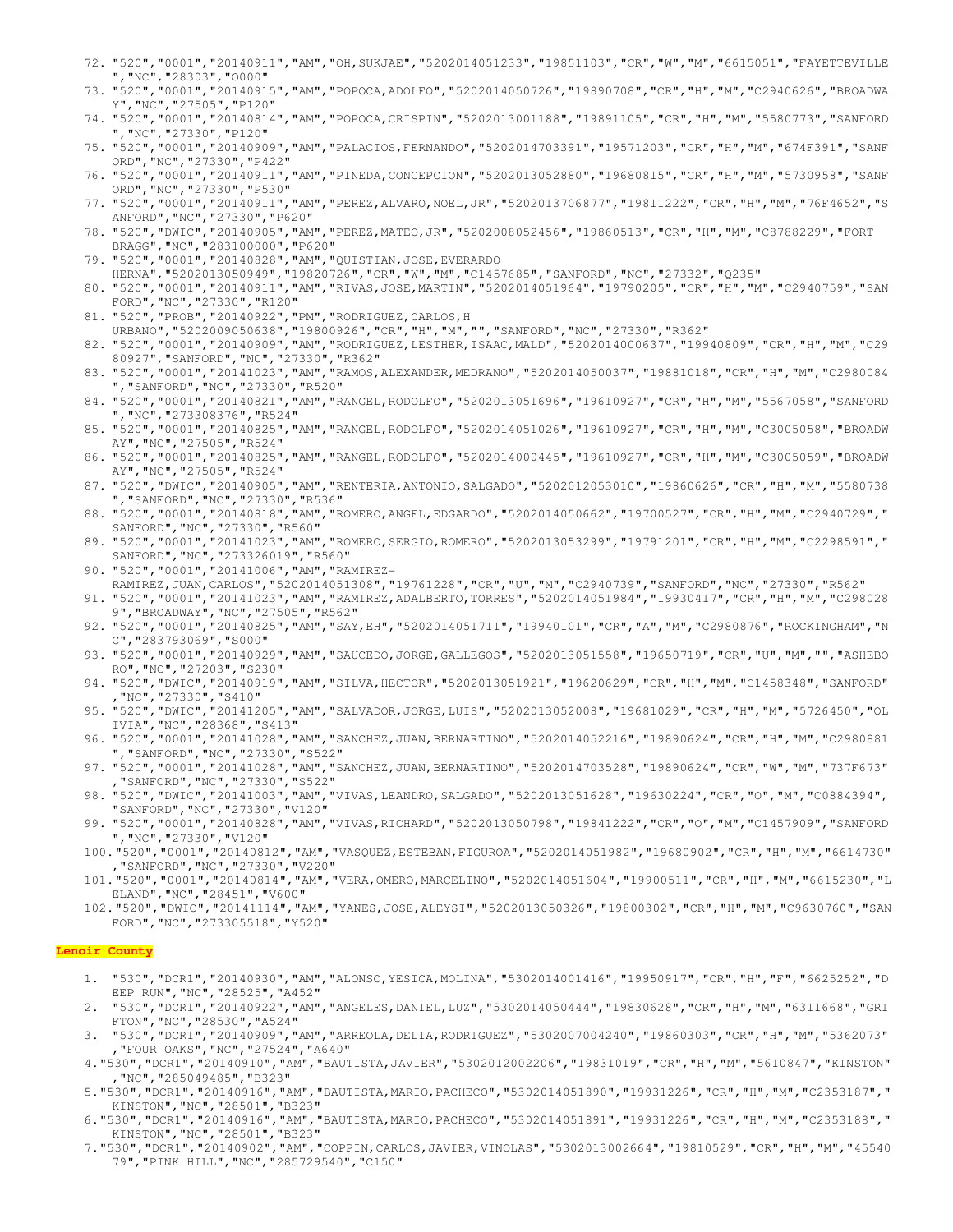72. "520","0001","20140911","AM","OH,SUKJAE","5202014051233","19851103","CR","W","M","6615051","FAYETTEVILLE","NC","28303","O000"
73. "520","0001","20140915","AM","POPOCA,ADOLFO","5202014050726","19890708","CR","H","M","C2940626","BROADWAY","NC","27505","P120"
74. "520","0001","20140814","AM","POPOCA,CRISPIN","5202013001188","19891105","CR","H","M","5580773","SANFORD","NC","27330","P120"
75. "520","0001","20140909","AM","PALACIOS,FERNANDO","5202014703391","19571203","CR","H","M","674F391","SANFORD","NC","27330","P422"
76. "520","0001","20140911","AM","PINEDA,CONCEPCION","5202013052880","19680815","CR","H","M","5730958","SANFORD","NC","27330","P530"
77. "520","0001","20140911","AM","PEREZ,ALVARO,NOEL,JR","5202013706877","19811222","CR","H","M","76F4652","SANFORD","NC","27330","P620"
78. "520","DWIC","20140905","AM","PEREZ,MATEO,JR","5202008052456","19860513","CR","H","M","C8788229","FORT BRAGG","NC","283100000","P620"
79. "520","0001","20140828","AM","QUISTIAN,JOSE,EVERARDO HERNA","5202013050949","19820726","CR","W","M","C1457685","SANFORD","NC","27332","Q235"
80. "520","0001","20140911","AM","RIVAS,JOSE,MARTIN","5202014051964","19790205","CR","H","M","C2940759","SANFORD","NC","27330","R120"
81. "520","PROB","20140922","PM","RODRIGUEZ,CARLOS,H URBANO","5202009050638","19800926","CR","H","M","","SANFORD","NC","27330","R362"
82. "520","0001","20140909","AM","RODRIGUEZ,LESTHER,ISAAC,MALD","5202014000637","19940809","CR","H","M","C2980927","SANFORD","NC","27330","R362"
83. "520","0001","20141023","AM","RAMOS,ALEXANDER,MEDRANO","5202014050037","19881018","CR","H","M","C2980084","SANFORD","NC","27330","R520"
84. "520","0001","20140821","AM","RANGEL,RODOLFO","5202013051696","19610927","CR","H","M","5567058","SANFORD","NC","273308376","R524"
85. "520","0001","20140825","AM","RANGEL,RODOLFO","5202014051026","19610927","CR","H","M","C3005058","BROADWAY","NC","27505","R524"
86. "520","0001","20140825","AM","RANGEL,RODOLFO","5202014000445","19610927","CR","H","M","C3005059","BROADWAY","NC","27505","R524"
87. "520","DWIC","20140905","AM","RENTERIA,ANTONIO,SALGADO","5202012053010","19860626","CR","H","M","5580738","SANFORD","NC","27330","R536"
88. "520","0001","20140818","AM","ROMERO,ANGEL,EDGARDO","5202014050662","19700527","CR","H","M","C2940729","SANFORD","NC","27330","R560"
89. "520","0001","20141023","AM","ROMERO,SERGIO,ROMERO","5202013053299","19791201","CR","H","M","C2298591","SANFORD","NC","273326019","R560"
90. "520","0001","20141006","AM","RAMIREZ-RAMIREZ,JUAN,CARLOS","5202014051308","19761228","CR","U","M","C2940739","SANFORD","NC","27330","R562"
91. "520","0001","20141023","AM","RAMIREZ,ADALBERTO,TORRES","5202014051984","19930417","CR","H","M","C2980289","BROADWAY","NC","27505","R562"
92. "520","0001","20140825","AM","SAY,EH","5202014051711","19940101","CR","A","M","C2980876","ROCKINGHAM","NC","283793069","S000"
93. "520","0001","20140929","AM","SAUCEDO,JORGE,GALLEGOS","5202013051558","19650719","CR","U","M","","ASHEBORO","NC","27203","S230"
94. "520","DWIC","20140919","AM","SILVA,HECTOR","5202013051921","19620629","CR","H","M","C1458348","SANFORD","NC","27330","S410"
95. "520","DWIC","20141205","AM","SALVADOR,JORGE,LUIS","5202013052008","19681029","CR","H","M","5726450","OLIVIA","NC","28368","S413"
96. "520","0001","20141028","AM","SANCHEZ,JUAN,BERNARTINO","5202014052216","19890624","CR","H","M","C2980881","SANFORD","NC","27330","S522"
97. "520","0001","20141028","AM","SANCHEZ,JUAN,BERNARTINO","5202014703528","19890624","CR","W","M","737F673","SANFORD","NC","27330","S522"
98. "520","DWIC","20141003","AM","VIVAS,LEANDRO,SALGADO","5202013051628","19630224","CR","O","M","C0884394","SANFORD","NC","27330","V120"
99. "520","0001","20140828","AM","VIVAS,RICHARD","5202013050798","19841222","CR","O","M","C1457909","SANFORD","NC","27330","V120"
100. "520","0001","20140812","AM","VASQUEZ,ESTEBAN,FIGUROA","5202014051982","19680902","CR","H","M","6614730","SANFORD","NC","27330","V220"
101. "520","0001","20140814","AM","VERA,OMERO,MARCELINO","5202014051604","19900511","CR","H","M","6615230","LELAND","NC","28451","V600"
102. "520","DWIC","20141114","AM","YANES,JOSE,ALEYSI","5202013050326","19800302","CR","H","M","C9630760","SANFORD","NC","273305518","Y520"

**Lenoir County**

1. "530","DCR1","20140930","AM","ALONSO,YESICA,MOLINA","5302014001416","19950917","CR","H","F","6625252","DEEP RUN","NC","28525","A452"
2. "530","DCR1","20140922","AM","ANGELES,DANIEL,LUZ","5302014050444","19830628","CR","H","M","6311668","GRIFTON","NC","28530","A524"
3. "530","DCR1","20140909","AM","ARREOLA,DELIA,RODRIGUEZ","5302007004240","19860303","CR","H","M","5362073","FOUR OAKS","NC","27524","A640"
4. "530","DCR1","20140910","AM","BAUTISTA,JAVIER","5302012002206","19831019","CR","H","M","5610847","KINSTON","NC","285049485","B323"
5. "530","DCR1","20140916","AM","BAUTISTA,MARIO,PACHECO","5302014051890","19931226","CR","H","M","C2353187","KINSTON","NC","28501","B323"
6. "530","DCR1","20140916","AM","BAUTISTA,MARIO,PACHECO","5302014051891","19931226","CR","H","M","C2353188","KINSTON","NC","28501","B323"
7. "530","DCR1","20140902","AM","COPPIN,CARLOS,JAVIER,VINOLAS","5302013002664","19810529","CR","H","M","4554079","PINK HILL","NC","285729540","C150"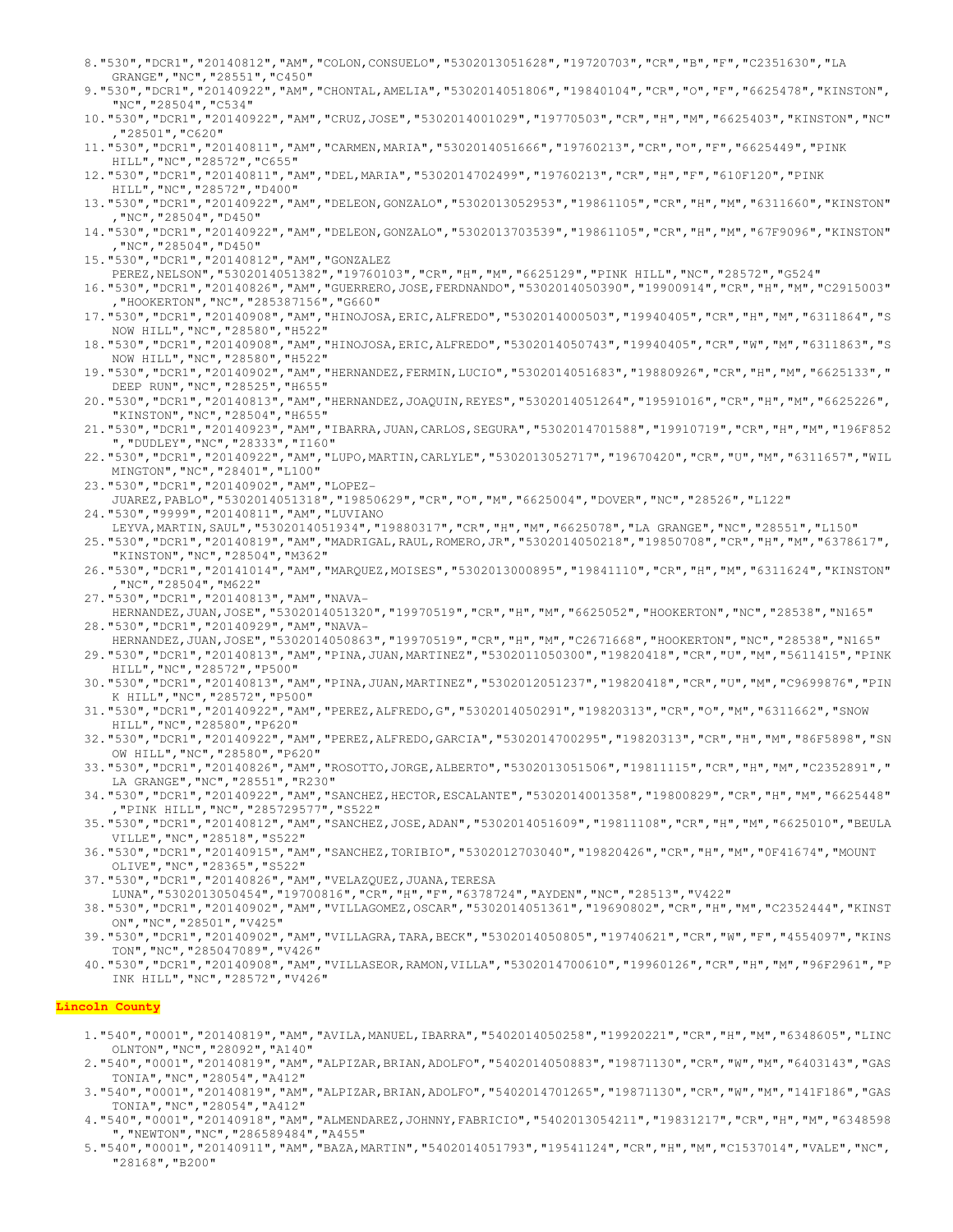8."530","DCR1","20140812","AM","COLON,CONSUELO","5302013051628","19720703","CR","B","F","C2351630","LA GRANGE","NC","28551","C450"
9."530","DCR1","20140922","AM","CHONTAL,AMELIA","5302014051806","19840104","CR","O","F","6625478","KINSTON","NC","28504","C534"
10."530","DCR1","20140922","AM","CRUZ,JOSE","5302014001029","19770503","CR","H","M","6625403","KINSTON","NC","28501","C620"
11."530","DCR1","20140811","AM","CARMEN,MARIA","5302014051666","19760213","CR","O","F","6625449","PINK HILL","NC","28572","C655"
12."530","DCR1","20140811","AM","DEL,MARIA","5302014702499","19760213","CR","H","F","610F120","PINK HILL","NC","28572","D400"
13."530","DCR1","20140922","AM","DELEON,GONZALO","5302013052953","19861105","CR","H","M","6311660","KINSTON","NC","28504","D450"
14."530","DCR1","20140922","AM","DELEON,GONZALO","5302013703539","19861105","CR","H","M","67F9096","KINSTON","NC","28504","D450"
15."530","DCR1","20140812","AM","GONZALEZ PEREZ,NELSON","5302014051382","19760103","CR","H","M","6625129","PINK HILL","NC","28572","G524"
16."530","DCR1","20140826","AM","GUERRERO,JOSE,FERDNANDO","5302014050390","19900914","CR","H","M","C2915003","HOOKERTON","NC","285387156","G660"
17."530","DCR1","20140908","AM","HINOJOSA,ERIC,ALFREDO","5302014000503","19940405","CR","H","M","6311864","SNOW HILL","NC","28580","H522"
18."530","DCR1","20140908","AM","HINOJOSA,ERIC,ALFREDO","5302014050743","19940405","CR","W","M","6311863","SNOW HILL","NC","28580","H522"
19."530","DCR1","20140902","AM","HERNANDEZ,FERMIN,LUCIO","5302014051683","19880926","CR","H","M","6625133","DEEP RUN","NC","28525","H655"
20."530","DCR1","20140813","AM","HERNANDEZ,JOAQUIN,REYES","5302014051264","19591016","CR","H","M","6625226","KINSTON","NC","28504","H655"
21."530","DCR1","20140923","AM","IBARRA,JUAN,CARLOS,SEGURA","5302014701588","19910719","CR","H","M","196F852","DUDLEY","NC","28333","I160"
22."530","DCR1","20140922","AM","LUPO,MARTIN,CARLYLE","5302013052717","19670420","CR","U","M","6311657","WILMINGTON","NC","28401","L100"
23."530","DCR1","20140902","AM","LOPEZ-JUAREZ,PABLO","5302014051318","19850629","CR","O","M","6625004","DOVER","NC","28526","L122"
24."530","9999","20140811","AM","LUVIANO LEYVA,MARTIN,SAUL","5302014051934","19880317","CR","H","M","6625078","LA GRANGE","NC","28551","L150"
25."530","DCR1","20140819","AM","MADRIGAL,RAUL,ROMERO,JR","5302014050218","19850708","CR","H","M","6378617","KINSTON","NC","28504","M362"
26."530","DCR1","20141014","AM","MARQUEZ,MOISES","5302013000895","19841110","CR","H","M","6311624","KINSTON","NC","28504","M622"
27."530","DCR1","20140813","AM","NAVA-HERNANDEZ,JUAN,JOSE","5302014051320","19970519","CR","H","M","6625052","HOOKERTON","NC","28538","N165"
28."530","DCR1","20140929","AM","NAVA-HERNANDEZ,JUAN,JOSE","5302014050863","19970519","CR","H","M","C2671668","HOOKERTON","NC","28538","N165"
29."530","DCR1","20140813","AM","PINA,JUAN,MARTINEZ","5302011050300","19820418","CR","U","M","5611415","PINK HILL","NC","28572","P500"
30."530","DCR1","20140813","AM","PINA,JUAN,MARTINEZ","5302012051237","19820418","CR","U","M","C9699876","PINK HILL","NC","28572","P500"
31."530","DCR1","20140922","AM","PEREZ,ALFREDO,G","5302014050291","19820313","CR","O","M","6311662","SNOW HILL","NC","28580","P620"
32."530","DCR1","20140922","AM","PEREZ,ALFREDO,GARCIA","5302014700295","19820313","CR","H","M","86F5898","SNOW HILL","NC","28580","P620"
33."530","DCR1","20140826","AM","ROSOTTO,JORGE,ALBERTO","5302013051506","19811115","CR","H","M","C2352891","LA GRANGE","NC","28551","R230"
34."530","DCR1","20140922","AM","SANCHEZ,HECTOR,ESCALANTE","5302014001358","19800829","CR","H","M","6625448","PINK HILL","NC","285729577","S522"
35."530","DCR1","20140812","AM","SANCHEZ,JOSE,ADAN","5302014051609","19811108","CR","H","M","6625010","BEULAVILLE","NC","28518","S522"
36."530","DCR1","20140915","AM","SANCHEZ,TORIBIO","5302012703040","19820426","CR","H","M","0F41674","MOUNT OLIVE","NC","28365","S522"
37."530","DCR1","20140826","AM","VELAZQUEZ,JUANA,TERESA LUNA","5302013050454","19700816","CR","H","F","6378724","AYDEN","NC","28513","V422"
38."530","DCR1","20140902","AM","VILLAGOMEZ,OSCAR","5302014051361","19690802","CR","H","M","C2352444","KINSTON","NC","28501","V425"
39."530","DCR1","20140902","AM","VILLAGRA,TARA,BECK","5302014050805","19740621","CR","W","F","4554097","KINSTON","NC","285047089","V426"
40."530","DCR1","20140908","AM","VILLASEOR,RAMON,VILLA","5302014700610","19960126","CR","H","M","96F2961","PINK HILL","NC","28572","V426"

## Lincoln County

1."540","0001","20140819","AM","AVILA,MANUEL,IBARRA","5402014050258","19920221","CR","H","M","6348605","LINCOLNTON","NC","28092","A140"
2."540","0001","20140819","AM","ALPIZAR,BRIAN,ADOLFO","5402014050883","19871130","CR","W","M","6403143","GASTONIA","NC","28054","A412"
3."540","0001","20140819","AM","ALPIZAR,BRIAN,ADOLFO","5402014701265","19871130","CR","W","M","141F186","GASTONIA","NC","28054","A412"
4."540","0001","20140918","AM","ALMENDAREZ,JOHNNY,FABRICIO","5402013054211","19831217","CR","H","M","6348598","NEWTON","NC","286589484","A455"
5."540","0001","20140911","AM","BAZA,MARTIN","5402014051793","19541124","CR","H","M","C1537014","VALE","NC","28168","B200"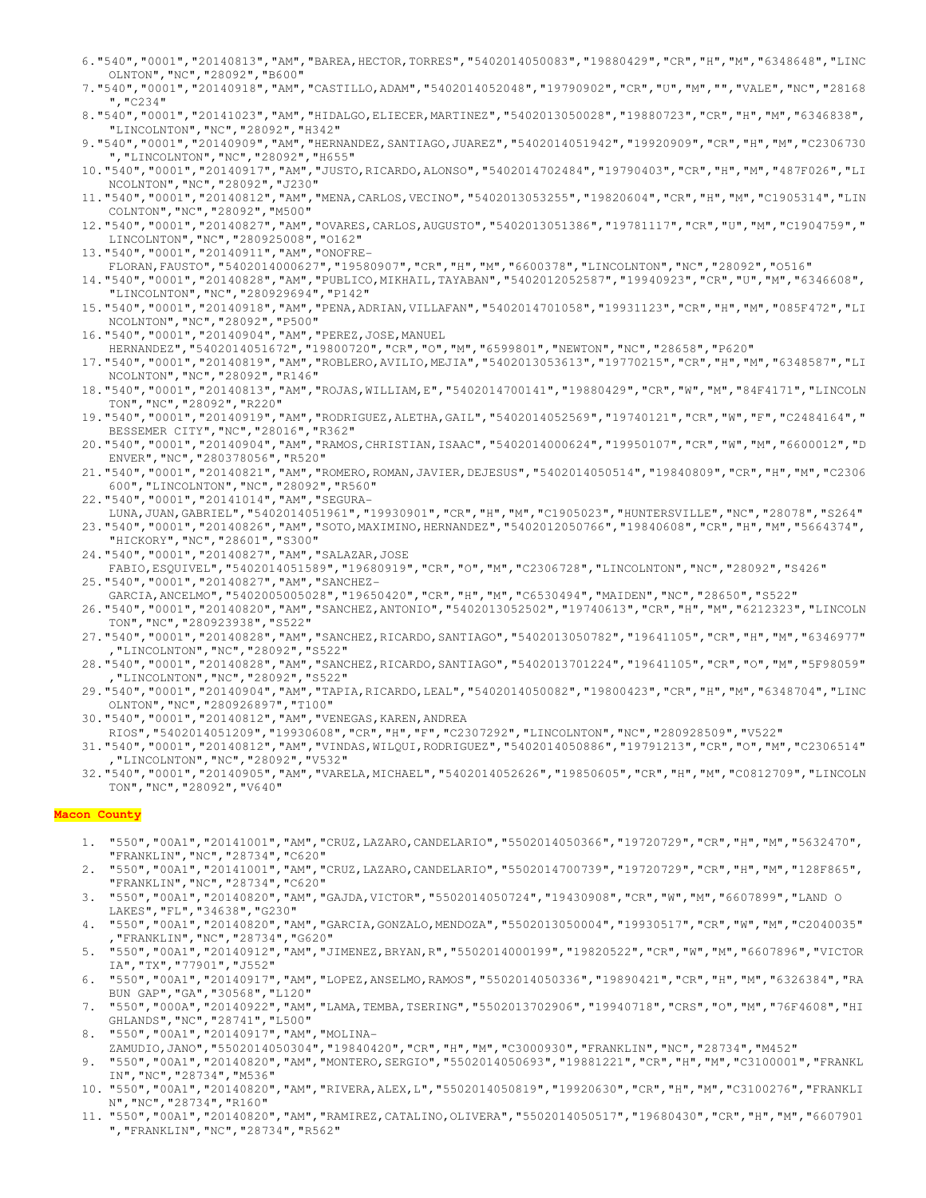6. "540","0001","20140813","AM","BAREA,HECTOR,TORRES","5402014050083","19880429","CR","H","M","6348648","LINCOLNTON","NC","28092","B600"
7. "540","0001","20140918","AM","CASTILLO,ADAM","5402014052048","19790902","CR","U","M","","VALE","NC","28168","C234"
8. "540","0001","20141023","AM","HIDALGO,ELIECER,MARTINEZ","5402013050028","19880723","CR","H","M","6346838","LINCOLNTON","NC","28092","H342"
9. "540","0001","20140909","AM","HERNANDEZ,SANTIAGO,JUAREZ","5402014051942","19920909","CR","H","M","C2306730","LINCOLNTON","NC","28092","H655"
10. "540","0001","20140917","AM","JUSTO,RICARDO,ALONSO","5402014702484","19790403","CR","H","M","487F026","LINCOLNTON","NC","28092","J230"
11. "540","0001","20140812","AM","MENA,CARLOS,VECINO","5402013053255","19820604","CR","H","M","C1905314","LINCOLNTON","NC","28092","M500"
12. "540","0001","20140827","AM","OVARES,CARLOS,AUGUSTO","5402013051386","19781117","CR","U","M","C1904759","LINCOLNTON","NC","280925008","O162"
13. "540","0001","20140911","AM","ONOFRE-FLORAN,FAUSTO","5402014000627","19580907","CR","H","M","6600378","LINCOLNTON","NC","28092","O516"
14. "540","0001","20140828","AM","PUBLICO,MIKHAIL,TAYABAN","5402012052587","19940923","CR","U","M","6346608","LINCOLNTON","NC","280929694","P142"
15. "540","0001","20140918","AM","PENA,ADRIAN,VILLAFAN","5402014701058","19931123","CR","H","M","085F472","LINCOLNTON","NC","28092","P500"
16. "540","0001","20140904","AM","PEREZ,JOSE,MANUEL HERNANDEZ","5402014051672","19800720","CR","O","M","6599801","NEWTON","NC","28658","P620"
17. "540","0001","20140819","AM","ROBLERO,AVILIO,MEJIA","5402013053613","19770215","CR","H","M","6348587","LINCOLNTON","NC","28092","R146"
18. "540","0001","20140813","AM","ROJAS,WILLIAM,E","5402014700141","19880429","CR","W","M","84F4171","LINCOLNTON","NC","28092","R220"
19. "540","0001","20140919","AM","RODRIGUEZ,ALETHA,GAIL","5402014052569","19740121","CR","W","F","C2484164","BESSEMER CITY","NC","28016","R362"
20. "540","0001","20140904","AM","RAMOS,CHRISTIAN,ISAAC","5402014000624","19950107","CR","W","M","6600012","DENVER","NC","280378056","R520"
21. "540","0001","20140821","AM","ROMERO,ROMAN,JAVIER,DEJESUS","5402014050514","19840809","CR","H","M","C2306600","LINCOLNTON","NC","28092","R560"
22. "540","0001","20141014","AM","SEGURA-LUNA,JUAN,GABRIEL","5402014051961","19930901","CR","H","M","C1905023","HUNTERSVILLE","NC","28078","S264"
23. "540","0001","20140826","AM","SOTO,MAXIMINO,HERNANDEZ","5402012050766","19840608","CR","H","M","5664374","HICKORY","NC","28601","S300"
24. "540","0001","20140827","AM","SALAZAR,JOSE FABIO,ESQUIVEL","5402014051589","19680919","CR","O","M","C2306728","LINCOLNTON","NC","28092","S426"
25. "540","0001","20140827","AM","SANCHEZ-GARCIA,ANCELMO","5402005005028","19650420","CR","H","M","C6530494","MAIDEN","NC","28650","S522"
26. "540","0001","20140820","AM","SANCHEZ,ANTONIO","5402013052502","19740613","CR","H","M","6212323","LINCOLNTON","NC","280923938","S522"
27. "540","0001","20140828","AM","SANCHEZ,RICARDO,SANTIAGO","5402013050782","19641105","CR","H","M","6346977","LINCOLNTON","NC","28092","S522"
28. "540","0001","20140828","AM","SANCHEZ,RICARDO,SANTIAGO","5402013701224","19641105","CR","O","M","5F98059","LINCOLNTON","NC","28092","S522"
29. "540","0001","20140904","AM","TAPIA,RICARDO,LEAL","5402014050082","19800423","CR","H","M","6348704","LINCOLNTON","NC","280926897","T100"
30. "540","0001","20140812","AM","VENEGAS,KAREN,ANDREA RIOS","5402014051209","19930608","CR","H","F","C2307292","LINCOLNTON","NC","280928509","V522"
31. "540","0001","20140812","AM","VINDAS,WILQUI,RODRIGUEZ","5402014050886","19791213","CR","O","M","C2306514","LINCOLNTON","NC","28092","V532"
32. "540","0001","20140905","AM","VARELA,MICHAEL","5402014052626","19850605","CR","H","M","C0812709","LINCOLNTON","NC","28092","V640"

**Macon County**

1. "550","00A1","20141001","AM","CRUZ,LAZARO,CANDELARIO","5502014050366","19720729","CR","H","M","5632470","FRANKLIN","NC","28734","C620"
2. "550","00A1","20141001","AM","CRUZ,LAZARO,CANDELARIO","5502014700739","19720729","CR","H","M","128F865","FRANKLIN","NC","28734","C620"
3. "550","00A1","20140820","AM","GAJDA,VICTOR","5502014050724","19430908","CR","W","M","6607899","LAND O LAKES","FL","34638","G230"
4. "550","00A1","20140820","AM","GARCIA,GONZALO,MENDOZA","5502013050004","19930517","CR","W","M","C2040035","FRANKLIN","NC","28734","G620"
5. "550","00A1","20140912","AM","JIMENEZ,BRYAN,R","5502014000199","19820522","CR","W","M","6607896","VICTORIA","TX","77901","J552"
6. "550","00A1","20140917","AM","LOPEZ,ANSELMO,RAMOS","5502014050336","19890421","CR","H","M","6326384","RABUN GAP","GA","30568","L120"
7. "550","000A","20140922","AM","LAMA,TEMBA,TSERING","5502013702906","19940718","CRS","O","M","76F4608","HIGHLANDS","NC","28741","L500"
8. "550","00A1","20140917","AM","MOLINA-ZAMUDIO,JANO","5502014050304","19840420","CR","H","M","C3000930","FRANKLIN","NC","28734","M452"
9. "550","00A1","20140820","AM","MONTERO,SERGIO","5502014050693","19881221","CR","H","M","C3100001","FRANKLIN","NC","28734","M536"
10. "550","00A1","20140820","AM","RIVERA,ALEX,L","5502014050819","19920630","CR","H","M","C3100276","FRANKLIN","NC","28734","R160"
11. "550","00A1","20140820","AM","RAMIREZ,CATALINO,OLIVERA","5502014050517","19680430","CR","H","M","6607901","FRANKLIN","NC","28734","R562"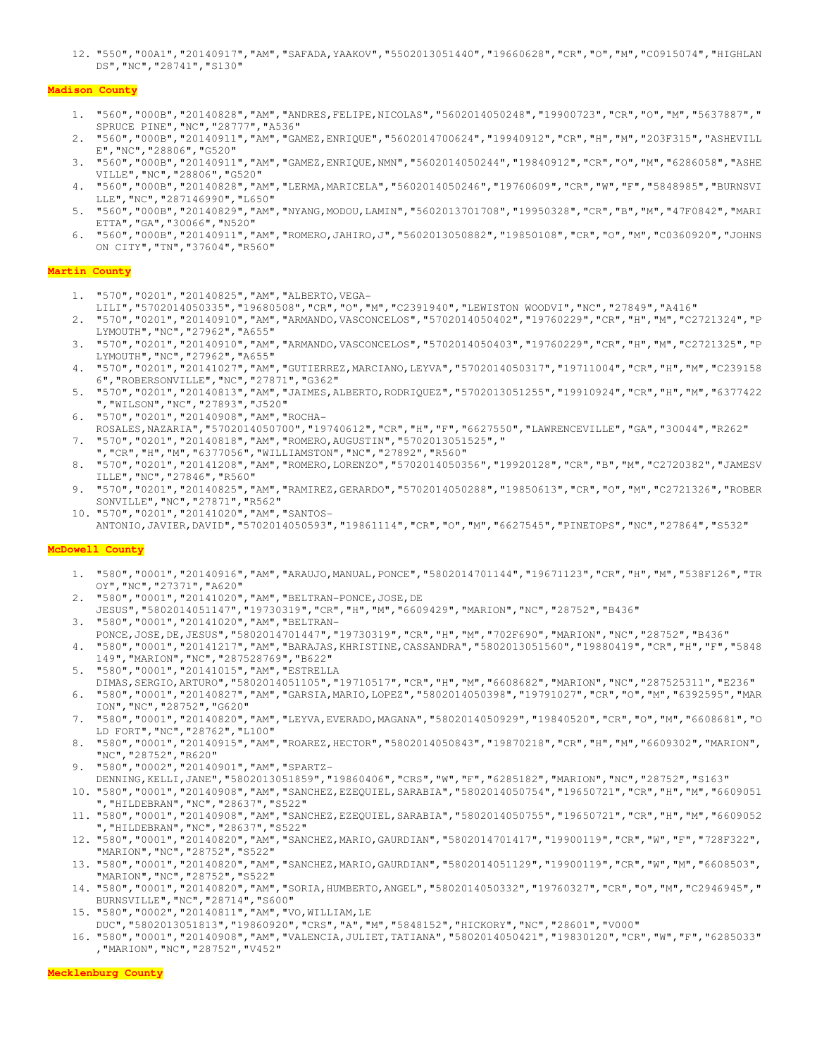12. "550","00A1","20140917","AM","SAFADA,YAAKOV","5502013051440","19660628","CR","O","M","C0915074","HIGHLANDS","NC","28741","S130"

**Madison County**

1. "560","000B","20140828","AM","ANDRES,FELIPE,NICOLAS","5602014050248","19900723","CR","O","M","5637887","SPRUCE PINE","NC","28777","A536"
2. "560","000B","20140911","AM","GAMEZ,ENRIQUE","5602014700624","19940912","CR","H","M","203F315","ASHEVILLE","NC","28806","G520"
3. "560","000B","20140911","AM","GAMEZ,ENRIQUE,NMN","5602014050244","19840912","CR","O","M","6286058","ASHEVILLE","NC","28806","G520"
4. "560","000B","20140828","AM","LERMA,MARICELA","5602014050246","19760609","CR","W","F","5848985","BURNSVILLE","NC","287146990","L650"
5. "560","000B","20140829","AM","NYANG,MODOU,LAMIN","5602013701708","19950328","CR","B","M","47F0842","MARIETTA","GA","30066","N520"
6. "560","000B","20140911","AM","ROMERO,JAHIRO,J","5602013050882","19850108","CR","O","M","C0360920","JOHNSON CITY","TN","37604","R560"

**Martin County**

1. "570","0201","20140825","AM","ALBERTO,VEGA-LILI","5702014050335","19680508","CR","O","M","C2391940","LEWISTON WOODVI","NC","27849","A416"
2. "570","0201","20140910","AM","ARMANDO,VASCONCELOS","5702014050402","19760229","CR","H","M","C2721324","PLYMOUTH","NC","27962","A655"
3. "570","0201","20140910","AM","ARMANDO,VASCONCELOS","5702014050403","19760229","CR","H","M","C2721325","PLYMOUTH","NC","27962","A655"
4. "570","0201","20141027","AM","GUTIERREZ,MARCIANO,LEYVA","5702014050317","19711004","CR","H","M","C2391586","ROBERSONVILLE","NC","27871","G362"
5. "570","0201","20140813","AM","JAIMES,ALBERTO,RODRIQUEZ","5702013051255","19910924","CR","H","M","6377422","WILSON","NC","27893","J520"
6. "570","0201","20140908","AM","ROCHA-ROSALES,NAZARIA","5702014050700","19740612","CR","H","F","6627550","LAWRENCEVILLE","GA","30044","R262"
7. "570","0201","20140818","AM","ROMERO,AUGUSTIN","5702013051525"," ","CR","H","M","6377056","WILLIAMSTON","NC","27892","R560"
8. "570","0201","20141208","AM","ROMERO,LORENZO","5702014050356","19920128","CR","B","M","C2720382","JAMESVILLE","NC","27846","R560"
9. "570","0201","20140825","AM","RAMIREZ,GERARDO","5702014050288","19850613","CR","O","M","C2721326","ROBERSONVILLE","NC","27871","R562"
10. "570","0201","20141020","AM","SANTOS-ANTONIO,JAVIER,DAVID","5702014050593","19861114","CR","O","M","6627545","PINETOPS","NC","27864","S532"

**McDowell County**

1. "580","0001","20140916","AM","ARAUJO,MANUAL,PONCE","5802014701144","19671123","CR","H","M","538F126","TROY","NC","27371","A620"
2. "580","0001","20141020","AM","BELTRAN-PONCE,JOSE,DE JESUS","5802014051147","19730319","CR","H","M","6609429","MARION","NC","28752","B436"
3. "580","0001","20141020","AM","BELTRAN-PONCE,JOSE,DE,JESUS","5802014701447","19730319","CR","H","M","702F690","MARION","NC","28752","B436"
4. "580","0001","20141217","AM","BARAJAS,KHRISTINE,CASSANDRA","5802013051560","19880419","CR","H","F","5848149","MARION","NC","287528769","B622"
5. "580","0001","20141015","AM","ESTRELLA DIMAS,SERGIO,ARTURO","5802014051105","19710517","CR","H","M","6608682","MARION","NC","287525311","E236"
6. "580","0001","20140827","AM","GARSIA,MARIO,LOPEZ","5802014050398","19791027","CR","O","M","6392595","MARION","NC","28752","G620"
7. "580","0001","20140820","AM","LEYVA,EVERADO,MAGANA","5802014050929","19840520","CR","O","M","6608681","OLD FORT","NC","28762","L100"
8. "580","0001","20140915","AM","ROAREZ,HECTOR","5802014050843","19870218","CR","H","M","6609302","MARION","NC","28752","R620"
9. "580","0002","20140901","AM","SPARTZ-DENNING,KELLI,JANE","5802013051859","19860406","CRS","W","F","6285182","MARION","NC","28752","S163"
10. "580","0001","20140908","AM","SANCHEZ,EZEQUIEL,SARABIA","5802014050754","19650721","CR","H","M","6609051","HILDEBRAN","NC","28637","S522"
11. "580","0001","20140908","AM","SANCHEZ,EZEQUIEL,SARABIA","5802014050755","19650721","CR","H","M","6609052","HILDEBRAN","NC","28637","S522"
12. "580","0001","20140820","AM","SANCHEZ,MARIO,GAURDIAN","5802014701417","19900119","CR","W","F","728F322","MARION","NC","28752","S522"
13. "580","0001","20140820","AM","SANCHEZ,MARIO,GAURDIAN","5802014051129","19900119","CR","W","M","6608503","MARION","NC","28752","S522"
14. "580","0001","20140820","AM","SORIA,HUMBERTO,ANGEL","5802014050332","19760327","CR","O","M","C2946945","BURNSVILLE","NC","28714","S600"
15. "580","0002","20140811","AM","VO,WILLIAM,LE DUC","5802013051813","19860920","CRS","A","M","5848152","HICKORY","NC","28601","V000"
16. "580","0001","20140908","AM","VALENCIA,JULIET,TATIANA","5802014050421","19830120","CR","W","F","6285033","MARION","NC","28752","V452"

**Mecklenburg County**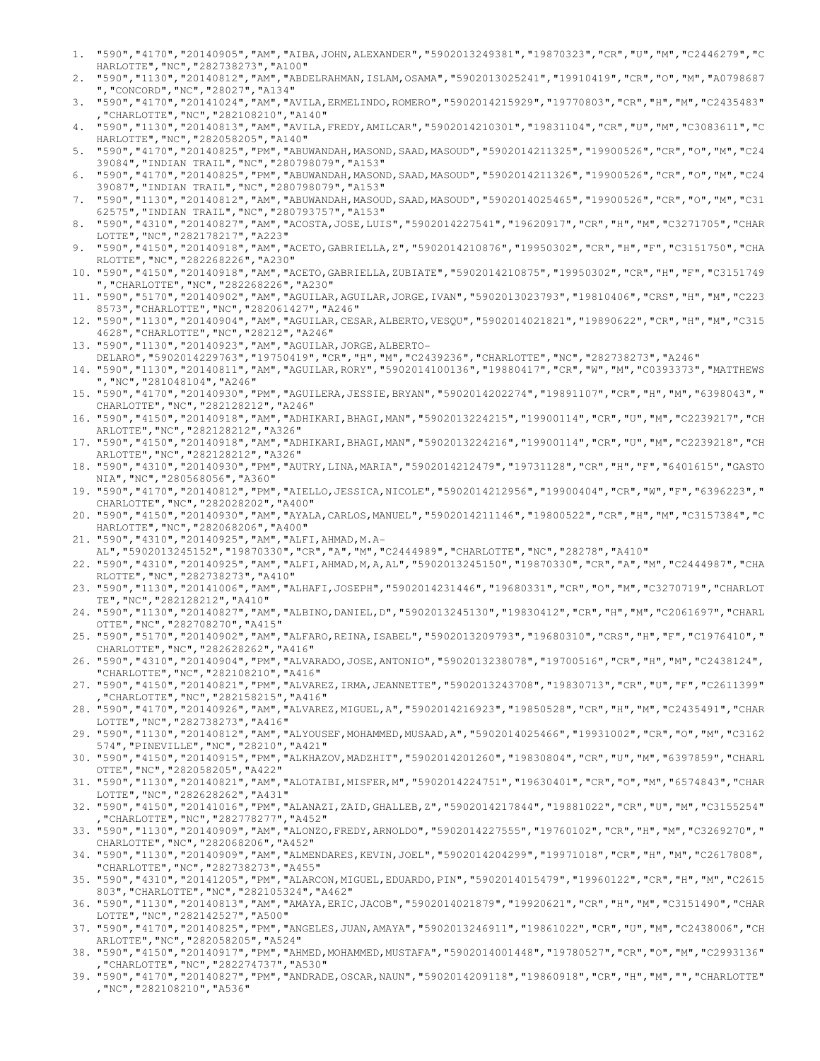1. "590","4170","20140905","AM","AIBA,JOHN,ALEXANDER","5902013249381","19870323","CR","U","M","C2446279","CHARLOTTE","NC","282738273","A100"
2. "590","1130","20140812","AM","ABDELRAHMAN,ISLAM,OSAMA","5902013025241","19910419","CR","O","M","A0798687","CONCORD","NC","28027","A134"
3. "590","4170","20141024","AM","AVILA,ERMELINDO,ROMERO","5902014215929","19770803","CR","H","M","C2435483","CHARLOTTE","NC","282108210","A140"
4. "590","1130","20140813","AM","AVILA,FREDY,AMILCAR","5902014210301","19831104","CR","U","M","C3083611","CHARLOTTE","NC","282058205","A140"
5. "590","4170","20140825","PM","ABUWANDAH,MASOND,SAAD,MASOUD","5902014211325","19900526","CR","O","M","C2439084","INDIAN TRAIL","NC","280798079","A153"
6. "590","4170","20140825","PM","ABUWANDAH,MASOND,SAAD,MASOUD","5902014211326","19900526","CR","O","M","C2439087","INDIAN TRAIL","NC","280798079","A153"
7. "590","1130","20140812","AM","ABUWANDAH,MASOUD,SAAD,MASOUD","5902014025465","19900526","CR","O","M","C3162575","INDIAN TRAIL","NC","280793757","A153"
8. "590","4310","20140827","AM","ACOSTA,JOSE,LUIS","5902014227541","19620917","CR","H","M","C3271705","CHARLOTTE","NC","282178217","A223"
9. "590","4150","20140918","AM","ACETO,GABRIELLA,Z","5902014210876","19950302","CR","H","F","C3151750","CHARLOTTE","NC","282268226","A230"
10. "590","4150","20140918","AM","ACETO,GABRIELLA,ZUBIATE","5902014210875","19950302","CR","H","F","C3151749","CHARLOTTE","NC","282268226","A230"
11. "590","5170","20140902","AM","AGUILAR,AGUILAR,JORGE,IVAN","5902013023793","19810406","CRS","H","M","C2238573","CHARLOTTE","NC","282061427","A246"
12. "590","1130","20140904","AM","AGUILAR,CESAR,ALBERTO,VESQU","5902014021821","19890622","CR","H","M","C3154628","CHARLOTTE","NC","28212","A246"
13. "590","1130","20140923","AM","AGUILAR,JORGE,ALBERTO-DELARO","5902014229763","19750419","CR","H","M","C2439236","CHARLOTTE","NC","282738273","A246"
14. "590","1130","20140811","AM","AGUILAR,RORY","5902014100136","19880417","CR","W","M","C0393373","MATTHEWS","NC","281048104","A246"
15. "590","4170","20140930","PM","AGUILERA,JESSIE,BRYAN","5902014202274","19891107","CR","H","M","6398043","CHARLOTTE","NC","282128212","A246"
16. "590","4150","20140918","AM","ADHIKARI,BHAGI,MAN","5902013224215","19900114","CR","U","M","C2239217","CHARLOTTE","NC","282128212","A326"
17. "590","4150","20140918","AM","ADHIKARI,BHAGI,MAN","5902013224216","19900114","CR","U","M","C2239218","CHARLOTTE","NC","282128212","A326"
18. "590","4310","20140930","PM","AUTRY,LINA,MARIA","5902014212479","19731128","CR","H","F","6401615","GASTONIA","NC","280568056","A360"
19. "590","4170","20140812","PM","AIELLO,JESSICA,NICOLE","5902014212956","19900404","CR","W","F","6396223","CHARLOTTE","NC","282028202","A400"
20. "590","4150","20140930","AM","AYALA,CARLOS,MANUEL","5902014211146","19800522","CR","H","M","C3157384","CHARLOTTE","NC","282068206","A400"
21. "590","4310","20140925","AM","ALFI,AHMAD,M.A-AL","5902013245152","19870330","CR","A","M","C2444989","CHARLOTTE","NC","28278","A410"
22. "590","4310","20140925","AM","ALFI,AHMAD,M,A,AL","5902013245150","19870330","CR","A","M","C2444987","CHARLOTTE","NC","282738273","A410"
23. "590","1130","20141006","AM","ALHAFI,JOSEPH","5902014231446","19680331","CR","O","M","C3270719","CHARLOTTE","NC","282128212","A410"
24. "590","1130","20140827","AM","ALBINO,DANIEL,D","5902013245130","19830412","CR","H","M","C2061697","CHARLOTTE","NC","282708270","A415"
25. "590","5170","20140902","AM","ALFARO,REINA,ISABEL","5902013209793","19680310","CRS","H","F","C1976410","CHARLOTTE","NC","282628262","A416"
26. "590","4310","20140904","PM","ALVARADO,JOSE,ANTONIO","5902013238078","19700516","CR","H","M","C2438124","CHARLOTTE","NC","282108210","A416"
27. "590","4150","20140821","PM","ALVAREZ,IRMA,JEANNETTE","5902013243708","19830713","CR","U","F","C2611399","CHARLOTTE","NC","282158215","A416"
28. "590","4170","20140926","AM","ALVAREZ,MIGUEL,A","5902014216923","19850528","CR","H","M","C2435491","CHARLOTTE","NC","282738273","A416"
29. "590","1130","20140812","AM","ALYOUSEF,MOHAMMED,MUSAAD,A","5902014025466","19931002","CR","O","M","C3162574","PINEVILLE","NC","28210","A421"
30. "590","4150","20140915","PM","ALKHAZOV,MADZHIT","5902014201260","19830804","CR","U","M","6397859","CHARLOTTE","NC","282058205","A422"
31. "590","1130","20140821","AM","ALOTAIBI,MISFER,M","5902014224751","19630401","CR","O","M","6574843","CHARLOTTE","NC","282628262","A431"
32. "590","4150","20141016","PM","ALANAZI,ZAID,GHALLEB,Z","5902014217844","19881022","CR","U","M","C3155254","CHARLOTTE","NC","282778277","A452"
33. "590","1130","20140909","AM","ALONZO,FREDY,ARNOLDO","5902014227555","19760102","CR","H","M","C3269270","CHARLOTTE","NC","282068206","A452"
34. "590","1130","20140909","AM","ALMENDARES,KEVIN,JOEL","5902014204299","19971018","CR","H","M","C2617808","CHARLOTTE","NC","282738273","A455"
35. "590","4310","20141205","PM","ALARCON,MIGUEL,EDUARDO,PIN","5902014015479","19960122","CR","H","M","C2615803","CHARLOTTE","NC","282105324","A462"
36. "590","1130","20140813","AM","AMAYA,ERIC,JACOB","5902014021879","19920621","CR","H","M","C3151490","CHARLOTTE","NC","282142527","A500"
37. "590","4170","20140825","PM","ANGELES,JUAN,AMAYA","5902013246911","19861022","CR","U","M","C2438006","CHARLOTTE","NC","282058205","A524"
38. "590","4150","20140917","PM","AHMED,MOHAMMED,MUSTAFA","5902014001448","19780527","CR","O","M","C2993136","CHARLOTTE","NC","282274737","A530"
39. "590","4170","20140827","PM","ANDRADE,OSCAR,NAUN","5902014209118","19860918","CR","H","M","","CHARLOTTE","NC","282108210","A536"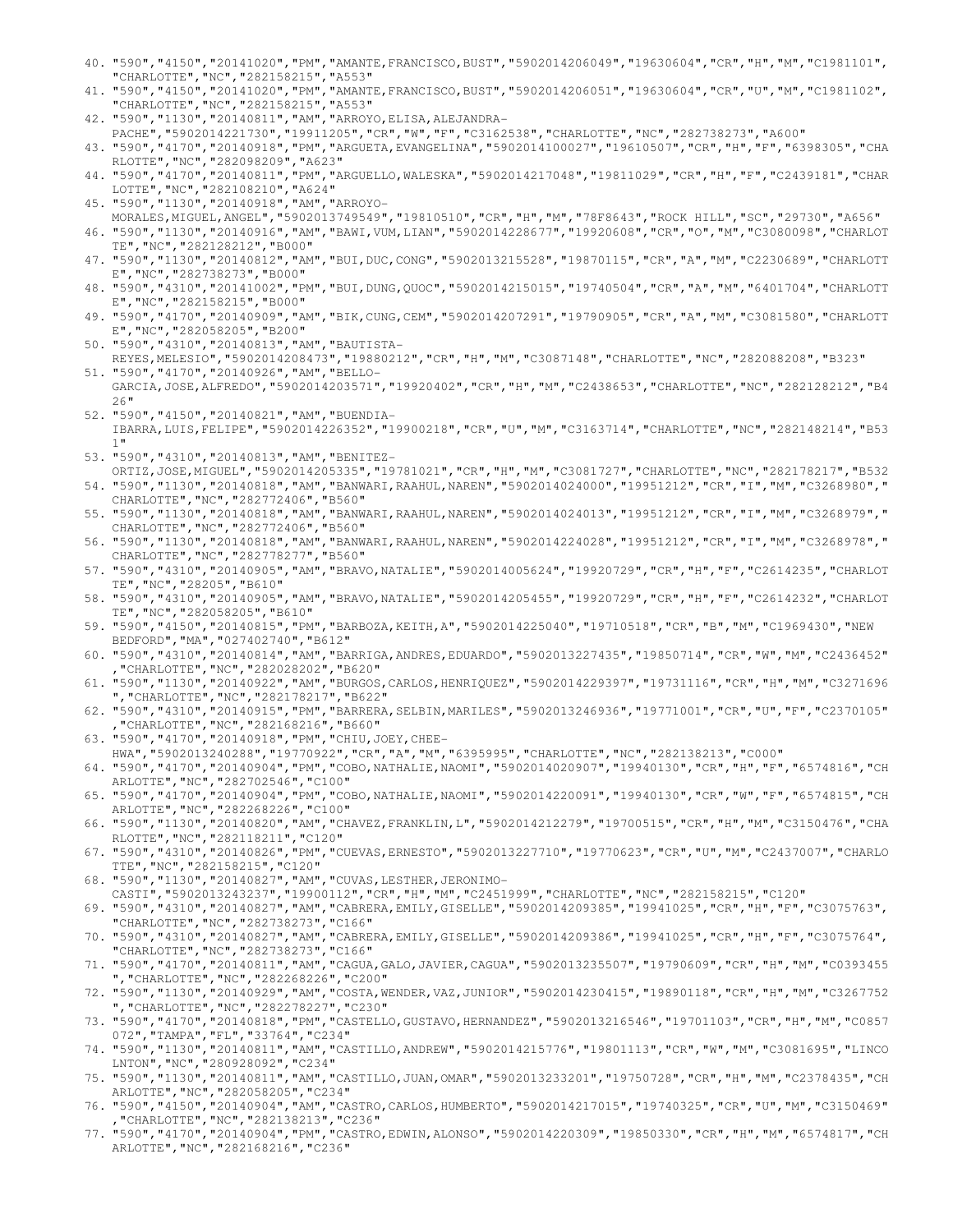40. "590","4150","20141020","PM","AMANTE,FRANCISCO,BUST","5902014206049","19630604","CR","H","M","C1981101","CHARLOTTE","NC","282158215","A553"
41. "590","4150","20141020","PM","AMANTE,FRANCISCO,BUST","5902014206051","19630604","CR","U","M","C1981102","CHARLOTTE","NC","282158215","A553"
42. "590","1130","20140811","AM","ARROYO,ELISA,ALEJANDRA-PACHE","5902014221730","19911205","CR","W","F","C3162538","CHARLOTTE","NC","282738273","A600"
43. "590","4170","20140918","PM","ARGUETA,EVANGELINA","5902014100027","19610507","CR","H","F","6398305","CHARLOTTE","NC","282098209","A623"
44. "590","4170","20140811","PM","ARGUELLO,WALESKA","5902014217048","19811029","CR","H","F","C2439181","CHARLOTTE","NC","282108210","A624"
45. "590","1130","20140918","AM","ARROYO-MORALES,MIGUEL,ANGEL","5902013749549","19810510","CR","H","M","78F8643","ROCK HILL","SC","29730","A656"
46. "590","1130","20140916","AM","BAWI,VUM,LIAN","5902014228677","19920608","CR","O","M","C3080098","CHARLOTTE","NC","282128212","B000"
47. "590","1130","20140812","AM","BUI,DUC,CONG","5902013215528","19870115","CR","A","M","C2230689","CHARLOTTE","NC","282738273","B000"
48. "590","4310","20141002","PM","BUI,DUNG,QUOC","5902014215015","19740504","CR","A","M","6401704","CHARLOTTE","NC","282158215","B000"
49. "590","4170","20140909","AM","BIK,CUNG,CEM","5902014207291","19790905","CR","A","M","C3081580","CHARLOTTE","NC","282058205","B200"
50. "590","4310","20140813","AM","BAUTISTA-REYES,MELESIO","5902014208473","19880212","CR","H","M","C3087148","CHARLOTTE","NC","282088208","B323"
51. "590","4170","20140926","AM","BELLO-GARCIA,JOSE,ALFREDO","5902014203571","19920402","CR","H","M","C2438653","CHARLOTTE","NC","282128212","B426"
52. "590","4150","20140821","AM","BUENDIA-IBARRA,LUIS,FELIPE","5902014226352","19900218","CR","U","M","C3163714","CHARLOTTE","NC","282148214","B531"
53. "590","4310","20140813","AM","BENITEZ-ORTIZ,JOSE,MIGUEL","5902014205335","19781021","CR","H","M","C3081727","CHARLOTTE","NC","282178217","B532
54. "590","1130","20140818","AM","BANWARI,RAAHUL,NAREN","5902014024000","19951212","CR","I","M","C3268980","CHARLOTTE","NC","282772406","B560"
55. "590","1130","20140818","AM","BANWARI,RAAHUL,NAREN","5902014024013","19951212","CR","I","M","C3268979","CHARLOTTE","NC","282772406","B560"
56. "590","1130","20140818","AM","BANWARI,RAAHUL,NAREN","5902014224028","19951212","CR","I","M","C3268978","CHARLOTTE","NC","282778277","B560"
57. "590","4310","20140905","AM","BRAVO,NATALIE","5902014005624","19920729","CR","H","F","C2614235","CHARLOTTE","NC","28205","B610"
58. "590","4310","20140905","AM","BRAVO,NATALIE","5902014205455","19920729","CR","H","F","C2614232","CHARLOTTE","NC","282058205","B610"
59. "590","4150","20140815","PM","BARBOZA,KEITH,A","5902014225040","19710518","CR","B","M","C1969430","NEW BEDFORD","MA","027402740","B612"
60. "590","4310","20140814","AM","BARRIGA,ANDRES,EDUARDO","5902013227435","19850714","CR","W","M","C2436452","CHARLOTTE","NC","282028202","B620"
61. "590","1130","20140922","AM","BURGOS,CARLOS,HENRIQUEZ","5902014229397","19731116","CR","H","M","C3271696","CHARLOTTE","NC","282178217","B622"
62. "590","4310","20140915","PM","BARRERA,SELBIN,MARILES","5902013246936","19771001","CR","U","F","C2370105","CHARLOTTE","NC","282168216","B660"
63. "590","4170","20140918","PM","CHIU,JOEY,CHEE-HWA","5902013240288","19770922","CR","A","M","6395995","CHARLOTTE","NC","282138213","C000"
64. "590","4170","20140904","PM","COBO,NATHALIE,NAOMI","5902014020907","19940130","CR","H","F","6574816","CHARLOTTE","NC","282702546","C100"
65. "590","4170","20140904","PM","COBO,NATHALIE,NAOMI","5902014220091","19940130","CR","W","F","6574815","CHARLOTTE","NC","282268226","C100"
66. "590","1130","20140820","AM","CHAVEZ,FRANKLIN,L","5902014212279","19700515","CR","H","M","C3150476","CHARLOTTE","NC","282118211","C120"
67. "590","4310","20140826","PM","CUEVAS,ERNESTO","5902013227710","19770623","CR","U","M","C2437007","CHARLOTTE","NC","282158215","C120"
68. "590","1130","20140827","AM","CUVAS,LESTHER,JERONIMO-CASTI","5902013243237","19900112","CR","H","M","C2451999","CHARLOTTE","NC","282158215","C120"
69. "590","4310","20140827","AM","CABRERA,EMILY,GISELLE","5902014209385","19941025","CR","H","F","C3075763","CHARLOTTE","NC","282738273","C166"
70. "590","4310","20140827","AM","CABRERA,EMILY,GISELLE","5902014209386","19941025","CR","H","F","C3075764","CHARLOTTE","NC","282738273","C166"
71. "590","4170","20140811","AM","CAGUA,GALO,JAVIER,CAGUA","5902013235507","19790609","CR","H","M","C0393455","CHARLOTTE","NC","282268226","C200"
72. "590","1130","20140929","AM","COSTA,WENDER,VAZ,JUNIOR","5902014230415","19890118","CR","H","M","C3267752","CHARLOTTE","NC","282278227","C230"
73. "590","4170","20140818","PM","CASTELLO,GUSTAVO,HERNANDEZ","5902013216546","19701103","CR","H","M","C0857072","TAMPA","FL","33764","C234"
74. "590","1130","20140811","AM","CASTILLO,ANDREW","5902014215776","19801113","CR","W","M","C3081695","LINCOLNTON","NC","280928092","C234"
75. "590","1130","20140811","AM","CASTILLO,JUAN,OMAR","5902013233201","19750728","CR","H","M","C2378435","CHARLOTTE","NC","282058205","C234"
76. "590","4150","20140904","AM","CASTRO,CARLOS,HUMBERTO","5902014217015","19740325","CR","U","M","C3150469","CHARLOTTE","NC","282138213","C236"
77. "590","4170","20140904","PM","CASTRO,EDWIN,ALONSO","5902014220309","19850330","CR","H","M","6574817","CHARLOTTE","NC","282168216","C236"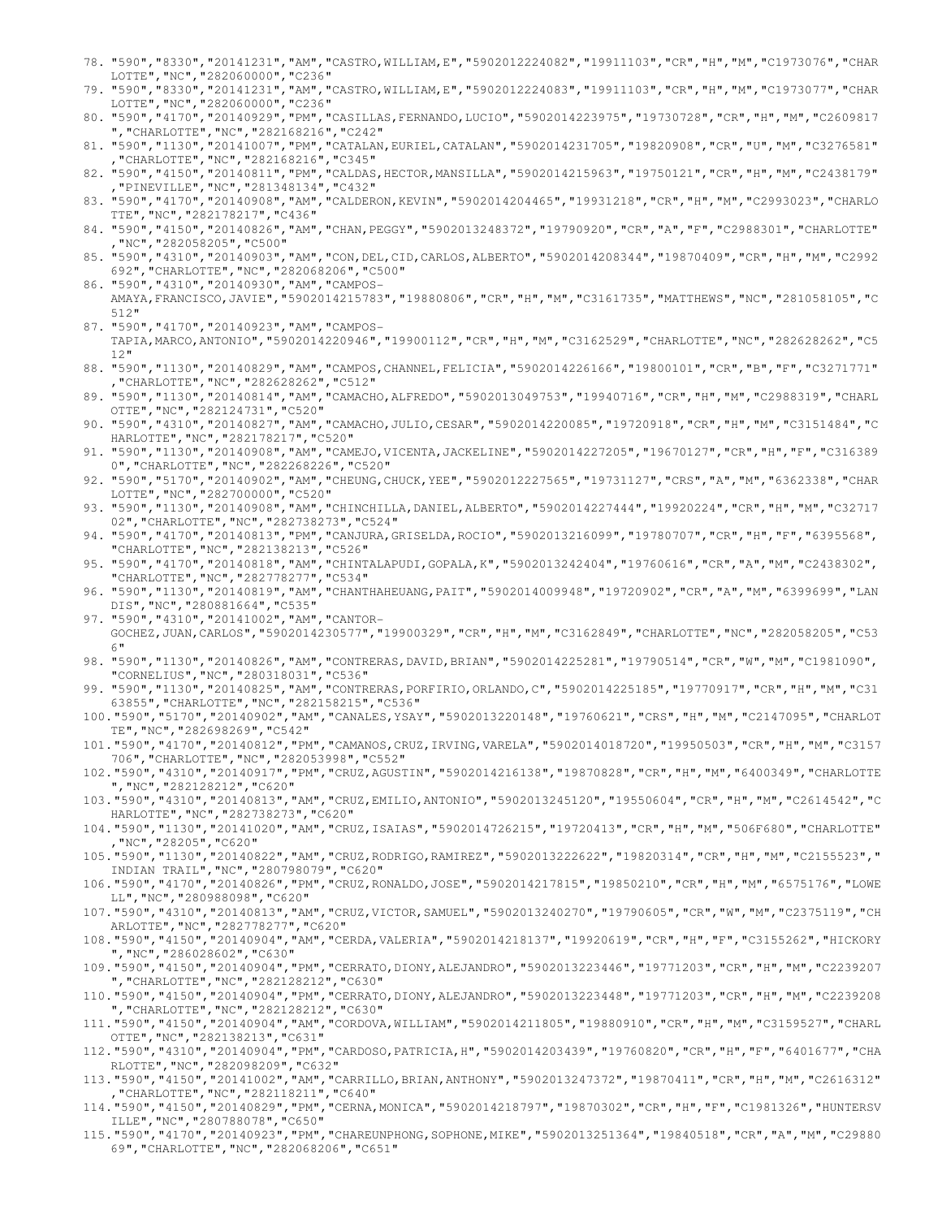78. "590","8330","20141231","AM","CASTRO,WILLIAM,E","5902012224082","19911103","CR","H","M","C1973076","CHARLOTTE","NC","282060000","C236"
79. "590","8330","20141231","AM","CASTRO,WILLIAM,E","5902012224083","19911103","CR","H","M","C1973077","CHARLOTTE","NC","282060000","C236"
80. "590","4170","20140929","PM","CASILLAS,FERNANDO,LUCIO","5902014223975","19730728","CR","H","M","C2609817","CHARLOTTE","NC","282168216","C242"
81. "590","1130","20141007","PM","CATALAN,EURIEL,CATALAN","5902014231705","19820908","CR","U","M","C3276581","CHARLOTTE","NC","282168216","C345"
82. "590","4150","20140811","PM","CALDAS,HECTOR,MANSILLA","5902014215963","19750121","CR","H","M","C2438179","PINEVILLE","NC","281348134","C432"
83. "590","4170","20140908","AM","CALDERON,KEVIN","5902014204465","19931218","CR","H","M","C2993023","CHARLOTTE","NC","282178217","C436"
84. "590","4150","20140826","AM","CHAN,PEGGY","5902013248372","19790920","CR","A","F","C2988301","CHARLOTTE","NC","282058205","C500"
85. "590","4310","20140903","AM","CON,DEL,CID,CARLOS,ALBERTO","5902014208344","19870409","CR","H","M","C2992692","CHARLOTTE","NC","282068206","C500"
86. "590","4310","20140930","AM","CAMPOS-AMAYA,FRANCISCO,JAVIE","5902014215783","19880806","CR","H","M","C3161735","MATTHEWS","NC","281058105","C512"
87. "590","4170","20140923","AM","CAMPOS-TAPIA,MARCO,ANTONIO","5902014220946","19900112","CR","H","M","C3162529","CHARLOTTE","NC","282628262","C512"
88. "590","1130","20140829","AM","CAMPOS,CHANNEL,FELICIA","5902014226166","19800101","CR","B","F","C3271771","CHARLOTTE","NC","282628262","C512"
89. "590","1130","20140814","AM","CAMACHO,ALFREDO","5902013049753","19940716","CR","H","M","C2988319","CHARLOTTE","NC","282124731","C520"
90. "590","4310","20140827","AM","CAMACHO,JULIO,CESAR","5902014220085","19720918","CR","H","M","C3151484","CHARLOTTE","NC","282178217","C520"
91. "590","1130","20140908","AM","CAMEJO,VICENTA,JACKELINE","5902014227205","19670127","CR","H","F","C3163890","CHARLOTTE","NC","282268226","C520"
92. "590","5170","20140902","AM","CHEUNG,CHUCK,YEE","5902012227565","19731127","CRS","A","M","6362338","CHARLOTTE","NC","282700000","C520"
93. "590","1130","20140908","AM","CHINCHILLA,DANIEL,ALBERTO","5902014227444","19920224","CR","H","M","C3271702","CHARLOTTE","NC","282738273","C524"
94. "590","4170","20140813","PM","CANJURA,GRISELDA,ROCIO","5902013216099","19780707","CR","H","F","6395568","CHARLOTTE","NC","282138213","C526"
95. "590","4170","20140818","AM","CHINTALAPUDI,GOPALA,K","5902013242404","19760616","CR","A","M","C2438302","CHARLOTTE","NC","282778277","C534"
96. "590","1130","20140819","AM","CHANTHAHEUANG,PAIT","5902014009948","19720902","CR","A","M","6399699","LANDIS","NC","280881664","C535"
97. "590","4310","20141002","AM","CANTOR-GOCHEZ,JUAN,CARLOS","5902014230577","19900329","CR","H","M","C3162849","CHARLOTTE","NC","282058205","C536"
98. "590","1130","20140826","AM","CONTRERAS,DAVID,BRIAN","5902014225281","19790514","CR","W","M","C1981090","CORNELIUS","NC","280318031","C536"
99. "590","1130","20140825","AM","CONTRERAS,PORFIRIO,ORLANDO,C","5902014225185","19770917","CR","H","M","C3163855","CHARLOTTE","NC","282158215","C536"
100. "590","5170","20140902","AM","CANALES,YSAY","5902013220148","19760621","CRS","H","M","C2147095","CHARLOTTE","NC","282698269","C542"
101. "590","4170","20140812","PM","CAMANOS,CRUZ,IRVING,VARELA","5902014018720","19950503","CR","H","M","C3157706","CHARLOTTE","NC","282053998","C552"
102. "590","4310","20140917","PM","CRUZ,AGUSTIN","5902014216138","19870828","CR","H","M","6400349","CHARLOTTE","NC","282128212","C620"
103. "590","4310","20140813","AM","CRUZ,EMILIO,ANTONIO","5902013245120","19550604","CR","H","M","C2614542","CHARLOTTE","NC","282738273","C620"
104. "590","1130","20141020","AM","CRUZ,ISAIAS","5902014726215","19720413","CR","H","M","506F680","CHARLOTTE","NC","28205","C620"
105. "590","1130","20140822","AM","CRUZ,RODRIGO,RAMIREZ","5902013222622","19820314","CR","H","M","C2155523","INDIAN TRAIL","NC","280798079","C620"
106. "590","4170","20140826","PM","CRUZ,RONALDO,JOSE","5902014217815","19850210","CR","H","M","6575176","LOWELL","NC","280988098","C620"
107. "590","4310","20140813","AM","CRUZ,VICTOR,SAMUEL","5902013240270","19790605","CR","W","M","C2375119","CHARLOTTE","NC","282778277","C620"
108. "590","4150","20140904","AM","CERDA,VALERIA","5902014218137","19920619","CR","H","F","C3155262","HICKORY","NC","286028602","C630"
109. "590","4150","20140904","PM","CERRATO,DIONY,ALEJANDRO","5902013223446","19771203","CR","H","M","C2239207","CHARLOTTE","NC","282128212","C630"
110. "590","4150","20140904","PM","CERRATO,DIONY,ALEJANDRO","5902013223448","19771203","CR","H","M","C2239208","CHARLOTTE","NC","282128212","C630"
111. "590","4150","20140904","AM","CORDOVA,WILLIAM","5902014211805","19880910","CR","H","M","C3159527","CHARLOTTE","NC","282138213","C631"
112. "590","4310","20140904","PM","CARDOSO,PATRICIA,H","5902014203439","19760820","CR","H","F","6401677","CHARLOTTE","NC","282098209","C632"
113. "590","4150","20141002","AM","CARRILLO,BRIAN,ANTHONY","5902013247372","19870411","CR","H","M","C2616312","CHARLOTTE","NC","282118211","C640"
114. "590","4150","20140829","PM","CERNA,MONICA","5902014218797","19870302","CR","H","F","C1981326","HUNTERSVILLE","NC","280788078","C650"
115. "590","4170","20140923","PM","CHAREUNPHONG,SOPHONE,MIKE","5902013251364","19840518","CR","A","M","C2988069","CHARLOTTE","NC","282068206","C651"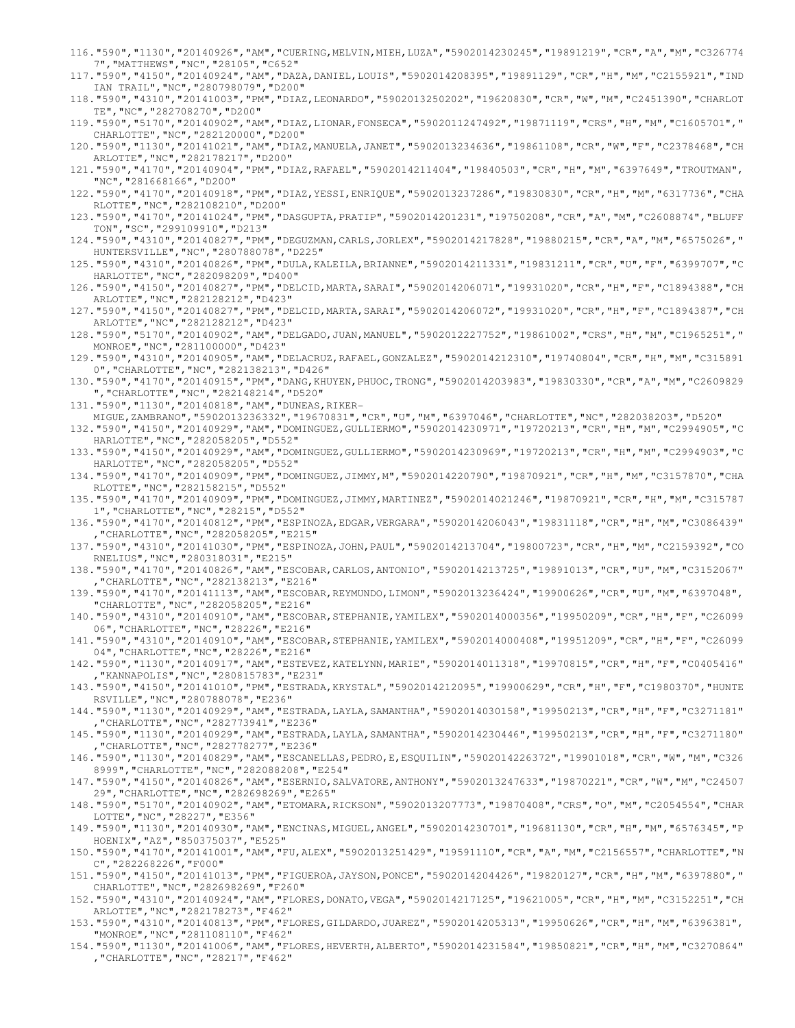116."590","1130","20140926","AM","CUERING,MELVIN,MIEH,LUZA","5902014230245","19891219","CR","A","M","C3267747","MATTHEWS","NC","28105","C652"

117."590","4150","20140924","AM","DAZA,DANIEL,LOUIS","5902014208395","19891129","CR","H","M","C2155921","INDIAN TRAIL","NC","280798079","D200"

118."590","4310","20141003","PM","DIAZ,LEONARDO","5902013250202","19620830","CR","W","M","C2451390","CHARLOTTE","NC","282708270","D200"

119."590","5170","20140902","AM","DIAZ,LIONAR,FONSECA","5902011247492","19871119","CRS","H","M","C1605701","CHARLOTTE","NC","282120000","D200"

120."590","1130","20141021","AM","DIAZ,MANUELA,JANET","5902013234636","19861108","CR","W","F","C2378468","CHARLOTTE","NC","282178217","D200"

121."590","4170","20140904","PM","DIAZ,RAFAEL","5902014211404","19840503","CR","H","M","6397649","TROUTMAN","NC","281668166","D200"

122."590","4170","20140918","PM","DIAZ,YESSI,ENRIQUE","5902013237286","19830830","CR","H","M","6317736","CHARLOTTE","NC","282108210","D200"

123."590","4170","20141024","PM","DASGUPTA,PRATIP","5902014201231","19750208","CR","A","M","C2608874","BLUFFTON","SC","299109910","D213"

124."590","4310","20140827","PM","DEGUZMAN,CARLS,JORLEX","5902014217828","19880215","CR","A","M","6575026","HUNTERSVILLE","NC","280788078","D225"

125."590","4310","20140826","PM","DULA,KALEILA,BRIANNE","5902014211331","19831211","CR","U","F","6399707","CHARLOTTE","NC","282098209","D400"

126."590","4150","20140827","PM","DELCID,MARTA,SARAI","5902014206071","19931020","CR","H","F","C1894388","CHARLOTTE","NC","282128212","D423"

127."590","4150","20140827","PM","DELCID,MARTA,SARAI","5902014206072","19931020","CR","H","F","C1894387","CHARLOTTE","NC","282128212","D423"

128."590","5170","20140902","AM","DELGADO,JUAN,MANUEL","5902012227752","19861002","CRS","H","M","C1965251","MONROE","NC","281100000","D423"

129."590","4310","20140905","AM","DELACRUZ,RAFAEL,GONZALEZ","5902014212310","19740804","CR","H","M","C3158910","CHARLOTTE","NC","282138213","D426"

130."590","4170","20140915","PM","DANG,KHUYEN,PHUOC,TRONG","5902014203983","19830330","CR","A","M","C2609829","CHARLOTTE","NC","282148214","D520"

131."590","1130","20140818","AM","DUNEAS,RIKER-MIGUE,ZAMBRANO","5902013236332","19670831","CR","U","M","6397046","CHARLOTTE","NC","282038203","D520"

132."590","4150","20140929","AM","DOMINGUEZ,GULLIERMO","5902014230971","19720213","CR","H","M","C2994905","CHARLOTTE","NC","282058205","D552"

133."590","4150","20140929","AM","DOMINGUEZ,GULLIERMO","5902014230969","19720213","CR","H","M","C2994903","CHARLOTTE","NC","282058205","D552"

134."590","4170","20140909","PM","DOMINGUEZ,JIMMY,M","5902014220790","19870921","CR","H","M","C3157870","CHARLOTTE","NC","282158215","D552"

135."590","4170","20140909","PM","DOMINGUEZ,JIMMY,MARTINEZ","5902014021246","19870921","CR","H","M","C3157871","CHARLOTTE","NC","28215","D552"

136."590","4170","20140812","PM","ESPINOZA,EDGAR,VERGARA","5902014206043","19831118","CR","H","M","C3086439","CHARLOTTE","NC","282058205","E215"

137."590","4310","20141030","PM","ESPINOZA,JOHN,PAUL","5902014213704","19800723","CR","H","M","C2159392","CORNELIUS","NC","280318031","E215"

138."590","4170","20140826","AM","ESCOBAR,CARLOS,ANTONIO","5902014213725","19891013","CR","U","M","C3152067","CHARLOTTE","NC","282138213","E216"

139."590","4170","20141113","AM","ESCOBAR,REYMUNDO,LIMON","5902013236424","19900626","CR","U","M","6397048","CHARLOTTE","NC","282058205","E216"

140."590","4310","20140910","AM","ESCOBAR,STEPHANIE,YAMILEX","5902014000356","19950209","CR","H","F","C2609906","CHARLOTTE","NC","28226","E216"

141."590","4310","20140910","AM","ESCOBAR,STEPHANIE,YAMILEX","5902014000408","19951209","CR","H","F","C2609904","CHARLOTTE","NC","28226","E216"

142."590","1130","20140917","AM","ESTEVEZ,KATELYNN,MARIE","5902014011318","19970815","CR","H","F","C0405416","KANNAPOLIS","NC","280815783","E231"

143."590","4150","20141010","PM","ESTRADA,KRYSTAL","5902014212095","19900629","CR","H","F","C1980370","HUNTERSVILLE","NC","280788078","E236"

144."590","1130","20140929","AM","ESTRADA,LAYLA,SAMANTHA","5902014030158","19950213","CR","H","F","C3271181","CHARLOTTE","NC","282773941","E236"

145."590","1130","20140929","AM","ESTRADA,LAYLA,SAMANTHA","5902014230446","19950213","CR","H","F","C3271180","CHARLOTTE","NC","282778277","E236"

146."590","1130","20140829","AM","ESCANELLAS,PEDRO,E,ESQUILIN","5902014226372","19901018","CR","W","M","C3268999","CHARLOTTE","NC","282088208","E254"

147."590","4150","20140826","AM","ESERNIO,SALVATORE,ANTHONY","5902013247633","19870221","CR","W","M","C2450729","CHARLOTTE","NC","282698269","E265"

148."590","5170","20140902","AM","ETOMARA,RICKSON","5902013207773","19870408","CRS","O","M","C2054554","CHARLOTTE","NC","28227","E356"

149."590","1130","20140930","AM","ENCINAS,MIGUEL,ANGEL","5902014230701","19681130","CR","H","M","6576345","PHOENIX","AZ","850375037","E525"

150."590","4170","20141001","AM","FU,ALEX","5902013251429","19591110","CR","A","M","C2156557","CHARLOTTE","NC","282268226","F000"

151."590","4150","20141013","PM","FIGUEROA,JAYSON,PONCE","5902014204426","19820127","CR","H","M","6397880","CHARLOTTE","NC","282698269","F260"

152."590","4310","20140924","AM","FLORES,DONATO,VEGA","5902014217125","19621005","CR","H","M","C3152251","CHARLOTTE","NC","282178273","F462"

153."590","4310","20140813","PM","FLORES,GILDARDO,JUAREZ","5902014205313","19950626","CR","H","M","6396381","MONROE","NC","281108110","F462"

154."590","1130","20141006","AM","FLORES,HEVERTH,ALBERTO","5902014231584","19850821","CR","H","M","C3270864","CHARLOTTE","NC","28217","F462"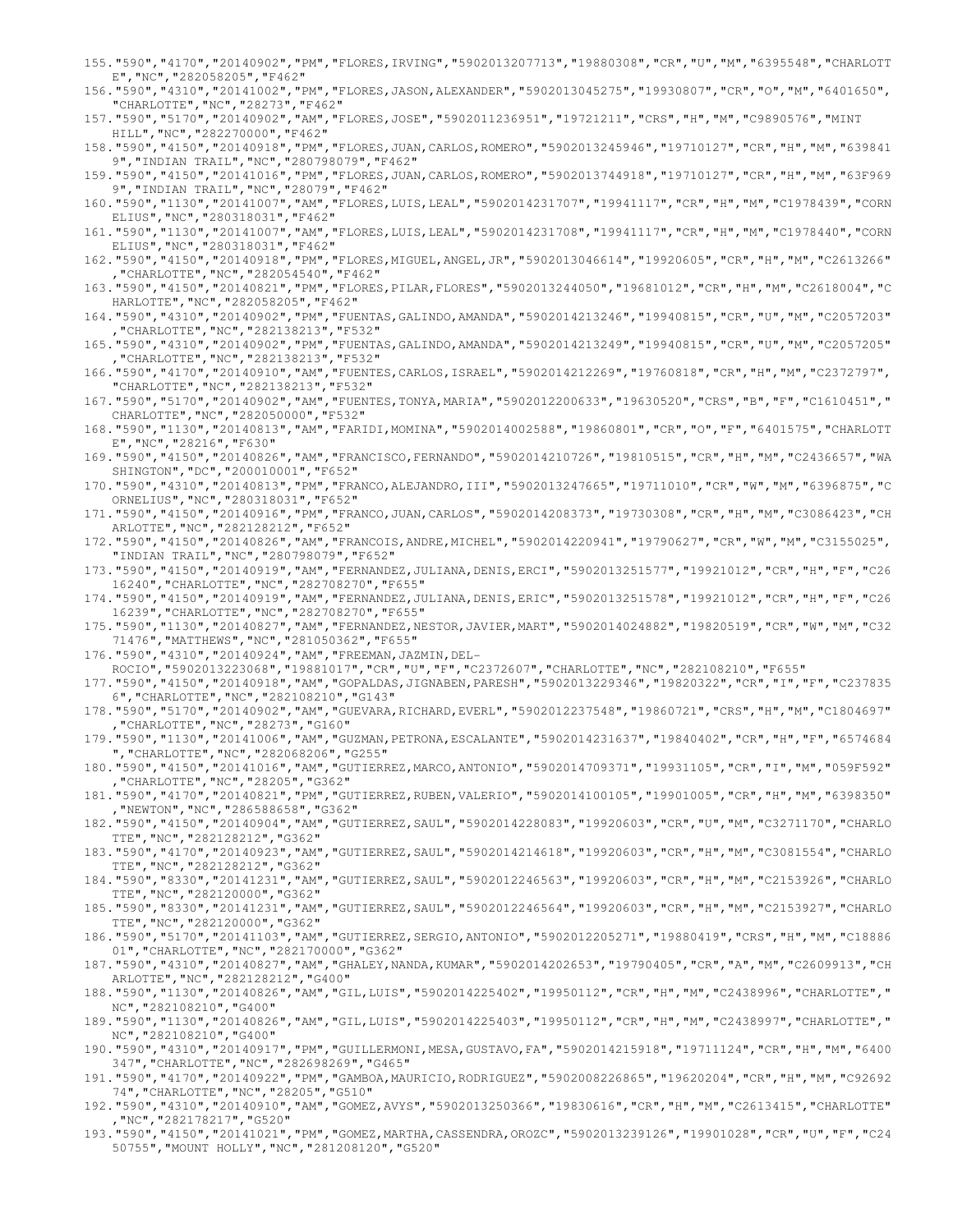155."590","4170","20140902","PM","FLORES,IRVING","5902013207713","19880308","CR","U","M","6395548","CHARLOTTE","NC","282058205","F462"

156."590","4310","20141002","PM","FLORES,JASON,ALEXANDER","5902013045275","19930807","CR","O","M","6401650","CHARLOTTE","NC","28273","F462"

157."590","5170","20140902","AM","FLORES,JOSE","5902011236951","19721211","CRS","H","M","C9890576","MINT HILL","NC","282270000","F462"

158."590","4150","20140918","PM","FLORES,JUAN,CARLOS,ROMERO","5902013245946","19710127","CR","H","M","6398419","INDIAN TRAIL","NC","280798079","F462"

159."590","4150","20141016","PM","FLORES,JUAN,CARLOS,ROMERO","5902013744918","19710127","CR","H","M","63F9699","INDIAN TRAIL","NC","28079","F462"

160."590","1130","20141007","AM","FLORES,LUIS,LEAL","5902014231707","19941117","CR","H","M","C1978439","CORNELIUS","NC","280318031","F462"

161."590","1130","20141007","AM","FLORES,LUIS,LEAL","5902014231708","19941117","CR","H","M","C1978440","CORNELIUS","NC","280318031","F462"

162."590","4150","20140918","PM","FLORES,MIGUEL,ANGEL,JR","5902013046614","19920605","CR","H","M","C2613266","CHARLOTTE","NC","282054540","F462"

163."590","4150","20140821","PM","FLORES,PILAR,FLORES","5902013244050","19681012","CR","H","M","C2618004","CHARLOTTE","NC","282058205","F462"

164."590","4310","20140902","PM","FUENTAS,GALINDO,AMANDA","5902014213246","19940815","CR","U","M","C2057203","CHARLOTTE","NC","282138213","F532"

165."590","4310","20140902","PM","FUENTAS,GALINDO,AMANDA","5902014213249","19940815","CR","U","M","C2057205","CHARLOTTE","NC","282138213","F532"

166."590","4170","20140910","AM","FUENTES,CARLOS,ISRAEL","5902014212269","19760818","CR","H","M","C2372797","CHARLOTTE","NC","282138213","F532"

167."590","5170","20140902","AM","FUENTES,TONYA,MARIA","5902012200633","19630520","CRS","B","F","C1610451","CHARLOTTE","NC","282050000","F532"

168."590","1130","20140813","AM","FARIDI,MOMINA","5902014002588","19860801","CR","O","F","6401575","CHARLOTTE","NC","28216","F630"

169."590","4150","20140826","AM","FRANCISCO,FERNANDO","5902014210726","19810515","CR","H","M","C2436657","WASHINGTON","DC","200010001","F652"

170."590","4310","20140813","PM","FRANCO,ALEJANDRO,III","5902013247665","19711010","CR","W","M","6396875","CORNELIUS","NC","280318031","F652"

171."590","4150","20140916","PM","FRANCO,JUAN,CARLOS","5902014208373","19730308","CR","H","M","C3086423","CHARLOTTE","NC","282128212","F652"

172."590","4150","20140826","AM","FRANCOIS,ANDRE,MICHEL","5902014220941","19790627","CR","W","M","C3155025","INDIAN TRAIL","NC","280798079","F652"

173."590","4150","20140919","AM","FERNANDEZ,JULIANA,DENIS,ERCI","5902013251577","19921012","CR","H","F","C2616240","CHARLOTTE","NC","282708270","F655"

174."590","4150","20140919","AM","FERNANDEZ,JULIANA,DENIS,ERIC","5902013251578","19921012","CR","H","F","C2616239","CHARLOTTE","NC","282708270","F655"

175."590","1130","20140827","AM","FERNANDEZ,NESTOR,JAVIER,MART","5902014024882","19820519","CR","W","M","C3271476","MATTHEWS","NC","281050362","F655"

176."590","4310","20140924","AM","FREEMAN,JAZMIN,DEL-ROCIO","5902013223068","19881017","CR","U","F","C2372607","CHARLOTTE","NC","282108210","F655"

177."590","4150","20140918","AM","GOPALDAS,JIGNABEN,PARESH","5902013229346","19820322","CR","I","F","C2378356","CHARLOTTE","NC","282108210","G143"

178."590","5170","20140902","AM","GUEVARA,RICHARD,EVERL","5902012237548","19860721","CRS","H","M","C1804697","CHARLOTTE","NC","28273","G160"

179."590","1130","20141006","AM","GUZMAN,PETRONA,ESCALANTE","5902014231637","19840402","CR","H","F","6574684","CHARLOTTE","NC","282068206","G255"

180."590","4150","20141016","AM","GUTIERREZ,MARCO,ANTONIO","5902014709371","19931105","CR","I","M","059F592","CHARLOTTE","NC","28205","G362"

181."590","4170","20140821","PM","GUTIERREZ,RUBEN,VALERIO","5902014100105","19901005","CR","H","M","6398350","NEWTON","NC","286588658","G362"

182."590","4150","20140904","AM","GUTIERREZ,SAUL","5902014228083","19920603","CR","U","M","C3271170","CHARLOTTE","NC","282128212","G362"

183."590","4170","20140923","AM","GUTIERREZ,SAUL","5902014214618","19920603","CR","H","M","C3081554","CHARLOTTE","NC","282128212","G362"

184."590","8330","20141231","AM","GUTIERREZ,SAUL","5902012246563","19920603","CR","H","M","C2153926","CHARLOTTE","NC","282120000","G362"

185."590","8330","20141231","AM","GUTIERREZ,SAUL","5902012246564","19920603","CR","H","M","C2153927","CHARLOTTE","NC","282120000","G362"

186."590","5170","20141103","AM","GUTIERREZ,SERGIO,ANTONIO","5902012205271","19880419","CRS","H","M","C1888607","CHARLOTTE","NC","282170000","G362"

187."590","4310","20140827","AM","GHALEY,NANDA,KUMAR","5902014202653","19790405","CR","A","M","C2609913","CHARLOTTE","NC","282128212","G400"

188."590","1130","20140826","AM","GIL,LUIS","5902014225402","19950112","CR","H","M","C2438996","CHARLOTTE","NC","282108210","G400"

189."590","1130","20140826","AM","GIL,LUIS","5902014225403","19950112","CR","H","M","C2438997","CHARLOTTE","NC","282108210","G400"

190."590","4310","20140917","PM","GUILLERMONI,MESA,GUSTAVO,FA","5902014215918","19711124","CR","H","M","6400347","CHARLOTTE","NC","282698269","G465"

191."590","4170","20140922","PM","GAMBOA,MAURICIO,RODRIGUEZ","5902008226865","19620204","CR","H","M","C9269274","CHARLOTTE","NC","28205","G510"

192."590","4310","20140910","AM","GOMEZ,AVYS","5902013250366","19830616","CR","H","M","C2613415","CHARLOTTE","NC","282178217","G520"

193."590","4150","20141021","PM","GOMEZ,MARTHA,CASSENDRA,OROZC","5902013239126","19901028","CR","U","F","C2450755","MOUNT HOLLY","NC","281208120","G520"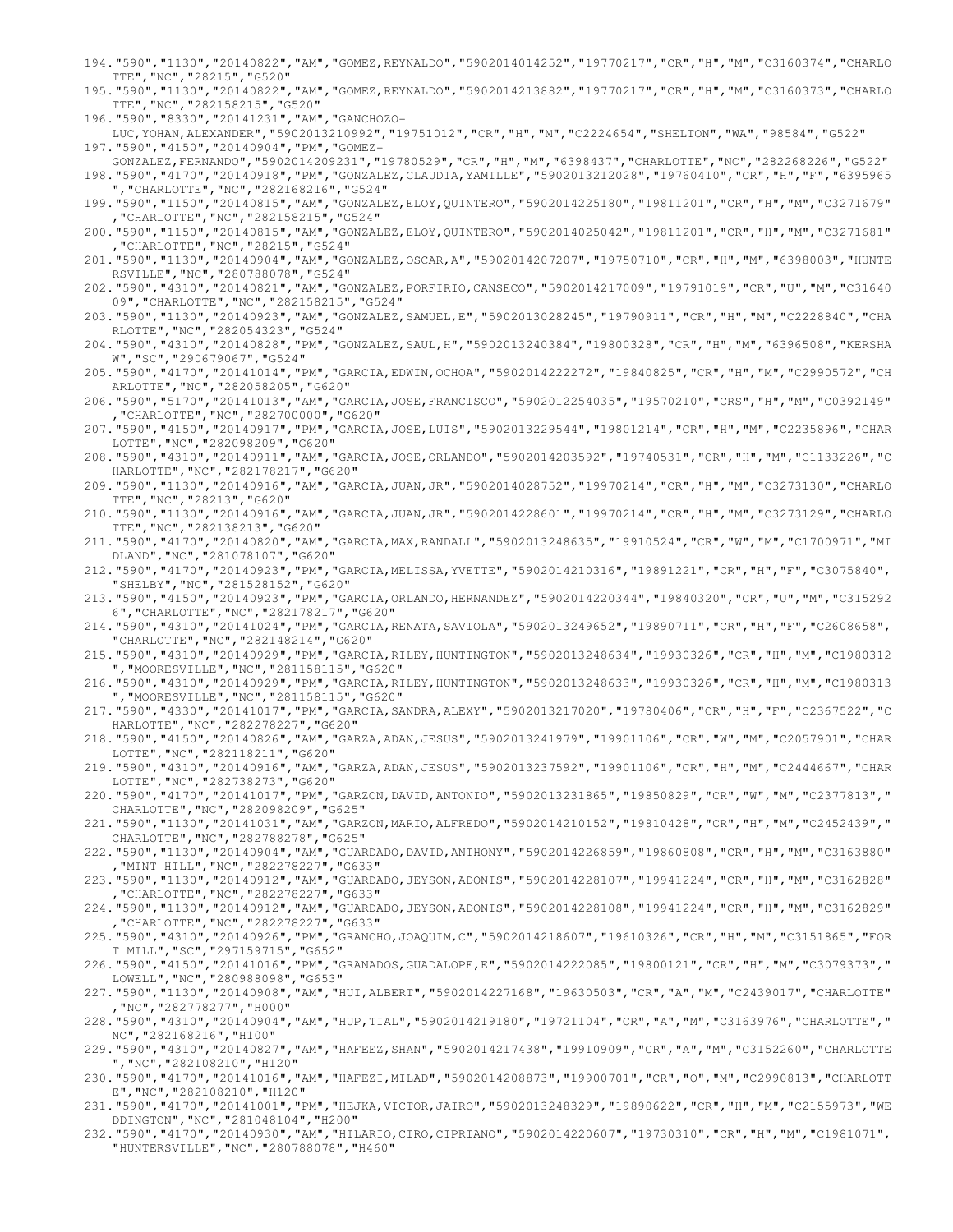194."590","1130","20140822","AM","GOMEZ,REYNALDO","5902014014252","19770217","CR","H","M","C3160374","CHARLOTTE","NC","28215","G520"
195."590","1130","20140822","AM","GOMEZ,REYNALDO","5902014213882","19770217","CR","H","M","C3160373","CHARLOTTE","NC","282158215","G520"
196."590","8330","20141231","AM","GANCHOZO-LUC,YOHAN,ALEXANDER","5902013210992","19751012","CR","H","M","C2224654","SHELTON","WA","98584","G522"
197."590","4150","20140904","PM","GOMEZ-GONZALEZ,FERNANDO","5902014209231","19780529","CR","H","M","6398437","CHARLOTTE","NC","282268226","G522"
198."590","4170","20140918","PM","GONZALEZ,CLAUDIA,YAMILLE","5902013212028","19760410","CR","H","F","6395965","CHARLOTTE","NC","282168216","G524"
199."590","1150","20140815","AM","GONZALEZ,ELOY,QUINTERO","5902014225180","19811201","CR","H","M","C3271679","CHARLOTTE","NC","282158215","G524"
200."590","1150","20140815","AM","GONZALEZ,ELOY,QUINTERO","5902014025042","19811201","CR","H","M","C3271681","CHARLOTTE","NC","28215","G524"
201."590","1130","20140904","AM","GONZALEZ,OSCAR,A","5902014207207","19750710","CR","H","M","6398003","HUNTERSVILLE","NC","280788078","G524"
202."590","4310","20140821","AM","GONZALEZ,PORFIRIO,CANSECO","5902014217009","19791019","CR","U","M","C3164009","CHARLOTTE","NC","282158215","G524"
203."590","1130","20140923","AM","GONZALEZ,SAMUEL,E","5902013028245","19790911","CR","H","M","C2228840","CHARLOTTE","NC","282054323","G524"
204."590","4310","20140828","PM","GONZALEZ,SAUL,H","5902013240384","19800328","CR","H","M","6396508","KERSHAW","SC","290679067","G524"
205."590","4170","20141014","PM","GARCIA,EDWIN,OCHOA","5902014222272","19840825","CR","H","M","C2990572","CHARLOTTE","NC","282058205","G620"
206."590","5170","20141013","AM","GARCIA,JOSE,FRANCISCO","5902012254035","19570210","CRS","H","M","C0392149","CHARLOTTE","NC","282700000","G620"
207."590","4150","20140917","PM","GARCIA,JOSE,LUIS","5902013229544","19801214","CR","H","M","C2235896","CHARLOTTE","NC","282098209","G620"
208."590","4310","20140911","AM","GARCIA,JOSE,ORLANDO","5902014203592","19740531","CR","H","M","C1133226","CHARLOTTE","NC","282178217","G620"
209."590","1130","20140916","AM","GARCIA,JUAN,JR","5902014028752","19970214","CR","H","M","C3273130","CHARLOTTE","NC","28213","G620"
210."590","1130","20140916","AM","GARCIA,JUAN,JR","5902014228601","19970214","CR","H","M","C3273129","CHARLOTTE","NC","282138213","G620"
211."590","4170","20140820","AM","GARCIA,MAX,RANDALL","5902013248635","19910524","CR","W","M","C1700971","MIDLAND","NC","281078107","G620"
212."590","4170","20140923","PM","GARCIA,MELISSA,YVETTE","5902014210316","19891221","CR","H","F","C3075840","SHELBY","NC","281528152","G620"
213."590","4150","20140923","PM","GARCIA,ORLANDO,HERNANDEZ","5902014220344","19840320","CR","U","M","C3152926","CHARLOTTE","NC","282178217","G620"
214."590","4310","20141024","PM","GARCIA,RENATA,SAVIOLA","5902013249652","19890711","CR","H","F","C2608658","CHARLOTTE","NC","282148214","G620"
215."590","4310","20140929","PM","GARCIA,RILEY,HUNTINGTON","5902013248634","19930326","CR","H","M","C1980312","MOORESVILLE","NC","281158115","G620"
216."590","4310","20140929","PM","GARCIA,RILEY,HUNTINGTON","5902013248633","19930326","CR","H","M","C1980313","MOORESVILLE","NC","281158115","G620"
217."590","4330","20141017","PM","GARCIA,SANDRA,ALEXY","5902013217020","19780406","CR","H","F","C2367522","CHARLOTTE","NC","282278227","G620"
218."590","4150","20140826","AM","GARZA,ADAN,JESUS","5902013241979","19901106","CR","W","M","C2057901","CHARLOTTE","NC","282118211","G620"
219."590","4310","20140916","AM","GARZA,ADAN,JESUS","5902013237592","19901106","CR","H","M","C2444667","CHARLOTTE","NC","282738273","G620"
220."590","4170","20141017","PM","GARZON,DAVID,ANTONIO","5902013231865","19850829","CR","W","M","C2377813","CHARLOTTE","NC","282098209","G625"
221."590","1130","20141031","AM","GARZON,MARIO,ALFREDO","5902014210152","19810428","CR","H","M","C2452439","CHARLOTTE","NC","282788278","G625"
222."590","1130","20140904","AM","GUARDADO,DAVID,ANTHONY","5902014226859","19860808","CR","H","M","C3163880","MINT HILL","NC","282278227","G633"
223."590","1130","20140912","AM","GUARDADO,JEYSON,ADONIS","5902014228107","19941224","CR","H","M","C3162828","CHARLOTTE","NC","282278227","G633"
224."590","1130","20140912","AM","GUARDADO,JEYSON,ADONIS","5902014228108","19941224","CR","H","M","C3162829","CHARLOTTE","NC","282278227","G633"
225."590","4310","20140926","PM","GRANCHO,JOAQUIM,C","5902014218607","19610326","CR","H","M","C3151865","FORT MILL","SC","297159715","G652"
226."590","4150","20141016","PM","GRANADOS,GUADALOPE,E","5902014222085","19800121","CR","H","M","C3079373","LOWELL","NC","280988098","G653"
227."590","1130","20140908","AM","HUI,ALBERT","5902014227168","19630503","CR","A","M","C2439017","CHARLOTTE","NC","282778277","H000"
228."590","4310","20140904","AM","HUP,TIAL","5902014219180","19721104","CR","A","M","C3163976","CHARLOTTE","NC","282168216","H100"
229."590","4310","20140827","AM","HAFEEZ,SHAN","5902014217438","19910909","CR","A","M","C3152260","CHARLOTTE","NC","282108210","H120"
230."590","4170","20141016","AM","HAFEZI,MILAD","5902014208873","19900701","CR","O","M","C2990813","CHARLOTTE","NC","282108210","H120"
231."590","4170","20141001","PM","HEJKA,VICTOR,JAIRO","5902013248329","19890622","CR","H","M","C2155973","WEDDINGTON","NC","281048104","H200"
232."590","4170","20140930","AM","HILARIO,CIRO,CIPRIANO","5902014220607","19730310","CR","H","M","C1981071","HUNTERSVILLE","NC","280788078","H460"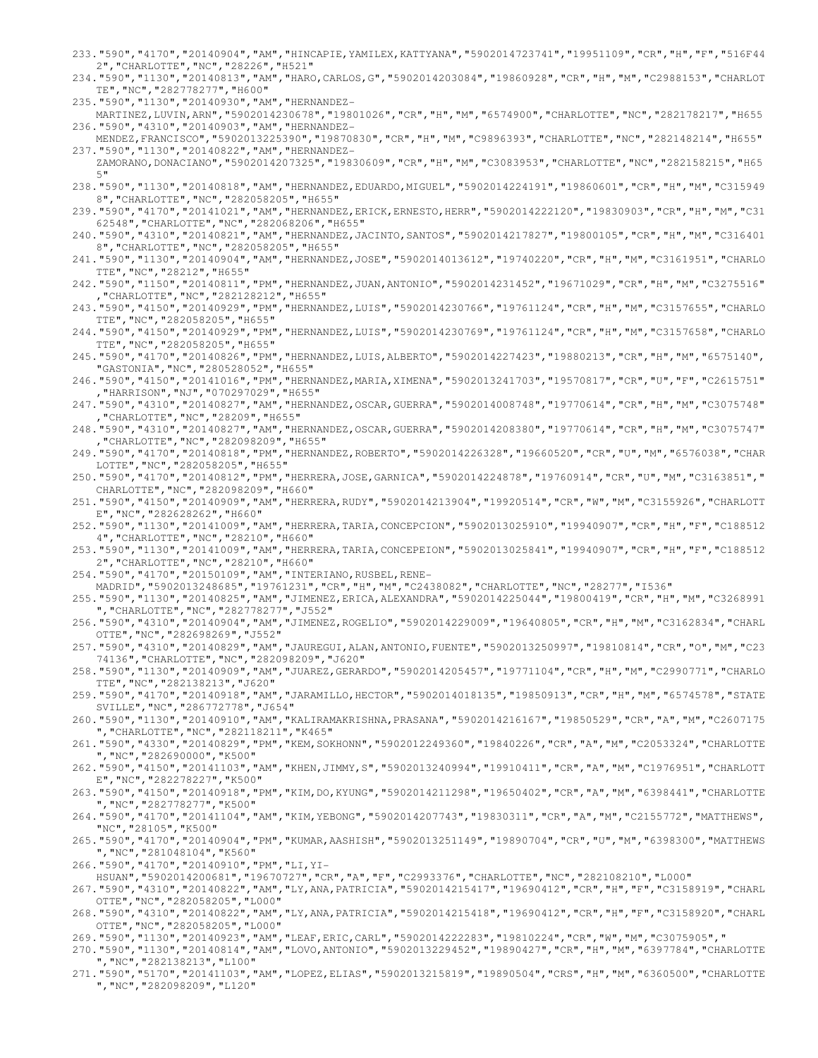233."590","4170","20140904","AM","HINCAPIE,YAMILEX,KATTYANA","5902014723741","19951109","CR","H","F","516F442","CHARLOTTE","NC","28226","H521"

234."590","1130","20140813","AM","HARO,CARLOS,G","5902014203084","19860928","CR","H","M","C2988153","CHARLOTTE","NC","282778277","H600"

235."590","1130","20140930","AM","HERNANDEZ-MARTINEZ,LUVIN,ARN","5902014230678","19801026","CR","H","M","6574900","CHARLOTTE","NC","282178217","H655"

236."590","4310","20140903","AM","HERNANDEZ-MENDEZ,FRANCISCO","5902013225390","19870830","CR","H","M","C9896393","CHARLOTTE","NC","282148214","H655"

237."590","1130","20140822","AM","HERNANDEZ-ZAMORANO,DONACIANO","5902014207325","19830609","CR","H","M","C3083953","CHARLOTTE","NC","282158215","H655"

238."590","1130","20140818","AM","HERNANDEZ,EDUARDO,MIGUEL","5902014224191","19860601","CR","H","M","C3159498","CHARLOTTE","NC","282058205","H655"

239."590","4170","20141021","AM","HERNANDEZ,ERICK,ERNESTO,HERR","5902014222120","19830903","CR","H","M","C3162548","CHARLOTTE","NC","282068206","H655"

240."590","4310","20140821","AM","HERNANDEZ,JACINTO,SANTOS","5902014217827","19800105","CR","H","M","C3164018","CHARLOTTE","NC","282058205","H655"

241."590","1130","20140904","AM","HERNANDEZ,JOSE","5902014013612","19740220","CR","H","M","C3161951","CHARLOTTE","NC","28212","H655"

242."590","1150","20140811","PM","HERNANDEZ,JUAN,ANTONIO","5902014231452","19671029","CR","H","M","C3275516","CHARLOTTE","NC","282128212","H655"

243."590","4150","20140929","PM","HERNANDEZ,LUIS","5902014230766","19761124","CR","H","M","C3157655","CHARLOTTE","NC","282058205","H655"

244."590","4150","20140929","PM","HERNANDEZ,LUIS","5902014230769","19761124","CR","H","M","C3157658","CHARLOTTE","NC","282058205","H655"

245."590","4170","20140826","PM","HERNANDEZ,LUIS,ALBERTO","5902014227423","19880213","CR","H","M","6575140","GASTONIA","NC","280528052","H655"

246."590","4150","20141016","PM","HERNANDEZ,MARIA,XIMENA","5902013241703","19570817","CR","U","F","C2615751","HARRISON","NJ","070297029","H655"

247."590","4310","20140827","AM","HERNANDEZ,OSCAR,GUERRA","5902014008748","19770614","CR","H","M","C3075748","CHARLOTTE","NC","28209","H655"

248."590","4310","20140827","AM","HERNANDEZ,OSCAR,GUERRA","5902014208380","19770614","CR","H","M","C3075747","CHARLOTTE","NC","282098209","H655"

249."590","4170","20140818","PM","HERNANDEZ,ROBERTO","5902014226328","19660520","CR","U","M","6576038","CHARLOTTE","NC","282058205","H655"

250."590","4170","20140812","PM","HERRERA,JOSE,GARNICA","5902014224878","19760914","CR","U","M","C3163851","CHARLOTTE","NC","282098209","H660"

251."590","4150","20140909","AM","HERRERA,RUDY","5902014213904","19920514","CR","W","M","C3155926","CHARLOTTE","NC","282628262","H660"

252."590","1130","20141009","AM","HERRERA,TARIA,CONCEPCION","5902013025910","19940907","CR","H","F","C1885124","CHARLOTTE","NC","28210","H660"

253."590","1130","20141009","AM","HERRERA,TARIA,CONCEPEION","5902013025841","19940907","CR","H","F","C1885122","CHARLOTTE","NC","28210","H660"

254."590","4170","20150109","AM","INTERIANO,RUSBEL,RENE-MADRID","5902013248685","19761231","CR","H","M","C2438082","CHARLOTTE","NC","28277","I536"

255."590","1130","20140825","AM","JIMENEZ,ERICA,ALEXANDRA","5902014225044","19800419","CR","H","M","C3268991","CHARLOTTE","NC","282778277","J552"

256."590","4310","20140904","AM","JIMENEZ,ROGELIO","5902014229009","19640805","CR","H","M","C3162834","CHARLOTTE","NC","282698269","J552"

257."590","4310","20140829","AM","JAUREGUI,ALAN,ANTONIO,FUENTE","5902013250997","19810814","CR","O","M","C2374136","CHARLOTTE","NC","282098209","J620"

258."590","1130","20140909","AM","JUAREZ,GERARDO","5902014205457","19771104","CR","H","M","C2990771","CHARLOTTE","NC","282138213","J620"

259."590","4170","20140918","AM","JARAMILLO,HECTOR","5902014018135","19850913","CR","H","M","6574578","STATESVILLE","NC","286772778","J654"

260."590","1130","20140910","AM","KALIRAMAKRISHNA,PRASANA","5902014216167","19850529","CR","A","M","C2607175","CHARLOTTE","NC","282118211","K465"

261."590","4330","20140829","PM","KEM,SOKHONN","5902012249360","19840226","CR","A","M","C2053324","CHARLOTTE","NC","282690000","K500"

262."590","4150","20141103","AM","KHEN,JIMMY,S","5902013240994","19910411","CR","A","M","C1976951","CHARLOTTE","NC","282278227","K500"

263."590","4150","20140918","PM","KIM,DO,KYUNG","5902014211298","19650402","CR","A","M","6398441","CHARLOTTE","NC","282778277","K500"

264."590","4170","20141104","AM","KIM,YEBONG","5902014207743","19830311","CR","A","M","C2155772","MATTHEWS","NC","28105","K500"

265."590","4170","20140904","PM","KUMAR,AASHISH","5902013251149","19890704","CR","U","M","6398300","MATTHEWS","NC","281048104","K560"

266."590","4170","20140910","PM","LI,YI-HSUAN","5902014200681","19670727","CR","A","F","C2993376","CHARLOTTE","NC","282108210","L000"

267."590","4310","20140822","AM","LY,ANA,PATRICIA","5902014215417","19690412","CR","H","F","C3158919","CHARLOTTE","NC","282058205","L000"

268."590","4310","20140822","AM","LY,ANA,PATRICIA","5902014215418","19690412","CR","H","F","C3158920","CHARLOTTE","NC","282058205","L000"

269."590","1130","20140923","AM","LEAF,ERIC,CARL","5902014222283","19810224","CR","W","M","C3075905","

270."590","1130","20140814","AM","LOVO,ANTONIO","5902013229452","19890427","CR","H","M","6397784","CHARLOTTE","NC","282138213","L100"

271."590","5170","20141103","AM","LOPEZ,ELIAS","5902013215819","19890504","CRS","H","M","6360500","CHARLOTTE","NC","282098209","L120"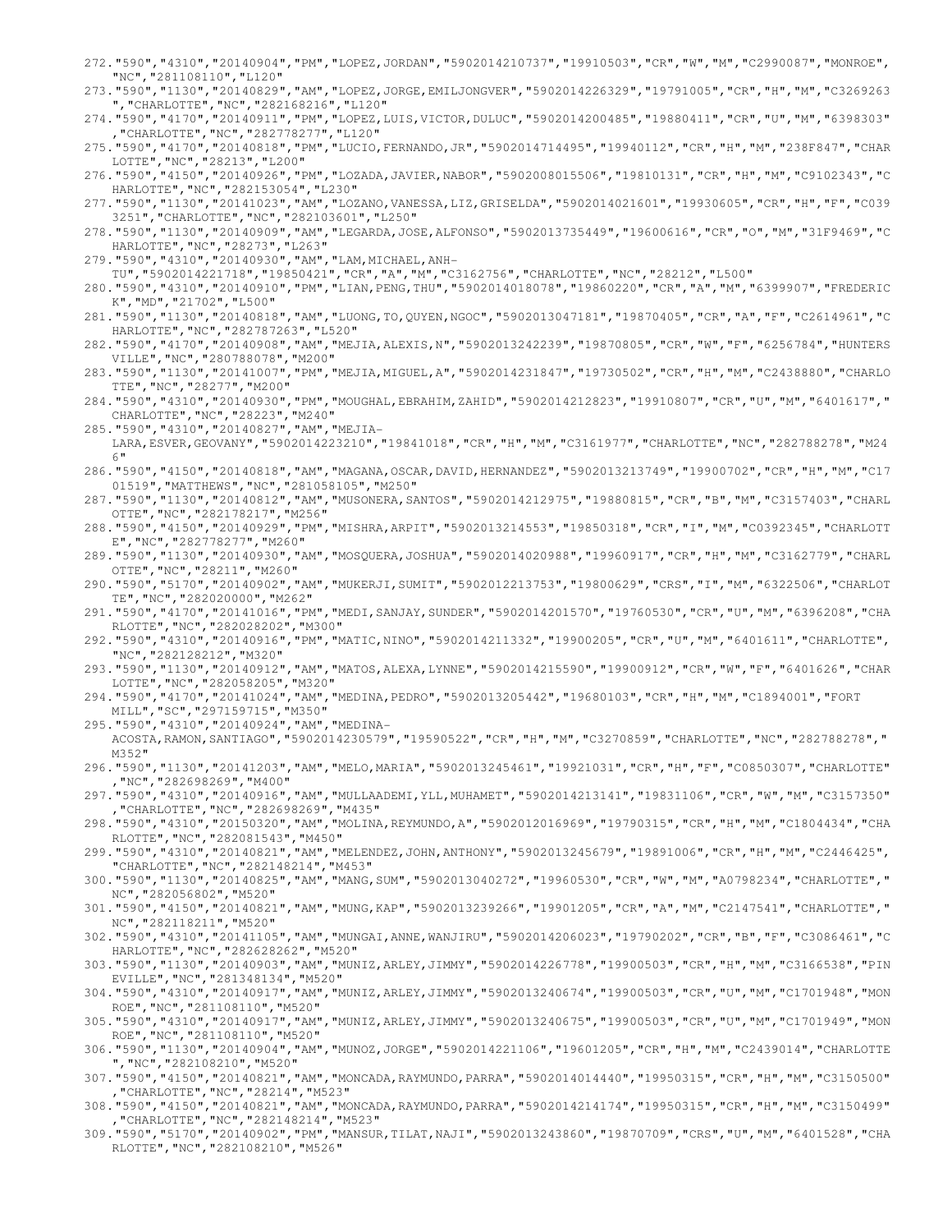272."590","4310","20140904","PM","LOPEZ,JORDAN","5902014210737","19910503","CR","W","M","C2990087","MONROE","NC","281108110","L120"
273."590","1130","20140829","AM","LOPEZ,JORGE,EMILJONGVER","5902014226329","19791005","CR","H","M","C3269263","CHARLOTTE","NC","282168216","L120"
274."590","4170","20140911","PM","LOPEZ,LUIS,VICTOR,DULUC","5902014200485","19880411","CR","U","M","6398303","CHARLOTTE","NC","282778277","L120"
275."590","4170","20140818","PM","LUCIO,FERNANDO,JR","5902014714495","19940112","CR","H","M","238F847","CHARLOTTE","NC","28213","L200"
276."590","4150","20140926","PM","LOZADA,JAVIER,NABOR","5902008015506","19810131","CR","H","M","C9102343","CHARLOTTE","NC","282153054","L230"
277."590","1130","20141023","AM","LOZANO,VANESSA,LIZ,GRISELDA","5902014021601","19930605","CR","H","F","C0393251","CHARLOTTE","NC","282103601","L250"
278."590","1130","20140909","AM","LEGARDA,JOSE,ALFONSO","5902013735449","19600616","CR","O","M","31F9469","CHARLOTTE","NC","28273","L263"
279."590","4310","20140930","AM","LAM,MICHAEL,ANH-TU","5902014221718","19850421","CR","A","M","C3162756","CHARLOTTE","NC","28212","L500"
280."590","4310","20140910","PM","LIAN,PENG,THU","5902014018078","19860220","CR","A","M","6399907","FREDERICK","MD","21702","L500"
281."590","1130","20140818","AM","LUONG,TO,QUYEN,NGOC","5902013047181","19870405","CR","A","F","C2614961","CHARLOTTE","NC","282787263","L520"
282."590","4170","20140908","AM","MEJIA,ALEXIS,N","5902013242239","19870805","CR","W","F","6256784","HUNTERSVILLE","NC","280788078","M200"
283."590","1130","20141007","PM","MEJIA,MIGUEL,A","5902014231847","19730502","CR","H","M","C2438880","CHARLOTTE","NC","28277","M200"
284."590","4310","20140930","PM","MOUGHAL,EBRAHIM,ZAHID","5902014212823","19910807","CR","U","M","6401617","CHARLOTTE","NC","28223","M240"
285."590","4310","20140827","AM","MEJIA-LARA,ESVER,GEOVANY","5902014223210","19841018","CR","H","M","C3161977","CHARLOTTE","NC","282788278","M246"
286."590","4150","20140818","AM","MAGANA,OSCAR,DAVID,HERNANDEZ","5902013213749","19900702","CR","H","M","C1701519","MATTHEWS","NC","281058105","M250"
287."590","1130","20140812","AM","MUSONERA,SANTOS","5902014212975","19880815","CR","B","M","C3157403","CHARLOTTE","NC","282178217","M256"
288."590","4150","20140929","PM","MISHRA,ARPIT","5902013214553","19850318","CR","I","M","C0392345","CHARLOTTE","NC","282778277","M260"
289."590","1130","20140930","AM","MOSQUERA,JOSHUA","5902014020988","19960917","CR","H","M","C3162779","CHARLOTTE","NC","28211","M260"
290."590","5170","20140902","AM","MUKERJI,SUMIT","5902012213753","19800629","CRS","I","M","6322506","CHARLOTTE","NC","282020000","M262"
291."590","4170","20141016","PM","MEDI,SANJAY,SUNDER","5902014201570","19760530","CR","U","M","6396208","CHARLOTTE","NC","282028202","M300"
292."590","4310","20140916","PM","MATIC,NINO","5902014211332","19900205","CR","U","M","6401611","CHARLOTTE","NC","282128212","M320"
293."590","1130","20140912","AM","MATOS,ALEXA,LYNNE","5902014215590","19900912","CR","W","F","6401626","CHARLOTTE","NC","282058205","M320"
294."590","4170","20141024","AM","MEDINA,PEDRO","5902013205442","19680103","CR","H","M","C1894001","FORT MILL","SC","297159715","M350"
295."590","4310","20140924","AM","MEDINA-ACOSTA,RAMON,SANTIAGO","5902014230579","19590522","CR","H","M","C3270859","CHARLOTTE","NC","282788278","M352"
296."590","1130","20141203","AM","MELO,MARIA","5902013245461","19921031","CR","H","F","C0850307","CHARLOTTE","NC","282698269","M400"
297."590","4310","20140916","AM","MULLAADEMI,YLL,MUHAMET","5902014213141","19831106","CR","W","M","C3157350","CHARLOTTE","NC","282698269","M435"
298."590","4310","20150320","AM","MOLINA,REYMUNDO,A","5902012016969","19790315","CR","H","M","C1804434","CHARLOTTE","NC","282081543","M450"
299."590","4310","20140821","AM","MELENDEZ,JOHN,ANTHONY","5902013245679","19891006","CR","H","M","C2446425","CHARLOTTE","NC","282148214","M453"
300."590","1130","20140825","AM","MANG,SUM","5902013040272","19960530","CR","W","M","A0798234","CHARLOTTE","NC","282056802","M520"
301."590","4150","20140821","AM","MUNG,KAP","5902013239266","19901205","CR","A","M","C2147541","CHARLOTTE","NC","282118211","M520"
302."590","4310","20141105","AM","MUNGAI,ANNE,WANJIRU","5902014206023","19790202","CR","B","F","C3086461","CHARLOTTE","NC","282628262","M520"
303."590","1130","20140903","AM","MUNIZ,ARLEY,JIMMY","5902014226778","19900503","CR","H","M","C3166538","PINEVILLE","NC","281348134","M520"
304."590","4310","20140917","AM","MUNIZ,ARLEY,JIMMY","5902013240674","19900503","CR","U","M","C1701948","MONROE","NC","281108110","M520"
305."590","4310","20140917","AM","MUNIZ,ARLEY,JIMMY","5902013240675","19900503","CR","U","M","C1701949","MONROE","NC","281108110","M520"
306."590","1130","20140904","AM","MUNOZ,JORGE","5902014221106","19601205","CR","H","M","C2439014","CHARLOTTE","NC","282108210","M520"
307."590","4150","20140821","AM","MONCADA,RAYMUNDO,PARRA","5902014014440","19950315","CR","H","M","C3150500","CHARLOTTE","NC","28214","M523"
308."590","4150","20140821","AM","MONCADA,RAYMUNDO,PARRA","5902014214174","19950315","CR","H","M","C3150499","CHARLOTTE","NC","282148214","M523"
309."590","5170","20140902","PM","MANSUR,TILAT,NAJI","5902013243860","19870709","CRS","U","M","6401528","CHARLOTTE","NC","282108210","M526"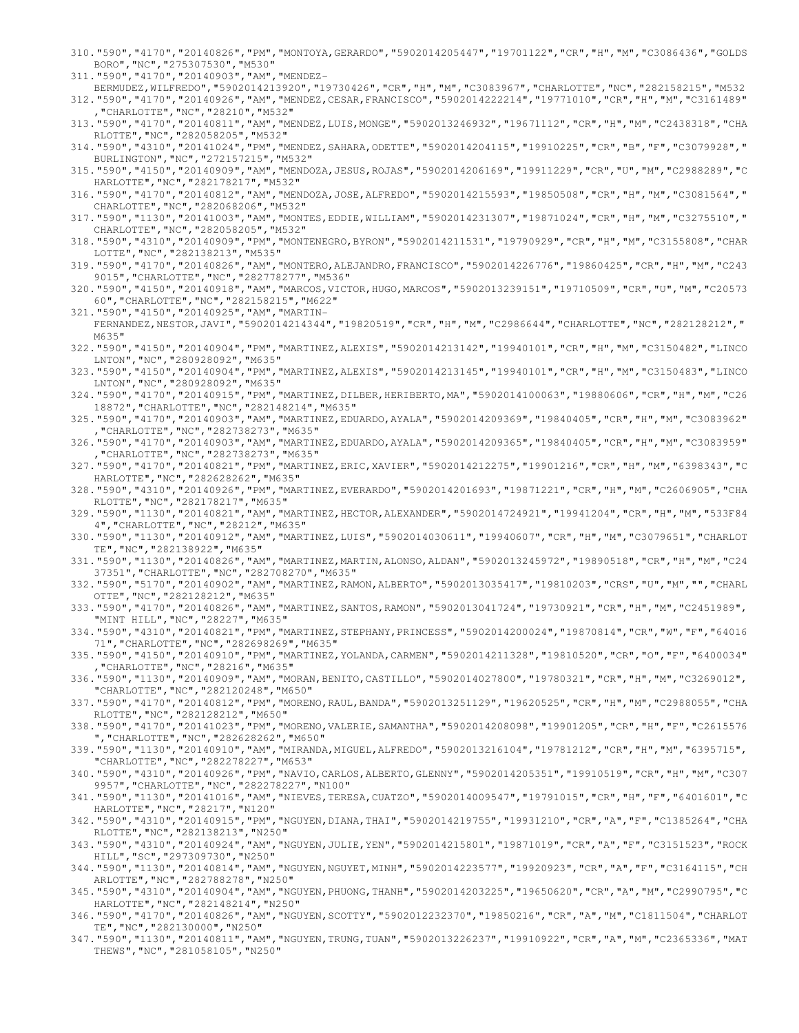310."590","4170","20140826","PM","MONTOYA,GERARDO","5902014205447","19701122","CR","H","M","C3086436","GOLDSBORO","NC","275307530","M530"

311."590","4170","20140903","AM","MENDEZ-BERMUDEZ,WILFREDO","5902014213920","19730426","CR","H","M","C3083967","CHARLOTTE","NC","282158215","M532

312."590","4170","20140926","AM","MENDEZ,CESAR,FRANCISCO","5902014222214","19771010","CR","H","M","C3161489","CHARLOTTE","NC","28210","M532"

313."590","4170","20140811","AM","MENDEZ,LUIS,MONGE","5902013246932","19671112","CR","H","M","C2438318","CHARLOTTE","NC","282058205","M532"

314."590","4310","20141024","PM","MENDEZ,SAHARA,ODETTE","5902014204115","19910225","CR","B","F","C3079928","BURLINGTON","NC","272157215","M532"

315."590","4150","20140909","AM","MENDOZA,JESUS,ROJAS","5902014206169","19911229","CR","U","M","C2988289","CHARLOTTE","NC","282178217","M532"

316."590","4170","20140812","AM","MENDOZA,JOSE,ALFREDO","5902014215593","19850508","CR","H","M","C3081564","CHARLOTTE","NC","282068206","M532"

317."590","1130","20141003","AM","MONTES,EDDIE,WILLIAM","5902014231307","19871024","CR","H","M","C3275510","CHARLOTTE","NC","282058205","M532"

318."590","4310","20140909","PM","MONTENEGRO,BYRON","5902014211531","19790929","CR","H","M","C3155808","CHARLOTTE","NC","282138213","M535"

319."590","4170","20140826","AM","MONTERO,ALEJANDRO,FRANCISCO","5902014226776","19860425","CR","H","M","C2439015","CHARLOTTE","NC","282778277","M536"

320."590","4150","20140918","AM","MARCOS,VICTOR,HUGO,MARCOS","5902013239151","19710509","CR","U","M","C2057360","CHARLOTTE","NC","282158215","M622"

321."590","4150","20140925","AM","MARTIN-FERNANDEZ,NESTOR,JAVI","5902014214344","19820519","CR","H","M","C2986644","CHARLOTTE","NC","282128212","M635"

322."590","4150","20140904","PM","MARTINEZ,ALEXIS","5902014213142","19940101","CR","H","M","C3150482","LINCOLNTON","NC","280928092","M635"

323."590","4150","20140904","PM","MARTINEZ,ALEXIS","5902014213145","19940101","CR","H","M","C3150483","LINCOLNTON","NC","280928092","M635"

324."590","4170","20140915","PM","MARTINEZ,DILBER,HERIBERTO,MA","5902014100063","19880606","CR","H","M","C2618872","CHARLOTTE","NC","282148214","M635"

325."590","4170","20140903","AM","MARTINEZ,EDUARDO,AYALA","5902014209369","19840405","CR","H","M","C3083962","CHARLOTTE","NC","282738273","M635"

326."590","4170","20140903","AM","MARTINEZ,EDUARDO,AYALA","5902014209365","19840405","CR","H","M","C3083959","CHARLOTTE","NC","282738273","M635"

327."590","4170","20140821","PM","MARTINEZ,ERIC,XAVIER","5902014212275","19901216","CR","H","M","6398343","CHARLOTTE","NC","282628262","M635"

328."590","4310","20140926","PM","MARTINEZ,EVERARDO","5902014201693","19871221","CR","H","M","C2606905","CHARLOTTE","NC","282178217","M635"

329."590","1130","20140821","AM","MARTINEZ,HECTOR,ALEXANDER","5902014724921","19941204","CR","H","M","533F844","CHARLOTTE","NC","28212","M635"

330."590","1130","20140912","AM","MARTINEZ,LUIS","5902014030611","19940607","CR","H","M","C3079651","CHARLOTTE","NC","282138922","M635"

331."590","1130","20140826","AM","MARTINEZ,MARTIN,ALONSO,ALDAN","5902013245972","19890518","CR","H","M","C2437351","CHARLOTTE","NC","282708270","M635"

332."590","5170","20140902","AM","MARTINEZ,RAMON,ALBERTO","5902013035417","19810203","CRS","U","M","","CHARLOTTE","NC","282128212","M635"

333."590","4170","20140826","AM","MARTINEZ,SANTOS,RAMON","5902013041724","19730921","CR","H","M","C2451989","MINT HILL","NC","28227","M635"

334."590","4310","20140821","PM","MARTINEZ,STEPHANY,PRINCESS","5902014200024","19870814","CR","W","F","6401671","CHARLOTTE","NC","282698269","M635"

335."590","4150","20140910","PM","MARTINEZ,YOLANDA,CARMEN","5902014211328","19810520","CR","O","F","6400034","CHARLOTTE","NC","28216","M635"

336."590","1130","20140909","AM","MORAN,BENITO,CASTILLO","5902014027800","19780321","CR","H","M","C3269012","CHARLOTTE","NC","282120248","M650"

337."590","4170","20140812","PM","MORENO,RAUL,BANDA","5902013251129","19620525","CR","H","M","C2988055","CHARLOTTE","NC","282128212","M650"

338."590","4170","20141023","PM","MORENO,VALERIE,SAMANTHA","5902014208098","19901205","CR","H","F","C2615576","CHARLOTTE","NC","282628262","M650"

339."590","1130","20140910","AM","MIRANDA,MIGUEL,ALFREDO","5902013216104","19781212","CR","H","M","6395715","CHARLOTTE","NC","282278227","M653"

340."590","4310","20140926","PM","NAVIO,CARLOS,ALBERTO,GLENNY","5902014205351","19910519","CR","H","M","C3079957","CHARLOTTE","NC","282278227","N100"

341."590","1130","20141016","AM","NIEVES,TERESA,CUATZO","5902014009547","19791015","CR","H","F","6401601","CHARLOTTE","NC","28217","N120"

342."590","4310","20140915","PM","NGUYEN,DIANA,THAI","5902014219755","19931210","CR","A","F","C1385264","CHARLOTTE","NC","282138213","N250"

343."590","4310","20140924","AM","NGUYEN,JULIE,YEN","5902014215801","19871019","CR","A","F","C3151523","ROCK HILL","SC","297309730","N250"

344."590","1130","20140814","AM","NGUYEN,NGUYET,MINH","5902014223577","19920923","CR","A","F","C3164115","CHARLOTTE","NC","282788278","N250"

345."590","4310","20140904","AM","NGUYEN,PHUONG,THANH","5902014203225","19650620","CR","A","M","C2990795","CHARLOTTE","NC","282148214","N250"

346."590","4170","20140826","AM","NGUYEN,SCOTTY","5902012232370","19850216","CR","A","M","C1811504","CHARLOTTE","NC","282130000","N250"

347."590","1130","20140811","AM","NGUYEN,TRUNG,TUAN","5902013226237","19910922","CR","A","M","C2365336","MATTHEWS","NC","281058105","N250"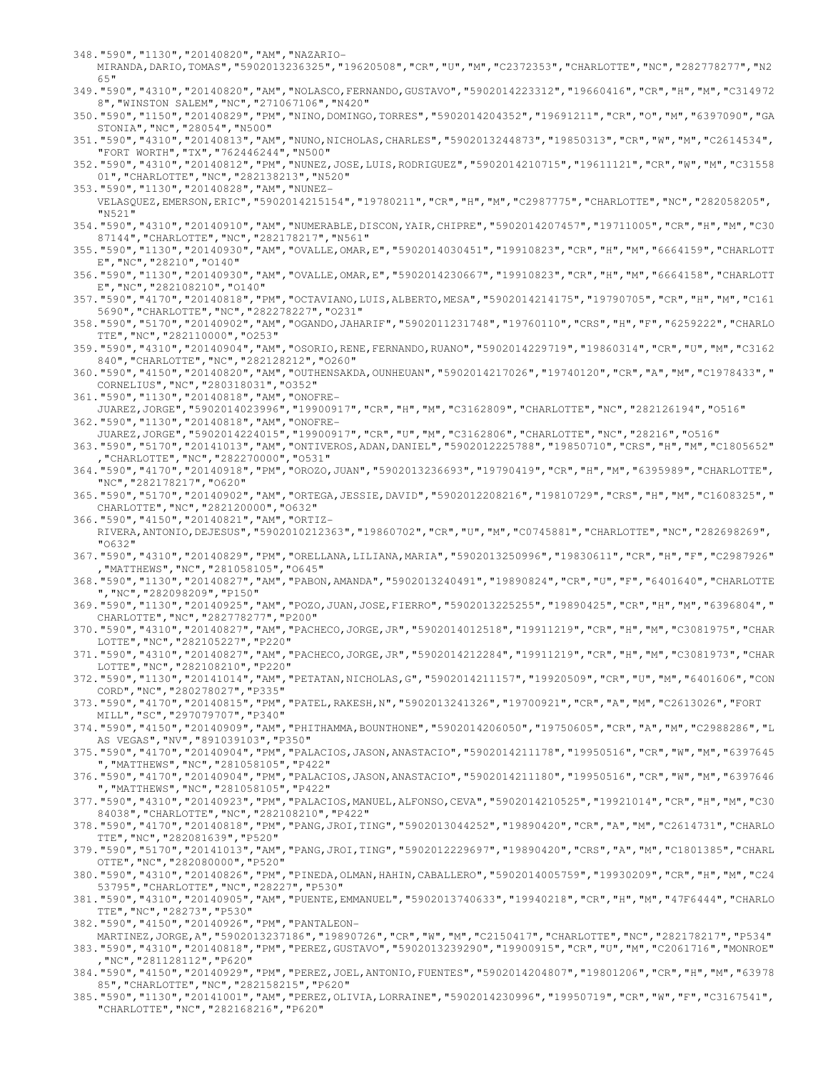348."590","1130","20140820","AM","NAZARIO-MIRANDA,DARIO,TOMAS","5902013236325","19620508","CR","U","M","C2372353","CHARLOTTE","NC","282778277","N265"
349."590","4310","20140820","AM","NOLASCO,FERNANDO,GUSTAVO","5902014223312","19660416","CR","H","M","C3149728","WINSTON SALEM","NC","271067106","N420"
350."590","1150","20140829","PM","NINO,DOMINGO,TORRES","5902014204352","19691211","CR","O","M","6397090","GASTONIA","NC","28054","N500"
351."590","4310","20140813","AM","NUNO,NICHOLAS,CHARLES","5902013244873","19850313","CR","W","M","C2614534","FORT WORTH","TX","762446244","N500"
352."590","4310","20140812","PM","NUNEZ,JOSE,LUIS,RODRIGUEZ","5902014210715","19611121","CR","W","M","C3155801","CHARLOTTE","NC","282138213","N520"
353."590","1130","20140828","AM","NUNEZ-VELASQUEZ,EMERSON,ERIC","5902014215154","19780211","CR","H","M","C2987775","CHARLOTTE","NC","282058205","N521"
354."590","4310","20140910","AM","NUMERABLE,DISCON,YAIR,CHIPRE","5902014207457","19711005","CR","H","M","C3087144","CHARLOTTE","NC","282178217","N561"
355."590","1130","20140930","AM","OVALLE,OMAR,E","5902014030451","19910823","CR","H","M","6664159","CHARLOTTE","NC","28210","O140"
356."590","1130","20140930","AM","OVALLE,OMAR,E","5902014230667","19910823","CR","H","M","6664158","CHARLOTTE","NC","282108210","O140"
357."590","4170","20140818","PM","OCTAVIANO,LUIS,ALBERTO,MESA","5902014214175","19790705","CR","H","M","C1615690","CHARLOTTE","NC","282278227","O231"
358."590","5170","20140902","AM","OGANDO,JAHARIF","5902011231748","19760110","CRS","H","F","6259222","CHARLOTTE","NC","282110000","O253"
359."590","4310","20140904","AM","OSORIO,RENE,FERNANDO,RUANO","5902014229719","19860314","CR","U","M","C3162840","CHARLOTTE","NC","282128212","O260"
360."590","4150","20140820","AM","OUTHENSAKDA,OUNHEUAN","5902014217026","19740120","CR","A","M","C1978433","CORNELIUS","NC","280318031","O352"
361."590","1130","20140818","AM","ONOFRE-JUAREZ,JORGE","5902014023996","19900917","CR","H","M","C3162809","CHARLOTTE","NC","282126194","O516"
362."590","1130","20140818","AM","ONOFRE-JUAREZ,JORGE","5902014224015","19900917","CR","U","M","C3162806","CHARLOTTE","NC","28216","O516"
363."590","5170","20141013","AM","ONTIVEROS,ADAN,DANIEL","5902012225788","19850710","CRS","H","M","C1805652","CHARLOTTE","NC","282270000","O531"
364."590","4170","20140918","PM","OROZO,JUAN","5902013236693","19790419","CR","H","M","6395989","CHARLOTTE","NC","282178217","O620"
365."590","5170","20140902","AM","ORTEGA,JESSIE,DAVID","5902012208216","19810729","CRS","H","M","C1608325","CHARLOTTE","NC","282120000","O632"
366."590","4150","20140821","AM","ORTIZ-RIVERA,ANTONIO,DEJESUS","5902010212363","19860702","CR","U","M","C0745881","CHARLOTTE","NC","282698269","O632"
367."590","4310","20140829","PM","ORELLANA,LILIANA,MARIA","5902013250996","19830611","CR","H","F","C2987926","MATTHEWS","NC","281058105","O645"
368."590","1130","20140827","AM","PABON,AMANDA","5902013240491","19890824","CR","U","F","6401640","CHARLOTTE","NC","282098209","P150"
369."590","1130","20140925","AM","POZO,JUAN,JOSE,FIERRO","5902013225255","19890425","CR","H","M","6396804","CHARLOTTE","NC","282778277","P200"
370."590","4310","20140827","AM","PACHECO,JORGE,JR","5902014012518","19911219","CR","H","M","C3081975","CHARLOTTE","NC","282105227","P220"
371."590","4310","20140827","AM","PACHECO,JORGE,JR","5902014212284","19911219","CR","H","M","C3081973","CHARLOTTE","NC","282108210","P220"
372."590","1130","20141014","AM","PETATAN,NICHOLAS,G","5902014211157","19920509","CR","U","M","6401606","CONCORD","NC","280278027","P335"
373."590","4170","20140815","PM","PATEL,RAKESH,N","5902013241326","19700921","CR","A","M","C2613026","FORT MILL","SC","297079707","P340"
374."590","4150","20140909","AM","PHITHAMMA,BOUNTHONE","5902014206050","19750605","CR","A","M","C2988286","LAS VEGAS","NV","891039103","P350"
375."590","4170","20140904","PM","PALACIOS,JASON,ANASTACIO","5902014211178","19950516","CR","W","M","6397645","MATTHEWS","NC","281058105","P422"
376."590","4170","20140904","PM","PALACIOS,JASON,ANASTACIO","5902014211180","19950516","CR","W","M","6397646","MATTHEWS","NC","281058105","P422"
377."590","4310","20140923","PM","PALACIOS,MANUEL,ALFONSO,CEVA","5902014210525","19921014","CR","H","M","C3084038","CHARLOTTE","NC","282108210","P422"
378."590","4170","20140818","PM","PANG,JROI,TING","5902013044252","19890420","CR","A","M","C2614731","CHARLOTTE","NC","282081639","P520"
379."590","5170","20141013","AM","PANG,JROI,TING","5902012229697","19890420","CRS","A","M","C1801385","CHARLOTTE","NC","282080000","P520"
380."590","4310","20140826","PM","PINEDA,OLMAN,HAHIN,CABALLERO","5902014005759","19930209","CR","H","M","C2453795","CHARLOTTE","NC","28227","P530"
381."590","4310","20140905","AM","PUENTE,EMMANUEL","5902013740633","19940218","CR","H","M","47F6444","CHARLOTTE","NC","28273","P530"
382."590","4150","20140926","PM","PANTALEON-MARTINEZ,JORGE,A","5902013237186","19890726","CR","W","M","C2150417","CHARLOTTE","NC","282178217","P534"
383."590","4310","20140818","PM","PEREZ,GUSTAVO","5902013239290","19900915","CR","U","M","C2061716","MONROE","NC","281128112","P620"
384."590","4150","20140929","PM","PEREZ,JOEL,ANTONIO,FUENTES","5902014204807","19801206","CR","H","M","6397885","CHARLOTTE","NC","282158215","P620"
385."590","1130","20141001","AM","PEREZ,OLIVIA,LORRAINE","5902014230996","19950719","CR","W","F","C3167541","CHARLOTTE","NC","282168216","P620"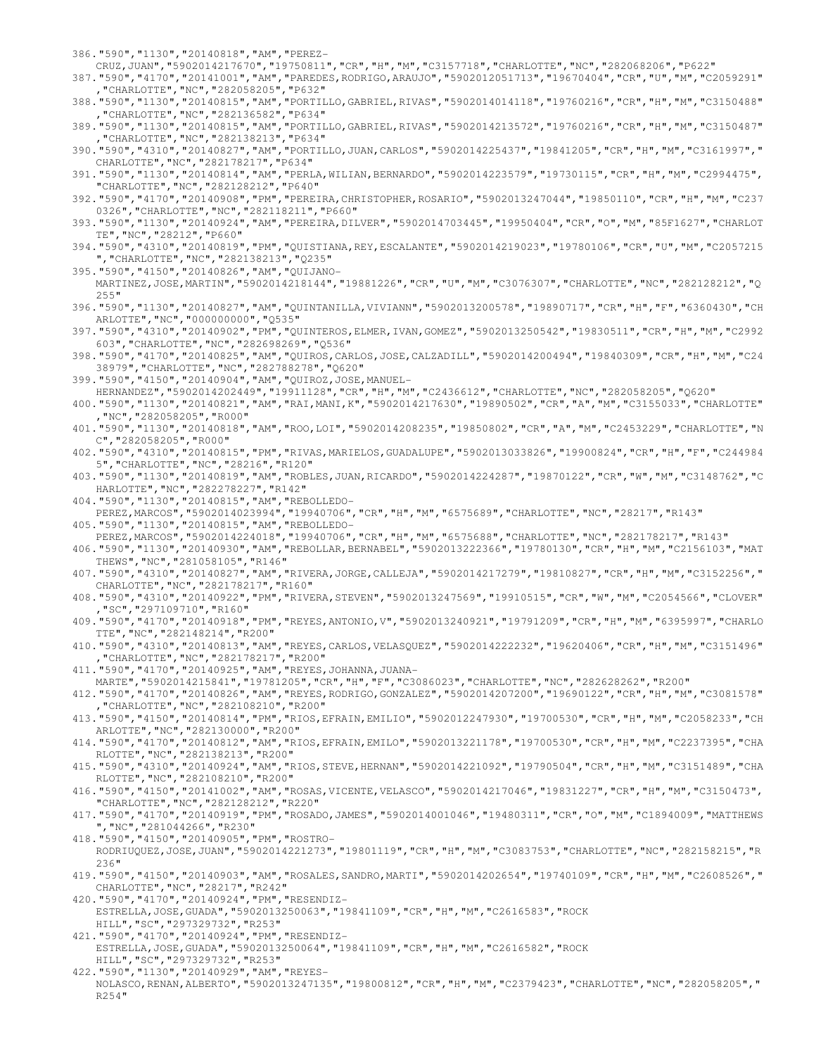386."590","1130","20140818","AM","PEREZ-CRUZ,JUAN","5902014217670","19750811","CR","H","M","C3157718","CHARLOTTE","NC","282068206","P622"
387."590","4170","20141001","AM","PAREDES,RODRIGO,ARAUJO","5902012051713","19670404","CR","U","M","C2059291","CHARLOTTE","NC","282058205","P632"
388."590","1130","20140815","AM","PORTILLO,GABRIEL,RIVAS","5902014014118","19760216","CR","H","M","C3150488","CHARLOTTE","NC","282136582","P634"
389."590","1130","20140815","AM","PORTILLO,GABRIEL,RIVAS","5902014213572","19760216","CR","H","M","C3150487","CHARLOTTE","NC","282138213","P634"
390."590","4310","20140827","AM","PORTILLO,JUAN,CARLOS","5902014225437","19841205","CR","H","M","C3161997","CHARLOTTE","NC","282178217","P634"
391."590","1130","20140814","AM","PERLA,WILIAN,BERNARDO","5902014223579","19730115","CR","H","M","C2994475","CHARLOTTE","NC","282128212","P640"
392."590","4170","20140908","PM","PEREIRA,CHRISTOPHER,ROSARIO","5902013247044","19850110","CR","H","M","C2370326","CHARLOTTE","NC","282118211","P660"
393."590","1130","20140924","AM","PEREIRA,DILVER","5902014703445","19950404","CR","O","M","85F1627","CHARLOTTE","NC","28212","P660"
394."590","4310","20140819","PM","QUISTIANA,REY,ESCALANTE","5902014219023","19780106","CR","U","M","C2057215","CHARLOTTE","NC","282138213","Q235"
395."590","4150","20140826","AM","QUIJANO-MARTINEZ,JOSE,MARTIN","5902014218144","19881226","CR","U","M","C3076307","CHARLOTTE","NC","282128212","Q255"
396."590","1130","20140827","AM","QUINTANILLA,VIVIANN","5902013200578","19890717","CR","H","F","6360430","CHARLOTTE","NC","000000000","Q535"
397."590","4310","20140902","PM","QUINTEROS,ELMER,IVAN,GOMEZ","5902013250542","19830511","CR","H","M","C2992603","CHARLOTTE","NC","282698269","Q536"
398."590","4170","20140825","AM","QUIROS,CARLOS,JOSE,CALZADILL","5902014200494","19840309","CR","H","M","C2438979","CHARLOTTE","NC","282788278","Q620"
399."590","4150","20140904","AM","QUIROZ,JOSE,MANUEL-HERNANDEZ","5902014202449","19911128","CR","H","M","C2436612","CHARLOTTE","NC","282058205","Q620"
400."590","1130","20140821","AM","RAI,MANI,K","5902014217630","19890502","CR","A","M","C3155033","CHARLOTTE","NC","282058205","R000"
401."590","1130","20140818","AM","ROO,LOI","5902014208235","19850802","CR","A","M","C2453229","CHARLOTTE","NC","282058205","R000"
402."590","4310","20140815","PM","RIVAS,MARIELOS,GUADALUPE","5902013033826","19900824","CR","H","F","C2449845","CHARLOTTE","NC","28216","R120"
403."590","1130","20140819","AM","ROBLES,JUAN,RICARDO","5902014224287","19870122","CR","W","M","C3148762","CHARLOTTE","NC","282278227","R142"
404."590","1130","20140815","AM","REBOLLEDO-PEREZ,MARCOS","5902014023994","19940706","CR","H","M","6575689","CHARLOTTE","NC","28217","R143"
405."590","1130","20140815","AM","REBOLLEDO-PEREZ,MARCOS","5902014224018","19940706","CR","H","M","6575688","CHARLOTTE","NC","282178217","R143"
406."590","1130","20140930","AM","REBOLLAR,BERNABEL","5902013222366","19780130","CR","H","M","C2156103","MATTHEWS","NC","281058105","R146"
407."590","4310","20140827","AM","RIVERA,JORGE,CALLEJA","5902014217279","19810827","CR","H","M","C3152256","CHARLOTTE","NC","282178217","R160"
408."590","4310","20140922","PM","RIVERA,STEVEN","5902013247569","19910515","CR","W","M","C2054566","CLOVER","SC","297109710","R160"
409."590","4170","20140918","PM","REYES,ANTONIO,V","5902013240921","19791209","CR","H","M","6395997","CHARLOTTE","NC","282148214","R200"
410."590","4310","20140813","AM","REYES,CARLOS,VELASQUEZ","5902014222232","19620406","CR","H","M","C3151496","CHARLOTTE","NC","282178217","R200"
411."590","4170","20140925","AM","REYES,JOHANNA,JUANA-MARTE","5902014215841","19781205","CR","H","F","C3086023","CHARLOTTE","NC","282628262","R200"
412."590","4170","20140826","AM","REYES,RODRIGO,GONZALEZ","5902014207200","19690122","CR","H","M","C3081578","CHARLOTTE","NC","282108210","R200"
413."590","4150","20140814","PM","RIOS,EFRAIN,EMILIO","5902012247930","19700530","CR","H","M","C2058233","CHARLOTTE","NC","282130000","R200"
414."590","4170","20140812","AM","RIOS,EFRAIN,EMILO","5902013221178","19700530","CR","H","M","C2237395","CHARLOTTE","NC","282138213","R200"
415."590","4310","20140924","AM","RIOS,STEVE,HERNAN","5902014221092","19790504","CR","H","M","C3151489","CHARLOTTE","NC","282108210","R200"
416."590","4150","20141002","AM","ROSAS,VICENTE,VELASCO","5902014217046","19831227","CR","H","M","C3150473","CHARLOTTE","NC","282128212","R220"
417."590","4170","20140919","PM","ROSADO,JAMES","5902014001046","19480311","CR","O","M","C1894009","MATTHEWS","NC","281044266","R230"
418."590","4150","20140905","PM","ROSTRO-RODRIUQUEZ,JOSE,JUAN","5902014221273","19801119","CR","H","M","C3083753","CHARLOTTE","NC","282158215","R236"
419."590","4150","20140903","AM","ROSALES,SANDRO,MARTI","5902014202654","19740109","CR","H","M","C2608526","CHARLOTTE","NC","28217","R242"
420."590","4170","20140924","PM","RESENDIZ-ESTRELLA,JOSE,GUADA","5902013250063","19841109","CR","H","M","C2616583","ROCK HILL","SC","297329732","R253"
421."590","4170","20140924","PM","RESENDIZ-ESTRELLA,JOSE,GUADA","5902013250064","19841109","CR","H","M","C2616582","ROCK HILL","SC","297329732","R253"
422."590","1130","20140929","AM","REYES-NOLASCO,RENAN,ALBERTO","5902013247135","19800812","CR","H","M","C2379423","CHARLOTTE","NC","282058205","R254"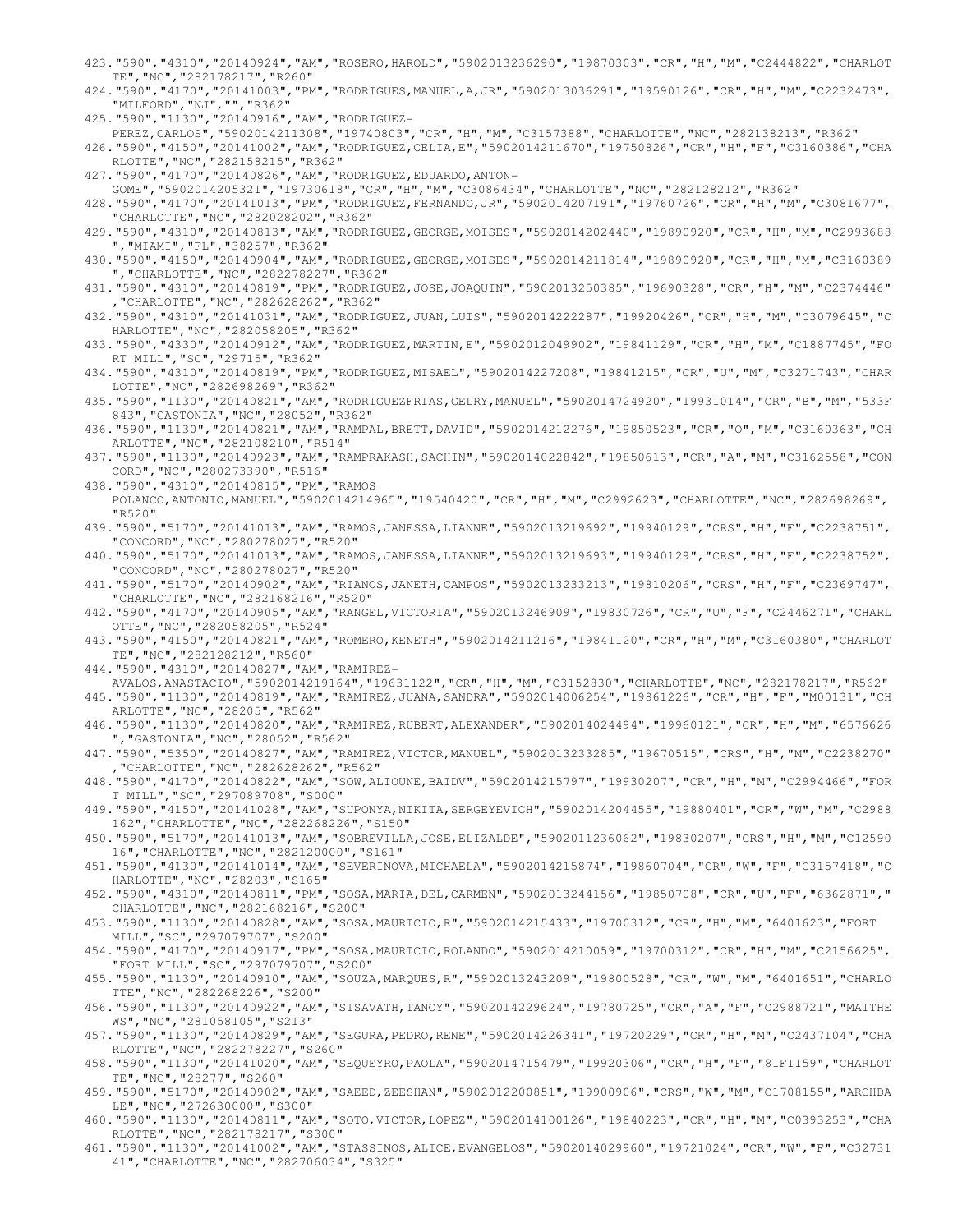423."590","4310","20140924","AM","ROSERO,HAROLD","5902013236290","19870303","CR","H","M","C2444822","CHARLOTTE","NC","282178217","R260"

424."590","4170","20141003","PM","RODRIGUES,MANUEL,A,JR","5902013036291","19590126","CR","H","M","C2232473","MILFORD","NJ","","R362"

425."590","1130","20140916","AM","RODRIGUEZ-PEREZ,CARLOS","5902014211308","19740803","CR","H","M","C3157388","CHARLOTTE","NC","282138213","R362"

426."590","4150","20141002","AM","RODRIGUEZ,CELIA,E","5902014211670","19750826","CR","H","F","C3160386","CHARLOTTE","NC","282158215","R362"

427."590","4170","20140826","AM","RODRIGUEZ,EDUARDO,ANTON-GOME","5902014205321","19730618","CR","H","M","C3086434","CHARLOTTE","NC","282128212","R362"

428."590","4170","20141013","PM","RODRIGUEZ,FERNANDO,JR","5902014207191","19760726","CR","H","M","C3081677","CHARLOTTE","NC","282028202","R362"

429."590","4310","20140813","AM","RODRIGUEZ,GEORGE,MOISES","5902014202440","19890920","CR","H","M","C2993688","MIAMI","FL","38257","R362"

430."590","4150","20140904","AM","RODRIGUEZ,GEORGE,MOISES","5902014211814","19890920","CR","H","M","C3160389","CHARLOTTE","NC","282278227","R362"

431."590","4310","20140819","PM","RODRIGUEZ,JOSE,JOAQUIN","5902013250385","19690328","CR","H","M","C2374446","CHARLOTTE","NC","282628262","R362"

432."590","4310","20141031","AM","RODRIGUEZ,JUAN,LUIS","5902014222287","19920426","CR","H","M","C3079645","CHARLOTTE","NC","282058205","R362"

433."590","4330","20140912","AM","RODRIGUEZ,MARTIN,E","5902012049902","19841129","CR","H","M","C1887745","FORT MILL","SC","29715","R362"

434."590","4310","20140819","PM","RODRIGUEZ,MISAEL","5902014227208","19841215","CR","U","M","C3271743","CHARLOTTE","NC","282698269","R362"

435."590","1130","20140821","AM","RODRIGUEZFRIAS,GELRY,MANUEL","5902014724920","19931014","CR","B","M","533F843","GASTONIA","NC","28052","R362"

436."590","1130","20140821","AM","RAMPAL,BRETT,DAVID","5902014212276","19850523","CR","O","M","C3160363","CHARLOTTE","NC","282108210","R514"

437."590","1130","20140923","AM","RAMPRAKASH,SACHIN","5902014022842","19850613","CR","A","M","C3162558","CONCORD","NC","280273390","R516"

438."590","4310","20140815","PM","RAMOS POLANCO,ANTONIO,MANUEL","5902014214965","19540420","CR","H","M","C2992623","CHARLOTTE","NC","282698269","R520"

439."590","5170","20141013","AM","RAMOS,JANESSA,LIANNE","5902013219692","19940129","CRS","H","F","C2238751","CONCORD","NC","280278027","R520"

440."590","5170","20141013","AM","RAMOS,JANESSA,LIANNE","5902013219693","19940129","CRS","H","F","C2238752","CONCORD","NC","280278027","R520"

441."590","5170","20140902","AM","RIANOS,JANETH,CAMPOS","5902013233213","19810206","CRS","H","F","C2369747","CHARLOTTE","NC","282168216","R520"

442."590","4170","20140905","AM","RANGEL,VICTORIA","5902013246909","19830726","CR","U","F","C2446271","CHARLOTTE","NC","282058205","R524"

443."590","4150","20140821","AM","ROMERO,KENETH","5902014211216","19841120","CR","H","M","C3160380","CHARLOTTE","NC","282128212","R560"

444."590","4310","20140827","AM","RAMIREZ-AVALOS,ANASTACIO","5902014219164","19631122","CR","H","M","C3152830","CHARLOTTE","NC","282178217","R562"

445."590","1130","20140819","AM","RAMIREZ,JUANA,SANDRA","5902014006254","19861226","CR","H","F","M00131","CHARLOTTE","NC","28205","R562"

446."590","1130","20140820","AM","RAMIREZ,RUBERT,ALEXANDER","5902014024494","19960121","CR","H","M","6576626","GASTONIA","NC","28052","R562"

447."590","5350","20140827","AM","RAMIREZ,VICTOR,MANUEL","5902013233285","19670515","CRS","H","M","C2238270","CHARLOTTE","NC","282628262","R562"

448."590","4170","20140822","AM","SOW,ALIOUNE,BAIDV","5902014215797","19930207","CR","H","M","C2994466","FORT MILL","SC","297089708","S000"

449."590","4150","20141028","AM","SUPONYA,NIKITA,SERGEYEVICH","5902014204455","19880401","CR","W","M","C2988162","CHARLOTTE","NC","282268226","S150"

450."590","5170","20141013","AM","SOBREVILLA,JOSE,ELIZALDE","5902011236062","19830207","CRS","H","M","C1259016","CHARLOTTE","NC","282120000","S161"

451."590","4130","20141014","AM","SEVERINOVA,MICHAELA","5902014215874","19860704","CR","W","F","C3157418","CHARLOTTE","NC","28203","S165"

452."590","4310","20140811","PM","SOSA,MARIA,DEL,CARMEN","5902013244156","19850708","CR","U","F","6362871","CHARLOTTE","NC","282168216","S200"

453."590","1130","20140828","AM","SOSA,MAURICIO,R","5902014215433","19700312","CR","H","M","6401623","FORT MILL","SC","297079707","S200"

454."590","4170","20140917","PM","SOSA,MAURICIO,ROLANDO","5902014210059","19700312","CR","H","M","C2156625","FORT MILL","SC","297079707","S200"

455."590","1130","20140910","AM","SOUZA,MARQUES,R","5902013243209","19800528","CR","W","M","6401651","CHARLOTTE","NC","282268226","S200"

456."590","1130","20140922","AM","SISAVATH,TANOY","5902014229624","19780725","CR","A","F","C2988721","MATTHEWS","NC","281058105","S213"

457."590","1130","20140829","AM","SEGURA,PEDRO,RENE","5902014226341","19720229","CR","H","M","C2437104","CHARLOTTE","NC","282278227","S260"

458."590","1130","20141020","AM","SEQUEYRO,PAOLA","5902014715479","19920306","CR","H","F","81F1159","CHARLOTTE","NC","28277","S260"

459."590","5170","20140902","AM","SAEED,ZEESHAN","5902012200851","19900906","CRS","W","M","C1708155","ARCHDALE","NC","272630000","S300"

460."590","1130","20140811","AM","SOTO,VICTOR,LOPEZ","5902014100126","19840223","CR","H","M","C0393253","CHARLOTTE","NC","282178217","S300"

461."590","1130","20141002","AM","STASSINOS,ALICE,EVANGELOS","5902014029960","19721024","CR","W","F","C3273141","CHARLOTTE","NC","282706034","S325"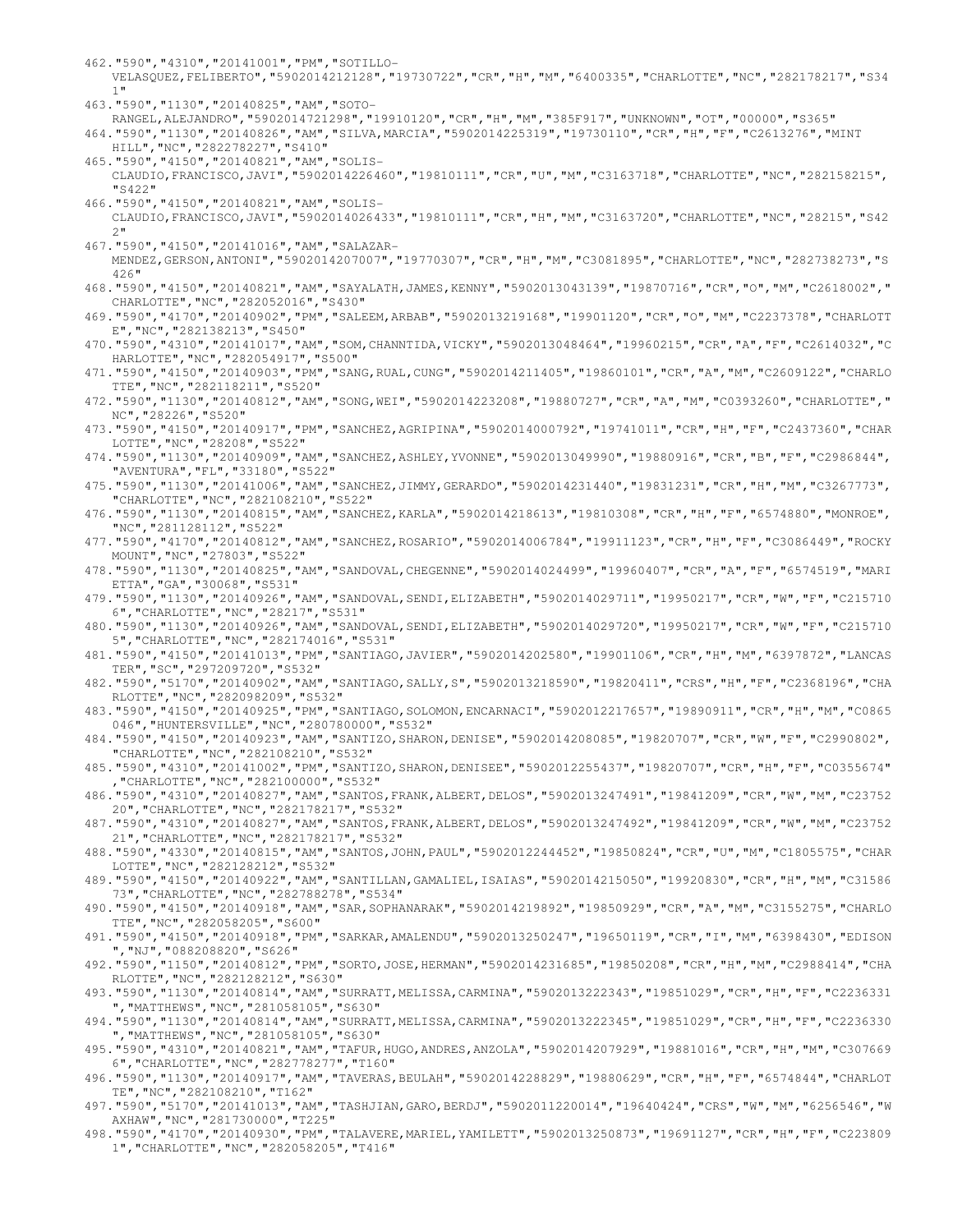462."590","4310","20141001","PM","SOTILLO-VELASQUEZ,FELIBERTO","5902014212128","19730722","CR","H","M","6400335","CHARLOTTE","NC","282178217","S341"

463."590","1130","20140825","AM","SOTO-RANGEL,ALEJANDRO","5902014721298","19910120","CR","H","M","385F917","UNKNOWN","OT","00000","S365"

464."590","1130","20140826","AM","SILVA,MARCIA","5902014225319","19730110","CR","H","F","C2613276","MINT HILL","NC","282278227","S410"

465."590","4150","20140821","AM","SOLIS-CLAUDIO,FRANCISCO,JAVI","5902014226460","19810111","CR","U","M","C3163718","CHARLOTTE","NC","282158215","S422"

466."590","4150","20140821","AM","SOLIS-CLAUDIO,FRANCISCO,JAVI","5902014026433","19810111","CR","H","M","C3163720","CHARLOTTE","NC","28215","S422"

467."590","4150","20141016","AM","SALAZAR-MENDEZ,GERSON,ANTONI","5902014207007","19770307","CR","H","M","C3081895","CHARLOTTE","NC","282738273","S426"

468."590","4150","20140821","AM","SAYALATH,JAMES,KENNY","5902013043139","19870716","CR","O","M","C2618002","CHARLOTTE","NC","282052016","S430"

469."590","4170","20140902","PM","SALEEM,ARBAB","5902013219168","19901120","CR","O","M","C2237378","CHARLOTTE","NC","282138213","S450"

470."590","4310","20141017","AM","SOM,CHANNTIDA,VICKY","5902013048464","19960215","CR","A","F","C2614032","CHARLOTTE","NC","282054917","S500"

471."590","4150","20140903","PM","SANG,RUAL,CUNG","5902014211405","19860101","CR","A","M","C2609122","CHARLOTTE","NC","282118211","S520"

472."590","1130","20140812","AM","SONG,WEI","5902014223208","19880727","CR","A","M","C0393260","CHARLOTTE","NC","28226","S520"

473."590","4150","20140917","PM","SANCHEZ,AGRIPINA","5902014000792","19741011","CR","H","F","C2437360","CHARLOTTE","NC","28208","S522"

474."590","1130","20140909","AM","SANCHEZ,ASHLEY,YVONNE","5902013049990","19880916","CR","B","F","C2986844","AVENTURA","FL","33180","S522"

475."590","1130","20141006","AM","SANCHEZ,JIMMY,GERARDO","5902014231440","19831231","CR","H","M","C3267773","CHARLOTTE","NC","282108210","S522"

476."590","1130","20140815","AM","SANCHEZ,KARLA","5902014218613","19810308","CR","H","F","6574880","MONROE","NC","281128112","S522"

477."590","4170","20140812","AM","SANCHEZ,ROSARIO","5902014006784","19911123","CR","H","F","C3086449","ROCKY MOUNT","NC","27803","S522"

478."590","1130","20140825","AM","SANDOVAL,CHEGENNE","5902014024499","19960407","CR","A","F","6574519","MARIETTA","GA","30068","S531"

479."590","1130","20140926","AM","SANDOVAL,SENDI,ELIZABETH","5902014029711","19950217","CR","W","F","C2157106","CHARLOTTE","NC","28217","S531"

480."590","1130","20140926","AM","SANDOVAL,SENDI,ELIZABETH","5902014029720","19950217","CR","W","F","C2157105","CHARLOTTE","NC","282174016","S531"

481."590","4150","20141013","PM","SANTIAGO,JAVIER","5902014202580","19901106","CR","H","M","6397872","LANCASTER","SC","297209720","S532"

482."590","5170","20140902","AM","SANTIAGO,SALLY,S","5902013218590","19820411","CRS","H","F","C2368196","CHARLOTTE","NC","282098209","S532"

483."590","4150","20140925","PM","SANTIAGO,SOLOMON,ENCARNACI","5902012217657","19890911","CR","H","M","C0865046","HUNTERSVILLE","NC","280780000","S532"

484."590","4150","20140923","AM","SANTIZO,SHARON,DENISE","5902014208085","19820707","CR","W","F","C2990802","CHARLOTTE","NC","282108210","S532"

485."590","4310","20141002","PM","SANTIZO,SHARON,DENISEE","5902012255437","19820707","CR","H","F","C0355674","CHARLOTTE","NC","282100000","S532"

486."590","4310","20140827","AM","SANTOS,FRANK,ALBERT,DELOS","5902013247491","19841209","CR","W","M","C2375220","CHARLOTTE","NC","282178217","S532"

487."590","4310","20140827","AM","SANTOS,FRANK,ALBERT,DELOS","5902013247492","19841209","CR","W","M","C2375221","CHARLOTTE","NC","282178217","S532"

488."590","4330","20140815","AM","SANTOS,JOHN,PAUL","5902012244452","19850824","CR","U","M","C1805575","CHARLOTTE","NC","282128212","S532"

489."590","4150","20140922","AM","SANTILLAN,GAMALIEL,ISAIAS","5902014215050","19920830","CR","H","M","C3158673","CHARLOTTE","NC","282788278","S534"

490."590","4150","20140918","AM","SAR,SOPHANARAK","5902014219892","19850929","CR","A","M","C3155275","CHARLOTTE","NC","282058205","S600"

491."590","4150","20140918","PM","SARKAR,AMALENDU","5902013250247","19650119","CR","I","M","6398430","EDISON","NJ","088208820","S626"

492."590","1150","20140812","PM","SORTO,JOSE,HERMAN","5902014231685","19850208","CR","H","M","C2988414","CHARLOTTE","NC","282128212","S630"

493."590","1130","20140814","AM","SURRATT,MELISSA,CARMINA","5902013222343","19851029","CR","H","F","C2236331","MATTHEWS","NC","281058105","S630"

494."590","1130","20140814","AM","SURRATT,MELISSA,CARMINA","5902013222345","19851029","CR","H","F","C2236330","MATTHEWS","NC","281058105","S630"

495."590","4310","20140821","AM","TAFUR,HUGO,ANDRES,ANZOLA","5902014207929","19881016","CR","H","M","C3076696","CHARLOTTE","NC","282778277","T160"

496."590","1130","20140917","AM","TAVERAS,BEULAH","5902014228829","19880629","CR","H","F","6574844","CHARLOTTE","NC","282108210","T162"

497."590","5170","20141013","AM","TASHJIAN,GARO,BERDJ","5902011220014","19640424","CRS","W","M","6256546","WAXHAW","NC","281730000","T225"

498."590","4170","20140930","PM","TALAVERE,MARIEL,YAMILETT","5902013250873","19691127","CR","H","F","C2238091","CHARLOTTE","NC","282058205","T416"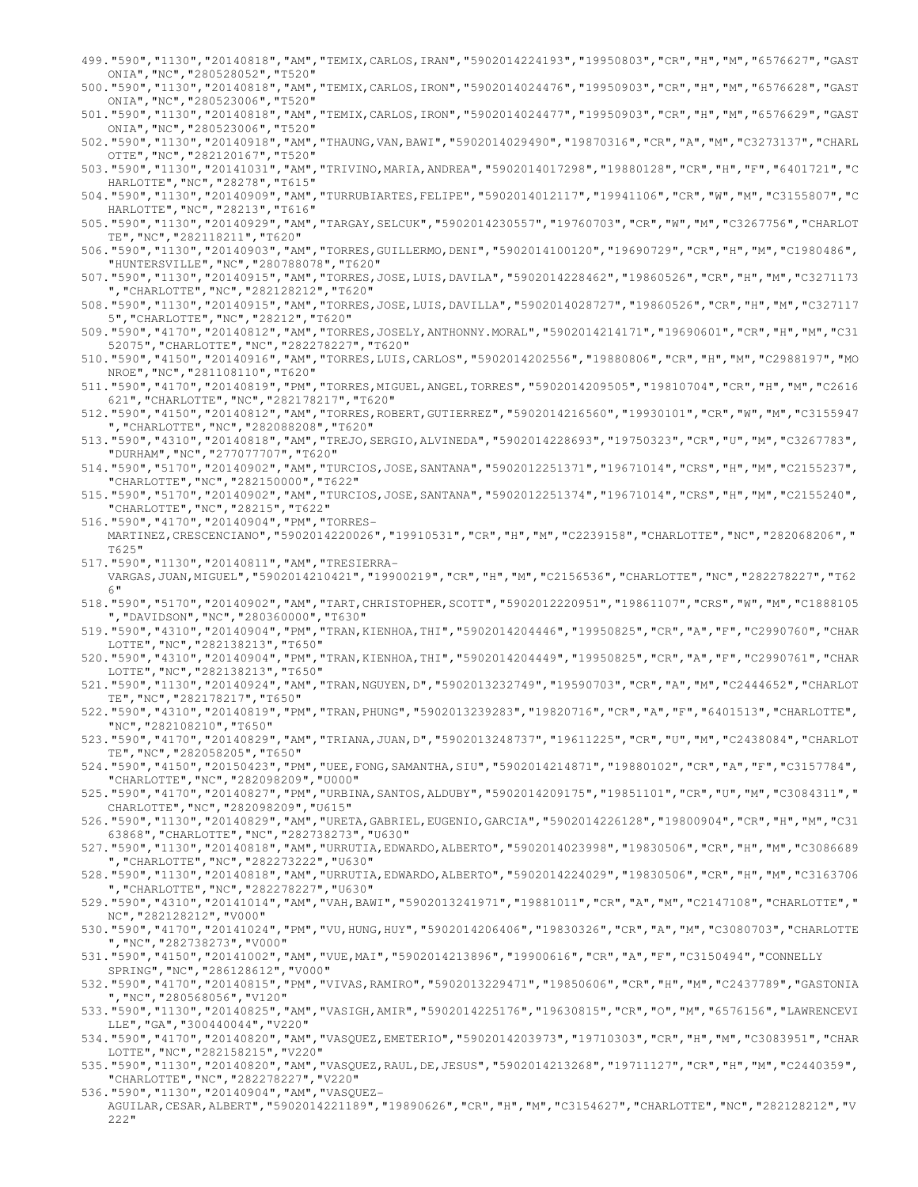499."590","1130","20140818","AM","TEMIX,CARLOS,IRAN","5902014224193","19950803","CR","H","M","6576627","GASTONIA","NC","280528052","T520"
500."590","1130","20140818","AM","TEMIX,CARLOS,IRON","5902014024476","19950903","CR","H","M","6576628","GASTONIA","NC","280523006","T520"
501."590","1130","20140818","AM","TEMIX,CARLOS,IRON","5902014024477","19950903","CR","H","M","6576629","GASTONIA","NC","280523006","T520"
502."590","1130","20140918","AM","THAUNG,VAN,BAWI","5902014029490","19870316","CR","A","M","C3273137","CHARLOTTE","NC","282120167","T520"
503."590","1130","20141031","AM","TRIVINO,MARIA,ANDREA","5902014017298","19880128","CR","H","F","6401721","CHARLOTTE","NC","28278","T615"
504."590","1130","20140909","AM","TURRUBIARTES,FELIPE","5902014012117","19941106","CR","W","M","C3155807","CHARLOTTE","NC","28213","T616"
505."590","1130","20140929","AM","TARGAY,SELCUK","5902014230557","19760703","CR","W","M","C3267756","CHARLOTTE","NC","282118211","T620"
506."590","1130","20140903","AM","TORRES,GUILLERMO,DENI","5902014100120","19690729","CR","H","M","C1980486","HUNTERSVILLE","NC","280788078","T620"
507."590","1130","20140915","AM","TORRES,JOSE,LUIS,DAVILA","5902014228462","19860526","CR","H","M","C3271173","CHARLOTTE","NC","282128212","T620"
508."590","1130","20140915","AM","TORRES,JOSE,LUIS,DAVILLA","5902014028727","19860526","CR","H","M","C3271175","CHARLOTTE","NC","28212","T620"
509."590","4170","20140812","AM","TORRES,JOSELY,ANTHONNY.MORAL","5902014214171","19690601","CR","H","M","C3152075","CHARLOTTE","NC","282278227","T620"
510."590","4150","20140916","AM","TORRES,LUIS,CARLOS","5902014202556","19880806","CR","H","M","C2988197","MONROE","NC","281108110","T620"
511."590","4170","20140819","PM","TORRES,MIGUEL,ANGEL,TORRES","5902014209505","19810704","CR","H","M","C2616621","CHARLOTTE","NC","282178217","T620"
512."590","4150","20140812","AM","TORRES,ROBERT,GUTIERREZ","5902014216560","19930101","CR","W","M","C3155947","CHARLOTTE","NC","282088208","T620"
513."590","4310","20140818","AM","TREJO,SERGIO,ALVINEDA","5902014228693","19750323","CR","U","M","C3267783","DURHAM","NC","277077707","T620"
514."590","5170","20140902","AM","TURCIOS,JOSE,SANTANA","5902012251371","19671014","CRS","H","M","C2155237","CHARLOTTE","NC","282150000","T622"
515."590","5170","20140902","AM","TURCIOS,JOSE,SANTANA","5902012251374","19671014","CRS","H","M","C2155240","CHARLOTTE","NC","28215","T622"
516."590","4170","20140904","PM","TORRES-MARTINEZ,CRESCENCIANO","5902014220026","19910531","CR","H","M","C2239158","CHARLOTTE","NC","282068206","T625"
517."590","1130","20140811","AM","TRESIERRA-VARGAS,JUAN,MIGUEL","5902014210421","19900219","CR","H","M","C2156536","CHARLOTTE","NC","282278227","T626"
518."590","5170","20140902","AM","TART,CHRISTOPHER,SCOTT","5902012220951","19861107","CRS","W","M","C1888105","DAVIDSON","NC","280360000","T630"
519."590","4310","20140904","PM","TRAN,KIENHOA,THI","5902014204446","19950825","CR","A","F","C2990760","CHARLOTTE","NC","282138213","T650"
520."590","4310","20140904","PM","TRAN,KIENHOA,THI","5902014204449","19950825","CR","A","F","C2990761","CHARLOTTE","NC","282138213","T650"
521."590","1130","20140924","AM","TRAN,NGUYEN,D","5902013232749","19590703","CR","A","M","C2444652","CHARLOTTE","NC","282178217","T650"
522."590","4310","20140819","PM","TRAN,PHUNG","5902013239283","19820716","CR","A","F","6401513","CHARLOTTE","NC","282108210","T650"
523."590","4170","20140829","AM","TRIANA,JUAN,D","5902013248737","19611225","CR","U","M","C2438084","CHARLOTTE","NC","282058205","T650"
524."590","4150","20150423","PM","UEE,FONG,SAMANTHA,SIU","5902014214871","19880102","CR","A","F","C3157784","CHARLOTTE","NC","282098209","U000"
525."590","4170","20140827","PM","URBINA,SANTOS,ALDUBY","5902014209175","19851101","CR","U","M","C3084311","CHARLOTTE","NC","282098209","U615"
526."590","1130","20140829","AM","URETA,GABRIEL,EUGENIO,GARCIA","5902014226128","19800904","CR","H","M","C3163868","CHARLOTTE","NC","282738273","U630"
527."590","1130","20140818","AM","URRUTIA,EDWARDO,ALBERTO","5902014023998","19830506","CR","H","M","C3086689","CHARLOTTE","NC","282273222","U630"
528."590","1130","20140818","AM","URRUTIA,EDWARDO,ALBERTO","5902014224029","19830506","CR","H","M","C3163706","CHARLOTTE","NC","282278227","U630"
529."590","4310","20141014","AM","VAH,BAWI","5902013241971","19881011","CR","A","M","C2147108","CHARLOTTE","NC","282128212","V000"
530."590","4170","20141024","PM","VU,HUNG,HUY","5902014206406","19830326","CR","A","M","C3080703","CHARLOTTE","NC","282738273","V000"
531."590","4150","20141002","AM","VUE,MAI","5902014213896","19900616","CR","A","F","C3150494","CONNELLY SPRING","NC","286128612","V000"
532."590","4170","20140815","PM","VIVAS,RAMIRO","5902013229471","19850606","CR","H","M","C2437789","GASTONIA","NC","280568056","V120"
533."590","1130","20140825","AM","VASIGH,AMIR","5902014225176","19630815","CR","O","M","6576156","LAWRENCEVILLE","GA","300440044","V220"
534."590","4170","20140820","AM","VASQUEZ,EMETERIO","5902014203973","19710303","CR","H","M","C3083951","CHARLOTTE","NC","282158215","V220"
535."590","1130","20140820","AM","VASQUEZ,RAUL,DE,JESUS","5902014213268","19711127","CR","H","M","C2440359","CHARLOTTE","NC","282278227","V220"
536."590","1130","20140904","AM","VASQUEZ-AGUILAR,CESAR,ALBERT","5902014221189","19890626","CR","H","M","C3154627","CHARLOTTE","NC","282128212","V222"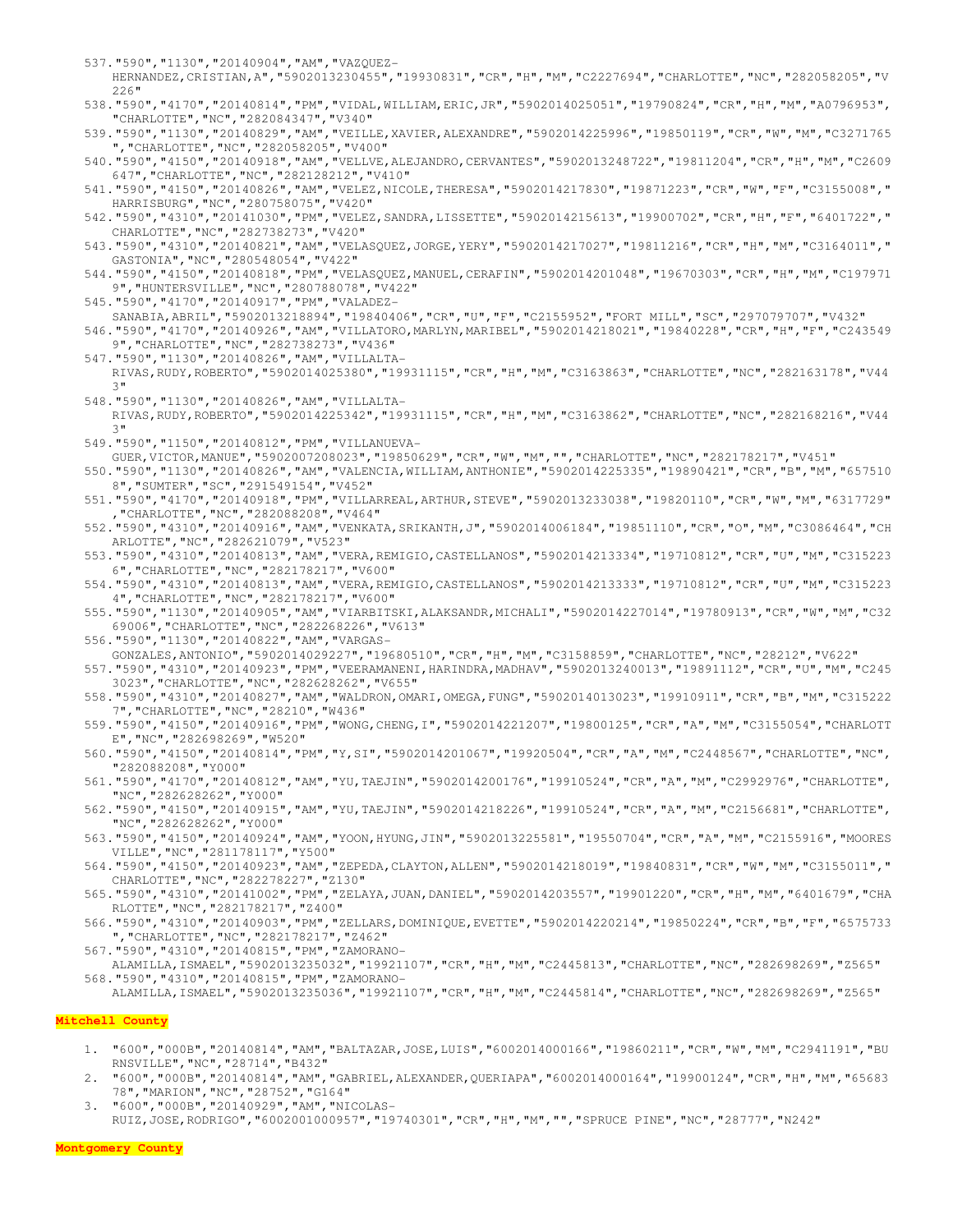537. "590","1130","20140904","AM","VAZQUEZ-HERNANDEZ,CRISTIAN,A","5902013230455","19930831","CR","H","M","C2227694","CHARLOTTE","NC","282058205","V226"
538. "590","4170","20140814","PM","VIDAL,WILLIAM,ERIC,JR","5902014025051","19790824","CR","H","M","A0796953","CHARLOTTE","NC","282084347","V340"
539. "590","1130","20140829","AM","VEILLE,XAVIER,ALEXANDRE","5902014225996","19850119","CR","W","M","C3271765","CHARLOTTE","NC","282058205","V400"
540. "590","4150","20140918","AM","VELLVE,ALEJANDRO,CERVANTES","5902013248722","19811204","CR","H","M","C2609647","CHARLOTTE","NC","282128212","V410"
541. "590","4150","20140826","AM","VELEZ,NICOLE,THERESA","5902014217830","19871223","CR","W","F","C3155008","HARRISBURG","NC","280758075","V420"
542. "590","4310","20141030","PM","VELEZ,SANDRA,LISSETTE","5902014215613","19900702","CR","H","F","6401722","CHARLOTTE","NC","282738273","V420"
543. "590","4310","20140821","AM","VELASQUEZ,JORGE,YERY","5902014217027","19811216","CR","H","M","C3164011","GASTONIA","NC","280548054","V422"
544. "590","4150","20140818","PM","VELASQUEZ,MANUEL,CERAFIN","5902014201048","19670303","CR","H","M","C1979719","HUNTERSVILLE","NC","280788078","V422"
545. "590","4170","20140917","PM","VALADEZ-SANABIA,ABRIL","5902013218894","19840406","CR","U","F","C2155952","FORT MILL","SC","297079707","V432"
546. "590","4170","20140926","AM","VILLATORO,MARLYN,MARIBEL","5902014218021","19840228","CR","H","F","C2435499","CHARLOTTE","NC","282738273","V436"
547. "590","1130","20140826","AM","VILLALTA-RIVAS,RUDY,ROBERTO","5902014025380","19931115","CR","H","M","C3163863","CHARLOTTE","NC","282163178","V443"
548. "590","1130","20140826","AM","VILLALTA-RIVAS,RUDY,ROBERTO","5902014225342","19931115","CR","H","M","C3163862","CHARLOTTE","NC","282168216","V443"
549. "590","1150","20140812","PM","VILLANUEVA-GUER,VICTOR,MANUE","5902007208023","19850629","CR","W","M","","CHARLOTTE","NC","282178217","V451"
550. "590","1130","20140826","AM","VALENCIA,WILLIAM,ANTHONIE","5902014225335","19890421","CR","B","M","6575108","SUMTER","SC","291549154","V452"
551. "590","4170","20140918","PM","VILLARREAL,ARTHUR,STEVE","5902013233038","19820110","CR","W","M","6317729","CHARLOTTE","NC","282088208","V464"
552. "590","4310","20140916","AM","VENKATA,SRIKANTH,J","5902014006184","19851110","CR","O","M","C3086464","CHARLOTTE","NC","282621079","V523"
553. "590","4310","20140813","AM","VERA,REMIGIO,CASTELLANOS","5902014213334","19710812","CR","U","M","C3152236","CHARLOTTE","NC","282178217","V600"
554. "590","4310","20140813","AM","VERA,REMIGIO,CASTELLANOS","5902014213333","19710812","CR","U","M","C3152234","CHARLOTTE","NC","282178217","V600"
555. "590","1130","20140905","AM","VIARBITSKI,ALAKSANDR,MICHALI","5902014227014","19780913","CR","W","M","C3269006","CHARLOTTE","NC","282268226","V613"
556. "590","1130","20140822","AM","VARGAS-GONZALES,ANTONIO","5902014029227","19680510","CR","H","M","C3158859","CHARLOTTE","NC","28212","V622"
557. "590","4310","20140923","PM","VEERAMANENI,HARINDRA,MADHAV","5902013240013","19891112","CR","U","M","C2453023","CHARLOTTE","NC","282628262","V655"
558. "590","4310","20140827","AM","WALDRON,OMARI,OMEGA,FUNG","5902014013023","19910911","CR","B","M","C3152227","CHARLOTTE","NC","28210","W436"
559. "590","4150","20140916","PM","WONG,CHENG,I","5902014221207","19800125","CR","A","M","C3155054","CHARLOTTE","NC","282698269","W520"
560. "590","4150","20140814","PM","Y,SI","5902014201067","19920504","CR","A","M","C2448567","CHARLOTTE","NC","282088208","Y000"
561. "590","4170","20140812","AM","YU,TAEJIN","5902014200176","19910524","CR","A","M","C2992976","CHARLOTTE","NC","282628262","Y000"
562. "590","4150","20140915","AM","YU,TAEJIN","5902014218226","19910524","CR","A","M","C2156681","CHARLOTTE","NC","282628262","Y000"
563. "590","4150","20140924","AM","YOON,HYUNG,JIN","5902013225581","19550704","CR","A","M","C2155916","MOORESVILLE","NC","281178117","Y500"
564. "590","4150","20140923","AM","ZEPEDA,CLAYTON,ALLEN","5902014218019","19840831","CR","W","M","C3155011","CHARLOTTE","NC","282278227","Z130"
565. "590","4310","20141002","PM","ZELAYA,JUAN,DANIEL","5902014203557","19901220","CR","H","M","6401679","CHARLOTTE","NC","282178217","Z400"
566. "590","4310","20140903","PM","ZELLARS,DOMINIQUE,EVETTE","5902014220214","19850224","CR","B","F","6575733","CHARLOTTE","NC","282178217","Z462"
567. "590","4310","20140815","PM","ZAMORANO-ALAMILLA,ISMAEL","5902013235032","19921107","CR","H","M","C2445813","CHARLOTTE","NC","282698269","Z565"
568. "590","4310","20140815","PM","ZAMORANO-ALAMILLA,ISMAEL","5902013235036","19921107","CR","H","M","C2445814","CHARLOTTE","NC","282698269","Z565"

**Mitchell County**

1. "600","000B","20140814","AM","BALTAZAR,JOSE,LUIS","6002014000166","19860211","CR","W","M","C2941191","BURNSVILLE","NC","28714","B432"
2. "600","000B","20140814","AM","GABRIEL,ALEXANDER,QUERIAPA","6002014000164","19900124","CR","H","M","6568378","MARION","NC","28752","G164"
3. "600","000B","20140929","AM","NICOLAS-RUIZ,JOSE,RODRIGO","6002001000957","19740301","CR","H","M","","SPRUCE PINE","NC","28777","N242"

**Montgomery County**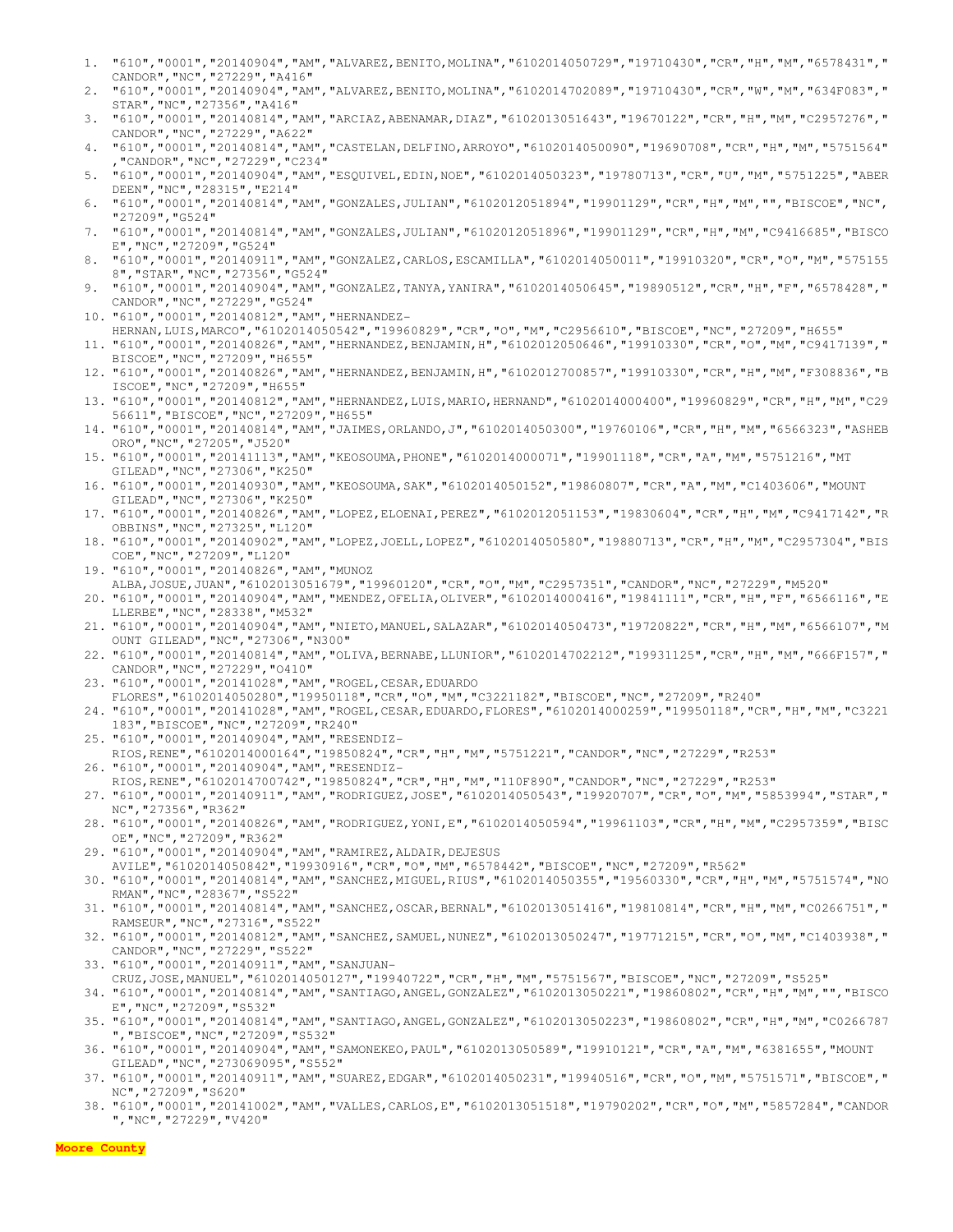1. "610","0001","20140904","AM","ALVAREZ,BENITO,MOLINA","6102014050729","19710430","CR","H","M","6578431","CANDOR","NC","27229","A416"
2. "610","0001","20140904","AM","ALVAREZ,BENITO,MOLINA","6102014702089","19710430","CR","W","M","634F083","STAR","NC","27356","A416"
3. "610","0001","20140814","AM","ARCIAZ,ABENAMAR,DIAZ","6102013051643","19670122","CR","H","M","C2957276","CANDOR","NC","27229","A622"
4. "610","0001","20140814","AM","CASTELAN,DELFINO,ARROYO","6102014050090","19690708","CR","H","M","5751564","CANDOR","NC","27229","C234"
5. "610","0001","20140904","AM","ESQUIVEL,EDIN,NOE","6102014050323","19780713","CR","U","M","5751225","ABERDEEN","NC","28315","E214"
6. "610","0001","20140814","AM","GONZALES,JULIAN","6102012051894","19901129","CR","H","M","","BISCOE","NC","27209","G524"
7. "610","0001","20140814","AM","GONZALES,JULIAN","6102012051896","19901129","CR","H","M","C9416685","BISCOE","NC","27209","G524"
8. "610","0001","20140911","AM","GONZALEZ,CARLOS,ESCAMILLA","6102014050011","19910320","CR","O","M","5751558","STAR","NC","27356","G524"
9. "610","0001","20140904","AM","GONZALEZ,TANYA,YANIRA","6102014050645","19890512","CR","H","F","6578428","CANDOR","NC","27229","G524"
10. "610","0001","20140812","AM","HERNANDEZ-HERNAN,LUIS,MARCO","6102014050542","19960829","CR","O","M","C2956610","BISCOE","NC","27209","H655"
11. "610","0001","20140826","AM","HERNANDEZ,BENJAMIN,H","6102012050646","19910330","CR","O","M","C9417139","BISCOE","NC","27209","H655"
12. "610","0001","20140826","AM","HERNANDEZ,BENJAMIN,H","6102012700857","19910330","CR","H","M","F308836","BISCOE","NC","27209","H655"
13. "610","0001","20140812","AM","HERNANDEZ,LUIS,MARIO,HERNAND","6102014000400","19960829","CR","H","M","C2956611","BISCOE","NC","27209","H655"
14. "610","0001","20140814","AM","JAIMES,ORLANDO,J","6102014050300","19760106","CR","H","M","6566323","ASHEBORO","NC","27205","J520"
15. "610","0001","20141113","AM","KEOSOUMA,PHONE","6102014000071","19901118","CR","A","M","5751216","MT GILEAD","NC","27306","K250"
16. "610","0001","20140930","AM","KEOSOUMA,SAK","6102014050152","19860807","CR","A","M","C1403606","MOUNT GILEAD","NC","27306","K250"
17. "610","0001","20140826","AM","LOPEZ,ELOENAI,PEREZ","6102012051153","19830604","CR","H","M","C9417142","ROBBINS","NC","27325","L120"
18. "610","0001","20140902","AM","LOPEZ,JOELL,LOPEZ","6102014050580","19880713","CR","H","M","C2957304","BISCOE","NC","27209","L120"
19. "610","0001","20140826","AM","MUNOZ ALBA,JOSUE,JUAN","6102013051679","19960120","CR","O","M","C2957351","CANDOR","NC","27229","M520"
20. "610","0001","20140904","AM","MENDEZ,OFELIA,OLIVER","6102014000416","19841111","CR","H","F","6566116","ELLERBE","NC","28338","M532"
21. "610","0001","20140904","AM","NIETO,MANUEL,SALAZAR","6102014050473","19720822","CR","H","M","6566107","MOUNT GILEAD","NC","27306","N300"
22. "610","0001","20140814","AM","OLIVA,BERNABE,LLUNIOR","6102014702212","19931125","CR","H","M","666F157","CANDOR","NC","27229","O410"
23. "610","0001","20141028","AM","ROGEL,CESAR,EDUARDO FLORES","6102014050280","19950118","CR","O","M","C3221182","BISCOE","NC","27209","R240"
24. "610","0001","20141028","AM","ROGEL,CESAR,EDUARDO,FLORES","6102014000259","19950118","CR","H","M","C3221183","BISCOE","NC","27209","R240"
25. "610","0001","20140904","AM","RESENDIZ-RIOS,RENE","6102014000164","19850824","CR","H","M","5751221","CANDOR","NC","27229","R253"
26. "610","0001","20140904","AM","RESENDIZ-RIOS,RENE","6102014700742","19850824","CR","H","M","110F890","CANDOR","NC","27229","R253"
27. "610","0001","20140911","AM","RODRIGUEZ,JOSE","6102014050543","19920707","CR","O","M","5853994","STAR","NC","27356","R362"
28. "610","0001","20140826","AM","RODRIGUEZ,YONI,E","6102014050594","19961103","CR","H","M","C2957359","BISCOE","NC","27209","R362"
29. "610","0001","20140904","AM","RAMIREZ,ALDAIR,DEJESUS AVILE","6102014050842","19930916","CR","O","M","6578442","BISCOE","NC","27209","R562"
30. "610","0001","20140814","AM","SANCHEZ,MIGUEL,RIUS","6102014050355","19560330","CR","H","M","5751574","NORMAN","NC","28367","S522"
31. "610","0001","20140814","AM","SANCHEZ,OSCAR,BERNAL","6102013051416","19810814","CR","H","M","C0266751","RAMSEUR","NC","27316","S522"
32. "610","0001","20140812","AM","SANCHEZ,SAMUEL,NUNEZ","6102013050247","19771215","CR","O","M","C1403938","CANDOR","NC","27229","S522"
33. "610","0001","20140911","AM","SANJUAN-CRUZ,JOSE,MANUEL","6102014050127","19940722","CR","H","M","5751567","BISCOE","NC","27209","S525"
34. "610","0001","20140814","AM","SANTIAGO,ANGEL,GONZALEZ","6102013050221","19860802","CR","H","M","","BISCOE","NC","27209","S532"
35. "610","0001","20140814","AM","SANTIAGO,ANGEL,GONZALEZ","6102013050223","19860802","CR","H","M","C0266787","BISCOE","NC","27209","S532"
36. "610","0001","20140904","AM","SAMONEKEO,PAUL","6102013050589","19910121","CR","A","M","6381655","MOUNT GILEAD","NC","273069095","S552"
37. "610","0001","20140911","AM","SUAREZ,EDGAR","6102014050231","19940516","CR","O","M","5751571","BISCOE","NC","27209","S620"
38. "610","0001","20141002","AM","VALLES,CARLOS,E","6102013051518","19790202","CR","O","M","5857284","CANDOR","NC","27229","V420"

**Moore County**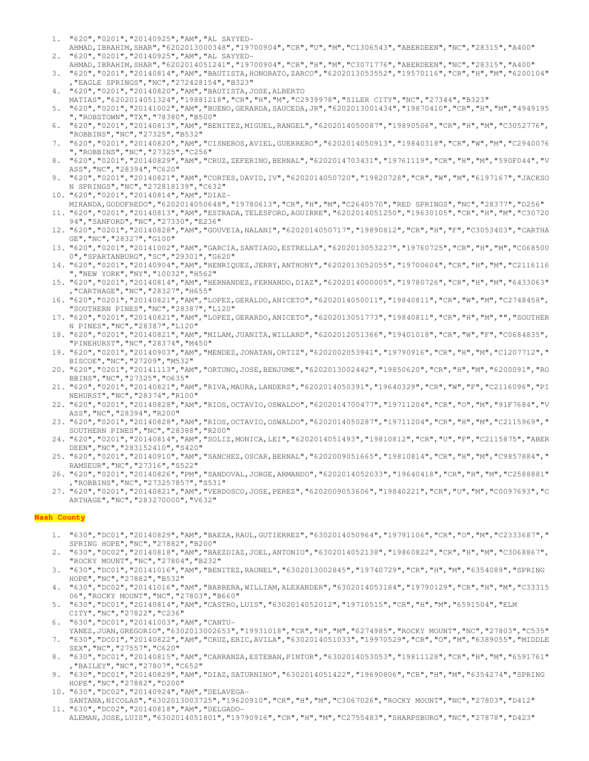1. "620","0201","20140925","AM","AL SAYYED-AHMAD,IBRAHIM,SHAR","6202013000348","19700904","CR","U","M","C1306543","ABERDEEN","NC","28315","A400"
2. "620","0201","20140925","AM","AL SAYYED-AHMAD,IBRAHIM,SHAR","6202014051241","19700904","CR","H","M","C3071776","ABERDEEN","NC","28315","A400"
3. "620","0201","20140814","AM","BAUTISTA,HONORATO,ZARCO","6202013053552","19570116","CR","H","M","6200104","EAGLE SPRINGS","NC","272428154","B323"
4. "620","0201","20140820","AM","BAUTISTA,JOSE,ALBERTO MATIAS","6202014051324","19881218","CR","H","M","C2939978","SILER CITY","NC","27344","B323"
5. "620","0201","20141002","AM","BUENO,GERARDA,SAUCEDA,JR","6202013001434","19870410","CR","H","M","4949195","ROBSTOWN","TX","78380","B500"
6. "620","0201","20140813","AM","BENITEZ,MIGUEL,RANGEL","6202014050087","19890506","CR","H","M","C3052776","ROBBINS","NC","27325","B532"
7. "620","0201","20140820","AM","CISNEROS,AVIEL,GUERRERO","6202014050913","19840318","CR","W","M","C2940076","ROBBINS","NC","27325","C256"
8. "620","0201","20140829","AM","CRUZ,ZEFERINO,BERNAL","6202014703431","19761119","CR","H","M","590F044","VASS","NC","28394","C620"
9. "620","0201","20140821","AM","CORTES,DAVID,IV","6202014050720","19820728","CR","W","M","6197167","JACKSON SPRINGS","NC","272818139","C632"
10. "620","0201","20140814","AM","DIAZ-MIRANDA,GODOFREDO","6202014050648","19780613","CR","H","M","C2640570","RED SPRINGS","NC","28377","D256"
11. "620","0201","20140813","AM","ESTRADA,TELESFORD,AGUIRRE","6202014051250","19630105","CR","H","M","C3072094","SANFORD","NC","27330","E236"
12. "620","0201","20140828","AM","GOUVEIA,NALANI","6202014050717","19890812","CR","H","F","C3053403","CARTHAGE","NC","28327","G100"
13. "620","0201","20141002","AM","GARCIA,SANTIAGO,ESTRELLA","6202013053227","19760725","CR","H","M","C0685000","SPARTANBURG","SC","29301","G620"
14. "620","0201","20140904","AM","HENRIQUEZ,JERRY,ANTHONY","6202013052055","19700604","CR","H","M","C2116116","NEW YORK","NY","10032","H562"
15. "620","0201","20140814","AM","HERNANDEZ,FERNANDO,DIAZ","6202014000005","19780726","CR","H","M","6433063","CARTHAGE","NC","28327","H655"
16. "620","0201","20140821","AM","LOPEZ,GERALDO,ANICETO","6202014050011","19840811","CR","W","M","C2748458","SOUTHERN PINES","NC","28387","L120"
17. "620","0201","20140821","AM","LOPEZ,GERARDO,ANICETO","6202013051773","19840811","CR","H","M","","SOUTHERN PINES","NC","28387","L120"
18. "620","0201","20140821","AM","MILAM,JUANITA,WILLARD","6202012051366","19401018","CR","W","F","C0684835","PINEHURST","NC","28374","M450"
19. "620","0201","20140903","AM","MENDEZ,JONATAN,ORTIZ","6202002053941","19790916","CR","H","M","C1207712","BISCOE","NC","27209","M532"
20. "620","0201","20141113","AM","ORTUNO,JOSE,BENJUME","6202013002442","19850620","CR","H","M","6200091","ROBBINS","NC","27325","O635"
21. "620","0201","20140821","AM","RIVA,MAURA,LANDERS","6202014050391","19640329","CR","W","F","C2116096","PINEHURST","NC","28374","R100"
22. "620","0201","20140828","AM","RIOS,OCTAVIO,OSWALDO","6202014700477","19711204","CR","O","M","91F7684","VASS","NC","28394","R200"
23. "620","0201","20140828","AM","RIOS,OCTAVIO,OSWALDO","6202014050287","19711204","CR","H","M","C2115969","SOUTHERN PINES","NC","28388","R200"
24. "620","0201","20140814","AM","SOLIZ,MONICA,LEI","6202014051493","19810812","CR","U","F","C2115875","ABERDEEN","NC","283152410","S420"
25. "620","0201","20140910","AM","SANCHEZ,OSCAR,BERNAL","6202009051665","19810814","CR","H","M","C9857884","RAMSEUR","NC","27316","S522"
26. "620","0201","20140826","PM","SANDOVAL,JORGE,ARMANDO","6202014052033","19640418","CR","H","M","C2588881","ROBBINS","NC","273257857","S531"
27. "620","0201","20140821","AM","VERDOSCO,JOSE,PEREZ","6202009053606","19840221","CR","U","M","C0097693","CARTHAGE","NC","283270000","V632"

**Nash County**

1. "630","DC01","20140829","AM","BAEZA,RAUL,GUTIERREZ","6302014050964","19791106","CR","O","M","C2333687","SPRING HOPE","NC","27882","B200"
2. "630","DC02","20140818","AM","BAEZDIAZ,JOEL,ANTONIO","6302014052138","19860822","CR","H","M","C3068867","ROCKY MOUNT","NC","27804","B232"
3. "630","DC01","20141016","AM","BENITEZ,RAUNEL","6302013002845","19740729","CR","H","M","6354089","SPRING HOPE","NC","27882","B532"
4. "630","DC02","20141016","AM","BARRERA,WILLIAM,ALEXANDER","6302014053184","19790129","CR","H","M","C3331506","ROCKY MOUNT","NC","27803","B660"
5. "630","DC01","20140814","AM","CASTRO,LUIS","6302014052012","19710515","CR","H","M","6591504","ELM CITY","NC","27822","C236"
6. "630","DC01","20141003","AM","CANTU-YANEZ,JUAN,GREGORIO","6302013002653","19931018","CR","H","M","6274985","ROCKY MOUNT","NC","27803","C535"
7. "630","DC01","20140822","AM","CRUZ,ERIC,AVILA","6302014051033","19970529","CR","O","M","6389055","MIDDLESEX","NC","27557","C620"
8. "630","DC01","20140815","AM","CARRANZA,ESTEBAN,PINTOR","6302014053053","19811128","CR","H","M","6591761","BAILEY","NC","27807","C652"
9. "630","DC01","20140829","AM","DIAZ,SATURNINO","6302014051422","19690806","CR","H","M","6354274","SPRING HOPE","NC","27882","D200"
10. "630","DC02","20140924","AM","DELAVEGA-SANTANA,NICOLAS","6302013003725","19620910","CR","H","M","C3067026","ROCKY MOUNT","NC","27803","D412"
11. "630","DC02","20140818","AM","DELGADO-ALEMAN,JOSE,LUIS","6302014051801","19790916","CR","H","M","C2755483","SHARPSBURG","NC","27878","D423"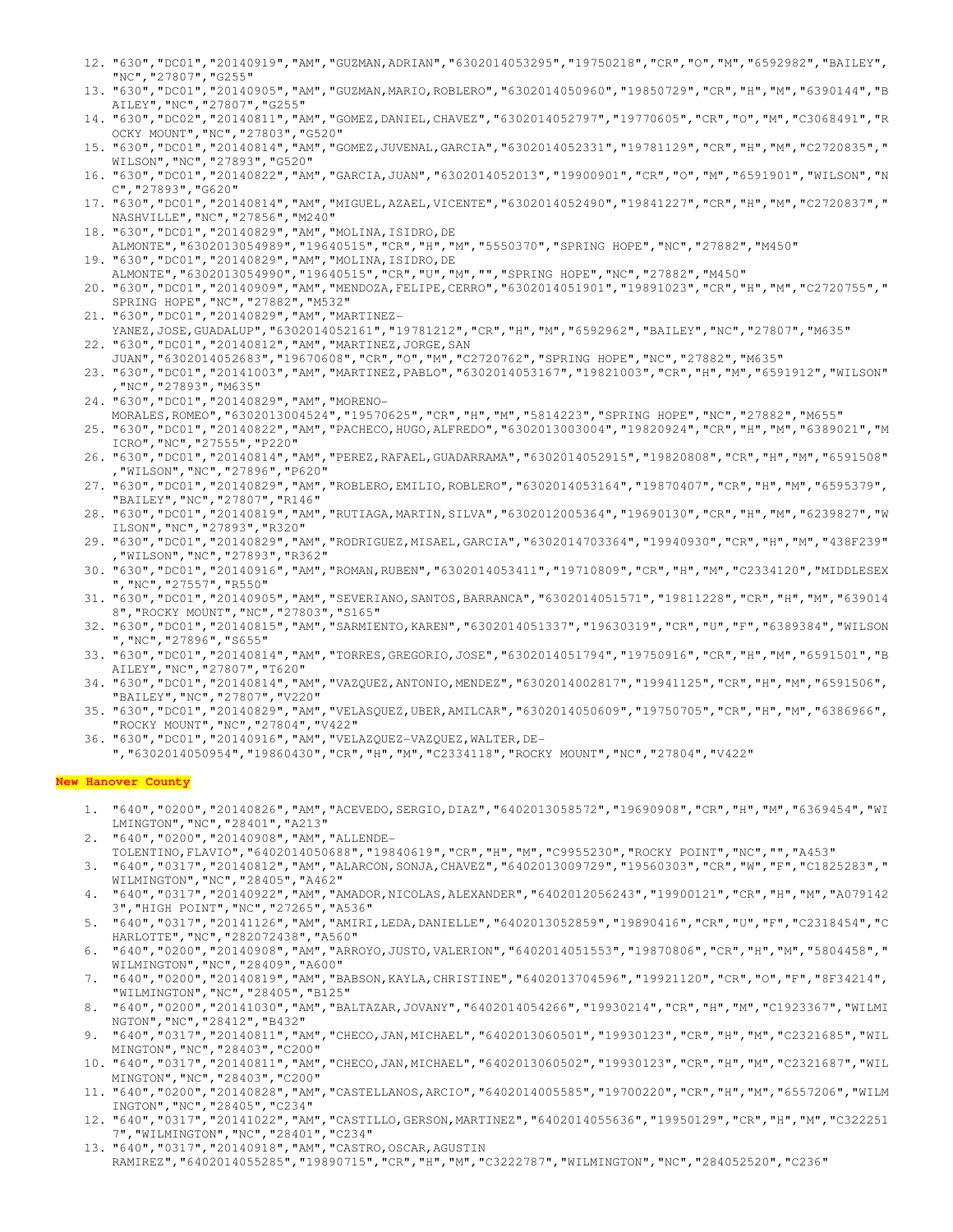12. "630","DC01","20140919","AM","GUZMAN,ADRIAN","6302014053295","19750218","CR","O","M","6592982","BAILEY","NC","27807","G255"
13. "630","DC01","20140905","AM","GUZMAN,MARIO,ROBLERO","6302014050960","19850729","CR","H","M","6390144","BAILEY","NC","27807","G255"
14. "630","DC02","20140811","AM","GOMEZ,DANIEL,CHAVEZ","6302014052797","19770605","CR","O","M","C3068491","ROCKY MOUNT","NC","27803","G520"
15. "630","DC01","20140814","AM","GOMEZ,JUVENAL,GARCIA","6302014052331","19781129","CR","H","M","C2720835","WILSON","NC","27893","G520"
16. "630","DC01","20140822","AM","GARCIA,JUAN","6302014052013","19900901","CR","O","M","6591901","WILSON","NC","27893","G620"
17. "630","DC01","20140814","AM","MIGUEL,AZAEL,VICENTE","6302014052490","19841227","CR","H","M","C2720837","NASHVILLE","NC","27856","M240"
18. "630","DC01","20140829","AM","MOLINA,ISIDRO,DE ALMONTE","6302013054989","19640515","CR","H","M","5550370","SPRING HOPE","NC","27882","M450"
19. "630","DC01","20140829","AM","MOLINA,ISIDRO,DE ALMONTE","6302013054990","19640515","CR","U","M","","SPRING HOPE","NC","27882","M450"
20. "630","DC01","20140909","AM","MENDOZA,FELIPE,CERRO","6302014051901","19891023","CR","H","M","C2720755","SPRING HOPE","NC","27882","M532"
21. "630","DC01","20140829","AM","MARTINEZ-YANEZ,JOSE,GUADALUP","6302014052161","19781212","CR","H","M","6592962","BAILEY","NC","27807","M635"
22. "630","DC01","20140812","AM","MARTINEZ,JORGE,SAN JUAN","6302014052683","19670608","CR","O","M","C2720762","SPRING HOPE","NC","27882","M635"
23. "630","DC01","20141003","AM","MARTINEZ,PABLO","6302014053167","19821003","CR","H","M","6591912","WILSON","NC","27893","M635"
24. "630","DC01","20140829","AM","MORENO-MORALES,ROMEO","6302013004524","19570625","CR","H","M","5814223","SPRING HOPE","NC","27882","M655"
25. "630","DC01","20140822","AM","PACHECO,HUGO,ALFREDO","6302013003004","19820924","CR","H","M","6389021","MICRO","NC","27555","P220"
26. "630","DC01","20140814","AM","PEREZ,RAFAEL,GUADARRAMA","6302014052915","19820808","CR","H","M","6591508","WILSON","NC","27896","P620"
27. "630","DC01","20140829","AM","ROBLERO,EMILIO,ROBLERO","6302014053164","19870407","CR","H","M","6595379","BAILEY","NC","27807","R146"
28. "630","DC01","20140819","AM","RUTIAGA,MARTIN,SILVA","6302012005364","19690130","CR","H","M","6239827","WILSON","NC","27893","R320"
29. "630","DC01","20140829","AM","RODRIGUEZ,MISAEL,GARCIA","6302014703364","19940930","CR","H","M","438F239","WILSON","NC","27893","R362"
30. "630","DC01","20140916","AM","ROMAN,RUBEN","6302014053411","19710809","CR","H","M","C2334120","MIDDLESEX","NC","27557","R550"
31. "630","DC01","20140905","AM","SEVERIANO,SANTOS,BARRANCA","6302014051571","19811228","CR","H","M","6390148","ROCKY MOUNT","NC","27803","S165"
32. "630","DC01","20140815","AM","SARMIENTO,KAREN","6302014051337","19630319","CR","U","F","6389384","WILSON","NC","27896","S655"
33. "630","DC01","20140814","AM","TORRES,GREGORIO,JOSE","6302014051794","19750916","CR","H","M","6591501","BAILEY","NC","27807","T620"
34. "630","DC01","20140814","AM","VAZQUEZ,ANTONIO,MENDEZ","6302014002817","19941125","CR","H","M","6591506","BAILEY","NC","27807","V220"
35. "630","DC01","20140829","AM","VELASQUEZ,UBER,AMILCAR","6302014050609","19750705","CR","H","M","6386966","ROCKY MOUNT","NC","27804","V422"
36. "630","DC01","20140916","AM","VELAZQUEZ-VAZQUEZ,WALTER,DE-","6302014050954","19860430","CR","H","M","C2334118","ROCKY MOUNT","NC","27804","V422"

**New Hanover County**

1. "640","0200","20140826","AM","ACEVEDO,SERGIO,DIAZ","6402013058572","19690908","CR","H","M","6369454","WILMINGTON","NC","28401","A213"
2. "640","0200","20140908","AM","ALLENDE-TOLENTINO,FLAVIO","6402014050688","19840619","CR","H","M","C9955230","ROCKY POINT","NC","","A453"
3. "640","0317","20140812","AM","ALARCON,SONJA,CHAVEZ","6402013009729","19560303","CR","W","F","C1825283","WILMINGTON","NC","28405","A462"
4. "640","0317","20140922","AM","AMADOR,NICOLAS,ALEXANDER","6402012056243","19900121","CR","H","M","A0791423","HIGH POINT","NC","27265","A536"
5. "640","0317","20141126","AM","AMIRI,LEDA,DANIELLE","6402013052859","19890416","CR","U","F","C2318454","CHARLOTTE","NC","282072438","A560"
6. "640","0200","20140908","AM","ARROYO,JUSTO,VALERION","6402014051553","19870806","CR","H","M","5804458","WILMINGTON","NC","28409","A600"
7. "640","0200","20140819","AM","BABSON,KAYLA,CHRISTINE","6402013704596","19921120","CR","O","F","8F34214","WILMINGTON","NC","28405","B125"
8. "640","0200","20141030","AM","BALTAZAR,JOVANY","6402014054266","19930214","CR","H","M","C1923367","WILMINGTON","NC","28412","B432"
9. "640","0317","20140811","AM","CHECO,JAN,MICHAEL","6402013060501","19930123","CR","H","M","C2321685","WILMINGTON","NC","28403","C200"
10. "640","0317","20140811","AM","CHECO,JAN,MICHAEL","6402013060502","19930123","CR","H","M","C2321687","WILMINGTON","NC","28403","C200"
11. "640","0200","20140828","AM","CASTELLANOS,ARCIO","6402014005585","19700220","CR","H","M","6557206","WILMINGTON","NC","28405","C234"
12. "640","0317","20141022","AM","CASTILLO,GERSON,MARTINEZ","6402014055636","19950129","CR","H","M","C3222517","WILMINGTON","NC","28401","C234"
13. "640","0317","20140918","AM","CASTRO,OSCAR,AGUSTIN RAMIREZ","6402014055285","19890715","CR","H","M","C3222787","WILMINGTON","NC","284052520","C236"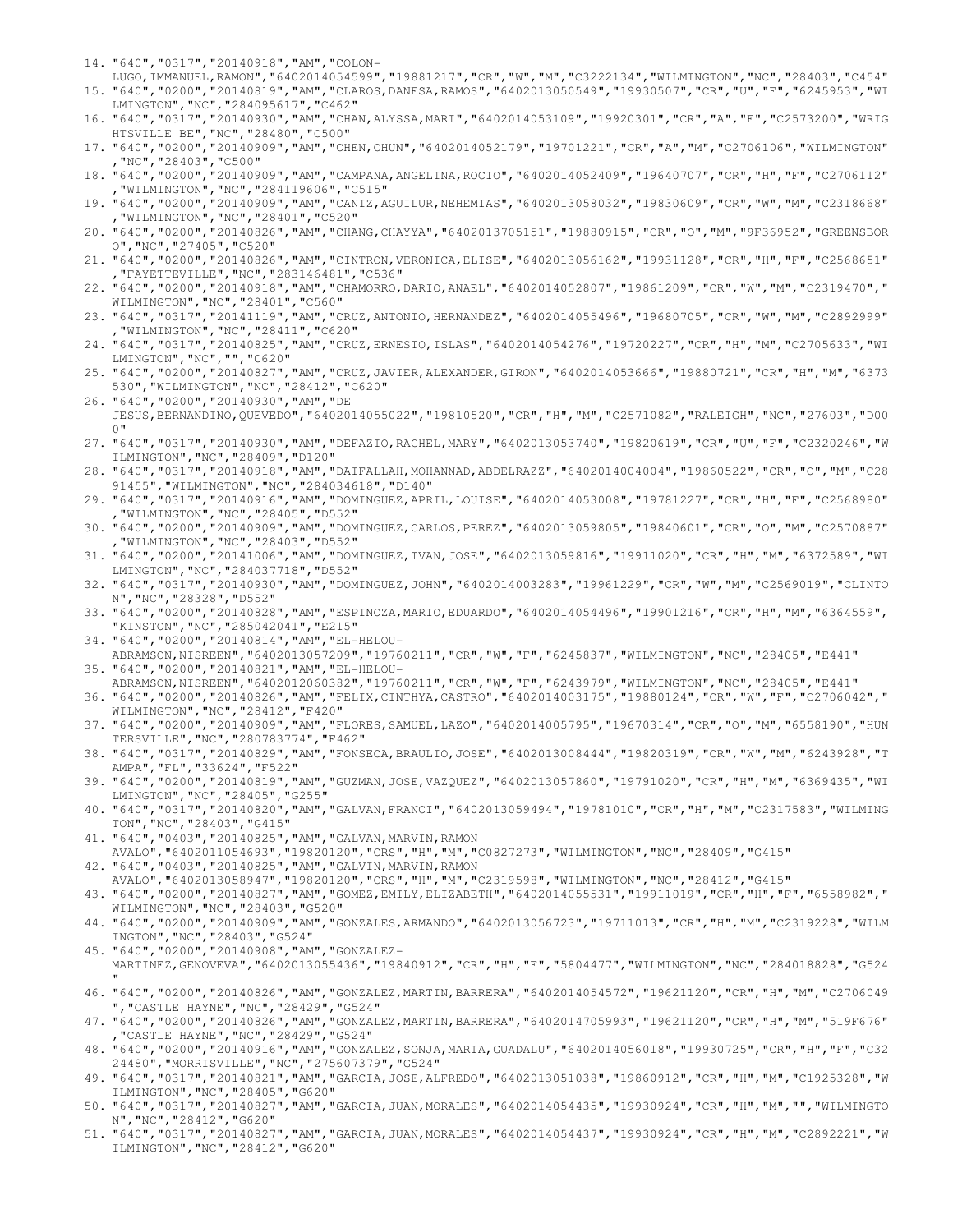14. "640","0317","20140918","AM","COLON-LUGO,IMMANUEL,RAMON","6402014054599","19881217","CR","W","M","C3222134","WILMINGTON","NC","28403","C454"
15. "640","0200","20140819","AM","CLAROS,DANESA,RAMOS","6402013050549","19930507","CR","U","F","6245953","WILMINGTON","NC","284095617","C462"
16. "640","0317","20140930","AM","CHAN,ALYSSA,MARI","6402014053109","19920301","CR","A","F","C2573200","WRIGHTSVILLE BE","NC","28480","C500"
17. "640","0200","20140909","AM","CHEN,CHUN","6402014052179","19701221","CR","A","M","C2706106","WILMINGTON","NC","28403","C500"
18. "640","0200","20140909","AM","CAMPANA,ANGELINA,ROCIO","6402014052409","19640707","CR","H","F","C2706112","WILMINGTON","NC","284119606","C515"
19. "640","0200","20140909","AM","CANIZ,AGUILUR,NEHEMIAS","6402013058032","19830609","CR","W","M","C2318668","WILMINGTON","NC","28401","C520"
20. "640","0200","20140826","AM","CHANG,CHAYYA","6402013705151","19880915","CR","O","M","9F36952","GREENSBORO","NC","27405","C520"
21. "640","0200","20140826","AM","CINTRON,VERONICA,ELISE","6402013056162","19931128","CR","H","F","C2568651","FAYETTEVILLE","NC","283146481","C536"
22. "640","0200","20140918","AM","CHAMORRO,DARIO,ANAEL","6402014052807","19861209","CR","W","M","C2319470","WILMINGTON","NC","28401","C560"
23. "640","0317","20141119","AM","CRUZ,ANTONIO,HERNANDEZ","6402014055496","19680705","CR","W","M","C2892999","WILMINGTON","NC","28411","C620"
24. "640","0317","20140825","AM","CRUZ,ERNESTO,ISLAS","6402014054276","19720227","CR","H","M","C2705633","WILMINGTON","NC","","C620"
25. "640","0200","20140827","AM","CRUZ,JAVIER,ALEXANDER,GIRON","6402014053666","19880721","CR","H","M","6373530","WILMINGTON","NC","28412","C620"
26. "640","0200","20140930","AM","DE JESUS,BERNANDINO,QUEVEDO","6402014055022","19810520","CR","H","M","C2571082","RALEIGH","NC","27603","D000"
27. "640","0317","20140930","AM","DEFAZIO,RACHEL,MARY","6402013053740","19820619","CR","U","F","C2320246","WILMINGTON","NC","28409","D120"
28. "640","0317","20140918","AM","DAIFALLAH,MOHANNAD,ABDELRAZZ","6402014004004","19860522","CR","O","M","C2891455","WILMINGTON","NC","284034618","D140"
29. "640","0317","20140916","AM","DOMINGUEZ,APRIL,LOUISE","6402014053008","19781227","CR","H","F","C2568980","WILMINGTON","NC","28405","D552"
30. "640","0200","20140909","AM","DOMINGUEZ,CARLOS,PEREZ","6402013059805","19840601","CR","O","M","C2570887","WILMINGTON","NC","28403","D552"
31. "640","0200","20141006","AM","DOMINGUEZ,IVAN,JOSE","6402013059816","19911020","CR","H","M","6372589","WILMINGTON","NC","284037718","D552"
32. "640","0317","20140930","AM","DOMINGUEZ,JOHN","6402014003283","19961229","CR","W","M","C2569019","CLINTON","NC","28328","D552"
33. "640","0200","20140828","AM","ESPINOZA,MARIO,EDUARDO","6402014054496","19901216","CR","H","M","6364559","KINSTON","NC","285042041","E215"
34. "640","0200","20140814","AM","EL-HELOU-ABRAMSON,NISREEN","6402013057209","19760211","CR","W","F","6245837","WILMINGTON","NC","28405","E441"
35. "640","0200","20140821","AM","EL-HELOU-ABRAMSON,NISREEN","6402012060382","19760211","CR","W","F","6243979","WILMINGTON","NC","28405","E441"
36. "640","0200","20140826","AM","FELIX,CINTHYA,CASTRO","6402014003175","19880124","CR","W","F","C2706042","WILMINGTON","NC","28412","F420"
37. "640","0200","20140909","AM","FLORES,SAMUEL,LAZO","6402014005795","19670314","CR","O","M","6558190","HUNTERSVILLE","NC","280783774","F462"
38. "640","0317","20140829","AM","FONSECA,BRAULIO,JOSE","6402013008444","19820319","CR","W","M","6243928","TAMPA","FL","33624","F522"
39. "640","0200","20140819","AM","GUZMAN,JOSE,VAZQUEZ","6402013057860","19791020","CR","H","M","6369435","WILMINGTON","NC","28405","G255"
40. "640","0317","20140820","AM","GALVAN,FRANCI","6402013059494","19781010","CR","H","M","C2317583","WILMINGTON","NC","28403","G415"
41. "640","0403","20140825","AM","GALVAN,MARVIN,RAMON AVALO","6402011054693","19820120","CRS","H","M","C0827273","WILMINGTON","NC","28409","G415"
42. "640","0403","20140825","AM","GALVIN,MARVIN,RAMON AVALO","6402013058947","19820120","CRS","H","M","C2319598","WILMINGTON","NC","28412","G415"
43. "640","0200","20140827","AM","GOMEZ,EMILY,ELIZABETH","6402014055531","19911019","CR","H","F","6558982","WILMINGTON","NC","28403","G520"
44. "640","0200","20140909","AM","GONZALES,ARMANDO","6402013056723","19711013","CR","H","M","C2319228","WILMINGTON","NC","28403","G524"
45. "640","0200","20140908","AM","GONZALEZ-MARTINEZ,GENOVEVA","6402013055436","19840912","CR","H","F","5804477","WILMINGTON","NC","284018828","G524"
46. "640","0200","20140826","AM","GONZALEZ,MARTIN,BARRERA","6402014054572","19621120","CR","H","M","C2706049","CASTLE HAYNE","NC","28429","G524"
47. "640","0200","20140826","AM","GONZALEZ,MARTIN,BARRERA","6402014705993","19621120","CR","H","M","519F676","CASTLE HAYNE","NC","28429","G524"
48. "640","0200","20140916","AM","GONZALEZ,SONJA,MARIA,GUADALU","6402014056018","19930725","CR","H","F","C3224480","MORRISVILLE","NC","275607379","G524"
49. "640","0317","20140821","AM","GARCIA,JOSE,ALFREDO","6402013051038","19860912","CR","H","M","C1925328","WILMINGTON","NC","28405","G620"
50. "640","0317","20140827","AM","GARCIA,JUAN,MORALES","6402014054435","19930924","CR","H","M","","WILMINGTON","NC","28412","G620"
51. "640","0317","20140827","AM","GARCIA,JUAN,MORALES","6402014054437","19930924","CR","H","M","C2892221","WILMINGTON","NC","28412","G620"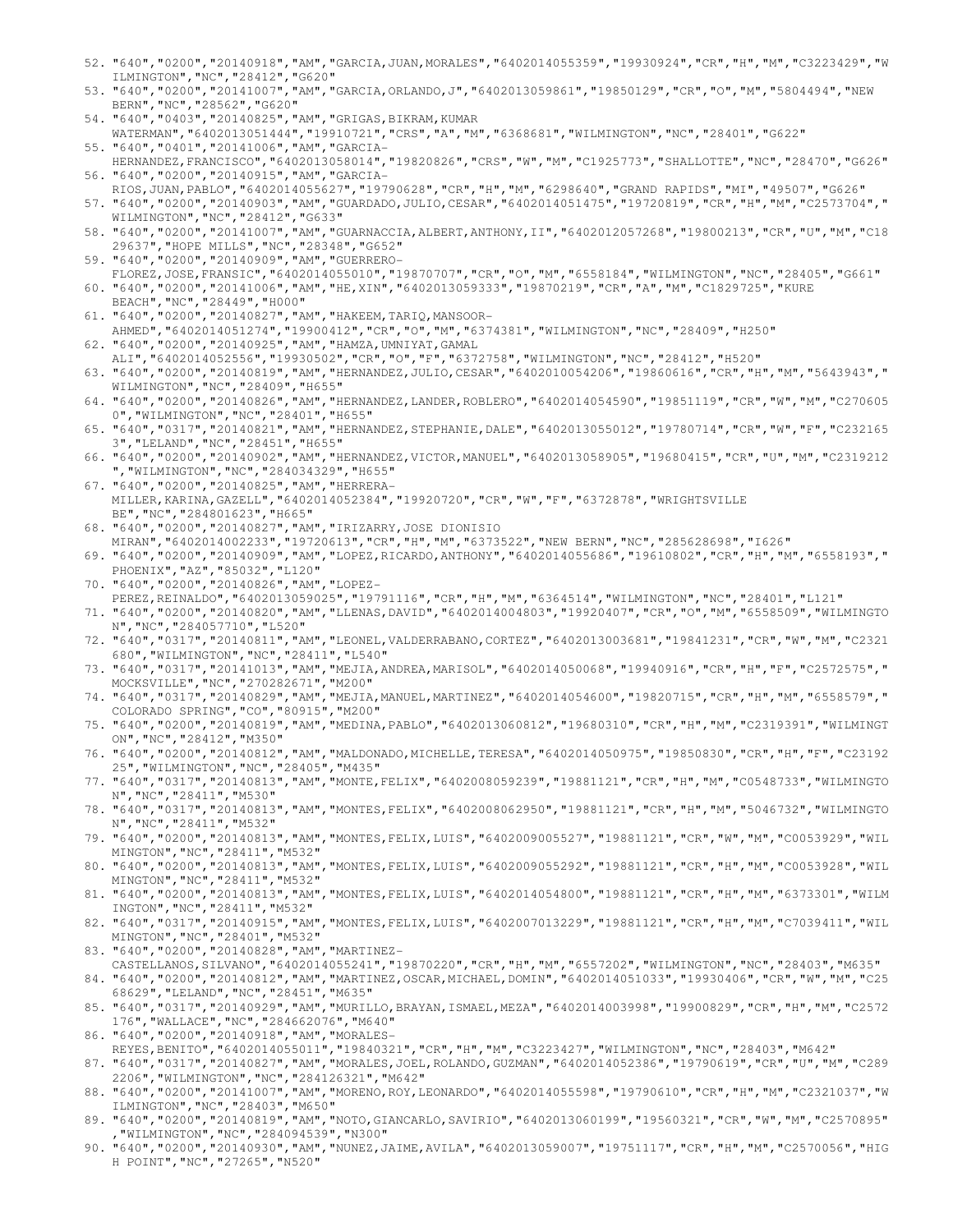52. "640","0200","20140918","AM","GARCIA,JUAN,MORALES","6402014055359","19930924","CR","H","M","C3223429","WILMINGTON","NC","28412","G620"
53. "640","0200","20141007","AM","GARCIA,ORLANDO,J","6402013059861","19850129","CR","O","M","5804494","NEW BERN","NC","28562","G620"
54. "640","0403","20140825","AM","GRIGAS,BIKRAM,KUMAR WATERMAN","6402013051444","19910721","CRS","A","M","6368681","WILMINGTON","NC","28401","G622"
55. "640","0401","20141006","AM","GARCIA-HERNANDEZ,FRANCISCO","6402013058014","19820826","CRS","W","M","C1925773","SHALLOTTE","NC","28470","G626"
56. "640","0200","20140915","AM","GARCIA-RIOS,JUAN,PABLO","6402014055627","19790628","CR","H","M","6298640","GRAND RAPIDS","MI","49507","G626"
57. "640","0200","20140903","AM","GUARDADO,JULIO,CESAR","6402014051475","19720819","CR","H","M","C2573704","WILMINGTON","NC","28412","G633"
58. "640","0200","20141007","AM","GUARNACCIA,ALBERT,ANTHONY,II","6402012057268","19800213","CR","U","M","C1829637","HOPE MILLS","NC","28348","G652"
59. "640","0200","20140909","AM","GUERRERO-FLOREZ,JOSE,FRANSIC","6402014055010","19870707","CR","O","M","6558184","WILMINGTON","NC","28405","G661"
60. "640","0200","20141006","AM","HE,XIN","6402013059333","19870219","CR","A","M","C1829725","KURE BEACH","NC","28449","H000"
61. "640","0200","20140827","AM","HAKEEM,TARIQ,MANSOOR-AHMED","6402014051274","19900412","CR","O","M","6374381","WILMINGTON","NC","28409","H250"
62. "640","0200","20140925","AM","HAMZA,UMNIYAT,GAMAL ALI","6402014052556","19930502","CR","O","F","6372758","WILMINGTON","NC","28412","H520"
63. "640","0200","20140819","AM","HERNANDEZ,JULIO,CESAR","6402010054206","19860616","CR","H","M","5643943","WILMINGTON","NC","28409","H655"
64. "640","0200","20140826","AM","HERNANDEZ,LANDER,ROBLERO","6402014054590","19851119","CR","W","M","C2706050","WILMINGTON","NC","28401","H655"
65. "640","0317","20140821","AM","HERNANDEZ,STEPHANIE,DALE","6402013055012","19780714","CR","W","F","C2321653","LELAND","NC","28451","H655"
66. "640","0200","20140902","AM","HERNANDEZ,VICTOR,MANUEL","6402013058905","19680415","CR","U","M","C2319212","WILMINGTON","NC","284034329","H655"
67. "640","0200","20140825","AM","HERRERA-MILLER,KARINA,GAZELL","6402014052384","19920720","CR","W","F","6372878","WRIGHTSVILLE BE","NC","284801623","H665"
68. "640","0200","20140827","AM","IRIZARRY,JOSE DIONISIO MIRAN","6402014002233","19720613","CR","H","M","6373522","NEW BERN","NC","285628698","I626"
69. "640","0200","20140909","AM","LOPEZ,RICARDO,ANTHONY","6402014055686","19610802","CR","H","M","6558193","PHOENIX","AZ","85032","L120"
70. "640","0200","20140826","AM","LOPEZ-PEREZ,REINALDO","6402013059025","19791116","CR","H","M","6364514","WILMINGTON","NC","28401","L121"
71. "640","0200","20140820","AM","LLENAS,DAVID","6402014004803","19920407","CR","O","M","6558509","WILMINGTON","NC","284057710","L520"
72. "640","0317","20140811","AM","LEONEL,VALDERRABANO,CORTEZ","6402013003681","19841231","CR","W","M","C2321680","WILMINGTON","NC","28411","L540"
73. "640","0317","20141013","AM","MEJIA,ANDREA,MARISOL","6402014050068","19940916","CR","H","F","C2572575","MOCKSVILLE","NC","270282671","M200"
74. "640","0317","20140829","AM","MEJIA,MANUEL,MARTINEZ","6402014054600","19820715","CR","H","M","6558579","COLORADO SPRING","CO","80915","M200"
75. "640","0200","20140819","AM","MEDINA,PABLO","6402013060812","19680310","CR","H","M","C2319391","WILMINGTON","NC","28412","M350"
76. "640","0200","20140812","AM","MALDONADO,MICHELLE,TERESA","6402014050975","19850830","CR","H","F","C2319225","WILMINGTON","NC","28405","M435"
77. "640","0317","20140813","AM","MONTE,FELIX","6402008059239","19881121","CR","H","M","C0548733","WILMINGTON","NC","28411","M530"
78. "640","0317","20140813","AM","MONTES,FELIX","6402008062950","19881121","CR","H","M","5046732","WILMINGTON","NC","28411","M532"
79. "640","0200","20140813","AM","MONTES,FELIX,LUIS","6402009005527","19881121","CR","W","M","C0053929","WILMINGTON","NC","28411","M532"
80. "640","0200","20140813","AM","MONTES,FELIX,LUIS","6402009055292","19881121","CR","H","M","C0053928","WILMINGTON","NC","28411","M532"
81. "640","0200","20140813","AM","MONTES,FELIX,LUIS","6402014054800","19881121","CR","H","M","6373301","WILMINGTON","NC","28411","M532"
82. "640","0317","20140915","AM","MONTES,FELIX,LUIS","6402007013229","19881121","CR","H","M","C7039411","WILMINGTON","NC","28401","M532"
83. "640","0200","20140828","AM","MARTINEZ-CASTELLANOS,SILVANO","6402014055241","19870220","CR","H","M","6557202","WILMINGTON","NC","28403","M635"
84. "640","0200","20140812","AM","MARTINEZ,OSCAR,MICHAEL,DOMIN","6402014051033","19930406","CR","W","M","C2568629","LELAND","NC","28451","M635"
85. "640","0317","20140929","AM","MURILLO,BRAYAN,ISMAEL,MEZA","6402014003998","19900829","CR","H","M","C2572176","WALLACE","NC","284662076","M640"
86. "640","0200","20140918","AM","MORALES-REYES,BENITO","6402014055011","19840321","CR","H","M","C3223427","WILMINGTON","NC","28403","M642"
87. "640","0317","20140827","AM","MORALES,JOEL,ROLANDO,GUZMAN","6402014052386","19790619","CR","U","M","C2892206","WILMINGTON","NC","284126321","M642"
88. "640","0200","20141007","AM","MORENO,ROY,LEONARDO","6402014055598","19790610","CR","H","M","C2321037","WILMINGTON","NC","28403","M650"
89. "640","0200","20140819","AM","NOTO,GIANCARLO,SAVIRIO","6402013060199","19560321","CR","W","M","C2570895","WILMINGTON","NC","284094539","N300"
90. "640","0200","20140930","AM","NUNEZ,JAIME,AVILA","6402013059007","19751117","CR","H","M","C2570056","HIGH POINT","NC","27265","N520"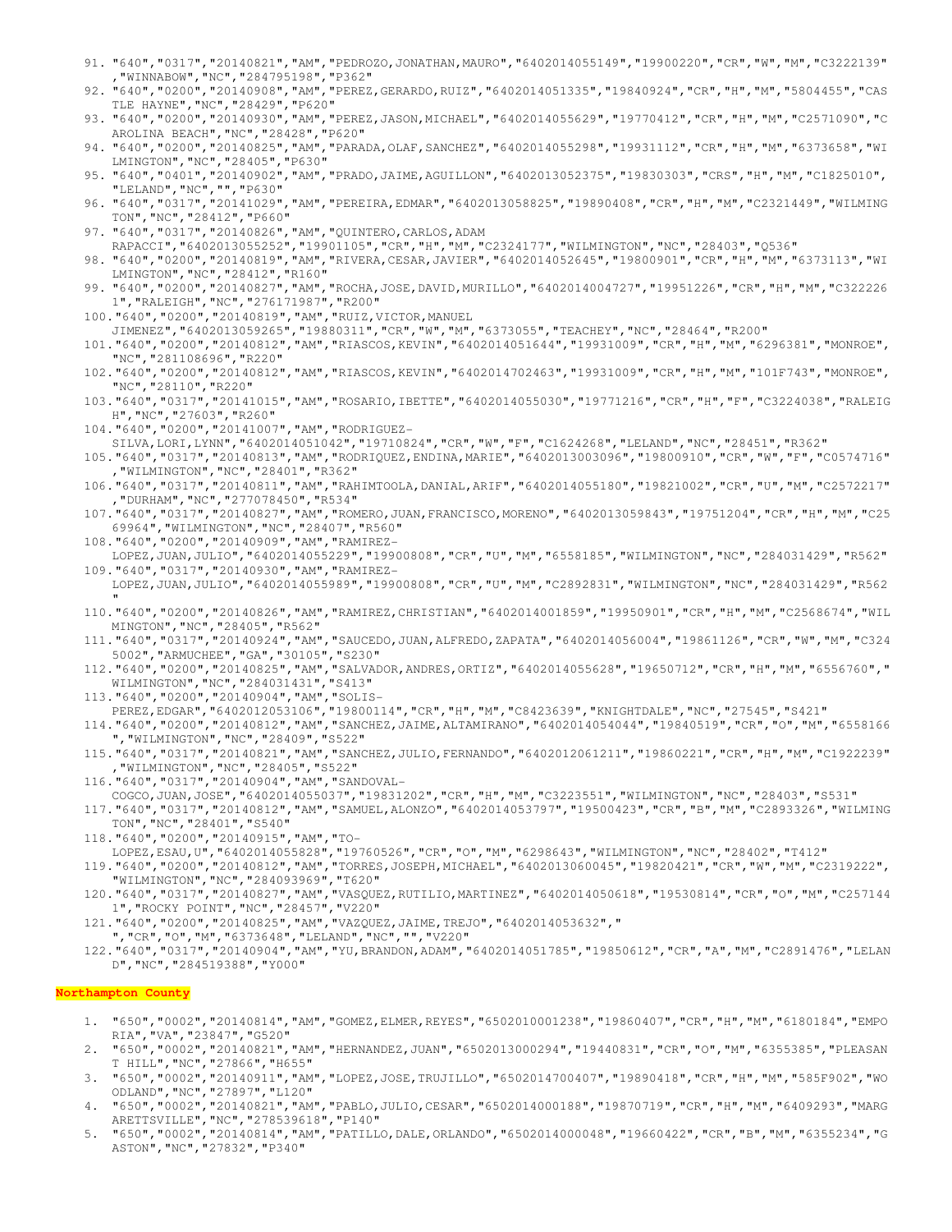91. "640","0317","20140821","AM","PEDROZO,JONATHAN,MAURO","6402014055149","19900220","CR","W","M","C3222139","WINNABOW","NC","284795198","P362"
92. "640","0200","20140908","AM","PEREZ,GERARDO,RUIZ","6402014051335","19840924","CR","H","M","5804455","CASTLE HAYNE","NC","28429","P620"
93. "640","0200","20140930","AM","PEREZ,JASON,MICHAEL","6402014055629","19770412","CR","H","M","C2571090","CAROLINA BEACH","NC","28428","P620"
94. "640","0200","20140825","AM","PARADA,OLAF,SANCHEZ","6402014055298","19931112","CR","H","M","6373658","WILMINGTON","NC","28405","P630"
95. "640","0401","20140902","AM","PRADO,JAIME,AGUILLON","6402013052375","19830303","CRS","H","M","C1825010","LELAND","NC","","P630"
96. "640","0317","20141029","AM","PEREIRA,EDMAR","6402013058825","19890408","CR","H","M","C2321449","WILMINGTON","NC","28412","P660"
97. "640","0317","20140826","AM","QUINTERO,CARLOS,ADAM RAPACCI","6402013055252","19901105","CR","H","M","C2324177","WILMINGTON","NC","28403","Q536"
98. "640","0200","20140819","AM","RIVERA,CESAR,JAVIER","6402014052645","19800901","CR","H","M","6373113","WILMINGTON","NC","28412","R160"
99. "640","0200","20140827","AM","ROCHA,JOSE,DAVID,MURILLO","6402014004727","19951226","CR","H","M","C3222261","RALEIGH","NC","276171987","R200"
100. "640","0200","20140819","AM","RUIZ,VICTOR,MANUEL JIMENEZ","6402013059265","19880311","CR","W","M","6373055","TEACHEY","NC","28464","R200"
101. "640","0200","20140812","AM","RIASCOS,KEVIN","6402014051644","19931009","CR","H","M","6296381","MONROE","NC","281108696","R220"
102. "640","0200","20140812","AM","RIASCOS,KEVIN","6402014702463","19931009","CR","H","M","101F743","MONROE","NC","28110","R220"
103. "640","0317","20141015","AM","ROSARIO,IBETTE","6402014055030","19771216","CR","H","F","C3224038","RALEIGH","NC","27603","R260"
104. "640","0200","20141007","AM","RODRIGUEZ-SILVA,LORI,LYNN","6402014051042","19710824","CR","W","F","C1624268","LELAND","NC","28451","R362"
105. "640","0317","20140813","AM","RODRIQUEZ,ENDINA,MARIE","6402013003096","19800910","CR","W","F","C0574716","WILMINGTON","NC","28401","R362"
106. "640","0317","20140811","AM","RAHIMTOOLA,DANIAL,ARIF","6402014055180","19821002","CR","U","M","C2572217","DURHAM","NC","277078450","R534"
107. "640","0317","20140827","AM","ROMERO,JUAN,FRANCISCO,MORENO","6402013059843","19751204","CR","H","M","C2569964","WILMINGTON","NC","28407","R560"
108. "640","0200","20140909","AM","RAMIREZ-LOPEZ,JUAN,JULIO","6402014055229","19900808","CR","U","M","6558185","WILMINGTON","NC","284031429","R562"
109. "640","0317","20140930","AM","RAMIREZ-LOPEZ,JUAN,JULIO","6402014055989","19900808","CR","U","M","C2892831","WILMINGTON","NC","284031429","R562"
110. "640","0200","20140826","AM","RAMIREZ,CHRISTIAN","6402014001859","19950901","CR","H","M","C2568674","WILMINGTON","NC","28405","R562"
111. "640","0317","20140924","AM","SAUCEDO,JUAN,ALFREDO,ZAPATA","6402014056004","19861126","CR","W","M","C3245002","ARMUCHEE","GA","30105","S230"
112. "640","0200","20140825","AM","SALVADOR,ANDRES,ORTIZ","6402014055628","19650712","CR","H","M","6556760","WILMINGTON","NC","284031431","S413"
113. "640","0200","20140904","AM","SOLIS-PEREZ,EDGAR","6402012053106","19800114","CR","H","M","C8423639","KNIGHTDALE","NC","27545","S421"
114. "640","0200","20140812","AM","SANCHEZ,JAIME,ALTAMIRANO","6402014054044","19840519","CR","O","M","6558166","WILMINGTON","NC","28409","S522"
115. "640","0317","20140821","AM","SANCHEZ,JULIO,FERNANDO","6402012061211","19860221","CR","H","M","C1922239","WILMINGTON","NC","28405","S522"
116. "640","0317","20140904","AM","SANDOVAL-COGCO,JUAN,JOSE","6402014055037","19831202","CR","H","M","C3223551","WILMINGTON","NC","28403","S531"
117. "640","0317","20140812","AM","SAMUEL,ALONZO","6402014053797","19500423","CR","B","M","C2893326","WILMINGTON","NC","28401","S540"
118. "640","0200","20140915","AM","TO-LOPEZ,ESAU,U","6402014055828","19760526","CR","O","M","6298643","WILMINGTON","NC","28402","T412"
119. "640","0200","20140812","AM","TORRES,JOSEPH,MICHAEL","6402013060045","19820421","CR","W","M","C2319222","WILMINGTON","NC","284093969","T620"
120. "640","0317","20140827","AM","VASQUEZ,RUTILIO,MARTINEZ","6402014050618","19530814","CR","O","M","C2571441","ROCKY POINT","NC","28457","V220"
121. "640","0200","20140825","AM","VAZQUEZ,JAIME,TREJO","6402014053632"," ","CR","O","M","6373648","LELAND","NC","","V220"
122. "640","0317","20140904","AM","YU,BRANDON,ADAM","6402014051785","19850612","CR","A","M","C2891476","LELAND","NC","284519388","Y000"

**Northampton County**

1. "650","0002","20140814","AM","GOMEZ,ELMER,REYES","6502010001238","19860407","CR","H","M","6180184","EMPORIA","VA","23847","G520"
2. "650","0002","20140821","AM","HERNANDEZ,JUAN","6502013000294","19440831","CR","O","M","6355385","PLEASANT HILL","NC","27866","H655"
3. "650","0002","20140911","AM","LOPEZ,JOSE,TRUJILLO","6502014700407","19890418","CR","H","M","585F902","WOODLAND","NC","27897","L120"
4. "650","0002","20140821","AM","PABLO,JULIO,CESAR","6502014000188","19870719","CR","H","M","6409293","MARGARETTSVILLE","NC","278539618","P140"
5. "650","0002","20140814","AM","PATILLO,DALE,ORLANDO","6502014000048","19660422","CR","B","M","6355234","GASTON","NC","27832","P340"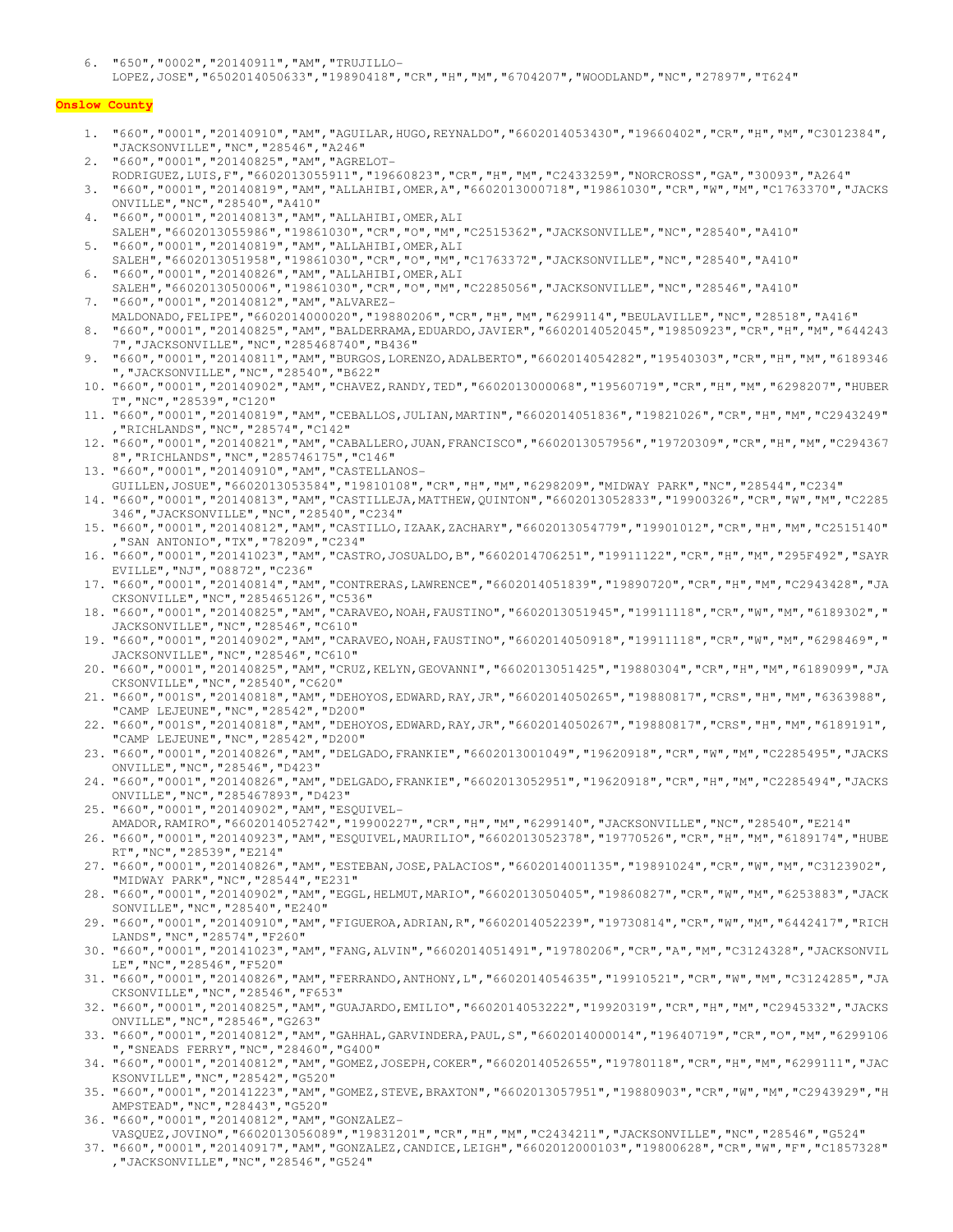6. "650","0002","20140911","AM","TRUJILLO-LOPEZ,JOSE","6502014050633","19890418","CR","H","M","6704207","WOODLAND","NC","27897","T624"

**Onslow County**

1. "660","0001","20140910","AM","AGUILAR,HUGO,REYNALDO","6602014053430","19660402","CR","H","M","C3012384","JACKSONVILLE","NC","28546","A246"
2. "660","0001","20140825","AM","AGRELOT-RODRIGUEZ,LUIS,F","6602013055911","19660823","CR","H","M","C2433259","NORCROSS","GA","30093","A264"
3. "660","0001","20140819","AM","ALLAHIBI,OMER,A","6602013000718","19861030","CR","W","M","C1763370","JACKSONVILLE","NC","28540","A410"
4. "660","0001","20140813","AM","ALLAHIBI,OMER,ALI SALEH","6602013055986","19861030","CR","O","M","C2515362","JACKSONVILLE","NC","28540","A410"
5. "660","0001","20140819","AM","ALLAHIBI,OMER,ALI SALEH","6602013051958","19861030","CR","O","M","C1763372","JACKSONVILLE","NC","28540","A410"
6. "660","0001","20140826","AM","ALLAHIBI,OMER,ALI SALEH","6602013050006","19861030","CR","O","M","C2285056","JACKSONVILLE","NC","28546","A410"
7. "660","0001","20140812","AM","ALVAREZ-MALDONADO,FELIPE","6602014000020","19880206","CR","H","M","6299114","BEULAVILLE","NC","28518","A416"
8. "660","0001","20140825","AM","BALDERRAMA,EDUARDO,JAVIER","6602014052045","19850923","CR","H","M","6442437","JACKSONVILLE","NC","285468740","B436"
9. "660","0001","20140811","AM","BURGOS,LORENZO,ADALBERTO","6602014054282","19540303","CR","H","M","6189346","JACKSONVILLE","NC","28540","B622"
10. "660","0001","20140902","AM","CHAVEZ,RANDY,TED","6602013000068","19560719","CR","H","M","6298207","HUBERT","NC","28539","C120"
11. "660","0001","20140819","AM","CEBALLOS,JULIAN,MARTIN","6602014051836","19821026","CR","H","M","C2943249","RICHLANDS","NC","28574","C142"
12. "660","0001","20140821","AM","CABALLERO,JUAN,FRANCISCO","6602013057956","19720309","CR","H","M","C2943678","RICHLANDS","NC","285746175","C146"
13. "660","0001","20140910","AM","CASTELLANOS-GUILLEN,JOSUE","6602013053584","19810108","CR","H","M","6298209","MIDWAY PARK","NC","28544","C234"
14. "660","0001","20140813","AM","CASTILLEJA,MATTHEW,QUINTON","6602013052833","19900326","CR","W","M","C2285346","JACKSONVILLE","NC","28540","C234"
15. "660","0001","20140812","AM","CASTILLO,IZAAK,ZACHARY","6602013054779","19901012","CR","H","M","C2515140","SAN ANTONIO","TX","78209","C234"
16. "660","0001","20141023","AM","CASTRO,JOSUALDO,B","6602014706251","19911122","CR","H","M","295F492","SAYREVILLE","NJ","08872","C236"
17. "660","0001","20140814","AM","CONTRERAS,LAWRENCE","6602014051839","19890720","CR","H","M","C2943428","JACKSONVILLE","NC","285465126","C536"
18. "660","0001","20140825","AM","CARAVEO,NOAH,FAUSTINO","6602013051945","19911118","CR","W","M","6189302","JACKSONVILLE","NC","28546","C610"
19. "660","0001","20140902","AM","CARAVEO,NOAH,FAUSTINO","6602014050918","19911118","CR","W","M","6298469","JACKSONVILLE","NC","28546","C610"
20. "660","0001","20140825","AM","CRUZ,KELYN,GEOVANNI","6602013051425","19880304","CR","H","M","6189099","JACKSONVILLE","NC","28540","C620"
21. "660","001S","20140818","AM","DEHOYOS,EDWARD,RAY,JR","6602014050265","19880817","CRS","H","M","6363988","CAMP LEJEUNE","NC","28542","D200"
22. "660","001S","20140818","AM","DEHOYOS,EDWARD,RAY,JR","6602014050267","19880817","CRS","H","M","6189191","CAMP LEJEUNE","NC","28542","D200"
23. "660","0001","20140826","AM","DELGADO,FRANKIE","6602013001049","19620918","CR","W","M","C2285495","JACKSONVILLE","NC","28546","D423"
24. "660","0001","20140826","AM","DELGADO,FRANKIE","6602013052951","19620918","CR","H","M","C2285494","JACKSONVILLE","NC","285467893","D423"
25. "660","0001","20140902","AM","ESQUIVEL-AMADOR,RAMIRO","6602014052742","19900227","CR","H","M","6299140","JACKSONVILLE","NC","28540","E214"
26. "660","0001","20140923","AM","ESQUIVEL,MAURILIO","6602013052378","19770526","CR","H","M","6189174","HUBERT","NC","28539","E214"
27. "660","0001","20140826","AM","ESTEBAN,JOSE,PALACIOS","6602014001135","19891024","CR","W","M","C3123902","MIDWAY PARK","NC","28544","E231"
28. "660","0001","20140902","AM","EGGL,HELMUT,MARIO","6602013050405","19860827","CR","W","M","6253883","JACKSONVILLE","NC","28540","E240"
29. "660","0001","20140910","AM","FIGUEROA,ADRIAN,R","6602014052239","19730814","CR","W","M","6442417","RICHLANDS","NC","28574","F260"
30. "660","0001","20141023","AM","FANG,ALVIN","6602014051491","19780206","CR","A","M","C3124328","JACKSONVILLE","NC","28546","F520"
31. "660","0001","20140826","AM","FERRANDO,ANTHONY,L","6602014054635","19910521","CR","W","M","C3124285","JACKSONVILLE","NC","28546","F653"
32. "660","0001","20140825","AM","GUAJARDO,EMILIO","6602014053222","19920319","CR","H","M","C2945332","JACKSONVILLE","NC","28546","G263"
33. "660","0001","20140812","AM","GAHHAL,GARVINDERA,PAUL,S","6602014000014","19640719","CR","O","M","6299106","SNEADS FERRY","NC","28460","G400"
34. "660","0001","20140812","AM","GOMEZ,JOSEPH,COKER","6602014052655","19780118","CR","H","M","6299111","JACKSONVILLE","NC","28542","G520"
35. "660","0001","20141223","AM","GOMEZ,STEVE,BRAXTON","6602013057951","19880903","CR","W","M","C2943929","HAMPSTEAD","NC","28443","G520"
36. "660","0001","20140812","AM","GONZALEZ-VASQUEZ,JOVINO","6602013056089","19831201","CR","H","M","C2434211","JACKSONVILLE","NC","28546","G524"
37. "660","0001","20140917","AM","GONZALEZ,CANDICE,LEIGH","6602012000103","19800628","CR","W","F","C1857328","JACKSONVILLE","NC","28546","G524"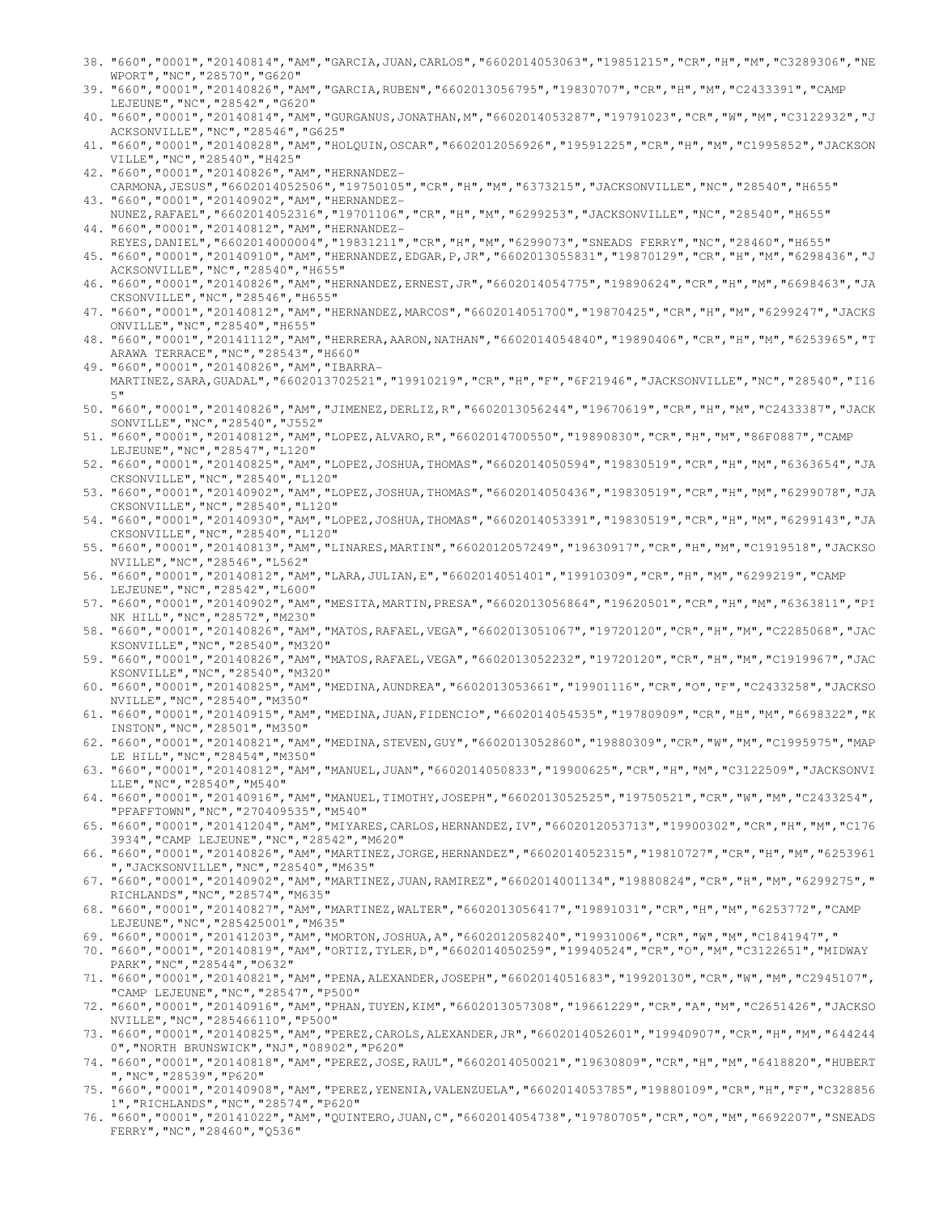38. "660","0001","20140814","AM","GARCIA,JUAN,CARLOS","6602014053063","19851215","CR","H","M","C3289306","NEWPORT","NC","28570","G620"
39. "660","0001","20140826","AM","GARCIA,RUBEN","6602013056795","19830707","CR","H","M","C2433391","CAMP LEJEUNE","NC","28542","G620"
40. "660","0001","20140814","AM","GURGANUS,JONATHAN,M","6602014053287","19791023","CR","W","M","C3122932","JACKSONVILLE","NC","28546","G625"
41. "660","0001","20140828","AM","HOLQUIN,OSCAR","6602012056926","19591225","CR","H","M","C1995852","JACKSONVILLE","NC","28540","H425"
42. "660","0001","20140826","AM","HERNANDEZ-CARMONA,JESUS","6602014052506","19750105","CR","H","M","6373215","JACKSONVILLE","NC","28540","H655"
43. "660","0001","20140902","AM","HERNANDEZ-NUNEZ,RAFAEL","6602014052316","19701106","CR","H","M","6299253","JACKSONVILLE","NC","28540","H655"
44. "660","0001","20140812","AM","HERNANDEZ-REYES,DANIEL","6602014000004","19831211","CR","H","M","6299073","SNEADS FERRY","NC","28460","H655"
45. "660","0001","20140910","AM","HERNANDEZ,EDGAR,P,JR","6602013055831","19870129","CR","H","M","6298436","JACKSONVILLE","NC","28540","H655"
46. "660","0001","20140826","AM","HERNANDEZ,ERNEST,JR","6602014054775","19890624","CR","H","M","6698463","JACKSONVILLE","NC","28546","H655"
47. "660","0001","20140812","AM","HERNANDEZ,MARCOS","6602014051700","19870425","CR","H","M","6299247","JACKSONVILLE","NC","28540","H655"
48. "660","0001","20141112","AM","HERRERA,AARON,NATHAN","6602014054840","19890406","CR","H","M","6253965","TARAWA TERRACE","NC","28543","H660"
49. "660","0001","20140826","AM","IBARRA-MARTINEZ,SARA,GUADAL","6602013702521","19910219","CR","H","F","6F21946","JACKSONVILLE","NC","28540","I165"
50. "660","0001","20140826","AM","JIMENEZ,DERLIZ,R","6602013056244","19670619","CR","H","M","C2433387","JACKSONVILLE","NC","28540","J552"
51. "660","0001","20140812","AM","LOPEZ,ALVARO,R","6602014700550","19890830","CR","H","M","86F0887","CAMP LEJEUNE","NC","28547","L120"
52. "660","0001","20140825","AM","LOPEZ,JOSHUA,THOMAS","6602014050594","19830519","CR","H","M","6363654","JACKSONVILLE","NC","28540","L120"
53. "660","0001","20140902","AM","LOPEZ,JOSHUA,THOMAS","6602014050436","19830519","CR","H","M","6299078","JACKSONVILLE","NC","28540","L120"
54. "660","0001","20140930","AM","LOPEZ,JOSHUA,THOMAS","6602014053391","19830519","CR","H","M","6299143","JACKSONVILLE","NC","28540","L120"
55. "660","0001","20140813","AM","LINARES,MARTIN","6602012057249","19630917","CR","H","M","C1919518","JACKSONVILLE","NC","28546","L562"
56. "660","0001","20140812","AM","LARA,JULIAN,E","6602014051401","19910309","CR","H","M","6299219","CAMP LEJEUNE","NC","28542","L600"
57. "660","0001","20140902","AM","MESITA,MARTIN,PRESA","6602013056864","19620501","CR","H","M","6363811","PINK HILL","NC","28572","M230"
58. "660","0001","20140826","AM","MATOS,RAFAEL,VEGA","6602013051067","19720120","CR","H","M","C2285068","JACKSONVILLE","NC","28540","M320"
59. "660","0001","20140826","AM","MATOS,RAFAEL,VEGA","6602013052232","19720120","CR","H","M","C1919967","JACKSONVILLE","NC","28540","M320"
60. "660","0001","20140825","AM","MEDINA,AUNDREA","6602013053661","19901116","CR","O","F","C2433258","JACKSONVILLE","NC","28540","M350"
61. "660","0001","20140915","AM","MEDINA,JUAN,FIDENCIO","6602014054535","19780909","CR","H","M","6698322","KINSTON","NC","28501","M350"
62. "660","0001","20140821","AM","MEDINA,STEVEN,GUY","6602013052860","19880309","CR","W","M","C1995975","MAPLE HILL","NC","28454","M350"
63. "660","0001","20140812","AM","MANUEL,JUAN","6602014050833","19900625","CR","H","M","C3122509","JACKSONVILLE","NC","28540","M540"
64. "660","0001","20140916","AM","MANUEL,TIMOTHY,JOSEPH","6602013052525","19750521","CR","W","M","C2433254","PFAFFTOWN","NC","270409535","M540"
65. "660","0001","20141204","AM","MIYARES,CARLOS,HERNANDEZ,IV","6602012053713","19900302","CR","H","M","C1763934","CAMP LEJEUNE","NC","28542","M620"
66. "660","0001","20140826","AM","MARTINEZ,JORGE,HERNANDEZ","6602014052315","19810727","CR","H","M","6253961","JACKSONVILLE","NC","28540","M635"
67. "660","0001","20140902","AM","MARTINEZ,JUAN,RAMIREZ","6602014001134","19880824","CR","H","M","6299275","RICHLANDS","NC","28574","M635"
68. "660","0001","20140827","AM","MARTINEZ,WALTER","6602013056417","19891031","CR","H","M","6253772","CAMP LEJEUNE","NC","285425001","M635"
69. "660","0001","20141203","AM","MORTON,JOSHUA,A","6602012058240","19931006","CR","W","M","C1841947","
70. "660","0001","20140819","AM","ORTIZ,TYLER,D","6602014050259","19940524","CR","O","M","C3122651","MIDWAY PARK","NC","28544","O632"
71. "660","0001","20140821","AM","PENA,ALEXANDER,JOSEPH","6602014051683","19920130","CR","W","M","C2945107","CAMP LEJEUNE","NC","28547","P500"
72. "660","0001","20140916","AM","PHAN,TUYEN,KIM","6602013057308","19661229","CR","A","M","C2651426","JACKSONVILLE","NC","285466110","P500"
73. "660","0001","20140825","AM","PEREZ,CAROLS,ALEXANDER,JR","6602014052601","19940907","CR","H","M","6442440","NORTH BRUNSWICK","NJ","08902","P620"
74. "660","0001","20140818","AM","PEREZ,JOSE,RAUL","6602014050021","19630809","CR","H","M","6418820","HUBERT","NC","28539","P620"
75. "660","0001","20140908","AM","PEREZ,YENENIA,VALENZUELA","6602014053785","19880109","CR","H","F","C3288561","RICHLANDS","NC","28574","P620"
76. "660","0001","20141022","AM","QUINTERO,JUAN,C","6602014054738","19780705","CR","O","M","6692207","SNEADS FERRY","NC","28460","Q536"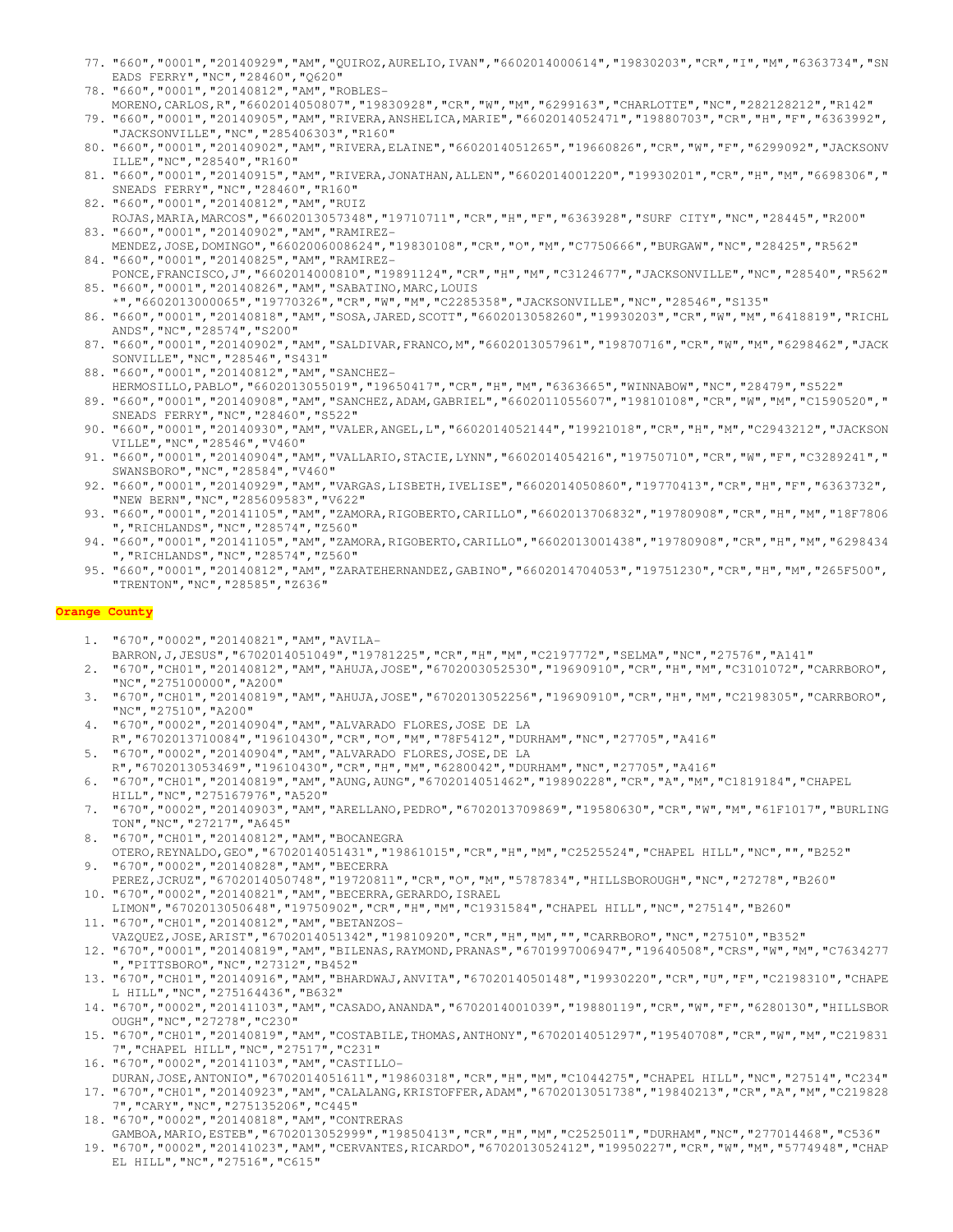77. "660","0001","20140929","AM","QUIROZ,AURELIO,IVAN","6602014000614","19830203","CR","I","M","6363734","SNEADS FERRY","NC","28460","Q620"
78. "660","0001","20140812","AM","ROBLES-MORENO,CARLOS,R","6602014050807","19830928","CR","W","M","6299163","CHARLOTTE","NC","282128212","R142"
79. "660","0001","20140905","AM","RIVERA,ANSHELICA,MARIE","6602014052471","19880703","CR","H","F","6363992","JACKSONVILLE","NC","285406303","R160"
80. "660","0001","20140902","AM","RIVERA,ELAINE","6602014051265","19660826","CR","W","F","6299092","JACKSONVILLE","NC","28540","R160"
81. "660","0001","20140915","AM","RIVERA,JONATHAN,ALLEN","6602014001220","19930201","CR","H","M","6698306","SNEADS FERRY","NC","28460","R160"
82. "660","0001","20140812","AM","RUIZ ROJAS,MARIA,MARCOS","6602013057348","19710711","CR","H","F","6363928","SURF CITY","NC","28445","R200"
83. "660","0001","20140902","AM","RAMIREZ-MENDEZ,JOSE,DOMINGO","6602006008624","19830108","CR","O","M","C7750666","BURGAW","NC","28425","R562"
84. "660","0001","20140825","AM","RAMIREZ-PONCE,FRANCISCO,J","6602014000810","19891124","CR","H","M","C3124677","JACKSONVILLE","NC","28540","R562"
85. "660","0001","20140826","AM","SABATINO,MARC,LOUIS *","6602013000065","19770326","CR","W","M","C2285358","JACKSONVILLE","NC","28546","S135"
86. "660","0001","20140818","AM","SOSA,JARED,SCOTT","6602013058260","19930203","CR","W","M","6418819","RICHLANDS","NC","28574","S200"
87. "660","0001","20140902","AM","SALDIVAR,FRANCO,M","6602013057961","19870716","CR","W","M","6298462","JACKSONVILLE","NC","28546","S431"
88. "660","0001","20140812","AM","SANCHEZ-HERMOSILLO,PABLO","6602013055019","19650417","CR","H","M","6363665","WINNABOW","NC","28479","S522"
89. "660","0001","20140908","AM","SANCHEZ,ADAM,GABRIEL","6602011055607","19810108","CR","W","M","C1590520","SNEADS FERRY","NC","28460","S522"
90. "660","0001","20140930","AM","VALER,ANGEL,L","6602014052144","19921018","CR","H","M","C2943212","JACKSONVILLE","NC","28546","V460"
91. "660","0001","20140904","AM","VALLARIO,STACIE,LYNN","6602014054216","19750710","CR","W","F","C3289241","SWANSBORO","NC","28584","V460"
92. "660","0001","20140929","AM","VARGAS,LISBETH,IVELISE","6602014050860","19770413","CR","H","F","6363732","NEW BERN","NC","285609583","V622"
93. "660","0001","20141105","AM","ZAMORA,RIGOBERTO,CARILLO","6602013706832","19780908","CR","H","M","18F7806","RICHLANDS","NC","28574","Z560"
94. "660","0001","20141105","AM","ZAMORA,RIGOBERTO,CARILLO","6602013001438","19780908","CR","H","M","6298434","RICHLANDS","NC","28574","Z560"
95. "660","0001","20140812","AM","ZARATEHERNANDEZ,GABINO","6602014704053","19751230","CR","H","M","265F500","TRENTON","NC","28585","Z636"

## Orange County

1. "670","0002","20140821","AM","AVILA-BARRON,J,JESUS","6702014051049","19781225","CR","H","M","C2197772","SELMA","NC","27576","A141"
2. "670","CH01","20140812","AM","AHUJA,JOSE","6702003052530","19690910","CR","H","M","C3101072","CARRBORO","NC","275100000","A200"
3. "670","CH01","20140819","AM","AHUJA,JOSE","6702013052256","19690910","CR","H","M","C2198305","CARRBORO","NC","27510","A200"
4. "670","0002","20140904","AM","ALVARADO FLORES,JOSE DE LA R","6702013710084","19610430","CR","O","M","78F5412","DURHAM","NC","27705","A416"
5. "670","0002","20140904","AM","ALVARADO FLORES,JOSE,DE LA R","6702013053469","19610430","CR","H","M","6280042","DURHAM","NC","27705","A416"
6. "670","CH01","20140819","AM","AUNG,AUNG","6702014051462","19890228","CR","A","M","C1819184","CHAPEL HILL","NC","275167976","A520"
7. "670","0002","20140903","AM","ARELLANO,PEDRO","6702013709869","19580630","CR","W","M","61F1017","BURLINGTON","NC","27217","A645"
8. "670","CH01","20140812","AM","BOCANEGRA OTERO,REYNALDO,GEO","6702014051431","19861015","CR","H","M","C2525524","CHAPEL HILL","NC","","B252"
9. "670","0002","20140828","AM","BECERRA PEREZ,JCRUZ","6702014050748","19720811","CR","O","M","5787834","HILLSBOROUGH","NC","27278","B260"
10. "670","0002","20140821","AM","BECERRA,GERARDO,ISRAEL LIMON","6702013050648","19750902","CR","H","M","C1931584","CHAPEL HILL","NC","27514","B260"
11. "670","CH01","20140812","AM","BETANZOS-VAZQUEZ,JOSE,ARIST","6702014051342","19810920","CR","H","M","","CARRBORO","NC","27510","B352"
12. "670","0001","20140819","AM","BILENAS,RAYMOND,PRANAS","6701997006947","19640508","CRS","W","M","C7634277","PITTSBORO","NC","27312","B452"
13. "670","CH01","20140916","AM","BHARDWAJ,ANVITA","6702014050148","19930220","CR","U","F","C2198310","CHAPEL HILL","NC","275164436","B632"
14. "670","0002","20141103","AM","CASADO,ANANDA","6702014001039","19880119","CR","W","F","6280130","HILLSBOROUGH","NC","27278","C230"
15. "670","CH01","20140819","AM","COSTABILE,THOMAS,ANTHONY","6702014051297","19540708","CR","W","M","C2198317","CHAPEL HILL","NC","27517","C231"
16. "670","0002","20141103","AM","CASTILLO-DURAN,JOSE,ANTONIO","6702014051611","19860318","CR","H","M","C1044275","CHAPEL HILL","NC","27514","C234"
17. "670","CH01","20140923","AM","CALALANG,KRISTOFFER,ADAM","6702013051738","19840213","CR","A","M","C2198287","CARY","NC","275135206","C445"
18. "670","0002","20140818","AM","CONTRERAS GAMBOA,MARIO,ESTEB","6702013052999","19850413","CR","H","M","C2525011","DURHAM","NC","277014468","C536"
19. "670","0002","20141023","AM","CERVANTES,RICARDO","6702013052412","19950227","CR","W","M","5774948","CHAPEL HILL","NC","27516","C615"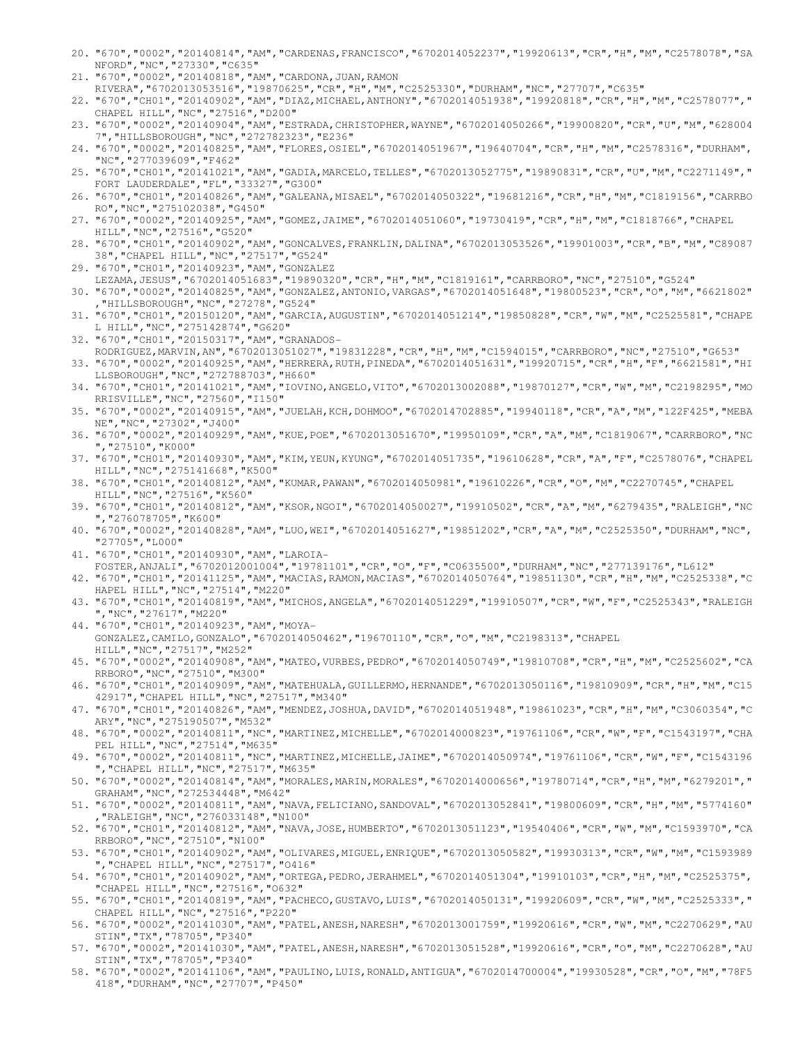20. "670","0002","20140814","AM","CARDENAS,FRANCISCO","6702014052237","19920613","CR","H","M","C2578078","SANFORD","NC","27330","C635"
21. "670","0002","20140818","AM","CARDONA,JUAN,RAMON RIVERA","6702013053516","19870625","CR","H","M","C2525330","DURHAM","NC","27707","C635"
22. "670","CH01","20140902","AM","DIAZ,MICHAEL,ANTHONY","6702014051938","19920818","CR","H","M","C2578077","CHAPEL HILL","NC","27516","D200"
23. "670","0002","20140904","AM","ESTRADA,CHRISTOPHER,WAYNE","6702014050266","19900820","CR","U","M","6280047","HILLSBOROUGH","NC","272782323","E236"
24. "670","0002","20140825","AM","FLORES,OSIEL","6702014051967","19640704","CR","H","M","C2578316","DURHAM","NC","277039609","F462"
25. "670","CH01","20141021","AM","GADIA,MARCELO,TELLES","6702013052775","19890831","CR","U","M","C2271149","FORT LAUDERDALE","FL","33327","G300"
26. "670","CH01","20140826","AM","GALEANA,MISAEL","6702014050322","19681216","CR","H","M","C1819156","CARRBORO","NC","275102038","G450"
27. "670","0002","20140925","AM","GOMEZ,JAIME","6702014051060","19730419","CR","H","M","C1818766","CHAPEL HILL","NC","27516","G520"
28. "670","CH01","20140902","AM","GONCALVES,FRANKLIN,DALINA","6702013053526","19901003","CR","B","M","C8908738","CHAPEL HILL","NC","27517","G524"
29. "670","CH01","20140923","AM","GONZALEZ LEZAMA,JESUS","6702014051683","19890320","CR","H","M","C1819161","CARRBORO","NC","27510","G524"
30. "670","0002","20140825","AM","GONZALEZ,ANTONIO,VARGAS","6702014051648","19800523","CR","O","M","6621802","HILLSBOROUGH","NC","27278","G524"
31. "670","CH01","20150120","AM","GARCIA,AUGUSTIN","6702014051214","19850828","CR","W","M","C2525581","CHAPEL HILL","NC","275142874","G620"
32. "670","CH01","20150317","AM","GRANADOS-RODRIGUEZ,MARVIN,AN","6702013051027","19831228","CR","H","M","C1594015","CARRBORO","NC","27510","G653"
33. "670","0002","20140925","AM","HERRERA,RUTH,PINEDA","6702014051631","19920715","CR","H","F","6621581","HILLSBOROUGH","NC","272788703","H660"
34. "670","CH01","20141021","AM","IOVINO,ANGELO,VITO","6702013002088","19870127","CR","W","M","C2198295","MORRISVILLE","NC","27560","I150"
35. "670","0002","20140915","AM","JUELAH,KCH,DOHMOO","6702014702885","19940118","CR","A","M","122F425","MEBANE","NC","27302","J400"
36. "670","0002","20140929","AM","KUE,POE","6702013051670","19950109","CR","A","M","C1819067","CARRBORO","NC","27510","K000"
37. "670","CH01","20140930","AM","KIM,YEUN,KYUNG","6702014051735","19610628","CR","A","F","C2578076","CHAPEL HILL","NC","275141668","K500"
38. "670","CH01","20140812","AM","KUMAR,PAWAN","6702014050981","19610226","CR","O","M","C2270745","CHAPEL HILL","NC","27516","K560"
39. "670","CH01","20140812","AM","KSOR,NGOI","6702014050027","19910502","CR","A","M","6279435","RALEIGH","NC","276078705","K600"
40. "670","0002","20140828","AM","LUO,WEI","6702014051627","19851202","CR","A","M","C2525350","DURHAM","NC","27705","L000"
41. "670","CH01","20140930","AM","LAROIA-FOSTER,ANJALI","6702012001004","19781101","CR","O","F","C0635500","DURHAM","NC","277139176","L612"
42. "670","CH01","20141125","AM","MACIAS,RAMON,MACIAS","6702014050764","19851130","CR","H","M","C2525338","CHAPEL HILL","NC","27514","M220"
43. "670","CH01","20140819","AM","MICHOS,ANGELA","6702014051229","19910507","CR","W","F","C2525343","RALEIGH","NC","27617","M220"
44. "670","CH01","20140923","AM","MOYA-GONZALEZ,CAMILO,GONZALO","6702014050462","19670110","CR","O","M","C2198313","CHAPEL HILL","NC","27517","M252"
45. "670","0002","20140908","AM","MATEO,VURBES,PEDRO","6702014050749","19810708","CR","H","M","C2525602","CARRBORO","NC","27510","M300"
46. "670","CH01","20140909","AM","MATEHUALA,GUILLERMO,HERNANDE","6702013050116","19810909","CR","H","M","C1542917","CHAPEL HILL","NC","27517","M340"
47. "670","CH01","20140826","AM","MENDEZ,JOSHUA,DAVID","6702014051948","19861023","CR","H","M","C3060354","CARY","NC","275190507","M532"
48. "670","0002","20140811","NC","MARTINEZ,MICHELLE","6702014000823","19761106","CR","W","F","C1543197","CHAPEL HILL","NC","27514","M635"
49. "670","0002","20140811","NC","MARTINEZ,MICHELLE,JAIME","6702014050974","19761106","CR","W","F","C1543196","CHAPEL HILL","NC","27517","M635"
50. "670","0002","20140814","AM","MORALES,MARIN,MORALES","6702014000656","19780714","CR","H","M","6279201","GRAHAM","NC","272534448","M642"
51. "670","0002","20140811","AM","NAVA,FELICIANO,SANDOVAL","6702013052841","19800609","CR","H","M","5774160","RALEIGH","NC","276033148","N100"
52. "670","CH01","20140812","AM","NAVA,JOSE,HUMBERTO","6702013051123","19540406","CR","W","M","C1593970","CARRBORO","NC","27510","N100"
53. "670","CH01","20140902","AM","OLIVARES,MIGUEL,ENRIQUE","6702013050582","19930313","CR","W","M","C1593989","CHAPEL HILL","NC","27517","O416"
54. "670","CH01","20140902","AM","ORTEGA,PEDRO,JERAHMEEL","6702014051304","19910103","CR","H","M","C2525375","CHAPEL HILL","NC","27516","O632"
55. "670","CH01","20140819","AM","PACHECO,GUSTAVO,LUIS","6702014050131","19920609","CR","W","M","C2525333","CHAPEL HILL","NC","27516","P220"
56. "670","0002","20141030","AM","PATEL,ANESH,NARESH","6702013001759","19920616","CR","W","M","C2270629","AUSTIN","TX","78705","P340"
57. "670","0002","20141030","AM","PATEL,ANESH,NARESH","6702013051528","19920616","CR","O","M","C2270628","AUSTIN","TX","78705","P340"
58. "670","0002","20141106","AM","PAULINO,LUIS,RONALD,ANTIGUA","6702014700004","19930528","CR","O","M","78F5418","DURHAM","NC","27707","P450"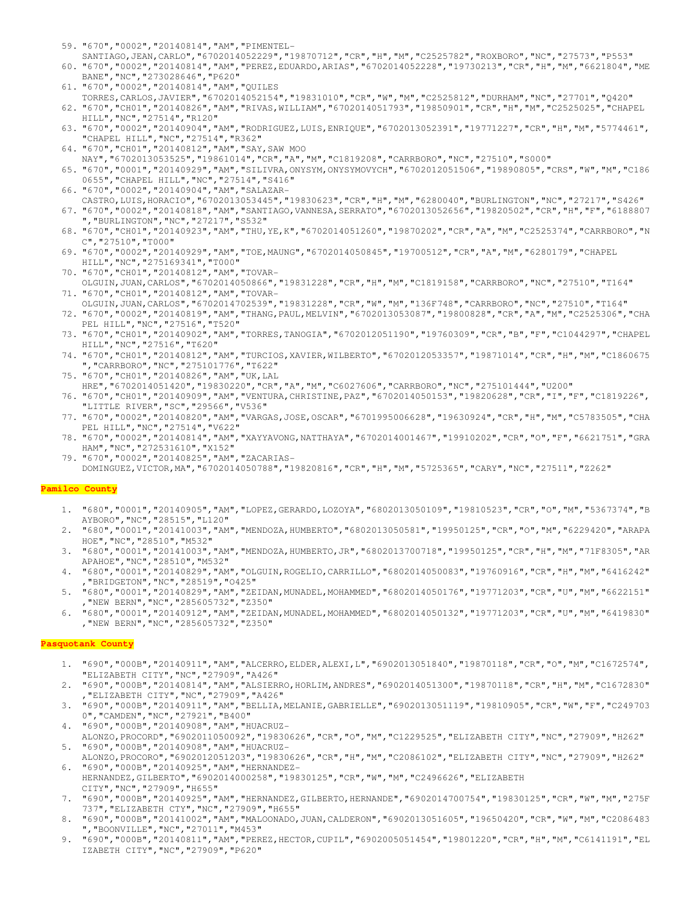59. "670","0002","20140814","AM","PIMENTEL-SANTIAGO,JEAN,CARLO","6702014052229","19870712","CR","H","M","C2525782","ROXBORO","NC","27573","P553"
60. "670","0002","20140814","AM","PEREZ,EDUARDO,ARIAS","6702014052228","19730213","CR","H","M","6621804","MEBANE","NC","273028646","P620"
61. "670","0002","20140814","AM","QUILES TORRES,CARLOS,JAVIER","6702014052154","19831010","CR","W","M","C2525812","DURHAM","NC","27701","Q420"
62. "670","CH01","20140826","AM","RIVAS,WILLIAM","6702014051793","19850901","CR","H","M","C2525025","CHAPEL HILL","NC","27514","R120"
63. "670","0002","20140904","AM","RODRIGUEZ,LUIS,ENRIQUE","6702013052391","19771227","CR","H","M","5774461","CHAPEL HILL","NC","27514","R362"
64. "670","CH01","20140812","AM","SAY,SAW MOO NAY","6702013053525","19861014","CR","A","M","C1819208","CARRBORO","NC","27510","S000"
65. "670","0001","20140929","AM","SILIVRA,ONYSYM,ONYSYMOVYCH","6702012051506","19890805","CRS","W","M","C1860655","CHAPEL HILL","NC","27514","S416"
66. "670","0002","20140904","AM","SALAZAR-CASTRO,LUIS,HORACIO","6702013053445","19830623","CR","H","M","6280040","BURLINGTON","NC","27217","S426"
67. "670","0002","20140818","AM","SANTIAGO,VANNESA,SERRATO","6702013052656","19820502","CR","H","F","6188807","BURLINGTON","NC","27217","S532"
68. "670","CH01","20140923","AM","THU,YE,K","6702014051260","19870202","CR","A","M","C2525374","CARRBORO","NC","27510","T000"
69. "670","0002","20140929","AM","TOE,MAUNG","6702014050845","19700512","CR","A","M","6280179","CHAPEL HILL","NC","275169341","T000"
70. "670","CH01","20140812","AM","TOVAR-OLGUIN,JUAN,CARLOS","6702014050866","19831228","CR","H","M","C1819158","CARRBORO","NC","27510","T164"
71. "670","CH01","20140812","AM","TOVAR-OLGUIN,JUAN,CARLOS","6702014702539","19831228","CR","W","M","136F748","CARRBORO","NC","27510","T164"
72. "670","0002","20140819","AM","THANG,PAUL,MELVIN","6702013053087","19800828","CR","A","M","C2525306","CHAPEL HILL","NC","27516","T520"
73. "670","CH01","20140902","AM","TORRES,TANOGIA","6702012051190","19760309","CR","B","F","C1044297","CHAPEL HILL","NC","27516","T620"
74. "670","CH01","20140812","AM","TURCIOS,XAVIER,WILBERTO","6702012053357","19871014","CR","H","M","C1860675","CARRBORO","NC","275101776","T622"
75. "670","CH01","20140826","AM","UK,LAL HRE","6702014051420","19830220","CR","A","M","C6027606","CARRBORO","NC","275101444","U200"
76. "670","CH01","20140909","AM","VENTURA,CHRISTINE,PAZ","6702014050153","19820628","CR","I","F","C1819226","LITTLE RIVER","SC","29566","V536"
77. "670","0002","20140820","AM","VARGAS,JOSE,OSCAR","6701995006628","19630924","CR","H","M","C5783505","CHAPEL HILL","NC","27514","V622"
78. "670","0002","20140814","AM","XAYYAVONG,NATTHAYA","6702014001467","19910202","CR","O","F","6621751","GRAHAM","NC","272531610","X152"
79. "670","0002","20140825","AM","ZACARIAS-DOMINGUEZ,VICTOR,MA","6702014050788","19820816","CR","H","M","5725365","CARY","NC","27511","Z262"

**Pamilco County**

1. "680","0001","20140905","AM","LOPEZ,GERARDO,LOZOYA","6802013050109","19810523","CR","O","M","5367374","BAYBORO","NC","28515","L120"
2. "680","0001","20141003","AM","MENDOZA,HUMBERTO","6802013050581","19950125","CR","O","M","6229420","ARAPAHOE","NC","28510","M532"
3. "680","0001","20141003","AM","MENDOZA,HUMBERTO,JR","6802013700718","19950125","CR","H","M","71F8305","ARAPAHOE","NC","28510","M532"
4. "680","0001","20140829","AM","OLGUIN,ROGELIO,CARRILLO","6802014050083","19760916","CR","H","M","6416242","BRIDGETON","NC","28519","O425"
5. "680","0001","20140829","AM","ZEIDAN,MUNADEL,MOHAMMED","6802014050176","19771203","CR","U","M","6622151","NEW BERN","NC","285605732","Z350"
6. "680","0001","20140912","AM","ZEIDAN,MUNADEL,MOHAMMED","6802014050132","19771203","CR","U","M","6419830","NEW BERN","NC","285605732","Z350"

**Pasquotank County**

1. "690","000B","20140911","AM","ALCERRO,ELDER,ALEXI,L","6902013051840","19870118","CR","O","M","C1672574","ELIZABETH CITY","NC","27909","A426"
2. "690","000B","20140814","AM","ALSIERRO,HORLIM,ANDRES","6902014051300","19870118","CR","H","M","C1672830","ELIZABETH CITY","NC","27909","A426"
3. "690","000B","20140911","AM","BELLIA,MELANIE,GABRIELLE","6902013051119","19810905","CR","W","F","C2497030","CAMDEN","NC","27921","B400"
4. "690","000B","20140908","AM","HUACRUZ-ALONZO,PROCORD","6902011050092","19830626","CR","O","M","C1229525","ELIZABETH CITY","NC","27909","H262"
5. "690","000B","20140908","AM","HUACRUZ-ALONZO,PROCORO","6902012051203","19830626","CR","H","M","C2086102","ELIZABETH CITY","NC","27909","H262"
6. "690","000B","20140925","AM","HERNANDEZ-HERNANDEZ,GILBERTO","6902014000258","19830125","CR","W","M","C2496626","ELIZABETH CITY","NC","27909","H655"
7. "690","000B","20140925","AM","HERNANDEZ,GILBERTO,HERNANDE","6902014700754","19830125","CR","W","M","275F737","ELIZABETH CITY","NC","27909","H655"
8. "690","000B","20141002","AM","MALOONADO,JUAN,CALDERON","6902013051605","19650420","CR","W","M","C2086483","BOONVILLE","NC","27011","M453"
9. "690","000B","20140811","AM","PEREZ,HECTOR,CUPIL","6902005051454","19801220","CR","H","M","C6141191","ELIZABETH CITY","NC","27909","P620"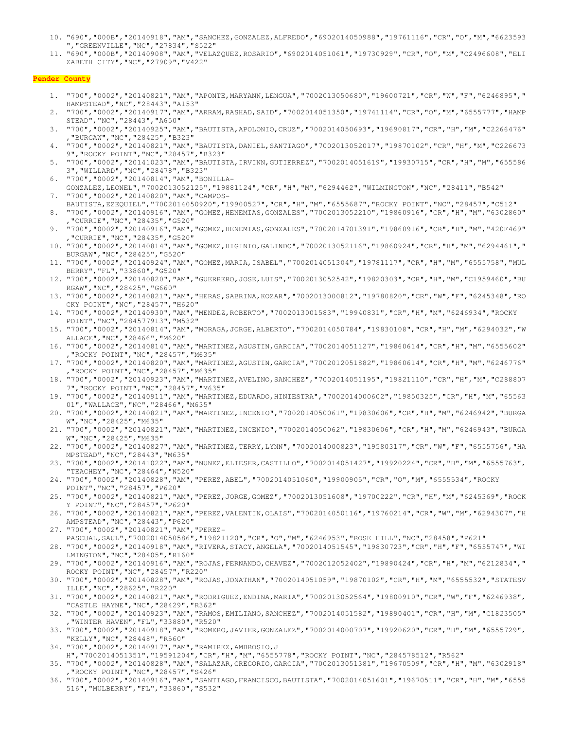10. "690","000B","20140918","AM","SANCHEZ,GONZALEZ,ALFREDO","6902014050988","19761116","CR","O","M","6623593","GREENVILLE","NC","27834","S522"
11. "690","000B","20140908","AM","VELAZQUEZ,ROSARIO","6902014051061","19730929","CR","O","M","C2496608","ELIZABETH CITY","NC","27909","V422"

**Pender County**

1. "700","0002","20140821","AM","APONTE,MARYANN,LENGUA","7002013050680","19600721","CR","W","F","6246895","HAMPSTEAD","NC","28443","A153"
2. "700","0002","20140917","AM","ARRAM,RASHAD,SAID","7002014051350","19741114","CR","O","M","6555777","HAMPSTEAD","NC","28443","A650"
3. "700","0002","20140925","AM","BAUTISTA,APOLONIO,CRUZ","7002014050693","19690817","CR","H","M","C2266476","BURGAW","NC","28425","B323"
4. "700","0002","20140821","AM","BAUTISTA,DANIEL,SANTIAGO","7002013052017","19870102","CR","H","M","C2266739","ROCKY POINT","NC","28457","B323"
5. "700","0002","20141023","AM","BAUTISTA,IRVINN,GUTIERREZ","7002014051619","19930715","CR","H","M","6555863","WILLARD","NC","28478","B323"
6. "700","0002","20140814","AM","BONILLA-GONZALEZ,LEONEL","7002013052125","19881124","CR","H","M","6294462","WILMINGTON","NC","28411","B542"
7. "700","0002","20140820","AM","CAMPOS-BAUTISTA,EZEQUIEL","7002014050920","19900527","CR","H","M","6555687","ROCKY POINT","NC","28457","C512"
8. "700","0002","20140916","AM","GOMEZ,HENEMIAS,GONZALES","7002013052210","19860916","CR","H","M","6302860","CURRIE","NC","28435","G520"
9. "700","0002","20140916","AM","GOMEZ,HENEMIAS,GONZALES","7002014701391","19860916","CR","H","M","420F469","CURRIE","NC","28435","G520"
10. "700","0002","20140814","AM","GOMEZ,HIGINIO,GALINDO","7002013052116","19860924","CR","H","M","6294461","BURGAW","NC","28425","G520"
11. "700","0002","20140924","AM","GOMEZ,MARIA,ISABEL","7002014051304","19781117","CR","H","M","6555758","MULBERRY","FL","33860","G520"
12. "700","0002","20140820","AM","GUERRERO,JOSE,LUIS","7002013052542","19820303","CR","H","M","C1959460","BURGAW","NC","28425","G660"
13. "700","0002","20140821","AM","HERAS,SABRINA,KOZAR","7002013000812","19780820","CR","W","F","6245348","ROCKY POINT","NC","28457","H620"
14. "700","0002","20140930","AM","MENDEZ,ROBERTO","7002013001583","19940831","CR","H","M","6246934","ROCKY POINT","NC","284577913","M532"
15. "700","0002","20140814","AM","MORAGA,JORGE,ALBERTO","7002014050784","19830108","CR","H","M","6294032","WALLACE","NC","28466","M620"
16. "700","0002","20140814","AM","MARTINEZ,AGUSTIN,GARCIA","7002014051127","19860614","CR","H","M","6555602","ROCKY POINT","NC","28457","M635"
17. "700","0002","20140820","AM","MARTINEZ,AGUSTIN,GARCIA","7002012051882","19860614","CR","H","M","6246776","ROCKY POINT","NC","28457","M635"
18. "700","0002","20140923","AM","MARTINEZ,AVELINO,SANCHEZ","7002014051195","19821110","CR","H","M","C2888077","ROCKY POINT","NC","28457","M635"
19. "700","0002","20140911","AM","MARTINEZ,EDUARDO,HINIESTRA","7002014000602","19850325","CR","H","M","6556301","WALLACE","NC","28466","M635"
20. "700","0002","20140821","AM","MARTINEZ,INCENIO","7002014050061","19830606","CR","H","M","6246942","BURGAW","NC","28425","M635"
21. "700","0002","20140821","AM","MARTINEZ,INCENIO","7002014050062","19830606","CR","H","M","6246943","BURGAW","NC","28425","M635"
22. "700","0002","20140827","AM","MARTINEZ,TERRY,LYNN","7002014000823","19580317","CR","W","F","6555756","HAMPSTEAD","NC","28443","M635"
23. "700","0002","20141022","AM","NUNEZ,ELIESER,CASTILLO","7002014051427","19920224","CR","H","M","6555763","TEACHEY","NC","28464","N520"
24. "700","0002","20140828","AM","PEREZ,ABEL","7002014051060","19900905","CR","O","M","6555534","ROCKY POINT","NC","28457","P620"
25. "700","0002","20140821","AM","PEREZ,JORGE,GOMEZ","7002013051608","19700222","CR","H","M","6245369","ROCKY POINT","NC","28457","P620"
26. "700","0002","20140821","AM","PEREZ,VALENTIN,OLAIS","7002014050116","19760214","CR","W","M","6294307","HAMPSTEAD","NC","28443","P620"
27. "700","0002","20140821","AM","PEREZ-PASCUAL,SAUL","7002014050586","19821120","CR","O","M","6246953","ROSE HILL","NC","28458","P621"
28. "700","0002","20140918","AM","RIVERA,STACY,ANGELA","7002014051545","19830723","CR","H","F","6555747","WILMINGTON","NC","28405","R160"
29. "700","0002","20140916","AM","ROJAS,FERNANDO,CHAVEZ","7002012052402","19890424","CR","H","M","6212834","ROCKY POINT","NC","28457","R220"
30. "700","0002","20140828","AM","ROJAS,JONATHAN","7002014051059","19870102","CR","H","M","6555532","STATESVILLE","NC","28625","R220"
31. "700","0002","20140821","AM","RODRIGUEZ,ENDINA,MARIA","7002013052564","19800910","CR","W","F","6246938","CASTLE HAYNE","NC","28429","R362"
32. "700","0002","20140923","AM","RAMOS,EMILIANO,SANCHEZ","7002014051582","19890401","CR","H","M","C1823505","WINTER HAVEN","FL","33880","R520"
33. "700","0002","20140918","AM","ROMERO,JAVIER,GONZALEZ","7002014000707","19920620","CR","H","M","6555729","KELLY","NC","28448","R560"
34. "700","0002","20140917","AM","RAMIREZ,AMBROSIO,J H","7002014051351","19591204","CR","H","M","6555778","ROCKY POINT","NC","284578512","R562"
35. "700","0002","20140828","AM","SALAZAR,GREGORIO,GARCIA","7002013051381","19670509","CR","H","M","6302918","ROCKY POINT","NC","28457","S426"
36. "700","0002","20140916","AM","SANTIAGO,FRANCISCO,BAUTISTA","7002014051601","19670511","CR","H","M","6555516","MULBERRY","FL","33860","S532"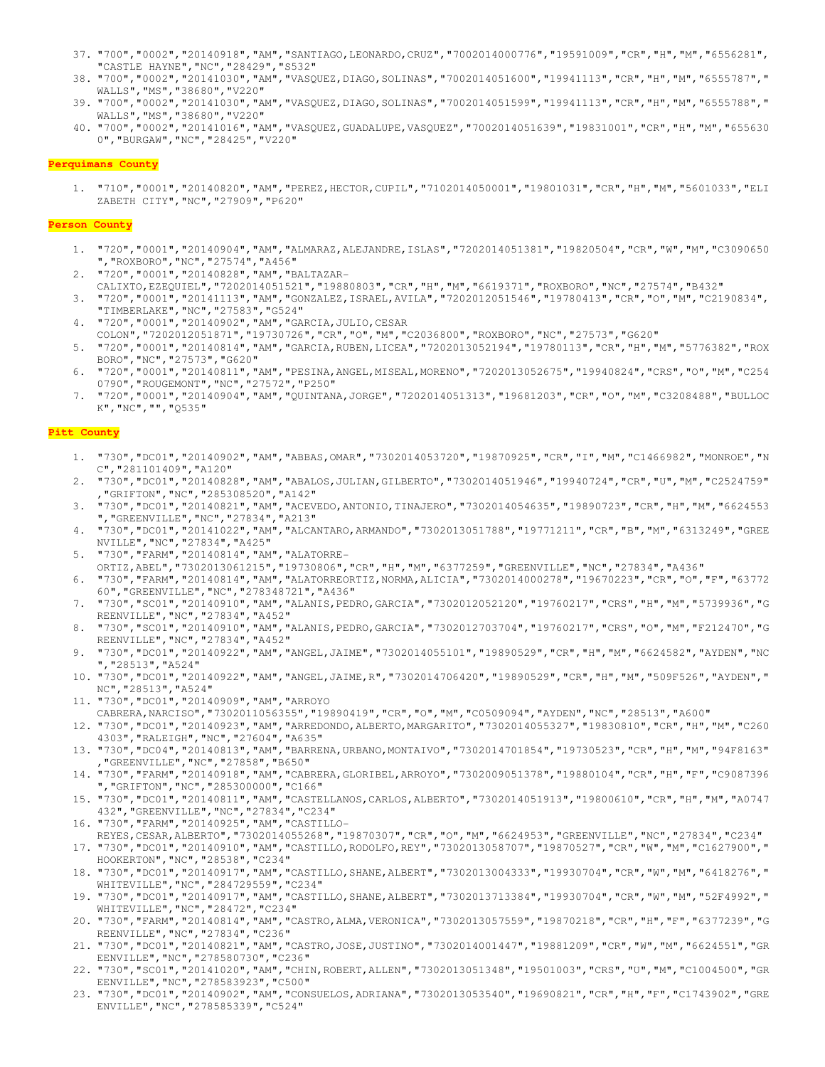37. "700","0002","20140918","AM","SANTIAGO,LEONARDO,CRUZ","7002014000776","19591009","CR","H","M","6556281","CASTLE HAYNE","NC","28429","S532"
38. "700","0002","20141030","AM","VASQUEZ,DIAGO,SOLINAS","7002014051600","19941113","CR","H","M","6555787","WALLS","MS","38680","V220"
39. "700","0002","20141030","AM","VASQUEZ,DIAGO,SOLINAS","7002014051599","19941113","CR","H","M","6555788","WALLS","MS","38680","V220"
40. "700","0002","20141016","AM","VASQUEZ,GUADALUPE,VASQUEZ","7002014051639","19831001","CR","H","M","6556300","BURGAW","NC","28425","V220"

**Perquimans County**

1. "710","0001","20140820","AM","PEREZ,HECTOR,CUPIL","7102014050001","19801031","CR","H","M","5601033","ELIZABETH CITY","NC","27909","P620"

**Person County**

1. "720","0001","20140904","AM","ALMARAZ,ALEJANDRE,ISLAS","7202014051381","19820504","CR","W","M","C3090650","ROXBORO","NC","27574","A456"
2. "720","0001","20140828","AM","BALTAZAR-CALIXTO,EZEQUIEL","7202014051521","19880803","CR","H","M","6619371","ROXBORO","NC","27574","B432"
3. "720","0001","20141113","AM","GONZALEZ,ISRAEL,AVILA","7202012051546","19780413","CR","O","M","C2190834","TIMBERLAKE","NC","27583","G524"
4. "720","0001","20140902","AM","GARCIA,JULIO,CESAR COLON","7202012051871","19730726","CR","O","M","C2036800","ROXBORO","NC","27573","G620"
5. "720","0001","20140814","AM","GARCIA,RUBEN,LICEA","7202013052194","19780113","CR","H","M","5776382","ROXBORO","NC","27573","G620"
6. "720","0001","20140811","AM","PESINA,ANGEL,MISEAL,MORENO","7202013052675","19940824","CRS","O","M","C2540790","ROUGEMONT","NC","27572","P250"
7. "720","0001","20140904","AM","QUINTANA,JORGE","7202014051313","19681203","CR","O","M","C3208488","BULLOCK","NC","","Q535"

**Pitt County**

1. "730","DC01","20140902","AM","ABBAS,OMAR","7302014053720","19870925","CR","I","M","C1466982","MONROE","NC","281101409","A120"
2. "730","DC01","20140828","AM","ABALOS,JULIAN,GILBERTO","7302014051946","19940724","CR","U","M","C2524759","GRIFTON","NC","285308520","A142"
3. "730","DC01","20140821","AM","ACEVEDO,ANTONIO,TINAJERO","7302014054635","19890723","CR","H","M","6624553","GREENVILLE","NC","27834","A213"
4. "730","DC01","20141022","AM","ALCANTARO,ARMANDO","7302013051788","19771211","CR","B","M","6313249","GREENVILLE","NC","27834","A425"
5. "730","FARM","20140814","AM","ALATORRE-ORTIZ,ABEL","7302013061215","19730806","CR","H","M","6377259","GREENVILLE","NC","27834","A436"
6. "730","FARM","20140814","AM","ALATORREORTIZ,NORMA,ALICIA","7302014000278","19670223","CR","O","F","6377260","GREENVILLE","NC","278348721","A436"
7. "730","SC01","20140910","AM","ALANIS,PEDRO,GARCIA","7302012052120","19760217","CRS","H","M","5739936","GREENVILLE","NC","27834","A452"
8. "730","SC01","20140910","AM","ALANIS,PEDRO,GARCIA","7302012703704","19760217","CRS","O","M","F212470","GREENVILLE","NC","27834","A452"
9. "730","DC01","20140922","AM","ANGEL,JAIME","7302014055101","19890529","CR","H","M","6624582","AYDEN","NC","28513","A524"
10. "730","DC01","20140922","AM","ANGEL,JAIME,R","7302014706420","19890529","CR","H","M","509F526","AYDEN","NC","28513","A524"
11. "730","DC01","20140909","AM","ARROYO CABRERA,NARCISO","7302011056355","19890419","CR","O","M","C0509094","AYDEN","NC","28513","A600"
12. "730","DC01","20140923","AM","ARREDONDO,ALBERTO,MARGARITO","7302014055327","19830810","CR","H","M","C2604303","RALEIGH","NC","27604","A635"
13. "730","DC04","20140813","AM","BARRENA,URBANO,MONTAIVO","7302014701854","19730523","CR","H","M","94F8163","GREENVILLE","NC","27858","B650"
14. "730","FARM","20140918","AM","CABRERA,GLORIBEL,ARROYO","7302009051378","19880104","CR","H","F","C9087396","GRIFTON","NC","285300000","C166"
15. "730","DC01","20140811","AM","CASTELLANOS,CARLOS,ALBERTO","7302014051913","19800610","CR","H","M","A0747432","GREENVILLE","NC","27834","C234"
16. "730","FARM","20140925","AM","CASTILLO-REYES,CESAR,ALBERTO","7302014055268","19870307","CR","O","M","6624953","GREENVILLE","NC","27834","C234"
17. "730","DC01","20140910","AM","CASTILLO,RODOLFO,REY","7302013058707","19870527","CR","W","M","C1627900","HOOKERTON","NC","28538","C234"
18. "730","DC01","20140917","AM","CASTILLO,SHANE,ALBERT","7302013004333","19930704","CR","W","M","6418276","WHITEVILLE","NC","284729559","C234"
19. "730","DC01","20140917","AM","CASTILLO,SHANE,ALBERT","7302013713384","19930704","CR","W","M","52F4992","WHITEVILLE","NC","28472","C234"
20. "730","FARM","20140814","AM","CASTRO,ALMA,VERONICA","7302013057559","19870218","CR","H","F","6377239","GREENVILLE","NC","27834","C236"
21. "730","DC01","20140821","AM","CASTRO,JOSE,JUSTINO","7302014001447","19881209","CR","W","M","6624551","GREENVILLE","NC","278580730","C236"
22. "730","SC01","20141020","AM","CHIN,ROBERT,ALLEN","7302013051348","19501003","CRS","U","M","C1004500","GREENVILLE","NC","278583923","C500"
23. "730","DC01","20140902","AM","CONSUELOS,ADRIANA","7302013053540","19690821","CR","H","F","C1743902","GREENVILLE","NC","278585339","C524"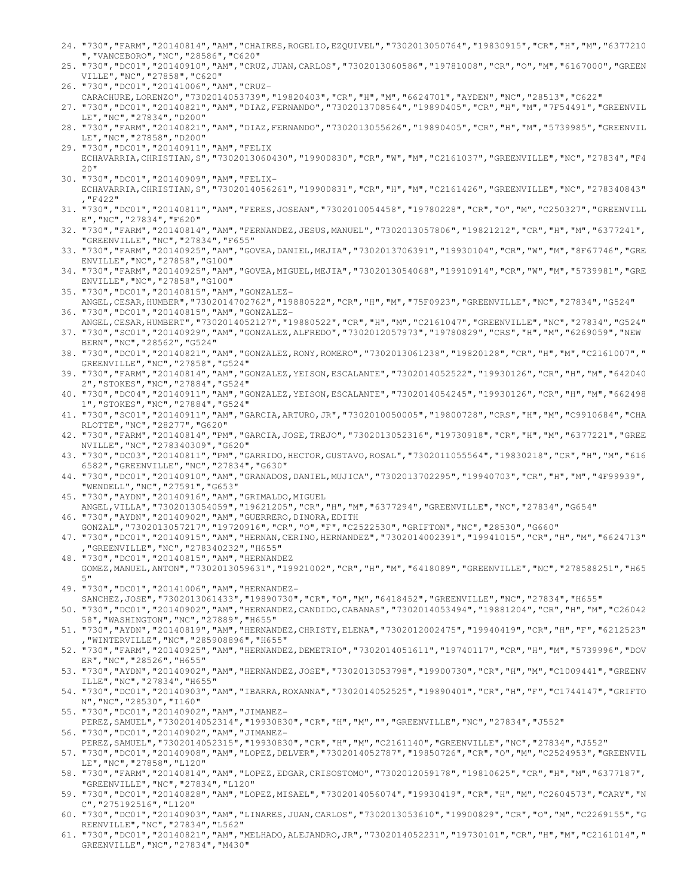24. "730","FARM","20140814","AM","CHAIRES,ROGELIO,EZQUIVEL","7302013050764","19830915","CR","H","M","6377210","VANCEBORO","NC","28586","C620"
25. "730","DC01","20140910","AM","CRUZ,JUAN,CARLOS","7302013060586","19781008","CR","O","M","6167000","GREENVILLE","NC","27858","C620"
26. "730","DC01","20141006","AM","CRUZ-CARACHURE,LORENZO","7302014053739","19820403","CR","H","M","6624701","AYDEN","NC","28513","C622"
27. "730","DC01","20140821","AM","DIAZ,FERNANDO","7302013708564","19890405","CR","H","M","7F54491","GREENVILLE","NC","27834","D200"
28. "730","FARM","20140821","AM","DIAZ,FERNANDO","7302013055626","19890405","CR","H","M","5739985","GREENVILLE","NC","27858","D200"
29. "730","DC01","20140911","AM","FELIX ECHAVARRIA,CHRISTIAN,S","7302013060430","19900830","CR","W","M","C2161037","GREENVILLE","NC","27834","F420"
30. "730","DC01","20140909","AM","FELIX-ECHAVARRIA,CHRISTIAN,S","7302014056261","19900831","CR","H","M","C2161426","GREENVILLE","NC","278340843","F422"
31. "730","DC01","20140811","AM","FERES,JOSEAN","7302010054458","19780228","CR","O","M","C250327","GREENVILLE","NC","27834","F620"
32. "730","FARM","20140814","AM","FERNANDEZ,JESUS,MANUEL","7302013057806","19821212","CR","H","M","6377241","GREENVILLE","NC","27834","F655"
33. "730","FARM","20140925","AM","GOVEA,DANIEL,MEJIA","7302013706391","19930104","CR","W","M","8F67746","GREENVILLE","NC","27858","G100"
34. "730","FARM","20140925","AM","GOVEA,MIGUEL,MEJIA","7302013054068","19910914","CR","W","M","5739981","GREENVILLE","NC","27858","G100"
35. "730","DC01","20140815","AM","GONZALEZ-ANGEL,CESAR,HUMBER","7302014702762","19880522","CR","H","M","75F0923","GREENVILLE","NC","27834","G524"
36. "730","DC01","20140815","AM","GONZALEZ-ANGEL,CESAR,HUMBERT","7302014052127","19880522","CR","H","M","C2161047","GREENVILLE","NC","27834","G524"
37. "730","SC01","20140929","AM","GONZALEZ,ALFREDO","7302012057973","19780829","CRS","H","M","6269059","NEW BERN","NC","28562","G524"
38. "730","DC01","20140821","AM","GONZALEZ,RONY,ROMERO","7302013061238","19820128","CR","H","M","C2161007","GREENVILLE","NC","27858","G524"
39. "730","FARM","20140814","AM","GONZALEZ,YEISON,ESCALANTE","7302014052522","19930126","CR","H","M","6420402","STOKES","NC","27884","G524"
40. "730","DC04","20140911","AM","GONZALEZ,YEISON,ESCALANTE","7302014054245","19930126","CR","H","M","6624981","STOKES","NC","27884","G524"
41. "730","SC01","20140911","AM","GARCIA,ARTURO,JR","7302010050005","19800728","CRS","H","M","C9910684","CHARLOTTE","NC","28277","G620"
42. "730","FARM","20140814","PM","GARCIA,JOSE,TREJO","7302013052316","19730918","CR","H","M","6377221","GREENVILLE","NC","278340309","G620"
43. "730","DC03","20140811","PM","GARRIDO,HECTOR,GUSTAVO,ROSAL","7302011055564","19830218","CR","H","M","6166582","GREENVILLE","NC","27834","G630"
44. "730","DC01","20140910","AM","GRANADOS,DANIEL,MUJICA","7302013702295","19940703","CR","H","M","4F99939","WENDELL","NC","27591","G653"
45. "730","AYDN","20140916","AM","GRIMALDO,MIGUEL ANGEL,VILLA","7302013054059","19621205","CR","H","M","6377294","GREENVILLE","NC","27834","G654"
46. "730","AYDN","20140902","AM","GUERRERO,DINORA,EDITH GONZAL","7302013057217","19720916","CR","O","F","C2522530","GRIFTON","NC","28530","G660"
47. "730","DC01","20140915","AM","HERNAN,CERINO,HERNANDEZ","7302014002391","19941015","CR","H","M","6624713","GREENVILLE","NC","278340232","H655"
48. "730","DC01","20140815","AM","HERNANDEZ GOMEZ,MANUEL,ANTON","7302013059631","19921002","CR","H","M","6418089","GREENVILLE","NC","278588251","H655"
49. "730","DC01","20141006","AM","HERNANDEZ-SANCHEZ,JOSE","7302013061433","19890730","CR","O","M","6418452","GREENVILLE","NC","27834","H655"
50. "730","DC01","20140902","AM","HERNANDEZ,CANDIDO,CABANAS","7302014053494","19881204","CR","H","M","C2604258","WASHINGTON","NC","27889","H655"
51. "730","AYDN","20140819","AM","HERNANDEZ,CHRISTY,ELENA","7302012002475","19940419","CR","H","F","6212523","WINTERVILLE","NC","285908896","H655"
52. "730","FARM","20140925","AM","HERNANDEZ,DEMETRIO","7302014051611","19740117","CR","H","M","5739996","DOVER","NC","28526","H655"
53. "730","AYDN","20140902","AM","HERNANDEZ,JOSE","7302013053798","19900730","CR","H","M","C1009441","GREENVILLE","NC","27834","H655"
54. "730","DC01","20140903","AM","IBARRA,ROXANNA","7302014052525","19890401","CR","H","F","C1744147","GRIFTON","NC","28530","I160"
55. "730","DC01","20140902","AM","JIMANEZ-PEREZ,SAMUEL","7302014052314","19930830","CR","H","M","","GREENVILLE","NC","27834","J552"
56. "730","DC01","20140902","AM","JIMANEZ-PEREZ,SAMUEL","7302014052315","19930830","CR","H","M","C2161140","GREENVILLE","NC","27834","J552"
57. "730","DC01","20140908","AM","LOPEZ,DELVER","7302014052787","19850726","CR","O","M","C2524953","GREENVILLE","NC","27858","L120"
58. "730","FARM","20140814","AM","LOPEZ,EDGAR,CRISOSTOMO","7302012059178","19810625","CR","H","M","6377187","GREENVILLE","NC","27834","L120"
59. "730","DC01","20140828","AM","LOPEZ,MISAEL","7302014056074","19930419","CR","H","M","C2604573","CARY","NC","275192516","L120"
60. "730","DC01","20140903","AM","LINARES,JUAN,CARLOS","7302013053610","19900829","CR","O","M","C2269155","GREENVILLE","NC","27834","L562"
61. "730","DC01","20140821","AM","MELHADO,ALEJANDRO,JR","7302014052231","19730101","CR","H","M","C2161014","GREENVILLE","NC","27834","M430"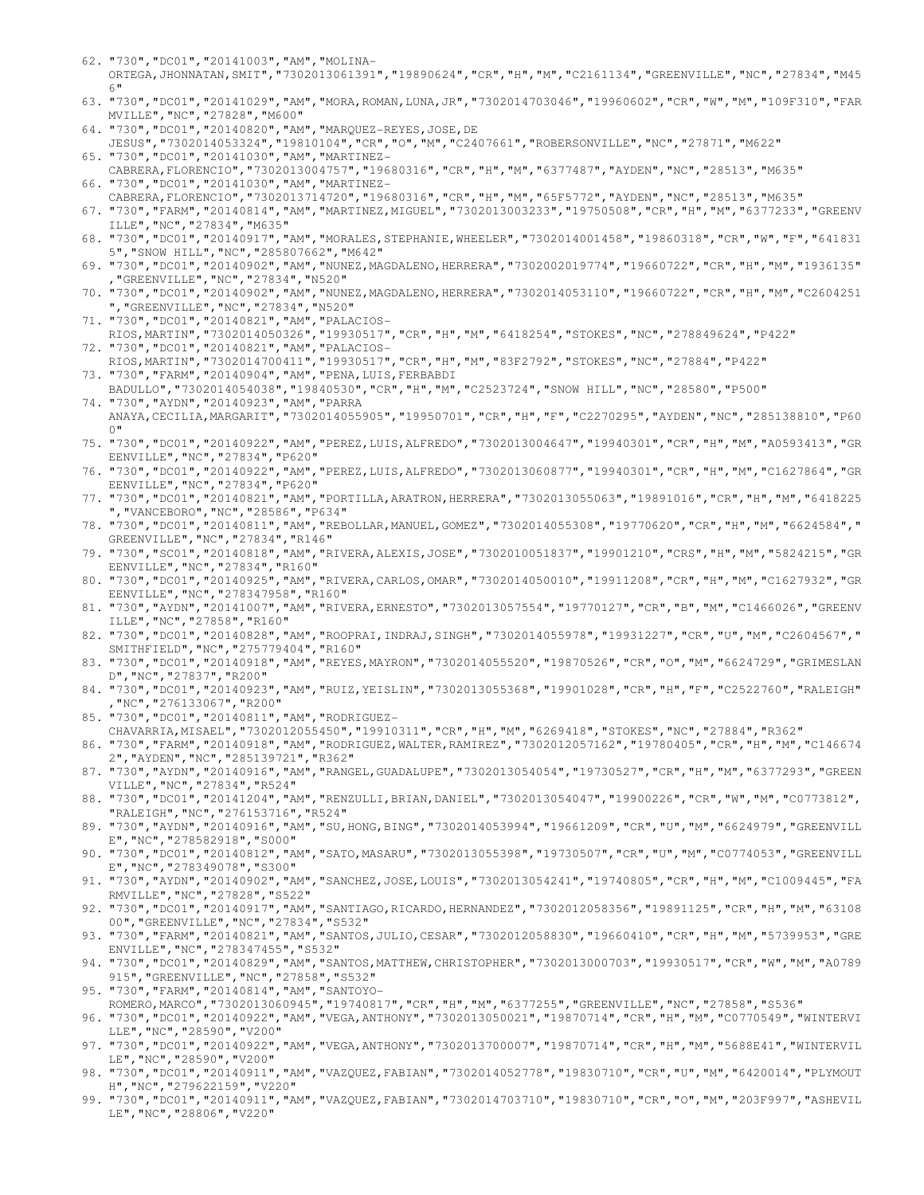62. "730","DC01","20141003","AM","MOLINA-ORTEGA,JHONNATAN,SMIT","7302013061391","19890624","CR","H","M","C2161134","GREENVILLE","NC","27834","M456"
63. "730","DC01","20141029","AM","MORA,ROMAN,LUNA,JR","7302014703046","19960602","CR","W","M","109F310","FARMVILLE","NC","27828","M600"
64. "730","DC01","20140820","AM","MARQUEZ-REYES,JOSE,DE JESUS","7302014053324","19810104","CR","O","M","C2407661","ROBERSONVILLE","NC","27871","M622"
65. "730","DC01","20141030","AM","MARTINEZ-CABRERA,FLORENCIO","7302013004757","19680316","CR","H","M","6377487","AYDEN","NC","28513","M635"
66. "730","DC01","20141030","AM","MARTINEZ-CABRERA,FLORENCIO","7302013714720","19680316","CR","H","M","65F5772","AYDEN","NC","28513","M635"
67. "730","FARM","20140814","AM","MARTINEZ,MIGUEL","7302013003233","19750508","CR","H","M","6377233","GREENVILLE","NC","27834","M635"
68. "730","DC01","20140917","AM","MORALES,STEPHANIE,WHEELER","7302014001458","19860318","CR","W","F","6418315","SNOW HILL","NC","285807662","M642"
69. "730","DC01","20140902","AM","NUNEZ,MAGDALENO,HERRERA","7302002019774","19660722","CR","H","M","1936135","GREENVILLE","NC","27834","N520"
70. "730","DC01","20140902","AM","NUNEZ,MAGDALENO,HERRERA","7302014053110","19660722","CR","H","M","C2604251","GREENVILLE","NC","27834","N520"
71. "730","DC01","20140821","AM","PALACIOS-RIOS,MARTIN","7302014050326","19930517","CR","H","M","6418254","STOKES","NC","278849624","P422"
72. "730","DC01","20140821","AM","PALACIOS-RIOS,MARTIN","7302014700411","19930517","CR","H","M","83F2792","STOKES","NC","27884","P422"
73. "730","FARM","20140904","AM","PENA,LUIS,FERBABDI BADULLO","7302014054038","19840530","CR","H","M","C2523724","SNOW HILL","NC","28580","P500"
74. "730","AYDN","20140923","AM","PARRA ANAYA,CECILIA,MARGARIT","7302014055905","19950701","CR","H","F","C2270295","AYDEN","NC","285138810","P600"
75. "730","DC01","20140922","AM","PEREZ,LUIS,ALFREDO","7302013004647","19940301","CR","H","M","A0593413","GREENVILLE","NC","27834","P620"
76. "730","DC01","20140922","AM","PEREZ,LUIS,ALFREDO","7302013060877","19940301","CR","H","M","C1627864","GREENVILLE","NC","27834","P620"
77. "730","DC01","20140821","AM","PORTILLA,ARATRON,HERRERA","7302013055063","19891016","CR","H","M","6418225","VANCEBORO","NC","28586","P634"
78. "730","DC01","20140811","AM","REBOLLAR,MANUEL,GOMEZ","7302014055308","19770620","CR","H","M","6624584","GREENVILLE","NC","27834","R146"
79. "730","SC01","20140818","AM","RIVERA,ALEXIS,JOSE","7302010051837","19901210","CRS","H","M","5824215","GREENVILLE","NC","27834","R160"
80. "730","DC01","20140925","AM","RIVERA,CARLOS,OMAR","7302014050010","19911208","CR","H","M","C1627932","GREENVILLE","NC","278347958","R160"
81. "730","AYDN","20141007","AM","RIVERA,ERNESTO","7302013057554","19770127","CR","B","M","C1466026","GREENVILLE","NC","27858","R160"
82. "730","DC01","20140828","AM","ROOPRAI,INDRAJ,SINGH","7302014055978","19931227","CR","U","M","C2604567","SMITHFIELD","NC","275779404","R160"
83. "730","DC01","20140918","AM","REYES,MAYRON","7302014055520","19870526","CR","O","M","6624729","GRIMESLAND","NC","27837","R200"
84. "730","DC01","20140923","AM","RUIZ,YEISLIN","7302013055368","19901028","CR","H","F","C2522760","RALEIGH","NC","276133067","R200"
85. "730","DC01","20140811","AM","RODRIGUEZ-CHAVARRIA,MISAEL","7302012055450","19910311","CR","H","M","6269418","STOKES","NC","27884","R362"
86. "730","FARM","20140918","AM","RODRIGUEZ,WALTER,RAMIREZ","7302012057162","19780405","CR","H","M","C1466742","AYDEN","NC","285139721","R362"
87. "730","AYDN","20140916","AM","RANGEL,GUADALUPE","7302013054054","19730527","CR","H","M","6377293","GREENVILLE","NC","27834","R524"
88. "730","DC01","20141204","AM","RENZULLI,BRIAN,DANIEL","7302013054047","19900226","CR","W","M","C0773812","RALEIGH","NC","276153716","R524"
89. "730","AYDN","20140916","AM","SU,HONG,BING","7302014053994","19661209","CR","U","M","6624979","GREENVILLE","NC","278582918","S000"
90. "730","DC01","20140812","AM","SATO,MASARU","7302013055398","19730507","CR","U","M","C0774053","GREENVILLE","NC","278349078","S300"
91. "730","AYDN","20140902","AM","SANCHEZ,JOSE,LOUIS","7302013054241","19740805","CR","H","M","C1009445","FARMVILLE","NC","27828","S522"
92. "730","DC01","20140917","AM","SANTIAGO,RICARDO,HERNANDEZ","7302012058356","19891125","CR","H","M","6310800","GREENVILLE","NC","27834","S532"
93. "730","FARM","20140821","AM","SANTOS,JULIO,CESAR","7302012058830","19660410","CR","H","M","5739953","GREENVILLE","NC","278347455","S532"
94. "730","DC01","20140829","AM","SANTOS,MATTHEW,CHRISTOPHER","7302013000703","19930517","CR","W","M","A0789915","GREENVILLE","NC","27858","S532"
95. "730","FARM","20140814","AM","SANTOYO-ROMERO,MARCO","7302013060945","19740817","CR","H","M","6377255","GREENVILLE","NC","27858","S536"
96. "730","DC01","20140922","AM","VEGA,ANTHONY","7302013050021","19870714","CR","H","M","C0770549","WINTERVILLE","NC","28590","V200"
97. "730","DC01","20140922","AM","VEGA,ANTHONY","7302013700007","19870714","CR","H","M","5688E41","WINTERVILLE","NC","28590","V200"
98. "730","DC01","20140911","AM","VAZQUEZ,FABIAN","7302014052778","19830710","CR","U","M","6420014","PLYMOUTH","NC","279622159","V220"
99. "730","DC01","20140911","AM","VAZQUEZ,FABIAN","7302014703710","19830710","CR","O","M","203F997","ASHEVILLE","NC","28806","V220"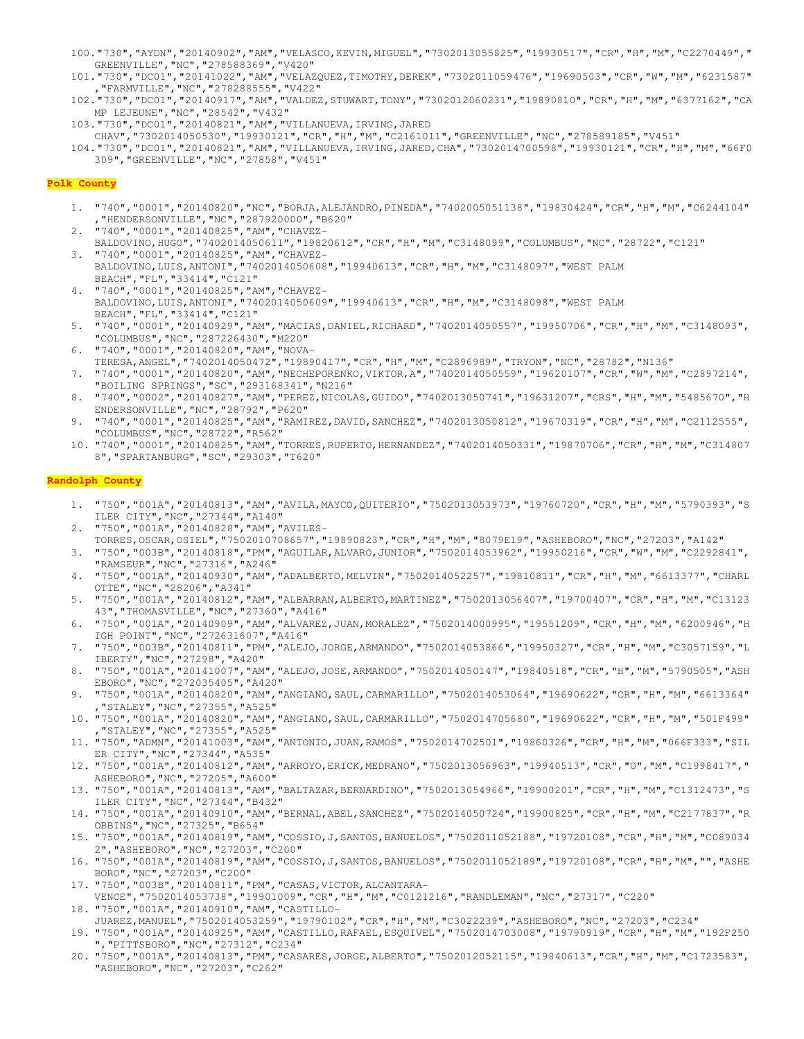100. "730","AYDN","20140902","AM","VELASCO,KEVIN,MIGUEL","7302013055825","19930517","CR","H","M","C2270449","GREENVILLE","NC","278588369","V420"
101. "730","DC01","20141022","AM","VELAZQUEZ,TIMOTHY,DEREK","7302011059476","19690503","CR","W","M","6231587","FARMVILLE","NC","278288555","V422"
102. "730","DC01","20140917","AM","VALDEZ,STUWART,TONY","7302012060231","19890810","CR","H","M","6377162","CAMP LEJEUNE","NC","28542","V432"
103. "730","DC01","20140821","AM","VILLANUEVA,IRVING,JARED CHAV","7302014050530","19930121","CR","H","M","C2161011","GREENVILLE","NC","278589185","V451"
104. "730","DC01","20140821","AM","VILLANUEVA,IRVING,JARED,CHA","7302014700598","19930121","CR","H","M","66F0309","GREENVILLE","NC","27858","V451"

**Polk County**

1. "740","0001","20140820","NC","BORJA,ALEJANDRO,PINEDA","7402005051138","19830424","CR","H","M","C6244104","HENDERSONVILLE","NC","287920000","B620"
2. "740","0001","20140825","AM","CHAVEZ-BALDOVINO,HUGO","7402014050611","19820612","CR","H","M","C3148099","COLUMBUS","NC","28722","C121"
3. "740","0001","20140825","AM","CHAVEZ-BALDOVINO,LUIS,ANTONI","7402014050608","19940613","CR","H","M","C3148097","WEST PALM BEACH","FL","33414","C121"
4. "740","0001","20140825","AM","CHAVEZ-BALDOVINO,LUIS,ANTONI","7402014050609","19940613","CR","H","M","C3148098","WEST PALM BEACH","FL","33414","C121"
5. "740","0001","20140929","AM","MACIAS,DANIEL,RICHARD","7402014050557","19950706","CR","H","M","C3148093","COLUMBUS","NC","287226430","M220"
6. "740","0001","20140820","AM","NOVA-TERESA,ANGEL","7402014050472","19890417","CR","H","M","C2896989","TRYON","NC","28782","N136"
7. "740","0001","20140820","AM","NECHEPORENKO,VIKTOR,A","7402014050559","19620107","CR","W","M","C2897214","BOILING SPRINGS","SC","293168341","N216"
8. "740","0002","20140827","AM","PEREZ,NICOLAS,GUIDO","7402013050741","19631207","CRS","H","M","5485670","HENDERSONVILLE","NC","28792","P620"
9. "740","0001","20140825","AM","RAMIREZ,DAVID,SANCHEZ","7402013050812","19670319","CR","H","M","C2112555","COLUMBUS","NC","28722","R562"
10. "740","0001","20140825","AM","TORRES,RUPERTO,HERNANDEZ","7402014050331","19870706","CR","H","M","C3148078","SPARTANBURG","SC","29303","T620"

**Randolph County**

1. "750","001A","20140813","AM","AVILA,MAYCO,QUITERIO","7502013053973","19760720","CR","H","M","5790393","SILER CITY","NC","27344","A140"
2. "750","001A","20140828","AM","AVILES-TORRES,OSCAR,OSIEL","7502010708657","19890823","CR","H","M","8079E19","ASHEBORO","NC","27203","A142"
3. "750","003B","20140818","PM","AGUILAR,ALVARO,JUNIOR","7502014053962","19950216","CR","W","M","C2292841","RAMSEUR","NC","27316","A246"
4. "750","001A","20140930","AM","ADALBERTO,MELVIN","7502014052257","19810811","CR","H","M","6613377","CHARLOTTE","NC","28206","A341"
5. "750","001A","20140812","AM","ALBARRAN,ALBERTO,MARTINEZ","7502013056407","19700407","CR","H","M","C1312343","THOMASVILLE","NC","27360","A416"
6. "750","001A","20140909","AM","ALVAREZ,JUAN,MORALEZ","7502014000995","19551209","CR","H","M","6200946","HIGH POINT","NC","272631607","A416"
7. "750","003B","20140811","PM","ALEJO,JORGE,ARMANDO","7502014053866","19950327","CR","H","M","C3057159","LIBERTY","NC","27298","A420"
8. "750","001A","20141007","AM","ALEJO,JOSE,ARMANDO","7502014050147","19840518","CR","H","M","5790505","ASHEBORO","NC","272035405","A420"
9. "750","001A","20140820","AM","ANGIANO,SAUL,CARMARILLO","7502014053064","19690622","CR","H","M","6613364","STALEY","NC","27355","A525"
10. "750","001A","20140820","AM","ANGIANO,SAUL,CARMARILLO","7502014705680","19690622","CR","H","M","501F499","STALEY","NC","27355","A525"
11. "750","ADMN","20141003","AM","ANTONIO,JUAN,RAMOS","7502014702501","19860326","CR","H","M","066F333","SILER CITY","NC","27344","A535"
12. "750","001A","20140812","AM","ARROYO,ERICK,MEDRANO","7502013056963","19940513","CR","O","M","C1998417","ASHEBORO","NC","27205","A600"
13. "750","001A","20140813","AM","BALTAZAR,BERNARDINO","7502013054966","19900201","CR","H","M","C1312473","SILER CITY","NC","27344","B432"
14. "750","001A","20140910","AM","BERNAL,ABEL,SANCHEZ","7502014050724","19900825","CR","H","M","C2177837","ROBBINS","NC","27325","B654"
15. "750","001A","20140819","AM","COSSIO,J,SANTOS,BANUELOS","7502011052188","19720108","CR","H","M","C0890342","ASHEBORO","NC","27203","C200"
16. "750","001A","20140819","AM","COSSIO,J,SANTOS,BANUELOS","7502011052189","19720108","CR","H","M","","ASHEBORO","NC","27203","C200"
17. "750","003B","20140811","PM","CASAS,VICTOR,ALCANTARA-VENCE","7502014053738","19901009","CR","H","M","C0121216","RANDLEMAN","NC","27317","C220"
18. "750","001A","20140910","AM","CASTILLO-JUAREZ,MANUEL","7502014053259","19790102","CR","H","M","C3022239","ASHEBORO","NC","27203","C234"
19. "750","001A","20140925","AM","CASTILLO,RAFAEL,ESQUIVEL","7502014703008","19790919","CR","H","M","192F250","PITTSBORO","NC","27312","C234"
20. "750","001A","20140813","PM","CASARES,JORGE,ALBERTO","7502012052115","19840613","CR","H","M","C1723583","ASHEBORO","NC","27203","C262"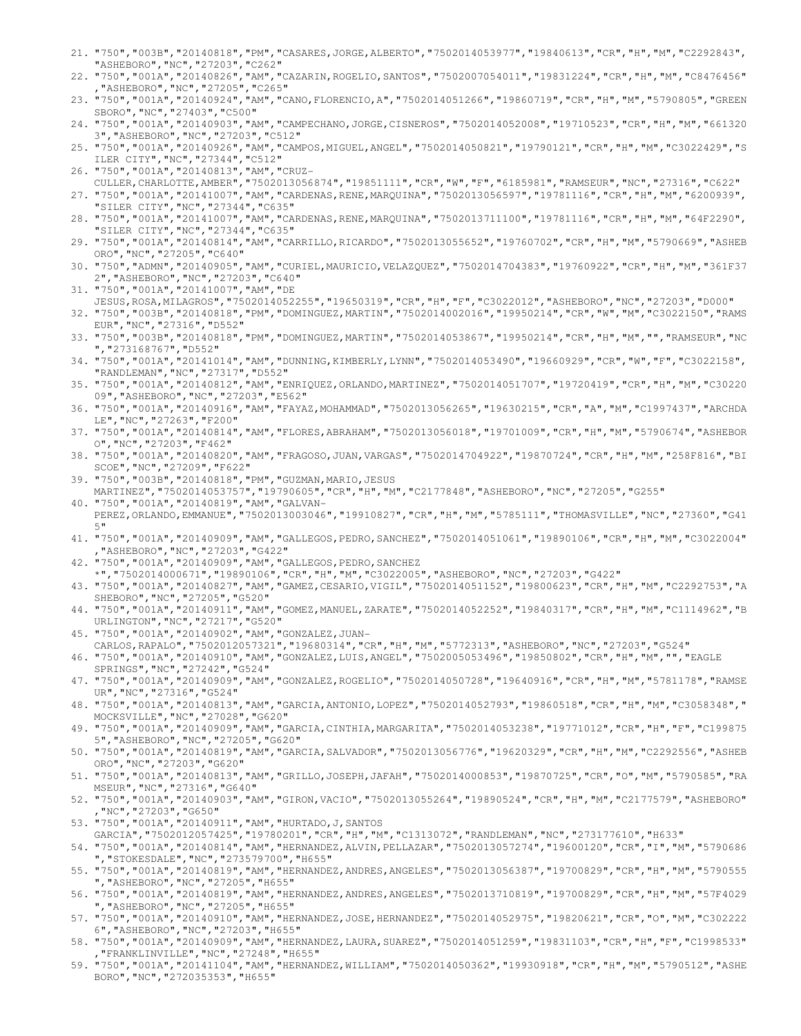21. "750","003B","20140818","PM","CASARES,JORGE,ALBERTO","7502014053977","19840613","CR","H","M","C2292843", "ASHEBORO","NC","27203","C262"
22. "750","001A","20140826","AM","CAZARIN,ROGELIO,SANTOS","7502007054011","19831224","CR","H","M","C8476456" ,"ASHEBORO","NC","27205","C265"
23. "750","001A","20140924","AM","CANO,FLORENCIO,A","7502014051266","19860719","CR","H","M","5790805","GREEN SBORO","NC","27403","C500"
24. "750","001A","20140903","AM","CAMPECHANO,JORGE,CISNEROS","7502014052008","19710523","CR","H","M","661320 3","ASHEBORO","NC","27203","C512"
25. "750","001A","20140926","AM","CAMPOS,MIGUEL,ANGEL","7502014050821","19790121","CR","H","M","C3022429","S ILER CITY","NC","27344","C512"
26. "750","001A","20140813","AM","CRUZ-CULLER,CHARLOTTE,AMBER","7502013056874","19851111","CR","W","F","6185981","RAMSEUR","NC","27316","C622"
27. "750","001A","20141007","AM","CARDENAS,RENE,MARQUINA","7502013056597","19781116","CR","H","M","6200939", "SILER CITY","NC","27344","C635"
28. "750","001A","20141007","AM","CARDENAS,RENE,MARQUINA","7502013711100","19781116","CR","H","M","64F2290", "SILER CITY","NC","27344","C635"
29. "750","001A","20140814","AM","CARRILLO,RICARDO","7502013055652","19760702","CR","H","M","5790669","ASHEB ORO","NC","27205","C640"
30. "750","ADMN","20140905","AM","CURIEL,MAURICIO,VELAZQUEZ","7502014704383","19760922","CR","H","M","361F37 2","ASHEBORO","NC","27203","C640"
31. "750","001A","20141007","AM","DE JESUS,ROSA,MILAGROS","7502014052255","19650319","CR","H","F","C3022012","ASHEBORO","NC","27203","D000"
32. "750","003B","20140818","PM","DOMINGUEZ,MARTIN","7502014002016","19950214","CR","W","M","C3022150","RAMS EUR","NC","27316","D552"
33. "750","003B","20140818","PM","DOMINGUEZ,MARTIN","7502014053867","19950214","CR","H","M","","RAMSEUR","NC ","273168767","D552"
34. "750","001A","20141014","AM","DUNNING,KIMBERLY,LYNN","7502014053490","19660929","CR","W","F","C3022158", "RANDLEMAN","NC","27317","D552"
35. "750","001A","20140812","AM","ENRIQUEZ,ORLANDO,MARTINEZ","7502014051707","19720419","CR","H","M","C30220 09","ASHEBORO","NC","27203","E562"
36. "750","001A","20140916","AM","FAYAZ,MOHAMMAD","7502013056265","19630215","CR","A","M","C1997437","ARCHDA LE","NC","27263","F200"
37. "750","001A","20140814","AM","FLORES,ABRAHAM","7502013056018","19701009","CR","H","M","5790674","ASHEBOR O","NC","27203","F462"
38. "750","001A","20140820","AM","FRAGOSO,JUAN,VARGAS","7502014704922","19870724","CR","H","M","258F816","BI SCOE","NC","27209","F622"
39. "750","003B","20140818","PM","GUZMAN,MARIO,JESUS MARTINEZ","7502014053757","19790605","CR","H","M","C2177848","ASHEBORO","NC","27205","G255"
40. "750","001A","20140819","AM","GALVAN-PEREZ,ORLANDO,EMMANUE","7502013003046","19910827","CR","H","M","5785111","THOMASVILLE","NC","27360","G41 5"
41. "750","001A","20140909","AM","GALLEGOS,PEDRO,SANCHEZ","7502014051061","19890106","CR","H","M","C3022004" ,"ASHEBORO","NC","27203","G422"
42. "750","001A","20140909","AM","GALLEGOS,PEDRO,SANCHEZ *","7502014000671","19890106","CR","H","M","C3022005","ASHEBORO","NC","27203","G422"
43. "750","001A","20140827","AM","GAMEZ,CESARIO,VIGIL","7502014051152","19800623","CR","H","M","C2292753","A SHEBORO","NC","27205","G520"
44. "750","001A","20140911","AM","GOMEZ,MANUEL,ZARATE","7502014052252","19840317","CR","H","M","C1114962","B URLINGTON","NC","27217","G520"
45. "750","001A","20140902","AM","GONZALEZ,JUAN-CARLOS,RAPALO","7502012057321","19680314","CR","H","M","5772313","ASHEBORO","NC","27203","G524"
46. "750","001A","20140910","AM","GONZALEZ,LUIS,ANGEL","7502005053496","19850802","CR","H","M","","EAGLE SPRINGS","NC","27242","G524"
47. "750","001A","20140909","AM","GONZALEZ,ROGELIO","7502014050728","19640916","CR","H","M","5781178","RAMSE UR","NC","27316","G524"
48. "750","001A","20140813","AM","GARCIA,ANTONIO,LOPEZ","7502014052793","19860518","CR","H","M","C3058348"," MOCKSVILLE","NC","27028","G620"
49. "750","001A","20140909","AM","GARCIA,CINTHIA,MARGARITA","7502014053238","19771012","CR","H","F","C199875 5","ASHEBORO","NC","27205","G620"
50. "750","001A","20140819","AM","GARCIA,SALVADOR","7502013056776","19620329","CR","H","M","C2292556","ASHEB ORO","NC","27203","G620"
51. "750","001A","20140813","AM","GRILLO,JOSEPH,JAFAH","7502014000853","19870725","CR","O","M","5790585","RA MSEUR","NC","27316","G640"
52. "750","001A","20140903","AM","GIRON,VACIO","7502013055264","19890524","CR","H","M","C2177579","ASHEBORO" ,"NC","27203","G650"
53. "750","001A","20140911","AM","HURTADO,J,SANTOS GARCIA","7502012057425","19780201","CR","H","M","C1313072","RANDLEMAN","NC","273177610","H633"
54. "750","001A","20140814","AM","HERNANDEZ,ALVIN,PELLAZAR","7502013057274","19600120","CR","I","M","5790686 ","STOKESDALE","NC","273579700","H655"
55. "750","001A","20140819","AM","HERNANDEZ,ANDRES,ANGELES","7502013056387","19700829","CR","H","M","5790555 ","ASHEBORO","NC","27205","H655"
56. "750","001A","20140819","AM","HERNANDEZ,ANDRES,ANGELES","7502013710819","19700829","CR","H","M","57F4029 ","ASHEBORO","NC","27205","H655"
57. "750","001A","20140910","AM","HERNANDEZ,JOSE,HERNANDEZ","7502014052975","19820621","CR","O","M","C302222 6","ASHEBORO","NC","27203","H655"
58. "750","001A","20140909","AM","HERNANDEZ,LAURA,SUAREZ","7502014051259","19831103","CR","H","F","C1998533" ,"FRANKLINVILLE","NC","27248","H655"
59. "750","001A","20141104","AM","HERNANDEZ,WILLIAM","7502014050362","19930918","CR","H","M","5790512","ASHE BORO","NC","272035353","H655"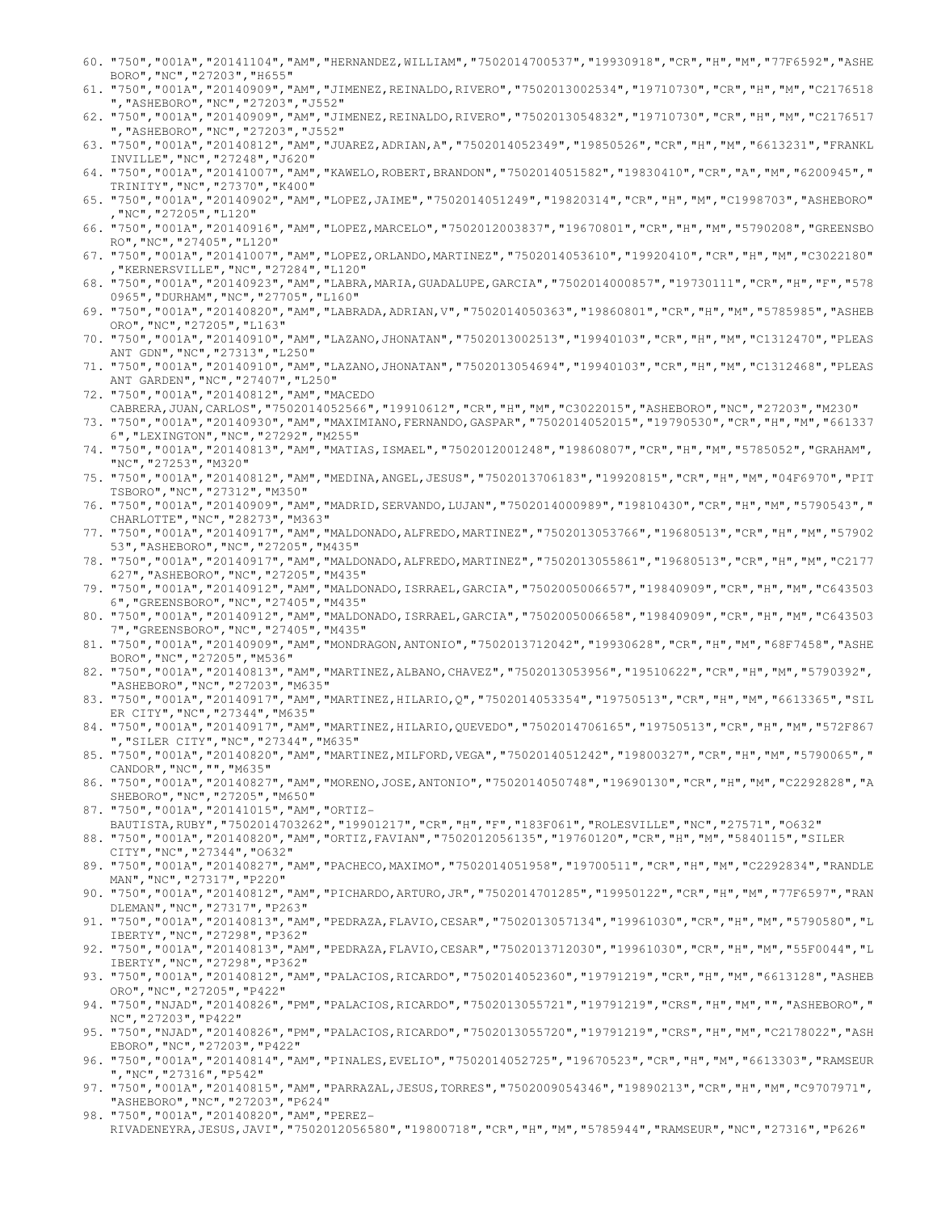60. "750","001A","20141104","AM","HERNANDEZ,WILLIAM","7502014700537","19930918","CR","H","M","77F6592","ASHEBORO","NC","27203","H655"
61. "750","001A","20140909","AM","JIMENEZ,REINALDO,RIVERO","7502013002534","19710730","CR","H","M","C2176518","ASHEBORO","NC","27203","J552"
62. "750","001A","20140909","AM","JIMENEZ,REINALDO,RIVERO","7502013054832","19710730","CR","H","M","C2176517","ASHEBORO","NC","27203","J552"
63. "750","001A","20140812","AM","JUAREZ,ADRIAN,A","7502014052349","19850526","CR","H","M","6613231","FRANKLINVILLE","NC","27248","J620"
64. "750","001A","20141007","AM","KAWELO,ROBERT,BRANDON","7502014051582","19830410","CR","A","M","6200945","TRINITY","NC","27370","K400"
65. "750","001A","20140902","AM","LOPEZ,JAIME","7502014051249","19820314","CR","H","M","C1998703","ASHEBORO","NC","27205","L120"
66. "750","001A","20140916","AM","LOPEZ,MARCELO","7502012003837","19670801","CR","H","M","5790208","GREENSBORO","NC","27405","L120"
67. "750","001A","20141007","AM","LOPEZ,ORLANDO,MARTINEZ","7502014053610","19920410","CR","H","M","C3022180","KERNERSVILLE","NC","27284","L120"
68. "750","001A","20140923","AM","LABRA,MARIA,GUADALUPE,GARCIA","7502014000857","19730111","CR","H","F","5780965","DURHAM","NC","27705","L160"
69. "750","001A","20140820","AM","LABRADA,ADRIAN,V","7502014050363","19860801","CR","H","M","5785985","ASHEBORO","NC","27205","L163"
70. "750","001A","20140910","AM","LAZANO,JHONATAN","7502013002513","19940103","CR","H","M","C1312470","PLEASANT GDN","NC","27313","L250"
71. "750","001A","20140910","AM","LAZANO,JHONATAN","7502013054694","19940103","CR","H","M","C1312468","PLEASANT GARDEN","NC","27407","L250"
72. "750","001A","20140812","AM","MACEDO CABRERA,JUAN,CARLOS","7502014052566","19910612","CR","H","M","C3022015","ASHEBORO","NC","27203","M230"
73. "750","001A","20140930","AM","MAXIMIANO,FERNANDO,GASPAR","7502014052015","19790530","CR","H","M","6613376","LEXINGTON","NC","27292","M255"
74. "750","001A","20140813","AM","MATIAS,ISMAEL","7502012001248","19860807","CR","H","M","5785052","GRAHAM","NC","27253","M320"
75. "750","001A","20140812","AM","MEDINA,ANGEL,JESUS","7502013706183","19920815","CR","H","M","04F6970","PITTSBORO","NC","27312","M350"
76. "750","001A","20140909","AM","MADRID,SERVANDO,LUJAN","7502014000989","19810430","CR","H","M","5790543","CHARLOTTE","NC","28273","M363"
77. "750","001A","20140917","AM","MALDONADO,ALFREDO,MARTINEZ","7502013053766","19680513","CR","H","M","5790253","ASHEBORO","NC","27205","M435"
78. "750","001A","20140917","AM","MALDONADO,ALFREDO,MARTINEZ","7502013055861","19680513","CR","H","M","C2177627","ASHEBORO","NC","27205","M435"
79. "750","001A","20140912","AM","MALDONADO,ISRRAEL,GARCIA","7502005006657","19840909","CR","H","M","C6435036","GREENSBORO","NC","27405","M435"
80. "750","001A","20140912","AM","MALDONADO,ISRRAEL,GARCIA","7502005006658","19840909","CR","H","M","C6435037","GREENSBORO","NC","27405","M435"
81. "750","001A","20140909","AM","MONDRAGON,ANTONIO","7502013712042","19930628","CR","H","M","68F7458","ASHEBORO","NC","27205","M536"
82. "750","001A","20140813","AM","MARTINEZ,ALBANO,CHAVEZ","7502013053956","19510622","CR","H","M","5790392","ASHEBORO","NC","27203","M635"
83. "750","001A","20140917","AM","MARTINEZ,HILARIO,Q","7502014053354","19750513","CR","H","M","6613365","SILER CITY","NC","27344","M635"
84. "750","001A","20140917","AM","MARTINEZ,HILARIO,QUEVEDO","7502014706165","19750513","CR","H","M","572F867","SILER CITY","NC","27344","M635"
85. "750","001A","20140820","AM","MARTINEZ,MILFORD,VEGA","7502014051242","19800327","CR","H","M","5790065","CANDOR","NC","","M635"
86. "750","001A","20140827","AM","MORENO,JOSE,ANTONIO","7502014050748","19690130","CR","H","M","C2292828","ASHEBORO","NC","27205","M650"
87. "750","001A","20141015","AM","ORTIZ-BAUTISTA,RUBY","7502014703262","19901217","CR","H","F","183F061","ROLESVILLE","NC","27571","O632"
88. "750","001A","20140820","AM","ORTIZ,FAVIAN","7502012056135","19760120","CR","H","M","5840115","SILER CITY","NC","27344","O632"
89. "750","001A","20140827","AM","PACHECO,MAXIMO","7502014051958","19700511","CR","H","M","C2292834","RANDLEMAN","NC","27317","P220"
90. "750","001A","20140812","AM","PICHARDO,ARTURO,JR","7502014701285","19950122","CR","H","M","77F6597","RANDLEMAN","NC","27317","P263"
91. "750","001A","20140813","AM","PEDRAZA,FLAVIO,CESAR","7502013057134","19961030","CR","H","M","5790580","LIBERTY","NC","27298","P362"
92. "750","001A","20140813","AM","PEDRAZA,FLAVIO,CESAR","7502013712030","19961030","CR","H","M","55F0044","LIBERTY","NC","27298","P362"
93. "750","001A","20140812","AM","PALACIOS,RICARDO","7502014052360","19791219","CR","H","M","6613128","ASHEBORO","NC","27205","P422"
94. "750","NJAD","20140826","PM","PALACIOS,RICARDO","7502013055721","19791219","CRS","H","M","","ASHEBORO","NC","27203","P422"
95. "750","NJAD","20140826","PM","PALACIOS,RICARDO","7502013055720","19791219","CRS","H","M","C2178022","ASHEBORO","NC","27203","P422"
96. "750","001A","20140814","AM","PINALES,EVELIO","7502014052725","19670523","CR","H","M","6613303","RAMSEUR","NC","27316","P542"
97. "750","001A","20140815","AM","PARRAZAL,JESUS,TORRES","7502009054346","19890213","CR","H","M","C9707971","ASHEBORO","NC","27203","P624"
98. "750","001A","20140820","AM","PEREZ-RIVADENEYRA,JESUS,JAVI","7502012056580","19800718","CR","H","M","5785944","RAMSEUR","NC","27316","P626"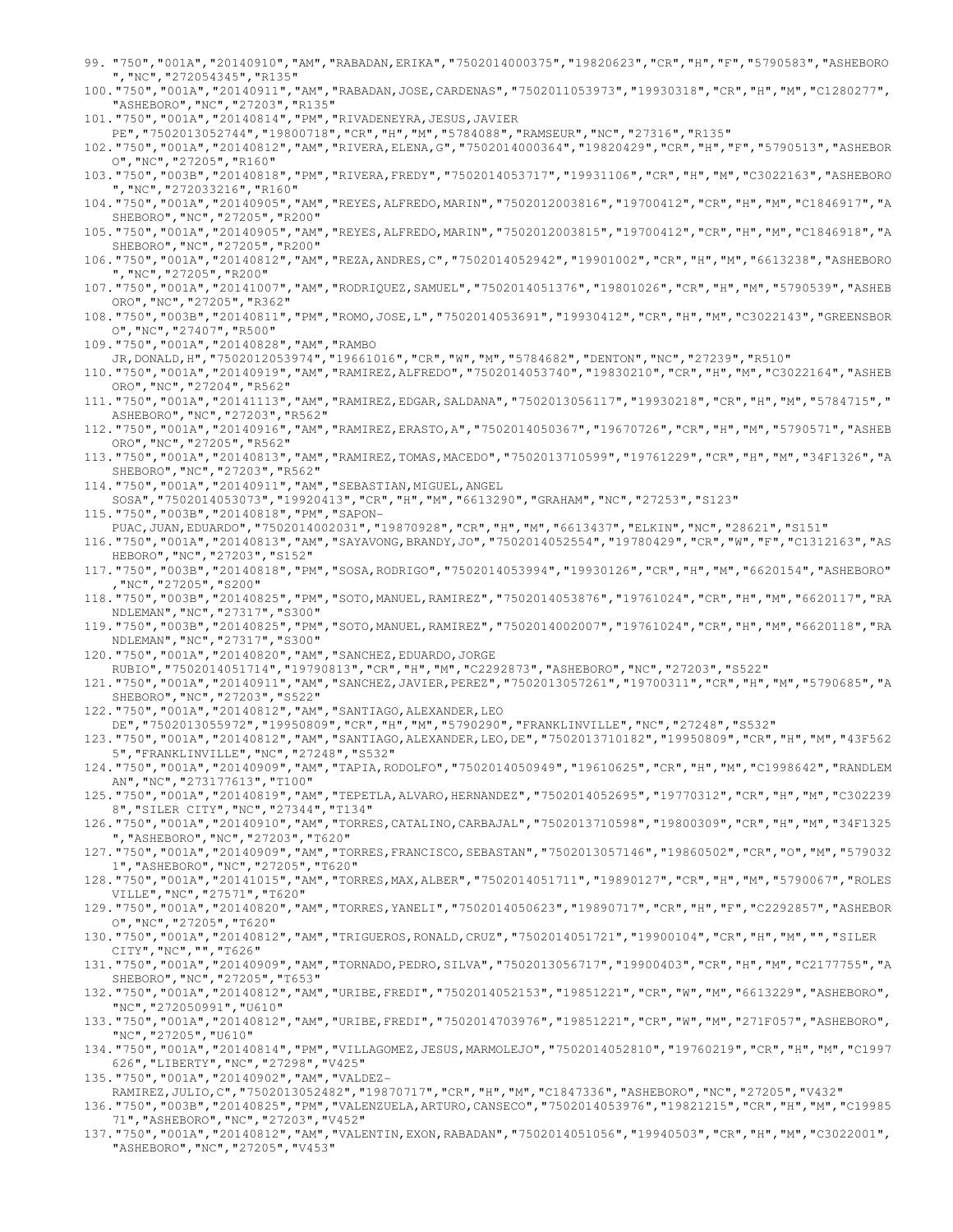99. "750","001A","20140910","AM","RABADAN,ERIKA","7502014000375","19820623","CR","H","F","5790583","ASHEBORO","NC","272054345","R135"
100. "750","001A","20140911","AM","RABADAN,JOSE,CARDENAS","7502011053973","19930318","CR","H","M","C1280277","ASHEBORO","NC","27203","R135"
101. "750","001A","20140814","PM","RIVADENEYRA,JESUS,JAVIER PE","7502013052744","19800718","CR","H","M","5784088","RAMSEUR","NC","27316","R135"
102. "750","001A","20140812","AM","RIVERA,ELENA,G","7502014000364","19820429","CR","H","F","5790513","ASHEBORO","NC","27205","R160"
103. "750","003B","20140818","PM","RIVERA,FREDY","7502014053717","19931106","CR","H","M","C3022163","ASHEBORO","NC","272033216","R160"
104. "750","001A","20140905","AM","REYES,ALFREDO,MARIN","7502012003816","19700412","CR","H","M","C1846917","ASHEBORO","NC","27205","R200"
105. "750","001A","20140905","AM","REYES,ALFREDO,MARIN","7502012003815","19700412","CR","H","M","C1846918","ASHEBORO","NC","27205","R200"
106. "750","001A","20140812","AM","REZA,ANDRES,C","7502014052942","19901002","CR","H","M","6613238","ASHEBORO","NC","27205","R200"
107. "750","001A","20141007","AM","RODRIQUEZ,SAMUEL","7502014051376","19801026","CR","H","M","5790539","ASHEBORO","NC","27205","R362"
108. "750","003B","20140811","PM","ROMO,JOSE,L","7502014053691","19930412","CR","H","M","C3022143","GREENSBORO","NC","27407","R500"
109. "750","001A","20140828","AM","RAMBO JR,DONALD,H","7502012053974","19661016","CR","W","M","5784682","DENTON","NC","27239","R510"
110. "750","001A","20140919","AM","RAMIREZ,ALFREDO","7502014053740","19830210","CR","H","M","C3022164","ASHEBORO","NC","27204","R562"
111. "750","001A","20141113","AM","RAMIREZ,EDGAR,SALDANA","7502013056117","19930218","CR","H","M","5784715","ASHEBORO","NC","27203","R562"
112. "750","001A","20140916","AM","RAMIREZ,ERASTO,A","7502014050367","19670726","CR","H","M","5790571","ASHEBORO","NC","27205","R562"
113. "750","001A","20140813","AM","RAMIREZ,TOMAS,MACEDO","7502013710599","19761229","CR","H","M","34F1326","ASHEBORO","NC","27203","R562"
114. "750","001A","20140911","AM","SEBASTIAN,MIGUEL,ANGEL SOSA","7502014053073","19920413","CR","H","M","6613290","GRAHAM","NC","27253","S123"
115. "750","003B","20140818","PM","SAPON-PUAC,JUAN,EDUARDO","7502014002031","19870928","CR","H","M","6613437","ELKIN","NC","28621","S151"
116. "750","001A","20140813","AM","SAYAVONG,BRANDY,JO","7502014052554","19780429","CR","W","F","C1312163","ASHEBORO","NC","27203","S152"
117. "750","003B","20140818","PM","SOSA,RODRIGO","7502014053994","19930126","CR","H","M","6620154","ASHEBORO","NC","27205","S200"
118. "750","003B","20140825","PM","SOTO,MANUEL,RAMIREZ","7502014053876","19761024","CR","H","M","6620117","RANDLEMAN","NC","27317","S300"
119. "750","003B","20140825","PM","SOTO,MANUEL,RAMIREZ","7502014002007","19761024","CR","H","M","6620118","RANDLEMAN","NC","27317","S300"
120. "750","001A","20140820","AM","SANCHEZ,EDUARDO,JORGE RUBIO","7502014051714","19790813","CR","H","M","C2292873","ASHEBORO","NC","27203","S522"
121. "750","001A","20140911","AM","SANCHEZ,JAVIER,PEREZ","7502013057261","19700311","CR","H","M","5790685","ASHEBORO","NC","27203","S522"
122. "750","001A","20140812","AM","SANTIAGO,ALEXANDER,LEO DE","7502013055972","19950809","CR","H","M","5790290","FRANKLINVILLE","NC","27248","S532"
123. "750","001A","20140812","AM","SANTIAGO,ALEXANDER,LEO,DE","7502013710182","19950809","CR","H","M","43F5625","FRANKLINVILLE","NC","27248","S532"
124. "750","001A","20140909","AM","TAPIA,RODOLFO","7502014050949","19610625","CR","H","M","C1998642","RANDLEMAN","NC","273177613","T100"
125. "750","001A","20140819","AM","TEPETLA,ALVARO,HERNANDEZ","7502014052695","19770312","CR","H","M","C3022398","SILER CITY","NC","27344","T134"
126. "750","001A","20140910","AM","TORRES,CATALINO,CARBAJAL","7502013710598","19800309","CR","H","M","34F1325","ASHEBORO","NC","27203","T620"
127. "750","001A","20140909","AM","TORRES,FRANCISCO,SEBASTAN","7502013057146","19860502","CR","O","M","5790321","ASHEBORO","NC","27205","T620"
128. "750","001A","20141015","AM","TORRES,MAX,ALBER","7502014051711","19890127","CR","H","M","5790067","ROLESVILLE","NC","27571","T620"
129. "750","001A","20140820","AM","TORRES,YANELI","7502014050623","19890717","CR","H","F","C2292857","ASHEBORO","NC","27205","T620"
130. "750","001A","20140812","AM","TRIGUEROS,RONALD,CRUZ","7502014051721","19900104","CR","H","M","","SILER CITY","NC","","T626"
131. "750","001A","20140909","AM","TORNADO,PEDRO,SILVA","7502013056717","19900403","CR","H","M","C2177755","ASHEBORO","NC","27205","T653"
132. "750","001A","20140812","AM","URIBE,FREDI","7502014052153","19851221","CR","W","M","6613229","ASHEBORO","NC","272050991","U610"
133. "750","001A","20140812","AM","URIBE,FREDI","7502014703976","19851221","CR","W","M","271F057","ASHEBORO","NC","27205","U610"
134. "750","001A","20140814","PM","VILLAGOMEZ,JESUS,MARMOLEJO","7502014052810","19760219","CR","H","M","C1997626","LIBERTY","NC","27298","V425"
135. "750","001A","20140902","AM","VALDEZ-RAMIREZ,JULIO,C","7502013052482","19870717","CR","H","M","C1847336","ASHEBORO","NC","27205","V432"
136. "750","003B","20140825","PM","VALENZUELA,ARTURO,CANSECO","7502014053976","19821215","CR","H","M","C1998571","ASHEBORO","NC","27203","V452"
137. "750","001A","20140812","AM","VALENTIN,EXON,RABADAN","7502014051056","19940503","CR","H","M","C3022001","ASHEBORO","NC","27205","V453"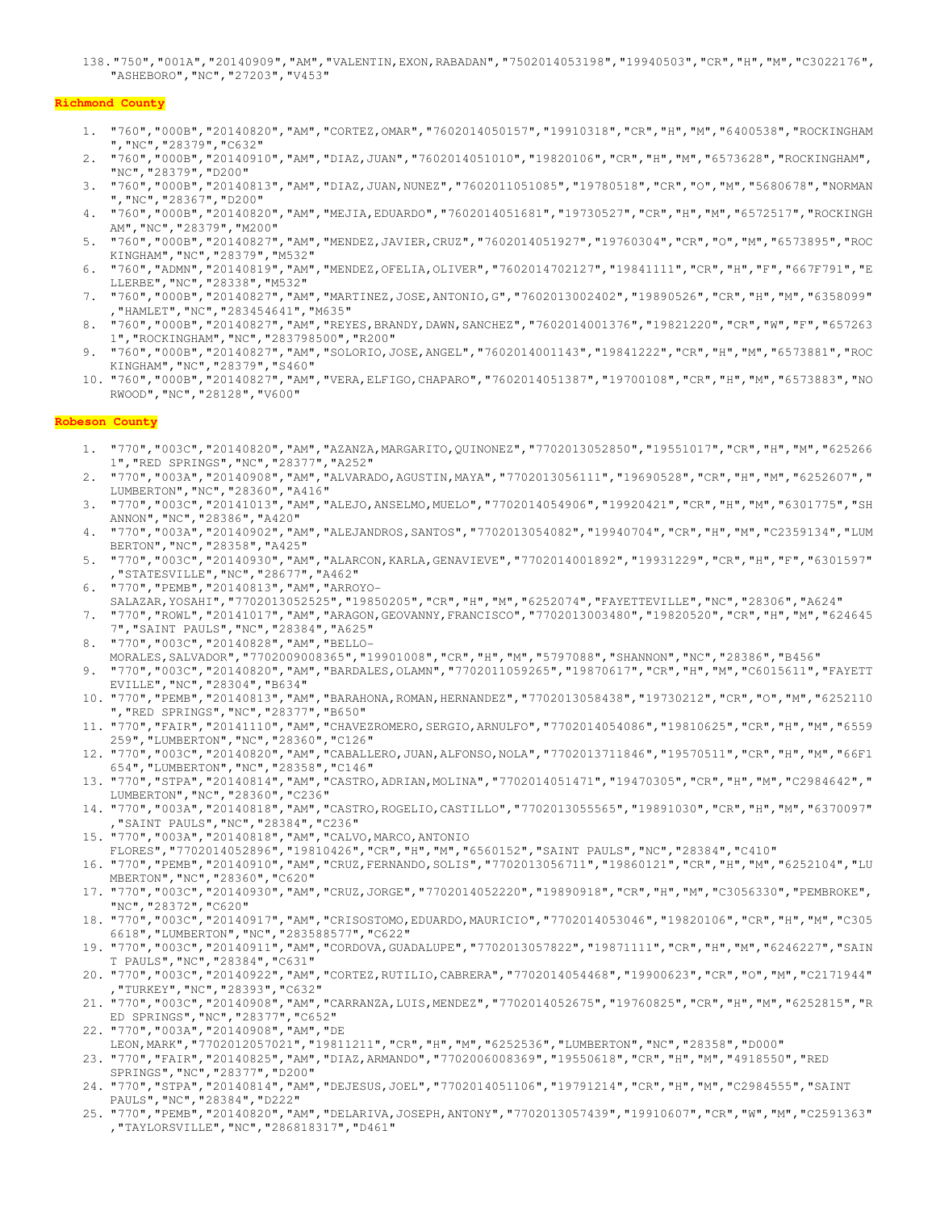138. "750","001A","20140909","AM","VALENTIN,EXON,RABADAN","7502014053198","19940503","CR","H","M","C3022176","ASHEBORO","NC","27203","V453"

**Richmond County**

1. "760","000B","20140820","AM","CORTEZ,OMAR","7602014050157","19910318","CR","H","M","6400538","ROCKINGHAM","NC","28379","C632"
2. "760","000B","20140910","AM","DIAZ,JUAN","7602014051010","19820106","CR","H","M","6573628","ROCKINGHAM","NC","28379","D200"
3. "760","000B","20140813","AM","DIAZ,JUAN,NUNEZ","7602011051085","19780518","CR","O","M","5680678","NORMAN","NC","28367","D200"
4. "760","000B","20140820","AM","MEJIA,EDUARDO","7602014051681","19730527","CR","H","M","6572517","ROCKINGHAM","NC","28379","M200"
5. "760","000B","20140827","AM","MENDEZ,JAVIER,CRUZ","7602014051927","19760304","CR","O","M","6573895","ROCKINGHAM","NC","28379","M532"
6. "760","ADMN","20140819","AM","MENDEZ,OFELIA,OLIVER","7602014702127","19841111","CR","H","F","667F791","ELLERBE","NC","28338","M532"
7. "760","000B","20140827","AM","MARTINEZ,JOSE,ANTONIO,G","7602013002402","19890526","CR","H","M","6358099","HAMLET","NC","283454641","M635"
8. "760","000B","20140827","AM","REYES,BRANDY,DAWN,SANCHEZ","7602014001376","19821220","CR","W","F","6572631","ROCKINGHAM","NC","283798500","R200"
9. "760","000B","20140827","AM","SOLORIO,JOSE,ANGEL","7602014001143","19841222","CR","H","M","6573881","ROCKINGHAM","NC","28379","S460"
10. "760","000B","20140827","AM","VERA,ELFIGO,CHAPARO","7602014051387","19700108","CR","H","M","6573883","NORWOOD","NC","28128","V600"

**Robeson County**

1. "770","003C","20140820","AM","AZANZA,MARGARITO,QUINONEZ","7702013052850","19551017","CR","H","M","6252661","RED SPRINGS","NC","28377","A252"
2. "770","003A","20140908","AM","ALVARADO,AGUSTIN,MAYA","7702013056111","19690528","CR","H","M","6252607","LUMBERTON","NC","28360","A416"
3. "770","003C","20141013","AM","ALEJO,ANSELMO,MUELO","7702014054906","19920421","CR","H","M","6301775","SHANNON","NC","28386","A420"
4. "770","003A","20140902","AM","ALEJANDROS,SANTOS","7702013054082","19940704","CR","H","M","C2359134","LUMBERTON","NC","28358","A425"
5. "770","003C","20140930","AM","ALARCON,KARLA,GENAVIEVE","7702014001892","19931229","CR","H","F","6301597","STATESVILLE","NC","28677","A462"
6. "770","PEMB","20140813","AM","ARROYO-SALAZAR,YOSAHI","7702013052525","19850205","CR","H","M","6252074","FAYETTEVILLE","NC","28306","A624"
7. "770","ROWL","20141017","AM","ARAGON,GEOVANNY,FRANCISCO","7702013003480","19820520","CR","H","M","6246457","SAINT PAULS","NC","28384","A625"
8. "770","003C","20140828","AM","BELLO-MORALES,SALVADOR","7702009008365","19901008","CR","H","M","5797088","SHANNON","NC","28386","B456"
9. "770","003C","20140820","AM","BARDALES,OLAMN","7702011059265","19870617","CR","H","M","C6015611","FAYETTEVILLE","NC","28304","B634"
10. "770","PEMB","20140813","AM","BARAHONA,ROMAN,HERNANDEZ","7702013058438","19730212","CR","O","M","6252110","RED SPRINGS","NC","28377","B650"
11. "770","FAIR","20141110","AM","CHAVEZROMERO,SERGIO,ARNULFO","7702014054086","19810625","CR","H","M","6559259","LUMBERTON","NC","28360","C126"
12. "770","003C","20140820","AM","CABALLERO,JUAN,ALFONSO,NOLA","7702013711846","19570511","CR","H","M","66F1654","LUMBERTON","NC","28358","C146"
13. "770","STPA","20140814","AM","CASTRO,ADRIAN,MOLINA","7702014051471","19470305","CR","H","M","C2984642","LUMBERTON","NC","28360","C236"
14. "770","003A","20140818","AM","CASTRO,ROGELIO,CASTILLO","7702013055565","19891030","CR","H","M","6370097","SAINT PAULS","NC","28384","C236"
15. "770","003A","20140818","AM","CALVO,MARCO,ANTONIO FLORES","7702014052896","19810426","CR","H","M","6560152","SAINT PAULS","NC","28384","C410"
16. "770","PEMB","20140910","AM","CRUZ,FERNANDO,SOLIS","7702013056711","19860121","CR","H","M","6252104","LUMBERTON","NC","28360","C620"
17. "770","003C","20140930","AM","CRUZ,JORGE","7702014052220","19890918","CR","H","M","C3056330","PEMBROKE","NC","28372","C620"
18. "770","003C","20140917","AM","CRISOSTOMO,EDUARDO,MAURICIO","7702014053046","19820106","CR","H","M","C3056618","LUMBERTON","NC","283588577","C622"
19. "770","003C","20140911","AM","CORDOVA,GUADALUPE","7702013057822","19871111","CR","H","M","6246227","SAINT PAULS","NC","28384","C631"
20. "770","003C","20140922","AM","CORTEZ,RUTILIO,CABRERA","7702014054468","19900623","CR","O","M","C2171944","TURKEY","NC","28393","C632"
21. "770","003C","20140908","AM","CARRANZA,LUIS,MENDEZ","7702014052675","19760825","CR","H","M","6252815","RED SPRINGS","NC","28377","C652"
22. "770","003A","20140908","AM","DE LEON,MARK","7702012057021","19811211","CR","H","M","6252536","LUMBERTON","NC","28358","D000"
23. "770","FAIR","20140825","AM","DIAZ,ARMANDO","7702006008369","19550618","CR","H","M","4918550","RED SPRINGS","NC","28377","D200"
24. "770","STPA","20140814","AM","DEJESUS,JOEL","7702014051106","19791214","CR","H","M","C2984555","SAINT PAULS","NC","28384","D222"
25. "770","PEMB","20140820","AM","DELARIVA,JOSEPH,ANTONY","7702013057439","19910607","CR","W","M","C2591363","TAYLORSVILLE","NC","286818317","D461"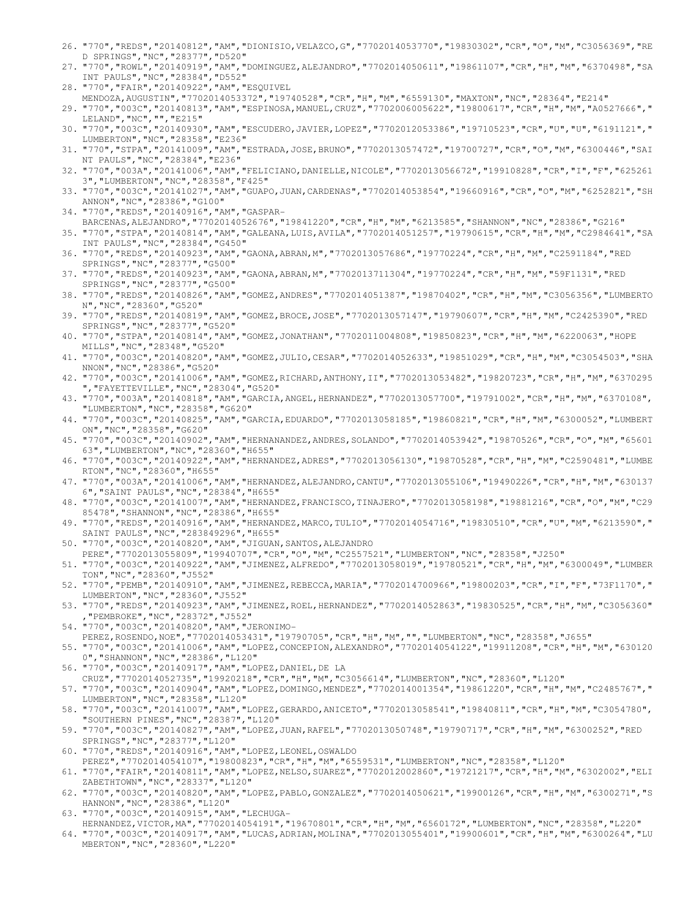26. "770","REDS","20140812","AM","DIONISIO,VELAZCO,G","7702014053770","19830302","CR","O","M","C3056369","RED SPRINGS","NC","28377","D520"
27. "770","ROWL","20140919","AM","DOMINGUEZ,ALEJANDRO","7702014050611","19861107","CR","H","M","6370498","SAINT PAULS","NC","28384","D552"
28. "770","FAIR","20140922","AM","ESQUIVEL MENDOZA,AUGUSTIN","7702014053372","19740528","CR","H","M","6559130","MAXTON","NC","28364","E214"
29. "770","003C","20140813","AM","ESPINOSA,MANUEL,CRUZ","7702006005622","19800617","CR","H","M","A0527666","LELAND","NC","","E215"
30. "770","003C","20140930","AM","ESCUDERO,JAVIER,LOPEZ","7702012053386","19710523","CR","U","U","6191121","LUMBERTON","NC","28358","E236"
31. "770","STPA","20141009","AM","ESTRADA,JOSE,BRUNO","7702013057472","19700727","CR","O","M","6300446","SAINT PAULS","NC","28384","E236"
32. "770","003A","20141006","AM","FELICIANO,DANIELLE,NICOLE","7702013056672","19910828","CR","I","F","6252613","LUMBERTON","NC","28358","F425"
33. "770","003C","20141027","AM","GUAPO,JUAN,CARDENAS","7702014053854","19660916","CR","O","M","6252821","SHANNON","NC","28386","G100"
34. "770","REDS","20140916","AM","GASPAR-BARCENAS,ALEJANDRO","7702014052676","19841220","CR","H","M","6213585","SHANNON","NC","28386","G216"
35. "770","STPA","20140814","AM","GALEANA,LUIS,AVILA","7702014051257","19790615","CR","H","M","C2984641","SAINT PAULS","NC","28384","G450"
36. "770","REDS","20140923","AM","GAONA,ABRAN,M","7702013057686","19770224","CR","H","M","C2591184","RED SPRINGS","NC","28377","G500"
37. "770","REDS","20140923","AM","GAONA,ABRAN,M","7702013711304","19770224","CR","H","M","59F1131","RED SPRINGS","NC","28377","G500"
38. "770","REDS","20140826","AM","GOMEZ,ANDRES","7702014051387","19870402","CR","H","M","C3056356","LUMBERTON","NC","28360","G520"
39. "770","REDS","20140819","AM","GOMEZ,BROCE,JOSE","7702013057147","19790607","CR","H","M","C2425390","RED SPRINGS","NC","28377","G520"
40. "770","STPA","20140814","AM","GOMEZ,JONATHAN","7702011004808","19850823","CR","H","M","6220063","HOPE MILLS","NC","28348","G520"
41. "770","003C","20140820","AM","GOMEZ,JULIO,CESAR","7702014052633","19851029","CR","H","M","C3054503","SHANNON","NC","28386","G520"
42. "770","003C","20141006","AM","GOMEZ,RICHARD,ANTHONY,II","7702013053482","19820723","CR","H","M","6370295","FAYETTEVILLE","NC","28304","G520"
43. "770","003A","20140818","AM","GARCIA,ANGEL,HERNANDEZ","7702013057700","19791002","CR","H","M","6370108","LUMBERTON","NC","28358","G620"
44. "770","003C","20140825","AM","GARCIA,EDUARDO","7702013058185","19860821","CR","H","M","6300052","LUMBERTON","NC","28358","G620"
45. "770","003C","20140902","AM","HERNANANDEZ,ANDRES,SOLANDO","7702014053942","19870526","CR","O","M","6560163","LUMBERTON","NC","28360","H655"
46. "770","003C","20140922","AM","HERNANDEZ,ADRES","7702013056130","19870528","CR","H","M","C2590481","LUMBERTON","NC","28360","H655"
47. "770","003A","20141006","AM","HERNANDEZ,ALEJANDRO,CANTU","7702013055106","19490226","CR","H","M","6301376","SAINT PAULS","NC","28384","H655"
48. "770","003C","20141007","AM","HERNANDEZ,FRANCISCO,TINAJERO","7702013058198","19881216","CR","O","M","C2985478","SHANNON","NC","28386","H655"
49. "770","REDS","20140916","AM","HERNANDEZ,MARCO,TULIO","7702014054716","19830510","CR","U","M","6213590","SAINT PAULS","NC","283849296","H655"
50. "770","003C","20140820","AM","JIGUAN,SANTOS,ALEJANDRO PERE","7702013055809","19940707","CR","O","M","C2557521","LUMBERTON","NC","28358","J250"
51. "770","003C","20140922","AM","JIMENEZ,ALFREDO","7702013058019","19780521","CR","H","M","6300049","LUMBERTON","NC","28360","J552"
52. "770","PEMB","20140910","AM","JIMENEZ,REBECCA,MARIA","7702014700966","19800203","CR","I","F","73F1170","LUMBERTON","NC","28360","J552"
53. "770","REDS","20140923","AM","JIMENEZ,ROEL,HERNANDEZ","7702014052863","19830525","CR","H","M","C3056360","PEMBROKE","NC","28372","J552"
54. "770","003C","20140820","AM","JERONIMO-PEREZ,ROSENDO,NOE","7702014053431","19790705","CR","H","M","","LUMBERTON","NC","28358","J655"
55. "770","003C","20141006","AM","LOPEZ,CONCEPION,ALEXANDRO","7702014054122","19911208","CR","H","M","6301200","SHANNON","NC","28386","L120"
56. "770","003C","20140917","AM","LOPEZ,DANIEL,DE LA CRUZ","7702014052735","19920218","CR","H","M","C3056614","LUMBERTON","NC","28360","L120"
57. "770","003C","20140904","AM","LOPEZ,DOMINGO,MENDEZ","7702014001354","19861220","CR","H","M","C2485767","LUMBERTON","NC","28358","L120"
58. "770","003C","20141007","AM","LOPEZ,GERARDO,ANICETO","7702013058541","19840811","CR","H","M","C3054780","SOUTHERN PINES","NC","28387","L120"
59. "770","003C","20140827","AM","LOPEZ,JUAN,RAFEL","7702013050748","19790717","CR","H","M","6300252","RED SPRINGS","NC","28377","L120"
60. "770","REDS","20140916","AM","LOPEZ,LEONEL,OSWALDO PEREZ","7702014054107","19800823","CR","H","M","6559531","LUMBERTON","NC","28358","L120"
61. "770","FAIR","20140811","AM","LOPEZ,NELSO,SUAREZ","7702012002860","19721217","CR","H","M","6302002","ELIZABETHTOWN","NC","28337","L120"
62. "770","003C","20140820","AM","LOPEZ,PABLO,GONZALEZ","7702014050621","19900126","CR","H","M","6300271","SHANNON","NC","28386","L120"
63. "770","003C","20140915","AM","LECHUGA-HERNANDEZ,VICTOR,MA","7702014054191","19670801","CR","H","M","6560172","LUMBERTON","NC","28358","L220"
64. "770","003C","20140917","AM","LUCAS,ADRIAN,MOLINA","7702013055401","19900601","CR","H","M","6300264","LUMBERTON","NC","28360","L220"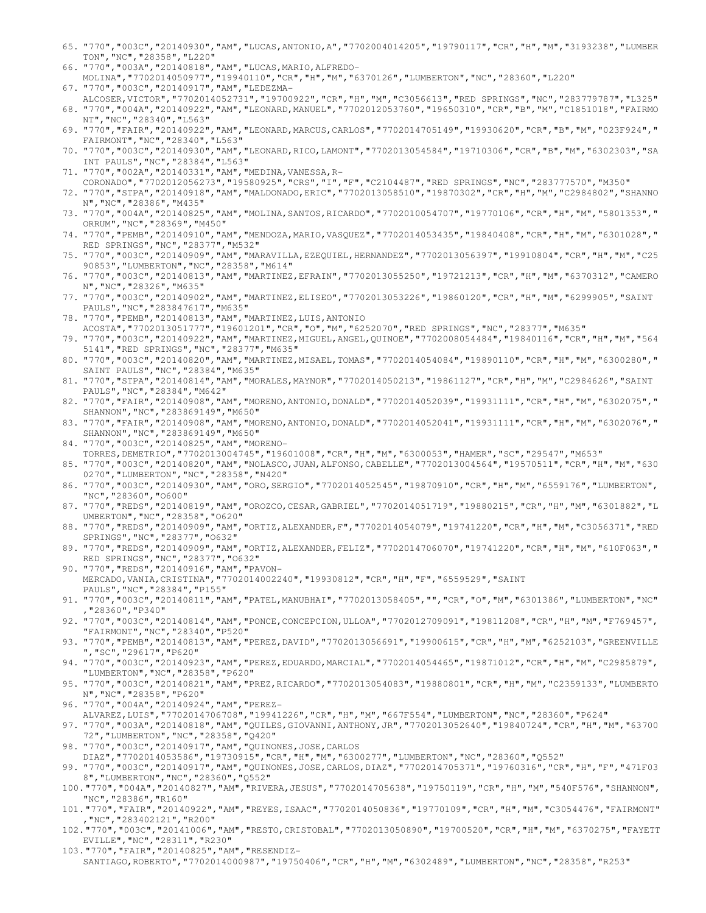65. "770","003C","20140930","AM","LUCAS,ANTONIO,A","7702004014205","19790117","CR","H","M","3193238","LUMBERTON","NC","28358","L220"
66. "770","003A","20140818","AM","LUCAS,MARIO,ALFREDO-MOLINA","7702014050977","19940110","CR","H","M","6370126","LUMBERTON","NC","28360","L220"
67. "770","003C","20140917","AM","LEDEZMA-ALCOSER,VICTOR","7702014052731","19700922","CR","H","M","C3056613","RED SPRINGS","NC","283779787","L325"
68. "770","004A","20140922","AM","LEONARD,MANUEL","7702012053760","19650310","CR","B","M","C1851018","FAIRMONT","NC","28340","L563"
69. "770","FAIR","20140922","AM","LEONARD,MARCUS,CARLOS","7702014705149","19930620","CR","B","M","023F924","FAIRMONT","NC","28340","L563"
70. "770","003C","20140930","AM","LEONARD,RICO,LAMONT","7702013054584","19710306","CR","B","M","6302303","SAINT PAULS","NC","28384","L563"
71. "770","002A","20140331","AM","MEDINA,VANESSA,R-CORONADO","7702012056273","19580925","CRS","I","F","C2104487","RED SPRINGS","NC","283777570","M350"
72. "770","STPA","20140918","AM","MALDONADO,ERIC","7702013058510","19870302","CR","H","M","C2984802","SHANNON","NC","28386","M435"
73. "770","004A","20140825","AM","MOLINA,SANTOS,RICARDO","7702010054707","19770106","CR","H","M","5801353","ORRUM","NC","28369","M450"
74. "770","PEMB","20140910","AM","MENDOZA,MARIO,VASQUEZ","7702014053435","19840408","CR","H","M","6301028","RED SPRINGS","NC","28377","M532"
75. "770","003C","20140909","AM","MARAVILLA,EZEQUIEL,HERNANDEZ","7702013056397","19910804","CR","H","M","C2590853","LUMBERTON","NC","28358","M614"
76. "770","003C","20140813","AM","MARTINEZ,EFRAIN","7702013055250","19721213","CR","H","M","6370312","CAMERON","NC","28326","M635"
77. "770","003C","20140902","AM","MARTINEZ,ELISEO","7702013053226","19860120","CR","H","M","6299905","SAINT PAULS","NC","283847617","M635"
78. "770","PEMB","20140813","AM","MARTINEZ,LUIS,ANTONIO ACOSTA","7702013051777","19601201","CR","O","M","6252070","RED SPRINGS","NC","28377","M635"
79. "770","003C","20140922","AM","MARTINEZ,MIGUEL,ANGEL,QUINOE","7702008054484","19840116","CR","H","M","5645141","RED SPRINGS","NC","28377","M635"
80. "770","003C","20140820","AM","MARTINEZ,MISAEL,TOMAS","7702014054084","19890110","CR","H","M","6300280","SAINT PAULS","NC","28384","M635"
81. "770","STPA","20140814","AM","MORALES,MAYNOR","7702014050213","19861127","CR","H","M","C2984626","SAINT PAULS","NC","28384","M642"
82. "770","FAIR","20140908","AM","MORENO,ANTONIO,DONALD","7702014052039","19931111","CR","H","M","6302075","SHANNON","NC","283869149","M650"
83. "770","FAIR","20140908","AM","MORENO,ANTONIO,DONALD","7702014052041","19931111","CR","H","M","6302076","SHANNON","NC","283869149","M650"
84. "770","003C","20140825","AM","MORENO-TORRES,DEMETRIO","7702013004745","19601008","CR","H","M","6300053","HAMER","SC","29547","M653"
85. "770","003C","20140820","AM","NOLASCO,JUAN,ALFONSO,CABELLE","7702013004564","19570511","CR","H","M","6300270","LUMBERTON","NC","28358","N420"
86. "770","003C","20140930","AM","ORO,SERGIO","7702014052545","19870910","CR","H","M","6559176","LUMBERTON","NC","28360","O600"
87. "770","REDS","20140819","AM","OROZCO,CESAR,GABRIEL","7702014051719","19880215","CR","H","M","6301882","LUMBERTON","NC","28358","O620"
88. "770","REDS","20140909","AM","ORTIZ,ALEXANDER,F","7702014054079","19741220","CR","H","M","C3056371","RED SPRINGS","NC","28377","O632"
89. "770","REDS","20140909","AM","ORTIZ,ALEXANDER,FELIZ","7702014706070","19741220","CR","H","M","610F063","RED SPRINGS","NC","28377","O632"
90. "770","REDS","20140916","AM","PAVON-MERCADO,VANIA,CRISTINA","7702014002240","19930812","CR","H","F","6559529","SAINT PAULS","NC","28384","P155"
91. "770","003C","20140811","AM","PATEL,MANUBHAI","7702013058405","","CR","O","M","6301386","LUMBERTON","NC","28360","P340"
92. "770","003C","20140814","AM","PONCE,CONCEPCION,ULLOA","7702012709091","19811208","CR","H","M","F769457","FAIRMONT","NC","28340","P520"
93. "770","PEMB","20140813","AM","PEREZ,DAVID","7702013056691","19900615","CR","H","M","6252103","GREENVILLE","SC","29617","P620"
94. "770","003C","20140923","AM","PEREZ,EDUARDO,MARCIAL","7702014054465","19871012","CR","H","M","C2985879","LUMBERTON","NC","28358","P620"
95. "770","003C","20140821","AM","PREZ,RICARDO","7702013054083","19880801","CR","H","M","C2359133","LUMBERTON","NC","28358","P620"
96. "770","004A","20140924","AM","PEREZ-ALVAREZ,LUIS","7702014706708","19941226","CR","H","M","667F554","LUMBERTON","NC","28360","P624"
97. "770","003A","20140818","AM","QUILES,GIOVANNI,ANTHONY,JR","7702013052640","19840724","CR","H","M","6370072","LUMBERTON","NC","28358","Q420"
98. "770","003C","20140917","AM","QUINONES,JOSE,CARLOS DIAZ","7702014053586","19730915","CR","H","M","6300277","LUMBERTON","NC","28360","Q552"
99. "770","003C","20140917","AM","QUINONES,JOSE,CARLOS,DIAZ","7702014705371","19760316","CR","H","F","471F038","LUMBERTON","NC","28360","Q552"
100. "770","004A","20140827","AM","RIVERA,JESUS","7702014705638","19750119","CR","H","M","540F576","SHANNON","NC","28386","R160"
101. "770","FAIR","20140922","AM","REYES,ISAAC","7702014050836","19770109","CR","H","M","C3054476","FAIRMONT","NC","283402121","R200"
102. "770","003C","20141006","AM","RESTO,CRISTOBAL","7702013050890","19700520","CR","H","M","6370275","FAYETTEVILLE","NC","28311","R230"
103. "770","FAIR","20140825","AM","RESENDIZ-SANTIAGO,ROBERTO","7702014000987","19750406","CR","H","M","6302489","LUMBERTON","NC","28358","R253"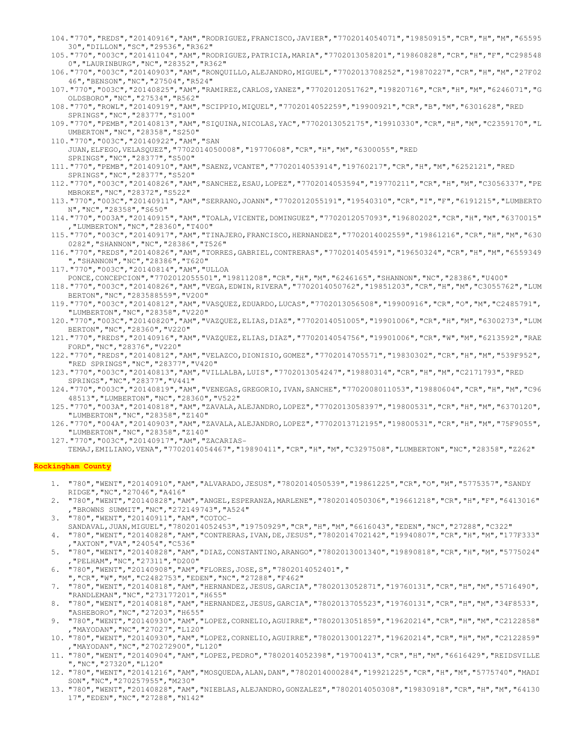104. "770","REDS","20140916","AM","RODRIGUEZ,FRANCISCO,JAVIER","7702014054071","19850915","CR","H","M","6559530","DILLON","SC","29536","R362"
105. "770","003C","20141104","AM","RODRIGUEZ,PATRICIA,MARIA","7702013058201","19860828","CR","H","F","C2985480","LAURINBURG","NC","28352","R362"
106. "770","003C","20140903","AM","RONQUILLO,ALEJANDRO,MIGUEL","7702013708252","19870227","CR","H","M","27F0246","BENSON","NC","27504","R524"
107. "770","003C","20140825","AM","RAMIREZ,CARLOS,YANEZ","7702012051762","19820716","CR","H","M","6246071","GOLDSBORO","NC","27534","R562"
108. "770","ROWL","20140919","AM","SCIPPIO,MIQUEL","7702014052259","19900921","CR","B","M","6301628","RED SPRINGS","NC","28377","S100"
109. "770","PEMB","20140813","AM","SIQUINA,NICOLAS,YAC","7702013052175","19910330","CR","H","M","C2359170","LUMBERTON","NC","28358","S250"
110. "770","003C","20140922","AM","SAN JUAN,ELFEGO,VELASQUEZ","7702014050008","19770608","CR","H","M","6300055","RED SPRINGS","NC","28377","S500"
111. "770","PEMB","20140910","AM","SAENZ,VCANTE","7702014053914","19760217","CR","H","M","6252121","RED SPRINGS","NC","28377","S520"
112. "770","003C","20140826","AM","SANCHEZ,ESAU,LOPEZ","7702014053594","19770211","CR","H","M","C3056337","PEMBROKE","NC","28372","S522"
113. "770","003C","20140911","AM","SERRANO,JOANN","7702012055191","19540310","CR","I","F","6191215","LUMBERTON","NC","28358","S650"
114. "770","003A","20140915","AM","TOALA,VICENTE,DOMINGUEZ","7702012057093","19680202","CR","H","M","6370015","LUMBERTON","NC","28360","T400"
115. "770","003C","20140917","AM","TINAJERO,FRANCISCO,HERNANDEZ","7702014002559","19861216","CR","H","M","6300282","SHANNON","NC","28386","T526"
116. "770","REDS","20140826","AM","TORRES,GABRIEL,CONTRERAS","7702014054591","19650324","CR","H","M","6559349","SHANNON","NC","28386","T620"
117. "770","003C","20140814","AM","ULLOA PONCE,CONCEPCION","7702012055501","19811208","CR","H","M","6246165","SHANNON","NC","28386","U400"
118. "770","003C","20140826","AM","VEGA,EDWIN,RIVERA","7702014050762","19851203","CR","H","M","C3055762","LUMBERTON","NC","283588559","V200"
119. "770","003C","20140812","AM","VASQUEZ,EDUARDO,LUCAS","7702013056508","19900916","CR","O","M","C2485791","LUMBERTON","NC","28358","V220"
120. "770","003C","20140820","AM","VAZQUEZ,ELIAS,DIAZ","7702014051005","19901006","CR","H","M","6300273","LUMBERTON","NC","28360","V220"
121. "770","REDS","20140916","AM","VAZQUEZ,ELIAS,DIAZ","7702014054756","19901006","CR","W","M","6213592","RAEFORD","NC","28376","V220"
122. "770","REDS","20140812","AM","VELAZCO,DIONISIO,GOMEZ","7702014705571","19830302","CR","H","M","539F952","RED SPRINGS","NC","28377","V420"
123. "770","003C","20140813","AM","VILLALBA,LUIS","7702013054247","19880314","CR","H","M","C2171793","RED SPRINGS","NC","28377","V441"
124. "770","003C","20140819","AM","VENEGAS,GREGORIO,IVAN,SANCHE","7702008011053","19880604","CR","H","M","C9648513","LUMBERTON","NC","28360","V522"
125. "770","003A","20140818","AM","ZAVALA,ALEJANDRO,LOPEZ","7702013058397","19800531","CR","H","M","6370120","LUMBERTON","NC","28358","Z140"
126. "770","004A","20140903","AM","ZAVALA,ALEJANDRO,LOPEZ","7702013712195","19800531","CR","H","M","75F9055","LUMBERTON","NC","28358","Z140"
127. "770","003C","20140917","AM","ZACARIAS-TEMAJ,EMILIANO,VENA","7702014054467","19890411","CR","H","M","C3297508","LUMBERTON","NC","28358","Z262"

**Rockingham County**

1. "780","WENT","20140910","AM","ALVARADO,JESUS","7802014050539","19861225","CR","O","M","5775357","SANDY RIDGE","NC","27046","A416"
2. "780","WENT","20140828","AM","ANGEL,ESPERANZA,MARLENE","7802014050306","19661218","CR","H","F","6413016","BROWNS SUMMIT","NC","272149743","A524"
3. "780","WENT","20140911","AM","COTOC-SANDAVAL,JUAN,MIGUEL","7802014052453","19750929","CR","H","M","6616043","EDEN","NC","27288","C322"
4. "780","WENT","20140828","AM","CONTRERAS,IVAN,DE,JESUS","7802014702142","19940807","CR","H","M","177F333","AXTON","VA","24054","C536"
5. "780","WENT","20140828","AM","DIAZ,CONSTANTINO,ARANGO","7802013001340","19890818","CR","H","M","5775024","PELHAM","NC","27311","D200"
6. "780","WENT","20140908","AM","FLORES,JOSE,S","7802014052401"," ","CR","W","M","C2482753","EDEN","NC","27288","F462"
7. "780","WENT","20140818","AM","HERNANDEZ,JESUS,GARCIA","7802013052871","19760131","CR","H","M","5716490","RANDLEMAN","NC","273177201","H655"
8. "780","WENT","20140818","AM","HERNANDEZ,JESUS,GARCIA","7802013705523","19760131","CR","H","M","34F8533","ASHEBORO","NC","27203","H655"
9. "780","WENT","20140930","AM","LOPEZ,CORNELIO,AGUIRRE","7802013051859","19620214","CR","H","M","C2122858","MAYODAN","NC","27027","L120"
10. "780","WENT","20140930","AM","LOPEZ,CORNELIO,AGUIRRE","7802013001227","19620214","CR","H","M","C2122859","MAYODAN","NC","270272900","L120"
11. "780","WENT","20140904","AM","LOPEZ,PEDRO","7802014052398","19700413","CR","H","M","6616429","REIDSVILLE","NC","27320","L120"
12. "780","WENT","20141216","AM","MOSQUEDA,ALAN,DAN","7802014000284","19921225","CR","H","M","5775740","MADISON","NC","270257955","M230"
13. "780","WENT","20140828","AM","NIEBLAS,ALEJANDRO,GONZALEZ","7802014050308","19830918","CR","H","M","6413017","EDEN","NC","27288","N142"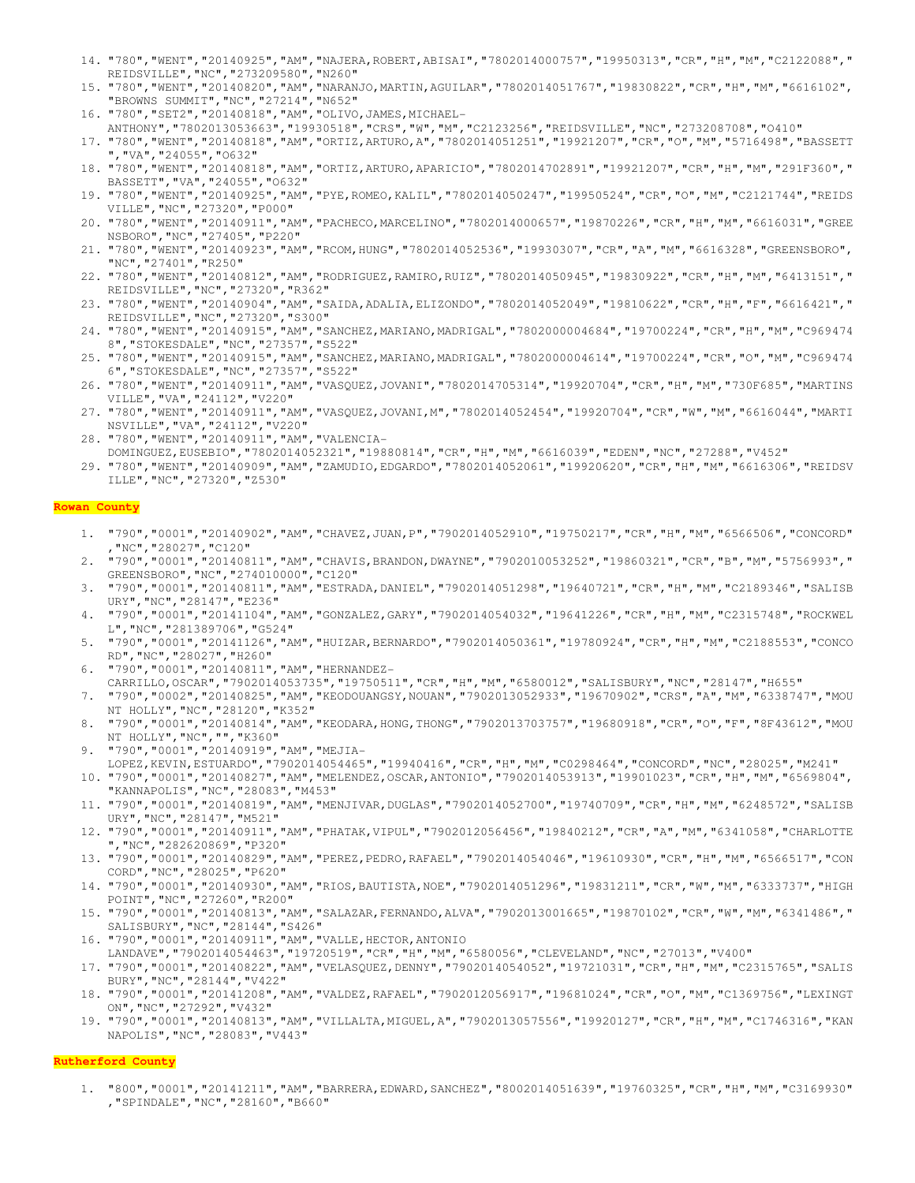14. "780","WENT","20140925","AM","NAJERA,ROBERT,ABISAI","7802014000757","19950313","CR","H","M","C2122088","REIDSVILLE","NC","273209580","N260"
15. "780","WENT","20140820","AM","NARANJO,MARTIN,AGUILAR","7802014051767","19830822","CR","H","M","6616102","BROWNS SUMMIT","NC","27214","N652"
16. "780","SET2","20140818","AM","OLIVO,JAMES,MICHAEL-ANTHONY","7802013053663","19930518","CRS","W","M","C2123256","REIDSVILLE","NC","273208708","O410"
17. "780","WENT","20140818","AM","ORTIZ,ARTURO,A","7802014051251","19921207","CR","O","M","5716498","BASSETT","VA","24055","O632"
18. "780","WENT","20140818","AM","ORTIZ,ARTURO,APARICIO","7802014702891","19921207","CR","H","M","291F360","BASSETT","VA","24055","O632"
19. "780","WENT","20140925","AM","PYE,ROMEO,KALIL","7802014050247","19950524","CR","O","M","C2121744","REIDSVILLE","NC","27320","P000"
20. "780","WENT","20140911","AM","PACHECO,MARCELINO","7802014000657","19870226","CR","H","M","6616031","GREENSBORO","NC","27405","P220"
21. "780","WENT","20140923","AM","RCOM,HUNG","7802014052536","19930307","CR","A","M","6616328","GREENSBORO","NC","27401","R250"
22. "780","WENT","20140812","AM","RODRIGUEZ,RAMIRO,RUIZ","7802014050945","19830922","CR","H","M","6413151","REIDSVILLE","NC","27320","R362"
23. "780","WENT","20140904","AM","SAIDA,ADALIA,ELIZONDO","7802014052049","19810622","CR","H","F","6616421","REIDSVILLE","NC","27320","S300"
24. "780","WENT","20140915","AM","SANCHEZ,MARIANO,MADRIGAL","7802000004684","19700224","CR","H","M","C9694748","STOKESDALE","NC","27357","S522"
25. "780","WENT","20140915","AM","SANCHEZ,MARIANO,MADRIGAL","7802000004614","19700224","CR","O","M","C9694746","STOKESDALE","NC","27357","S522"
26. "780","WENT","20140911","AM","VASQUEZ,JOVANI","7802014705314","19920704","CR","H","M","730F685","MARTINSVILLE","VA","24112","V220"
27. "780","WENT","20140911","AM","VASQUEZ,JOVANI,M","7802014052454","19920704","CR","W","M","6616044","MARTINSVILLE","VA","24112","V220"
28. "780","WENT","20140911","AM","VALENCIA-DOMINGUEZ,EUSEBIO","7802014052321","19880814","CR","H","M","6616039","EDEN","NC","27288","V452"
29. "780","WENT","20140909","AM","ZAMUDIO,EDGARDO","7802014052061","19920620","CR","H","M","6616306","REIDSVILLE","NC","27320","Z530"

**Rowan County**

1. "790","0001","20140902","AM","CHAVEZ,JUAN,P","7902014052910","19750217","CR","H","M","6566506","CONCORD","NC","28027","C120"
2. "790","0001","20140811","AM","CHAVIS,BRANDON,DWAYNE","7902010053252","19860321","CR","B","M","5756993","GREENSBORO","NC","274010000","C120"
3. "790","0001","20140811","AM","ESTRADA,DANIEL","7902014051298","19640721","CR","H","M","C2189346","SALISBURY","NC","28147","E236"
4. "790","0001","20141104","AM","GONZALEZ,GARY","7902014054032","19641226","CR","H","M","C2315748","ROCKWELL","NC","281389706","G524"
5. "790","0001","20141126","AM","HUIZAR,BERNARDO","7902014050361","19780924","CR","H","M","C2188553","CONCORD","NC","28027","H260"
6. "790","0001","20140811","AM","HERNANDEZ-CARRILLO,OSCAR","7902014053735","19750511","CR","H","M","6580012","SALISBURY","NC","28147","H655"
7. "790","0002","20140825","AM","KEODOUANGSY,NOUAN","7902013052933","19670902","CRS","A","M","6338747","MOUNT HOLLY","NC","28120","K352"
8. "790","0001","20140814","AM","KEODARA,HONG,THONG","7902013703757","19680918","CR","O","F","8F43612","MOUNT HOLLY","NC","","K360"
9. "790","0001","20140919","AM","MEJIA-LOPEZ,KEVIN,ESTUARDO","7902014054465","19940416","CR","H","M","C0298464","CONCORD","NC","28025","M241"
10. "790","0001","20140827","AM","MELENDEZ,OSCAR,ANTONIO","7902014053913","19901023","CR","H","M","6569804","KANNAPOLIS","NC","28083","M453"
11. "790","0001","20140819","AM","MENJIVAR,DUGLAS","7902014052700","19740709","CR","H","M","6248572","SALISBURY","NC","28147","M521"
12. "790","0001","20140911","AM","PHATAK,VIPUL","7902012056456","19840212","CR","A","M","6341058","CHARLOTTE","NC","282620869","P320"
13. "790","0001","20140829","AM","PEREZ,PEDRO,RAFAEL","7902014054046","19610930","CR","H","M","6566517","CONCORD","NC","28025","P620"
14. "790","0001","20140930","AM","RIOS,BAUTISTA,NOE","7902014051296","19831211","CR","W","M","6333737","HIGH POINT","NC","27260","R200"
15. "790","0001","20140813","AM","SALAZAR,FERNANDO,ALVA","7902013001665","19870102","CR","W","M","6341486","SALISBURY","NC","28144","S426"
16. "790","0001","20140911","AM","VALLE,HECTOR,ANTONIO LANDAVE","7902014054463","19720519","CR","H","M","6580056","CLEVELAND","NC","27013","V400"
17. "790","0001","20140822","AM","VELASQUEZ,DENNY","7902014054052","19721031","CR","H","M","C2315765","SALISBURY","NC","28144","V422"
18. "790","0001","20141208","AM","VALDEZ,RAFAEL","7902012056917","19681024","CR","O","M","C1369756","LEXINGTON","NC","27292","V432"
19. "790","0001","20140813","AM","VILLALTA,MIGUEL,A","7902013057556","19920127","CR","H","M","C1746316","KANNAPOLIS","NC","28083","V443"

**Rutherford County**

1. "800","0001","20141211","AM","BARRERA,EDWARD,SANCHEZ","8002014051639","19760325","CR","H","M","C3169930","SPINDALE","NC","28160","B660"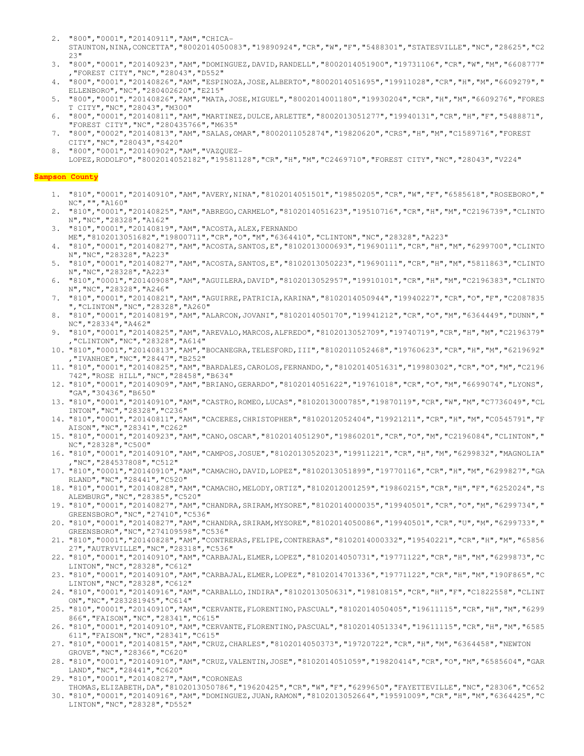2. "800","0001","20140911","AM","CHICA-STAUNTON,NINA,CONCETTA","8002014050083","19890924","CR","W","F","5488301","STATESVILLE","NC","28625","C223"
3. "800","0001","20140923","AM","DOMINGUEZ,DAVID,RANDELL","8002014051900","19731106","CR","W","M","6608777","FOREST CITY","NC","28043","D552"
4. "800","0001","20140826","AM","ESPINOZA,JOSE,ALBERTO","8002014051695","19911028","CR","H","M","6609279","ELLENBORO","NC","280402620","E215"
5. "800","0001","20140826","AM","MATA,JOSE,MIGUEL","8002014001180","19930204","CR","H","M","6609276","FOREST CITY","NC","28043","M300"
6. "800","0001","20140811","AM","MARTINEZ,DULCE,ARLETTE","8002013051277","19940131","CR","H","F","5488871","FOREST CITY","NC","280435766","M635"
7. "800","0002","20140813","AM","SALAS,OMAR","8002011052874","19820620","CRS","H","M","C1589716","FOREST CITY","NC","28043","S420"
8. "800","0001","20140902","AM","VAZQUEZ-LOPEZ,RODOLFO","8002014052182","19581128","CR","H","M","C2469710","FOREST CITY","NC","28043","V224"

## Sampson County

1. "810","0001","20140910","AM","AVERY,NINA","8102014051501","19850205","CR","W","F","6585618","ROSEBORO","NC","","A160"
2. "810","0001","20140825","AM","ABREGO,CARMELO","8102014051623","19510716","CR","H","M","C2196739","CLINTON","NC","28328","A162"
3. "810","0001","20140819","AM","ACOSTA,ALEX,FERNANDO ME","8102013051682","19800711","CR","O","M","6364410","CLINTON","NC","28328","A223"
4. "810","0001","20140827","AM","ACOSTA,SANTOS,E","8102013000693","19690111","CR","H","M","6299700","CLINTON","NC","28328","A223"
5. "810","0001","20140827","AM","ACOSTA,SANTOS,E","8102013050223","19690111","CR","H","M","5811863","CLINTON","NC","28328","A223"
6. "810","0001","20140908","AM","AGUILERA,DAVID","8102013052957","19910101","CR","H","M","C2196383","CLINTON","NC","28328","A246"
7. "810","0001","20140821","AM","AGUIRRE,PATRICIA,KARINA","8102014050944","19940227","CR","O","F","C2087835","CLINTON","NC","28328","A260"
8. "810","0001","20140819","AM","ALARCON,JOVANI","8102014050170","19941212","CR","O","M","6364449","DUNN","NC","28334","A462"
9. "810","0001","20140825","AM","AREVALO,MARCOS,ALFREDO","8102013052709","19740719","CR","H","M","C2196379","CLINTON","NC","28328","A614"
10. "810","0001","20140813","AM","BOCANEGRA,TELESFORD,III","8102011052468","19760623","CR","H","M","6219692","IVANHOE","NC","28447","B252"
11. "810","0001","20140825","AM","BARDALES,CAROLOS,FERNANDO,","8102014051631","19980302","CR","O","M","C2196742","ROSE HILL","NC","28458","B634"
12. "810","0001","20140909","AM","BRIANO,GERARDO","8102014051622","19761018","CR","O","M","6699074","LYONS","GA","30436","B650"
13. "810","0001","20140910","AM","CASTRO,ROMEO,LUCAS","8102013000785","19870119","CR","W","M","C7736049","CLINTON","NC","28328","C236"
14. "810","0001","20140811","AM","CACERES,CHRISTOPHER","8102012052404","19921211","CR","H","M","C0545791","FAISON","NC","28341","C262"
15. "810","0001","20140923","AM","CANO,OSCAR","8102014051290","19860201","CR","O","M","C2196084","CLINTON","NC","28328","C500"
16. "810","0001","20140910","AM","CAMPOS,JOSUE","8102013052023","19911221","CR","H","M","6299832","MAGNOLIA","NC","284537808","C512"
17. "810","0001","20140910","AM","CAMACHO,DAVID,LOPEZ","8102013051899","19770116","CR","H","M","6299827","GARLAND","NC","28441","C520"
18. "810","0001","20140828","AM","CAMACHO,MELODY,ORTIZ","8102012001259","19860215","CR","H","F","6252024","SALEMBURG","NC","28385","C520"
19. "810","0001","20140827","AM","CHANDRA,SRIRAM,MYSORE","8102014000035","19940501","CR","O","M","6299734","GREENSBORO","NC","27410","C536"
20. "810","0001","20140827","AM","CHANDRA,SRIRAM,MYSORE","8102014050086","19940501","CR","U","M","6299733","GREENSBORO","NC","274109598","C536"
21. "810","0001","20140828","AM","CONTRERAS,FELIPE,CONTRERAS","8102014000332","19540221","CR","H","M","6585627","AUTRYVILLE","NC","28318","C536"
22. "810","0001","20140910","AM","CARBAJAL,ELMER,LOPEZ","8102014050731","19771122","CR","H","M","6299873","CLINTON","NC","28328","C612"
23. "810","0001","20140910","AM","CARBAJAL,ELMER,LOPEZ","8102014701336","19771122","CR","H","M","190F865","CLINTON","NC","28328","C612"
24. "810","0001","20140916","AM","CARBALLO,INDIRA","8102013050631","19810815","CR","H","F","C1822558","CLINTON","NC","283281945","C614"
25. "810","0001","20140910","AM","CERVANTE,FLORENTINO,PASCUAL","8102014050405","19611115","CR","H","M","6299866","FAISON","NC","28341","C615"
26. "810","0001","20140910","AM","CERVANTE,FLORENTINO,PASCUAL","8102014051334","19611115","CR","H","M","6585611","FAISON","NC","28341","C615"
27. "810","0001","20140815","AM","CRUZ,CHARLES","8102014050373","19720722","CR","H","M","6364458","NEWTON GROVE","NC","28366","C620"
28. "810","0001","20140910","AM","CRUZ,VALENTIN,JOSE","8102014051059","19820414","CR","O","M","6585604","GARLAND","NC","28441","C620"
29. "810","0001","20140827","AM","CORONEAS THOMAS,ELIZABETH,DA","8102013050786","19620425","CR","W","F","6299650","FAYETTEVILLE","NC","28306","C652
30. "810","0001","20140916","AM","DOMINGUEZ,JUAN,RAMON","8102013052664","19591009","CR","H","M","6364425","CLINTON","NC","28328","D552"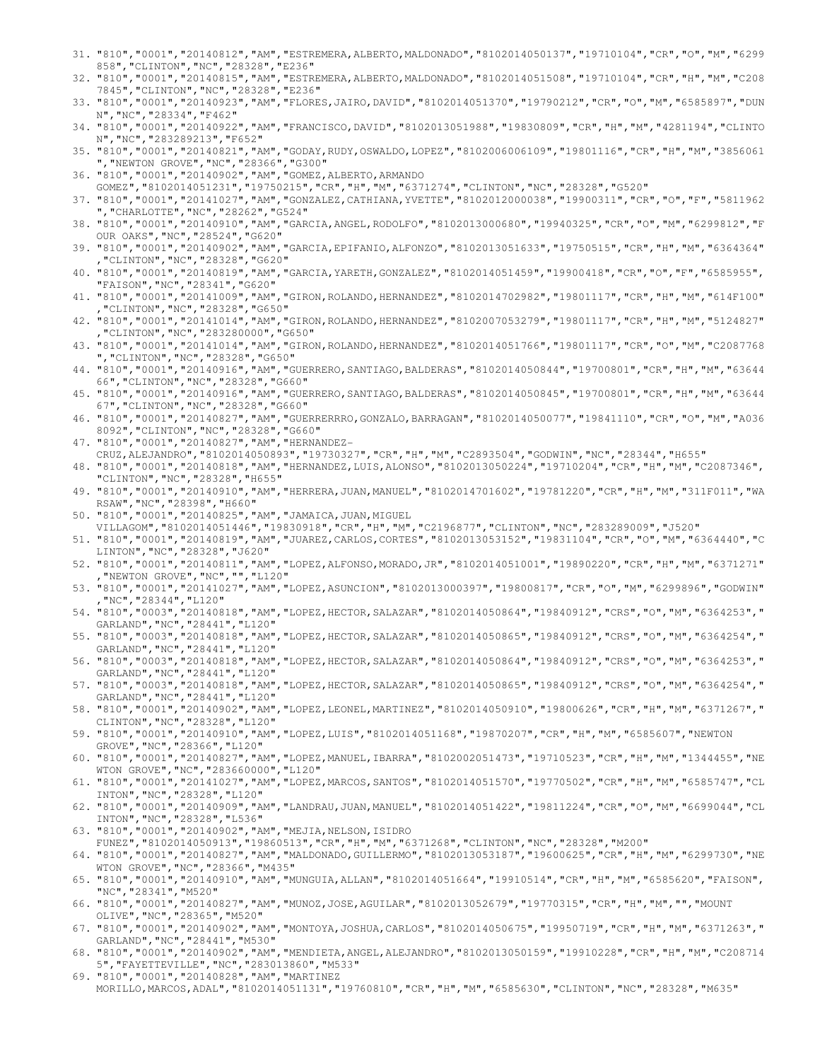31. "810","0001","20140812","AM","ESTREMERA,ALBERTO,MALDONADO","8102014050137","19710104","CR","O","M","6299858","CLINTON","NC","28328","E236"
32. "810","0001","20140815","AM","ESTREMERA,ALBERTO,MALDONADO","8102014051508","19710104","CR","H","M","C2087845","CLINTON","NC","28328","E236"
33. "810","0001","20140923","AM","FLORES,JAIRO,DAVID","8102014051370","19790212","CR","O","M","6585897","DUNN","NC","28334","F462"
34. "810","0001","20140922","AM","FRANCISCO,DAVID","8102013051988","19830809","CR","H","M","4281194","CLINTON","NC","283289213","F652"
35. "810","0001","20140821","AM","GODAY,RUDY,OSWALDO,LOPEZ","8102006006109","19801116","CR","H","M","3856061","NEWTON GROVE","NC","28366","G300"
36. "810","0001","20140902","AM","GOMEZ,ALBERTO,ARMANDO GOMEZ","8102014051231","19750215","CR","H","M","6371274","CLINTON","NC","28328","G520"
37. "810","0001","20141027","AM","GONZALEZ,CATHIANA,YVETTE","8102012000038","19900311","CR","O","F","5811962","CHARLOTTE","NC","28262","G524"
38. "810","0001","20140910","AM","GARCIA,ANGEL,RODOLFO","8102013000680","19940325","CR","O","M","6299812","FOUR OAKS","NC","28524","G620"
39. "810","0001","20140902","AM","GARCIA,EPIFANIO,ALFONZO","8102013051633","19750515","CR","H","M","6364364","CLINTON","NC","28328","G620"
40. "810","0001","20140819","AM","GARCIA,YARETH,GONZALEZ","8102014051459","19900418","CR","O","F","6585955","FAISON","NC","28341","G620"
41. "810","0001","20141009","AM","GIRON,ROLANDO,HERNANDEZ","8102014702982","19801117","CR","H","M","614F100","CLINTON","NC","28328","G650"
42. "810","0001","20141014","AM","GIRON,ROLANDO,HERNANDEZ","8102007053279","19801117","CR","H","M","5124827","CLINTON","NC","283280000","G650"
43. "810","0001","20141014","AM","GIRON,ROLANDO,HERNANDEZ","8102014051766","19801117","CR","O","M","C2087768","CLINTON","NC","28328","G650"
44. "810","0001","20140916","AM","GUERRERO,SANTIAGO,BALDERAS","8102014050844","19700801","CR","H","M","6364466","CLINTON","NC","28328","G660"
45. "810","0001","20140916","AM","GUERRERO,SANTIAGO,BALDERAS","8102014050845","19700801","CR","H","M","6364467","CLINTON","NC","28328","G660"
46. "810","0001","20140827","AM","GUERRERRRO,GONZALO,BARRAGAN","8102014050077","19841110","CR","O","M","A0368092","CLINTON","NC","28328","G660"
47. "810","0001","20140827","AM","HERNANDEZ-CRUZ,ALEJANDRO","8102014050893","19730327","CR","H","M","C2893504","GODWIN","NC","28344","H655"
48. "810","0001","20140818","AM","HERNANDEZ,LUIS,ALONSO","8102013050224","19710204","CR","H","M","C2087346","CLINTON","NC","28328","H655"
49. "810","0001","20140910","AM","HERRERA,JUAN,MANUEL","8102014701602","19781220","CR","H","M","311F011","WARSAW","NC","28398","H660"
50. "810","0001","20140825","AM","JAMAICA,JUAN,MIGUEL VILLAGOM","8102014051446","19830918","CR","H","M","C2196877","CLINTON","NC","283289009","J520"
51. "810","0001","20140819","AM","JUAREZ,CARLOS,CORTES","8102013053152","19831104","CR","O","M","6364440","CLINTON","NC","28328","J620"
52. "810","0001","20140811","AM","LOPEZ,ALFONSO,MORADO,JR","8102014051001","19890220","CR","H","M","6371271","NEWTON GROVE","NC","","L120"
53. "810","0001","20141027","AM","LOPEZ,ASUNCION","8102013000397","19800817","CR","O","M","6299896","GODWIN","NC","28344","L120"
54. "810","0003","20140818","AM","LOPEZ,HECTOR,SALAZAR","8102014050864","19840912","CRS","O","M","6364253","GARLAND","NC","28441","L120"
55. "810","0003","20140818","AM","LOPEZ,HECTOR,SALAZAR","8102014050865","19840912","CRS","O","M","6364254","GARLAND","NC","28441","L120"
56. "810","0003","20140818","AM","LOPEZ,HECTOR,SALAZAR","8102014050864","19840912","CRS","O","M","6364253","GARLAND","NC","28441","L120"
57. "810","0003","20140818","AM","LOPEZ,HECTOR,SALAZAR","8102014050865","19840912","CRS","O","M","6364254","GARLAND","NC","28441","L120"
58. "810","0001","20140902","AM","LOPEZ,LEONEL,MARTINEZ","8102014050910","19800626","CR","H","M","6371267","CLINTON","NC","28328","L120"
59. "810","0001","20140910","AM","LOPEZ,LUIS","8102014051168","19870207","CR","H","M","6585607","NEWTON GROVE","NC","28366","L120"
60. "810","0001","20140827","AM","LOPEZ,MANUEL,IBARRA","8102002051473","19710523","CR","H","M","1344455","NEWTON GROVE","NC","283660000","L120"
61. "810","0001","20141027","AM","LOPEZ,MARCOS,SANTOS","8102014051570","19770502","CR","H","M","6585747","CLINTON","NC","28328","L120"
62. "810","0001","20140909","AM","LANDRAU,JUAN,MANUEL","8102014051422","19811224","CR","O","M","6699044","CLINTON","NC","28328","L536"
63. "810","0001","20140902","AM","MEJIA,NELSON,ISIDRO FUNEZ","8102014050913","19860513","CR","H","M","6371268","CLINTON","NC","28328","M200"
64. "810","0001","20140827","AM","MALDONADO,GUILLERMO","8102013053187","19600625","CR","H","M","6299730","NEWTON GROVE","NC","28366","M435"
65. "810","0001","20140910","AM","MUNGUIA,ALLAN","8102014051664","19910514","CR","H","M","6585620","FAISON","NC","28341","M520"
66. "810","0001","20140827","AM","MUNOZ,JOSE,AGUILAR","8102013052679","19770315","CR","H","M","","MOUNT OLIVE","NC","28365","M520"
67. "810","0001","20140902","AM","MONTOYA,JOSHUA,CARLOS","8102014050675","19950719","CR","H","M","6371263","GARLAND","NC","28441","M530"
68. "810","0001","20140902","AM","MENDIETA,ANGEL,ALEJANDRO","8102013050159","19910228","CR","H","M","C2087145","FAYETTEVILLE","NC","283013860","M533"
69. "810","0001","20140828","AM","MARTINEZ MORILLO,MARCOS,ADAL","8102014051131","19760810","CR","H","M","6585630","CLINTON","NC","28328","M635"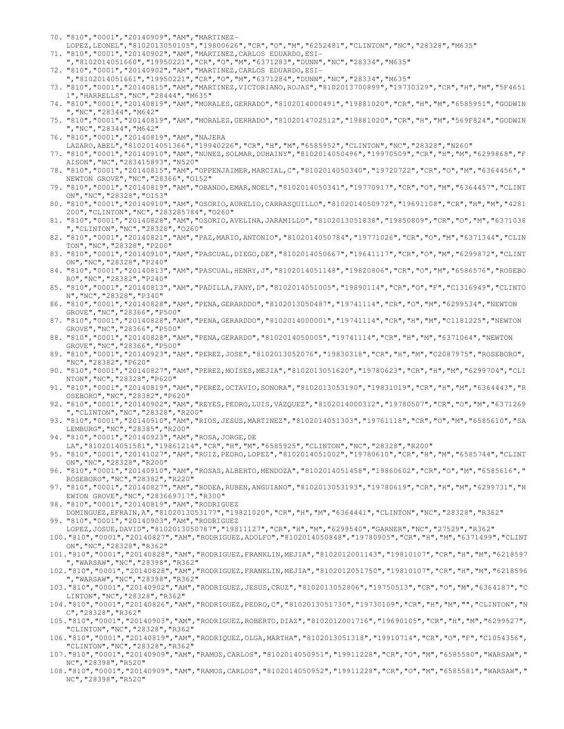70. "810","0001","20140909","AM","MARTINEZ-LOPEZ,LEONEL","8102013050105","19800626","CR","O","M","6252481","CLINTON","NC","28328","M635"
71. "810","0001","20140902","AM","MARTINEZ,CARLOS EDUARDO,ESI-","8102014051660","19950221","CR","O","M","6371283","DUNN","NC","28334","M635"
72. "810","0001","20140902","AM","MARTINEZ,CARLOS EDUARDO,ESI-","8102014051661","19950221","CR","O","M","6371284","DUNN","NC","28334","M635"
73. "810","0001","20140815","AM","MARTINEZ,VICTORIANO,ROJAS","8102013700899","19730329","CR","H","M","5F46511","HARRELLS","NC","28444","M635"
74. "810","0001","20140819","AM","MORALES,GERRADO","8102014000491","19881020","CR","H","M","6585951","GODWIN","NC","28344","M642"
75. "810","0001","20140819","AM","MORALES,GERRADO","8102014702512","19881020","CR","H","M","569F824","GODWIN","NC","28344","M642"
76. "810","0001","20140819","AM","NAJERA LAZARO,ABEL","8102014051366","19940226","CR","H","M","6585952","CLINTON","NC","28328","N260"
77. "810","0001","20140910","AM","NUNEZ,SOLMAR,DUHAINY","8102014050496","19970509","CR","H","M","6299868","FAISON","NC","283415893","N520"
78. "810","0001","20140815","AM","OPPENJAIMER,MARCIAL,C","8102014050340","19720722","CR","O","M","6364456","NEWTON GROVE","NC","28366","O152"
79. "810","0001","20140819","AM","OBANDO,EMAR,NOEL","8102014050341","19770917","CR","O","M","6364457","CLINTON","NC","28328","O153"
80. "810","0001","20140910","AM","OSORIO,AURELIO,CARRASQUILLO","8102014050972","19691108","CR","H","M","4281200","CLINTON","NC","283285784","O260"
81. "810","0001","20140828","AM","OSORIO,AVELINA,JARAMILLO","8102013051838","19850809","CR","O","M","6371038","CLINTON","NC","28328","O260"
82. "810","0001","20140821","AM","PAZ,MARIO,ANTONIO","8102014050784","19771026","CR","O","M","6371344","CLINTON","NC","28328","P200"
83. "810","0001","20140910","AM","PASCUAL,DIEGO,DE","8102014050667","19641117","CR","O","M","6299872","CLINTON","NC","28328","P240"
84. "810","0001","20140813","AM","PASCUAL,HENRY,J","8102014051148","19820806","CR","O","M","6586576","ROSEBORO","NC","28382","P240"
85. "810","0001","20140813","AM","PADILLA,FANY,D","8102014051005","19890114","CR","O","F","C1316949","CLINTON","NC","28328","P340"
86. "810","0001","20140828","AM","PENA,GERARDDO","8102013050487","19741114","CR","O","M","6299534","NEWTON GROVE","NC","28366","P500"
87. "810","0001","20140828","AM","PENA,GERARDDO","8102014000001","19741114","CR","H","M","C1181225","NEWTON GROVE","NC","28366","P500"
88. "810","0001","20140828","AM","PENA,GERARDO","8102014050005","19741114","CR","H","M","6371064","NEWTON GROVE","NC","28366","P500"
89. "810","0001","20140923","AM","PEREZ,JOSE","8102013052076","19830318","CR","H","M","C2087975","ROSEBORO","NC","28382","P620"
90. "810","0001","20140827","AM","PEREZ,MOISES,MEJIA","8102013051620","19780623","CR","H","M","6299704","CLINTON","NC","28328","P620"
91. "810","0001","20140819","AM","PEREZ,OCTAVIO,SONORA","8102013053190","19831019","CR","H","M","6364443","ROSEBORO","NC","28382","P620"
92. "810","0001","20140902","AM","REYES,PEDRO,LUIS,VAZQUEZ","8102014000312","19780507","CR","O","M","6371269","CLINTON","NC","28328","R200"
93. "810","0001","20140910","AM","RIOS,JESUS,MARTINEZ","8102014051303","19761118","CR","O","M","6585610","SALEMBURG","NC","28385","R200"
94. "810","0001","20140923","AM","ROSA,JORGE,DE LA","8102014051581","19861214","CR","H","M","6585925","CLINTON","NC","28328","R200"
95. "810","0001","20141027","AM","RUIZ,PEDRO,LOPEZ","8102014051002","19780610","CR","H","M","6585744","CLINTON","NC","28328","R200"
96. "810","0001","20140910","AM","ROSAS,ALBERTO,MENDOZA","8102014051458","19860602","CR","O","M","6585616","ROSEBORO","NC","28382","R220"
97. "810","0001","20140827","AM","RODEA,RUBEN,ANGUIANO","8102013053193","19780619","CR","H","M","6299731","NEWTON GROVE","NC","283669717","R300"
98. "810","0001","20140819","AM","RODRIGUEZ DOMINGUEZ,EFRAIN,A","8102013053177","19821020","CR","H","M","6364441","CLINTON","NC","28328","R362"
99. "810","0001","20140903","AM","RODRIGUEZ LOPEZ,JOSUE,DAVID","8102013050787","19811127","CR","H","M","6299540","GARNER","NC","27529","R362"
100. "810","0001","20140827","AM","RODRIGUEZ,ADOLFO","8102014050848","19780905","CR","H","M","6371499","CLINTON","NC","28328","R362"
101. "810","0001","20140828","AM","RODRIGUEZ,FRANKLIN,MEJIA","8102012001143","19810107","CR","H","M","6218597","WARSAW","NC","28398","R362"
102. "810","0001","20140828","AM","RODRIGUEZ,FRANKLIN,MEJIA","8102012051750","19810107","CR","H","M","6218596","WARSAW","NC","28398","R362"
103. "810","0001","20140902","AM","RODRIGUEZ,JESUS,CRUZ","8102013052806","19750513","CR","O","M","6364187","CLINTON","NC","28328","R362"
104. "810","0001","20140826","AM","RODRIGUEZ,PEDRO,C","8102013051730","19730109","CR","H","M","","CLINTON","NC","28328","R362"
105. "810","0001","20140903","AM","RODRIGUEZ,ROBERTO,DIAZ","8102012001716","19690105","CR","H","M","6299527","CLINTON","NC","28328","R362"
106. "810","0001","20140819","AM","RODRIQUEZ,OLGA,MARTHA","8102013051318","19910714","CR","O","F","C1054356","CLINTON","NC","28328","R362"
107. "810","0001","20140909","AM","RAMOS,CARLOS","8102014050951","19911228","CR","O","M","6585580","WARSAW","NC","28398","R520"
108. "810","0001","20140909","AM","RAMOS,CARLOS","8102014050952","19911228","CR","O","M","6585581","WARSAW","NC","28398","R520"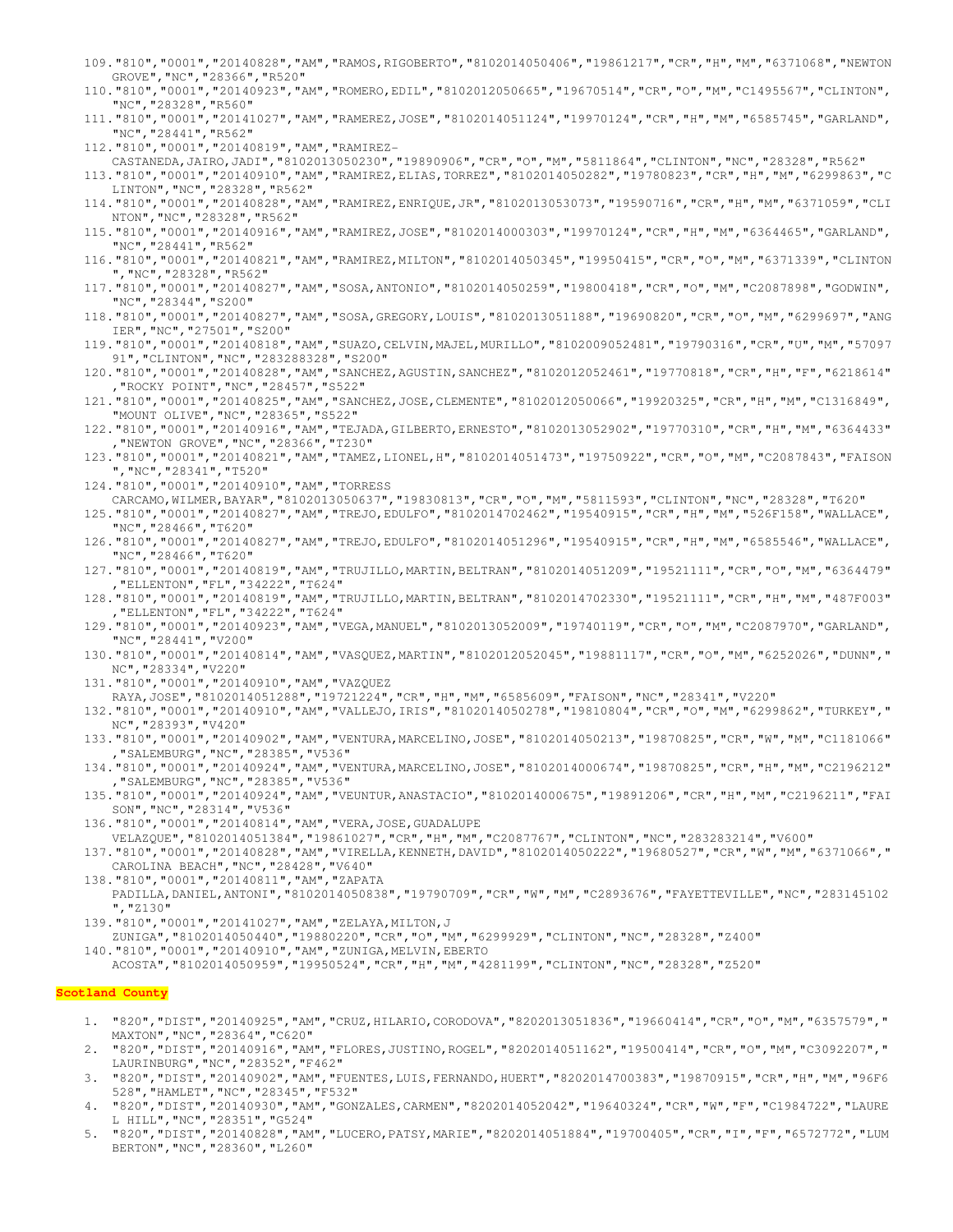109. "810","0001","20140828","AM","RAMOS,RIGOBERTO","8102014050406","19861217","CR","H","M","6371068","NEWTON GROVE","NC","28366","R520"
110. "810","0001","20140923","AM","ROMERO,EDIL","8102012050665","19670514","CR","O","M","C1495567","CLINTON","NC","28328","R560"
111. "810","0001","20141027","AM","RAMEREZ,JOSE","8102014051124","19970124","CR","H","M","6585745","GARLAND","NC","28441","R562"
112. "810","0001","20140819","AM","RAMIREZ-CASTANEDA,JAIRO,JADI","8102013050230","19890906","CR","O","M","5811864","CLINTON","NC","28328","R562"
113. "810","0001","20140910","AM","RAMIREZ,ELIAS,TORREZ","8102014050282","19780823","CR","H","M","6299863","CLINTON","NC","28328","R562"
114. "810","0001","20140828","AM","RAMIREZ,ENRIQUE,JR","8102013053073","19590716","CR","H","M","6371059","CLINTON","NC","28328","R562"
115. "810","0001","20140916","AM","RAMIREZ,JOSE","8102014000303","19970124","CR","H","M","6364465","GARLAND","NC","28441","R562"
116. "810","0001","20140821","AM","RAMIREZ,MILTON","8102014050345","19950415","CR","O","M","6371339","CLINTON","NC","28328","R562"
117. "810","0001","20140827","AM","SOSA,ANTONIO","8102014050259","19800418","CR","O","M","C2087898","GODWIN","NC","28344","S200"
118. "810","0001","20140827","AM","SOSA,GREGORY,LOUIS","8102013051188","19690820","CR","O","M","6299697","ANGIER","NC","27501","S200"
119. "810","0001","20140818","AM","SUAZO,CELVIN,MAJEL,MURILLO","8102009052481","19790316","CR","U","M","5709791","CLINTON","NC","283288328","S200"
120. "810","0001","20140828","AM","SANCHEZ,AGUSTIN,SANCHEZ","8102012052461","19770818","CR","H","F","6218614","ROCKY POINT","NC","28457","S522"
121. "810","0001","20140825","AM","SANCHEZ,JOSE,CLEMENTE","8102012050066","19920325","CR","H","M","C1316849","MOUNT OLIVE","NC","28365","S522"
122. "810","0001","20140916","AM","TEJADA,GILBERTO,ERNESTO","8102013052902","19770310","CR","H","M","6364433","NEWTON GROVE","NC","28366","T230"
123. "810","0001","20140821","AM","TAMEZ,LIONEL,H","8102014051473","19750922","CR","O","M","C2087843","FAISON","NC","28341","T520"
124. "810","0001","20140910","AM","TORRESS CARCAMO,WILMER,BAYAR","8102013050637","19830813","CR","O","M","5811593","CLINTON","NC","28328","T620"
125. "810","0001","20140827","AM","TREJO,EDULFO","8102014702462","19540915","CR","H","M","526F158","WALLACE","NC","28466","T620"
126. "810","0001","20140827","AM","TREJO,EDULFO","8102014051296","19540915","CR","H","M","6585546","WALLACE","NC","28466","T620"
127. "810","0001","20140819","AM","TRUJILLO,MARTIN,BELTRAN","8102014051209","19521111","CR","O","M","6364479","ELLENTON","FL","34222","T624"
128. "810","0001","20140819","AM","TRUJILLO,MARTIN,BELTRAN","8102014702330","19521111","CR","H","M","487F003","ELLENTON","FL","34222","T624"
129. "810","0001","20140923","AM","VEGA,MANUEL","8102013052009","19740119","CR","O","M","C2087970","GARLAND","NC","28441","V200"
130. "810","0001","20140814","AM","VASQUEZ,MARTIN","8102012052045","19881117","CR","O","M","6252026","DUNN","NC","28334","V220"
131. "810","0001","20140910","AM","VAZQUEZ RAYA,JOSE","8102014051288","19721224","CR","H","M","6585609","FAISON","NC","28341","V220"
132. "810","0001","20140910","AM","VALLEJO,IRIS","8102014050278","19810804","CR","O","M","6299862","TURKEY","NC","28393","V420"
133. "810","0001","20140902","AM","VENTURA,MARCELINO,JOSE","8102014050213","19870825","CR","W","M","C1181066","SALEMBURG","NC","28385","V536"
134. "810","0001","20140924","AM","VENTURA,MARCELINO,JOSE","8102014000674","19870825","CR","H","M","C2196212","SALEMBURG","NC","28385","V536"
135. "810","0001","20140924","AM","VEUNTUR,ANASTACIO","8102014000675","19891206","CR","H","M","C2196211","FAISON","NC","28314","V536"
136. "810","0001","20140814","AM","VERA,JOSE,GUADALUPE VELAZQUE","8102014051384","19861027","CR","H","M","C2087767","CLINTON","NC","283283214","V600"
137. "810","0001","20140828","AM","VIRELLA,KENNETH,DAVID","8102014050222","19680527","CR","W","M","6371066","CAROLINA BEACH","NC","28428","V640"
138. "810","0001","20140811","AM","ZAPATA PADILLA,DANIEL,ANTONI","8102014050838","19790709","CR","W","M","C2893676","FAYETTEVILLE","NC","283145102","Z130"
139. "810","0001","20141027","AM","ZELAYA,MILTON,J ZUNIGA","8102014050440","19880220","CR","O","M","6299929","CLINTON","NC","28328","Z400"
140. "810","0001","20140910","AM","ZUNIGA,MELVIN,EBERTO ACOSTA","8102014050959","19950524","CR","H","M","4281199","CLINTON","NC","28328","Z520"

**Scotland County**

1. "820","DIST","20140925","AM","CRUZ,HILARIO,CORODOVA","8202013051836","19660414","CR","O","M","6357579","MAXTON","NC","28364","C620"
2. "820","DIST","20140916","AM","FLORES,JUSTINO,ROGEL","8202014051162","19500414","CR","O","M","C3092207","LAURINBURG","NC","28352","F462"
3. "820","DIST","20140902","AM","FUENTES,LUIS,FERNANDO,HUERT","8202014700383","19870915","CR","H","M","96F6528","HAMLET","NC","28345","F532"
4. "820","DIST","20140930","AM","GONZALES,CARMEN","8202014052042","19640324","CR","W","F","C1984722","LAUREL HILL","NC","28351","G524"
5. "820","DIST","20140828","AM","LUCERO,PATSY,MARIE","8202014051884","19700405","CR","I","F","6572772","LUMBERTON","NC","28360","L260"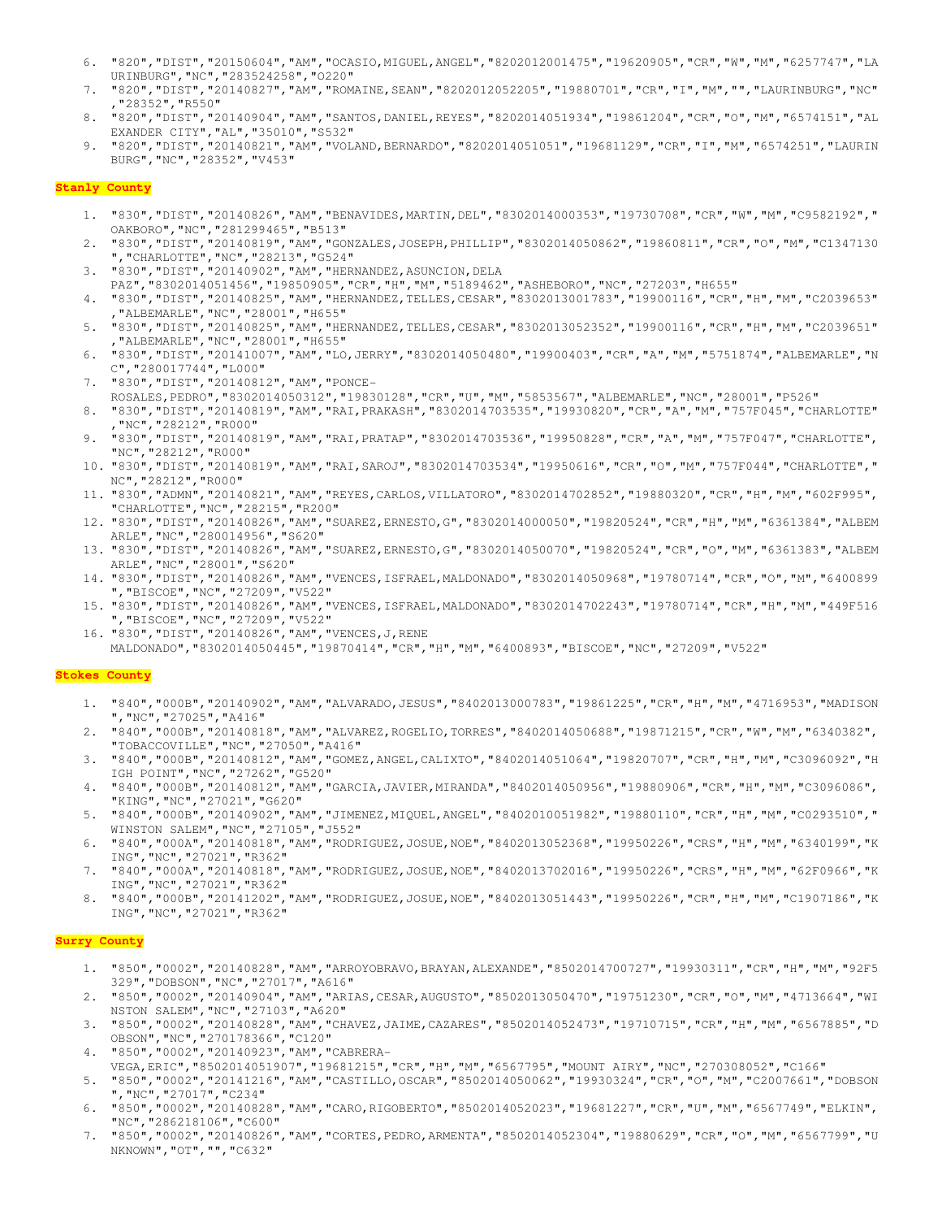6. "820","DIST","20150604","AM","OCASIO,MIGUEL,ANGEL","8202012001475","19620905","CR","W","M","6257747","LAURINBURG","NC","283524258","O220"
7. "820","DIST","20140827","AM","ROMAINE,SEAN","8202012052205","19880701","CR","I","M","","LAURINBURG","NC","28352","R550"
8. "820","DIST","20140904","AM","SANTOS,DANIEL,REYES","8202014051934","19861204","CR","O","M","6574151","ALEXANDER CITY","AL","35010","S532"
9. "820","DIST","20140821","AM","VOLAND,BERNARDO","8202014051051","19681129","CR","I","M","6574251","LAURINBURG","NC","28352","V453"

**Stanly County**

1. "830","DIST","20140826","AM","BENAVIDES,MARTIN,DEL","8302014000353","19730708","CR","W","M","C9582192","OAKBORO","NC","281299465","B513"
2. "830","DIST","20140819","AM","GONZALES,JOSEPH,PHILLIP","8302014050862","19860811","CR","O","M","C1347130","CHARLOTTE","NC","28213","G524"
3. "830","DIST","20140902","AM","HERNANDEZ,ASUNCION,DELA PAZ","8302014051456","19850905","CR","H","M","5189462","ASHEBORO","NC","27203","H655"
4. "830","DIST","20140825","AM","HERNANDEZ,TELLES,CESAR","8302013001783","19900116","CR","H","M","C2039653","ALBEMARLE","NC","28001","H655"
5. "830","DIST","20140825","AM","HERNANDEZ,TELLES,CESAR","8302013052352","19900116","CR","H","M","C2039651","ALBEMARLE","NC","28001","H655"
6. "830","DIST","20141007","AM","LO,JERRY","8302014050480","19900403","CR","A","M","5751874","ALBEMARLE","NC","280017744","L000"
7. "830","DIST","20140812","AM","PONCE-ROSALES,PEDRO","8302014050312","19830128","CR","U","M","5853567","ALBEMARLE","NC","28001","P526"
8. "830","DIST","20140819","AM","RAI,PRAKASH","8302014703535","19930820","CR","A","M","757F045","CHARLOTTE","NC","28212","R000"
9. "830","DIST","20140819","AM","RAI,PRATAP","8302014703536","19950828","CR","A","M","757F047","CHARLOTTE","NC","28212","R000"
10. "830","DIST","20140819","AM","RAI,SAROJ","8302014703534","19950616","CR","O","M","757F044","CHARLOTTE","NC","28212","R000"
11. "830","ADMN","20140821","AM","REYES,CARLOS,VILLATORO","8302014702852","19880320","CR","H","M","602F995","CHARLOTTE","NC","28215","R200"
12. "830","DIST","20140826","AM","SUAREZ,ERNESTO,G","8302014000050","19820524","CR","H","M","6361384","ALBEMARLE","NC","280014956","S620"
13. "830","DIST","20140826","AM","SUAREZ,ERNESTO,G","8302014050070","19820524","CR","O","M","6361383","ALBEMARLE","NC","28001","S620"
14. "830","DIST","20140826","AM","VENCES,ISFRAEL,MALDONADO","8302014050968","19780714","CR","O","M","6400899","BISCOE","NC","27209","V522"
15. "830","DIST","20140826","AM","VENCES,ISFRAEL,MALDONADO","8302014702243","19780714","CR","H","M","449F516","BISCOE","NC","27209","V522"
16. "830","DIST","20140826","AM","VENCES,J,RENE MALDONADO","8302014050445","19870414","CR","H","M","6400893","BISCOE","NC","27209","V522"

**Stokes County**

1. "840","000B","20140902","AM","ALVARADO,JESUS","8402013000783","19861225","CR","H","M","4716953","MADISON","NC","27025","A416"
2. "840","000B","20140818","AM","ALVAREZ,ROGELIO,TORRES","8402014050688","19871215","CR","W","M","6340382","TOBACCOVILLE","NC","27050","A416"
3. "840","000B","20140812","AM","GOMEZ,ANGEL,CALIXTO","8402014051064","19820707","CR","H","M","C3096092","HIGH POINT","NC","27262","G520"
4. "840","000B","20140812","AM","GARCIA,JAVIER,MIRANDA","8402014050956","19880906","CR","H","M","C3096086","KING","NC","27021","G620"
5. "840","000B","20140902","AM","JIMENEZ,MIQUEL,ANGEL","8402010051982","19880110","CR","H","M","C0293510","WINSTON SALEM","NC","27105","J552"
6. "840","000A","20140818","AM","RODRIGUEZ,JOSUE,NOE","8402013052368","19950226","CRS","H","M","6340199","KING","NC","27021","R362"
7. "840","000A","20140818","AM","RODRIGUEZ,JOSUE,NOE","8402013702016","19950226","CRS","H","M","62F0966","KING","NC","27021","R362"
8. "840","000B","20141202","AM","RODRIGUEZ,JOSUE,NOE","8402013051443","19950226","CR","H","M","C1907186","KING","NC","27021","R362"

**Surry County**

1. "850","0002","20140828","AM","ARROYOBRAVO,BRAYAN,ALEXANDE","8502014700727","19930311","CR","H","M","92F5329","DOBSON","NC","27017","A616"
2. "850","0002","20140904","AM","ARIAS,CESAR,AUGUSTO","8502013050470","19751230","CR","O","M","4713664","WINSTON SALEM","NC","27103","A620"
3. "850","0002","20140828","AM","CHAVEZ,JAIME,CAZARES","8502014052473","19710715","CR","H","M","6567885","DOBSON","NC","270178366","C120"
4. "850","0002","20140923","AM","CABRERA-VEGA,ERIC","8502014051907","19681215","CR","H","M","6567795","MOUNT AIRY","NC","270308052","C166"
5. "850","0002","20141216","AM","CASTILLO,OSCAR","8502014050062","19930324","CR","O","M","C2007661","DOBSON","NC","27017","C234"
6. "850","0002","20140828","AM","CARO,RIGOBERTO","8502014052023","19681227","CR","U","M","6567749","ELKIN","NC","286218106","C600"
7. "850","0002","20140826","AM","CORTES,PEDRO,ARMENTA","8502014052304","19880629","CR","O","M","6567799","UNKNOWN","OT","","C632"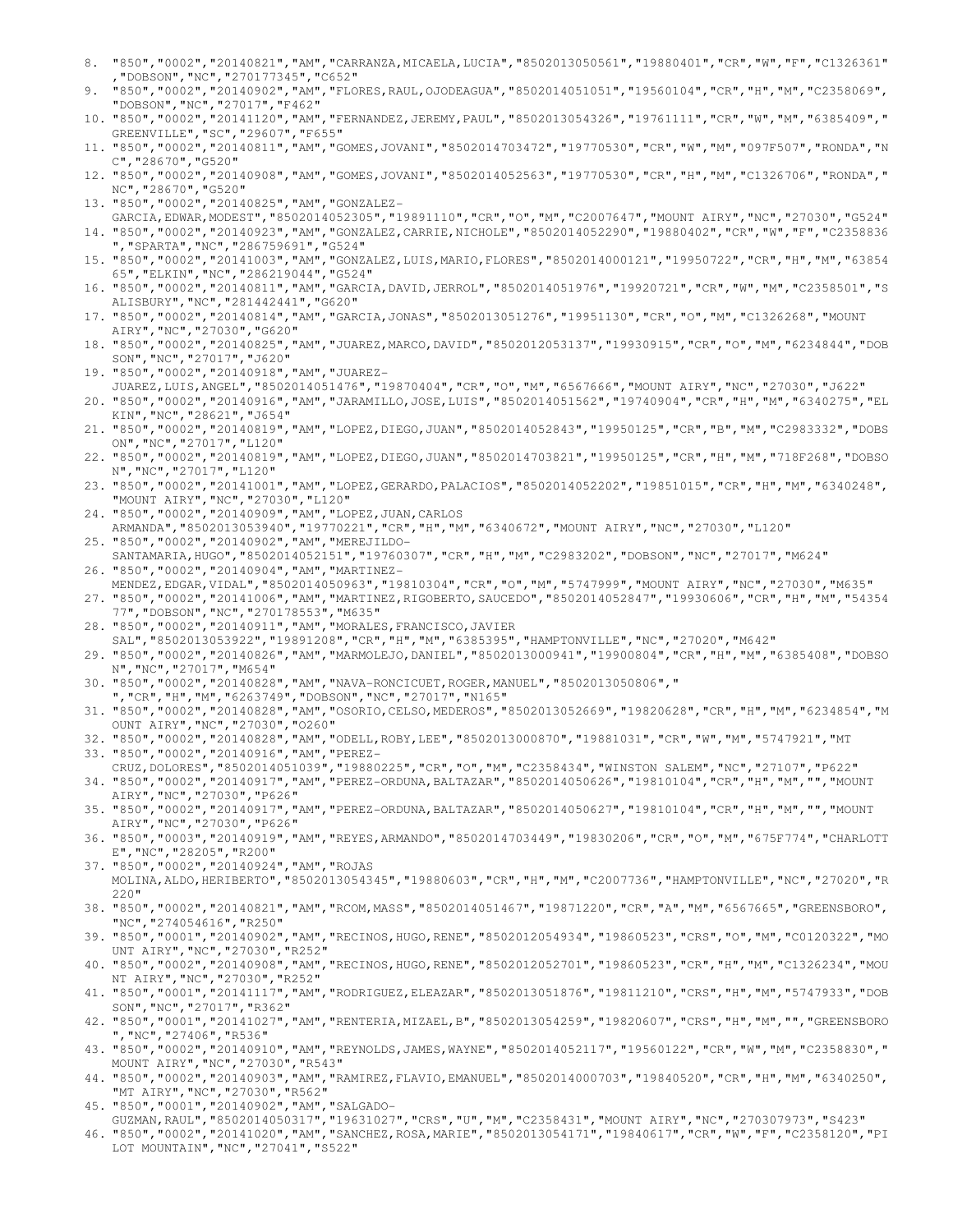8. "850","0002","20140821","AM","CARRANZA,MICAELA,LUCIA","8502013050561","19880401","CR","W","F","C1326361","DOBSON","NC","270177345","C652"
9. "850","0002","20140902","AM","FLORES,RAUL,OJODEAGUA","8502014051051","19560104","CR","H","M","C2358069","DOBSON","NC","27017","F462"
10. "850","0002","20141120","AM","FERNANDEZ,JEREMY,PAUL","8502013054326","19761111","CR","W","M","6385409","GREENVILLE","SC","29607","F655"
11. "850","0002","20140811","AM","GOMES,JOVANI","8502014703472","19770530","CR","W","M","097F507","RONDA","NC","28670","G520"
12. "850","0002","20140908","AM","GOMES,JOVANI","8502014052563","19770530","CR","H","M","C1326706","RONDA","NC","28670","G520"
13. "850","0002","20140825","AM","GONZALEZ-GARCIA,EDWAR,MODEST","8502014052305","19891110","CR","O","M","C2007647","MOUNT AIRY","NC","27030","G524"
14. "850","0002","20140923","AM","GONZALEZ,CARRIE,NICHOLE","8502014052290","19880402","CR","W","F","C2358836","SPARTA","NC","286759691","G524"
15. "850","0002","20141003","AM","GONZALEZ,LUIS,MARIO,FLORES","8502014000121","19950722","CR","H","M","6385465","ELKIN","NC","286219044","G524"
16. "850","0002","20140811","AM","GARCIA,DAVID,JERROL","8502014051976","19920721","CR","W","M","C2358501","SALISBURY","NC","281442441","G620"
17. "850","0002","20140814","AM","GARCIA,JONAS","8502013051276","19951130","CR","O","M","C1326268","MOUNT AIRY","NC","27030","G620"
18. "850","0002","20140825","AM","JUAREZ,MARCO,DAVID","8502012053137","19930915","CR","O","M","6234844","DOBSON","NC","27017","J620"
19. "850","0002","20140918","AM","JUAREZ-JUAREZ,LUIS,ANGEL","8502014051476","19870404","CR","O","M","6567666","MOUNT AIRY","NC","27030","J622"
20. "850","0002","20140916","AM","JARAMILLO,JOSE,LUIS","8502014051562","19740904","CR","H","M","6340275","ELKIN","NC","28621","J654"
21. "850","0002","20140819","AM","LOPEZ,DIEGO,JUAN","8502014052843","19950125","CR","B","M","C2983332","DOBSON","NC","27017","L120"
22. "850","0002","20140819","AM","LOPEZ,DIEGO,JUAN","8502014703821","19950125","CR","H","M","718F268","DOBSON","NC","27017","L120"
23. "850","0002","20141001","AM","LOPEZ,GERARDO,PALACIOS","8502014052202","19851015","CR","H","M","6340248","MOUNT AIRY","NC","27030","L120"
24. "850","0002","20140909","AM","LOPEZ,JUAN,CARLOS ARMANDA","8502013053940","19770221","CR","H","M","6340672","MOUNT AIRY","NC","27030","L120"
25. "850","0002","20140902","AM","MEREJILDO-SANTAMARIA,HUGO","8502014052151","19760307","CR","H","M","C2983202","DOBSON","NC","27017","M624"
26. "850","0002","20140904","AM","MARTINEZ-MENDEZ,EDGAR,VIDAL","8502014050963","19810304","CR","O","M","5747999","MOUNT AIRY","NC","27030","M635"
27. "850","0002","20141006","AM","MARTINEZ,RIGOBERTO,SAUCEDO","8502014052847","19930606","CR","H","M","5435477","DOBSON","NC","270178553","M635"
28. "850","0002","20140911","AM","MORALES,FRANCISCO,JAVIER SAL","8502013053922","19891208","CR","H","M","6385395","HAMPTONVILLE","NC","27020","M642"
29. "850","0002","20140826","AM","MARMOLEJO,DANIEL","8502013000941","19900804","CR","H","M","6385408","DOBSON","NC","27017","M654"
30. "850","0002","20140828","AM","NAVA-RONCICUET,ROGER,MANUEL","8502013050806"," ","CR","H","M","6263749","DOBSON","NC","27017","N165"
31. "850","0002","20140828","AM","OSORIO,CELSO,MEDEROS","8502013052669","19820628","CR","H","M","6234854","MOUNT AIRY","NC","27030","O260"
32. "850","0002","20140828","AM","ODELL,ROBY,LEE","8502013000870","19881031","CR","W","M","5747921","MT
33. "850","0002","20140916","AM","PEREZ-CRUZ,DOLORES","8502014051039","19880225","CR","O","M","C2358434","WINSTON SALEM","NC","27107","P622"
34. "850","0002","20140917","AM","PEREZ-ORDUNA,BALTAZAR","8502014050626","19810104","CR","H","M","","MOUNT AIRY","NC","27030","P626"
35. "850","0002","20140917","AM","PEREZ-ORDUNA,BALTAZAR","8502014050627","19810104","CR","H","M","","MOUNT AIRY","NC","27030","P626"
36. "850","0003","20140919","AM","REYES,ARMANDO","8502014703449","19830206","CR","O","M","675F774","CHARLOTTE","NC","28205","R200"
37. "850","0002","20140924","AM","ROJAS MOLINA,ALDO,HERIBERTO","8502013054345","19880603","CR","H","M","C2007736","HAMPTONVILLE","NC","27020","R220"
38. "850","0002","20140821","AM","RCOM,MASS","8502014051467","19871220","CR","A","M","6567665","GREENSBORO","NC","274054616","R250"
39. "850","0001","20140902","AM","RECINOS,HUGO,RENE","8502012054934","19860523","CRS","O","M","C0120322","MOUNT AIRY","NC","27030","R252"
40. "850","0002","20140908","AM","RECINOS,HUGO,RENE","8502012052701","19860523","CR","H","M","C1326234","MOUNT AIRY","NC","27030","R252"
41. "850","0001","20141117","AM","RODRIGUEZ,ELEAZAR","8502013051876","19811210","CRS","H","M","5747933","DOBSON","NC","27017","R362"
42. "850","0001","20141027","AM","RENTERIA,MIZAEL,B","8502013054259","19820607","CRS","H","M","","GREENSBORO","NC","27406","R536"
43. "850","0002","20140910","AM","REYNOLDS,JAMES,WAYNE","8502014052117","19560122","CR","W","M","C2358830","MOUNT AIRY","NC","27030","R543"
44. "850","0002","20140903","AM","RAMIREZ,FLAVIO,EMANUEL","8502014000703","19840520","CR","H","M","6340250","MT AIRY","NC","27030","R562"
45. "850","0001","20140902","AM","SALGADO-GUZMAN,RAUL","8502014050317","19631027","CRS","U","M","C2358431","MOUNT AIRY","NC","270307973","S423"
46. "850","0002","20141020","AM","SANCHEZ,ROSA,MARIE","8502013054171","19840617","CR","W","F","C2358120","PILOT MOUNTAIN","NC","27041","S522"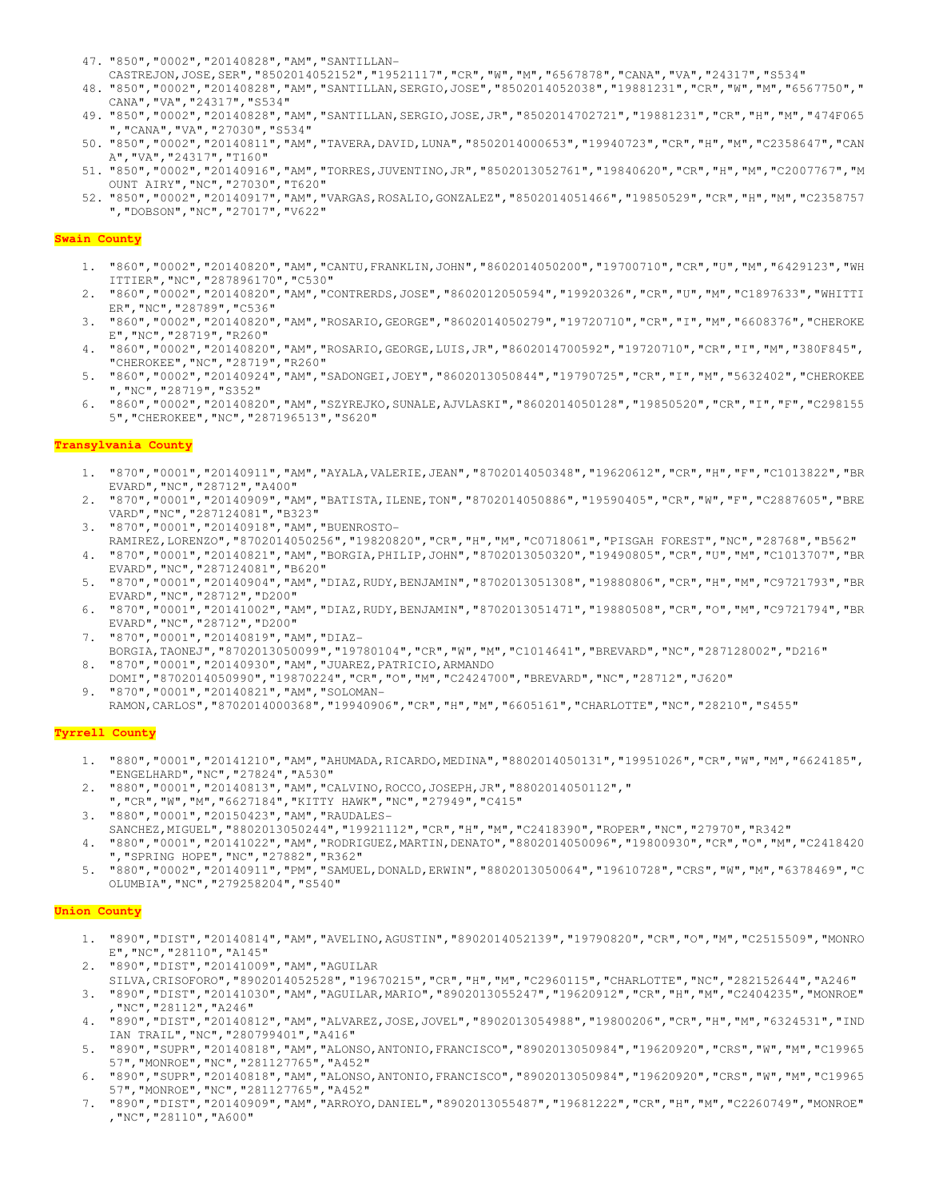47. "850","0002","20140828","AM","SANTILLAN-CASTREJON,JOSE,SER","8502014052152","19521117","CR","W","M","6567878","CANA","VA","24317","S534"
48. "850","0002","20140828","AM","SANTILLAN,SERGIO,JOSE","8502014052038","19881231","CR","W","M","6567750","CANA","VA","24317","S534"
49. "850","0002","20140828","AM","SANTILLAN,SERGIO,JOSE,JR","8502014702721","19881231","CR","H","M","474F065","CANA","VA","27030","S534"
50. "850","0002","20140811","AM","TAVERA,DAVID,LUNA","8502014000653","19940723","CR","H","M","C2358647","CANA","VA","24317","T160"
51. "850","0002","20140916","AM","TORRES,JUVENTINO,JR","8502013052761","19840620","CR","H","M","C2007767","MOUNT AIRY","NC","27030","T620"
52. "850","0002","20140917","AM","VARGAS,ROSALIO,GONZALEZ","8502014051466","19850529","CR","H","M","C2358757","DOBSON","NC","27017","V622"

**Swain County**

1. "860","0002","20140820","AM","CANTU,FRANKLIN,JOHN","8602014050200","19700710","CR","U","M","6429123","WHITTIER","NC","287896170","C530"
2. "860","0002","20140820","AM","CONTRERDS,JOSE","8602012050594","19920326","CR","U","M","C1897633","WHITTIER","NC","28789","C536"
3. "860","0002","20140820","AM","ROSARIO,GEORGE","8602014050279","19720710","CR","I","M","6608376","CHEROKEE","NC","28719","R260"
4. "860","0002","20140820","AM","ROSARIO,GEORGE,LUIS,JR","8602014700592","19720710","CR","I","M","380F845","CHEROKEE","NC","28719","R260"
5. "860","0002","20140924","AM","SADONGEI,JOEY","8602013050844","19790725","CR","I","M","5632402","CHEROKEE","NC","28719","S352"
6. "860","0002","20140820","AM","SZYREJKO,SUNALE,AJVLASKI","8602014050128","19850520","CR","I","F","C2981555","CHEROKEE","NC","287196513","S620"

**Transylvania County**

1. "870","0001","20140911","AM","AYALA,VALERIE,JEAN","8702014050348","19620612","CR","H","F","C1013822","BREVARD","NC","28712","A400"
2. "870","0001","20140909","AM","BATISTA,ILENE,TON","8702014050886","19590405","CR","W","F","C2887605","BREVARD","NC","287124081","B323"
3. "870","0001","20140918","AM","BUENROSTO-RAMIREZ,LORENZO","8702014050256","19820820","CR","H","M","C0718061","PISGAH FOREST","NC","28768","B562"
4. "870","0001","20140821","AM","BORGIA,PHILIP,JOHN","8702013050320","19490805","CR","U","M","C1013707","BREVARD","NC","287124081","B620"
5. "870","0001","20140904","AM","DIAZ,RUDY,BENJAMIN","8702013051308","19880806","CR","H","M","C9721793","BREVARD","NC","28712","D200"
6. "870","0001","20141002","AM","DIAZ,RUDY,BENJAMIN","8702013051471","19880508","CR","O","M","C9721794","BREVARD","NC","28712","D200"
7. "870","0001","20140819","AM","DIAZ-BORGIA,TAONEJ","8702013050099","19780104","CR","W","M","C1014641","BREVARD","NC","287128002","D216"
8. "870","0001","20140930","AM","JUAREZ,PATRICIO,ARMANDO DOMI","8702014050990","19870224","CR","O","M","C2424700","BREVARD","NC","28712","J620"
9. "870","0001","20140821","AM","SOLOMAN-RAMON,CARLOS","8702014000368","19940906","CR","H","M","6605161","CHARLOTTE","NC","28210","S455"

**Tyrrell County**

1. "880","0001","20141210","AM","AHUMADA,RICARDO,MEDINA","8802014050131","19951026","CR","W","M","6624185","ENGELHARD","NC","27824","A530"
2. "880","0001","20140813","AM","CALVINO,ROCCO,JOSEPH,JR","8802014050112","","CR","W","M","6627184","KITTY HAWK","NC","27949","C415"
3. "880","0001","20150423","AM","RAUDALES-SANCHEZ,MIGUEL","8802013050244","19921112","CR","H","M","C2418390","ROPER","NC","27970","R342"
4. "880","0001","20141022","AM","RODRIGUEZ,MARTIN,DENATO","8802014050096","19800930","CR","O","M","C2418420","SPRING HOPE","NC","27882","R362"
5. "880","0002","20140911","PM","SAMUEL,DONALD,ERWIN","8802013050064","19610728","CRS","W","M","6378469","COLUMBIA","NC","279258204","S540"

**Union County**

1. "890","DIST","20140814","AM","AVELINO,AGUSTIN","8902014052139","19790820","CR","O","M","C2515509","MONROE","NC","28110","A145"
2. "890","DIST","20141009","AM","AGUILAR SILVA,CRISOFORO","8902014052528","19670215","CR","H","M","C2960115","CHARLOTTE","NC","282152644","A246"
3. "890","DIST","20141030","AM","AGUILAR,MARIO","8902013055247","19620912","CR","H","M","C2404235","MONROE","NC","28112","A246"
4. "890","DIST","20140812","AM","ALVAREZ,JOSE,JOVEL","8902013054988","19800206","CR","H","M","6324531","INDIAN TRAIL","NC","280799401","A416"
5. "890","SUPR","20140818","AM","ALONSO,ANTONIO,FRANCISCO","8902013050984","19620920","CRS","W","M","C1996557","MONROE","NC","281127765","A452"
6. "890","SUPR","20140818","AM","ALONSO,ANTONIO,FRANCISCO","8902013050984","19620920","CRS","W","M","C1996557","MONROE","NC","281127765","A452"
7. "890","DIST","20140909","AM","ARROYO,DANIEL","8902013055487","19681222","CR","H","M","C2260749","MONROE","NC","28110","A600"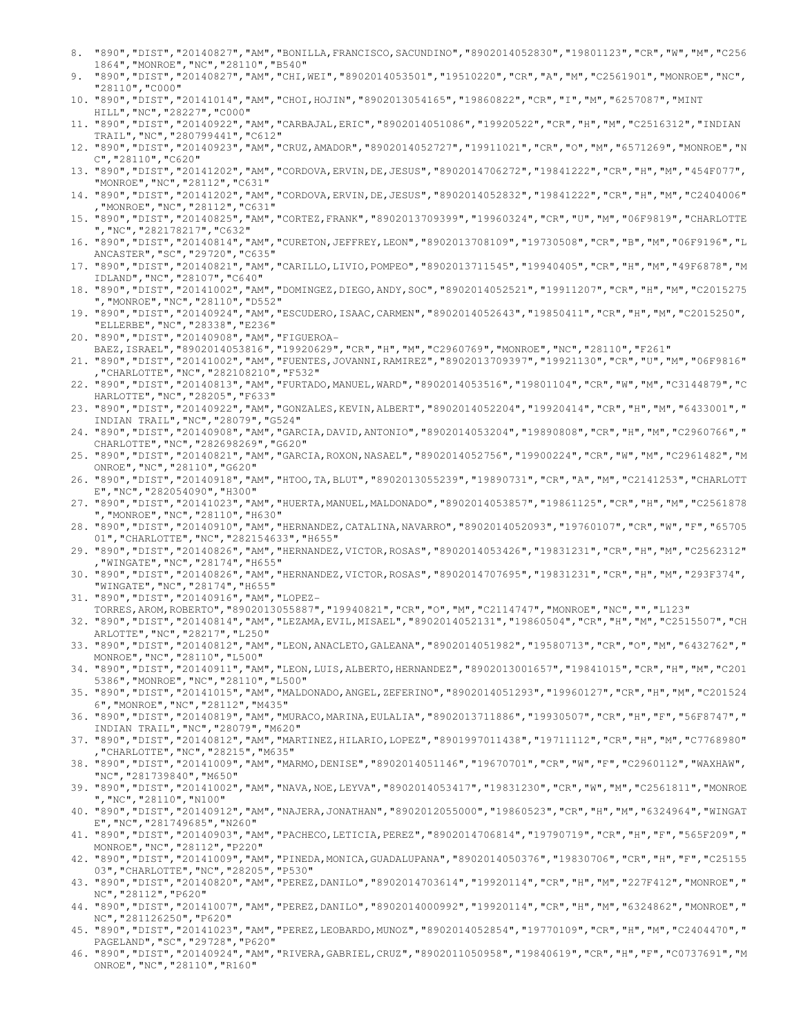8. "890","DIST","20140827","AM","BONILLA,FRANCISCO,SACUNDINO","8902014052830","19801123","CR","W","M","C2561864","MONROE","NC","28110","B540"
9. "890","DIST","20140827","AM","CHI,WEI","8902014053501","19510220","CR","A","M","C2561901","MONROE","NC","28110","C000"
10. "890","DIST","20141014","AM","CHOI,HOJIN","8902013054165","19860822","CR","I","M","6257087","MINT HILL","NC","28227","C000"
11. "890","DIST","20140922","AM","CARBAJAL,ERIC","8902014051086","19920522","CR","H","M","C2516312","INDIAN TRAIL","NC","280799441","C612"
12. "890","DIST","20140923","AM","CRUZ,AMADOR","8902014052727","19911021","CR","O","M","6571269","MONROE","NC","28110","C620"
13. "890","DIST","20141202","AM","CORDOVA,ERVIN,DE,JESUS","8902014706272","19841222","CR","H","M","454F077","MONROE","NC","28112","C631"
14. "890","DIST","20141202","AM","CORDOVA,ERVIN,DE,JESUS","8902014052832","19841222","CR","H","M","C2404006","MONROE","NC","28112","C631"
15. "890","DIST","20140825","AM","CORTEZ,FRANK","8902013709399","19960324","CR","U","M","06F9819","CHARLOTTE","NC","282178217","C632"
16. "890","DIST","20140814","AM","CURETON,JEFFREY,LEON","8902013708109","19730508","CR","B","M","06F9196","LANCASTER","SC","29720","C635"
17. "890","DIST","20140821","AM","CARILLO,LIVIO,POMPEO","8902013711545","19940405","CR","H","M","49F6878","MIDLAND","NC","28107","C640"
18. "890","DIST","20141002","AM","DOMINGEZ,DIEGO,ANDY,SOC","8902014052521","19911207","CR","H","M","C2015275","MONROE","NC","28110","D552"
19. "890","DIST","20140924","AM","ESCUDERO,ISAAC,CARMEN","8902014052643","19850411","CR","H","M","C2015250","ELLERBE","NC","28338","E236"
20. "890","DIST","20140908","AM","FIGUEROA-BAEZ,ISRAEL","8902014053816","19920629","CR","H","M","C2960769","MONROE","NC","28110","F261"
21. "890","DIST","20141002","AM","FUENTES,JOVANNI,RAMIREZ","8902013709397","19921130","CR","U","M","06F9816","CHARLOTTE","NC","282108210","F532"
22. "890","DIST","20140813","AM","FURTADO,MANUEL,WARD","8902014053516","19801104","CR","W","M","C3144879","CHARLOTTE","NC","28205","F633"
23. "890","DIST","20140922","AM","GONZALES,KEVIN,ALBERT","8902014052204","19920414","CR","H","M","6433001","INDIAN TRAIL","NC","28079","G524"
24. "890","DIST","20140908","AM","GARCIA,DAVID,ANTONIO","8902014053204","19890808","CR","H","M","C2960766","CHARLOTTE","NC","282698269","G620"
25. "890","DIST","20140821","AM","GARCIA,ROXON,NASAEL","8902014052756","19900224","CR","W","M","C2961482","MONROE","NC","28110","G620"
26. "890","DIST","20140918","AM","HTOO,TA,BLUT","8902013055239","19890731","CR","A","M","C2141253","CHARLOTTE","NC","282054090","H300"
27. "890","DIST","20141023","AM","HUERTA,MANUEL,MALDONADO","8902014053857","19861125","CR","H","M","C2561878","MONROE","NC","28110","H630"
28. "890","DIST","20140910","AM","HERNANDEZ,CATALINA,NAVARRO","8902014052093","19760107","CR","W","F","6570501","CHARLOTTE","NC","282154633","H655"
29. "890","DIST","20140826","AM","HERNANDEZ,VICTOR,ROSAS","8902014053426","19831231","CR","H","M","C2562312","WINGATE","NC","28174","H655"
30. "890","DIST","20140826","AM","HERNANDEZ,VICTOR,ROSAS","8902014707695","19831231","CR","H","M","293F374","WINGATE","NC","28174","H655"
31. "890","DIST","20140916","AM","LOPEZ-TORRES,AROM,ROBERTO","8902013055887","19940821","CR","O","M","C2114747","MONROE","NC","","L123"
32. "890","DIST","20140814","AM","LEZAMA,EVIL,MISAEL","8902014052131","19860504","CR","H","M","C2515507","CHARLOTTE","NC","28217","L250"
33. "890","DIST","20140812","AM","LEON,ANACLETO,GALEANA","8902014051982","19580713","CR","O","M","6432762","MONROE","NC","28110","L500"
34. "890","DIST","20140911","AM","LEON,LUIS,ALBERTO,HERNANDEZ","8902013001657","19841015","CR","H","M","C2015386","MONROE","NC","28110","L500"
35. "890","DIST","20141015","AM","MALDONADO,ANGEL,ZEFERINO","8902014051293","19960127","CR","H","M","C2015246","MONROE","NC","28112","M435"
36. "890","DIST","20140819","AM","MURACO,MARINA,EULALIA","8902013711886","19930507","CR","H","F","56F8747","INDIAN TRAIL","NC","28079","M620"
37. "890","DIST","20140812","AM","MARTINEZ,HILARIO,LOPEZ","8901997011438","19711112","CR","H","M","C7768980","CHARLOTTE","NC","28215","M635"
38. "890","DIST","20141009","AM","MARMO,DENISE","8902014051146","19670701","CR","W","F","C2960112","WAXHAW","NC","281739840","M650"
39. "890","DIST","20141002","AM","NAVA,NOE,LEYVA","8902014053417","19831230","CR","W","M","C2561811","MONROE","NC","28110","N100"
40. "890","DIST","20140912","AM","NAJERA,JONATHAN","8902012055000","19860523","CR","H","M","6324964","WINGATE","NC","281749685","N260"
41. "890","DIST","20140903","AM","PACHECO,LETICIA,PEREZ","8902014706814","19790719","CR","H","F","565F209","MONROE","NC","28112","P220"
42. "890","DIST","20141009","AM","PINEDA,MONICA,GUADALUPANA","8902014050376","19830706","CR","H","F","C2515503","CHARLOTTE","NC","28205","P530"
43. "890","DIST","20140820","AM","PEREZ,DANILO","8902014703614","19920114","CR","H","M","227F412","MONROE","NC","28112","P620"
44. "890","DIST","20141007","AM","PEREZ,DANILO","8902014000992","19920114","CR","H","M","6324862","MONROE","NC","281126250","P620"
45. "890","DIST","20141023","AM","PEREZ,LEOBARDO,MUNOZ","8902014052854","19770109","CR","H","M","C2404470","PAGELAND","SC","29728","P620"
46. "890","DIST","20140924","AM","RIVERA,GABRIEL,CRUZ","8902011050958","19840619","CR","H","F","C0737691","MONROE","NC","28110","R160"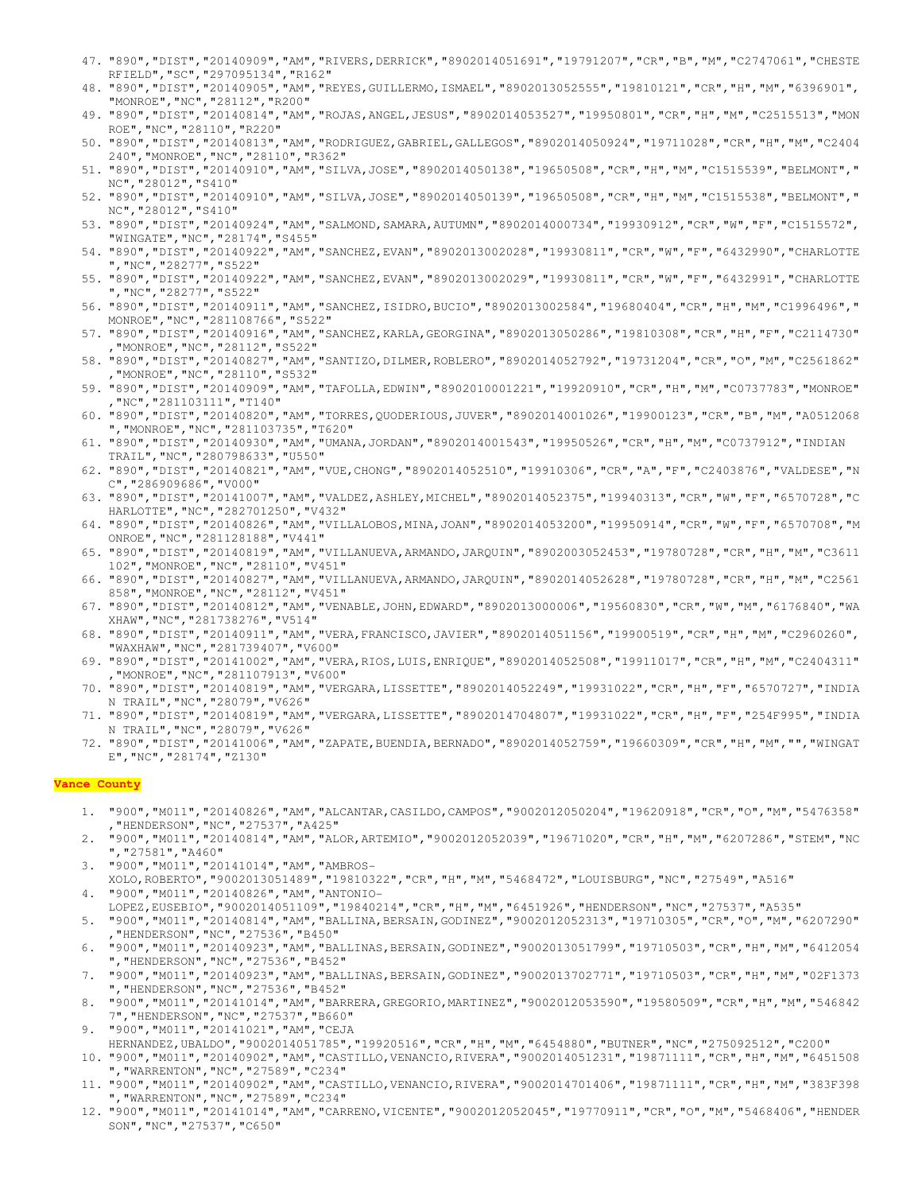47. "890","DIST","20140909","AM","RIVERS,DERRICK","8902014051691","19791207","CR","B","M","C2747061","CHESTERFIELD","SC","297095134","R162"
48. "890","DIST","20140905","AM","REYES,GUILLERMO,ISMAEL","8902013052555","19810121","CR","H","M","6396901","MONROE","NC","28112","R200"
49. "890","DIST","20140814","AM","ROJAS,ANGEL,JESUS","8902014053527","19950801","CR","H","M","C2515513","MONROE","NC","28110","R220"
50. "890","DIST","20140813","AM","RODRIGUEZ,GABRIEL,GALLEGOS","8902014050924","19711028","CR","H","M","C2404240","MONROE","NC","28110","R362"
51. "890","DIST","20140910","AM","SILVA,JOSE","8902014050138","19650508","CR","H","M","C1515539","BELMONT","NC","28012","S410"
52. "890","DIST","20140910","AM","SILVA,JOSE","8902014050139","19650508","CR","H","M","C1515538","BELMONT","NC","28012","S410"
53. "890","DIST","20140924","AM","SALMOND,SAMARA,AUTUMN","8902014000734","19930912","CR","W","F","C1515572","WINGATE","NC","28174","S455"
54. "890","DIST","20140922","AM","SANCHEZ,EVAN","8902013002028","19930811","CR","W","F","6432990","CHARLOTTE","NC","28277","S522"
55. "890","DIST","20140922","AM","SANCHEZ,EVAN","8902013002029","19930811","CR","W","F","6432991","CHARLOTTE","NC","28277","S522"
56. "890","DIST","20140911","AM","SANCHEZ,ISIDRO,BUCIO","8902013002584","19680404","CR","H","M","C1996496","MONROE","NC","281108766","S522"
57. "890","DIST","20140916","AM","SANCHEZ,KARLA,GEORGINA","8902013050286","19810308","CR","H","F","C2114730","MONROE","NC","28112","S522"
58. "890","DIST","20140827","AM","SANTIZO,DILMER,ROBLERO","8902014052792","19731204","CR","O","M","C2561862","MONROE","NC","28110","S532"
59. "890","DIST","20140909","AM","TAFOLLA,EDWIN","8902010001221","19920910","CR","H","M","C0737783","MONROE","NC","281103111","T140"
60. "890","DIST","20140820","AM","TORRES,QUODERIOUS,JUVER","8902014001026","19900123","CR","B","M","A0512068","MONROE","NC","281103735","T620"
61. "890","DIST","20140930","AM","UMANA,JORDAN","8902014001543","19950526","CR","H","M","C0737912","INDIAN TRAIL","NC","280798633","U550"
62. "890","DIST","20140821","AM","VUE,CHONG","8902014052510","19910306","CR","A","F","C2403876","VALDESE","NC","286909686","V000"
63. "890","DIST","20141007","AM","VALDEZ,ASHLEY,MICHEL","8902014052375","19940313","CR","W","F","6570728","CHARLOTTE","NC","282701250","V432"
64. "890","DIST","20140826","AM","VILLALOBOS,MINA,JOAN","8902014053200","19950914","CR","W","F","6570708","MONROE","NC","281128188","V441"
65. "890","DIST","20140819","AM","VILLANUEVA,ARMANDO,JARQUIN","8902003052453","19780728","CR","H","M","C3611102","MONROE","NC","28110","V451"
66. "890","DIST","20140827","AM","VILLANUEVA,ARMANDO,JARQUIN","8902014052628","19780728","CR","H","M","C2561858","MONROE","NC","28112","V451"
67. "890","DIST","20140812","AM","VENABLE,JOHN,EDWARD","8902013000006","19560830","CR","W","M","6176840","WAXHAW","NC","281738276","V514"
68. "890","DIST","20140911","AM","VERA,FRANCISCO,JAVIER","8902014051156","19900519","CR","H","M","C2960260","WAXHAW","NC","281739407","V600"
69. "890","DIST","20141002","AM","VERA,RIOS,LUIS,ENRIQUE","8902014052508","19911017","CR","H","M","C2404311","MONROE","NC","281107913","V600"
70. "890","DIST","20140819","AM","VERGARA,LISSETTE","8902014052249","19931022","CR","H","F","6570727","INDIAN TRAIL","NC","28079","V626"
71. "890","DIST","20140819","AM","VERGARA,LISSETTE","8902014704807","19931022","CR","H","F","254F995","INDIAN TRAIL","NC","28079","V626"
72. "890","DIST","20141006","AM","ZAPATE,BUENDIA,BERNADO","8902014052759","19660309","CR","H","M","","WINGATE","NC","28174","Z130"

**Vance County**

1. "900","M011","20140826","AM","ALCANTAR,CASILDO,CAMPOS","9002012050204","19620918","CR","O","M","5476358","HENDERSON","NC","27537","A425"
2. "900","M011","20140814","AM","ALOR,ARTEMIO","9002012052039","19671020","CR","H","M","6207286","STEM","NC","27581","A460"
3. "900","M011","20141014","AM","AMBROS-XOLO,ROBERTO","9002013051489","19810322","CR","H","M","5468472","LOUISBURG","NC","27549","A516"
4. "900","M011","20140826","AM","ANTONIO-LOPEZ,EUSEBIO","9002014051109","19840214","CR","H","M","6451926","HENDERSON","NC","27537","A535"
5. "900","M011","20140814","AM","BALLINA,BERSAIN,GODINEZ","9002012052313","19710305","CR","O","M","6207290","HENDERSON","NC","27536","B450"
6. "900","M011","20140923","AM","BALLINAS,BERSAIN,GODINEZ","9002013051799","19710503","CR","H","M","6412054","HENDERSON","NC","27536","B452"
7. "900","M011","20140923","AM","BALLINAS,BERSAIN,GODINEZ","9002013702771","19710503","CR","H","M","02F1373","HENDERSON","NC","27536","B452"
8. "900","M011","20141014","AM","BARRERA,GREGORIO,MARTINEZ","9002012053590","19580509","CR","H","M","5468427","HENDERSON","NC","27537","B660"
9. "900","M011","20141021","AM","CEJA HERNANDEZ,UBALDO","9002014051785","19920516","CR","H","M","6454880","BUTNER","NC","275092512","C200"
10. "900","M011","20140902","AM","CASTILLO,VENANCIO,RIVERA","9002014051231","19871111","CR","H","M","6451508","WARRENTON","NC","27589","C234"
11. "900","M011","20140902","AM","CASTILLO,VENANCIO,RIVERA","9002014701406","19871111","CR","H","M","383F398","WARRENTON","NC","27589","C234"
12. "900","M011","20141014","AM","CARRENO,VICENTE","9002012052045","19770911","CR","O","M","5468406","HENDERSON","NC","27537","C650"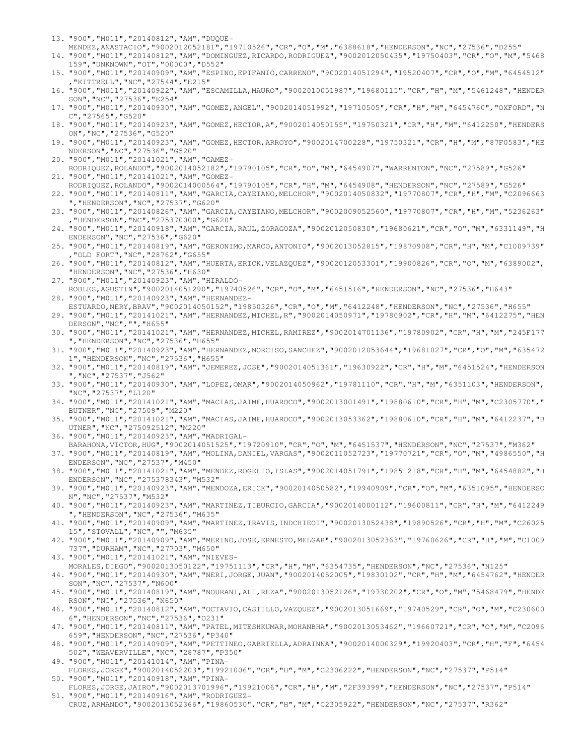13. "900","M011","20140812","AM","DUQUE-MENDEZ,ANASTACIO","9002012052181","19710526","CR","O","M","6388618","HENDERSON","NC","27536","D255"
14. "900","M011","20140812","AM","DOMINGUEZ,RICARDO,RODRIGUEZ","9002012050435","19750403","CR","O","M","5468159","UNKNOWN","OT","00000","D552"
15. "900","M011","20140909","AM","ESPINO,EPIFANIO,CARRENO","9002014051294","19520407","CR","O","M","6454512","KITTRELL","NC","27544","E215"
16. "900","M011","20140922","AM","ESCAMILLA,MAURO","9002010051987","19680115","CR","H","M","5461248","HENDERSON","NC","27536","E254"
17. "900","M011","20140930","AM","GOMEZ,ANGEL","9002014051992","19710505","CR","H","M","6454760","OXFORD","NC","27565","G520"
18. "900","M011","20140923","AM","GOMEZ,HECTOR,A","9002014050155","19750321","CR","H","M","6412250","HENDERSON","NC","27536","G520"
19. "900","M011","20140923","AM","GOMEZ,HECTOR,ARROYO","9002014700228","19750321","CR","H","M","87F0583","HENDERSON","NC","27536","G520"
20. "900","M011","20141021","AM","GAMEZ-RODRIQUEZ,ROLANDO","9002014052182","19790105","CR","O","M","6454907","WARRENTON","NC","27589","G526"
21. "900","M011","20141021","AM","GOMEZ-RODRIQUEZ,ROLANDO","9002014000564","19790105","CR","H","M","6454908","HENDERSON","NC","27589","G526"
22. "900","M011","20140811","AM","GARCIA,CAYETANO,MELCHOR","9002014050832","19770807","CR","H","M","C2096663","HENDERSON","NC","27537","G620"
23. "900","M011","20140826","AM","GARCIA,CAYETANO,MELCHOR","9002009052560","19770807","CR","H","M","5236263","HENDERSON","NC","275370000","G620"
24. "900","M011","20140918","AM","GARCIA,RAUL,ZORAGOZA","9002012050830","19680621","CR","O","M","6331149","HENDERSON","NC","27536","G620"
25. "900","M011","20140819","AM","GERONIMO,MARCO,ANTONIO","9002013052815","19870908","CR","H","M","C1009739","OLD FORT","NC","28762","G655"
26. "900","M011","20140812","AM","HUERTA,ERICK,VELAZQUEZ","9002012053301","19900826","CR","O","M","6389002","HENDERSON","NC","27536","H630"
27. "900","M011","20140923","AM","HIRALDO-ROBLES,AGUSTIN","9002014051290","19740526","CR","O","M","6451516","HENDERSON","NC","27536","H643"
28. "900","M011","20140923","AM","HERNANDEZ-ESTUARDO,NERY,BRAV","9002014050152","19850326","CR","O","M","6412248","HENDERSON","NC","27536","H655"
29. "900","M011","20141021","AM","HERNANDEZ,MICHEL,R","9002014050971","19780902","CR","H","M","6412275","HENDERSON","NC","","H655"
30. "900","M011","20141021","AM","HERNANDEZ,MICHEL,RAMIREZ","9002014701136","19780902","CR","H","M","245F177","HENDERSON","NC","27536","H655"
31. "900","M011","20140923","AM","HERNANDEZ,NORCISO,SANCHEZ","9002012053644","19681027","CR","O","M","6354721","HENDERSON","NC","27536","H655"
32. "900","M011","20140819","AM","JEMEREZ,JOSE","9002014051361","19630922","CR","H","M","6451524","HENDERSON","NC","27537","J562"
33. "900","M011","20140930","AM","LOPEZ,OMAR","9002014050962","19781110","CR","H","M","6351103","HENDERSON","NC","27537","L120"
34. "900","M011","20141021","AM","MACIAS,JAIME,HUAROCO","9002013001491","19880610","CR","H","M","C2305770","BUTNER","NC","27509","M220"
35. "900","M011","20141021","AM","MACIAS,JAIME,HUAROCO","9002013053362","19880610","CR","H","M","6412237","BUTNER","NC","275092512","M220"
36. "900","M011","20140923","AM","MADRIGAL-BARAHONA,VICTOR,HUG","9002014051525","19720910","CR","O","M","6451537","HENDERSON","NC","27537","M362"
37. "900","M011","20140819","AM","MOLINA,DANIEL,VARGAS","9002011052723","19770721","CR","O","M","4986550","HENDERSON","NC","27537","M450"
38. "900","M011","20141021","AM","MENDEZ,ROGELIO,ISLAS","9002014051791","19851218","CR","H","M","6454882","HENDERSON","NC","275378343","M532"
39. "900","M011","20140923","AM","MENDOZA,ERICK","9002014050582","19940909","CR","O","M","6351095","HENDERSON","NC","27537","M532"
40. "900","M011","20140923","AM","MARTINEZ,TIBURCIO,GARCIA","9002014000112","19600811","CR","H","M","6412249","HENDERSON","NC","27536","M635"
41. "900","M011","20140909","AM","MARTINEZ,TRAVIS,INDCHIEOI","9002013052438","19890526","CR","H","M","C2602515","STOVALL","NC","","M635"
42. "900","M011","20140909","AM","MERINO,JOSE,ERNESTO,MELGAR","9002013052363","19760626","CR","H","M","C1009737","DURHAM","NC","27703","M650"
43. "900","M011","20141021","AM","NIEVES-MORALES,DIEGO","9002013050122","19751113","CR","H","M","6354735","HENDERSON","NC","27536","N125"
44. "900","M011","20140930","AM","NERI,JORGE,JUAN","9002014052005","19830102","CR","H","M","6454762","HENDERSON","NC","27537","N600"
45. "900","M011","20140819","AM","NOURANI,ALI,REZA","9002013052126","19730202","CR","O","M","5468479","HENDERSON","NC","27536","N650"
46. "900","M011","20140812","AM","OCTAVIO,CASTILLO,VAZQUEZ","9002013051669","19740529","CR","O","M","C2306006","HENDERSON","NC","27536","O231"
47. "900","M011","20140811","AM","PATEL,MITESHKUMAR,MOHANBHA","9002013053462","19660721","CR","O","M","C2096659","HENDERSON","NC","27536","P340"
48. "900","M011","20140909","AM","PETTINEO,GABRIELLA,ADRAINNA","9002014000329","19920403","CR","H","F","6454502","WEAVERVILLE","NC","28787","P350"
49. "900","M011","20141014","AM","PINA-FLORES,JORGE","9002014052203","19921006","CR","H","M","C2306222","HENDERSON","NC","27537","P514"
50. "900","M011","20140918","AM","PINA-FLORES,JORGE,JAIRO","9002013701996","19921006","CR","H","M","2F39399","HENDERSON","NC","27537","P514"
51. "900","M011","20140916","AM","RODRIGUEZ-CRUZ,ARMANDO","9002013052366","19860530","CR","H","M","C2305922","HENDERSON","NC","27537","R362"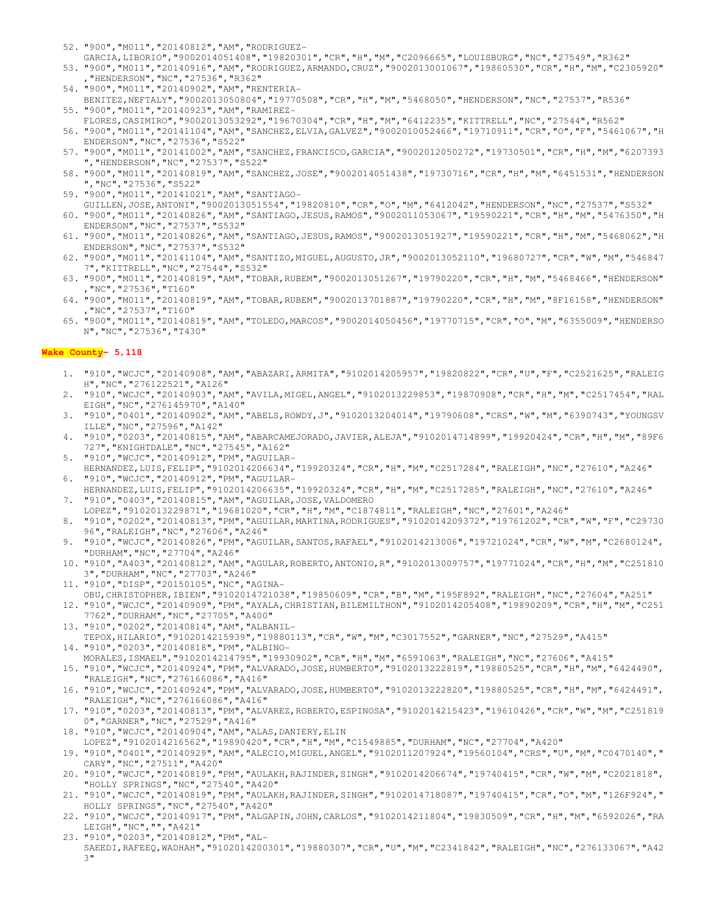52. "900","M011","20140812","AM","RODRIGUEZ-GARCIA,LIBORIO","9002014051408","19820301","CR","H","M","C2096665","LOUISBURG","NC","27549","R362"
53. "900","M011","20140916","AM","RODRIGUEZ,ARMANDO,CRUZ","9002013001067","19860530","CR","H","M","C2305920","HENDERSON","NC","27536","R362"
54. "900","M011","20140902","AM","RENTERIA-BENITEZ,NEFTALY","9002013050804","19770508","CR","H","M","5468050","HENDERSON","NC","27537","R536"
55. "900","M011","20140923","AM","RAMIREZ-FLORES,CASIMIRO","9002013053292","19670304","CR","H","M","6412235","KITTRELL","NC","27544","R562"
56. "900","M011","20141104","AM","SANCHEZ,ELVIA,GALVEZ","9002010052466","19710911","CR","O","F","5461067","HENDERSON","NC","27536","S522"
57. "900","M011","20141002","AM","SANCHEZ,FRANCISCO,GARCIA","9002012050272","19730501","CR","H","M","6207393","HENDERSON","NC","27537","S522"
58. "900","M011","20140819","AM","SANCHEZ,JOSE","9002014051438","19730716","CR","H","M","6451531","HENDERSON","NC","27536","S522"
59. "900","M011","20141021","AM","SANTIAGO-GUILLEN,JOSE,ANTONI","9002013051554","19820810","CR","O","M","6412042","HENDERSON","NC","27537","S532"
60. "900","M011","20140826","AM","SANTIAGO,JESUS,RAMOS","9002011053067","19590221","CR","H","M","5476350","HENDERSON","NC","27537","S532"
61. "900","M011","20140826","AM","SANTIAGO,JESUS,RAMOS","9002013051927","19590221","CR","H","M","5468062","HENDERSON","NC","27537","S532"
62. "900","M011","20141104","AM","SANTIZO,MIGUEL,AUGUSTO,JR","9002013052110","19680727","CR","W","M","5468477","KITTRELL","NC","27544","S532"
63. "900","M011","20140819","AM","TOBAR,RUBEM","9002013051267","19790220","CR","H","M","5468466","HENDERSON","NC","27536","T160"
64. "900","M011","20140819","AM","TOBAR,RUBEM","9002013701887","19790220","CR","H","M","8F16158","HENDERSON","NC","27537","T160"
65. "900","M011","20140819","AM","TOLEDO,MARCOS","9002014050456","19770715","CR","O","M","6355009","HENDERSON","NC","27536","T430"

**Wake County- 5,118**

1. "910","WCJC","20140908","AM","ABAZARI,ARMITA","9102014205957","19820822","CR","U","F","C2521625","RALEIGH","NC","276122521","A126"
2. "910","WCJC","20140903","AM","AVILA,MIGEL,ANGEL","9102013229853","19870908","CR","H","M","C2517454","RALEIGH","NC","276145970","A140"
3. "910","0401","20140902","AM","ABELS,ROWDY,J","9102013204014","19790608","CRS","W","M","6390743","YOUNGSVILLE","NC","27596","A142"
4. "910","0203","20140815","AM","ABARCAMEJORADO,JAVIER,ALEJA","9102014714899","19920424","CR","H","M","89F6727","KNIGHTDALE","NC","27545","A162"
5. "910","WCJC","20140912","PM","AGUILAR-HERNANDEZ,LUIS,FELIP","9102014206634","19920324","CR","H","M","C2517284","RALEIGH","NC","27610","A246"
6. "910","WCJC","20140912","PM","AGUILAR-HERNANDEZ,LUIS,FELIP","9102014206635","19920324","CR","H","M","C2517285","RALEIGH","NC","27610","A246"
7. "910","0403","20140815","AM","AGUILAR,JOSE,VALDOMERO LOPEZ","9102013229871","19681020","CR","H","M","C1874811","RALEIGH","NC","27601","A246"
8. "910","0202","20140813","PM","AGUILAR,MARTINA,RODRIGUES","9102014209372","19761202","CR","W","F","C2973096","RALEIGH","NC","27606","A246"
9. "910","WCJC","20140826","PM","AGUILAR,SANTOS,RAFAEL","9102014213006","19721024","CR","W","M","C2680124","DURHAM","NC","27704","A246"
10. "910","A403","20140812","AM","AGULAR,ROBERTO,ANTONIO,R","9102013009757","19771024","CR","H","M","C2518103","DURHAM","NC","27703","A246"
11. "910","DISP","20150105","NC","AGINA-OBU,CHRISTOPHER,IBIEN","9102014721038","19850609","CR","B","M","195F892","RALEIGH","NC","27604","A251"
12. "910","WCJC","20140909","PM","AYALA,CHRISTIAN,BILEMILTHON","9102014205408","19890209","CR","H","M","C2517762","DURHAM","NC","27705","A400"
13. "910","0202","20140814","AM","ALBANIL-TEPOX,HILARIO","9102014215939","19880113","CR","W","M","C3017552","GARNER","NC","27529","A415"
14. "910","0203","20140818","PM","ALBINO-MORALES,ISMAEL","9102014214795","19930902","CR","H","M","6591063","RALEIGH","NC","27606","A415"
15. "910","WCJC","20140924","PM","ALVARADO,JOSE,HUMBERTO","9102013222819","19880525","CR","H","M","6424490","RALEIGH","NC","276166086","A416"
16. "910","WCJC","20140924","PM","ALVARADO,JOSE,HUMBERTO","9102013222820","19880525","CR","H","M","6424491","RALEIGH","NC","276166086","A416"
17. "910","0203","20140813","PM","ALVAREZ,ROBERTO,ESPINOSA","9102014215423","19610426","CR","W","M","C2518190","GARNER","NC","27529","A416"
18. "910","WCJC","20140904","AM","ALAS,DANIERY,ELIN LOPEZ","9102014216562","19890420","CR","H","M","C1549885","DURHAM","NC","27704","A420"
19. "910","0401","20140929","AM","ALECIO,MIGUEL,ANGEL","9102011207924","19560104","CRS","U","M","C0470140","CARY","NC","27511","A420"
20. "910","WCJC","20140819","PM","AULAKH,RAJINDER,SINGH","9102014206674","19740415","CR","W","M","C2021818","HOLLY SPRINGS","NC","27540","A420"
21. "910","WCJC","20140819","PM","AULAKH,RAJINDER,SINGH","9102014718087","19740415","CR","O","M","126F924","HOLLY SPRINGS","NC","27540","A420"
22. "910","WCJC","20140917","PM","ALGAPIN,JOHN,CARLOS","9102014211804","19830509","CR","H","M","6592026","RALEIGH","NC","","A421"
23. "910","0203","20140812","PM","AL-SAEEDI,RAFEEQ,WADHAH","9102014200301","19880307","CR","U","M","C2341842","RALEIGH","NC","276133067","A423"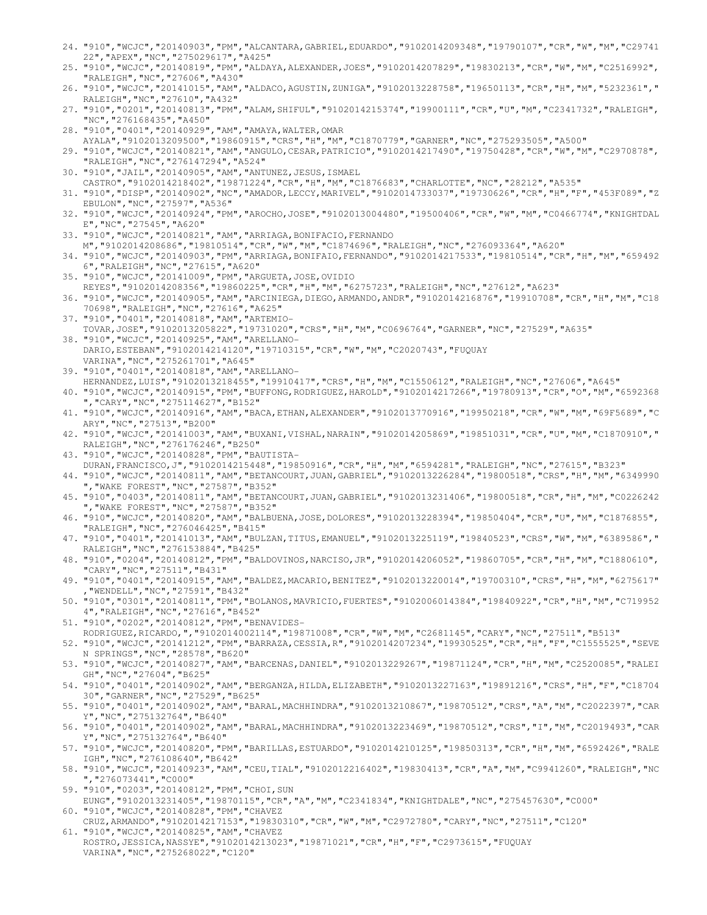24. "910","WCJC","20140903","PM","ALCANTARA,GABRIEL,EDUARDO","9102014209348","19790107","CR","W","M","C2974122","APEX","NC","275029617","A425"
25. "910","WCJC","20140819","PM","ALDAYA,ALEXANDER,JOES","9102014207829","19830213","CR","W","M","C2516992","RALEIGH","NC","27606","A430"
26. "910","WCJC","20141015","AM","ALDACO,AGUSTIN,ZUNIGA","9102013228758","19650113","CR","H","M","5232361","RALEIGH","NC","27610","A432"
27. "910","0201","20140813","PM","ALAM,SHIFUL","9102014215374","19900111","CR","U","M","C2341732","RALEIGH","NC","276168435","A450"
28. "910","0401","20140929","AM","AMAYA,WALTER,OMAR AYALA","9102013209500","19860915","CRS","H","M","C1870779","GARNER","NC","275293505","A500"
29. "910","WCJC","20140821","AM","ANGULO,CESAR,PATRICIO","9102014217490","19750428","CR","W","M","C2970878","RALEIGH","NC","276147294","A524"
30. "910","JAIL","20140905","AM","ANTUNEZ,JESUS,ISMAEL CASTRO","9102014218402","19871224","CR","H","M","C1876683","CHARLOTTE","NC","28212","A535"
31. "910","DISP","20140902","NC","AMADOR,LECCY,MARIVEL","9102014733037","19730626","CR","H","F","453F089","ZEBULON","NC","27597","A536"
32. "910","WCJC","20140924","PM","AROCHO,JOSE","9102013004480","19500406","CR","W","M","C0466774","KNIGHTDALE","NC","27545","A620"
33. "910","WCJC","20140821","AM","ARRIAGA,BONIFACIO,FERNANDO M","9102014208686","19810514","CR","W","M","C1874696","RALEIGH","NC","276093364","A620"
34. "910","WCJC","20140903","PM","ARRIAGA,BONIFAIO,FERNANDO","9102014217533","19810514","CR","H","M","6594926","RALEIGH","NC","27615","A620"
35. "910","WCJC","20141009","PM","ARGUETA,JOSE,OVIDIO REYES","9102014208356","19860225","CR","H","M","6275723","RALEIGH","NC","27612","A623"
36. "910","WCJC","20140905","AM","ARCINIEGA,DIEGO,ARMANDO,ANDR","9102014216876","19910708","CR","H","M","C1870698","RALEIGH","NC","27616","A625"
37. "910","0401","20140818","AM","ARTEMIO-TOVAR,JOSE","9102013205822","19731020","CRS","H","M","C0696764","GARNER","NC","27529","A635"
38. "910","WCJC","20140925","AM","ARELLANO-DARIO,ESTEBAN","9102014214120","19710315","CR","W","M","C2020743","FUQUAY VARINA","NC","275261701","A645"
39. "910","0401","20140818","AM","ARELLANO-HERNANDEZ,LUIS","9102013218455","19910417","CRS","H","M","C1550612","RALEIGH","NC","27606","A645"
40. "910","WCJC","20140915","PM","BUFFONG,RODRIGUEZ,HAROLD","9102014217266","19780913","CR","O","M","6592368","CARY","NC","275114627","B152"
41. "910","WCJC","20140916","AM","BACA,ETHAN,ALEXANDER","9102013770916","19950218","CR","W","M","69F5689","CARY","NC","27513","B200"
42. "910","WCJC","20141003","AM","BUXANI,VISHAL,NARAIN","9102014205869","19851031","CR","U","M","C1870910","RALEIGH","NC","276176246","B250"
43. "910","WCJC","20140828","PM","BAUTISTA-DURAN,FRANCISCO,J","9102014215448","19850916","CR","H","M","6594281","RALEIGH","NC","27615","B323"
44. "910","WCJC","20140811","AM","BETANCOURT,JUAN,GABRIEL","9102013226284","19800518","CRS","H","M","6349990","WAKE FOREST","NC","27587","B352"
45. "910","0403","20140811","AM","BETANCOURT,JUAN,GABRIEL","9102013231406","19800518","CR","H","M","C0226242","WAKE FOREST","NC","27587","B352"
46. "910","WCJC","20140820","AM","BALBUENA,JOSE,DOLORES","9102013228394","19850404","CR","U","M","C1876855","RALEIGH","NC","276046425","B415"
47. "910","0401","20141013","AM","BULZAN,TITUS,EMANUEL","9102013225119","19840523","CRS","W","M","6389586","RALEIGH","NC","276153884","B425"
48. "910","0204","20140812","PM","BALDOVINOS,NARCISO,JR","9102014206052","19860705","CR","H","M","C1880610","CARY","NC","27511","B431"
49. "910","0401","20140915","AM","BALDEZ,MACARIO,BENITEZ","9102013220014","19700310","CRS","H","M","6275617","WENDELL","NC","27591","B432"
50. "910","0301","20140811","PM","BOLANOS,MAVRICIO,FUERTES","9102006014384","19840922","CR","H","M","C7199524","RALEIGH","NC","27616","B452"
51. "910","0202","20140812","PM","BENAVIDES-RODRIGUEZ,RICARDO,","9102014002114","19871008","CR","W","M","C2681145","CARY","NC","27511","B513"
52. "910","WCJC","20141212","PM","BARRAZA,CESSIA,R","9102014207234","19930525","CR","H","F","C1555525","SEVEN SPRINGS","NC","28578","B620"
53. "910","WCJC","20140827","AM","BARCENAS,DANIEL","9102013229267","19871124","CR","H","M","C2520085","RALEIGH","NC","27604","B625"
54. "910","0401","20140902","AM","BERGANZA,HILDA,ELIZABETH","9102013227163","19891216","CRS","H","F","C1870430","GARNER","NC","27529","B625"
55. "910","0401","20140902","AM","BARAL,MACHHINDRA","9102013210867","19870512","CRS","A","M","C2022397","CARY","NC","275132764","B640"
56. "910","0401","20140902","AM","BARAL,MACHHINDRA","9102013223469","19870512","CRS","I","M","C2019493","CARY","NC","275132764","B640"
57. "910","WCJC","20140820","PM","BARILLAS,ESTUARDO","9102014210125","19850313","CR","H","M","6592426","RALEIGH","NC","276108640","B642"
58. "910","WCJC","20140923","AM","CEU,TIAL","9102012216402","19830413","CR","A","M","C9941260","RALEIGH","NC","276073441","C000"
59. "910","0203","20140812","PM","CHOI,SUN EUNG","9102013231405","19870115","CR","A","M","C2341834","KNIGHTDALE","NC","275457630","C000"
60. "910","WCJC","20140828","PM","CHAVEZ CRUZ,ARMANDO","9102014217153","19830310","CR","W","M","C2972780","CARY","NC","27511","C120"
61. "910","WCJC","20140825","AM","CHAVEZ ROSTRO,JESSICA,NASSYE","9102014213023","19871021","CR","H","F","C2973615","FUQUAY VARINA","NC","275268022","C120"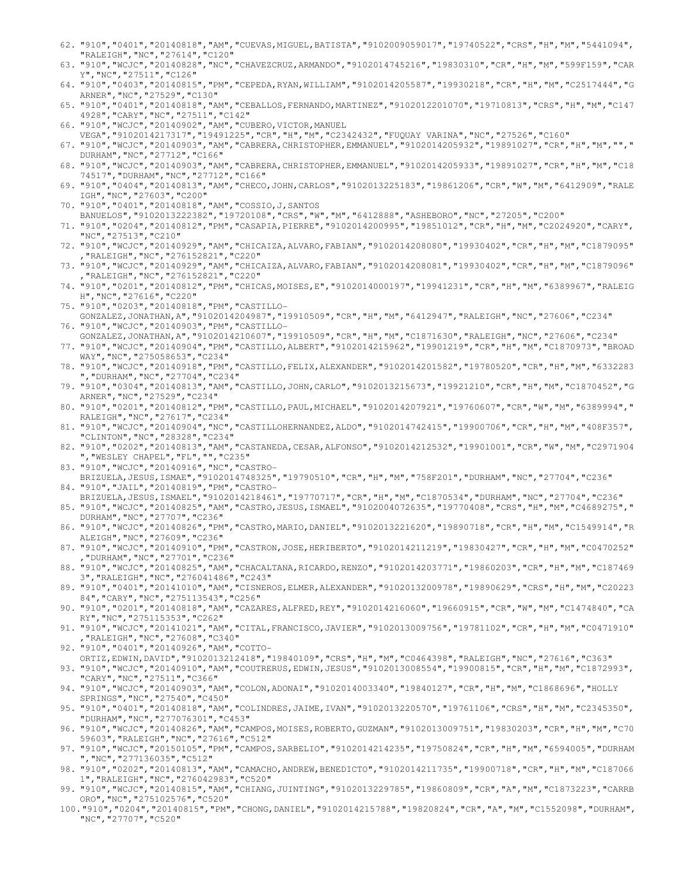62. "910","0401","20140818","AM","CUEVAS,MIGUEL,BATISTA","9102009059017","19740522","CRS","H","M","5441094","RALEIGH","NC","27614","C120"
63. "910","WCJC","20140828","NC","CHAVEZCRUZ,ARMANDO","9102014745216","19830310","CR","H","M","599F159","CARY","NC","27511","C126"
64. "910","0403","20140815","PM","CEPEDA,RYAN,WILLIAM","9102014205587","19930218","CR","H","M","C2517444","GARNER","NC","27529","C130"
65. "910","0401","20140818","AM","CEBALLOS,FERNANDO,MARTINEZ","9102012201070","19710813","CRS","H","M","C1474928","CARY","NC","27511","C142"
66. "910","WCJC","20140902","AM","CUBERO,VICTOR,MANUEL VEGA","9102014217317","19491225","CR","H","M","C2342432","FUQUAY VARINA","NC","27526","C160"
67. "910","WCJC","20140903","AM","CABRERA,CHRISTOPHER,EMMANUEL","9102014205932","19891027","CR","H","M","","DURHAM","NC","27712","C166"
68. "910","WCJC","20140903","AM","CABRERA,CHRISTOPHER,EMMANUEL","9102014205933","19891027","CR","H","M","C1874517","DURHAM","NC","27712","C166"
69. "910","0404","20140813","AM","CHECO,JOHN,CARLOS","9102013225183","19861206","CR","W","M","6412909","RALEIGH","NC","27603","C200"
70. "910","0401","20140818","AM","COSSIO,J,SANTOS BANUELOS","9102013222382","19720108","CRS","W","M","6412888","ASHEBORO","NC","27205","C200"
71. "910","0204","20140812","PM","CASAPIA,PIERRE","9102014200995","19851012","CR","H","M","C2024920","CARY","NC","27513","C210"
72. "910","WCJC","20140929","AM","CHICAIZA,ALVARO,FABIAN","9102014208080","19930402","CR","H","M","C1879095","RALEIGH","NC","276152821","C220"
73. "910","WCJC","20140929","AM","CHICAIZA,ALVARO,FABIAN","9102014208081","19930402","CR","H","M","C1879096","RALEIGH","NC","276152821","C220"
74. "910","0201","20140812","PM","CHICAS,MOISES,E","9102014000197","19941231","CR","H","M","6389967","RALEIGH","NC","27616","C220"
75. "910","0203","20140818","PM","CASTILLO-GONZALEZ,JONATHAN,A","9102014204987","19910509","CR","H","M","6412947","RALEIGH","NC","27606","C234"
76. "910","WCJC","20140903","PM","CASTILLO-GONZALEZ,JONATHAN,A","9102014210607","19910509","CR","H","M","C1871630","RALEIGH","NC","27606","C234"
77. "910","WCJC","20140904","PM","CASTILLO,ALBERT","9102014215962","19901219","CR","H","M","C1870973","BROADWAY","NC","275058653","C234"
78. "910","WCJC","20140918","PM","CASTILLO,FELIX,ALEXANDER","9102014201582","19780520","CR","H","M","6332283","DURHAM","NC","27704","C234"
79. "910","0304","20140813","AM","CASTILLO,JOHN,CARLO","9102013215673","19921210","CR","H","M","C1870452","GARNER","NC","27529","C234"
80. "910","0201","20140812","PM","CASTILLO,PAUL,MICHAEL","9102014207921","19760607","CR","W","M","6389994","RALEIGH","NC","27617","C234"
81. "910","WCJC","20140904","NC","CASTILLOHERNANDEZ,ALDO","9102014742415","19900706","CR","H","M","408F357","CLINTON","NC","28328","C234"
82. "910","0202","20140813","AM","CASTANEDA,CESAR,ALFONSO","9102014212532","19901001","CR","W","M","C2971904","WESLEY CHAPEL","FL","","C235"
83. "910","WCJC","20140916","NC","CASTRO-BRIZUELA,JESUS,ISMAE","9102014748325","19790510","CR","H","M","758F201","DURHAM","NC","27704","C236"
84. "910","JAIL","20140819","PM","CASTRO-BRIZUELA,JESUS,ISMAEL","9102014218461","19770717","CR","H","M","C1870534","DURHAM","NC","27704","C236"
85. "910","WCJC","20140825","AM","CASTRO,JESUS,ISMAEL","9102004072635","19770408","CRS","H","M","C4689275","DURHAM","NC","27707","C236"
86. "910","WCJC","20140826","PM","CASTRO,MARIO,DANIEL","9102013221620","19890718","CR","H","M","C1549914","RALEIGH","NC","27609","C236"
87. "910","WCJC","20140910","PM","CASTRON,JOSE,HERIBERTO","9102014211219","19830427","CR","H","M","C0470252","DURHAM","NC","27701","C236"
88. "910","WCJC","20140825","AM","CHACALTANA,RICARDO,RENZO","9102014203771","19860203","CR","H","M","C1874693","RALEIGH","NC","276041486","C243"
89. "910","0401","20141010","AM","CISNEROS,ELMER,ALEXANDER","9102013200978","19890629","CRS","H","M","C2022384","CARY","NC","275113543","C256"
90. "910","0201","20140818","AM","CAZARES,ALFRED,REY","9102014216060","19660915","CR","W","M","C1474840","CARY","NC","275115353","C262"
91. "910","WCJC","20141021","AM","CITAL,FRANCISCO,JAVIER","9102013009756","19781102","CR","H","M","C0471910","RALEIGH","NC","27608","C340"
92. "910","0401","20140926","AM","COTTO-ORTIZ,EDWIN,DAVID","9102013212418","19840109","CRS","H","M","C0464398","RALEIGH","NC","27616","C363"
93. "910","WCJC","20140910","AM","COUTRERUS,EDWIN,JESUS","9102013008554","19900815","CR","H","M","C1872993","CARY","NC","27511","C366"
94. "910","WCJC","20140903","AM","COLON,ADONAI","9102014003340","19840127","CR","H","M","C1868696","HOLLY SPRINGS","NC","27540","C450"
95. "910","0401","20140818","AM","COLINDRES,JAIME,IVAN","9102013220570","19761106","CRS","H","M","C2345350","DURHAM","NC","277076301","C453"
96. "910","WCJC","20140826","AM","CAMPOS,MOISES,ROBERTO,GUZMAN","9102013009751","19830203","CR","H","M","C7059603","RALEIGH","NC","27616","C512"
97. "910","WCJC","20150105","PM","CAMPOS,SARBELIO","9102014214235","19750824","CR","H","M","6594005","DURHAM","NC","277136035","C512"
98. "910","0202","20140813","AM","CAMACHO,ANDREW,BENEDICTO","9102014211735","19900718","CR","H","M","C1870661","RALEIGH","NC","276042983","C520"
99. "910","WCJC","20140815","AM","CHIANG,JUINTING","9102013229785","19860809","CR","A","M","C1873223","CARRBORO","NC","275102576","C520"
100. "910","0204","20140815","PM","CHONG,DANIEL","9102014215788","19820824","CR","A","M","C1552098","DURHAM","NC","27707","C520"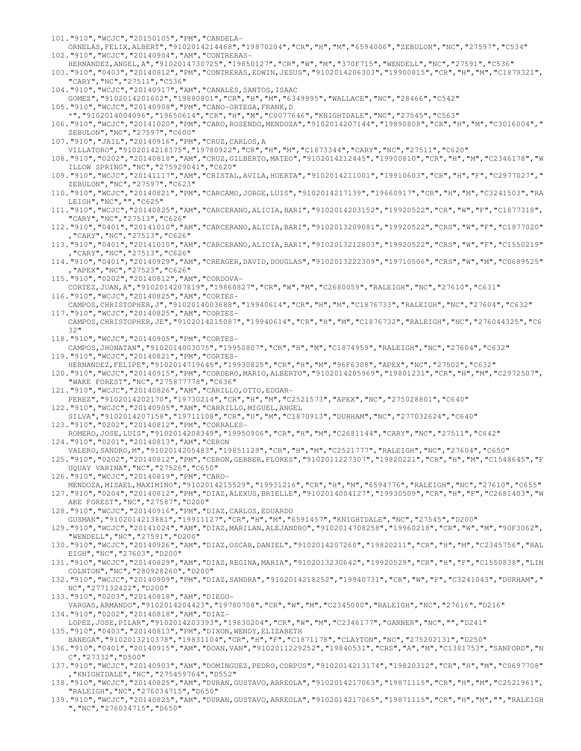101."910","WCJC","20150105","PM","CANDELA-ORNELAS,FELIX,ALBERT","9102014214468","19870204","CR","H","M","6594006","ZEBULON","NC","27597","C534"
102."910","WCJC","20140904","AM","CONTRERAS-HERNANDEZ,ANGEL,A","9102014730725","19850127","CR","W","M","370F715","WENDELL","NC","27591","C536"
103."910","0403","20140812","PM","CONTRERAS,EDWIN,JESUS","9102014206303","19900815","CR","H","M","C1879321","CARY","NC","27511","C536"
104."910","WCJC","20140917","AM","CANALES,SANTOS,ISAAC GOMEZ","9102014201602","19880801","CR","H","M","6349995","WALLACE","NC","28466","C542"
105."910","WCJC","20140908","PM","CANO-ORTEGA,FRANK,D *","9102014004096","19650614","CR","H","M","C0077646","KNIGHTDALE","NC","27545","C563"
106."910","WCJC","20141020","PM","CARO,ROSENDO,MENDOZA","9102014207144","19890808","CR","H","M","C3016004","ZEBULON","NC","27597","C600"
107."910","JAIL","20140916","PM","CRUZ,CARLOS,A VILLATORO","9102014218375","19780922","CR","H","M","C1873344","CARY","NC","27511","C620"
108."910","0202","20140818","AM","CRUZ,GILBERTO,MATEO","9102014212445","19900810","CR","H","M","C2346178","WILLOW SPRING","NC","275929041","C620"
109."910","WCJC","20141117","AM","CRISTAL,AVILA,HUERTA","9102014211001","19910603","CR","H","F","C2977027","ZEBULON","NC","27597","C623"
110."910","WCJC","20140821","PM","CARCAMO,JORGE,LUIS","9102014217139","19660917","CR","H","M","C3241503","RALEIGH","NC","","C625"
111."910","WCJC","20140825","AM","CARCERANO,ALICIA,BARI","9102014203152","19920522","CR","W","F","C1877318","CARY","NC","27513","C626"
112."910","0401","20141010","AM","CARCERANO,ALICIA,BARI","9102013209081","19920522","CRS","W","F","C1877020","CARY","NC","27513","C626"
113."910","0401","20141010","AM","CARCERANO,ALICIA,BARI","9102013212803","19920522","CRS","W","F","C1550219","CARY","NC","27513","C626"
114."910","0401","20140929","AM","CREAGER,DAVID,DOUGLAS","9102013222309","19710506","CRS","W","M","C0689525","APEX","NC","27523","C626"
115."910","0202","20140812","AM","CORDOVA-CORTEZ,JUAN,A","9102014207819","19860827","CR","W","M","C2680059","RALEIGH","NC","27610","C631"
116."910","WCJC","20140825","AM","CORTES-CAMPOS,CHRISTOPHER,J","9102014003688","19940614","CR","H","M","C1876733","RALEIGH","NC","27604","C632"
117."910","WCJC","20140825","AM","CORTES-CAMPOS,CHRISTOPHER,JE","9102014215087","19940614","CR","H","M","C1876732","RALEIGH","NC","276044325","C632"
118."910","WCJC","20140905","PM","CORTES-CAMPOS,JHONATAN","9102014003075","19950807","CR","H","M","C1874959","RALEIGH","NC","27604","C632"
119."910","WCJC","20140821","PM","CORTES-HERNANDEZ,FELIPE","9102014719645","19930825","CR","H","M","96F6308","APEX","NC","27502","C632"
120."910","WCJC","20140915","PM","CORDERO,MARIO,ALBERTO","9102014205969","19801231","CR","H","M","C2972507","WAKE FOREST","NC","275877778","C636"
121."910","WCJC","20140826","AM","CARILLO,OTTO,EDGAR-PEREZ","9102014202170","19730214","CR","H","M","C2521573","APEX","NC","275028801","C640"
122."910","WCJC","20140905","AM","CARRILLO,MIGUEL,ANGEL SILVA","9102014207158","19711108","CR","U","M","C1870913","DURHAM","NC","277032624","C640"
123."910","0202","20140812","PM","CORRALES-ROMERO,JOSE,LUIS","9102014208349","19950906","CR","H","M","C2681144","CARY","NC","27511","C642"
124."910","0201","20140813","AM","CERON VALERO,SANDRO,M","9102014205483","19851129","CR","H","M","C2521777","RALEIGH","NC","27604","C650"
125."910","0202","20140812","PM","CERON,GERBER,FLORES","9102011227307","19820221","CR","H","M","C1548645","FUQUAY VARINA","NC","27526","C650"
126."910","WCJC","20140819","PM","CARO-MENDOZA,MISAEL,MAXIMINO","9102014215529","19931216","CR","H","M","6594776","RALEIGH","NC","27610","C655"
127."910","0204","20140812","PM","DIAZ,ALEXUS,BRIELLE","9102014004127","19930509","CR","H","F","C2681403","WAKE FOREST","NC","27587","D200"
128."910","WCJC","20140916","PM","DIAZ,CARLOS,EDUARDO GUSMAN","9102014213881","19911127","CR","H","M","6591457","KNIGHTDALE","NC","27545","D200"
129."910","WCJC","20141024","AM","DIAZ,MARILAN,ALEJANDRO","9102014708258","19960218","CR","W","M","90F3062","WENDELL","NC","27591","D200"
130."910","WCJC","20140926","AM","DIAZ,OSCAR,DANIEL","9102014207260","19820211","CR","H","M","C2345756","RALEIGH","NC","27603","D200"
131."910","WCJC","20140829","AM","DIAZ,REGINA,MARIA","9102013230642","19920529","CR","H","F","C1550838","LINCOLNTON","NC","280928260","D200"
132."910","WCJC","20140909","PM","DIAZ,SANDRA","9102014218252","19940731","CR","W","F","C3241043","DURHAM","NC","277132422","D200"
133."910","0203","20140818","AM","DIEGO-VARGAS,ARMANDO","9102014204423","19780708","CR","W","M","C2345000","RALEIGH","NC","27616","D216"
134."910","0202","20140818","AM","DIAZ-LOPEZ,JOSE,PILAR","9102014203393","19830204","CR","W","M","C2346177","GARNER","NC","","D241"
135."910","0403","20140813","PM","DIXON,WENDY,ELIZABETH BANEGA","9102013210378","19831104","CR","H","F","C1871178","CLAYTON","NC","275202131","D250"
136."910","0401","20140915","AM","DOAN,VAN","9102011229252","19840531","CRS","A","M","C1381753","SANFORD","NC","27332","D500"
137."910","WCJC","20140903","AM","DOMINGUEZ,PEDRO,CORPUS","9102014213174","19820312","CR","H","M","C0697708","KNIGHTDALE","NC","275459764","D552"
138."910","WCJC","20140825","AM","DURAN,GUSTAVO,ARREOLA","9102014217063","19871115","CR","H","M","C2521961","RALEIGH","NC","276034715","D650"
139."910","WCJC","20140825","AM","DURAN,GUSTAVO,ARREOLA","9102014217065","19871115","CR","H","M","","RALEIGH","NC","276034715","D650"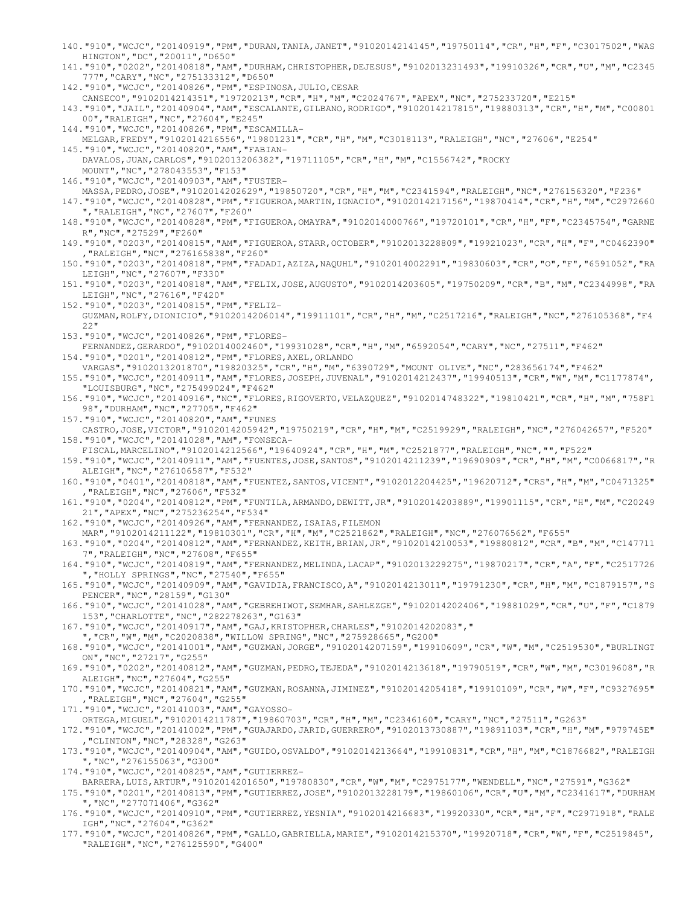140."910","WCJC","20140919","PM","DURAN,TANIA,JANET","9102014214145","19750114","CR","H","F","C3017502","WASHINGTON","DC","20011","D650"
141."910","0202","20140818","AM","DURHAM,CHRISTOPHER,DEJESUS","9102013231493","19910326","CR","U","M","C2345777","CARY","NC","275133312","D650"
142."910","WCJC","20140826","PM","ESPINOSA,JULIO,CESAR CANSECO","9102014214351","19720213","CR","H","M","C2024767","APEX","NC","275233720","E215"
143."910","JAIL","20140904","AM","ESCALANTE,GILBANO,RODRIGO","9102014217815","19880313","CR","H","M","C0080100","RALEIGH","NC","27604","E245"
144."910","WCJC","20140826","PM","ESCAMILLA-MELGAR,FREDY","9102014216556","19801231","CR","H","M","C3018113","RALEIGH","NC","27606","E254"
145."910","WCJC","20140820","AM","FABIAN-DAVALOS,JUAN,CARLOS","9102013206382","19711105","CR","H","M","C1556742","ROCKY MOUNT","NC","278043553","F153"
146."910","WCJC","20140903","AM","FUSTER-MASSA,PEDRO,JOSE","9102014202629","19850720","CR","H","M","C2341594","RALEIGH","NC","276156320","F236"
147."910","WCJC","20140828","PM","FIGUEROA,MARTIN,IGNACIO","9102014217156","19870414","CR","H","M","C2972660","RALEIGH","NC","27607","F260"
148."910","WCJC","20140828","PM","FIGUEROA,OMAYRA","9102014000766","19720101","CR","H","F","C2345754","GARNER","NC","27529","F260"
149."910","0203","20140815","AM","FIGUEROA,STARR,OCTOBER","9102013228809","19921023","CR","H","F","C0462390","RALEIGH","NC","276165838","F260"
150."910","0203","20140818","PM","FADADI,AZIZA,NAQUHL","9102014002291","19830603","CR","O","F","6591052","RALEIGH","NC","27607","F330"
151."910","0203","20140818","AM","FELIX,JOSE,AUGUSTO","9102014203605","19750209","CR","B","M","C2344998","RALEIGH","NC","27616","F420"
152."910","0203","20140815","PM","FELIZ-GUZMAN,ROLFY,DIONICIO","9102014206014","19911101","CR","H","M","C2517216","RALEIGH","NC","276105368","F422"
153."910","WCJC","20140826","PM","FLORES-FERNANDEZ,GERARDO","9102014002460","19931028","CR","H","M","6592054","CARY","NC","27511","F462"
154."910","0201","20140812","PM","FLORES,AXEL,ORLANDO VARGAS","9102013201870","19820325","CR","H","M","6390729","MOUNT OLIVE","NC","283656174","F462"
155."910","WCJC","20140911","AM","FLORES,JOSEPH,JUVENAL","9102014212437","19940513","CR","W","M","C1177874","LOUISBURG","NC","275499024","F462"
156."910","WCJC","20140916","NC","FLORES,RIGOVERTO,VELAZQUEZ","9102014748322","19810421","CR","H","M","758F198","DURHAM","NC","27705","F462"
157."910","WCJC","20140820","AM","FUNES CASTRO,JOSE,VICTOR","9102014205942","19750219","CR","H","M","C2519929","RALEIGH","NC","276042657","F520"
158."910","WCJC","20141028","AM","FONSECA-FISCAL,MARCELINO","9102014212566","19640924","CR","H","M","C2521877","RALEIGH","NC","","F522"
159."910","WCJC","20140911","AM","FUENTES,JOSE,SANTOS","9102014211239","19690909","CR","H","M","C0066817","RALEIGH","NC","276106587","F532"
160."910","0401","20140818","AM","FUENTEZ,SANTOS,VICENT","9102012204425","19620712","CRS","H","M","C0471325","RALEIGH","NC","27606","F532"
161."910","0204","20140812","PM","FUNTILA,ARMANDO,DEWITT,JR","9102014203889","19901115","CR","H","M","C2024921","APEX","NC","275236254","F534"
162."910","WCJC","20140926","AM","FERNANDEZ,ISAIAS,FILEMON MAR","9102014211122","19810301","CR","H","M","C2521862","RALEIGH","NC","276076562","F655"
163."910","0204","20140812","AM","FERNANDEZ,KEITH,BRIAN,JR","9102014210053","19880812","CR","B","M","C1477117","RALEIGH","NC","27608","F655"
164."910","WCJC","20140819","AM","FERNANDEZ,MELINDA,LACAP","9102013229275","19870217","CR","A","F","C2517726","HOLLY SPRINGS","NC","27540","F655"
165."910","WCJC","20140909","AM","GAVIDIA,FRANCISCO,A","9102014213011","19791230","CR","H","M","C1879157","SPENCER","NC","28159","G130"
166."910","WCJC","20141028","AM","GEBREHIWOT,SEMHAR,SAHLEZGE","9102014202406","19881029","CR","U","F","C1879153","CHARLOTTE","NC","282278263","G163"
167."910","WCJC","20140917","AM","GAJ,KRISTOPHER,CHARLES","9102014202083"," ","CR","W","M","C2020838","WILLOW SPRING","NC","275928665","G200"
168."910","WCJC","20141001","AM","GUZMAN,JORGE","9102014207159","19910609","CR","W","M","C2519530","BURLINGTON","NC","27217","G255"
169."910","0202","20140812","AM","GUZMAN,PEDRO,TEJEDA","9102014213618","19790519","CR","W","M","C3019608","RALEIGH","NC","27604","G255"
170."910","WCJC","20140821","AM","GUZMAN,ROSANNA,JIMINEZ","9102014205418","19910109","CR","W","F","C9327695","RALEIGH","NC","27604","G255"
171."910","WCJC","20141003","AM","GAYOSSO-ORTEGA,MIGUEL","9102014211787","19860703","CR","H","M","C2346160","CARY","NC","27511","G263"
172."910","WCJC","20141002","PM","GUAJARDO,JARID,GUERRERO","9102013730887","19891103","CR","H","M","979745E","CLINTON","NC","28328","G263"
173."910","WCJC","20140904","AM","GUIDO,OSVALDO","9102014213664","19910831","CR","H","M","C1876682","RALEIGH","NC","276155063","G300"
174."910","WCJC","20140825","AM","GUTIERREZ-BARRERA,LUIS,ARTUR","9102014201650","19780830","CR","W","M","C2975177","WENDELL","NC","27591","G362"
175."910","0201","20140813","PM","GUTIERREZ,JOSE","9102013228179","19860106","CR","U","M","C2341617","DURHAM","NC","277071406","G362"
176."910","WCJC","20140910","PM","GUTIERREZ,YESNIA","9102014216683","19920330","CR","H","F","C2971918","RALEIGH","NC","27604","G362"
177."910","WCJC","20140826","PM","GALLO,GABRIELLA,MARIE","9102014215370","19920718","CR","W","F","C2519845","RALEIGH","NC","276125590","G400"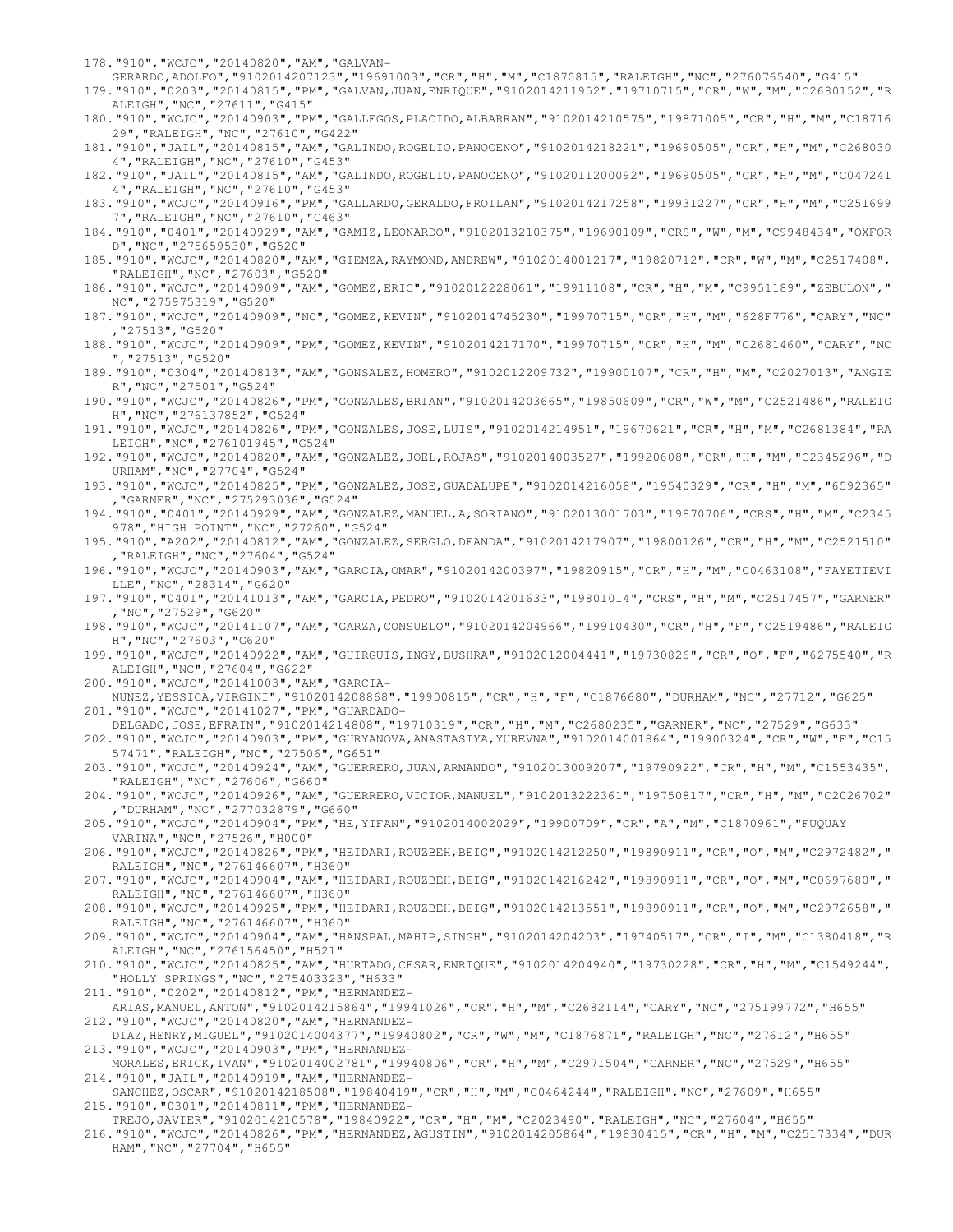178."910","WCJC","20140820","AM","GALVAN-GERARDO,ADOLFO","9102014207123","19691003","CR","H","M","C1870815","RALEIGH","NC","276076540","G415"
179."910","0203","20140815","PM","GALVAN,JUAN,ENRIQUE","9102014211952","19710715","CR","W","M","C2680152","RALEIGH","NC","27611","G415"
180."910","WCJC","20140903","PM","GALLEGOS,PLACIDO,ALBARRAN","9102014210575","19871005","CR","H","M","C1871629","RALEIGH","NC","27610","G422"
181."910","JAIL","20140815","AM","GALINDO,ROGELIO,PANOCENO","9102014218221","19690505","CR","H","M","C2680304","RALEIGH","NC","27610","G453"
182."910","JAIL","20140815","AM","GALINDO,ROGELIO,PANOCENO","9102011200092","19690505","CR","H","M","C0472414","RALEIGH","NC","27610","G453"
183."910","WCJC","20140916","PM","GALLARDO,GERALDO,FROILAN","9102014217258","19931227","CR","H","M","C2516997","RALEIGH","NC","27610","G463"
184."910","0401","20140929","AM","GAMIZ,LEONARDO","9102013210375","19690109","CRS","W","M","C9948434","OXFORD","NC","275659530","G520"
185."910","WCJC","20140820","AM","GIEMZA,RAYMOND,ANDREW","9102014001217","19820712","CR","W","M","C2517408","RALEIGH","NC","27603","G520"
186."910","WCJC","20140909","AM","GOMEZ,ERIC","9102012228061","19911108","CR","H","M","C9951189","ZEBULON","NC","275975319","G520"
187."910","WCJC","20140909","NC","GOMEZ,KEVIN","9102014745230","19970715","CR","H","M","628F776","CARY","NC","27513","G520"
188."910","WCJC","20140909","PM","GOMEZ,KEVIN","9102014217170","19970715","CR","H","M","C2681460","CARY","NC","27513","G520"
189."910","0304","20140813","AM","GONSALEZ,HOMERO","9102012209732","19900107","CR","H","M","C2027013","ANGIER","NC","27501","G524"
190."910","WCJC","20140826","PM","GONZALES,BRIAN","9102014203665","19850609","CR","W","M","C2521486","RALEIGH","NC","276137852","G524"
191."910","WCJC","20140826","PM","GONZALES,JOSE,LUIS","9102014214951","19670621","CR","H","M","C2681384","RALEIGH","NC","276101945","G524"
192."910","WCJC","20140820","AM","GONZALEZ,JOEL,ROJAS","9102014003527","19920608","CR","H","M","C2345296","DURHAM","NC","27704","G524"
193."910","WCJC","20140825","PM","GONZALEZ,JOSE,GUADALUPE","9102014216058","19540329","CR","H","M","6592365","GARNER","NC","275293036","G524"
194."910","0401","20140929","AM","GONZALEZ,MANUEL,A,SORIANO","9102013001703","19870706","CRS","H","M","C2345978","HIGH POINT","NC","27260","G524"
195."910","A202","20140812","AM","GONZALEZ,SERGLO,DEANDA","9102014217907","19800126","CR","H","M","C2521510","RALEIGH","NC","27604","G524"
196."910","WCJC","20140903","AM","GARCIA,OMAR","9102014200397","19820915","CR","H","M","C0463108","FAYETTEVILLE","NC","28314","G620"
197."910","0401","20141013","AM","GARCIA,PEDRO","9102014201633","19801014","CRS","H","M","C2517457","GARNER","NC","27529","G620"
198."910","WCJC","20141107","AM","GARZA,CONSUELO","9102014204966","19910430","CR","H","F","C2519486","RALEIGH","NC","27603","G620"
199."910","WCJC","20140922","AM","GUIRGUIS,INGY,BUSHRA","9102012004441","19730826","CR","O","F","6275540","RALEIGH","NC","27604","G622"
200."910","WCJC","20141003","AM","GARCIA-NUNEZ,YESSICA,VIRGINI","9102014208868","19900815","CR","H","F","C1876680","DURHAM","NC","27712","G625"
201."910","WCJC","20141027","PM","GUARDADO-DELGADO,JOSE,EFRAIN","9102014214808","19710319","CR","H","M","C2680235","GARNER","NC","27529","G633"
202."910","WCJC","20140903","PM","GURYANOVA,ANASTASIYA,YUREVNA","9102014001864","19900324","CR","W","F","C1557471","RALEIGH","NC","27506","G651"
203."910","WCJC","20140924","AM","GUERRERO,JUAN,ARMANDO","9102013009207","19790922","CR","H","M","C1553435","RALEIGH","NC","27606","G660"
204."910","WCJC","20140926","AM","GUERRERO,VICTOR,MANUEL","9102013222361","19750817","CR","H","M","C2026702","DURHAM","NC","277032879","G660"
205."910","WCJC","20140904","PM","HE,YIFAN","9102014002029","19900709","CR","A","M","C1870961","FUQUAY VARINA","NC","27526","H000"
206."910","WCJC","20140826","PM","HEIDARI,ROUZBEH,BEIG","9102014212250","19890911","CR","O","M","C2972482","RALEIGH","NC","276146607","H360"
207."910","WCJC","20140904","AM","HEIDARI,ROUZBEH,BEIG","9102014216242","19890911","CR","O","M","C0697680","RALEIGH","NC","276146607","H360"
208."910","WCJC","20140925","PM","HEIDARI,ROUZBEH,BEIG","9102014213551","19890911","CR","O","M","C2972658","RALEIGH","NC","276146607","H360"
209."910","WCJC","20140904","AM","HANSPAL,MAHIP,SINGH","9102014204203","19740517","CR","I","M","C1380418","RALEIGH","NC","276156450","H521"
210."910","WCJC","20140825","AM","HURTADO,CESAR,ENRIQUE","9102014204940","19730228","CR","H","M","C1549244","HOLLY SPRINGS","NC","275403323","H633"
211."910","0202","20140812","PM","HERNANDEZ-ARIAS,MANUEL,ANTON","9102014215864","19941026","CR","H","M","C2682114","CARY","NC","275199772","H655"
212."910","WCJC","20140820","AM","HERNANDEZ-DIAZ,HENRY,MIGUEL","9102014004377","19940802","CR","W","M","C1876871","RALEIGH","NC","27612","H655"
213."910","WCJC","20140903","PM","HERNANDEZ-MORALES,ERICK,IVAN","9102014002781","19940806","CR","H","M","C2971504","GARNER","NC","27529","H655"
214."910","JAIL","20140919","AM","HERNANDEZ-SANCHEZ,OSCAR","9102014218508","19840419","CR","H","M","C0464244","RALEIGH","NC","27609","H655"
215."910","0301","20140811","PM","HERNANDEZ-TREJO,JAVIER","9102014210578","19840922","CR","H","M","C2023490","RALEIGH","NC","27604","H655"
216."910","WCJC","20140826","PM","HERNANDEZ,AGUSTIN","9102014205864","19830415","CR","H","M","C2517334","DURHAM","NC","27704","H655"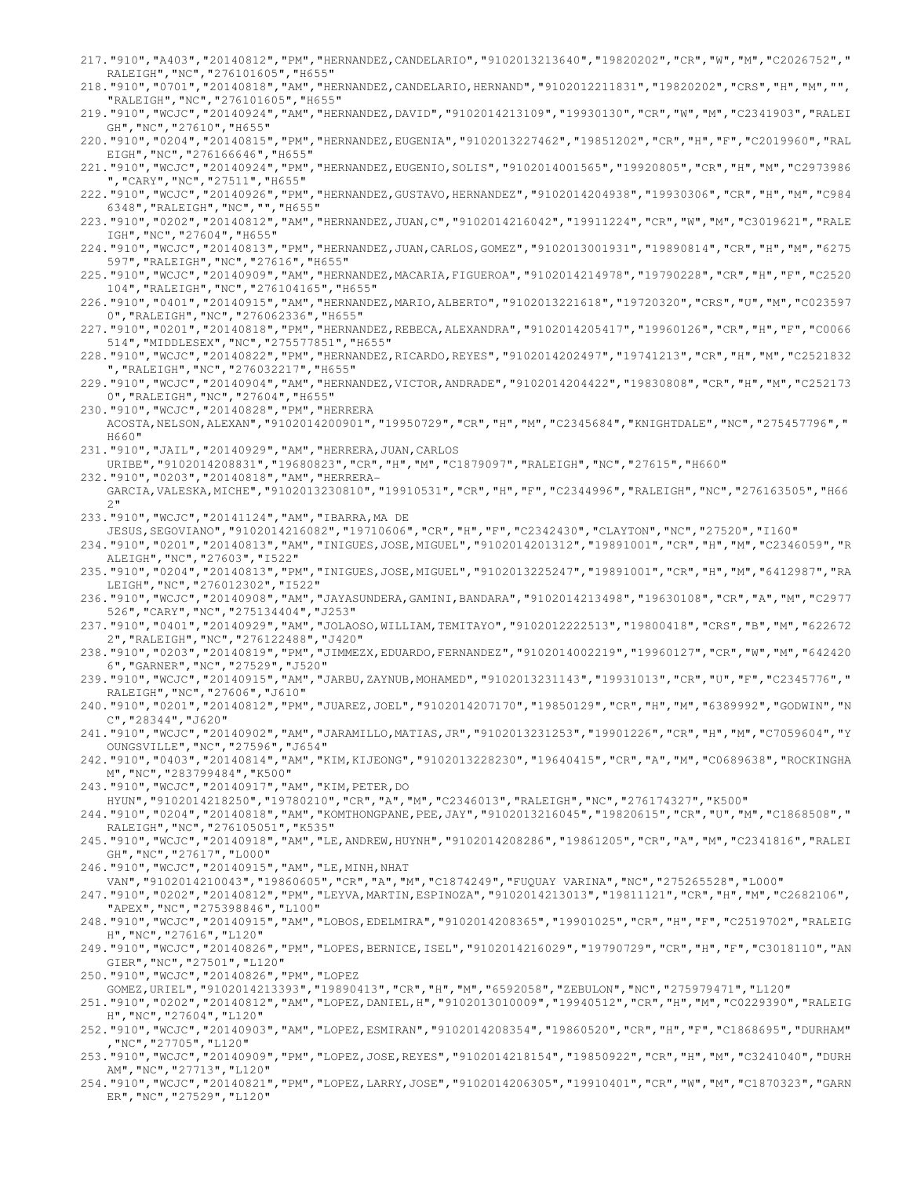217."910","A403","20140812","PM","HERNANDEZ,CANDELARIO","9102013213640","19820202","CR","W","M","C2026752","RALEIGH","NC","276101605","H655"
218."910","0701","20140818","AM","HERNANDEZ,CANDELARIO,HERNAND","9102012211831","19820202","CRS","H","M","","RALEIGH","NC","276101605","H655"
219."910","WCJC","20140924","AM","HERNANDEZ,DAVID","9102014213109","19930130","CR","W","M","C2341903","RALEIGH","NC","27610","H655"
220."910","0204","20140815","PM","HERNANDEZ,EUGENIA","9102013227462","19851202","CR","H","F","C2019960","RALEIGH","NC","276166646","H655"
221."910","WCJC","20140924","PM","HERNANDEZ,EUGENIO,SOLIS","9102014001565","19920805","CR","H","M","C2973986","CARY","NC","27511","H655"
222."910","WCJC","20140926","PM","HERNANDEZ,GUSTAVO,HERNANDEZ","9102014204938","19930306","CR","H","M","C9846348","RALEIGH","NC","","H655"
223."910","0202","20140812","AM","HERNANDEZ,JUAN,C","9102014216042","19911224","CR","W","M","C3019621","RALEIGH","NC","27604","H655"
224."910","WCJC","20140813","PM","HERNANDEZ,JUAN,CARLOS,GOMEZ","9102013001931","19890814","CR","H","M","6275597","RALEIGH","NC","27616","H655"
225."910","WCJC","20140909","AM","HERNANDEZ,MACARIA,FIGUEROA","9102014214978","19790228","CR","H","F","C2520104","RALEIGH","NC","276104165","H655"
226."910","0401","20140915","AM","HERNANDEZ,MARIO,ALBERTO","9102013221618","19720320","CRS","U","M","C0235970","RALEIGH","NC","276062336","H655"
227."910","0201","20140818","PM","HERNANDEZ,REBECA,ALEXANDRA","9102014205417","19960126","CR","H","F","C0066514","MIDDLESEX","NC","275577851","H655"
228."910","WCJC","20140822","PM","HERNANDEZ,RICARDO,REYES","9102014202497","19741213","CR","H","M","C2521832","RALEIGH","NC","276032217","H655"
229."910","WCJC","20140904","AM","HERNANDEZ,VICTOR,ANDRADE","9102014204422","19830808","CR","H","M","C2521730","RALEIGH","NC","27604","H655"
230."910","WCJC","20140828","PM","HERRERA ACOSTA,NELSON,ALEXAN","9102014200901","19950729","CR","H","M","C2345684","KNIGHTDALE","NC","275457796","H660"
231."910","JAIL","20140929","AM","HERRERA,JUAN,CARLOS URIBE","9102014208831","19680823","CR","H","M","C1879097","RALEIGH","NC","27615","H660"
232."910","0203","20140818","AM","HERRERA-GARCIA,VALESKA,MICHE","9102013230810","19910531","CR","H","F","C2344996","RALEIGH","NC","276163505","H662"
233."910","WCJC","20141124","AM","IBARRA,MA DE JESUS,SEGOVIANO","9102014216082","19710606","CR","H","F","C2342430","CLAYTON","NC","27520","I160"
234."910","0201","20140813","AM","INIGUES,JOSE,MIGUEL","9102014201312","19891001","CR","H","M","C2346059","RALEIGH","NC","27603","I522"
235."910","0204","20140813","PM","INIGUES,JOSE,MIGUEL","9102013225247","19891001","CR","H","M","6412987","RALEIGH","NC","276012302","I522"
236."910","WCJC","20140908","AM","JAYASUNDERA,GAMINI,BANDARA","9102014213498","19630108","CR","A","M","C2977526","CARY","NC","275134404","J253"
237."910","0401","20140929","AM","JOLAOSO,WILLIAM,TEMITAYO","9102012222513","19800418","CRS","B","M","6226722","RALEIGH","NC","276122488","J420"
238."910","0203","20140819","PM","JIMMEZX,EDUARDO,FERNANDEZ","9102014002219","19960127","CR","W","M","6424206","GARNER","NC","27529","J520"
239."910","WCJC","20140915","AM","JARBU,ZAYNUB,MOHAMED","9102013231143","19931013","CR","U","F","C2345776","RALEIGH","NC","27606","J610"
240."910","0201","20140812","PM","JUAREZ,JOEL","9102014207170","19850129","CR","H","M","6389992","GODWIN","NC","28344","J620"
241."910","WCJC","20140902","AM","JARAMILLO,MATIAS,JR","9102013231253","19901226","CR","H","M","C7059604","YOUNGSVILLE","NC","27596","J654"
242."910","0403","20140814","AM","KIM,KIJEONG","9102013228230","19640415","CR","A","M","C0689638","ROCKINGHAM","NC","283799484","K500"
243."910","WCJC","20140917","AM","KIM,PETER,DO HYUN","9102014218250","19780210","CR","A","M","C2346013","RALEIGH","NC","276174327","K500"
244."910","0204","20140818","AM","KOMTHONGPANE,PEE,JAY","9102013216045","19820615","CR","U","M","C1868508","RALEIGH","NC","276105051","K535"
245."910","WCJC","20140918","AM","LE,ANDREW,HUYNH","9102014208286","19861205","CR","A","M","C2341816","RALEIGH","NC","27617","L000"
246."910","WCJC","20140915","AM","LE,MINH,NHAT VAN","9102014210043","19860605","CR","A","M","C1874249","FUQUAY VARINA","NC","275265528","L000"
247."910","0202","20140812","PM","LEYVA,MARTIN,ESPINOZA","9102014213013","19811121","CR","H","M","C2682106","APEX","NC","275398846","L100"
248."910","WCJC","20140915","AM","LOBOS,EDELMIRA","9102014208365","19901025","CR","H","F","C2519702","RALEIGH","NC","27616","L120"
249."910","WCJC","20140826","PM","LOPES,BERNICE,ISEL","9102014216029","19790729","CR","H","F","C3018110","ANGIER","NC","27501","L120"
250."910","WCJC","20140826","PM","LOPEZ GOMEZ,URIEL","9102014213393","19890413","CR","H","M","6592058","ZEBULON","NC","275979471","L120"
251."910","0202","20140812","AM","LOPEZ,DANIEL,H","9102013010009","19940512","CR","H","M","C0229390","RALEIGH","NC","27604","L120"
252."910","WCJC","20140903","AM","LOPEZ,ESMIRAN","9102014208354","19860520","CR","H","F","C1868695","DURHAM","NC","27705","L120"
253."910","WCJC","20140909","PM","LOPEZ,JOSE,REYES","9102014218154","19850922","CR","H","M","C3241040","DURHAM","NC","27713","L120"
254."910","WCJC","20140821","PM","LOPEZ,LARRY,JOSE","9102014206305","19910401","CR","W","M","C1870323","GARNER","NC","27529","L120"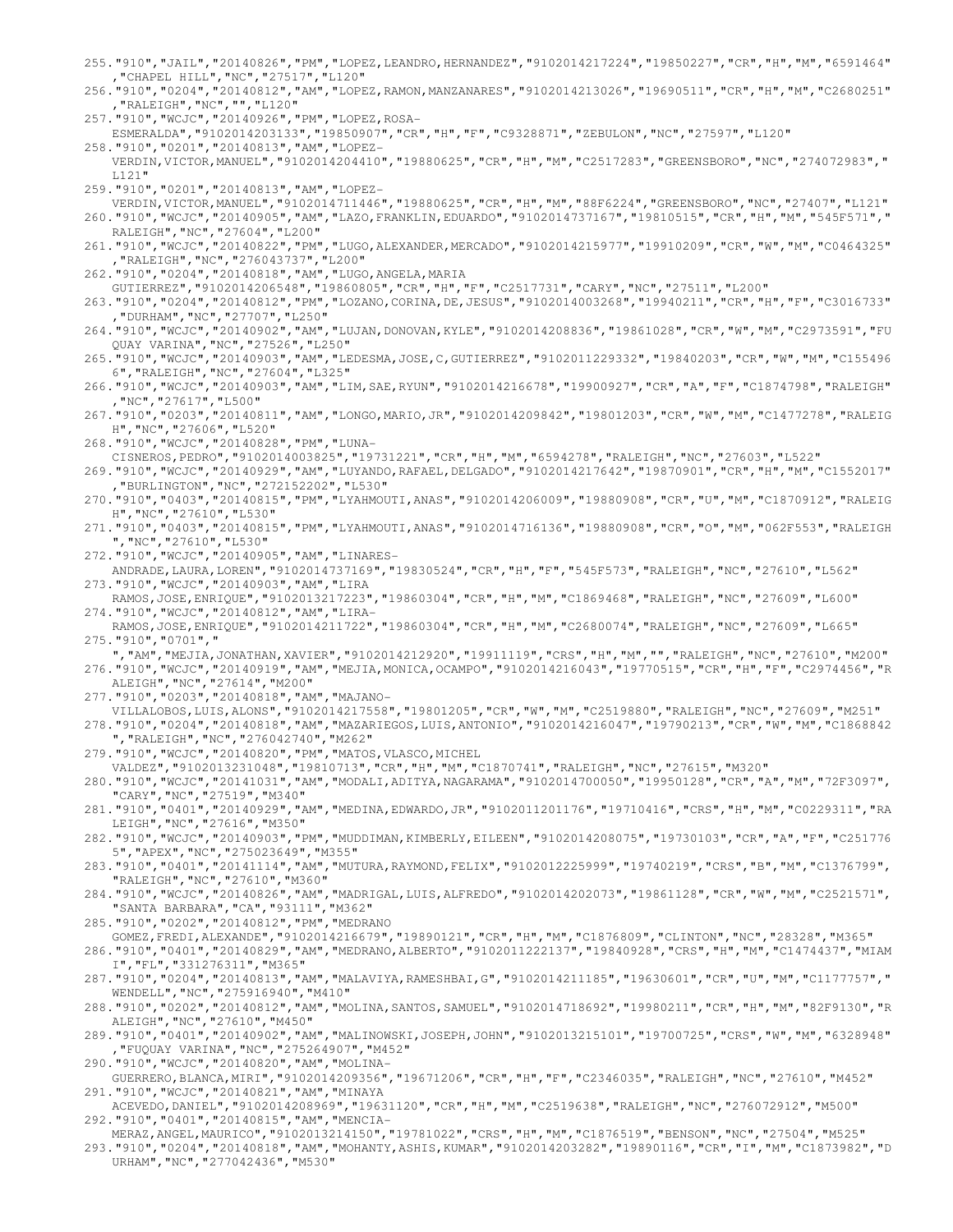```
255."910","JAIL","20140826","PM","LOPEZ,LEANDRO,HERNANDEZ","9102014217224","19850227","CR","H","M","6591464"
,"CHAPEL HILL","NC","27517","L120"
256."910","0204","20140812","AM","LOPEZ,RAMON,MANZANARES","9102014213026","19690511","CR","H","M","C2680251"
,"RALEIGH","NC","","L120"
257."910","WCJC","20140926","PM","LOPEZ,ROSA-
ESMERALDA","9102014203133","19850907","CR","H","F","C9328871","ZEBULON","NC","27597","L120"
258."910","0201","20140813","AM","LOPEZ-
VERDIN,VICTOR,MANUEL","9102014204410","19880625","CR","H","M","C2517283","GREENSBORO","NC","274072983","
L121"
259."910","0201","20140813","AM","LOPEZ-
VERDIN,VICTOR,MANUEL","9102014711446","19880625","CR","H","M","88F6224","GREENSBORO","NC","27407","L121"
260."910","WCJC","20140905","AM","LAZO,FRANKLIN,EDUARDO","9102014737167","19810515","CR","H","M","545F571","
RALEIGH","NC","27604","L200"
261."910","WCJC","20140822","PM","LUGO,ALEXANDER,MERCADO","9102014215977","19910209","CR","W","M","C0464325"
,"RALEIGH","NC","276043737","L200"
262."910","0204","20140818","AM","LUGO,ANGELA,MARIA
GUTIERREZ","9102014206548","19860805","CR","H","F","C2517731","CARY","NC","27511","L200"
263."910","0204","20140812","PM","LOZANO,CORINA,DE,JESUS","9102014003268","19940211","CR","H","F","C3016733"
,"DURHAM","NC","27707","L250"
264."910","WCJC","20140902","AM","LUJAN,DONOVAN,KYLE","9102014208836","19861028","CR","W","M","C2973591","FU
QUAY VARINA","NC","27526","L250"
265."910","WCJC","20140903","AM","LEDESMA,JOSE,C,GUTIERREZ","9102011229332","19840203","CR","W","M","C155496
6","RALEIGH","NC","27604","L325"
266."910","WCJC","20140903","AM","LIM,SAE,RYUN","9102014216678","19900927","CR","A","F","C1874798","RALEIGH"
,"NC","27617","L500"
267."910","0203","20140811","AM","LONGO,MARIO,JR","9102014209842","19801203","CR","W","M","C1477278","RALEIG
H","NC","27606","L520"
268."910","WCJC","20140828","PM","LUNA-
CISNEROS,PEDRO","9102014003825","19731221","CR","H","M","6594278","RALEIGH","NC","27603","L522"
269."910","WCJC","20140929","AM","LUYANDO,RAFAEL,DELGADO","9102014217642","19870901","CR","H","M","C1552017"
,"BURLINGTON","NC","272152202","L530"
270."910","0403","20140815","PM","LYAHMOUTI,ANAS","9102014206009","19880908","CR","U","M","C1870912","RALEIG
H","NC","27610","L530"
271."910","0403","20140815","PM","LYAHMOUTI,ANAS","9102014716136","19880908","CR","O","M","062F553","RALEIGH
","NC","27610","L530"
272."910","WCJC","20140905","AM","LINARES-
ANDRADE,LAURA,LOREN","9102014737169","19830524","CR","H","F","545F573","RALEIGH","NC","27610","L562"
273."910","WCJC","20140903","AM","LIRA
RAMOS,JOSE,ENRIQUE","9102013217223","19860304","CR","H","M","C1869468","RALEIGH","NC","27609","L600"
274."910","WCJC","20140812","AM","LIRA-
RAMOS,JOSE,ENRIQUE","9102014211722","19860304","CR","H","M","C2680074","RALEIGH","NC","27609","L665"
275."910","0701","
","AM","MEJIA,JONATHAN,XAVIER","9102014212920","19911119","CRS","H","M","","RALEIGH","NC","27610","M200"
276."910","WCJC","20140919","AM","MEJIA,MONICA,OCAMPO","9102014216043","19770515","CR","H","F","C2974456","R
ALEIGH","NC","27614","M200"
277."910","0203","20140818","AM","MAJANO-
VILLALOBOS,LUIS,ALONS","9102014217558","19801205","CR","W","M","C2519880","RALEIGH","NC","27609","M251"
278."910","0204","20140818","AM","MAZARIEGOS,LUIS,ANTONIO","9102014216047","19790213","CR","W","M","C1868842
","RALEIGH","NC","276042740","M262"
279."910","WCJC","20140820","PM","MATOS,VLASCO,MICHEL
VALDEZ","9102013231048","19810713","CR","H","M","C1870741","RALEIGH","NC","27615","M320"
280."910","WCJC","20141031","AM","MODALI,ADITYA,NAGARAMA","9102014700050","19950128","CR","A","M","72F3097",
"CARY","NC","27519","M340"
281."910","0401","20140929","AM","MEDINA,EDWARDO,JR","9102011201176","19710416","CRS","H","M","C0229311","RA
LEIGH","NC","27616","M350"
282."910","WCJC","20140903","PM","MUDDIMAN,KIMBERLY,EILEEN","9102014208075","19730103","CR","A","F","C251776
5","APEX","NC","275023649","M355"
283."910","0401","20141114","AM","MUTURA,RAYMOND,FELIX","9102012225999","19740219","CRS","B","M","C1376799",
"RALEIGH","NC","27610","M360"
284."910","WCJC","20140826","AM","MADRIGAL,LUIS,ALFREDO","9102014202073","19861128","CR","W","M","C2521571",
"SANTA BARBARA","CA","93111","M362"
285."910","0202","20140812","PM","MEDRANO
GOMEZ,FREDI,ALEXANDE","9102014216679","19890121","CR","H","M","C1876809","CLINTON","NC","28328","M365"
286."910","0401","20140829","AM","MEDRANO,ALBERTO","9102011222137","19840928","CRS","H","M","C1474437","MIAM
I","FL","331276311","M365"
287."910","0204","20140813","AM","MALAVIYA,RAMESHBAI,G","9102014211185","19630601","CR","U","M","C1177757","
WENDELL","NC","275916940","M410"
288."910","0202","20140812","AM","MOLINA,SANTOS,SAMUEL","9102014718692","19980211","CR","H","M","82F9130","R
ALEIGH","NC","27610","M450"
289."910","0401","20140902","AM","MALINOWSKI,JOSEPH,JOHN","9102013215101","19700725","CRS","W","M","6328948"
,"FUQUAY VARINA","NC","275264907","M452"
290."910","WCJC","20140820","AM","MOLINA-
GUERRERO,BLANCA,MIRI","9102014209356","19671206","CR","H","F","C2346035","RALEIGH","NC","27610","M452"
291."910","WCJC","20140821","AM","MINAYA
ACEVEDO,DANIEL","9102014208969","19631120","CR","H","M","C2519638","RALEIGH","NC","276072912","M500"
292."910","0401","20140815","AM","MENCIA-
MERAZ,ANGEL,MAURICO","9102013214150","19781022","CRS","H","M","C1876519","BENSON","NC","27504","M525"
293."910","0204","20140818","AM","MOHANTY,ASHIS,KUMAR","9102014203282","19890116","CR","I","M","C1873982","D
URHAM","NC","277042436","M530"
```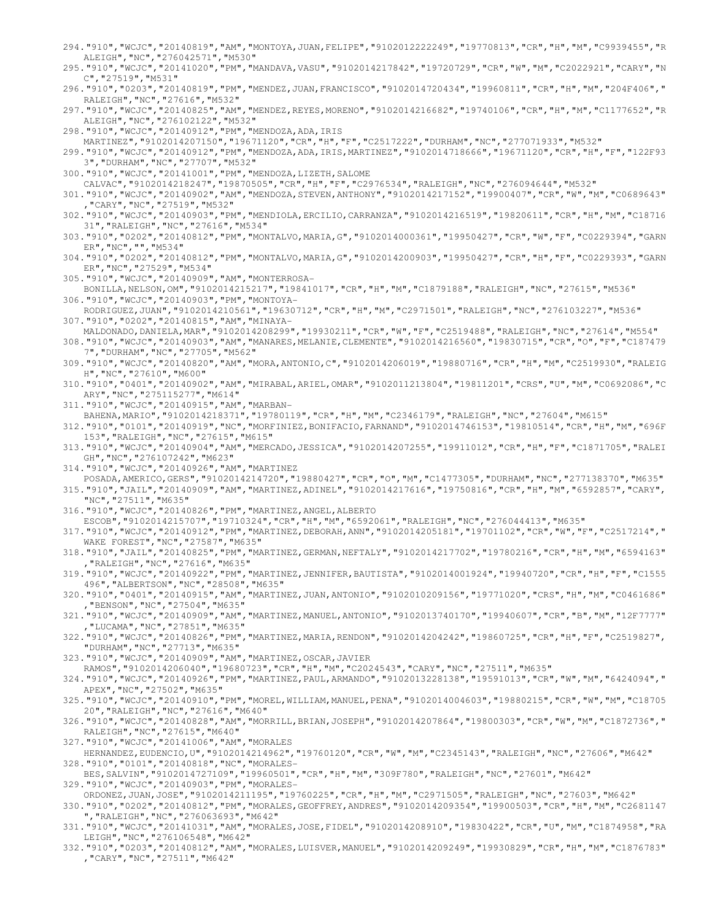294."910","WCJC","20140819","AM","MONTOYA,JUAN,FELIPE","9102012222249","19770813","CR","H","M","C9939455","RALEIGH","NC","276042571","M530"
295."910","WCJC","20141020","PM","MANDAVA,VASU","9102014217842","19720729","CR","W","M","C2022921","CARY","NC","27519","M531"
296."910","0203","20140819","PM","MENDEZ,JUAN,FRANCISCO","9102014720434","19960811","CR","H","M","204F406","RALEIGH","NC","27616","M532"
297."910","WCJC","20140825","AM","MENDEZ,REYES,MORENO","9102014216682","19740106","CR","H","M","C1177652","RALEIGH","NC","276102122","M532"
298."910","WCJC","20140912","PM","MENDOZA,ADA,IRIS MARTINEZ","9102014207150","19671120","CR","H","F","C2517222","DURHAM","NC","277071933","M532"
299."910","WCJC","20140912","PM","MENDOZA,ADA,IRIS,MARTINEZ","9102014718666","19671120","CR","H","F","122F933","DURHAM","NC","27707","M532"
300."910","WCJC","20141001","PM","MENDOZA,LIZETH,SALOME CALVAC","9102014218247","19870505","CR","H","F","C2976534","RALEIGH","NC","276094644","M532"
301."910","WCJC","20140902","AM","MENDOZA,STEVEN,ANTHONY","9102014217152","19900407","CR","W","M","C0689643","CARY","NC","27519","M532"
302."910","WCJC","20140903","PM","MENDIOLA,ERCILIO,CARRANZA","9102014216519","19820611","CR","H","M","C1871631","RALEIGH","NC","27616","M534"
303."910","0202","20140812","PM","MONTALVO,MARIA,G","9102014000361","19950427","CR","W","F","C0229394","GARNER","NC","","M534"
304."910","0202","20140812","PM","MONTALVO,MARIA,G","9102014200903","19950427","CR","H","F","C0229393","GARNER","NC","27529","M534"
305."910","WCJC","20140909","AM","MONTERROSA-BONILLA,NELSON,OM","9102014215217","19841017","CR","H","M","C1879188","RALEIGH","NC","27615","M536"
306."910","WCJC","20140903","PM","MONTOYA-RODRIGUEZ,JUAN","9102014210561","19630712","CR","H","M","C2971501","RALEIGH","NC","276103227","M536"
307."910","0202","20140815","AM","MINAYA-MALDONADO,DANIELA,MAR","9102014208299","19930211","CR","W","F","C2519488","RALEIGH","NC","27614","M554"
308."910","WCJC","20140903","AM","MANARES,MELANIE,CLEMENTE","9102014216560","19830715","CR","O","F","C1874797","DURHAM","NC","27705","M562"
309."910","WCJC","20140820","AM","MORA,ANTONIO,C","9102014206019","19880716","CR","H","M","C2519930","RALEIGH","NC","27610","M600"
310."910","0401","20140902","AM","MIRABAL,ARIEL,OMAR","9102011213804","19811201","CRS","U","M","C0692086","CARY","NC","275115277","M614"
311."910","WCJC","20140915","AM","MARBAN-BAHENA,MARIO","9102014218371","19780119","CR","H","M","C2346179","RALEIGH","NC","27604","M615"
312."910","0101","20140919","NC","MORFINIEZ,BONIFACIO,FARNAND","9102014746153","19810514","CR","H","M","696F153","RALEIGH","NC","27615","M615"
313."910","WCJC","20140904","AM","MERCADO,JESSICA","9102014207255","19911012","CR","H","F","C1871705","RALEIGH","NC","276107242","M623"
314."910","WCJC","20140926","AM","MARTINEZ POSADA,AMERICO,GERS","9102014214720","19880427","CR","O","M","C1477305","DURHAM","NC","277138370","M635"
315."910","JAIL","20140909","AM","MARTINEZ,ADINEL","9102014217616","19750816","CR","H","M","6592857","CARY","NC","27511","M635"
316."910","WCJC","20140826","PM","MARTINEZ,ANGEL,ALBERTO ESCOB","9102014215707","19710324","CR","H","M","6592061","RALEIGH","NC","276044413","M635"
317."910","WCJC","20140912","PM","MARTINEZ,DEBORAH,ANN","9102014205181","19701102","CR","W","F","C2517214","WAKE FOREST","NC","27587","M635"
318."910","JAIL","20140825","PM","MARTINEZ,GERMAN,NEFTALY","9102014217702","19780216","CR","H","M","6594163","RALEIGH","NC","27616","M635"
319."910","WCJC","20140922","PM","MARTINEZ,JENNIFER,BAUTISTA","9102014001924","19940720","CR","H","F","C1555496","ALBERTSON","NC","28508","M635"
320."910","0401","20140915","AM","MARTINEZ,JUAN,ANTONIO","9102010209156","19771020","CRS","H","M","C0461686","BENSON","NC","27504","M635"
321."910","WCJC","20140909","AM","MARTINEZ,MANUEL,ANTONIO","9102013740170","19940607","CR","B","M","12F7777","LUCAMA","NC","27851","M635"
322."910","WCJC","20140826","PM","MARTINEZ,MARIA,RENDON","9102014204242","19860725","CR","H","F","C2519827","DURHAM","NC","27713","M635"
323."910","WCJC","20140909","AM","MARTINEZ,OSCAR,JAVIER RAMOS","9102014206040","19680723","CR","H","M","C2024543","CARY","NC","27511","M635"
324."910","WCJC","20140926","PM","MARTINEZ,PAUL,ARMANDO","9102013228138","19591013","CR","W","M","6424094","APEX","NC","27502","M635"
325."910","WCJC","20140910","PM","MOREL,WILLIAM,MANUEL,PENA","9102014004603","19880215","CR","W","M","C1870520","RALEIGH","NC","27616","M640"
326."910","WCJC","20140828","AM","MORRILL,BRIAN,JOSEPH","9102014207864","19800303","CR","W","M","C1872736","RALEIGH","NC","27615","M640"
327."910","WCJC","20141006","AM","MORALES HERNANDEZ,EUDENCIO,U","9102014214962","19760120","CR","W","M","C2345143","RALEIGH","NC","27606","M642"
328."910","0101","20140818","NC","MORALES-BES,SALVIN","9102014727109","19960501","CR","H","M","309F780","RALEIGH","NC","27601","M642"
329."910","WCJC","20140903","PM","MORALES-ORDONEZ,JUAN,JOSE","9102014211195","19760225","CR","H","M","C2971505","RALEIGH","NC","27603","M642"
330."910","0202","20140812","PM","MORALES,GEOFFREY,ANDRES","9102014209354","19900503","CR","H","M","C2681147","RALEIGH","NC","276063693","M642"
331."910","WCJC","20141031","AM","MORALES,JOSE,FIDEL","9102014208910","19830422","CR","U","M","C1874958","RALEIGH","NC","276106548","M642"
332."910","0203","20140812","AM","MORALES,LUISVER,MANUEL","9102014209249","19930829","CR","H","M","C1876783","CARY","NC","27511","M642"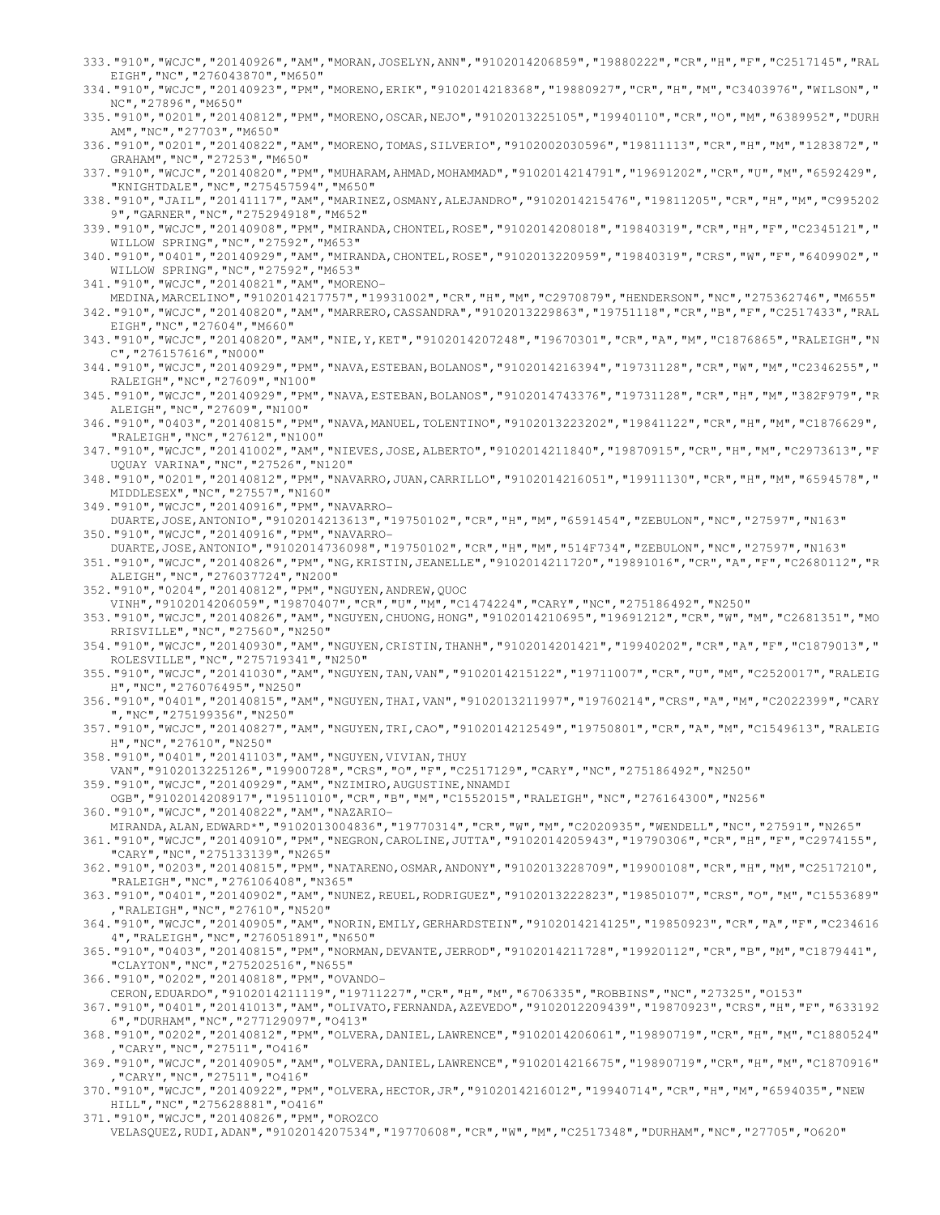333."910","WCJC","20140926","AM","MORAN,JOSELYN,ANN","9102014206859","19880222","CR","H","F","C2517145","RALEIGH","NC","276043870","M650"
334."910","WCJC","20140923","PM","MORENO,ERIK","9102014218368","19880927","CR","H","M","C3403976","WILSON","NC","27896","M650"
335."910","0201","20140812","PM","MORENO,OSCAR,NEJO","9102013225105","19940110","CR","O","M","6389952","DURHAM","NC","27703","M650"
336."910","0201","20140822","AM","MORENO,TOMAS,SILVERIO","9102002030596","19811113","CR","H","M","1283872","GRAHAM","NC","27253","M650"
337."910","WCJC","20140820","PM","MUHARAM,AHMAD,MOHAMMAD","9102014214791","19691202","CR","U","M","6592429","KNIGHTDALE","NC","275457594","M650"
338."910","JAIL","20141117","AM","MARINEZ,OSMANY,ALEJANDRO","9102014215476","19811205","CR","H","M","C9952029","GARNER","NC","275294918","M652"
339."910","WCJC","20140908","PM","MIRANDA,CHONTEL,ROSE","9102014208018","19840319","CR","H","F","C2345121","WILLOW SPRING","NC","27592","M653"
340."910","0401","20140929","AM","MIRANDA,CHONTEL,ROSE","9102013220959","19840319","CRS","W","F","6409902","WILLOW SPRING","NC","27592","M653"
341."910","WCJC","20140821","AM","MORENO-MEDINA,MARCELINO","9102014217757","19931002","CR","H","M","C2970879","HENDERSON","NC","275362746","M655"
342."910","WCJC","20140820","AM","MARRERO,CASSANDRA","9102013229863","19751118","CR","B","F","C2517433","RALEIGH","NC","27604","M660"
343."910","WCJC","20140820","AM","NIE,Y,KET","9102014207248","19670301","CR","A","M","C1876865","RALEIGH","NC","276157616","N000"
344."910","WCJC","20140929","PM","NAVA,ESTEBAN,BOLANOS","9102014216394","19731128","CR","W","M","C2346255","RALEIGH","NC","27609","N100"
345."910","WCJC","20140929","PM","NAVA,ESTEBAN,BOLANOS","9102014743376","19731128","CR","H","M","382F979","RALEIGH","NC","27609","N100"
346."910","0403","20140815","PM","NAVA,MANUEL,TOLENTINO","9102013223202","19841122","CR","H","M","C1876629","RALEIGH","NC","27612","N100"
347."910","WCJC","20141002","AM","NIEVES,JOSE,ALBERTO","9102014211840","19870915","CR","H","M","C2973613","FUQUAY VARINA","NC","27526","N120"
348."910","0201","20140812","PM","NAVARRO,JUAN,CARRILLO","9102014216051","19911130","CR","H","M","6594578","MIDDLESEX","NC","27557","N160"
349."910","WCJC","20140916","PM","NAVARRO-DUARTE,JOSE,ANTONIO","9102014213613","19750102","CR","H","M","6591454","ZEBULON","NC","27597","N163"
350."910","WCJC","20140916","PM","NAVARRO-DUARTE,JOSE,ANTONIO","9102014736098","19750102","CR","H","M","514F734","ZEBULON","NC","27597","N163"
351."910","WCJC","20140826","PM","NG,KRISTIN,JEANELLE","9102014211720","19891016","CR","A","F","C2680112","RALEIGH","NC","276037724","N200"
352."910","0204","20140812","PM","NGUYEN,ANDREW,QUOC VINH","9102014206059","19870407","CR","U","M","C1474224","CARY","NC","275186492","N250"
353."910","WCJC","20140826","AM","NGUYEN,CHUONG,HONG","9102014210695","19691212","CR","W","M","C2681351","MORRISVILLE","NC","27560","N250"
354."910","WCJC","20140930","AM","NGUYEN,CRISTIN,THANH","9102014201421","19940202","CR","A","F","C1879013","ROLESVILLE","NC","275719341","N250"
355."910","WCJC","20141030","AM","NGUYEN,TAN,VAN","9102014215122","19711007","CR","U","M","C2520017","RALEIGH","NC","276076495","N250"
356."910","0401","20140815","AM","NGUYEN,THAI,VAN","9102013211997","19760214","CRS","A","M","C2022399","CARY","NC","275199356","N250"
357."910","WCJC","20140827","AM","NGUYEN,TRI,CAO","9102014212549","19750801","CR","A","M","C1549613","RALEIGH","NC","27610","N250"
358."910","0401","20141103","AM","NGUYEN,VIVIAN,THUY VAN","9102013225126","19900728","CRS","O","F","C2517129","CARY","NC","275186492","N250"
359."910","WCJC","20140929","AM","NZIMIRO,AUGUSTINE,NNAMDI OGB","9102014208917","19511010","CR","B","M","C1552015","RALEIGH","NC","276164300","N256"
360."910","WCJC","20140822","AM","NAZARIO-MIRANDA,ALAN,EDWARD*","9102013004836","19770314","CR","W","M","C2020935","WENDELL","NC","27591","N265"
361."910","WCJC","20140910","PM","NEGRON,CAROLINE,JUTTA","9102014205943","19790306","CR","H","F","C2974155","CARY","NC","275133139","N265"
362."910","0203","20140815","PM","NATARENO,OSMAR,ANDONY","9102013228709","19900108","CR","H","M","C2517210","RALEIGH","NC","276106408","N365"
363."910","0401","20140902","AM","NUNEZ,REUEL,RODRIGUEZ","9102013222823","19850107","CRS","O","M","C1553689","RALEIGH","NC","27610","N520"
364."910","WCJC","20140905","AM","NORIN,EMILY,GERHARDSTEIN","9102014214125","19850923","CR","A","F","C2346164","RALEIGH","NC","276051891","N650"
365."910","0403","20140815","PM","NORMAN,DEVANTE,JERROD","9102014211728","19920112","CR","B","M","C1879441","CLAYTON","NC","275202516","N655"
366."910","0202","20140818","PM","OVANDO-CERON,EDUARDO","9102014211119","19711227","CR","H","M","6706335","ROBBINS","NC","27325","O153"
367."910","0401","20141013","AM","OLIVATO,FERNANDA,AZEVEDO","9102012209439","19870923","CRS","H","F","6331926","DURHAM","NC","277129097","O413"
368."910","0202","20140812","PM","OLVERA,DANIEL,LAWRENCE","9102014206061","19890719","CR","H","M","C1880524","CARY","NC","27511","O416"
369."910","WCJC","20140905","AM","OLVERA,DANIEL,LAWRENCE","9102014216675","19890719","CR","H","M","C1870916","CARY","NC","27511","O416"
370."910","WCJC","20140922","PM","OLVERA,HECTOR,JR","9102014216012","19940714","CR","H","M","6594035","NEW HILL","NC","275628881","O416"
371."910","WCJC","20140826","PM","OROZCO VELASQUEZ,RUDI,ADAN","9102014207534","19770608","CR","W","M","C2517348","DURHAM","NC","27705","O620"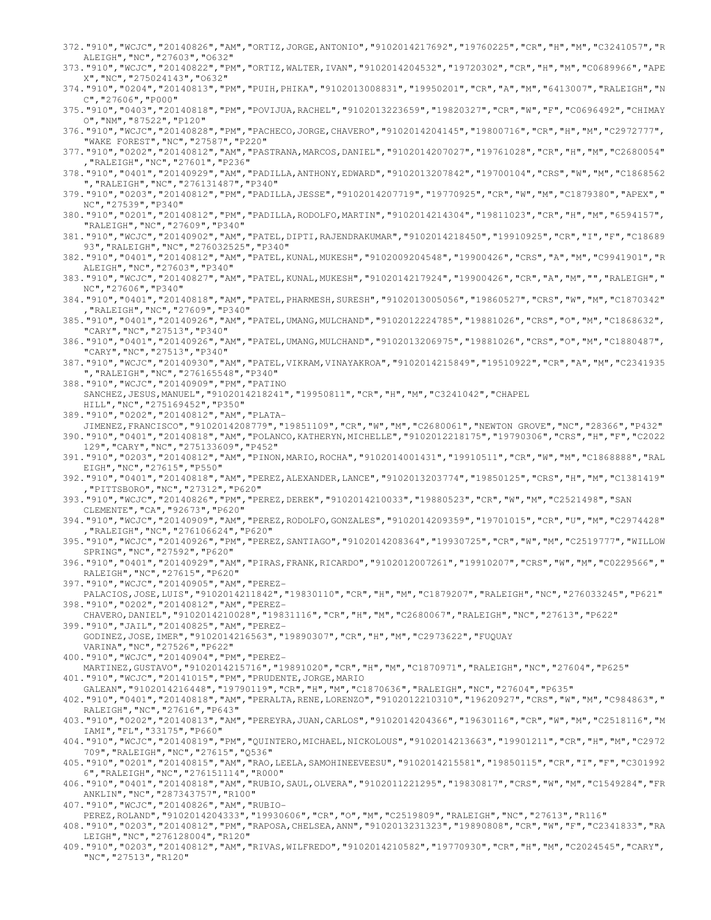372."910","WCJC","20140826","AM","ORTIZ,JORGE,ANTONIO","9102014217692","19760225","CR","H","M","C3241057","RALEIGH","NC","27603","O632"
373."910","WCJC","20140822","PM","ORTIZ,WALTER,IVAN","9102014204532","19720302","CR","H","M","C0689966","APEX","NC","275024143","O632"
374."910","0204","20140813","PM","PUIH,PHIKA","9102013008831","19950201","CR","A","M","6413007","RALEIGH","NC","27606","P000"
375."910","0403","20140818","PM","POVIJUA,RACHEL","9102013223659","19820327","CR","W","F","C0696492","CHIMAYO","NM","87522","P120"
376."910","WCJC","20140828","PM","PACHECO,JORGE,CHAVERO","9102014204145","19800716","CR","H","M","C2972777","WAKE FOREST","NC","27587","P220"
377."910","0202","20140812","AM","PASTRANA,MARCOS,DANIEL","9102014207027","19761028","CR","H","M","C2680054","RALEIGH","NC","27601","P236"
378."910","0401","20140929","AM","PADILLA,ANTHONY,EDWARD","9102013207842","19700104","CRS","W","M","C1868562","RALEIGH","NC","276131487","P340"
379."910","0203","20140812","PM","PADILLA,JESSE","9102014207719","19770925","CR","W","M","C1879380","APEX","NC","27539","P340"
380."910","0201","20140812","PM","PADILLA,RODOLFO,MARTIN","9102014214304","19811023","CR","H","M","6594157","RALEIGH","NC","27609","P340"
381."910","WCJC","20140902","AM","PATEL,DIPTI,RAJENDRAKUMAR","9102014218450","19910925","CR","I","F","C1868993","RALEIGH","NC","276032525","P340"
382."910","0401","20140812","AM","PATEL,KUNAL,MUKESH","9102009204548","19900426","CRS","A","M","C9941901","RALEIGH","NC","27603","P340"
383."910","WCJC","20140827","AM","PATEL,KUNAL,MUKESH","9102014217924","19900426","CR","A","M","","RALEIGH","NC","27606","P340"
384."910","0401","20140818","AM","PATEL,PHARMESH,SURESH","9102013005056","19860527","CRS","W","M","C1870342","RALEIGH","NC","27609","P340"
385."910","0401","20140926","AM","PATEL,UMANG,MULCHAND","9102012224785","19881026","CRS","O","M","C1868632","CARY","NC","27513","P340"
386."910","0401","20140926","AM","PATEL,UMANG,MULCHAND","9102013206975","19881026","CRS","O","M","C1880487","CARY","NC","27513","P340"
387."910","WCJC","20140930","AM","PATEL,VIKRAM,VINAYAKROA","9102014215849","19510922","CR","A","M","C2341935","RALEIGH","NC","276165548","P340"
388."910","WCJC","20140909","PM","PATINO SANCHEZ,JESUS,MANUEL","9102014218241","19950811","CR","H","M","C3241042","CHAPEL HILL","NC","275169452","P350"
389."910","0202","20140812","AM","PLATA-JIMENEZ,FRANCISCO","9102014208779","19851109","CR","W","M","C2680061","NEWTON GROVE","NC","28366","P432"
390."910","0401","20140818","AM","POLANCO,KATHERYN,MICHELLE","9102012218175","19790306","CRS","H","F","C2022129","CARY","NC","275133609","P452"
391."910","0203","20140812","AM","PINON,MARIO,ROCHA","9102014001431","19910511","CR","W","M","C1868888","RALEIGH","NC","27615","P550"
392."910","0401","20140818","AM","PEREZ,ALEXANDER,LANCE","9102013203774","19850125","CRS","H","M","C1381419","PITTSBORO","NC","27312","P620"
393."910","WCJC","20140826","PM","PEREZ,DEREK","9102014210033","19880523","CR","W","M","C2521498","SAN CLEMENTE","CA","92673","P620"
394."910","WCJC","20140909","AM","PEREZ,RODOLFO,GONZALES","9102014209359","19701015","CR","U","M","C2974428","RALEIGH","NC","276106624","P620"
395."910","WCJC","20140926","PM","PEREZ,SANTIAGO","9102014208364","19930725","CR","W","M","C2519777","WILLOW SPRING","NC","27592","P620"
396."910","0401","20140929","AM","PIRAS,FRANK,RICARDO","9102012007261","19910207","CRS","W","M","C0229566","RALEIGH","NC","27615","P620"
397."910","WCJC","20140905","AM","PEREZ-PALACIOS,JOSE,LUIS","9102014211842","19830110","CR","H","M","C1879207","RALEIGH","NC","276033245","P621"
398."910","0202","20140812","AM","PEREZ-CHAVERO,DANIEL","9102014210028","19831116","CR","H","M","C2680067","RALEIGH","NC","27613","P622"
399."910","JAIL","20140825","AM","PEREZ-GODINEZ,JOSE,IMER","9102014216563","19890307","CR","H","M","C2973622","FUQUAY VARINA","NC","27526","P622"
400."910","WCJC","20140904","PM","PEREZ-MARTINEZ,GUSTAVO","9102014215716","19891020","CR","H","M","C1870971","RALEIGH","NC","27604","P625"
401."910","WCJC","20141015","PM","PRUDENTE,JORGE,MARIO GALEAN","9102014216448","19790119","CR","H","M","C1870636","RALEIGH","NC","27604","P635"
402."910","0401","20140818","AM","PERALTA,RENE,LORENZO","9102012210310","19620927","CRS","W","M","C984863","RALEIGH","NC","27616","P643"
403."910","0202","20140813","AM","PEREYRA,JUAN,CARLOS","9102014204366","19630116","CR","W","M","C2518116","MIAMI","FL","33175","P660"
404."910","WCJC","20140819","PM","QUINTERO,MICHAEL,NICKOLOUS","9102014213663","19901211","CR","H","M","C2972709","RALEIGH","NC","27615","Q536"
405."910","0201","20140815","AM","RAO,LEELA,SAMOHINEEVEESU","9102014215581","19850115","CR","I","F","C3019926","RALEIGH","NC","276151114","R000"
406."910","0401","20140818","AM","RUBIO,SAUL,OLVERA","9102011221295","19830817","CRS","W","M","C1549284","FRANKLIN","NC","287343757","R100"
407."910","WCJC","20140826","AM","RUBIO-PEREZ,ROLAND","9102014204333","19930606","CR","O","M","C2519809","RALEIGH","NC","27613","R116"
408."910","0203","20140812","PM","RAPOSA,CHELSEA,ANN","9102013231323","19890808","CR","W","F","C2341833","RALEIGH","NC","276128004","R120"
409."910","0203","20140812","AM","RIVAS,WILFREDO","9102014210582","19770930","CR","H","M","C2024545","CARY","NC","27513","R120"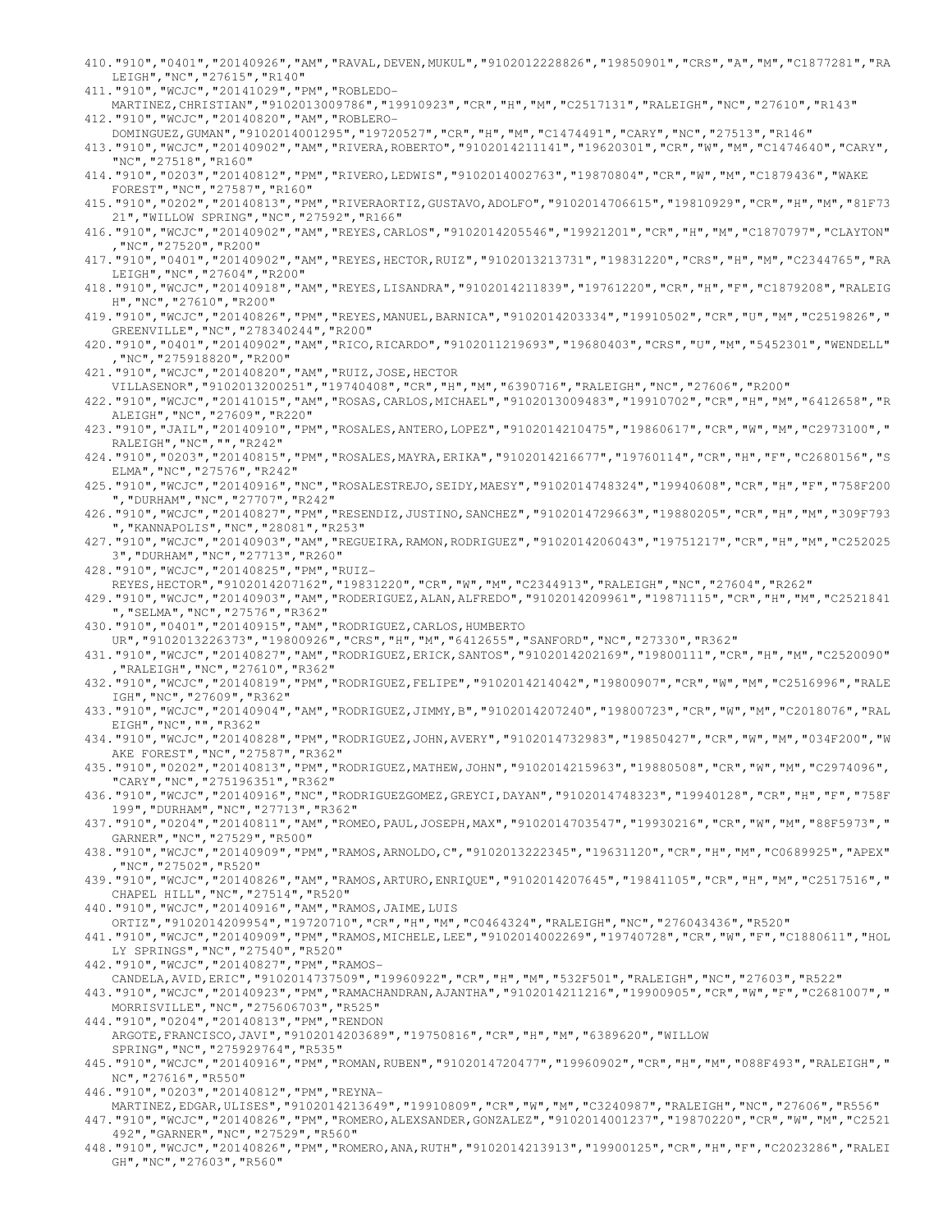```
410."910","0401","20140926","AM","RAVAL,DEVEN,MUKUL","9102012228826","19850901","CRS","A","M","C1877281","RALEIGH","NC","27615","R140"
411."910","WCJC","20141029","PM","ROBLEDO-MARTINEZ,CHRISTIAN","9102013009786","19910923","CR","H","M","C2517131","RALEIGH","NC","27610","R143"
412."910","WCJC","20140820","AM","ROBLERO-DOMINGUEZ,GUMAN","9102014001295","19720527","CR","H","M","C1474491","CARY","NC","27513","R146"
413."910","WCJC","20140902","AM","RIVERA,ROBERTO","9102014211141","19620301","CR","W","M","C1474640","CARY","NC","27518","R160"
414."910","0203","20140812","PM","RIVERO,LEDWIS","9102014002763","19870804","CR","W","M","C1879436","WAKE FOREST","NC","27587","R160"
415."910","0202","20140813","PM","RIVERAORTIZ,GUSTAVO,ADOLFO","9102014706615","19810929","CR","H","M","81F7321","WILLOW SPRING","NC","27592","R166"
416."910","WCJC","20140902","AM","REYES,CARLOS","9102014205546","19921201","CR","H","M","C1870797","CLAYTON","NC","27520","R200"
417."910","0401","20140902","AM","REYES,HECTOR,RUIZ","9102013213731","19831220","CRS","H","M","C2344765","RALEIGH","NC","27604","R200"
418."910","WCJC","20140918","AM","REYES,LISANDRA","9102014211839","19761220","CR","H","F","C1879208","RALEIGH","NC","27610","R200"
419."910","WCJC","20140826","PM","REYES,MANUEL,BARNICA","9102014203334","19910502","CR","U","M","C2519826","GREENVILLE","NC","278340244","R200"
420."910","0401","20140902","AM","RICO,RICARDO","9102011219693","19680403","CRS","U","M","5452301","WENDELL","NC","275918820","R200"
421."910","WCJC","20140820","AM","RUIZ,JOSE,HECTOR VILLASENOR","9102013200251","19740408","CR","H","M","6390716","RALEIGH","NC","27606","R200"
422."910","WCJC","20141015","AM","ROSAS,CARLOS,MICHAEL","9102013009483","19910702","CR","H","M","6412658","RALEIGH","NC","27609","R220"
423."910","JAIL","20140910","PM","ROSALES,ANTERO,LOPEZ","9102014210475","19860617","CR","W","M","C2973100","RALEIGH","NC","","R242"
424."910","0203","20140815","PM","ROSALES,MAYRA,ERIKA","9102014216677","19760114","CR","H","F","C2680156","SELMA","NC","27576","R242"
425."910","WCJC","20140916","NC","ROSALESTREJO,SEIDY,MAESY","9102014748324","19940608","CR","H","F","758F200","DURHAM","NC","27707","R242"
426."910","WCJC","20140827","PM","RESENDIZ,JUSTINO,SANCHEZ","9102014729663","19880205","CR","H","M","309F793","KANNAPOLIS","NC","28081","R253"
427."910","WCJC","20140903","AM","REGUEIRA,RAMON,RODRIGUEZ","9102014206043","19751217","CR","H","M","C2520253","DURHAM","NC","27713","R260"
428."910","WCJC","20140825","PM","RUIZ-REYES,HECTOR","9102014207162","19831220","CR","W","M","C2344913","RALEIGH","NC","27604","R262"
429."910","WCJC","20140903","AM","RODERIGUEZ,ALAN,ALFREDO","9102014209961","19871115","CR","H","M","C2521841","SELMA","NC","27576","R362"
430."910","0401","20140915","AM","RODRIGUEZ,CARLOS,HUMBERTO UR","9102013226373","19800926","CRS","H","M","6412655","SANFORD","NC","27330","R362"
431."910","WCJC","20140827","AM","RODRIGUEZ,ERICK,SANTOS","9102014202169","19800111","CR","H","M","C2520090","RALEIGH","NC","27610","R362"
432."910","WCJC","20140819","PM","RODRIGUEZ,FELIPE","9102014214042","19800907","CR","W","M","C2516996","RALEIGH","NC","27609","R362"
433."910","WCJC","20140904","AM","RODRIGUEZ,JIMMY,B","9102014207240","19800723","CR","W","M","C2018076","RALEIGH","NC","","R362"
434."910","WCJC","20140828","PM","RODRIGUEZ,JOHN,AVERY","9102014732983","19850427","CR","W","M","034F200","WAKE FOREST","NC","27587","R362"
435."910","0202","20140813","PM","RODRIGUEZ,MATHEW,JOHN","9102014215963","19880508","CR","W","M","C2974096","CARY","NC","275196351","R362"
436."910","WCJC","20140916","NC","RODRIGUEZGOMEZ,GREYCI,DAYAN","9102014748323","19940128","CR","H","F","758F199","DURHAM","NC","27713","R362"
437."910","0204","20140811","AM","ROMEO,PAUL,JOSEPH,MAX","9102014703547","19930216","CR","W","M","88F5973","GARNER","NC","27529","R500"
438."910","WCJC","20140909","PM","RAMOS,ARNOLDO,C","9102013222345","19631120","CR","H","M","C0689925","APEX","NC","27502","R520"
439."910","WCJC","20140826","AM","RAMOS,ARTURO,ENRIQUE","9102014207645","19841105","CR","H","M","C2517516","CHAPEL HILL","NC","27514","R520"
440."910","WCJC","20140916","AM","RAMOS,JAIME,LUIS ORTIZ","9102014209954","19720710","CR","H","M","C0464324","RALEIGH","NC","276043436","R520"
441."910","WCJC","20140909","PM","RAMOS,MICHELE,LEE","9102014002269","19740728","CR","W","F","C1880611","HOLLY SPRINGS","NC","27540","R520"
442."910","WCJC","20140827","PM","RAMOS-CANDELA,AVID,ERIC","9102014737509","19960922","CR","H","M","532F501","RALEIGH","NC","27603","R522"
443."910","WCJC","20140923","PM","RAMACHANDRAN,AJANTHA","9102014211216","19900905","CR","W","F","C2681007","MORRISVILLE","NC","275606703","R525"
444."910","0204","20140813","PM","RENDON ARGOTE,FRANCISCO,JAVI","9102014203689","19750816","CR","H","M","6389620","WILLOW SPRING","NC","275929764","R535"
445."910","WCJC","20140916","PM","ROMAN,RUBEN","9102014720477","19960902","CR","H","M","088F493","RALEIGH","NC","27616","R550"
446."910","0203","20140812","PM","REYNA-MARTINEZ,EDGAR,ULISES","9102014213649","19910809","CR","W","M","C3240987","RALEIGH","NC","27606","R556"
447."910","WCJC","20140826","PM","ROMERO,ALEXSANDER,GONZALEZ","9102014001237","19870220","CR","W","M","C2521492","GARNER","NC","27529","R560"
448."910","WCJC","20140826","PM","ROMERO,ANA,RUTH","9102014213913","19900125","CR","H","F","C2023286","RALEIGH","NC","27603","R560"
```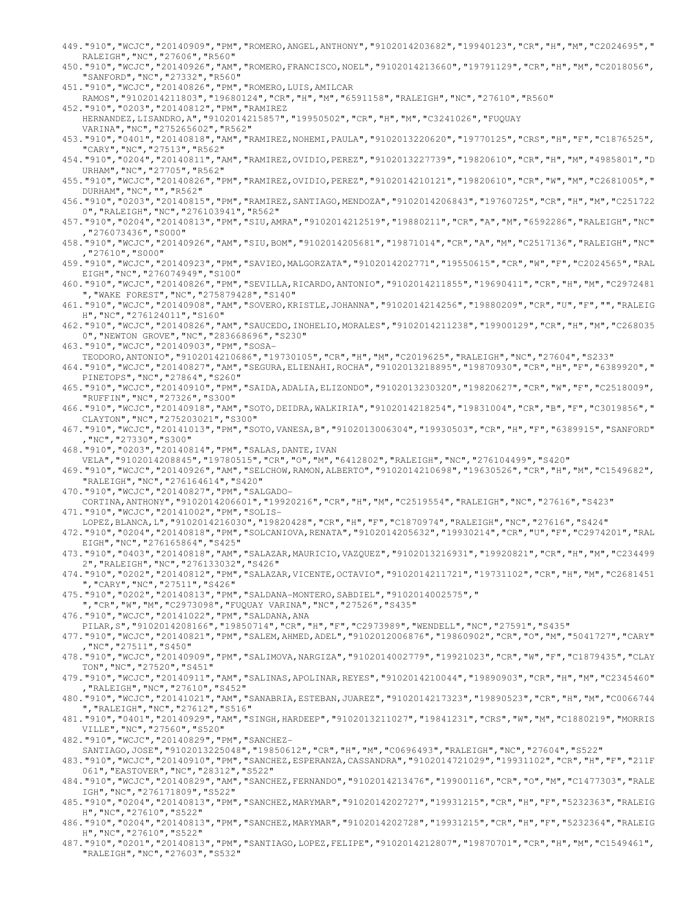449."910","WCJC","20140909","PM","ROMERO,ANGEL,ANTHONY","9102014203682","19940123","CR","H","M","C2024695","RALEIGH","NC","27606","R560"

450."910","WCJC","20140926","AM","ROMERO,FRANCISCO,NOEL","9102014213660","19791129","CR","H","M","C2018056","SANFORD","NC","27332","R560"

451."910","WCJC","20140826","PM","ROMERO,LUIS,AMILCAR RAMOS","9102014211803","19680124","CR","H","M","6591158","RALEIGH","NC","27610","R560"

452."910","0203","20140812","PM","RAMIREZ HERNANDEZ,LISANDRO,A","9102014215857","19950502","CR","H","M","C3241026","FUQUAY VARINA","NC","275265602","R562"

453."910","0401","20140818","AM","RAMIREZ,NOHEMI,PAULA","9102013220620","19770125","CRS","H","F","C1876525","CARY","NC","27513","R562"

454."910","0204","20140811","AM","RAMIREZ,OVIDIO,PEREZ","9102013227739","19820610","CR","H","M","4985801","DURHAM","NC","27705","R562"

455."910","WCJC","20140826","PM","RAMIREZ,OVIDIO,PEREZ","9102014210121","19820610","CR","W","M","C2681005","DURHAM","NC","","R562"

456."910","0203","20140815","PM","RAMIREZ,SANTIAGO,MENDOZA","9102014206843","19760725","CR","H","M","C2517220","RALEIGH","NC","276103941","R562"

457."910","0204","20140813","PM","SIU,AMRA","9102014212519","19880211","CR","A","M","6592286","RALEIGH","NC","276073436","S000"

458."910","WCJC","20140926","AM","SIU,BOM","9102014205681","19871014","CR","A","M","C2517136","RALEIGH","NC","27610","S000"

459."910","WCJC","20140923","PM","SAVIEO,MALGORZATA","9102014202771","19550615","CR","W","F","C2024565","RALEIGH","NC","276074949","S100"

460."910","WCJC","20140826","PM","SEVILLA,RICARDO,ANTONIO","9102014211855","19690411","CR","H","M","C2972481","WAKE FOREST","NC","275879428","S140"

461."910","WCJC","20140908","AM","SOVERO,KRISTLE,JOHANNA","9102014214256","19880209","CR","U","F","","RALEIGH","NC","276124011","S160"

462."910","WCJC","20140826","AM","SAUCEDO,INOHELIO,MORALES","9102014211238","19900129","CR","H","M","C2680350","NEWTON GROVE","NC","283668696","S230"

463."910","WCJC","20140903","PM","SOSA-TEODORO,ANTONIO","9102014210686","19730105","CR","H","M","C2019625","RALEIGH","NC","27604","S233"

464."910","WCJC","20140827","AM","SEGURA,ELIENAHI,ROCHA","9102013218895","19870930","CR","H","F","6389920","PINETOPS","NC","27864","S260"

465."910","WCJC","20140910","PM","SAIDA,ADALIA,ELIZONDO","9102013230320","19820627","CR","W","F","C2518009","RUFFIN","NC","27326","S300"

466."910","WCJC","20140918","AM","SOTO,DEIDRA,WALKIRIA","9102014218254","19831004","CR","B","F","C3019856","CLAYTON","NC","275203021","S300"

467."910","WCJC","20141013","PM","SOTO,VANESA,B","9102013006304","19930503","CR","H","F","6389915","SANFORD","NC","27330","S300"

468."910","0203","20140814","PM","SALAS,DANTE,IVAN VELA","9102014208845","19780515","CR","O","M","6412802","RALEIGH","NC","276104499","S420"

469."910","WCJC","20140926","AM","SELCHOW,RAMON,ALBERTO","9102014210698","19630526","CR","H","M","C1549682","RALEIGH","NC","276164614","S420"

470."910","WCJC","20140827","PM","SALGADO-CORTINA,ANTHONY","9102014206601","19920216","CR","H","M","C2519554","RALEIGH","NC","27616","S423"

471."910","WCJC","20141002","PM","SOLIS-LOPEZ,BLANCA,L","9102014216030","19820428","CR","H","F","C1870974","RALEIGH","NC","27616","S424"

472."910","0204","20140818","PM","SOLCANIOVA,RENATA","9102014205632","19930214","CR","U","F","C2974201","RALEIGH","NC","276165864","S425"

473."910","0403","20140818","AM","SALAZAR,MAURICIO,VAZQUEZ","9102013216931","19920821","CR","H","M","C2344992","RALEIGH","NC","276133032","S426"

474."910","0202","20140812","PM","SALAZAR,VICENTE,OCTAVIO","9102014211721","19731102","CR","H","M","C2681451","CARY","NC","27511","S426"

475."910","0202","20140813","PM","SALDANA-MONTERO,SABDIEL","9102014002575","","CR","W","M","C2973098","FUQUAY VARINA","NC","27526","S435"

476."910","WCJC","20141022","PM","SALDANA,ANA PILAR,S","9102014208166","19850714","CR","H","F","C2973989","WENDELL","NC","27591","S435"

477."910","WCJC","20140821","PM","SALEM,AHMED,ADEL","9102012006876","19860902","CR","O","M","5041727","CARY","NC","27511","S450"

478."910","WCJC","20140909","PM","SALIMOVA,NARGIZA","9102014002779","19921023","CR","W","F","C1879435","CLAYTON","NC","27520","S451"

479."910","WCJC","20140911","AM","SALINAS,APOLINAR,REYES","9102014210044","19890903","CR","H","M","C2345460","RALEIGH","NC","27610","S452"

480."910","WCJC","20141021","AM","SANABRIA,ESTEBAN,JUAREZ","9102014217323","19890523","CR","H","M","C0066744","RALEIGH","NC","27612","S516"

481."910","0401","20140929","AM","SINGH,HARDEEP","9102013211027","19841231","CRS","W","M","C1880219","MORRISVILLE","NC","27560","S520"

482."910","WCJC","20140829","PM","SANCHEZ-SANTIAGO,JOSE","9102013225048","19850612","CR","H","M","C0696493","RALEIGH","NC","27604","S522"

483."910","WCJC","20140910","PM","SANCHEZ,ESPERANZA,CASSANDRA","9102014721029","19931102","CR","H","F","211F061","EASTOVER","NC","28312","S522"

484."910","WCJC","20140829","AM","SANCHEZ,FERNANDO","9102014213476","19900116","CR","O","M","C1477303","RALEIGH","NC","276171809","S522"

485."910","0204","20140813","PM","SANCHEZ,MARYMAR","9102014202727","19931215","CR","H","F","5232363","RALEIGH","NC","27610","S522"

486."910","0204","20140813","PM","SANCHEZ,MARYMAR","9102014202728","19931215","CR","H","F","5232364","RALEIGH","NC","27610","S522"

487."910","0201","20140813","PM","SANTIAGO,LOPEZ,FELIPE","9102014212807","19870701","CR","H","M","C1549461","RALEIGH","NC","27603","S532"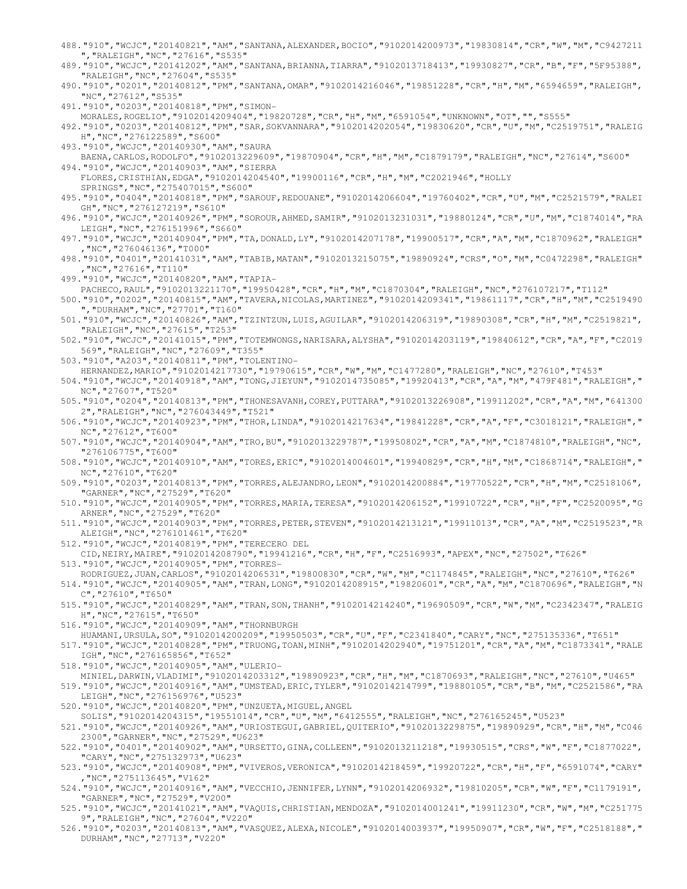488."910","WCJC","20140821","AM","SANTANA,ALEXANDER,BOCIO","9102014200973","19830814","CR","W","M","C9427211","RALEIGH","NC","27616","S535"
489."910","WCJC","20141202","AM","SANTANA,BRIANNA,TIARRA","9102013718413","19930827","CR","B","F","5F95388","RALEIGH","NC","27604","S535"
490."910","0201","20140812","PM","SANTANA,OMAR","9102014216046","19851228","CR","H","M","6594659","RALEIGH","NC","27612","S535"
491."910","0203","20140818","PM","SIMON-MORALES,ROGELIO","9102014209404","19820728","CR","H","M","6591054","UNKNOWN","OT","","S555"
492."910","0203","20140812","PM","SAR,SOKVANNARA","9102014202054","19830620","CR","U","M","C2519751","RALEIGH","NC","276122589","S600"
493."910","WCJC","20140930","AM","SAURA BAENA,CARLOS,RODOLFO","9102013229609","19870904","CR","H","M","C1879179","RALEIGH","NC","27614","S600"
494."910","WCJC","20140903","AM","SIERRA FLORES,CRISTHIAN,EDGA","9102014204540","19900116","CR","H","M","C2021946","HOLLY SPRINGS","NC","275407015","S600"
495."910","0404","20140818","PM","SAROUF,REDOUANE","9102014206604","19760402","CR","U","M","C2521579","RALEIGH","NC","276127219","S610"
496."910","WCJC","20140926","PM","SOROUR,AHMED,SAMIR","9102013231031","19880124","CR","U","M","C1874014","RALEIGH","NC","276151996","S660"
497."910","WCJC","20140904","PM","TA,DONALD,LY","9102014207178","19900517","CR","A","M","C1870962","RALEIGH","NC","276046136","T000"
498."910","0401","20141031","AM","TABIB,MATAN","9102013215075","19890924","CRS","O","M","C0472298","RALEIGH","NC","27616","T110"
499."910","WCJC","20140820","AM","TAPIA-PACHECO,RAUL","9102013221170","19950428","CR","H","M","C1870304","RALEIGH","NC","276107217","T112"
500."910","0202","20140815","AM","TAVERA,NICOLAS,MARTINEZ","9102014209341","19861117","CR","H","M","C2519490","DURHAM","NC","27701","T160"
501."910","WCJC","20140826","AM","TZINTZUN,LUIS,AGUILAR","9102014206319","19890308","CR","H","M","C2519821","RALEIGH","NC","27615","T253"
502."910","WCJC","20141015","PM","TOTEMWONGS,NARISARA,ALYSHA","9102014203119","19840612","CR","A","F","C2019569","RALEIGH","NC","27609","T355"
503."910","A203","20140811","PM","TOLENTINO-HERNANDEZ,MARIO","9102014217730","19790615","CR","W","M","C1477280","RALEIGH","NC","27610","T453"
504."910","WCJC","20140918","AM","TONG,JIEYUN","9102014735085","19920413","CR","A","M","479F481","RALEIGH","NC","27607","T520"
505."910","0204","20140813","PM","THONESAVANH,COREY,PUTTARA","9102013226908","19911202","CR","A","M","6413002","RALEIGH","NC","276043449","T521"
506."910","WCJC","20140923","PM","THOR,LINDA","9102014217634","19841228","CR","A","F","C3018121","RALEIGH","NC","27612","T600"
507."910","WCJC","20140904","AM","TRO,BU","9102013229787","19950802","CR","A","M","C1874810","RALEIGH","NC","276106775","T600"
508."910","WCJC","20140910","AM","TORES,ERIC","9102014004601","19940829","CR","H","M","C1868714","RALEIGH","NC","27610","T620"
509."910","0203","20140813","PM","TORRES,ALEJANDRO,LEON","9102014200884","19770522","CR","H","M","C2518106","GARNER","NC","27529","T620"
510."910","WCJC","20140905","PM","TORRES,MARIA,TERESA","9102014206152","19910722","CR","H","F","C2520095","GARNER","NC","27529","T620"
511."910","WCJC","20140903","PM","TORRES,PETER,STEVEN","9102014213121","19911013","CR","A","M","C2519523","RALEIGH","NC","276101461","T620"
512."910","WCJC","20140819","PM","TERECERO DEL CID,NEIRY,MAIRE","9102014208790","19941216","CR","H","F","C2516993","APEX","NC","27502","T626"
513."910","WCJC","20140905","PM","TORRES-RODRIGUEZ,JUAN,CARLOS","9102014206531","19800830","CR","W","M","C1174845","RALEIGH","NC","27610","T626"
514."910","WCJC","20140905","AM","TRAN,LONG","9102014208915","19820601","CR","A","M","C1870696","RALEIGH","NC","27610","T650"
515."910","WCJC","20140829","AM","TRAN,SON,THANH","9102014214240","19690509","CR","W","M","C2342347","RALEIGH","NC","27615","T650"
516."910","WCJC","20140909","AM","THORNBURGH HUAMANI,URSULA,SO","9102014200209","19950503","CR","U","F","C2341840","CARY","NC","275135336","T651"
517."910","WCJC","20140828","PM","TRUONG,TOAN,MINH","9102014202940","19751201","CR","A","M","C1873341","RALEIGH","NC","276165856","T652"
518."910","WCJC","20140905","AM","ULERIO-MINIEL,DARWIN,VLADIMI","9102014203312","19890923","CR","H","M","C1870693","RALEIGH","NC","27610","U465"
519."910","WCJC","20140916","AM","UMSTEAD,ERIC,TYLER","9102014214799","19880105","CR","B","M","C2521586","RALEIGH","NC","276156976","U523"
520."910","WCJC","20140820","PM","UNZUETA,MIGUEL,ANGEL SOLIS","9102014204315","19551014","CR","U","M","6412555","RALEIGH","NC","276165245","U523"
521."910","WCJC","20140926","AM","URIOSTEGUI,GABRIEL,QUITERIO","9102013229875","19890929","CR","H","M","C0462300","GARNER","NC","27529","U623"
522."910","0401","20140902","AM","URSETTO,GINA,COLLEEN","9102013211218","19930515","CRS","W","F","C1877022","CARY","NC","275132973","U623"
523."910","WCJC","20140908","PM","VIVEROS,VERONICA","9102014218459","19920722","CR","H","F","6591074","CARY","NC","275113645","V162"
524."910","WCJC","20140916","AM","VECCHIO,JENNIFER,LYNN","9102014206932","19810205","CR","W","F","C1179191","GARNER","NC","27529","V200"
525."910","WCJC","20141021","AM","VAQUIS,CHRISTIAN,MENDOZA","9102014001241","19911230","CR","W","M","C2517759","RALEIGH","NC","27604","V220"
526."910","0203","20140813","AM","VASQUEZ,ALEXA,NICOLE","9102014003937","19950907","CR","W","F","C2518188","DURHAM","NC","27713","V220"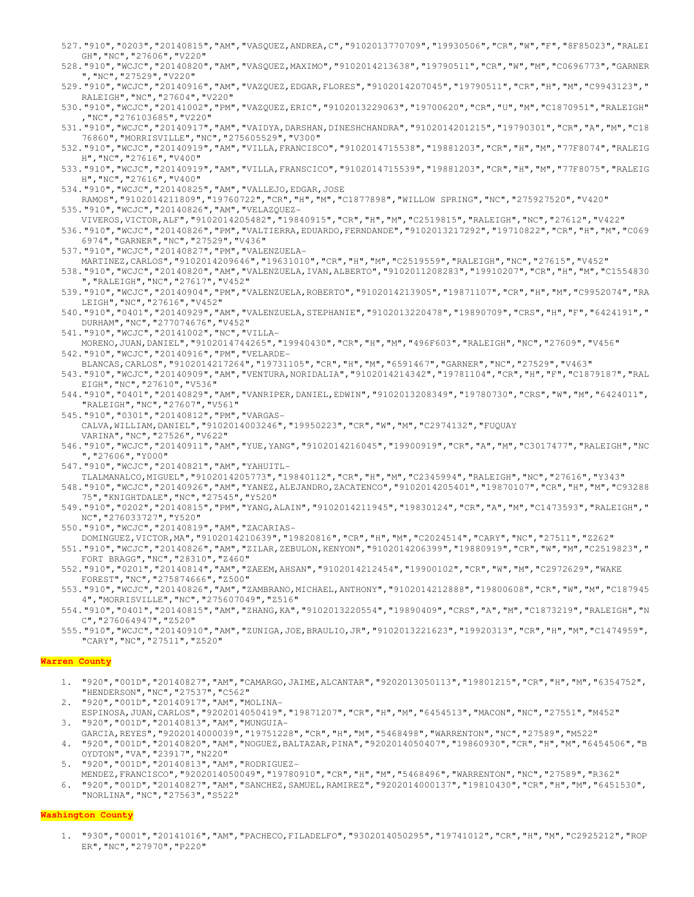527. "910","0203","20140815","AM","VASQUEZ,ANDREA,C","9102013770709","19930506","CR","W","F","8F85023","RALEIGH","NC","27606","V220"
528. "910","WCJC","20140820","AM","VASQUEZ,MAXIMO","9102014213638","19790511","CR","W","M","C0696773","GARNER","NC","27529","V220"
529. "910","WCJC","20140916","AM","VAZQUEZ,EDGAR,FLORES","9102014207045","19790511","CR","H","M","C9943123","RALEIGH","NC","27604","V220"
530. "910","WCJC","20141002","PM","VAZQUEZ,ERIC","9102013229063","19700620","CR","U","M","C1870951","RALEIGH","NC","276103685","V220"
531. "910","WCJC","20140917","AM","VAIDYA,DARSHAN,DINESHCHANDRA","9102014201215","19790301","CR","A","M","C1876860","MORRISVILLE","NC","275605529","V300"
532. "910","WCJC","20140919","AM","VILLA,FRANCISCO","9102014715538","19881203","CR","H","M","77F8074","RALEIGH","NC","27616","V400"
533. "910","WCJC","20140919","AM","VILLA,FRANSCICO","9102014715539","19881203","CR","H","M","77F8075","RALEIGH","NC","27616","V400"
534. "910","WCJC","20140825","AM","VALLEJO,EDGAR,JOSE RAMOS","9102014211809","19760722","CR","H","M","C1877898","WILLOW SPRING","NC","275927520","V420"
535. "910","WCJC","20140826","AM","VELAZQUEZ-VIVEROS,VICTOR,ALF","9102014205482","19840915","CR","H","M","C2519815","RALEIGH","NC","27612","V422"
536. "910","WCJC","20140826","PM","VALTIERRA,EDUARDO,FERNDANDE","9102013217292","19710822","CR","H","M","C0696974","GARNER","NC","27529","V436"
537. "910","WCJC","20140827","PM","VALENZUELA-MARTINEZ,CARLOS","9102014209646","19631010","CR","H","M","C2519559","RALEIGH","NC","27615","V452"
538. "910","WCJC","20140820","AM","VALENZUELA,IVAN,ALBERTO","9102011208283","19910207","CR","H","M","C1554830","RALEIGH","NC","27617","V452"
539. "910","WCJC","20140904","PM","VALENZUELA,ROBERTO","9102014213905","19871107","CR","H","M","C9952074","RALEIGH","NC","27616","V452"
540. "910","0401","20140929","AM","VALENZUELA,STEPHANIE","9102013220478","19890709","CRS","H","F","6424191","DURHAM","NC","277074676","V452"
541. "910","WCJC","20141002","NC","VILLA-MORENO,JUAN,DANIEL","9102014744265","19940430","CR","H","M","496F603","RALEIGH","NC","27609","V456"
542. "910","WCJC","20140916","PM","VELARDE-BLANCAS,CARLOS","9102014217264","19731105","CR","H","M","6591467","GARNER","NC","27529","V463"
543. "910","WCJC","20140909","AM","VENTURA,NORIDALIA","9102014214342","19781104","CR","H","F","C1879187","RALEIGH","NC","27610","V536"
544. "910","0401","20140829","AM","VANRIPER,DANIEL,EDWIN","9102013208349","19780730","CRS","W","M","6424011","RALEIGH","NC","27607","V561"
545. "910","0301","20140812","PM","VARGAS-CALVA,WILLIAM,DANIEL","9102014003246","19950223","CR","W","M","C2974132","FUQUAY VARINA","NC","27526","V622"
546. "910","WCJC","20140911","AM","YUE,YANG","9102014216045","19900919","CR","A","M","C3017477","RALEIGH","NC","27606","Y000"
547. "910","WCJC","20140821","AM","YAHUITL-TLALMANALCO,MIGUEL","9102014205773","19840112","CR","H","M","C2345994","RALEIGH","NC","27616","Y343"
548. "910","WCJC","20140926","AM","YANEZ,ALEJANDRO,ZACATENCO","9102014205401","19870107","CR","H","M","C9328875","KNIGHTDALE","NC","27545","Y520"
549. "910","0202","20140815","PM","YANG,ALAIN","9102014211945","19830124","CR","A","M","C1473593","RALEIGH","NC","276033727","Y520"
550. "910","WCJC","20140819","AM","ZACARIAS-DOMINGUEZ,VICTOR,MA","9102014210639","19820816","CR","H","M","C2024514","CARY","NC","27511","Z262"
551. "910","WCJC","20140826","AM","ZILAR,ZEBULON,KENYON","9102014206399","19880919","CR","W","M","C2519823","FORT BRAGG","NC","28310","Z460"
552. "910","0201","20140814","AM","ZAEEM,AHSAN","9102014212454","19900102","CR","W","M","C2972629","WAKE FOREST","NC","275874666","Z500"
553. "910","WCJC","20140826","AM","ZAMBRANO,MICHAEL,ANTHONY","9102014212888","19800608","CR","W","M","C1879454","MORRISVILLE","NC","275607049","Z516"
554. "910","0401","20140815","AM","ZHANG,KA","9102013220554","19890409","CRS","A","M","C1873219","RALEIGH","NC","276064947","Z520"
555. "910","WCJC","20140910","AM","ZUNIGA,JOE,BRAULIO,JR","9102013221623","19920313","CR","H","M","C1474959","CARY","NC","27511","Z520"

## Warren County

1. "920","001D","20140827","AM","CAMARGO,JAIME,ALCANTAR","9202013050113","19801215","CR","H","M","6354752","HENDERSON","NC","27537","C562"
2. "920","001D","20140917","AM","MOLINA-ESPINOSA,JUAN,CARLOS","9202014050419","19871207","CR","H","M","6454513","MACON","NC","27551","M452"
3. "920","001D","20140813","AM","MUNGUIA-GARCIA,REYES","9202014000039","19751228","CR","H","M","5468498","WARRENTON","NC","27589","M522"
4. "920","001D","20140820","AM","NOGUEZ,BALTAZAR,PINA","9202014050407","19860930","CR","H","M","6454506","BOYDTON","VA","23917","N220"
5. "920","001D","20140813","AM","RODRIGUEZ-MENDEZ,FRANCISCO","9202014050049","19780910","CR","H","M","5468496","WARRENTON","NC","27589","R362"
6. "920","001D","20140827","AM","SANCHEZ,SAMUEL,RAMIREZ","9202014000137","19810430","CR","H","M","6451530","NORLINA","NC","27563","S522"

## Washington County

1. "930","0001","20141016","AM","PACHECO,FILADELFO","9302014050295","19741012","CR","H","M","C2925212","ROPER","NC","27970","P220"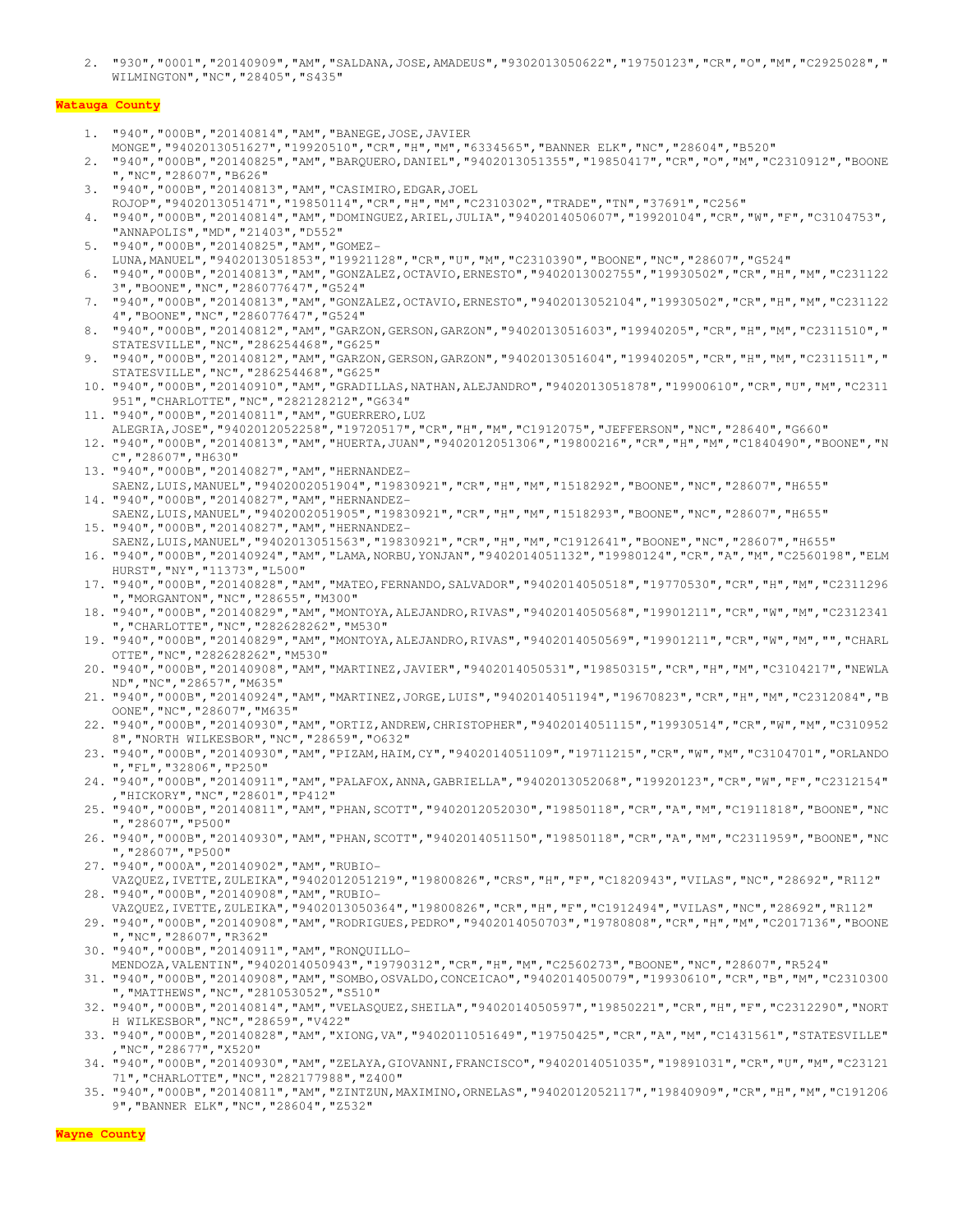2. "930","0001","20140909","AM","SALDANA,JOSE,AMADEUS","9302013050622","19750123","CR","O","M","C2925028","WILMINGTON","NC","28405","S435"

**Watauga County**

1. "940","000B","20140814","AM","BANEGE,JOSE,JAVIER MONGE","9402013051627","19920510","CR","H","M","6334565","BANNER ELK","NC","28604","B520"
2. "940","000B","20140825","AM","BARQUERO,DANIEL","9402013051355","19850417","CR","O","M","C2310912","BOONE","NC","28607","B626"
3. "940","000B","20140813","AM","CASIMIRO,EDGAR,JOEL ROJOP","9402013051471","19850114","CR","H","M","C2310302","TRADE","TN","37691","C256"
4. "940","000B","20140814","AM","DOMINGUEZ,ARIEL,JULIA","9402014050607","19920104","CR","W","F","C3104753","ANNAPOLIS","MD","21403","D552"
5. "940","000B","20140825","AM","GOMEZ-LUNA,MANUEL","9402013051853","19921128","CR","U","M","C2310390","BOONE","NC","28607","G524"
6. "940","000B","20140813","AM","GONZALEZ,OCTAVIO,ERNESTO","9402013002755","19930502","CR","H","M","C2311223","BOONE","NC","286077647","G524"
7. "940","000B","20140813","AM","GONZALEZ,OCTAVIO,ERNESTO","9402013052104","19930502","CR","H","M","C2311224","BOONE","NC","286077647","G524"
8. "940","000B","20140812","AM","GARZON,GERSON,GARZON","9402013051603","19940205","CR","H","M","C2311510","STATESVILLE","NC","286254468","G625"
9. "940","000B","20140812","AM","GARZON,GERSON,GARZON","9402013051604","19940205","CR","H","M","C2311511","STATESVILLE","NC","286254468","G625"
10. "940","000B","20140910","AM","GRADILLAS,NATHAN,ALEJANDRO","9402013051878","19900610","CR","U","M","C2311951","CHARLOTTE","NC","282128212","G634"
11. "940","000B","20140811","AM","GUERRERO,LUZ ALEGRIA,JOSE","9402012052258","19720517","CR","H","M","C1912075","JEFFERSON","NC","28640","G660"
12. "940","000B","20140813","AM","HUERTA,JUAN","9402012051306","19800216","CR","H","M","C1840490","BOONE","NC","28607","H630"
13. "940","000B","20140827","AM","HERNANDEZ-SAENZ,LUIS,MANUEL","9402002051904","19830921","CR","H","M","1518292","BOONE","NC","28607","H655"
14. "940","000B","20140827","AM","HERNANDEZ-SAENZ,LUIS,MANUEL","9402002051905","19830921","CR","H","M","1518293","BOONE","NC","28607","H655"
15. "940","000B","20140827","AM","HERNANDEZ-SAENZ,LUIS,MANUEL","9402013051563","19830921","CR","H","M","C1912641","BOONE","NC","28607","H655"
16. "940","000B","20140924","AM","LAMA,NORBU,YONJAN","9402014051132","19980124","CR","A","M","C2560198","ELMHURST","NY","11373","L500"
17. "940","000B","20140828","AM","MATEO,FERNANDO,SALVADOR","9402014050518","19770530","CR","H","M","C2311296","MORGANTON","NC","28655","M300"
18. "940","000B","20140829","AM","MONTOYA,ALEJANDRO,RIVAS","9402014050568","19901211","CR","W","M","C2312341","CHARLOTTE","NC","282628262","M530"
19. "940","000B","20140829","AM","MONTOYA,ALEJANDRO,RIVAS","9402014050569","19901211","CR","W","M","","CHARLOTTE","NC","282628262","M530"
20. "940","000B","20140908","AM","MARTINEZ,JAVIER","9402014050531","19850315","CR","H","M","C3104217","NEWLAND","NC","28657","M635"
21. "940","000B","20140924","AM","MARTINEZ,JORGE,LUIS","9402014051194","19670823","CR","H","M","C2312084","BOONE","NC","28607","M635"
22. "940","000B","20140930","AM","ORTIZ,ANDREW,CHRISTOPHER","9402014051115","19930514","CR","W","M","C3109528","NORTH WILKESBOR","NC","28659","O632"
23. "940","000B","20140930","AM","PIZAM,HAIM,CY","9402014051109","19711215","CR","W","M","C3104701","ORLANDO","FL","32806","P250"
24. "940","000B","20140911","AM","PALAFOX,ANNA,GABRIELLA","9402013052068","19920123","CR","W","F","C2312154","HICKORY","NC","28601","P412"
25. "940","000B","20140811","AM","PHAN,SCOTT","9402012052030","19850118","CR","A","M","C1911818","BOONE","NC","28607","P500"
26. "940","000B","20140930","AM","PHAN,SCOTT","9402014051150","19850118","CR","A","M","C2311959","BOONE","NC","28607","P500"
27. "940","000A","20140902","AM","RUBIO-VAZQUEZ,IVETTE,ZULEIKA","9402012051219","19800826","CRS","H","F","C1820943","VILAS","NC","28692","R112"
28. "940","000B","20140908","AM","RUBIO-VAZQUEZ,IVETTE,ZULEIKA","9402013050364","19800826","CR","H","F","C1912494","VILAS","NC","28692","R112"
29. "940","000B","20140908","AM","RODRIGUES,PEDRO","9402014050703","19780808","CR","H","M","C2017136","BOONE","NC","28607","R362"
30. "940","000B","20140911","AM","RONQUILLO-MENDOZA,VALENTIN","9402014050943","19790312","CR","H","M","C2560273","BOONE","NC","28607","R524"
31. "940","000B","20140908","AM","SOMBO,OSVALDO,CONCEICAO","9402014050079","19930610","CR","B","M","C2310300","MATTHEWS","NC","281053052","S510"
32. "940","000B","20140814","AM","VELASQUEZ,SHEILA","9402014050597","19850221","CR","H","F","C2312290","NORTH WILKESBOR","NC","28659","V422"
33. "940","000B","20140828","AM","XIONG,VA","9402011051649","19750425","CR","A","M","C1431561","STATESVILLE","NC","28677","X520"
34. "940","000B","20140930","AM","ZELAYA,GIOVANNI,FRANCISCO","9402014051035","19891031","CR","U","M","C2312171","CHARLOTTE","NC","282177988","Z400"
35. "940","000B","20140811","AM","ZINTZUN,MAXIMINO,ORNELAS","9402012052117","19840909","CR","H","M","C1912069","BANNER ELK","NC","28604","Z532"

**Wayne County**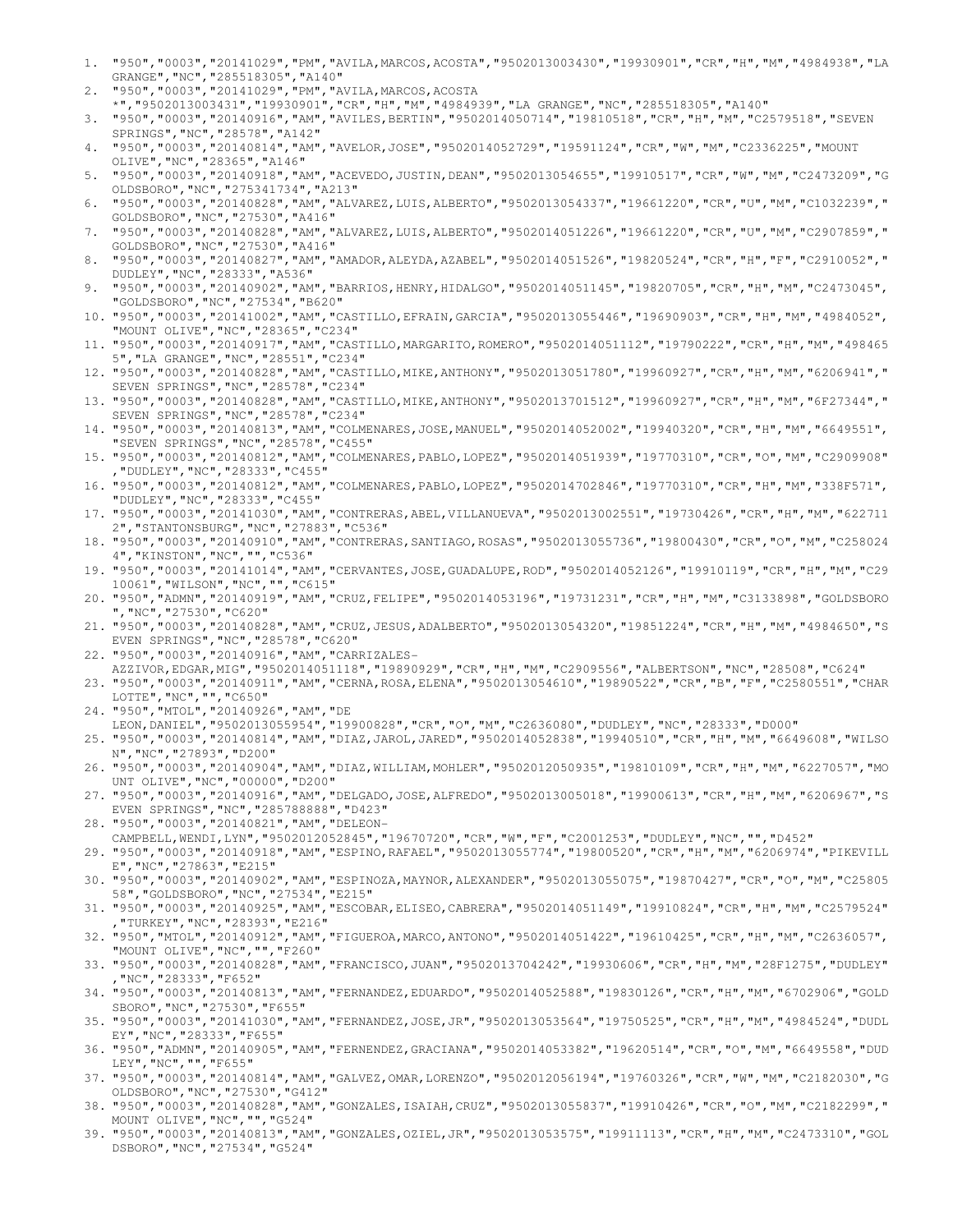1. "950","0003","20141029","PM","AVILA,MARCOS,ACOSTA","9502013003430","19930901","CR","H","M","4984938","LA GRANGE","NC","285518305","A140"
2. "950","0003","20141029","PM","AVILA,MARCOS,ACOSTA *","9502013003431","19930901","CR","H","M","4984939","LA GRANGE","NC","285518305","A140"
3. "950","0003","20140916","AM","AVILES,BERTIN","9502014050714","19810518","CR","H","M","C2579518","SEVEN SPRINGS","NC","28578","A142"
4. "950","0003","20140814","AM","AVELOR,JOSE","9502014052729","19591124","CR","W","M","C2336225","MOUNT OLIVE","NC","28365","A146"
5. "950","0003","20140918","AM","ACEVEDO,JUSTIN,DEAN","9502013054655","19910517","CR","W","M","C2473209","GOLDSBORO","NC","275341734","A213"
6. "950","0003","20140828","AM","ALVAREZ,LUIS,ALBERTO","9502013054337","19661220","CR","U","M","C1032239","GOLDSBORO","NC","27530","A416"
7. "950","0003","20140828","AM","ALVAREZ,LUIS,ALBERTO","9502014051226","19661220","CR","U","M","C2907859","GOLDSBORO","NC","27530","A416"
8. "950","0003","20140827","AM","AMADOR,ALEYDA,AZABEL","9502014051526","19820524","CR","H","F","C2910052","DUDLEY","NC","28333","A536"
9. "950","0003","20140902","AM","BARRIOS,HENRY,HIDALGO","9502014051145","19820705","CR","H","M","C2473045","GOLDSBORO","NC","27534","B620"
10. "950","0003","20141002","AM","CASTILLO,EFRAIN,GARCIA","9502013055446","19690903","CR","H","M","4984052","MOUNT OLIVE","NC","28365","C234"
11. "950","0003","20140917","AM","CASTILLO,MARGARITO,ROMERO","9502014051112","19790222","CR","H","M","4984655","LA GRANGE","NC","28551","C234"
12. "950","0003","20140828","AM","CASTILLO,MIKE,ANTHONY","9502013051780","19960927","CR","H","M","6206941","SEVEN SPRINGS","NC","28578","C234"
13. "950","0003","20140828","AM","CASTILLO,MIKE,ANTHONY","9502013701512","19960927","CR","H","M","6F27344","SEVEN SPRINGS","NC","28578","C234"
14. "950","0003","20140813","AM","COLMENARES,JOSE,MANUEL","9502014052002","19940320","CR","H","M","6649551","SEVEN SPRINGS","NC","28578","C455"
15. "950","0003","20140812","AM","COLMENARES,PABLO,LOPEZ","9502014051939","19770310","CR","O","M","C2909908","DUDLEY","NC","28333","C455"
16. "950","0003","20140812","AM","COLMENARES,PABLO,LOPEZ","9502014702846","19770310","CR","H","M","338F571","DUDLEY","NC","28333","C455"
17. "950","0003","20141030","AM","CONTRERAS,ABEL,VILLANUEVA","9502013002551","19730426","CR","H","M","6227112","STANTONSBURG","NC","27883","C536"
18. "950","0003","20140910","AM","CONTRERAS,SANTIAGO,ROSAS","9502013055736","19800430","CR","O","M","C2580244","KINSTON","NC","","C536"
19. "950","0003","20141014","AM","CERVANTES,JOSE,GUADALUPE,ROD","9502014052126","19910119","CR","H","M","C2910061","WILSON","NC","","C615"
20. "950","ADMN","20140919","AM","CRUZ,FELIPE","9502014053196","19731231","CR","H","M","C3133898","GOLDSBORO","NC","27530","C620"
21. "950","0003","20140828","AM","CRUZ,JESUS,ADALBERTO","9502013054320","19851224","CR","H","M","4984650","SEVEN SPRINGS","NC","28578","C620"
22. "950","0003","20140916","AM","CARRIZALES-AZZIVOR,EDGAR,MIG","9502014051118","19890929","CR","H","M","C2909556","ALBERTSON","NC","28508","C624"
23. "950","0003","20140911","AM","CERNA,ROSA,ELENA","9502013054610","19890522","CR","B","F","C2580551","CHARLOTTE","NC","","C650"
24. "950","MTOL","20140926","AM","DE LEON,DANIEL","9502013055954","19900828","CR","O","M","C2636080","DUDLEY","NC","28333","D000"
25. "950","0003","20140814","AM","DIAZ,JAROL,JARED","9502014052838","19940510","CR","H","M","6649608","WILSON","NC","27893","D200"
26. "950","0003","20140904","AM","DIAZ,WILLIAM,MOHLER","9502012050935","19810109","CR","H","M","6227057","MOUNT OLIVE","NC","00000","D200"
27. "950","0003","20140916","AM","DELGADO,JOSE,ALFREDO","9502013005018","19900613","CR","H","M","6206967","SEVEN SPRINGS","NC","285788888","D423"
28. "950","0003","20140821","AM","DELEON-CAMPBELL,WENDI,LYN","9502012052845","19670720","CR","W","F","C2001253","DUDLEY","NC","","D452"
29. "950","0003","20140918","AM","ESPINO,RAFAEL","9502013055774","19800520","CR","H","M","6206974","PIKEVILLE","NC","27863","E215"
30. "950","0003","20140902","AM","ESPINOZA,MAYNOR,ALEXANDER","9502013055075","19870427","CR","O","M","C2580558","GOLDSBORO","NC","27534","E215"
31. "950","0003","20140925","AM","ESCOBAR,ELISEO,CABRERA","9502014051149","19910824","CR","H","M","C2579524","TURKEY","NC","28393","E216"
32. "950","MTOL","20140912","AM","FIGUEROA,MARCO,ANTONO","9502014051422","19610425","CR","H","M","C2636057","MOUNT OLIVE","NC","","F260"
33. "950","0003","20140828","AM","FRANCISCO,JUAN","9502013704242","19930606","CR","H","M","28F1275","DUDLEY","NC","28333","F652"
34. "950","0003","20140813","AM","FERNANDEZ,EDUARDO","9502014052588","19830126","CR","H","M","6702906","GOLDSBORO","NC","27530","F655"
35. "950","0003","20141030","AM","FERNANDEZ,JOSE,JR","9502013053564","19750525","CR","H","M","4984524","DUDLEY","NC","28333","F655"
36. "950","ADMN","20140905","AM","FERNENDEZ,GRACIANA","9502014053382","19620514","CR","O","M","6649558","DUDLEY","NC","","F655"
37. "950","0003","20140814","AM","GALVEZ,OMAR,LORENZO","9502012056194","19760326","CR","W","M","C2182030","GOLDSBORO","NC","27530","G412"
38. "950","0003","20140828","AM","GONZALES,ISAIAH,CRUZ","9502013055837","19910426","CR","O","M","C2182299","MOUNT OLIVE","NC","","G524"
39. "950","0003","20140813","AM","GONZALES,OZIEL,JR","9502013053575","19911113","CR","H","M","C2473310","GOLDSBORO","NC","27534","G524"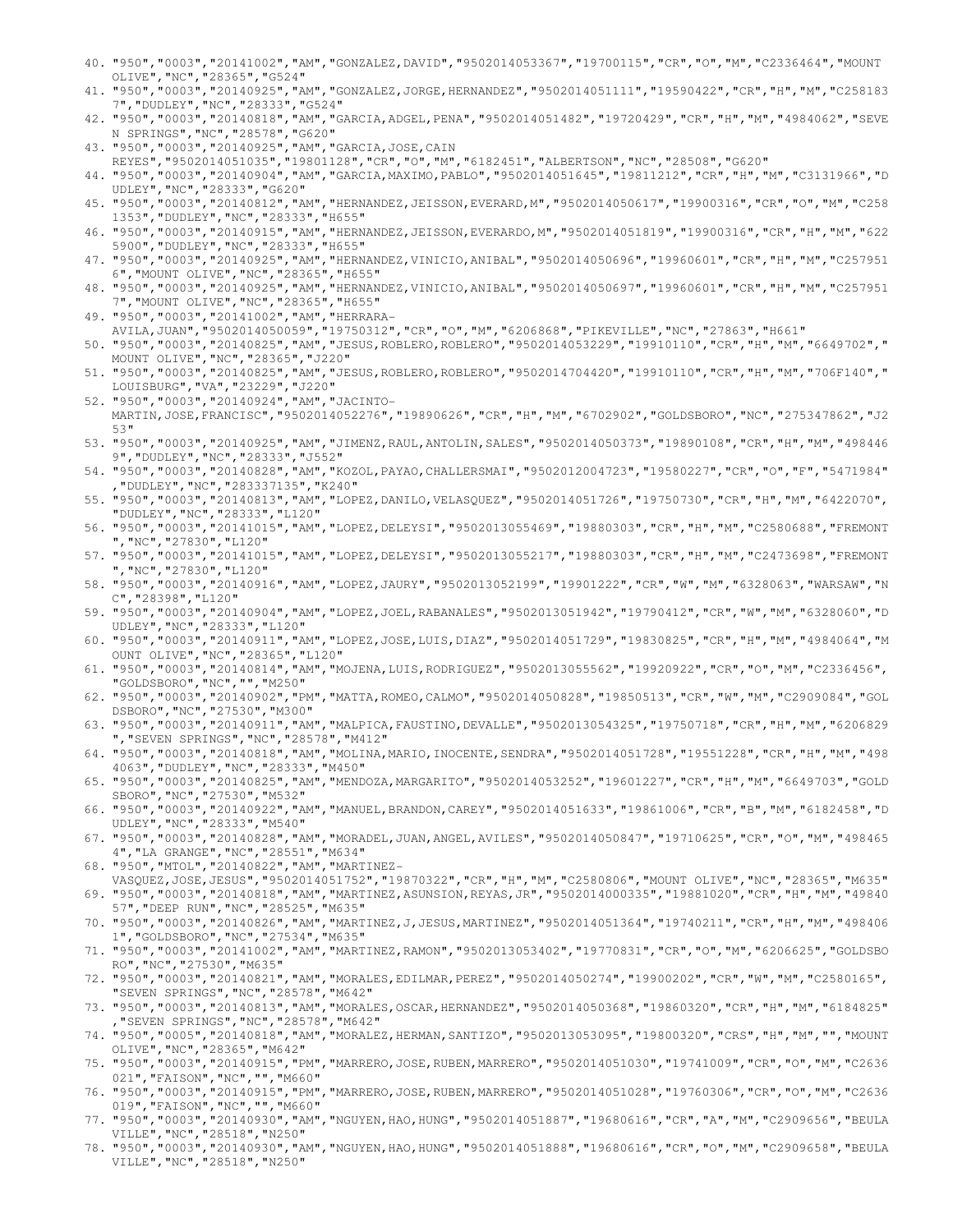40. "950","0003","20141002","AM","GONZALEZ,DAVID","9502014053367","19700115","CR","O","M","C2336464","MOUNT OLIVE","NC","28365","G524"
41. "950","0003","20140925","AM","GONZALEZ,JORGE,HERNANDEZ","9502014051111","19590422","CR","H","M","C2581837","DUDLEY","NC","28333","G524"
42. "950","0003","20140818","AM","GARCIA,ADGEL,PENA","9502014051482","19720429","CR","H","M","4984062","SEVEN SPRINGS","NC","28578","G620"
43. "950","0003","20140925","AM","GARCIA,JOSE,CAIN REYES","9502014051035","19801128","CR","O","M","6182451","ALBERTSON","NC","28508","G620"
44. "950","0003","20140904","AM","GARCIA,MAXIMO,PABLO","9502014051645","19811212","CR","H","M","C3131966","DUDLEY","NC","28333","G620"
45. "950","0003","20140812","AM","HERNANDEZ,JEISSON,EVERARD,M","9502014050617","19900316","CR","O","M","C2581353","DUDLEY","NC","28333","H655"
46. "950","0003","20140915","AM","HERNANDEZ,JEISSON,EVERARDO,M","9502014051819","19900316","CR","H","M","6225900","DUDLEY","NC","28333","H655"
47. "950","0003","20140925","AM","HERNANDEZ,VINICIO,ANIBAL","9502014050696","19960601","CR","H","M","C2579516","MOUNT OLIVE","NC","28365","H655"
48. "950","0003","20140925","AM","HERNANDEZ,VINICIO,ANIBAL","9502014050697","19960601","CR","H","M","C2579517","MOUNT OLIVE","NC","28365","H655"
49. "950","0003","20141002","AM","HERRARA-AVILA,JUAN","9502014050059","19750312","CR","O","M","6206868","PIKEVILLE","NC","27863","H661"
50. "950","0003","20140825","AM","JESUS,ROBLERO,ROBLERO","9502014053229","19910110","CR","H","M","6649702","MOUNT OLIVE","NC","28365","J220"
51. "950","0003","20140825","AM","JESUS,ROBLERO,ROBLERO","9502014704420","19910110","CR","H","M","706F140","LOUISBURG","VA","23229","J220"
52. "950","0003","20140924","AM","JACINTO-MARTIN,JOSE,FRANCISC","9502014052276","19890626","CR","H","M","6702902","GOLDSBORO","NC","275347862","J253"
53. "950","0003","20140925","AM","JIMENZ,RAUL,ANTOLIN,SALES","9502014050373","19890108","CR","H","M","4984469","DUDLEY","NC","28333","J552"
54. "950","0003","20140828","AM","KOZOL,PAYAO,CHALLERSMAI","9502012004723","19580227","CR","O","F","5471984","DUDLEY","NC","283337135","K240"
55. "950","0003","20140813","AM","LOPEZ,DANILO,VELASQUEZ","9502014051726","19750730","CR","H","M","6422070","DUDLEY","NC","28333","L120"
56. "950","0003","20141015","AM","LOPEZ,DELEYSI","9502013055469","19880303","CR","H","M","C2580688","FREMONT","NC","27830","L120"
57. "950","0003","20141015","AM","LOPEZ,DELEYSI","9502013055217","19880303","CR","H","M","C2473698","FREMONT","NC","27830","L120"
58. "950","0003","20140916","AM","LOPEZ,JAURY","9502013052199","19901222","CR","W","M","6328063","WARSAW","NC","28398","L120"
59. "950","0003","20140904","AM","LOPEZ,JOEL,RABANALES","9502013051942","19790412","CR","W","M","6328060","DUDLEY","NC","28333","L120"
60. "950","0003","20140911","AM","LOPEZ,JOSE,LUIS,DIAZ","9502014051729","19830825","CR","H","M","4984064","MOUNT OLIVE","NC","28365","L120"
61. "950","0003","20140814","AM","MOJENA,LUIS,RODRIGUEZ","9502013055562","19920922","CR","O","M","C2336456","GOLDSBORO","NC","","M250"
62. "950","0003","20140902","PM","MATTA,ROMEO,CALMO","9502014050828","19850513","CR","W","M","C2909084","GOLDSBORO","NC","27530","M300"
63. "950","0003","20140911","AM","MALPICA,FAUSTINO,DEVALLE","9502013054325","19750718","CR","H","M","6206829","SEVEN SPRINGS","NC","28578","M412"
64. "950","0003","20140818","AM","MOLINA,MARIO,INOCENTE,SENDRA","9502014051728","19551228","CR","H","M","4984063","DUDLEY","NC","28333","M450"
65. "950","0003","20140825","AM","MENDOZA,MARGARITO","9502014053252","19601227","CR","H","M","6649703","GOLDSBORO","NC","27530","M532"
66. "950","0003","20140922","AM","MANUEL,BRANDON,CAREY","9502014051633","19861006","CR","B","M","6182458","DUDLEY","NC","28333","M540"
67. "950","0003","20140828","AM","MORADEL,JUAN,ANGEL,AVILES","9502014050847","19710625","CR","O","M","4984654","LA GRANGE","NC","28551","M634"
68. "950","MTOL","20140822","AM","MARTINEZ-VASQUEZ,JOSE,JESUS","9502014051752","19870322","CR","H","M","C2580806","MOUNT OLIVE","NC","28365","M635"
69. "950","0003","20140818","AM","MARTINEZ,ASUNSION,REYAS,JR","9502014000335","19881020","CR","H","M","4984057","DEEP RUN","NC","28525","M635"
70. "950","0003","20140826","AM","MARTINEZ,J,JESUS,MARTINEZ","9502014051364","19740211","CR","H","M","4984061","GOLDSBORO","NC","27534","M635"
71. "950","0003","20141002","AM","MARTINEZ,RAMON","9502013053402","19770831","CR","O","M","6206625","GOLDSBORO","NC","27530","M635"
72. "950","0003","20140821","AM","MORALES,EDILMAR,PEREZ","9502014050274","19900202","CR","W","M","C2580165","SEVEN SPRINGS","NC","28578","M642"
73. "950","0003","20140813","AM","MORALES,OSCAR,HERNANDEZ","9502014050368","19860320","CR","H","M","6184825","SEVEN SPRINGS","NC","28578","M642"
74. "950","0005","20140818","AM","MORALEZ,HERMAN,SANTIZO","9502013053095","19800320","CRS","H","M","","MOUNT OLIVE","NC","28365","M642"
75. "950","0003","20140915","PM","MARRERO,JOSE,RUBEN,MARRERO","9502014051030","19741009","CR","O","M","C2636021","FAISON","NC","","M660"
76. "950","0003","20140915","PM","MARRERO,JOSE,RUBEN,MARRERO","9502014051028","19760306","CR","O","M","C2636019","FAISON","NC","","M660"
77. "950","0003","20140930","AM","NGUYEN,HAO,HUNG","9502014051887","19680616","CR","A","M","C2909656","BEULAVILLE","NC","28518","N250"
78. "950","0003","20140930","AM","NGUYEN,HAO,HUNG","9502014051888","19680616","CR","O","M","C2909658","BEULAVILLE","NC","28518","N250"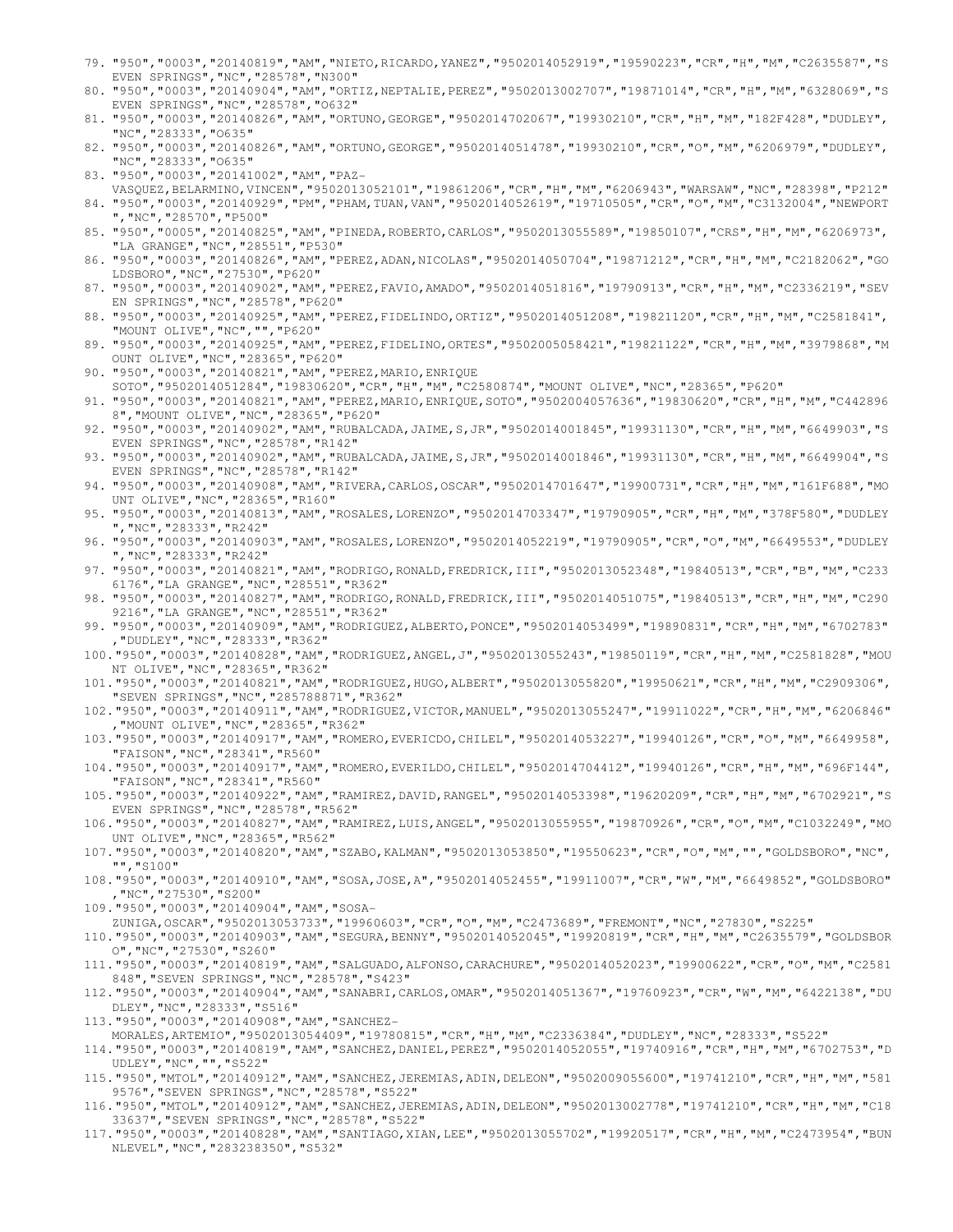79. "950","0003","20140819","AM","NIETO,RICARDO,YANEZ","9502014052919","19590223","CR","H","M","C2635587","SEVEN SPRINGS","NC","28578","N300"
80. "950","0003","20140904","AM","ORTIZ,NEPTALIE,PEREZ","9502013002707","19871014","CR","H","M","6328069","SEVEN SPRINGS","NC","28578","O632"
81. "950","0003","20140826","AM","ORTUNO,GEORGE","9502014702067","19930210","CR","H","M","182F428","DUDLEY","NC","28333","O635"
82. "950","0003","20140826","AM","ORTUNO,GEORGE","9502014051478","19930210","CR","O","M","6206979","DUDLEY","NC","28333","O635"
83. "950","0003","20141002","AM","PAZ-VASQUEZ,BELARMINO,VINCEN","9502013052101","19861206","CR","H","M","6206943","WARSAW","NC","28398","P212"
84. "950","0003","20140929","PM","PHAM,TUAN,VAN","9502014052619","19710505","CR","O","M","C3132004","NEWPORT","NC","28570","P500"
85. "950","0005","20140825","AM","PINEDA,ROBERTO,CARLOS","9502013055589","19850107","CRS","H","M","6206973","LA GRANGE","NC","28551","P530"
86. "950","0003","20140826","AM","PEREZ,ADAN,NICOLAS","9502014050704","19871212","CR","H","M","C2182062","GOLDSBORO","NC","27530","P620"
87. "950","0003","20140902","AM","PEREZ,FAVIO,AMADO","9502014051816","19790913","CR","H","M","C2336219","SEVEN SPRINGS","NC","28578","P620"
88. "950","0003","20140925","AM","PEREZ,FIDELINDO,ORTIZ","9502014051208","19821120","CR","H","M","C2581841","MOUNT OLIVE","NC","","P620"
89. "950","0003","20140925","AM","PEREZ,FIDELINO,ORTES","9502005058421","19821122","CR","H","M","3979868","MOUNT OLIVE","NC","28365","P620"
90. "950","0003","20140821","AM","PEREZ,MARIO,ENRIQUE SOTO","9502014051284","19830620","CR","H","M","C2580874","MOUNT OLIVE","NC","28365","P620"
91. "950","0003","20140821","AM","PEREZ,MARIO,ENRIQUE,SOTO","9502004057636","19830620","CR","H","M","C4428968","MOUNT OLIVE","NC","28365","P620"
92. "950","0003","20140902","AM","RUBALCADA,JAIME,S,JR","9502014001845","19931130","CR","H","M","6649903","SEVEN SPRINGS","NC","28578","R142"
93. "950","0003","20140902","AM","RUBALCADA,JAIME,S,JR","9502014001846","19931130","CR","H","M","6649904","SEVEN SPRINGS","NC","28578","R142"
94. "950","0003","20140908","AM","RIVERA,CARLOS,OSCAR","9502014701647","19900731","CR","H","M","161F688","MOUNT OLIVE","NC","28365","R160"
95. "950","0003","20140813","AM","ROSALES,LORENZO","9502014703347","19790905","CR","H","M","378F580","DUDLEY","NC","28333","R242"
96. "950","0003","20140903","AM","ROSALES,LORENZO","9502014052219","19790905","CR","O","M","6649553","DUDLEY","NC","28333","R242"
97. "950","0003","20140821","AM","RODRIGO,RONALD,FREDRICK,III","9502013052348","19840513","CR","B","M","C2336176","LA GRANGE","NC","28551","R362"
98. "950","0003","20140827","AM","RODRIGO,RONALD,FREDRICK,III","9502014051075","19840513","CR","H","M","C2909216","LA GRANGE","NC","28551","R362"
99. "950","0003","20140909","AM","RODRIGUEZ,ALBERTO,PONCE","9502014053499","19890831","CR","H","M","6702783","DUDLEY","NC","28333","R362"
100. "950","0003","20140828","AM","RODRIGUEZ,ANGEL,J","9502013055243","19850119","CR","H","M","C2581828","MOUNT OLIVE","NC","28365","R362"
101. "950","0003","20140821","AM","RODRIGUEZ,HUGO,ALBERT","9502013055820","19950621","CR","H","M","C2909306","SEVEN SPRINGS","NC","285788871","R362"
102. "950","0003","20140911","AM","RODRIGUEZ,VICTOR,MANUEL","9502013055247","19911022","CR","H","M","6206846","MOUNT OLIVE","NC","28365","R362"
103. "950","0003","20140917","AM","ROMERO,EVERICDO,CHILEL","9502014053227","19940126","CR","O","M","6649958","FAISON","NC","28341","R560"
104. "950","0003","20140917","AM","ROMERO,EVERILDO,CHILEL","9502014704412","19940126","CR","H","M","696F144","FAISON","NC","28341","R560"
105. "950","0003","20140922","AM","RAMIREZ,DAVID,RANGEL","9502014053398","19620209","CR","H","M","6702921","SEVEN SPRINGS","NC","28578","R562"
106. "950","0003","20140827","AM","RAMIREZ,LUIS,ANGEL","9502013055955","19870926","CR","O","M","C1032249","MOUNT OLIVE","NC","28365","R562"
107. "950","0003","20140820","AM","SZABO,KALMAN","9502013053850","19550623","CR","O","M","","GOLDSBORO","NC","","S100"
108. "950","0003","20140910","AM","SOSA,JOSE,A","9502014052455","19911007","CR","W","M","6649852","GOLDSBORO","NC","27530","S200"
109. "950","0003","20140904","AM","SOSA-ZUNIGA,OSCAR","9502013053733","19960603","CR","O","M","C2473689","FREMONT","NC","27830","S225"
110. "950","0003","20140903","AM","SEGURA,BENNY","9502014052045","19920819","CR","H","M","C2635579","GOLDSBORO","NC","27530","S260"
111. "950","0003","20140819","AM","SALGUADO,ALFONSO,CARACHURE","9502014052023","19900622","CR","O","M","C2581848","SEVEN SPRINGS","NC","28578","S423"
112. "950","0003","20140904","AM","SANABRI,CARLOS,OMAR","9502014051367","19760923","CR","W","M","6422138","DUDLEY","NC","28333","S516"
113. "950","0003","20140908","AM","SANCHEZ-MORALES,ARTEMIO","9502013054409","19780815","CR","H","M","C2336384","DUDLEY","NC","28333","S522"
114. "950","0003","20140819","AM","SANCHEZ,DANIEL,PEREZ","9502014052055","19740916","CR","H","M","6702753","DUDLEY","NC","","S522"
115. "950","MTOL","20140912","AM","SANCHEZ,JEREMIAS,ADIN,DELEON","9502009055600","19741210","CR","H","M","5819576","SEVEN SPRINGS","NC","28578","S522"
116. "950","MTOL","20140912","AM","SANCHEZ,JEREMIAS,ADIN,DELEON","9502013002778","19741210","CR","H","M","C1833637","SEVEN SPRINGS","NC","28578","S522"
117. "950","0003","20140828","AM","SANTIAGO,XIAN,LEE","9502013055702","19920517","CR","H","M","C2473954","BUNNLEVEL","NC","283238350","S532"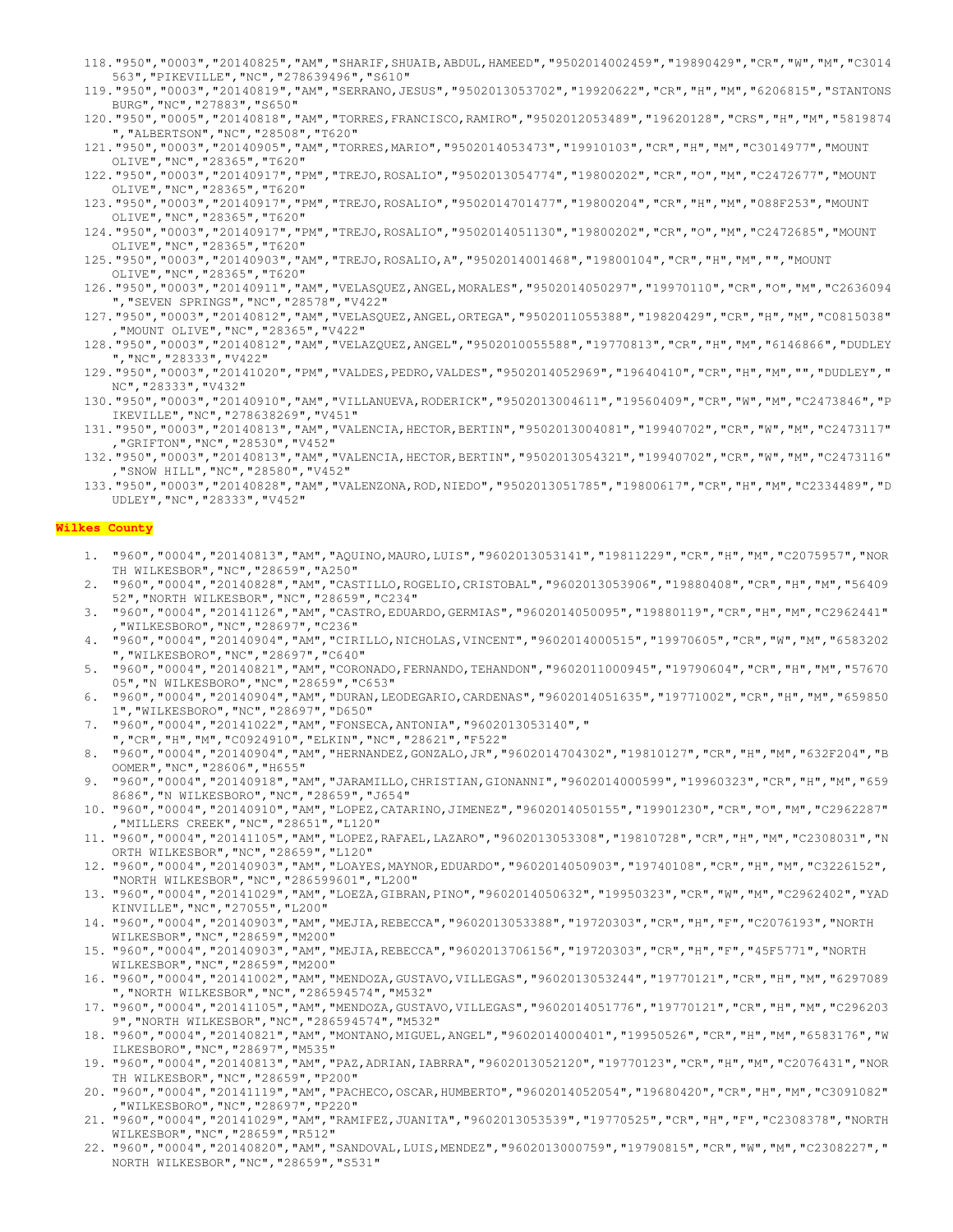118. "950","0003","20140825","AM","SHARIF,SHUAIB,ABDUL,HAMEED","9502014002459","19890429","CR","W","M","C3014563","PIKEVILLE","NC","278639496","S610"
119. "950","0003","20140819","AM","SERRANO,JESUS","9502013053702","19920622","CR","H","M","6206815","STANTONSBURG","NC","27883","S650"
120. "950","0005","20140818","AM","TORRES,FRANCISCO,RAMIRO","9502012053489","19620128","CRS","H","M","5819874","ALBERTSON","NC","28508","T620"
121. "950","0003","20140905","AM","TORRES,MARIO","9502014053473","19910103","CR","H","M","C3014977","MOUNT OLIVE","NC","28365","T620"
122. "950","0003","20140917","PM","TREJO,ROSALIO","9502013054774","19800202","CR","O","M","C2472677","MOUNT OLIVE","NC","28365","T620"
123. "950","0003","20140917","PM","TREJO,ROSALIO","9502014701477","19800204","CR","H","M","088F253","MOUNT OLIVE","NC","28365","T620"
124. "950","0003","20140917","PM","TREJO,ROSALIO","9502014051130","19800202","CR","O","M","C2472685","MOUNT OLIVE","NC","28365","T620"
125. "950","0003","20140903","AM","TREJO,ROSALIO,A","9502014001468","19800104","CR","H","M","","MOUNT OLIVE","NC","28365","T620"
126. "950","0003","20140911","AM","VELASQUEZ,ANGEL,MORALES","9502014050297","19970110","CR","O","M","C2636094","SEVEN SPRINGS","NC","28578","V422"
127. "950","0003","20140812","AM","VELASQUEZ,ANGEL,ORTEGA","9502011055388","19820429","CR","H","M","C0815038","MOUNT OLIVE","NC","28365","V422"
128. "950","0003","20140812","AM","VELAZQUEZ,ANGEL","9502010055588","19770813","CR","H","M","6146866","DUDLEY","NC","28333","V422"
129. "950","0003","20141020","PM","VALDES,PEDRO,VALDES","9502014052969","19640410","CR","H","M","","DUDLEY","NC","28333","V432"
130. "950","0003","20140910","AM","VILLANUEVA,RODERICK","9502013004611","19560409","CR","W","M","C2473846","PIKEVILLE","NC","278638269","V451"
131. "950","0003","20140813","AM","VALENCIA,HECTOR,BERTIN","9502013004081","19940702","CR","W","M","C2473117","GRIFTON","NC","28530","V452"
132. "950","0003","20140813","AM","VALENCIA,HECTOR,BERTIN","9502013054321","19940702","CR","W","M","C2473116","SNOW HILL","NC","28580","V452"
133. "950","0003","20140828","AM","VALENZONA,ROD,NIEDO","9502013051785","19800617","CR","H","M","C2334489","DUDLEY","NC","28333","V452"

**Wilkes County**

1. "960","0004","20140813","AM","AQUINO,MAURO,LUIS","9602013053141","19811229","CR","H","M","C2075957","NORTH WILKESBOR","NC","28659","A250"
2. "960","0004","20140828","AM","CASTILLO,ROGELIO,CRISTOBAL","9602013053906","19880408","CR","H","M","5640952","NORTH WILKESBOR","NC","28659","C234"
3. "960","0004","20141126","AM","CASTRO,EDUARDO,GERMIAS","9602014050095","19880119","CR","H","M","C2962441","WILKESBORO","NC","28697","C236"
4. "960","0004","20140904","AM","CIRILLO,NICHOLAS,VINCENT","9602014000515","19970605","CR","W","M","6583202","WILKESBORO","NC","28697","C640"
5. "960","0004","20140821","AM","CORONADO,FERNANDO,TEHANDON","9602011000945","19790604","CR","H","M","5767005","N WILKESBORO","NC","28659","C653"
6. "960","0004","20140904","AM","DURAN,LEODEGARIO,CARDENAS","9602014051635","19771002","CR","H","M","6598501","WILKESBORO","NC","28697","D650"
7. "960","0004","20141022","AM","FONSECA,ANTONIA","9602013053140"," ","CR","H","M","C0924910","ELKIN","NC","28621","F522"
8. "960","0004","20140904","AM","HERNANDEZ,GONZALO,JR","9602014704302","19810127","CR","H","M","632F204","BOOMER","NC","28606","H655"
9. "960","0004","20140918","AM","JARAMILLO,CHRISTIAN,GIONANNI","9602014000599","19960323","CR","H","M","6598686","N WILKESBORO","NC","28659","J654"
10. "960","0004","20140910","AM","LOPEZ,CATARINO,JIMENEZ","9602014050155","19901230","CR","O","M","C2962287","MILLERS CREEK","NC","28651","L120"
11. "960","0004","20141105","AM","LOPEZ,RAFAEL,LAZARO","9602013053308","19810728","CR","H","M","C2308031","NORTH WILKESBOR","NC","28659","L120"
12. "960","0004","20140903","AM","LOAYES,MAYNOR,EDUARDO","9602014050903","19740108","CR","H","M","C3226152","NORTH WILKESBOR","NC","286599601","L200"
13. "960","0004","20141029","AM","LOEZA,GIBRAN,PINO","9602014050632","19950323","CR","W","M","C2962402","YADKINVILLE","NC","27055","L200"
14. "960","0004","20140903","AM","MEJIA,REBECCA","9602013053388","19720303","CR","H","F","C2076193","NORTH WILKESBOR","NC","28659","M200"
15. "960","0004","20140903","AM","MEJIA,REBECCA","9602013706156","19720303","CR","H","F","45F5771","NORTH WILKESBOR","NC","28659","M200"
16. "960","0004","20141002","AM","MENDOZA,GUSTAVO,VILLEGAS","9602013053244","19770121","CR","H","M","6297089","NORTH WILKESBOR","NC","286594574","M532"
17. "960","0004","20141105","AM","MENDOZA,GUSTAVO,VILLEGAS","9602014051776","19770121","CR","H","M","C2962039","NORTH WILKESBOR","NC","286594574","M532"
18. "960","0004","20140821","AM","MONTANO,MIGUEL,ANGEL","9602014000401","19950526","CR","H","M","6583176","WILKESBORO","NC","28697","M535"
19. "960","0004","20140813","AM","PAZ,ADRIAN,IABRRA","9602013052120","19770123","CR","H","M","C2076431","NORTH WILKESBOR","NC","28659","P200"
20. "960","0004","20141119","AM","PACHECO,OSCAR,HUMBERTO","9602014052054","19680420","CR","H","M","C3091082","WILKESBORO","NC","28697","P220"
21. "960","0004","20141029","AM","RAMIFEZ,JUANITA","9602013053539","19770525","CR","H","F","C2308378","NORTH WILKESBOR","NC","28659","R512"
22. "960","0004","20140820","AM","SANDOVAL,LUIS,MENDEZ","9602013000759","19790815","CR","W","M","C2308227","NORTH WILKESBOR","NC","28659","S531"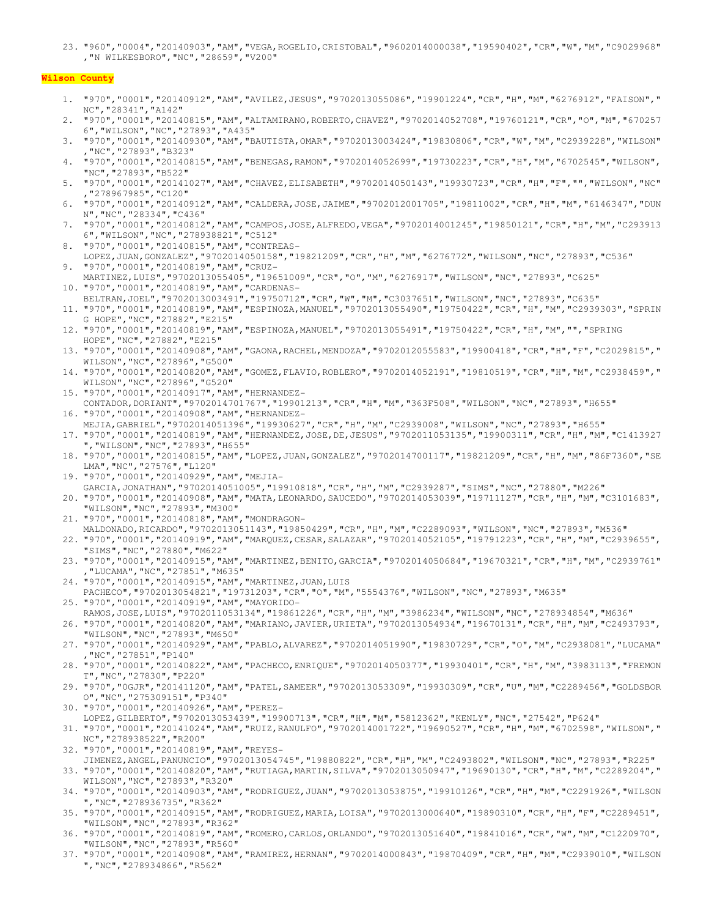23. "960","0004","20140903","AM","VEGA,ROGELIO,CRISTOBAL","9602014000038","19590402","CR","W","M","C9029968","N WILKESBORO","NC","28659","V200"

**Wilson County**

1. "970","0001","20140912","AM","AVILEZ,JESUS","9702013055086","19901224","CR","H","M","6276912","FAISON","NC","28341","A142"
2. "970","0001","20140815","AM","ALTAMIRANO,ROBERTO,CHAVEZ","9702014052708","19760121","CR","O","M","6702576","WILSON","NC","27893","A435"
3. "970","0001","20140930","AM","BAUTISTA,OMAR","9702013003424","19830806","CR","W","M","C2939228","WILSON","NC","27893","B323"
4. "970","0001","20140815","AM","BENEGAS,RAMON","9702014052699","19730223","CR","H","M","6702545","WILSON","NC","27893","B522"
5. "970","0001","20141027","AM","CHAVEZ,ELISABETH","9702014050143","19930723","CR","H","F","","WILSON","NC","278967985","C120"
6. "970","0001","20140912","AM","CALDERA,JOSE,JAIME","9702012001705","19811002","CR","H","M","6146347","DUNN","NC","28334","C436"
7. "970","0001","20140812","AM","CAMPOS,JOSE,ALFREDO,VEGA","9702014001245","19850121","CR","H","M","C2939136","WILSON","NC","278938821","C512"
8. "970","0001","20140815","AM","CONTREAS-LOPEZ,JUAN,GONZALEZ","9702014050158","19821209","CR","H","M","6276772","WILSON","NC","27893","C536"
9. "970","0001","20140819","AM","CRUZ-MARTINEZ,LUIS","9702013055405","19651009","CR","O","M","6276917","WILSON","NC","27893","C625"
10. "970","0001","20140819","AM","CARDENAS-BELTRAN,JOEL","9702013003491","19750712","CR","W","M","C3037651","WILSON","NC","27893","C635"
11. "970","0001","20140819","AM","ESPINOZA,MANUEL","9702013055490","19750422","CR","H","M","C2939303","SPRING HOPE","NC","27882","E215"
12. "970","0001","20140819","AM","ESPINOZA,MANUEL","9702013055491","19750422","CR","H","M","","SPRING HOPE","NC","27882","E215"
13. "970","0001","20140908","AM","GAONA,RACHEL,MENDOZA","9702012055583","19900418","CR","H","F","C2029815","WILSON","NC","27896","G500"
14. "970","0001","20140820","AM","GOMEZ,FLAVIO,ROBLERO","9702014052191","19810519","CR","H","M","C2938459","WILSON","NC","27896","G520"
15. "970","0001","20140917","AM","HERNANDEZ-CONTADOR,DORIANT","9702014701767","19901213","CR","H","M","363F508","WILSON","NC","27893","H655"
16. "970","0001","20140908","AM","HERNANDEZ-MEJIA,GABRIEL","9702014051396","19930627","CR","H","M","C2939008","WILSON","NC","27893","H655"
17. "970","0001","20140819","AM","HERNANDEZ,JOSE,DE,JESUS","9702011053135","19900311","CR","H","M","C1413927","WILSON","NC","27893","H655"
18. "970","0001","20140815","AM","LOPEZ,JUAN,GONZALEZ","9702014700117","19821209","CR","H","M","86F7360","SELMA","NC","27576","L120"
19. "970","0001","20140929","AM","MEJIA-GARCIA,JONATHAN","9702014051005","19910818","CR","H","M","C2939287","SIMS","NC","27880","M226"
20. "970","0001","20140908","AM","MATA,LEONARDO,SAUCEDO","9702014053039","19711127","CR","H","M","C3101683","WILSON","NC","27893","M300"
21. "970","0001","20140818","AM","MONDRAGON-MALDONADO,RICARDO","9702013051143","19850429","CR","H","M","C2289093","WILSON","NC","27893","M536"
22. "970","0001","20140919","AM","MARQUEZ,CESAR,SALAZAR","9702014052105","19791223","CR","H","M","C2939655","SIMS","NC","27880","M622"
23. "970","0001","20140915","AM","MARTINEZ,BENITO,GARCIA","9702014050684","19670321","CR","H","M","C2939761","LUCAMA","NC","27851","M635"
24. "970","0001","20140915","AM","MARTINEZ,JUAN,LUIS PACHECO","9702013054821","19731203","CR","O","M","5554376","WILSON","NC","27893","M635"
25. "970","0001","20140919","AM","MAYORIDO-RAMOS,JOSE,LUIS","9702011053134","19861226","CR","H","M","3986234","WILSON","NC","278934854","M636"
26. "970","0001","20140820","AM","MARIANO,JAVIER,URIETA","9702013054934","19670131","CR","H","M","C2493793","WILSON","NC","27893","M650"
27. "970","0001","20140929","AM","PABLO,ALVAREZ","9702014051990","19830729","CR","O","M","C2938081","LUCAMA","NC","27851","P140"
28. "970","0001","20140822","AM","PACHECO,ENRIQUE","9702014050377","19930401","CR","H","M","3983113","FREMONT","NC","27830","P220"
29. "970","0GJR","20141120","AM","PATEL,SAMEER","9702013053309","19930309","CR","U","M","C2289456","GOLDSBORO","NC","275309151","P340"
30. "970","0001","20140926","AM","PEREZ-LOPEZ,GILBERTO","9702013053439","19900713","CR","H","M","5812362","KENLY","NC","27542","P624"
31. "970","0001","20141024","AM","RUIZ,RANULFO","9702014001722","19690527","CR","H","M","6702598","WILSON","NC","278938522","R200"
32. "970","0001","20140819","AM","REYES-JIMENEZ,ANGEL,PANUNCIO","9702013054745","19880822","CR","H","M","C2493802","WILSON","NC","27893","R225"
33. "970","0001","20140820","AM","RUTIAGA,MARTIN,SILVA","9702013050947","19690130","CR","H","M","C2289204","WILSON","NC","27893","R320"
34. "970","0001","20140903","AM","RODRIGUEZ,JUAN","9702013053875","19910126","CR","H","M","C2291926","WILSON","NC","278936735","R362"
35. "970","0001","20140915","AM","RODRIGUEZ,MARIA,LOISA","9702013000640","19890310","CR","H","F","C2289451","WILSON","NC","27893","R362"
36. "970","0001","20140819","AM","ROMERO,CARLOS,ORLANDO","9702013051640","19841016","CR","W","M","C1220970","WILSON","NC","27893","R560"
37. "970","0001","20140908","AM","RAMIREZ,HERNAN","9702014000843","19870409","CR","H","M","C2939010","WILSON","NC","278934866","R562"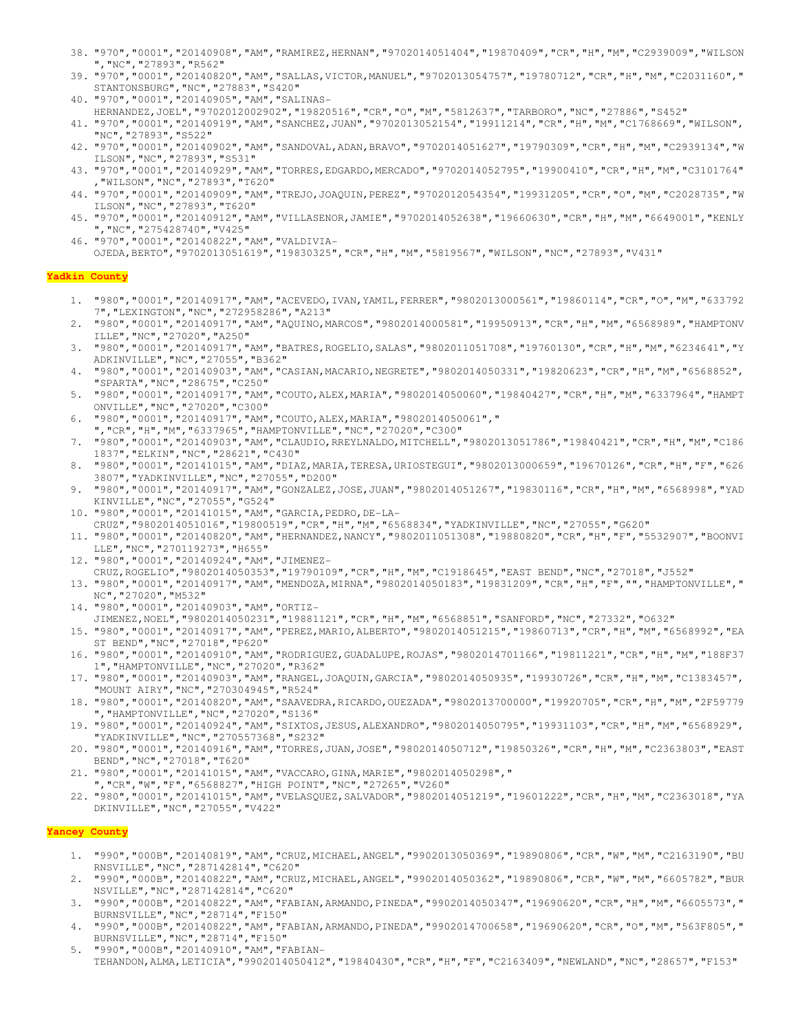38. "970","0001","20140908","AM","RAMIREZ,HERNAN","9702014051404","19870409","CR","H","M","C2939009","WILSON","NC","27893","R562"
39. "970","0001","20140820","AM","SALLAS,VICTOR,MANUEL","9702013054757","19780712","CR","H","M","C2031160","STANTONSBURG","NC","27883","S420"
40. "970","0001","20140905","AM","SALINAS-HERNANDEZ,JOEL","9702012002902","19820516","CR","O","M","5812637","TARBORO","NC","27886","S452"
41. "970","0001","20140919","AM","SANCHEZ,JUAN","9702013052154","19911214","CR","H","M","C1768669","WILSON","NC","27893","S522"
42. "970","0001","20140902","AM","SANDOVAL,ADAN,BRAVO","9702014051627","19790309","CR","H","M","C2939134","WILSON","NC","27893","S531"
43. "970","0001","20140929","AM","TORRES,EDGARDO,MERCADO","9702014052795","19900410","CR","H","M","C3101764","WILSON","NC","27893","T620"
44. "970","0001","20140909","AM","TREJO,JOAQUIN,PEREZ","9702012054354","19931205","CR","O","M","C2028735","WILSON","NC","27893","T620"
45. "970","0001","20140912","AM","VILLASENOR,JAMIE","9702014052638","19660630","CR","H","M","6649001","KENLY","NC","275428740","V425"
46. "970","0001","20140822","AM","VALDIVIA-OJEDA,BERTO","9702013051619","19830325","CR","H","M","5819567","WILSON","NC","27893","V431"

## Yadkin County

1. "980","0001","20140917","AM","ACEVEDO,IVAN,YAMIL,FERRER","9802013000561","19860114","CR","O","M","6337927","LEXINGTON","NC","272958286","A213"
2. "980","0001","20140917","AM","AQUINO,MARCOS","9802014000581","19950913","CR","H","M","6568989","HAMPTONVILLE","NC","27020","A250"
3. "980","0001","20140917","AM","BATRES,ROGELIO,SALAS","9802011051708","19760130","CR","H","M","6234641","YADKINVILLE","NC","27055","B362"
4. "980","0001","20140903","AM","CASIAN,MACARIO,NEGRETE","9802014050331","19820623","CR","H","M","6568852","SPARTA","NC","28675","C250"
5. "980","0001","20140917","AM","COUTO,ALEX,MARIA","9802014050060","19840427","CR","H","M","6337964","HAMPTONVILLE","NC","27020","C300"
6. "980","0001","20140917","AM","COUTO,ALEX,MARIA","9802014050061","","CR","H","M","6337965","HAMPTONVILLE","NC","27020","C300"
7. "980","0001","20140903","AM","CLAUDIO,RREYLNALDO,MITCHELL","9802013051786","19840421","CR","H","M","C1861837","ELKIN","NC","28621","C430"
8. "980","0001","20141015","AM","DIAZ,MARIA,TERESA,URIOSTEGUI","9802013000659","19670126","CR","H","F","6263807","YADKINVILLE","NC","27055","D200"
9. "980","0001","20140917","AM","GONZALEZ,JOSE,JUAN","9802014051267","19830116","CR","H","M","6568998","YADKINVILLE","NC","27055","G524"
10. "980","0001","20141015","AM","GARCIA,PEDRO,DE-LA-CRUZ","9802014051016","19800519","CR","H","M","6568834","YADKINVILLE","NC","27055","G620"
11. "980","0001","20140820","AM","HERNANDEZ,NANCY","9802011051308","19880820","CR","H","F","5532907","BOONVILLE","NC","270119273","H655"
12. "980","0001","20140924","AM","JIMENEZ-CRUZ,ROGELIO","9802014050353","19790109","CR","H","M","C1918645","EAST BEND","NC","27018","J552"
13. "980","0001","20140917","AM","MENDOZA,MIRNA","9802014050183","19831209","CR","H","F","","HAMPTONVILLE","NC","27020","M532"
14. "980","0001","20140903","AM","ORTIZ-JIMENEZ,NOEL","9802014050231","19881121","CR","H","M","6568851","SANFORD","NC","27332","O632"
15. "980","0001","20140917","AM","PEREZ,MARIO,ALBERTO","9802014051215","19860713","CR","H","M","6568992","EAST BEND","NC","27018","P620"
16. "980","0001","20140910","AM","RODRIGUEZ,GUADALUPE,ROJAS","9802014701166","19811221","CR","H","M","188F371","HAMPTONVILLE","NC","27020","R362"
17. "980","0001","20140903","AM","RANGEL,JOAQUIN,GARCIA","9802014050935","19930726","CR","H","M","C1383457","MOUNT AIRY","NC","270304945","R524"
18. "980","0001","20140820","AM","SAAVEDRA,RICARDO,OUEZADA","9802013700000","19920705","CR","H","M","2F59779","HAMPTONVILLE","NC","27020","S136"
19. "980","0001","20140924","AM","SIXTOS,JESUS,ALEXANDRO","9802014050795","19931103","CR","H","M","6568929","YADKINVILLE","NC","270557368","S232"
20. "980","0001","20140916","AM","TORRES,JUAN,JOSE","9802014050712","19850326","CR","H","M","C2363803","EAST BEND","NC","27018","T620"
21. "980","0001","20141015","AM","VACCARO,GINA,MARIE","9802014050298","","CR","W","F","6568827","HIGH POINT","NC","27265","V260"
22. "980","0001","20141015","AM","VELASQUEZ,SALVADOR","9802014051219","19601222","CR","H","M","C2363018","YADKINVILLE","NC","27055","V422"

## Yancey County

1. "990","000B","20140819","AM","CRUZ,MICHAEL,ANGEL","9902013050369","19890806","CR","W","M","C2163190","BURNSVILLE","NC","287142814","C620"
2. "990","000B","20140822","AM","CRUZ,MICHAEL,ANGEL","9902014050362","19890806","CR","W","M","6605782","BURNSVILLE","NC","287142814","C620"
3. "990","000B","20140822","AM","FABIAN,ARMANDO,PINEDA","9902014050347","19690620","CR","H","M","6605573","BURNSVILLE","NC","28714","F150"
4. "990","000B","20140822","AM","FABIAN,ARMANDO,PINEDA","9902014700658","19690620","CR","O","M","563F805","BURNSVILLE","NC","28714","F150"
5. "990","000B","20140910","AM","FABIAN-TEHANDON,ALMA,LETICIA","9902014050412","19840430","CR","H","F","C2163409","NEWLAND","NC","28657","F153"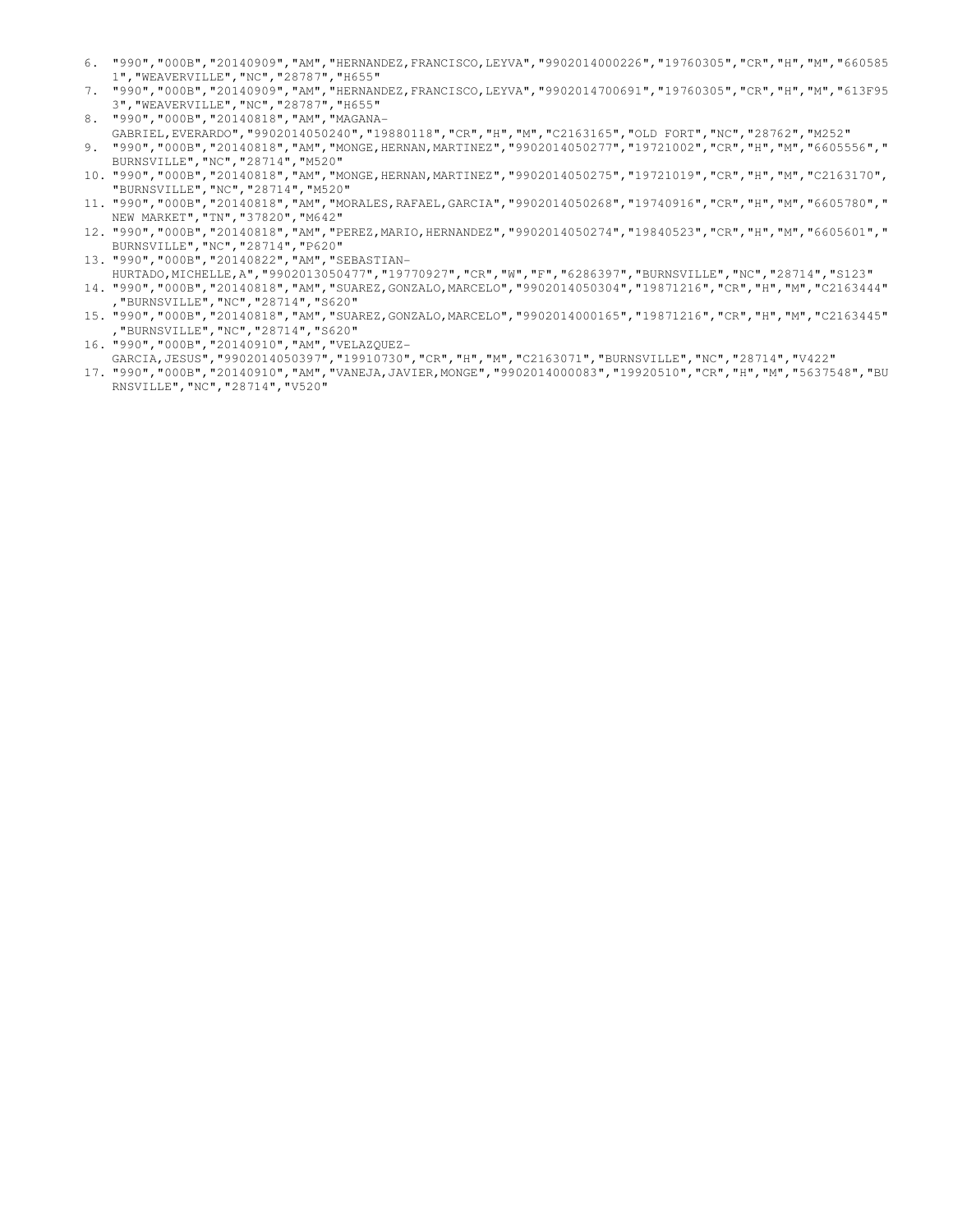6. "990","000B","20140909","AM","HERNANDEZ,FRANCISCO,LEYVA","9902014000226","19760305","CR","H","M","6605851","WEAVERVILLE","NC","28787","H655"
7. "990","000B","20140909","AM","HERNANDEZ,FRANCISCO,LEYVA","9902014700691","19760305","CR","H","M","613F953","WEAVERVILLE","NC","28787","H655"
8. "990","000B","20140818","AM","MAGANA-GABRIEL,EVERARDO","9902014050240","19880118","CR","H","M","C2163165","OLD FORT","NC","28762","M252"
9. "990","000B","20140818","AM","MONGE,HERNAN,MARTINEZ","9902014050277","19721002","CR","H","M","6605556","BURNSVILLE","NC","28714","M520"
10. "990","000B","20140818","AM","MONGE,HERNAN,MARTINEZ","9902014050275","19721019","CR","H","M","C2163170","BURNSVILLE","NC","28714","M520"
11. "990","000B","20140818","AM","MORALES,RAFAEL,GARCIA","9902014050268","19740916","CR","H","M","6605780","NEW MARKET","TN","37820","M642"
12. "990","000B","20140818","AM","PEREZ,MARIO,HERNANDEZ","9902014050274","19840523","CR","H","M","6605601","BURNSVILLE","NC","28714","P620"
13. "990","000B","20140822","AM","SEBASTIAN-HURTADO,MICHELLE,A","9902013050477","19770927","CR","W","F","6286397","BURNSVILLE","NC","28714","S123"
14. "990","000B","20140818","AM","SUAREZ,GONZALO,MARCELO","9902014050304","19871216","CR","H","M","C2163444","BURNSVILLE","NC","28714","S620"
15. "990","000B","20140818","AM","SUAREZ,GONZALO,MARCELO","9902014000165","19871216","CR","H","M","C2163445","BURNSVILLE","NC","28714","S620"
16. "990","000B","20140910","AM","VELAZQUEZ-GARCIA,JESUS","9902014050397","19910730","CR","H","M","C2163071","BURNSVILLE","NC","28714","V422"
17. "990","000B","20140910","AM","VANEJA,JAVIER,MONGE","9902014000083","19920510","CR","H","M","5637548","BURNSVILLE","NC","28714","V520"